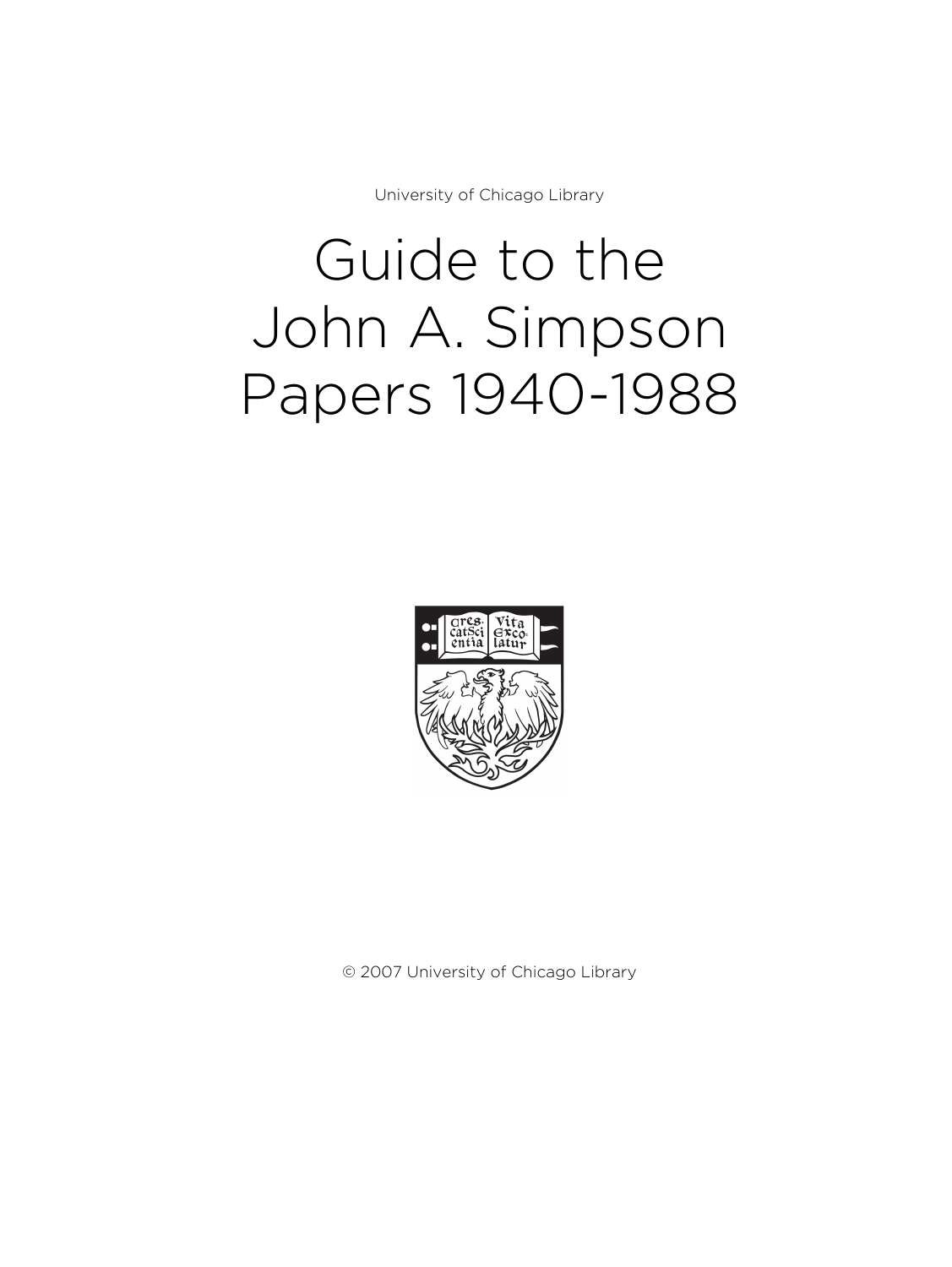University of Chicago Library

# Guide to the John A. Simpson Papers 1940-1988

© 2007 University of Chicago Library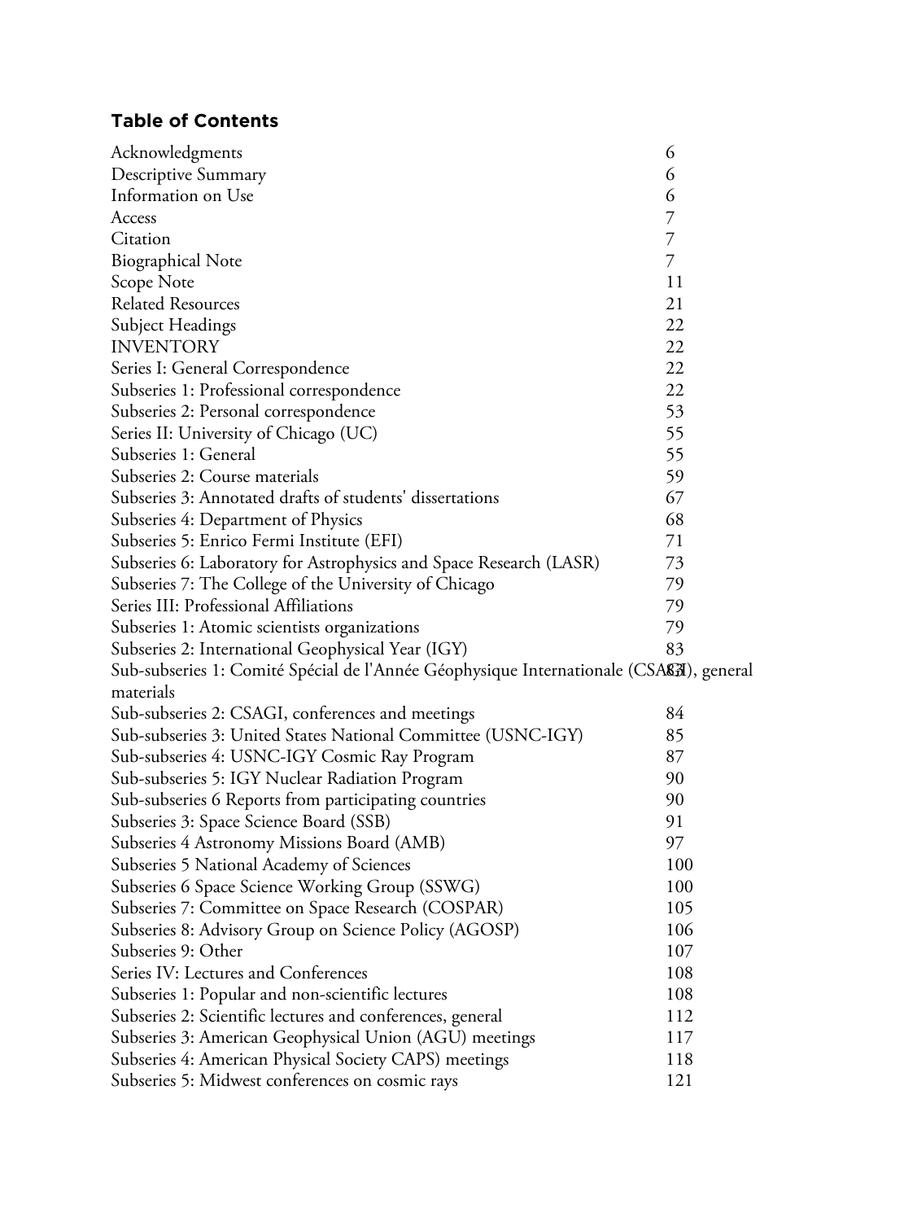## Table of Contents

| | |
|---|---|
| Acknowledgments | 6 |
| Descriptive Summary | 6 |
| Information on Use | 6 |
| Access | 7 |
| Citation | 7 |
| Biographical Note | 7 |
| Scope Note | 11 |
| Related Resources | 21 |
| Subject Headings | 22 |
| INVENTORY | 22 |
| Series I: General Correspondence | 22 |
| Subseries 1: Professional correspondence | 22 |
| Subseries 2: Personal correspondence | 53 |
| Series II: University of Chicago (UC) | 55 |
| Subseries 1: General | 55 |
| Subseries 2: Course materials | 59 |
| Subseries 3: Annotated drafts of students' dissertations | 67 |
| Subseries 4: Department of Physics | 68 |
| Subseries 5: Enrico Fermi Institute (EFI) | 71 |
| Subseries 6: Laboratory for Astrophysics and Space Research (LASR) | 73 |
| Subseries 7: The College of the University of Chicago | 79 |
| Series III: Professional Affiliations | 79 |
| Subseries 1: Atomic scientists organizations | 79 |
| Subseries 2: International Geophysical Year (IGY) | 83 |
| Sub-subseries 1: Comité Spécial de l'Année Géophysique Internationale (CSAGI), general materials | 83 |
| Sub-subseries 2: CSAGI, conferences and meetings | 84 |
| Sub-subseries 3: United States National Committee (USNC-IGY) | 85 |
| Sub-subseries 4: USNC-IGY Cosmic Ray Program | 87 |
| Sub-subseries 5: IGY Nuclear Radiation Program | 90 |
| Sub-subseries 6 Reports from participating countries | 90 |
| Subseries 3: Space Science Board (SSB) | 91 |
| Subseries 4 Astronomy Missions Board (AMB) | 97 |
| Subseries 5 National Academy of Sciences | 100 |
| Subseries 6 Space Science Working Group (SSWG) | 100 |
| Subseries 7: Committee on Space Research (COSPAR) | 105 |
| Subseries 8: Advisory Group on Science Policy (AGOSP) | 106 |
| Subseries 9: Other | 107 |
| Series IV: Lectures and Conferences | 108 |
| Subseries 1: Popular and non-scientific lectures | 108 |
| Subseries 2: Scientific lectures and conferences, general | 112 |
| Subseries 3: American Geophysical Union (AGU) meetings | 117 |
| Subseries 4: American Physical Society CAPS) meetings | 118 |
| Subseries 5: Midwest conferences on cosmic rays | 121 |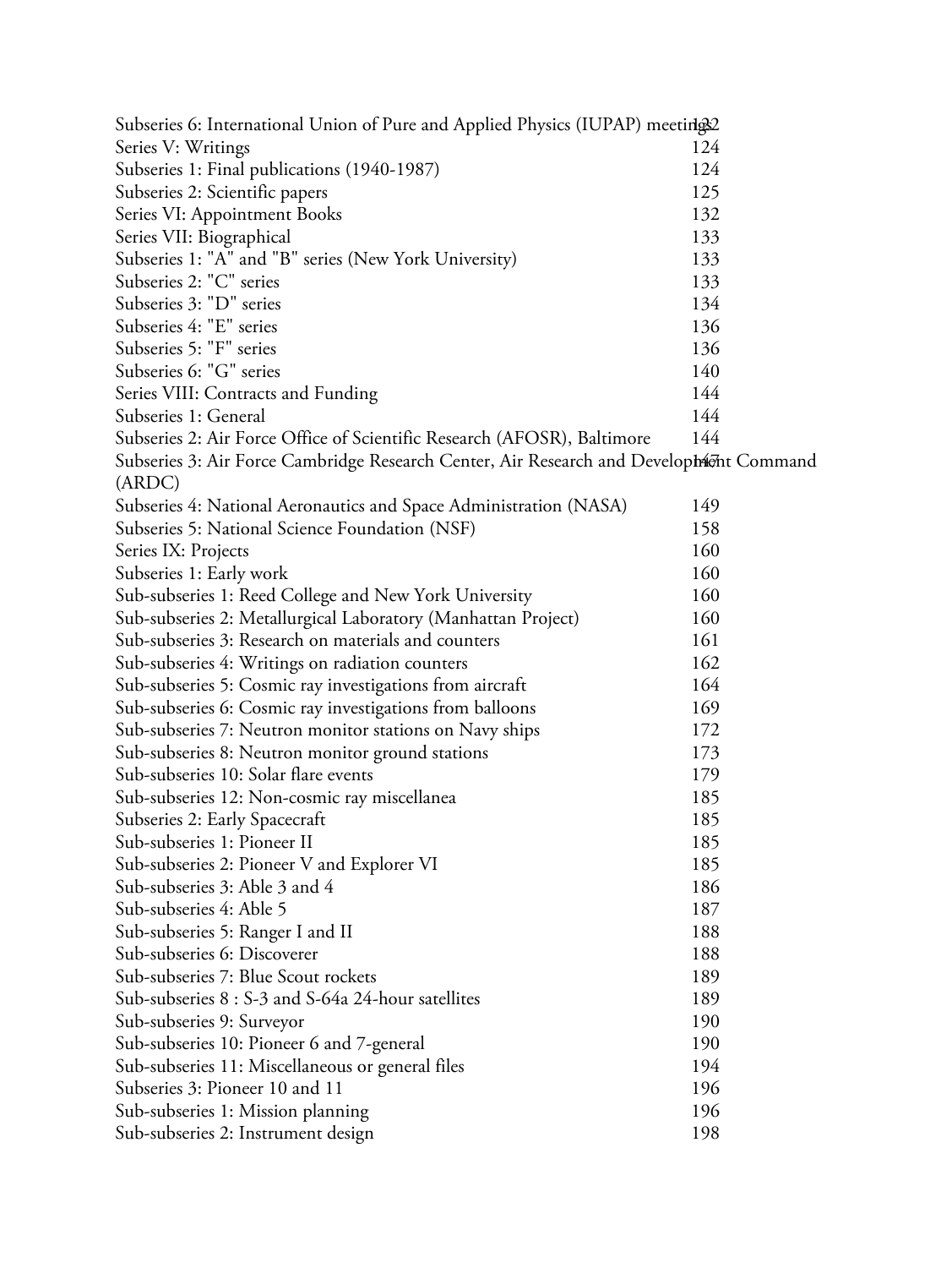Subseries 6: International Union of Pure and Applied Physics (IUPAP) meetings 122
Series V: Writings 124
Subseries 1: Final publications (1940-1987) 124
Subseries 2: Scientific papers 125
Series VI: Appointment Books 132
Series VII: Biographical 133
Subseries 1: "A" and "B" series (New York University) 133
Subseries 2: "C" series 133
Subseries 3: "D" series 134
Subseries 4: "E" series 136
Subseries 5: "F" series 136
Subseries 6: "G" series 140
Series VIII: Contracts and Funding 144
Subseries 1: General 144
Subseries 2: Air Force Office of Scientific Research (AFOSR), Baltimore 144
Subseries 3: Air Force Cambridge Research Center, Air Research and Development Command (ARDC) 147
Subseries 4: National Aeronautics and Space Administration (NASA) 149
Subseries 5: National Science Foundation (NSF) 158
Series IX: Projects 160
Subseries 1: Early work 160
Sub-subseries 1: Reed College and New York University 160
Sub-subseries 2: Metallurgical Laboratory (Manhattan Project) 160
Sub-subseries 3: Research on materials and counters 161
Sub-subseries 4: Writings on radiation counters 162
Sub-subseries 5: Cosmic ray investigations from aircraft 164
Sub-subseries 6: Cosmic ray investigations from balloons 169
Sub-subseries 7: Neutron monitor stations on Navy ships 172
Sub-subseries 8: Neutron monitor ground stations 173
Sub-subseries 10: Solar flare events 179
Sub-subseries 12: Non-cosmic ray miscellanea 185
Subseries 2: Early Spacecraft 185
Sub-subseries 1: Pioneer II 185
Sub-subseries 2: Pioneer V and Explorer VI 185
Sub-subseries 3: Able 3 and 4 186
Sub-subseries 4: Able 5 187
Sub-subseries 5: Ranger I and II 188
Sub-subseries 6: Discoverer 188
Sub-subseries 7: Blue Scout rockets 189
Sub-subseries 8 : S-3 and S-64a 24-hour satellites 189
Sub-subseries 9: Surveyor 190
Sub-subseries 10: Pioneer 6 and 7-general 190
Sub-subseries 11: Miscellaneous or general files 194
Subseries 3: Pioneer 10 and 11 196
Sub-subseries 1: Mission planning 196
Sub-subseries 2: Instrument design 198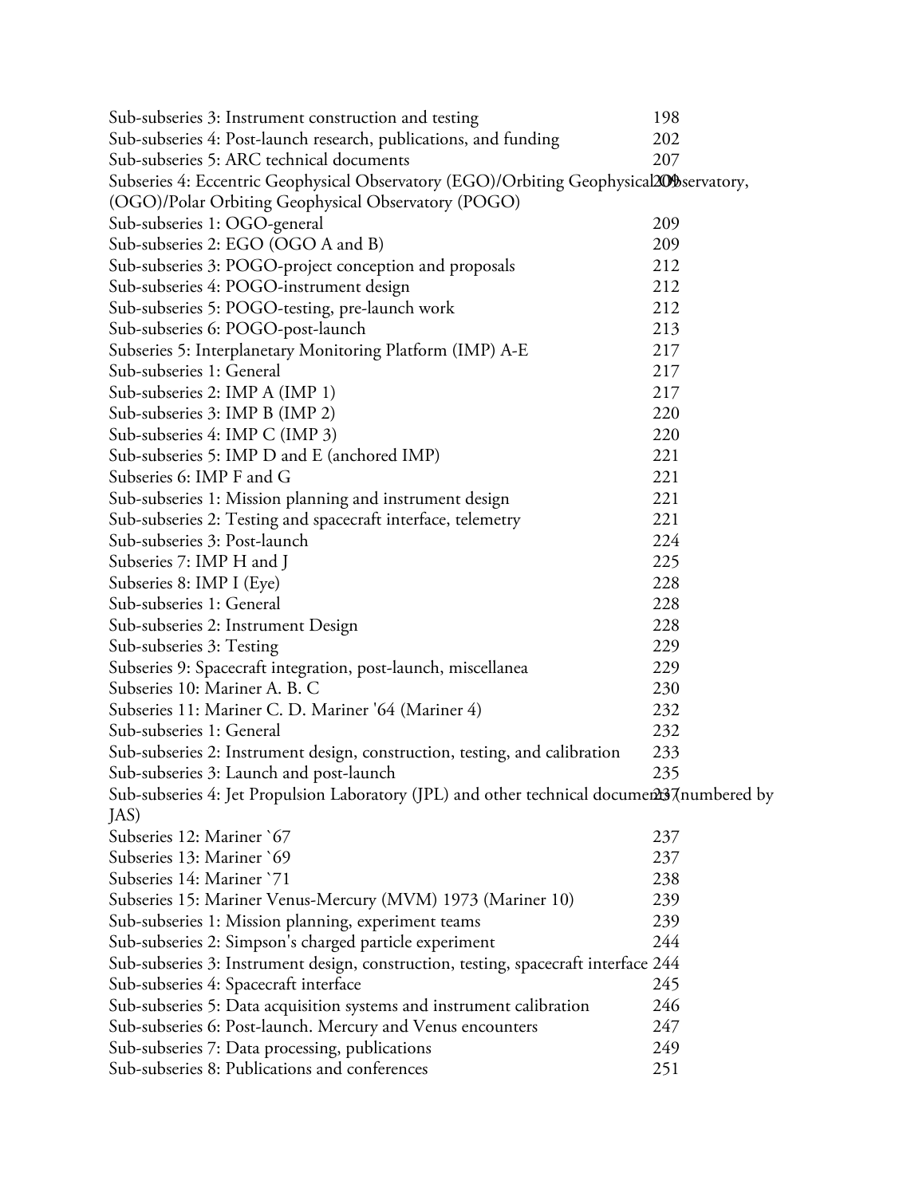| | |
|---|---|
| Sub-subseries 3: Instrument construction and testing | 198 |
| Sub-subseries 4: Post-launch research, publications, and funding | 202 |
| Sub-subseries 5: ARC technical documents | 207 |
| Subseries 4: Eccentric Geophysical Observatory (EGO)/Orbiting Geophysical Observatory, (OGO)/Polar Orbiting Geophysical Observatory (POGO) | 209 |
| Sub-subseries 1: OGO-general | 209 |
| Sub-subseries 2: EGO (OGO A and B) | 209 |
| Sub-subseries 3: POGO-project conception and proposals | 212 |
| Sub-subseries 4: POGO-instrument design | 212 |
| Sub-subseries 5: POGO-testing, pre-launch work | 212 |
| Sub-subseries 6: POGO-post-launch | 213 |
| Subseries 5: Interplanetary Monitoring Platform (IMP) A-E | 217 |
| Sub-subseries 1: General | 217 |
| Sub-subseries 2: IMP A (IMP 1) | 217 |
| Sub-subseries 3: IMP B (IMP 2) | 220 |
| Sub-subseries 4: IMP C (IMP 3) | 220 |
| Sub-subseries 5: IMP D and E (anchored IMP) | 221 |
| Subseries 6: IMP F and G | 221 |
| Sub-subseries 1: Mission planning and instrument design | 221 |
| Sub-subseries 2: Testing and spacecraft interface, telemetry | 221 |
| Sub-subseries 3: Post-launch | 224 |
| Subseries 7: IMP H and J | 225 |
| Subseries 8: IMP I (Eye) | 228 |
| Sub-subseries 1: General | 228 |
| Sub-subseries 2: Instrument Design | 228 |
| Sub-subseries 3: Testing | 229 |
| Subseries 9: Spacecraft integration, post-launch, miscellanea | 229 |
| Subseries 10: Mariner A. B. C | 230 |
| Subseries 11: Mariner C. D. Mariner '64 (Mariner 4) | 232 |
| Sub-subseries 1: General | 232 |
| Sub-subseries 2: Instrument design, construction, testing, and calibration | 233 |
| Sub-subseries 3: Launch and post-launch | 235 |
| Sub-subseries 4: Jet Propulsion Laboratory (JPL) and other technical documents (numbered by JAS) | 237 |
| Subseries 12: Mariner `67 | 237 |
| Subseries 13: Mariner `69 | 237 |
| Subseries 14: Mariner `71 | 238 |
| Subseries 15: Mariner Venus-Mercury (MVM) 1973 (Mariner 10) | 239 |
| Sub-subseries 1: Mission planning, experiment teams | 239 |
| Sub-subseries 2: Simpson's charged particle experiment | 244 |
| Sub-subseries 3: Instrument design, construction, testing, spacecraft interface | 244 |
| Sub-subseries 4: Spacecraft interface | 245 |
| Sub-subseries 5: Data acquisition systems and instrument calibration | 246 |
| Sub-subseries 6: Post-launch. Mercury and Venus encounters | 247 |
| Sub-subseries 7: Data processing, publications | 249 |
| Sub-subseries 8: Publications and conferences | 251 |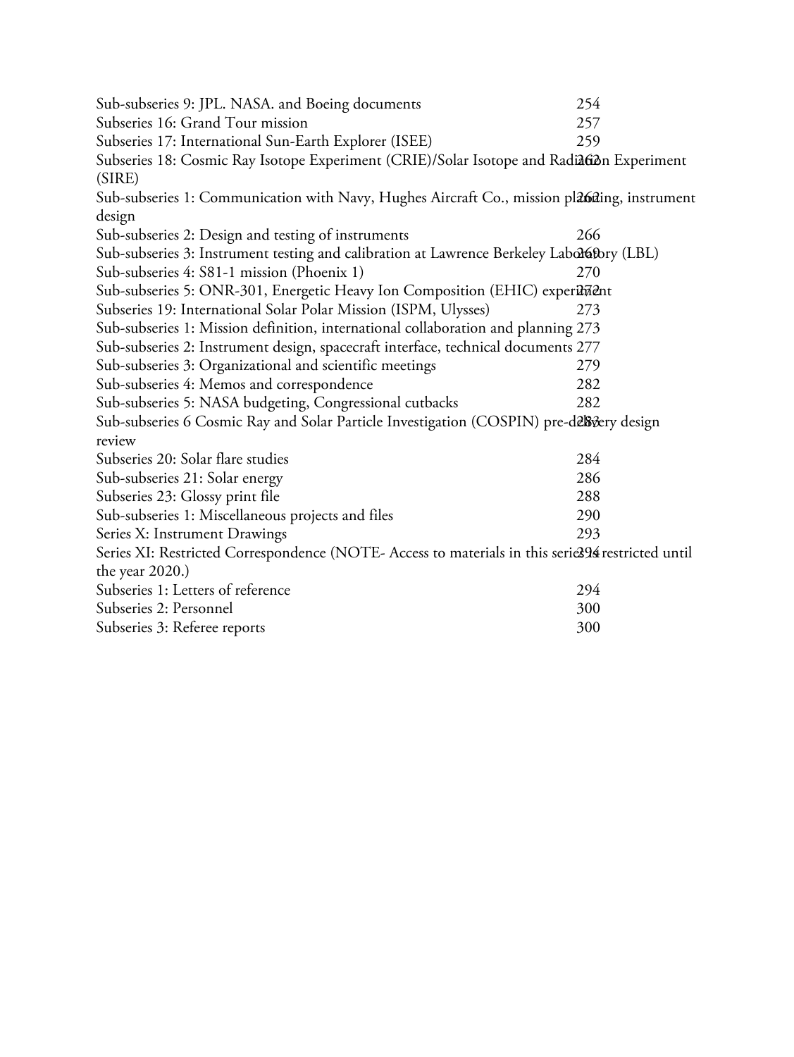Sub-subseries 9: JPL. NASA. and Boeing documents 254
Subseries 16: Grand Tour mission 257
Subseries 17: International Sun-Earth Explorer (ISEE) 259
Subseries 18: Cosmic Ray Isotope Experiment (CRIE)/Solar Isotope and Radiation Experiment (SIRE) 262
Sub-subseries 1: Communication with Navy, Hughes Aircraft Co., mission planning, instrument design 262
Sub-subseries 2: Design and testing of instruments 266
Sub-subseries 3: Instrument testing and calibration at Lawrence Berkeley Laboratory (LBL) 269
Sub-subseries 4: S81-1 mission (Phoenix 1) 270
Sub-subseries 5: ONR-301, Energetic Heavy Ion Composition (EHIC) experiment 272
Subseries 19: International Solar Polar Mission (ISPM, Ulysses) 273
Sub-subseries 1: Mission definition, international collaboration and planning 273
Sub-subseries 2: Instrument design, spacecraft interface, technical documents 277
Sub-subseries 3: Organizational and scientific meetings 279
Sub-subseries 4: Memos and correspondence 282
Sub-subseries 5: NASA budgeting, Congressional cutbacks 282
Sub-subseries 6 Cosmic Ray and Solar Particle Investigation (COSPIN) pre-delivery design review 283
Subseries 20: Solar flare studies 284
Sub-subseries 21: Solar energy 286
Subseries 23: Glossy print file 288
Sub-subseries 1: Miscellaneous projects and files 290
Series X: Instrument Drawings 293
Series XI: Restricted Correspondence (NOTE- Access to materials in this series is restricted until the year 2020.) 294
Subseries 1: Letters of reference 294
Subseries 2: Personnel 300
Subseries 3: Referee reports 300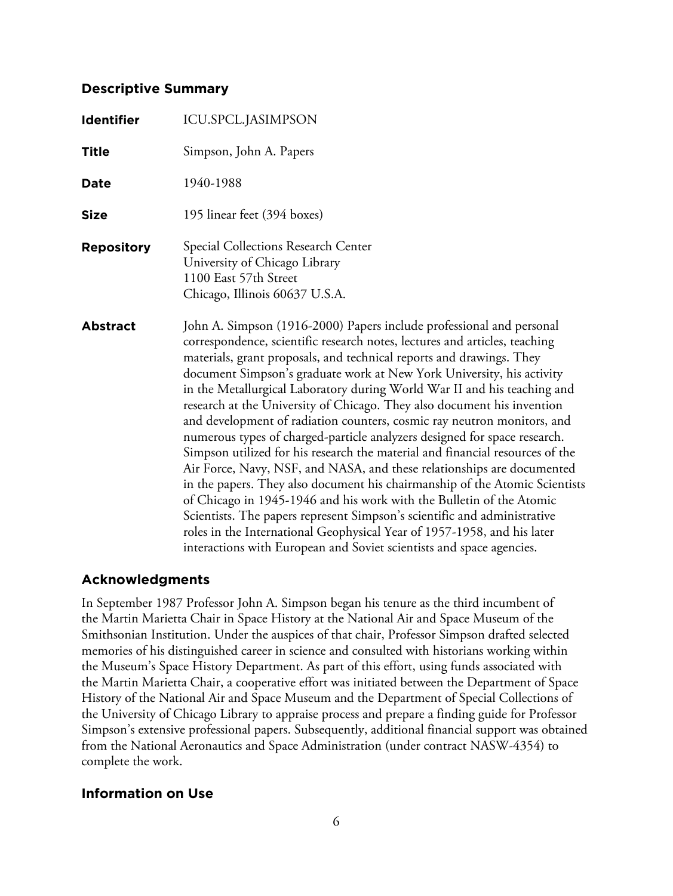## Descriptive Summary

**Identifier** ICU.SPCL.JASIMPSON

**Title** Simpson, John A. Papers

**Date** 1940-1988

**Size** 195 linear feet (394 boxes)

**Repository** Special Collections Research Center
University of Chicago Library
1100 East 57th Street
Chicago, Illinois 60637 U.S.A.

**Abstract** John A. Simpson (1916-2000) Papers include professional and personal correspondence, scientific research notes, lectures and articles, teaching materials, grant proposals, and technical reports and drawings. They document Simpson's graduate work at New York University, his activity in the Metallurgical Laboratory during World War II and his teaching and research at the University of Chicago. They also document his invention and development of radiation counters, cosmic ray neutron monitors, and numerous types of charged-particle analyzers designed for space research. Simpson utilized for his research the material and financial resources of the Air Force, Navy, NSF, and NASA, and these relationships are documented in the papers. They also document his chairmanship of the Atomic Scientists of Chicago in 1945-1946 and his work with the Bulletin of the Atomic Scientists. The papers represent Simpson's scientific and administrative roles in the International Geophysical Year of 1957-1958, and his later interactions with European and Soviet scientists and space agencies.

## Acknowledgments

In September 1987 Professor John A. Simpson began his tenure as the third incumbent of the Martin Marietta Chair in Space History at the National Air and Space Museum of the Smithsonian Institution. Under the auspices of that chair, Professor Simpson drafted selected memories of his distinguished career in science and consulted with historians working within the Museum's Space History Department. As part of this effort, using funds associated with the Martin Marietta Chair, a cooperative effort was initiated between the Department of Space History of the National Air and Space Museum and the Department of Special Collections of the University of Chicago Library to appraise process and prepare a finding guide for Professor Simpson's extensive professional papers. Subsequently, additional financial support was obtained from the National Aeronautics and Space Administration (under contract NASW-4354) to complete the work.

## Information on Use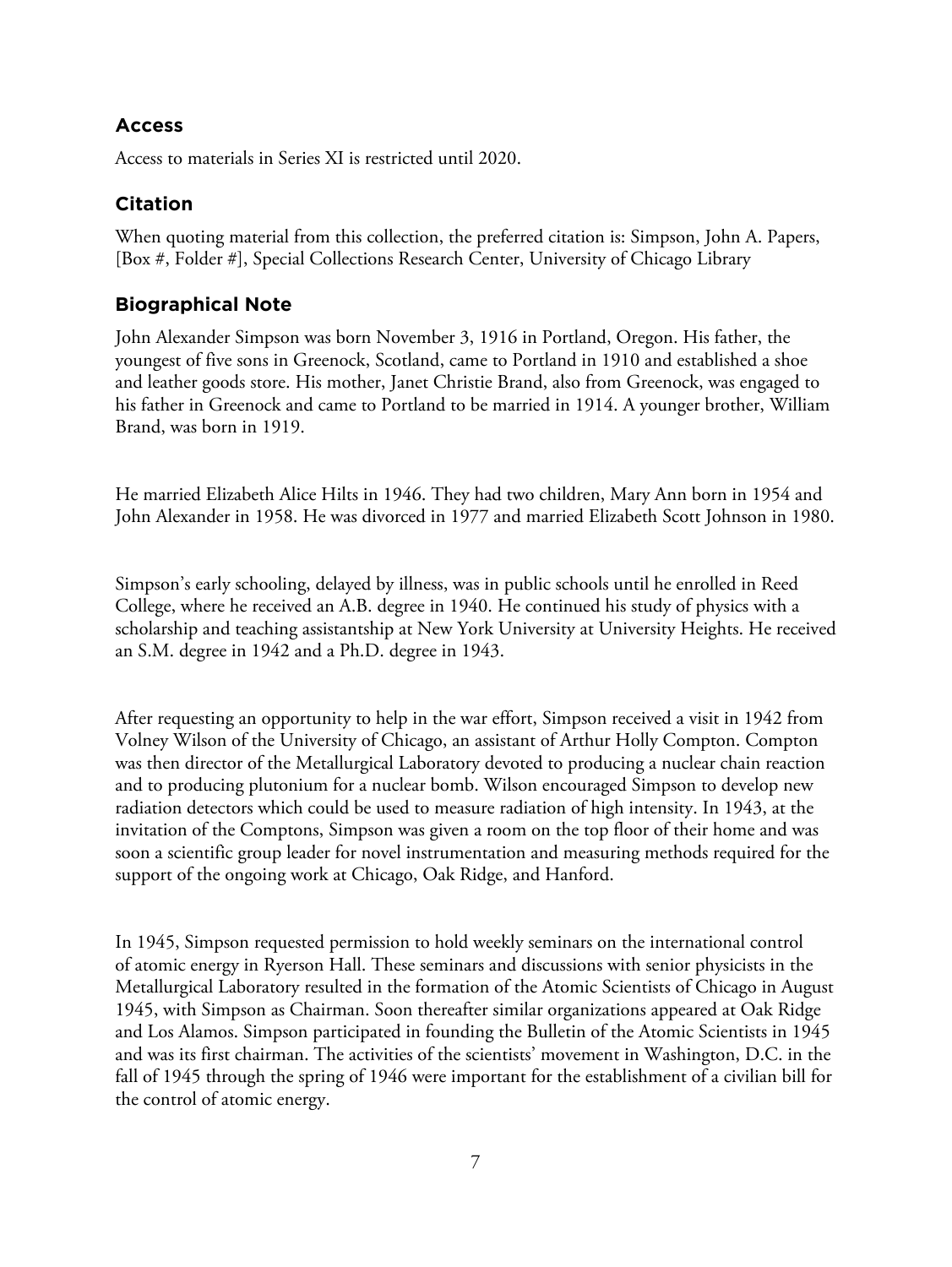## Access

Access to materials in Series XI is restricted until 2020.

## Citation

When quoting material from this collection, the preferred citation is: Simpson, John A. Papers, [Box #, Folder #], Special Collections Research Center, University of Chicago Library

## Biographical Note

John Alexander Simpson was born November 3, 1916 in Portland, Oregon. His father, the youngest of five sons in Greenock, Scotland, came to Portland in 1910 and established a shoe and leather goods store. His mother, Janet Christie Brand, also from Greenock, was engaged to his father in Greenock and came to Portland to be married in 1914. A younger brother, William Brand, was born in 1919.

He married Elizabeth Alice Hilts in 1946. They had two children, Mary Ann born in 1954 and John Alexander in 1958. He was divorced in 1977 and married Elizabeth Scott Johnson in 1980.

Simpson's early schooling, delayed by illness, was in public schools until he enrolled in Reed College, where he received an A.B. degree in 1940. He continued his study of physics with a scholarship and teaching assistantship at New York University at University Heights. He received an S.M. degree in 1942 and a Ph.D. degree in 1943.

After requesting an opportunity to help in the war effort, Simpson received a visit in 1942 from Volney Wilson of the University of Chicago, an assistant of Arthur Holly Compton. Compton was then director of the Metallurgical Laboratory devoted to producing a nuclear chain reaction and to producing plutonium for a nuclear bomb. Wilson encouraged Simpson to develop new radiation detectors which could be used to measure radiation of high intensity. In 1943, at the invitation of the Comptons, Simpson was given a room on the top floor of their home and was soon a scientific group leader for novel instrumentation and measuring methods required for the support of the ongoing work at Chicago, Oak Ridge, and Hanford.

In 1945, Simpson requested permission to hold weekly seminars on the international control of atomic energy in Ryerson Hall. These seminars and discussions with senior physicists in the Metallurgical Laboratory resulted in the formation of the Atomic Scientists of Chicago in August 1945, with Simpson as Chairman. Soon thereafter similar organizations appeared at Oak Ridge and Los Alamos. Simpson participated in founding the Bulletin of the Atomic Scientists in 1945 and was its first chairman. The activities of the scientists' movement in Washington, D.C. in the fall of 1945 through the spring of 1946 were important for the establishment of a civilian bill for the control of atomic energy.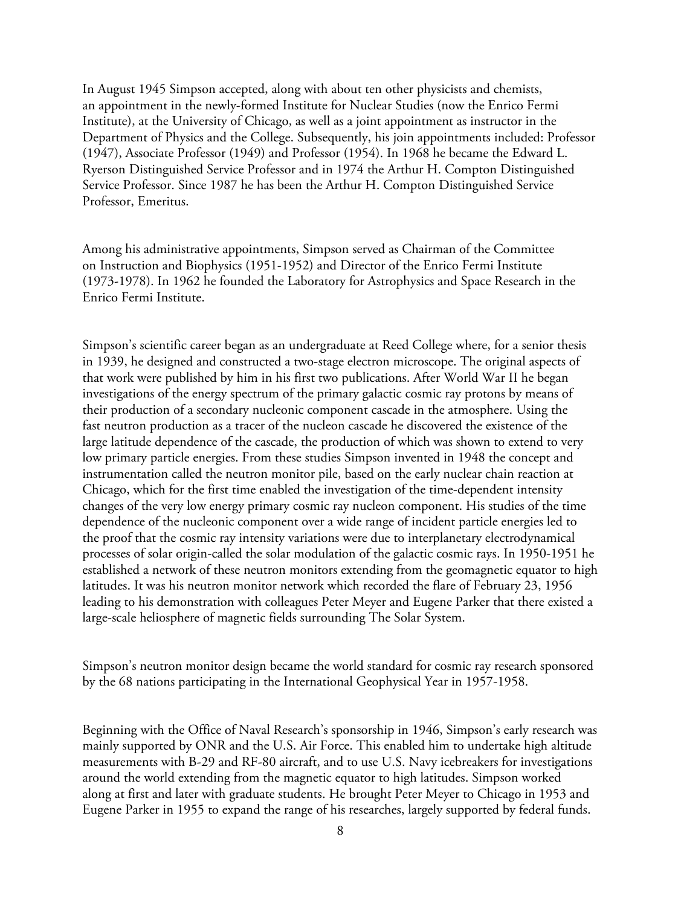In August 1945 Simpson accepted, along with about ten other physicists and chemists, an appointment in the newly-formed Institute for Nuclear Studies (now the Enrico Fermi Institute), at the University of Chicago, as well as a joint appointment as instructor in the Department of Physics and the College. Subsequently, his join appointments included: Professor (1947), Associate Professor (1949) and Professor (1954). In 1968 he became the Edward L. Ryerson Distinguished Service Professor and in 1974 the Arthur H. Compton Distinguished Service Professor. Since 1987 he has been the Arthur H. Compton Distinguished Service Professor, Emeritus.

Among his administrative appointments, Simpson served as Chairman of the Committee on Instruction and Biophysics (1951-1952) and Director of the Enrico Fermi Institute (1973-1978). In 1962 he founded the Laboratory for Astrophysics and Space Research in the Enrico Fermi Institute.

Simpson's scientific career began as an undergraduate at Reed College where, for a senior thesis in 1939, he designed and constructed a two-stage electron microscope. The original aspects of that work were published by him in his first two publications. After World War II he began investigations of the energy spectrum of the primary galactic cosmic ray protons by means of their production of a secondary nucleonic component cascade in the atmosphere. Using the fast neutron production as a tracer of the nucleon cascade he discovered the existence of the large latitude dependence of the cascade, the production of which was shown to extend to very low primary particle energies. From these studies Simpson invented in 1948 the concept and instrumentation called the neutron monitor pile, based on the early nuclear chain reaction at Chicago, which for the first time enabled the investigation of the time-dependent intensity changes of the very low energy primary cosmic ray nucleon component. His studies of the time dependence of the nucleonic component over a wide range of incident particle energies led to the proof that the cosmic ray intensity variations were due to interplanetary electrodynamical processes of solar origin-called the solar modulation of the galactic cosmic rays. In 1950-1951 he established a network of these neutron monitors extending from the geomagnetic equator to high latitudes. It was his neutron monitor network which recorded the flare of February 23, 1956 leading to his demonstration with colleagues Peter Meyer and Eugene Parker that there existed a large-scale heliosphere of magnetic fields surrounding The Solar System.

Simpson's neutron monitor design became the world standard for cosmic ray research sponsored by the 68 nations participating in the International Geophysical Year in 1957-1958.

Beginning with the Office of Naval Research's sponsorship in 1946, Simpson's early research was mainly supported by ONR and the U.S. Air Force. This enabled him to undertake high altitude measurements with B-29 and RF-80 aircraft, and to use U.S. Navy icebreakers for investigations around the world extending from the magnetic equator to high latitudes. Simpson worked along at first and later with graduate students. He brought Peter Meyer to Chicago in 1953 and Eugene Parker in 1955 to expand the range of his researches, largely supported by federal funds.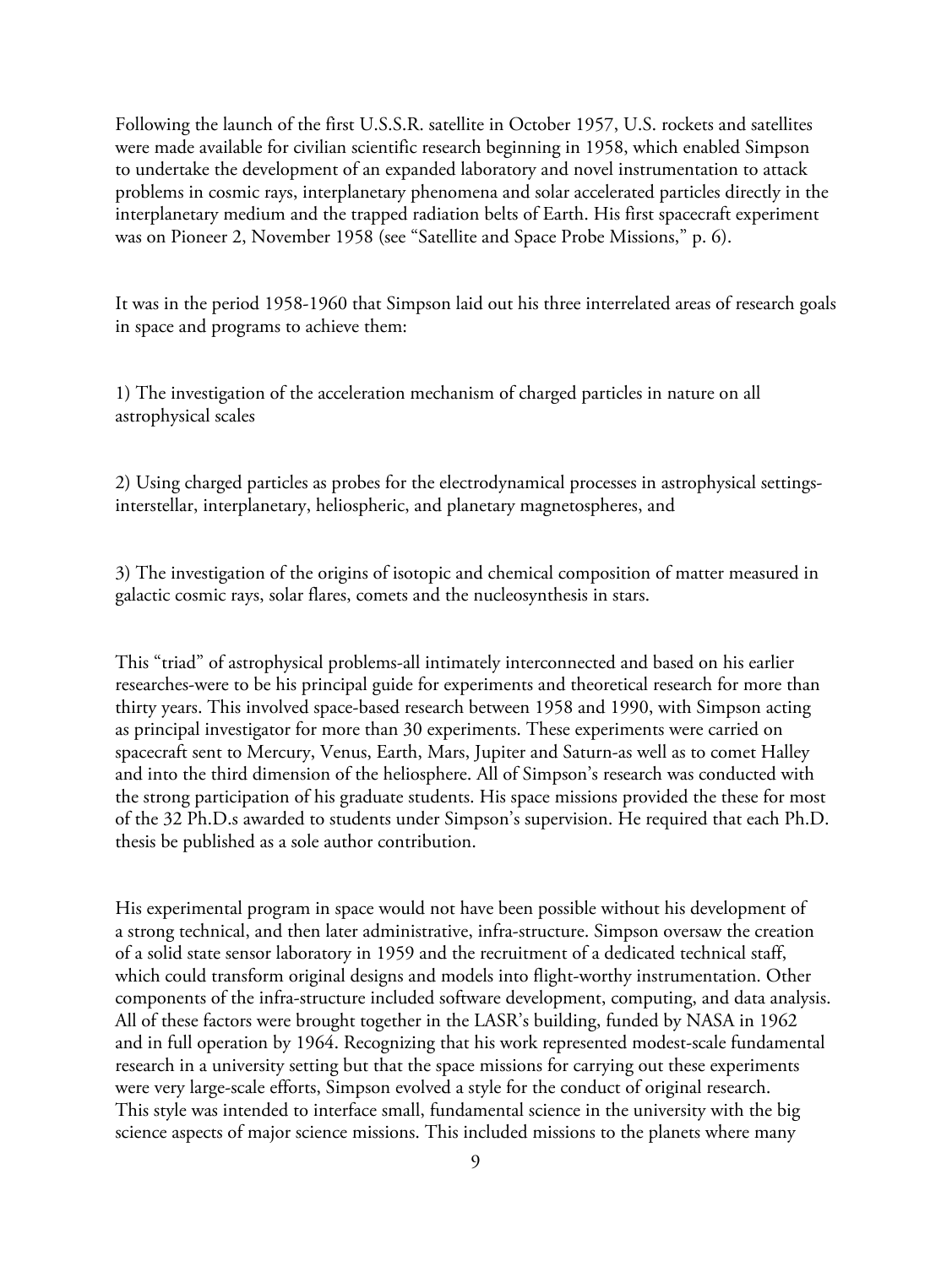Following the launch of the first U.S.S.R. satellite in October 1957, U.S. rockets and satellites were made available for civilian scientific research beginning in 1958, which enabled Simpson to undertake the development of an expanded laboratory and novel instrumentation to attack problems in cosmic rays, interplanetary phenomena and solar accelerated particles directly in the interplanetary medium and the trapped radiation belts of Earth. His first spacecraft experiment was on Pioneer 2, November 1958 (see "Satellite and Space Probe Missions," p. 6).

It was in the period 1958-1960 that Simpson laid out his three interrelated areas of research goals in space and programs to achieve them:

1) The investigation of the acceleration mechanism of charged particles in nature on all astrophysical scales

2) Using charged particles as probes for the electrodynamical processes in astrophysical settings-interstellar, interplanetary, heliospheric, and planetary magnetospheres, and

3) The investigation of the origins of isotopic and chemical composition of matter measured in galactic cosmic rays, solar flares, comets and the nucleosynthesis in stars.

This "triad" of astrophysical problems-all intimately interconnected and based on his earlier researches-were to be his principal guide for experiments and theoretical research for more than thirty years. This involved space-based research between 1958 and 1990, with Simpson acting as principal investigator for more than 30 experiments. These experiments were carried on spacecraft sent to Mercury, Venus, Earth, Mars, Jupiter and Saturn-as well as to comet Halley and into the third dimension of the heliosphere. All of Simpson's research was conducted with the strong participation of his graduate students. His space missions provided the these for most of the 32 Ph.D.s awarded to students under Simpson's supervision. He required that each Ph.D. thesis be published as a sole author contribution.

His experimental program in space would not have been possible without his development of a strong technical, and then later administrative, infra-structure. Simpson oversaw the creation of a solid state sensor laboratory in 1959 and the recruitment of a dedicated technical staff, which could transform original designs and models into flight-worthy instrumentation. Other components of the infra-structure included software development, computing, and data analysis. All of these factors were brought together in the LASR's building, funded by NASA in 1962 and in full operation by 1964. Recognizing that his work represented modest-scale fundamental research in a university setting but that the space missions for carrying out these experiments were very large-scale efforts, Simpson evolved a style for the conduct of original research. This style was intended to interface small, fundamental science in the university with the big science aspects of major science missions. This included missions to the planets where many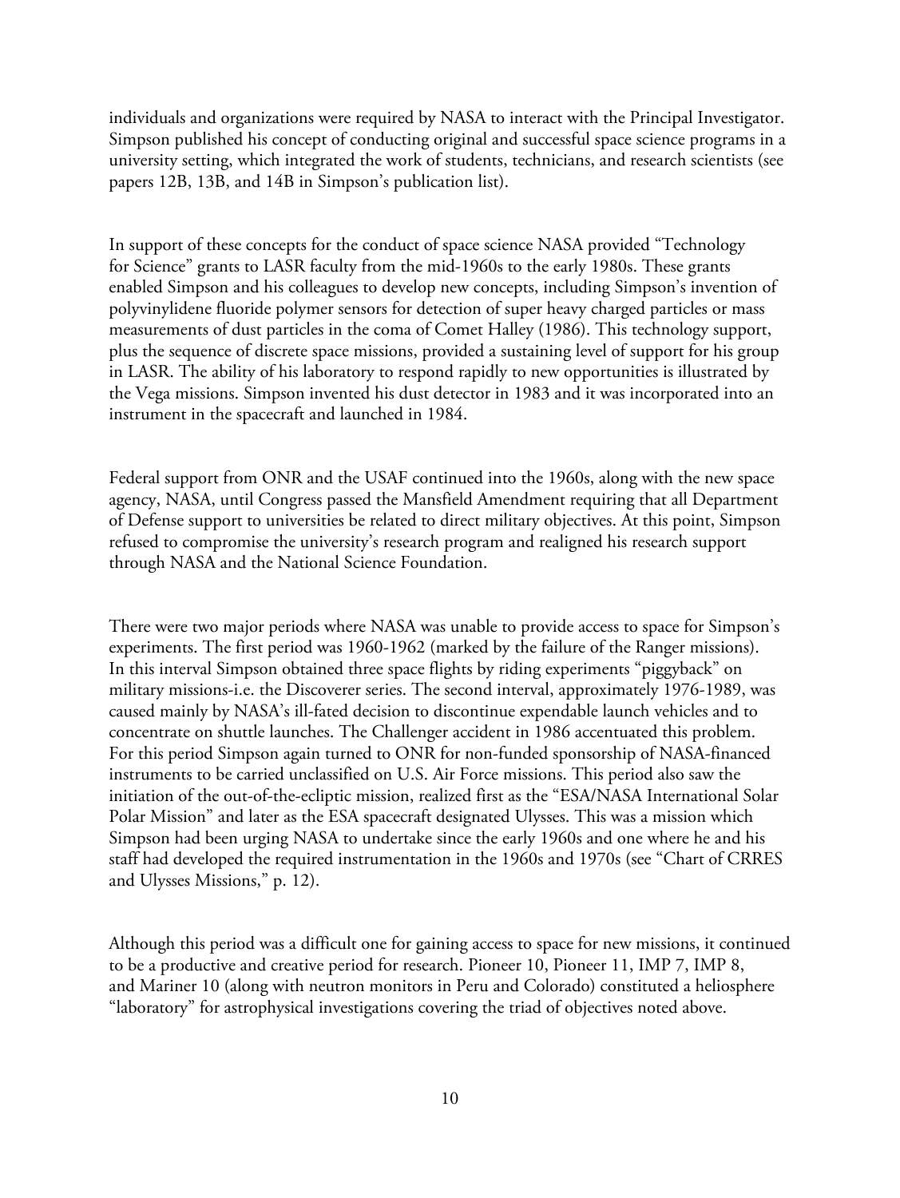individuals and organizations were required by NASA to interact with the Principal Investigator. Simpson published his concept of conducting original and successful space science programs in a university setting, which integrated the work of students, technicians, and research scientists (see papers 12B, 13B, and 14B in Simpson's publication list).

In support of these concepts for the conduct of space science NASA provided "Technology for Science" grants to LASR faculty from the mid-1960s to the early 1980s. These grants enabled Simpson and his colleagues to develop new concepts, including Simpson's invention of polyvinylidene fluoride polymer sensors for detection of super heavy charged particles or mass measurements of dust particles in the coma of Comet Halley (1986). This technology support, plus the sequence of discrete space missions, provided a sustaining level of support for his group in LASR. The ability of his laboratory to respond rapidly to new opportunities is illustrated by the Vega missions. Simpson invented his dust detector in 1983 and it was incorporated into an instrument in the spacecraft and launched in 1984.

Federal support from ONR and the USAF continued into the 1960s, along with the new space agency, NASA, until Congress passed the Mansfield Amendment requiring that all Department of Defense support to universities be related to direct military objectives. At this point, Simpson refused to compromise the university's research program and realigned his research support through NASA and the National Science Foundation.

There were two major periods where NASA was unable to provide access to space for Simpson's experiments. The first period was 1960-1962 (marked by the failure of the Ranger missions). In this interval Simpson obtained three space flights by riding experiments "piggyback" on military missions-i.e. the Discoverer series. The second interval, approximately 1976-1989, was caused mainly by NASA's ill-fated decision to discontinue expendable launch vehicles and to concentrate on shuttle launches. The Challenger accident in 1986 accentuated this problem. For this period Simpson again turned to ONR for non-funded sponsorship of NASA-financed instruments to be carried unclassified on U.S. Air Force missions. This period also saw the initiation of the out-of-the-ecliptic mission, realized first as the "ESA/NASA International Solar Polar Mission" and later as the ESA spacecraft designated Ulysses. This was a mission which Simpson had been urging NASA to undertake since the early 1960s and one where he and his staff had developed the required instrumentation in the 1960s and 1970s (see "Chart of CRRES and Ulysses Missions," p. 12).

Although this period was a difficult one for gaining access to space for new missions, it continued to be a productive and creative period for research. Pioneer 10, Pioneer 11, IMP 7, IMP 8, and Mariner 10 (along with neutron monitors in Peru and Colorado) constituted a heliosphere "laboratory" for astrophysical investigations covering the triad of objectives noted above.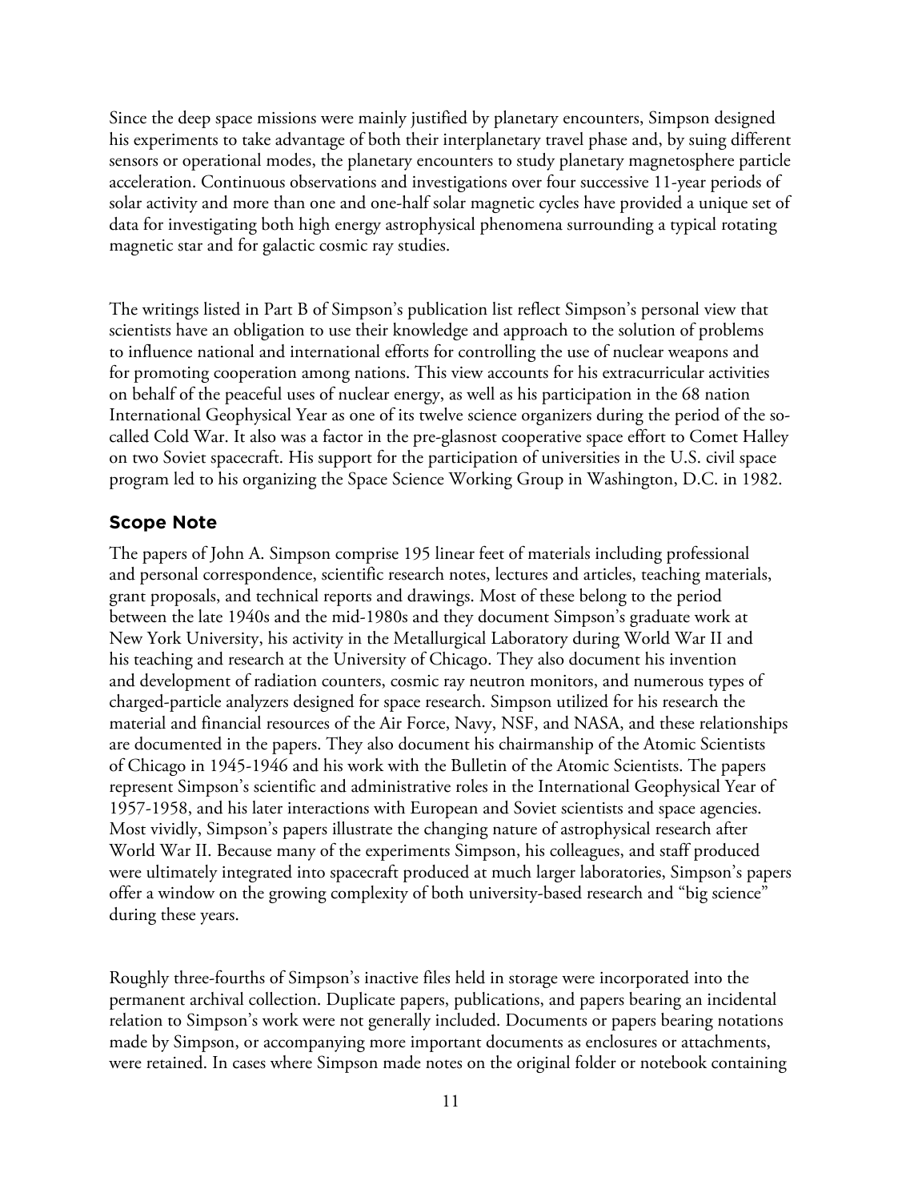Since the deep space missions were mainly justified by planetary encounters, Simpson designed his experiments to take advantage of both their interplanetary travel phase and, by suing different sensors or operational modes, the planetary encounters to study planetary magnetosphere particle acceleration. Continuous observations and investigations over four successive 11-year periods of solar activity and more than one and one-half solar magnetic cycles have provided a unique set of data for investigating both high energy astrophysical phenomena surrounding a typical rotating magnetic star and for galactic cosmic ray studies.

The writings listed in Part B of Simpson's publication list reflect Simpson's personal view that scientists have an obligation to use their knowledge and approach to the solution of problems to influence national and international efforts for controlling the use of nuclear weapons and for promoting cooperation among nations. This view accounts for his extracurricular activities on behalf of the peaceful uses of nuclear energy, as well as his participation in the 68 nation International Geophysical Year as one of its twelve science organizers during the period of the so-called Cold War. It also was a factor in the pre-glasnost cooperative space effort to Comet Halley on two Soviet spacecraft. His support for the participation of universities in the U.S. civil space program led to his organizing the Space Science Working Group in Washington, D.C. in 1982.

## Scope Note

The papers of John A. Simpson comprise 195 linear feet of materials including professional and personal correspondence, scientific research notes, lectures and articles, teaching materials, grant proposals, and technical reports and drawings. Most of these belong to the period between the late 1940s and the mid-1980s and they document Simpson's graduate work at New York University, his activity in the Metallurgical Laboratory during World War II and his teaching and research at the University of Chicago. They also document his invention and development of radiation counters, cosmic ray neutron monitors, and numerous types of charged-particle analyzers designed for space research. Simpson utilized for his research the material and financial resources of the Air Force, Navy, NSF, and NASA, and these relationships are documented in the papers. They also document his chairmanship of the Atomic Scientists of Chicago in 1945-1946 and his work with the Bulletin of the Atomic Scientists. The papers represent Simpson's scientific and administrative roles in the International Geophysical Year of 1957-1958, and his later interactions with European and Soviet scientists and space agencies. Most vividly, Simpson's papers illustrate the changing nature of astrophysical research after World War II. Because many of the experiments Simpson, his colleagues, and staff produced were ultimately integrated into spacecraft produced at much larger laboratories, Simpson's papers offer a window on the growing complexity of both university-based research and "big science" during these years.

Roughly three-fourths of Simpson's inactive files held in storage were incorporated into the permanent archival collection. Duplicate papers, publications, and papers bearing an incidental relation to Simpson's work were not generally included. Documents or papers bearing notations made by Simpson, or accompanying more important documents as enclosures or attachments, were retained. In cases where Simpson made notes on the original folder or notebook containing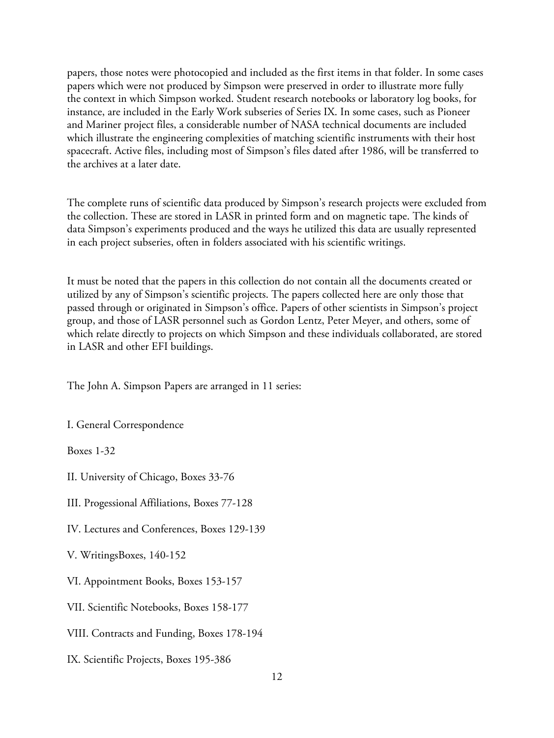papers, those notes were photocopied and included as the first items in that folder. In some cases papers which were not produced by Simpson were preserved in order to illustrate more fully the context in which Simpson worked. Student research notebooks or laboratory log books, for instance, are included in the Early Work subseries of Series IX. In some cases, such as Pioneer and Mariner project files, a considerable number of NASA technical documents are included which illustrate the engineering complexities of matching scientific instruments with their host spacecraft. Active files, including most of Simpson's files dated after 1986, will be transferred to the archives at a later date.

The complete runs of scientific data produced by Simpson's research projects were excluded from the collection. These are stored in LASR in printed form and on magnetic tape. The kinds of data Simpson's experiments produced and the ways he utilized this data are usually represented in each project subseries, often in folders associated with his scientific writings.

It must be noted that the papers in this collection do not contain all the documents created or utilized by any of Simpson's scientific projects. The papers collected here are only those that passed through or originated in Simpson's office. Papers of other scientists in Simpson's project group, and those of LASR personnel such as Gordon Lentz, Peter Meyer, and others, some of which relate directly to projects on which Simpson and these individuals collaborated, are stored in LASR and other EFI buildings.

The John A. Simpson Papers are arranged in 11 series:

I. General Correspondence

Boxes 1-32

II. University of Chicago, Boxes 33-76

III. Progessional Affiliations, Boxes 77-128

IV. Lectures and Conferences, Boxes 129-139

V. WritingsBoxes, 140-152

VI. Appointment Books, Boxes 153-157

VII. Scientific Notebooks, Boxes 158-177

VIII. Contracts and Funding, Boxes 178-194

IX. Scientific Projects, Boxes 195-386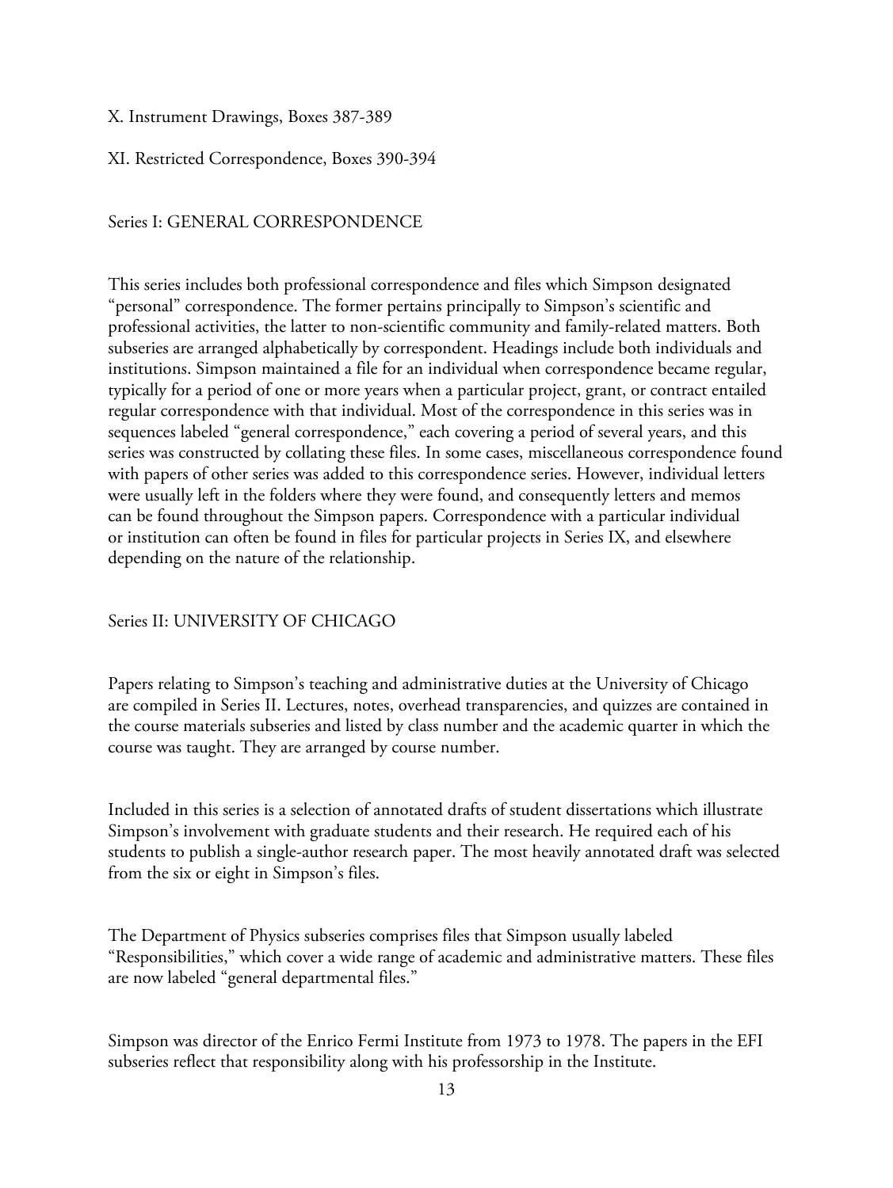X. Instrument Drawings, Boxes 387-389

XI. Restricted Correspondence, Boxes 390-394

## Series I: GENERAL CORRESPONDENCE

This series includes both professional correspondence and files which Simpson designated "personal" correspondence. The former pertains principally to Simpson's scientific and professional activities, the latter to non-scientific community and family-related matters. Both subseries are arranged alphabetically by correspondent. Headings include both individuals and institutions. Simpson maintained a file for an individual when correspondence became regular, typically for a period of one or more years when a particular project, grant, or contract entailed regular correspondence with that individual. Most of the correspondence in this series was in sequences labeled "general correspondence," each covering a period of several years, and this series was constructed by collating these files. In some cases, miscellaneous correspondence found with papers of other series was added to this correspondence series. However, individual letters were usually left in the folders where they were found, and consequently letters and memos can be found throughout the Simpson papers. Correspondence with a particular individual or institution can often be found in files for particular projects in Series IX, and elsewhere depending on the nature of the relationship.

## Series II: UNIVERSITY OF CHICAGO

Papers relating to Simpson's teaching and administrative duties at the University of Chicago are compiled in Series II. Lectures, notes, overhead transparencies, and quizzes are contained in the course materials subseries and listed by class number and the academic quarter in which the course was taught. They are arranged by course number.

Included in this series is a selection of annotated drafts of student dissertations which illustrate Simpson's involvement with graduate students and their research. He required each of his students to publish a single-author research paper. The most heavily annotated draft was selected from the six or eight in Simpson's files.

The Department of Physics subseries comprises files that Simpson usually labeled "Responsibilities," which cover a wide range of academic and administrative matters. These files are now labeled "general departmental files."

Simpson was director of the Enrico Fermi Institute from 1973 to 1978. The papers in the EFI subseries reflect that responsibility along with his professorship in the Institute.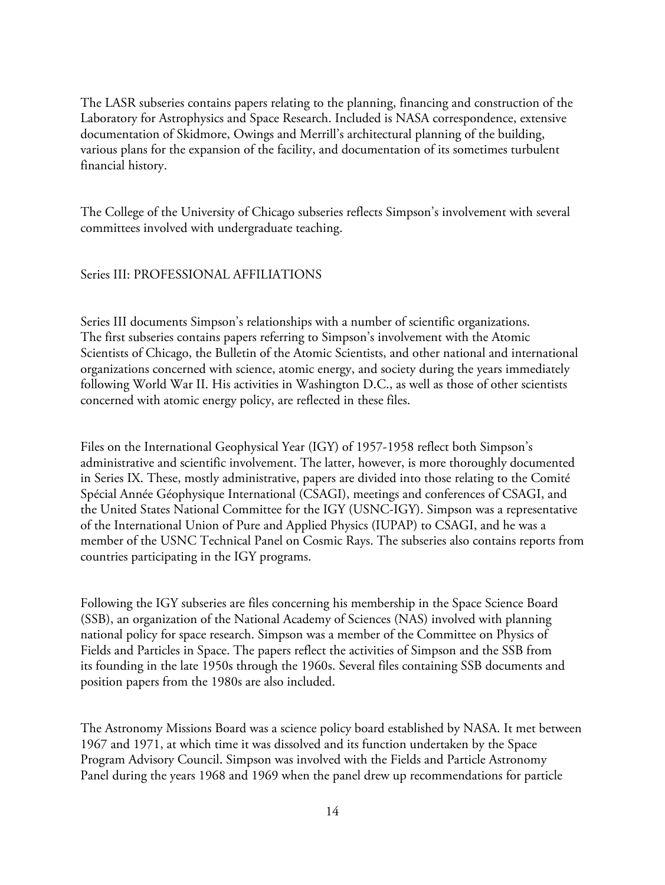The LASR subseries contains papers relating to the planning, financing and construction of the Laboratory for Astrophysics and Space Research. Included is NASA correspondence, extensive documentation of Skidmore, Owings and Merrill's architectural planning of the building, various plans for the expansion of the facility, and documentation of its sometimes turbulent financial history.

The College of the University of Chicago subseries reflects Simpson's involvement with several committees involved with undergraduate teaching.

## Series III: PROFESSIONAL AFFILIATIONS

Series III documents Simpson's relationships with a number of scientific organizations. The first subseries contains papers referring to Simpson's involvement with the Atomic Scientists of Chicago, the Bulletin of the Atomic Scientists, and other national and international organizations concerned with science, atomic energy, and society during the years immediately following World War II. His activities in Washington D.C., as well as those of other scientists concerned with atomic energy policy, are reflected in these files.

Files on the International Geophysical Year (IGY) of 1957-1958 reflect both Simpson's administrative and scientific involvement. The latter, however, is more thoroughly documented in Series IX. These, mostly administrative, papers are divided into those relating to the Comité Spécial Année Géophysique International (CSAGI), meetings and conferences of CSAGI, and the United States National Committee for the IGY (USNC-IGY). Simpson was a representative of the International Union of Pure and Applied Physics (IUPAP) to CSAGI, and he was a member of the USNC Technical Panel on Cosmic Rays. The subseries also contains reports from countries participating in the IGY programs.

Following the IGY subseries are files concerning his membership in the Space Science Board (SSB), an organization of the National Academy of Sciences (NAS) involved with planning national policy for space research. Simpson was a member of the Committee on Physics of Fields and Particles in Space. The papers reflect the activities of Simpson and the SSB from its founding in the late 1950s through the 1960s. Several files containing SSB documents and position papers from the 1980s are also included.

The Astronomy Missions Board was a science policy board established by NASA. It met between 1967 and 1971, at which time it was dissolved and its function undertaken by the Space Program Advisory Council. Simpson was involved with the Fields and Particle Astronomy Panel during the years 1968 and 1969 when the panel drew up recommendations for particle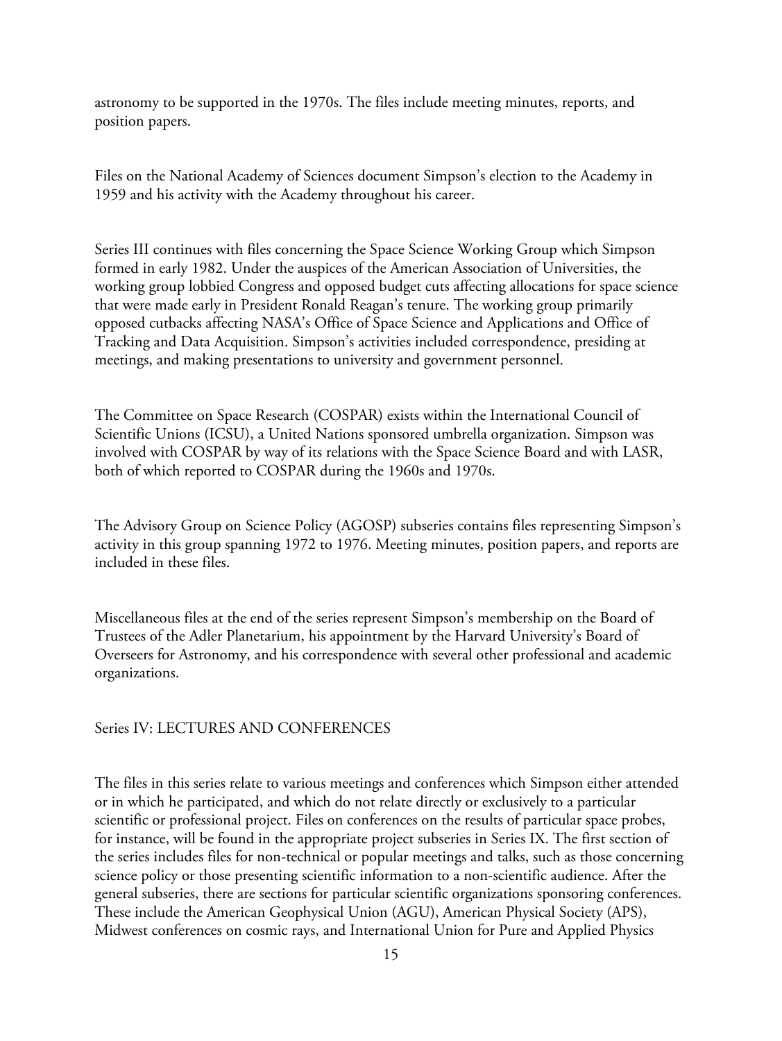astronomy to be supported in the 1970s. The files include meeting minutes, reports, and position papers.

Files on the National Academy of Sciences document Simpson's election to the Academy in 1959 and his activity with the Academy throughout his career.

Series III continues with files concerning the Space Science Working Group which Simpson formed in early 1982. Under the auspices of the American Association of Universities, the working group lobbied Congress and opposed budget cuts affecting allocations for space science that were made early in President Ronald Reagan's tenure. The working group primarily opposed cutbacks affecting NASA's Office of Space Science and Applications and Office of Tracking and Data Acquisition. Simpson's activities included correspondence, presiding at meetings, and making presentations to university and government personnel.

The Committee on Space Research (COSPAR) exists within the International Council of Scientific Unions (ICSU), a United Nations sponsored umbrella organization. Simpson was involved with COSPAR by way of its relations with the Space Science Board and with LASR, both of which reported to COSPAR during the 1960s and 1970s.

The Advisory Group on Science Policy (AGOSP) subseries contains files representing Simpson's activity in this group spanning 1972 to 1976. Meeting minutes, position papers, and reports are included in these files.

Miscellaneous files at the end of the series represent Simpson's membership on the Board of Trustees of the Adler Planetarium, his appointment by the Harvard University's Board of Overseers for Astronomy, and his correspondence with several other professional and academic organizations.

## Series IV: LECTURES AND CONFERENCES

The files in this series relate to various meetings and conferences which Simpson either attended or in which he participated, and which do not relate directly or exclusively to a particular scientific or professional project. Files on conferences on the results of particular space probes, for instance, will be found in the appropriate project subseries in Series IX. The first section of the series includes files for non-technical or popular meetings and talks, such as those concerning science policy or those presenting scientific information to a non-scientific audience. After the general subseries, there are sections for particular scientific organizations sponsoring conferences. These include the American Geophysical Union (AGU), American Physical Society (APS), Midwest conferences on cosmic rays, and International Union for Pure and Applied Physics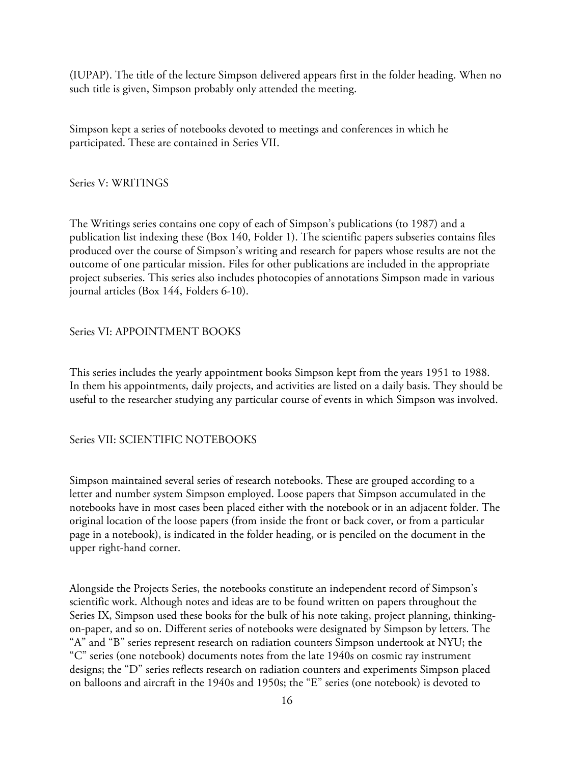(IUPAP). The title of the lecture Simpson delivered appears first in the folder heading. When no such title is given, Simpson probably only attended the meeting.

Simpson kept a series of notebooks devoted to meetings and conferences in which he participated. These are contained in Series VII.

## Series V: WRITINGS

The Writings series contains one copy of each of Simpson's publications (to 1987) and a publication list indexing these (Box 140, Folder 1). The scientific papers subseries contains files produced over the course of Simpson's writing and research for papers whose results are not the outcome of one particular mission. Files for other publications are included in the appropriate project subseries. This series also includes photocopies of annotations Simpson made in various journal articles (Box 144, Folders 6-10).

## Series VI: APPOINTMENT BOOKS

This series includes the yearly appointment books Simpson kept from the years 1951 to 1988. In them his appointments, daily projects, and activities are listed on a daily basis. They should be useful to the researcher studying any particular course of events in which Simpson was involved.

## Series VII: SCIENTIFIC NOTEBOOKS

Simpson maintained several series of research notebooks. These are grouped according to a letter and number system Simpson employed. Loose papers that Simpson accumulated in the notebooks have in most cases been placed either with the notebook or in an adjacent folder. The original location of the loose papers (from inside the front or back cover, or from a particular page in a notebook), is indicated in the folder heading, or is penciled on the document in the upper right-hand corner.

Alongside the Projects Series, the notebooks constitute an independent record of Simpson's scientific work. Although notes and ideas are to be found written on papers throughout the Series IX, Simpson used these books for the bulk of his note taking, project planning, thinking-on-paper, and so on. Different series of notebooks were designated by Simpson by letters. The "A" and "B" series represent research on radiation counters Simpson undertook at NYU; the "C" series (one notebook) documents notes from the late 1940s on cosmic ray instrument designs; the "D" series reflects research on radiation counters and experiments Simpson placed on balloons and aircraft in the 1940s and 1950s; the "E" series (one notebook) is devoted to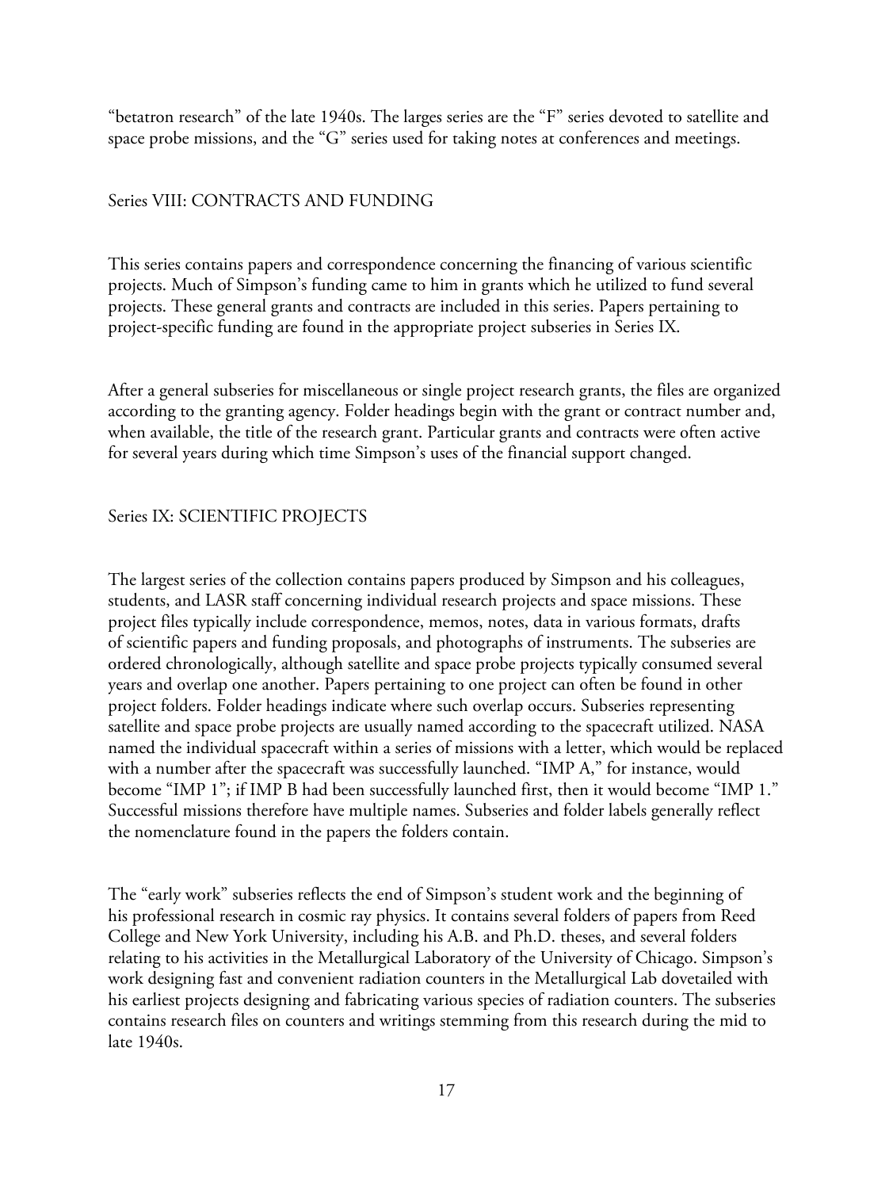"betatron research" of the late 1940s. The larges series are the "F" series devoted to satellite and space probe missions, and the "G" series used for taking notes at conferences and meetings.

## Series VIII: CONTRACTS AND FUNDING

This series contains papers and correspondence concerning the financing of various scientific projects. Much of Simpson's funding came to him in grants which he utilized to fund several projects. These general grants and contracts are included in this series. Papers pertaining to project-specific funding are found in the appropriate project subseries in Series IX.

After a general subseries for miscellaneous or single project research grants, the files are organized according to the granting agency. Folder headings begin with the grant or contract number and, when available, the title of the research grant. Particular grants and contracts were often active for several years during which time Simpson's uses of the financial support changed.

## Series IX: SCIENTIFIC PROJECTS

The largest series of the collection contains papers produced by Simpson and his colleagues, students, and LASR staff concerning individual research projects and space missions. These project files typically include correspondence, memos, notes, data in various formats, drafts of scientific papers and funding proposals, and photographs of instruments. The subseries are ordered chronologically, although satellite and space probe projects typically consumed several years and overlap one another. Papers pertaining to one project can often be found in other project folders. Folder headings indicate where such overlap occurs. Subseries representing satellite and space probe projects are usually named according to the spacecraft utilized. NASA named the individual spacecraft within a series of missions with a letter, which would be replaced with a number after the spacecraft was successfully launched. "IMP A," for instance, would become "IMP 1"; if IMP B had been successfully launched first, then it would become "IMP 1." Successful missions therefore have multiple names. Subseries and folder labels generally reflect the nomenclature found in the papers the folders contain.

The "early work" subseries reflects the end of Simpson's student work and the beginning of his professional research in cosmic ray physics. It contains several folders of papers from Reed College and New York University, including his A.B. and Ph.D. theses, and several folders relating to his activities in the Metallurgical Laboratory of the University of Chicago. Simpson's work designing fast and convenient radiation counters in the Metallurgical Lab dovetailed with his earliest projects designing and fabricating various species of radiation counters. The subseries contains research files on counters and writings stemming from this research during the mid to late 1940s.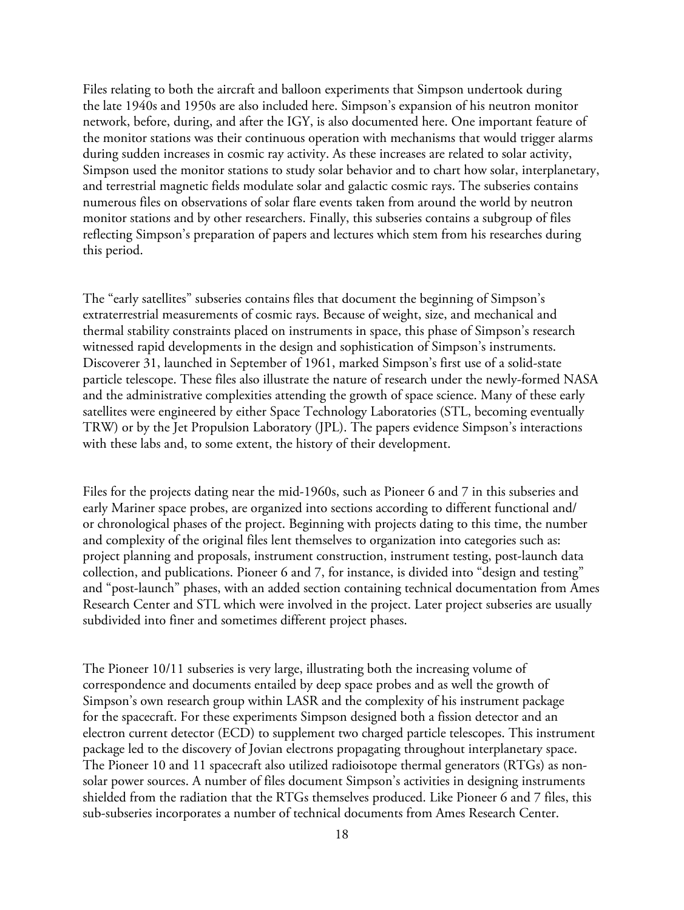Files relating to both the aircraft and balloon experiments that Simpson undertook during the late 1940s and 1950s are also included here. Simpson's expansion of his neutron monitor network, before, during, and after the IGY, is also documented here. One important feature of the monitor stations was their continuous operation with mechanisms that would trigger alarms during sudden increases in cosmic ray activity. As these increases are related to solar activity, Simpson used the monitor stations to study solar behavior and to chart how solar, interplanetary, and terrestrial magnetic fields modulate solar and galactic cosmic rays. The subseries contains numerous files on observations of solar flare events taken from around the world by neutron monitor stations and by other researchers. Finally, this subseries contains a subgroup of files reflecting Simpson's preparation of papers and lectures which stem from his researches during this period.

The "early satellites" subseries contains files that document the beginning of Simpson's extraterrestrial measurements of cosmic rays. Because of weight, size, and mechanical and thermal stability constraints placed on instruments in space, this phase of Simpson's research witnessed rapid developments in the design and sophistication of Simpson's instruments. Discoverer 31, launched in September of 1961, marked Simpson's first use of a solid-state particle telescope. These files also illustrate the nature of research under the newly-formed NASA and the administrative complexities attending the growth of space science. Many of these early satellites were engineered by either Space Technology Laboratories (STL, becoming eventually TRW) or by the Jet Propulsion Laboratory (JPL). The papers evidence Simpson's interactions with these labs and, to some extent, the history of their development.

Files for the projects dating near the mid-1960s, such as Pioneer 6 and 7 in this subseries and early Mariner space probes, are organized into sections according to different functional and/or chronological phases of the project. Beginning with projects dating to this time, the number and complexity of the original files lent themselves to organization into categories such as: project planning and proposals, instrument construction, instrument testing, post-launch data collection, and publications. Pioneer 6 and 7, for instance, is divided into "design and testing" and "post-launch" phases, with an added section containing technical documentation from Ames Research Center and STL which were involved in the project. Later project subseries are usually subdivided into finer and sometimes different project phases.

The Pioneer 10/11 subseries is very large, illustrating both the increasing volume of correspondence and documents entailed by deep space probes and as well the growth of Simpson's own research group within LASR and the complexity of his instrument package for the spacecraft. For these experiments Simpson designed both a fission detector and an electron current detector (ECD) to supplement two charged particle telescopes. This instrument package led to the discovery of Jovian electrons propagating throughout interplanetary space. The Pioneer 10 and 11 spacecraft also utilized radioisotope thermal generators (RTGs) as non-solar power sources. A number of files document Simpson's activities in designing instruments shielded from the radiation that the RTGs themselves produced. Like Pioneer 6 and 7 files, this sub-subseries incorporates a number of technical documents from Ames Research Center.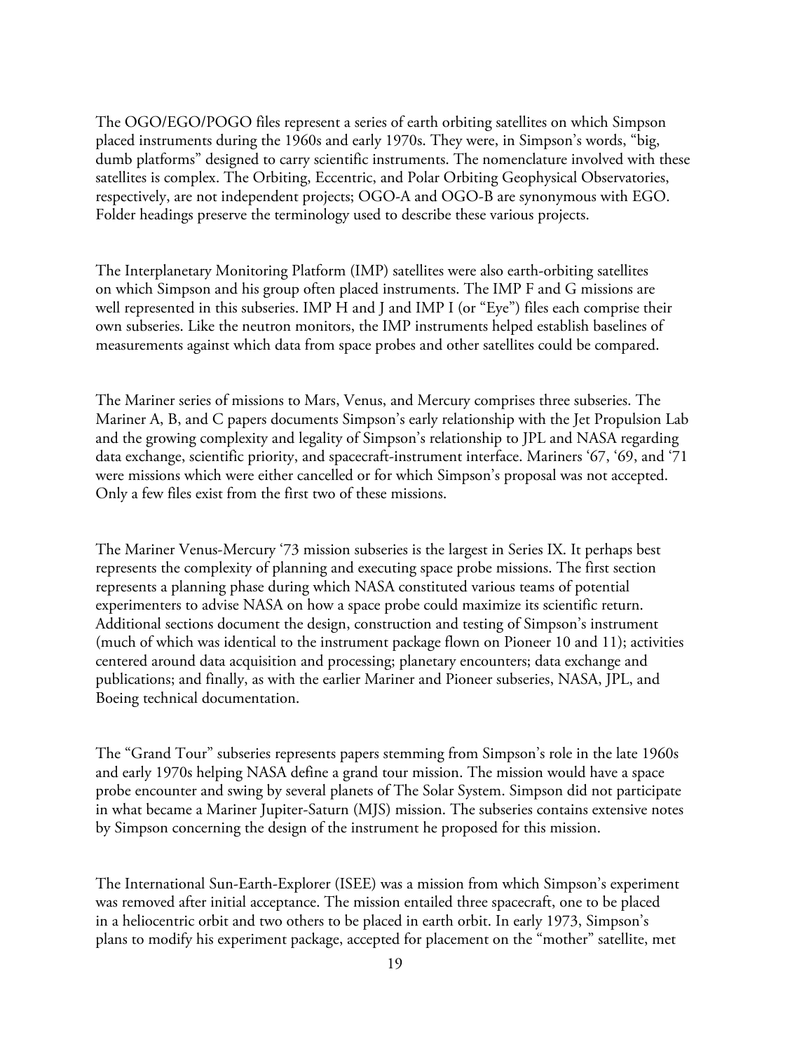The OGO/EGO/POGO files represent a series of earth orbiting satellites on which Simpson placed instruments during the 1960s and early 1970s. They were, in Simpson's words, "big, dumb platforms" designed to carry scientific instruments. The nomenclature involved with these satellites is complex. The Orbiting, Eccentric, and Polar Orbiting Geophysical Observatories, respectively, are not independent projects; OGO-A and OGO-B are synonymous with EGO. Folder headings preserve the terminology used to describe these various projects.

The Interplanetary Monitoring Platform (IMP) satellites were also earth-orbiting satellites on which Simpson and his group often placed instruments. The IMP F and G missions are well represented in this subseries. IMP H and J and IMP I (or "Eye") files each comprise their own subseries. Like the neutron monitors, the IMP instruments helped establish baselines of measurements against which data from space probes and other satellites could be compared.

The Mariner series of missions to Mars, Venus, and Mercury comprises three subseries. The Mariner A, B, and C papers documents Simpson's early relationship with the Jet Propulsion Lab and the growing complexity and legality of Simpson's relationship to JPL and NASA regarding data exchange, scientific priority, and spacecraft-instrument interface. Mariners '67, '69, and '71 were missions which were either cancelled or for which Simpson's proposal was not accepted. Only a few files exist from the first two of these missions.

The Mariner Venus-Mercury '73 mission subseries is the largest in Series IX. It perhaps best represents the complexity of planning and executing space probe missions. The first section represents a planning phase during which NASA constituted various teams of potential experimenters to advise NASA on how a space probe could maximize its scientific return. Additional sections document the design, construction and testing of Simpson's instrument (much of which was identical to the instrument package flown on Pioneer 10 and 11); activities centered around data acquisition and processing; planetary encounters; data exchange and publications; and finally, as with the earlier Mariner and Pioneer subseries, NASA, JPL, and Boeing technical documentation.

The "Grand Tour" subseries represents papers stemming from Simpson's role in the late 1960s and early 1970s helping NASA define a grand tour mission. The mission would have a space probe encounter and swing by several planets of The Solar System. Simpson did not participate in what became a Mariner Jupiter-Saturn (MJS) mission. The subseries contains extensive notes by Simpson concerning the design of the instrument he proposed for this mission.

The International Sun-Earth-Explorer (ISEE) was a mission from which Simpson's experiment was removed after initial acceptance. The mission entailed three spacecraft, one to be placed in a heliocentric orbit and two others to be placed in earth orbit. In early 1973, Simpson's plans to modify his experiment package, accepted for placement on the "mother" satellite, met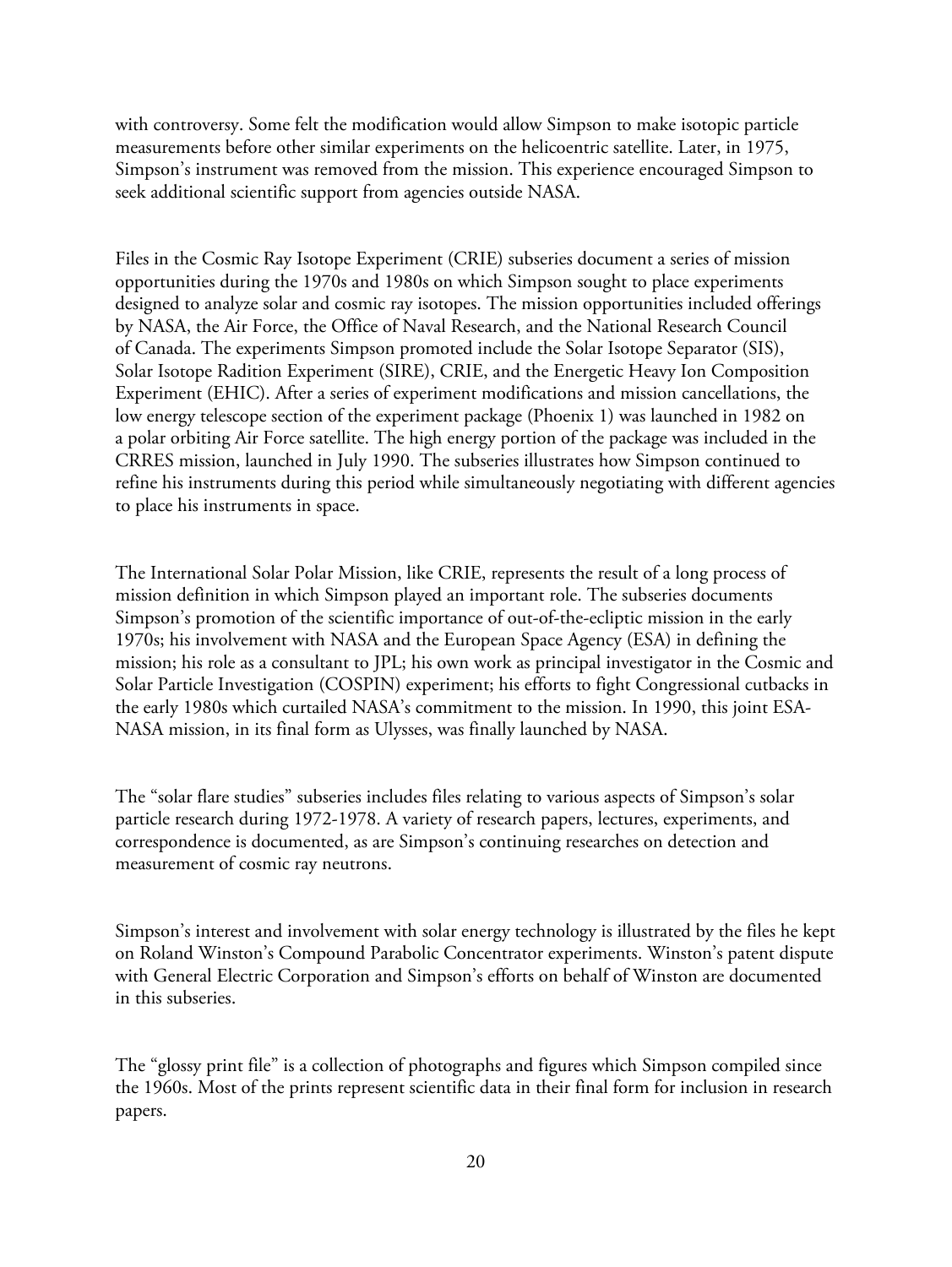with controversy. Some felt the modification would allow Simpson to make isotopic particle measurements before other similar experiments on the helicoentric satellite. Later, in 1975, Simpson's instrument was removed from the mission. This experience encouraged Simpson to seek additional scientific support from agencies outside NASA.

Files in the Cosmic Ray Isotope Experiment (CRIE) subseries document a series of mission opportunities during the 1970s and 1980s on which Simpson sought to place experiments designed to analyze solar and cosmic ray isotopes. The mission opportunities included offerings by NASA, the Air Force, the Office of Naval Research, and the National Research Council of Canada. The experiments Simpson promoted include the Solar Isotope Separator (SIS), Solar Isotope Radition Experiment (SIRE), CRIE, and the Energetic Heavy Ion Composition Experiment (EHIC). After a series of experiment modifications and mission cancellations, the low energy telescope section of the experiment package (Phoenix 1) was launched in 1982 on a polar orbiting Air Force satellite. The high energy portion of the package was included in the CRRES mission, launched in July 1990. The subseries illustrates how Simpson continued to refine his instruments during this period while simultaneously negotiating with different agencies to place his instruments in space.

The International Solar Polar Mission, like CRIE, represents the result of a long process of mission definition in which Simpson played an important role. The subseries documents Simpson's promotion of the scientific importance of out-of-the-ecliptic mission in the early 1970s; his involvement with NASA and the European Space Agency (ESA) in defining the mission; his role as a consultant to JPL; his own work as principal investigator in the Cosmic and Solar Particle Investigation (COSPIN) experiment; his efforts to fight Congressional cutbacks in the early 1980s which curtailed NASA's commitment to the mission. In 1990, this joint ESA-NASA mission, in its final form as Ulysses, was finally launched by NASA.

The "solar flare studies" subseries includes files relating to various aspects of Simpson's solar particle research during 1972-1978. A variety of research papers, lectures, experiments, and correspondence is documented, as are Simpson's continuing researches on detection and measurement of cosmic ray neutrons.

Simpson's interest and involvement with solar energy technology is illustrated by the files he kept on Roland Winston's Compound Parabolic Concentrator experiments. Winston's patent dispute with General Electric Corporation and Simpson's efforts on behalf of Winston are documented in this subseries.

The "glossy print file" is a collection of photographs and figures which Simpson compiled since the 1960s. Most of the prints represent scientific data in their final form for inclusion in research papers.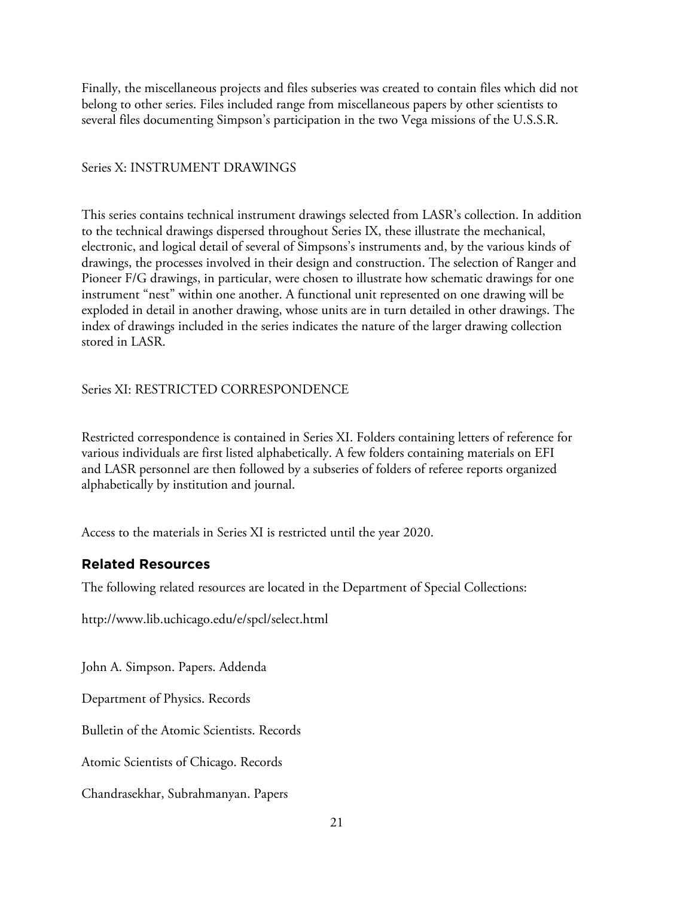Finally, the miscellaneous projects and files subseries was created to contain files which did not belong to other series. Files included range from miscellaneous papers by other scientists to several files documenting Simpson's participation in the two Vega missions of the U.S.S.R.

Series X: INSTRUMENT DRAWINGS

This series contains technical instrument drawings selected from LASR's collection. In addition to the technical drawings dispersed throughout Series IX, these illustrate the mechanical, electronic, and logical detail of several of Simpsons's instruments and, by the various kinds of drawings, the processes involved in their design and construction. The selection of Ranger and Pioneer F/G drawings, in particular, were chosen to illustrate how schematic drawings for one instrument "nest" within one another. A functional unit represented on one drawing will be exploded in detail in another drawing, whose units are in turn detailed in other drawings. The index of drawings included in the series indicates the nature of the larger drawing collection stored in LASR.

Series XI: RESTRICTED CORRESPONDENCE

Restricted correspondence is contained in Series XI. Folders containing letters of reference for various individuals are first listed alphabetically. A few folders containing materials on EFI and LASR personnel are then followed by a subseries of folders of referee reports organized alphabetically by institution and journal.

Access to the materials in Series XI is restricted until the year 2020.

## Related Resources

The following related resources are located in the Department of Special Collections:

http://www.lib.uchicago.edu/e/spcl/select.html

John A. Simpson. Papers. Addenda

Department of Physics. Records

Bulletin of the Atomic Scientists. Records

Atomic Scientists of Chicago. Records

Chandrasekhar, Subrahmanyan. Papers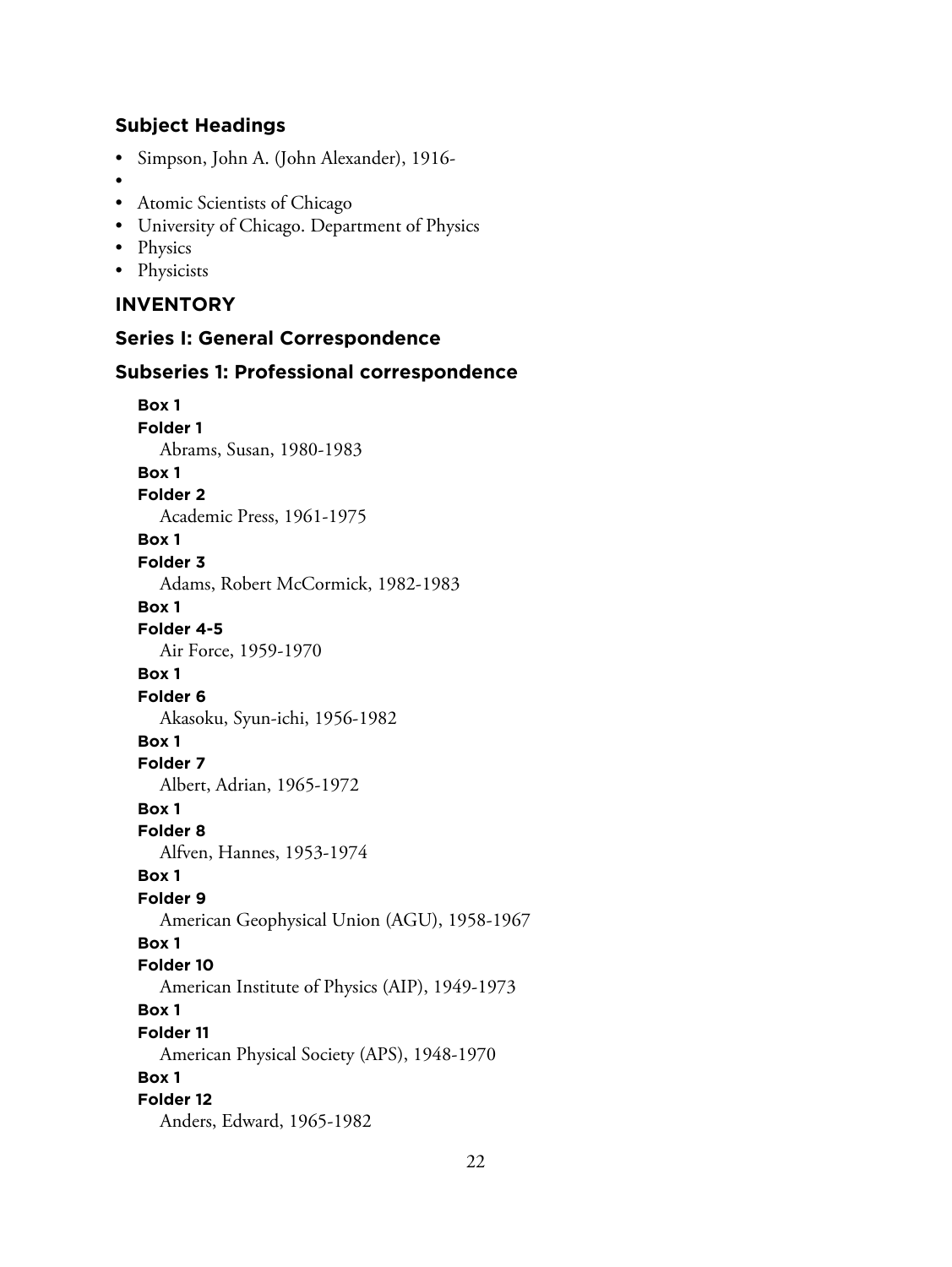## Subject Headings

- Simpson, John A. (John Alexander), 1916-
- 
- Atomic Scientists of Chicago
- University of Chicago. Department of Physics
- Physics
- Physicists

## INVENTORY

### Series I: General Correspondence

### Subseries 1: Professional correspondence

**Box 1**
**Folder 1**
Abrams, Susan, 1980-1983

**Box 1**
**Folder 2**
Academic Press, 1961-1975

**Box 1**
**Folder 3**
Adams, Robert McCormick, 1982-1983

**Box 1**
**Folder 4-5**
Air Force, 1959-1970

**Box 1**
**Folder 6**
Akasoku, Syun-ichi, 1956-1982

**Box 1**
**Folder 7**
Albert, Adrian, 1965-1972

**Box 1**
**Folder 8**
Alfven, Hannes, 1953-1974

**Box 1**
**Folder 9**
American Geophysical Union (AGU), 1958-1967

**Box 1**
**Folder 10**
American Institute of Physics (AIP), 1949-1973

**Box 1**
**Folder 11**
American Physical Society (APS), 1948-1970

**Box 1**
**Folder 12**
Anders, Edward, 1965-1982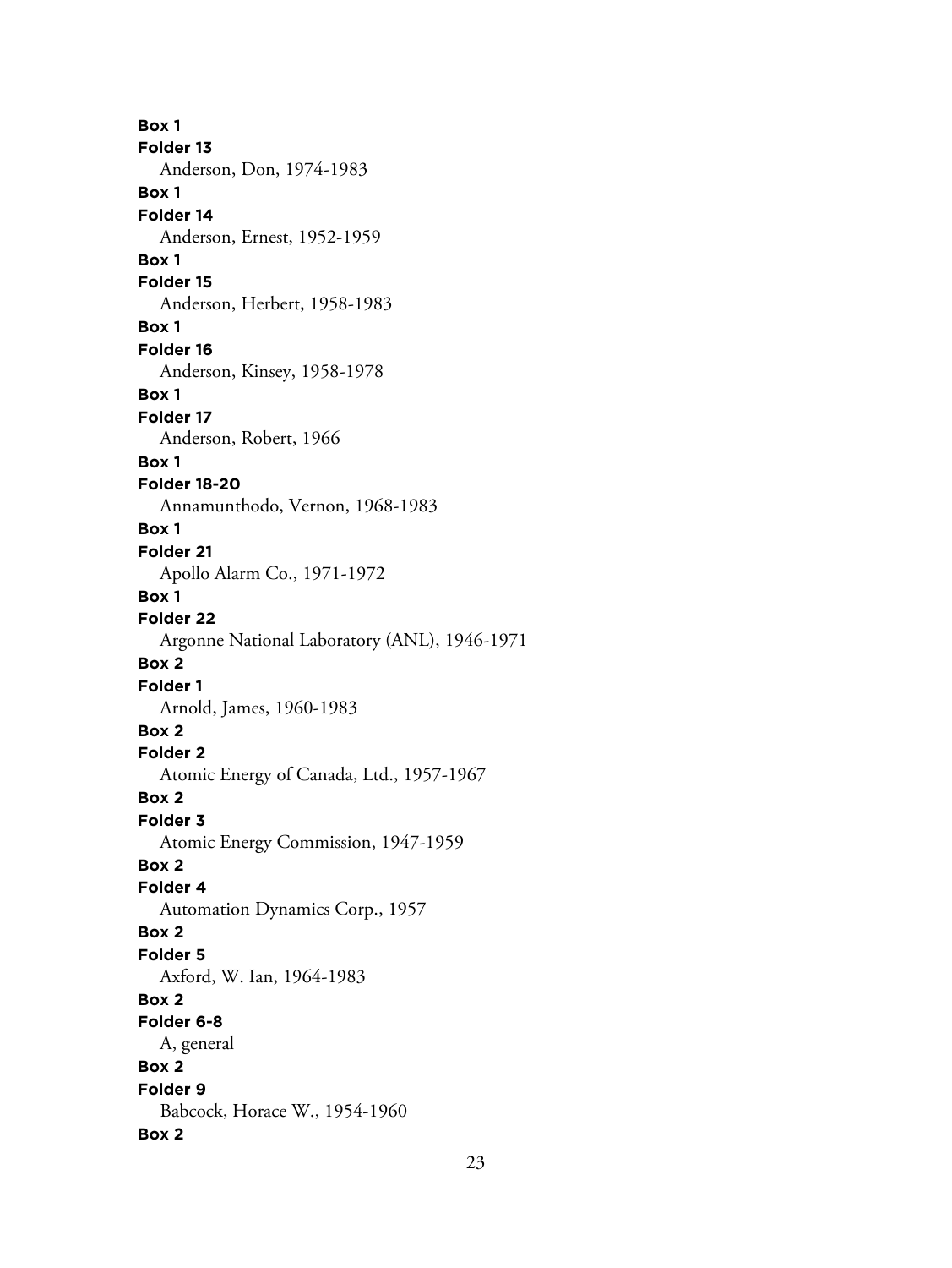**Box 1**
**Folder 13**
Anderson, Don, 1974-1983
**Box 1**
**Folder 14**
Anderson, Ernest, 1952-1959
**Box 1**
**Folder 15**
Anderson, Herbert, 1958-1983
**Box 1**
**Folder 16**
Anderson, Kinsey, 1958-1978
**Box 1**
**Folder 17**
Anderson, Robert, 1966
**Box 1**
**Folder 18-20**
Annamunthodo, Vernon, 1968-1983
**Box 1**
**Folder 21**
Apollo Alarm Co., 1971-1972
**Box 1**
**Folder 22**
Argonne National Laboratory (ANL), 1946-1971
**Box 2**
**Folder 1**
Arnold, James, 1960-1983
**Box 2**
**Folder 2**
Atomic Energy of Canada, Ltd., 1957-1967
**Box 2**
**Folder 3**
Atomic Energy Commission, 1947-1959
**Box 2**
**Folder 4**
Automation Dynamics Corp., 1957
**Box 2**
**Folder 5**
Axford, W. Ian, 1964-1983
**Box 2**
**Folder 6-8**
A, general
**Box 2**
**Folder 9**
Babcock, Horace W., 1954-1960
**Box 2**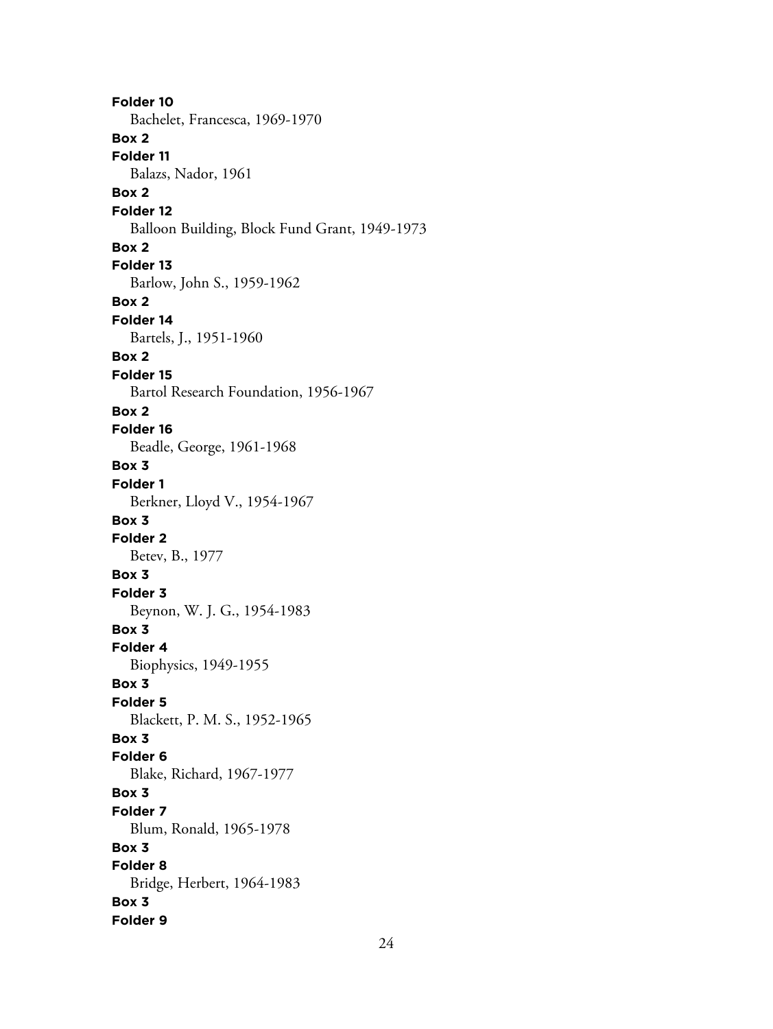**Folder 10**

Bachelet, Francesca, 1969-1970

**Box 2**

**Folder 11**

Balazs, Nador, 1961

**Box 2**

**Folder 12**

Balloon Building, Block Fund Grant, 1949-1973

**Box 2**

**Folder 13**

Barlow, John S., 1959-1962

**Box 2**

**Folder 14**

Bartels, J., 1951-1960

**Box 2**

**Folder 15**

Bartol Research Foundation, 1956-1967

**Box 2**

**Folder 16**

Beadle, George, 1961-1968

**Box 3**

**Folder 1**

Berkner, Lloyd V., 1954-1967

**Box 3**

**Folder 2**

Betev, B., 1977

**Box 3**

**Folder 3**

Beynon, W. J. G., 1954-1983

**Box 3**

**Folder 4**

Biophysics, 1949-1955

**Box 3**

**Folder 5**

Blackett, P. M. S., 1952-1965

**Box 3**

**Folder 6**

Blake, Richard, 1967-1977

**Box 3**

**Folder 7**

Blum, Ronald, 1965-1978

**Box 3**

**Folder 8**

Bridge, Herbert, 1964-1983

**Box 3**

**Folder 9**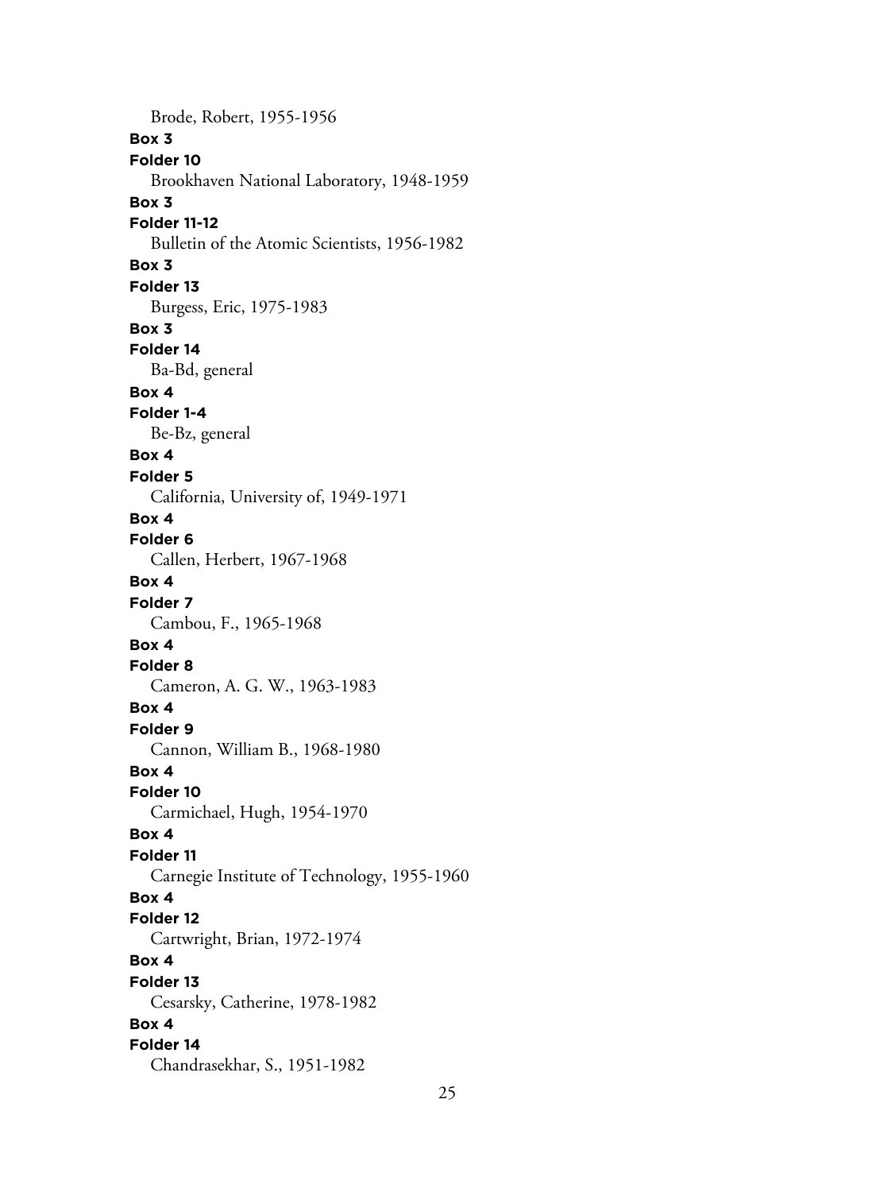Brode, Robert, 1955-1956

**Box 3**

**Folder 10**

Brookhaven National Laboratory, 1948-1959

**Box 3**

**Folder 11-12**

Bulletin of the Atomic Scientists, 1956-1982

**Box 3**

**Folder 13**

Burgess, Eric, 1975-1983

**Box 3**

**Folder 14**

Ba-Bd, general

**Box 4**

**Folder 1-4**

Be-Bz, general

**Box 4**

**Folder 5**

California, University of, 1949-1971

**Box 4**

**Folder 6**

Callen, Herbert, 1967-1968

**Box 4**

**Folder 7**

Cambou, F., 1965-1968

**Box 4**

**Folder 8**

Cameron, A. G. W., 1963-1983

**Box 4**

**Folder 9**

Cannon, William B., 1968-1980

**Box 4**

**Folder 10**

Carmichael, Hugh, 1954-1970

**Box 4**

**Folder 11**

Carnegie Institute of Technology, 1955-1960

**Box 4**

**Folder 12**

Cartwright, Brian, 1972-1974

**Box 4**

**Folder 13**

Cesarsky, Catherine, 1978-1982

**Box 4**

**Folder 14**

Chandrasekhar, S., 1951-1982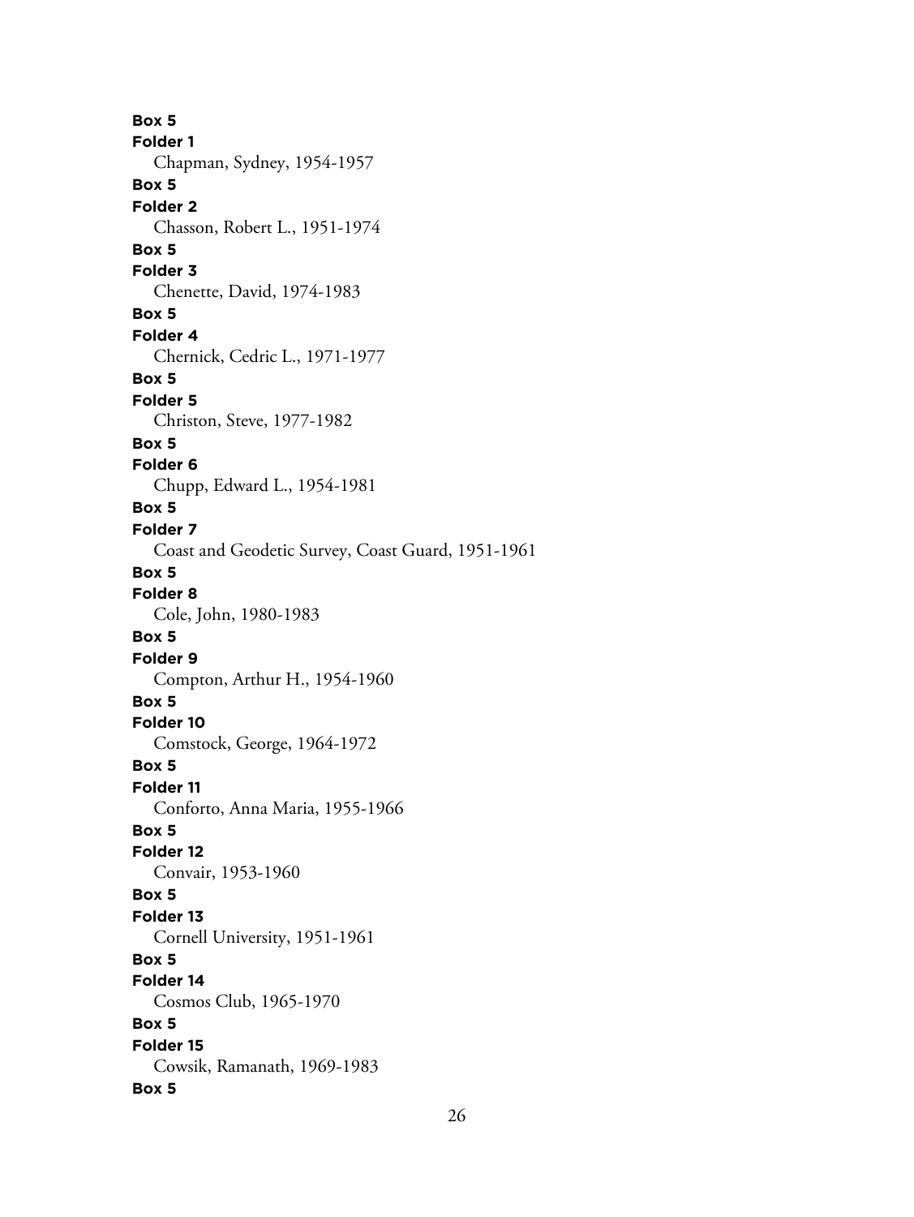**Box 5**
**Folder 1**
Chapman, Sydney, 1954-1957
**Box 5**
**Folder 2**
Chasson, Robert L., 1951-1974
**Box 5**
**Folder 3**
Chenette, David, 1974-1983
**Box 5**
**Folder 4**
Chernick, Cedric L., 1971-1977
**Box 5**
**Folder 5**
Christon, Steve, 1977-1982
**Box 5**
**Folder 6**
Chupp, Edward L., 1954-1981
**Box 5**
**Folder 7**
Coast and Geodetic Survey, Coast Guard, 1951-1961
**Box 5**
**Folder 8**
Cole, John, 1980-1983
**Box 5**
**Folder 9**
Compton, Arthur H., 1954-1960
**Box 5**
**Folder 10**
Comstock, George, 1964-1972
**Box 5**
**Folder 11**
Conforto, Anna Maria, 1955-1966
**Box 5**
**Folder 12**
Convair, 1953-1960
**Box 5**
**Folder 13**
Cornell University, 1951-1961
**Box 5**
**Folder 14**
Cosmos Club, 1965-1970
**Box 5**
**Folder 15**
Cowsik, Ramanath, 1969-1983
**Box 5**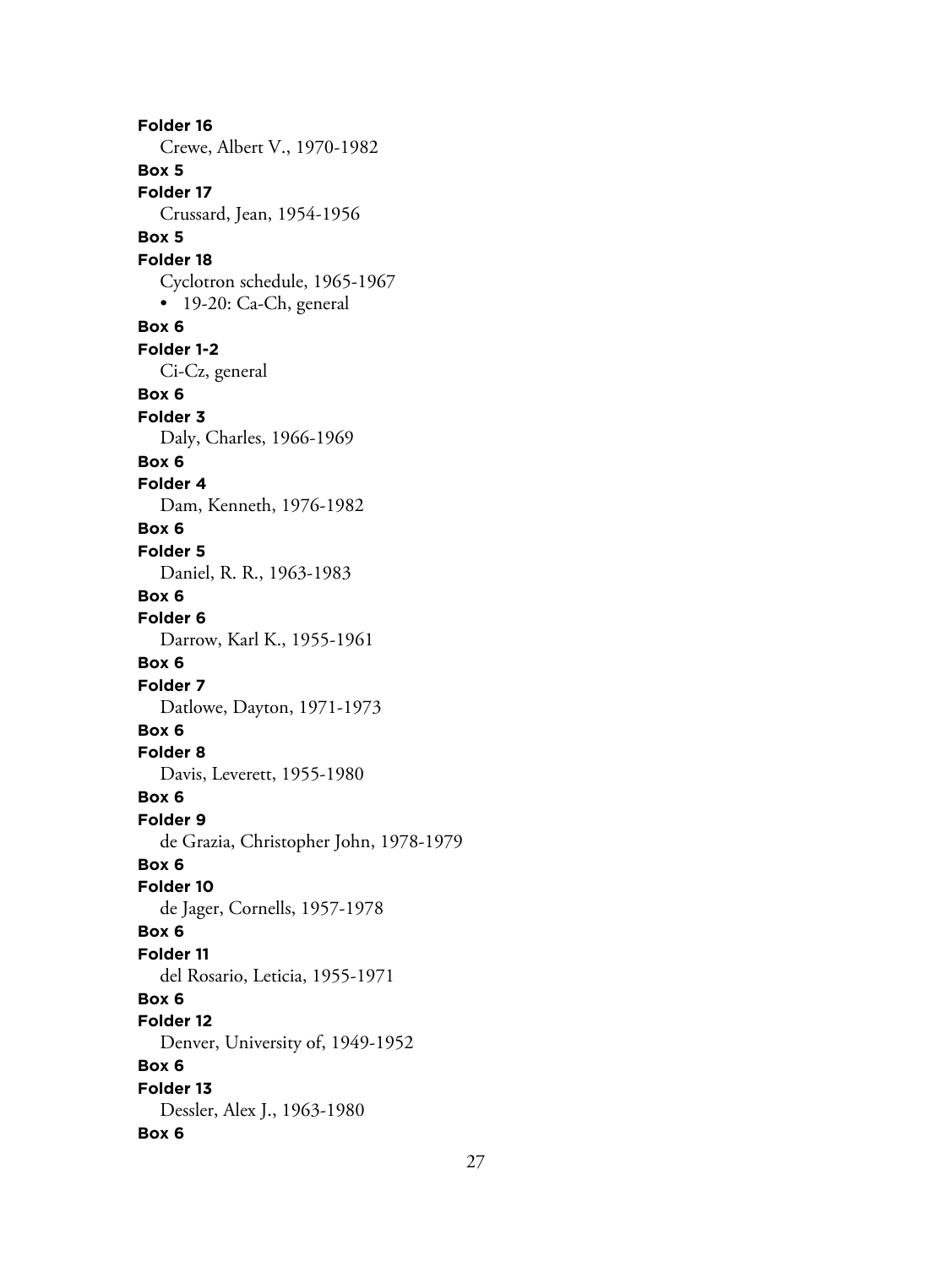**Folder 16**

Crewe, Albert V., 1970-1982

**Box 5**

**Folder 17**

Crussard, Jean, 1954-1956

**Box 5**

**Folder 18**

Cyclotron schedule, 1965-1967

- 19-20: Ca-Ch, general

**Box 6**

**Folder 1-2**

Ci-Cz, general

**Box 6**

**Folder 3**

Daly, Charles, 1966-1969

**Box 6**

**Folder 4**

Dam, Kenneth, 1976-1982

**Box 6**

**Folder 5**

Daniel, R. R., 1963-1983

**Box 6**

**Folder 6**

Darrow, Karl K., 1955-1961

**Box 6**

**Folder 7**

Datlowe, Dayton, 1971-1973

**Box 6**

**Folder 8**

Davis, Leverett, 1955-1980

**Box 6**

**Folder 9**

de Grazia, Christopher John, 1978-1979

**Box 6**

**Folder 10**

de Jager, Cornells, 1957-1978

**Box 6**

**Folder 11**

del Rosario, Leticia, 1955-1971

**Box 6**

**Folder 12**

Denver, University of, 1949-1952

**Box 6**

**Folder 13**

Dessler, Alex J., 1963-1980

**Box 6**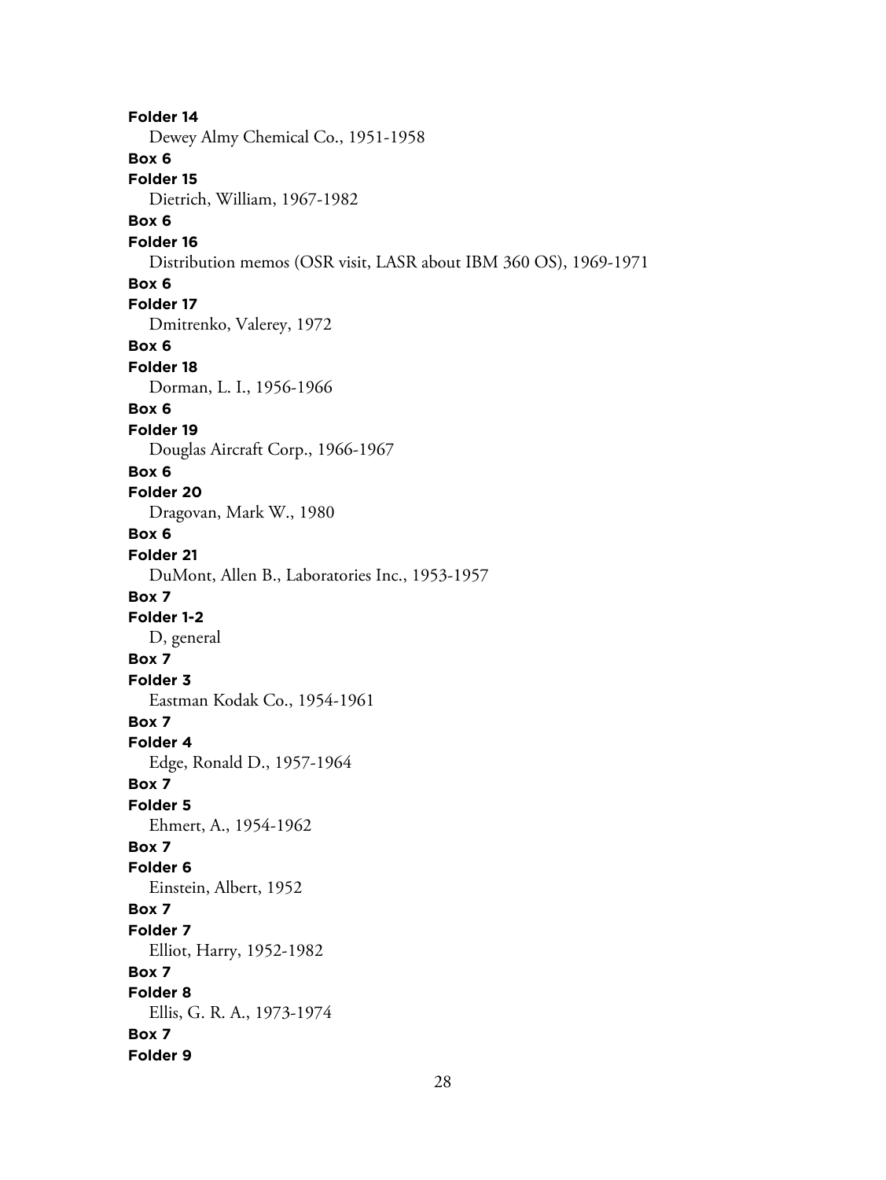**Folder 14**

Dewey Almy Chemical Co., 1951-1958

**Box 6**

**Folder 15**

Dietrich, William, 1967-1982

**Box 6**

**Folder 16**

Distribution memos (OSR visit, LASR about IBM 360 OS), 1969-1971

**Box 6**

**Folder 17**

Dmitrenko, Valerey, 1972

**Box 6**

**Folder 18**

Dorman, L. I., 1956-1966

**Box 6**

**Folder 19**

Douglas Aircraft Corp., 1966-1967

**Box 6**

**Folder 20**

Dragovan, Mark W., 1980

**Box 6**

**Folder 21**

DuMont, Allen B., Laboratories Inc., 1953-1957

**Box 7**

**Folder 1-2**

D, general

**Box 7**

**Folder 3**

Eastman Kodak Co., 1954-1961

**Box 7**

**Folder 4**

Edge, Ronald D., 1957-1964

**Box 7**

**Folder 5**

Ehmert, A., 1954-1962

**Box 7**

**Folder 6**

Einstein, Albert, 1952

**Box 7**

**Folder 7**

Elliot, Harry, 1952-1982

**Box 7**

**Folder 8**

Ellis, G. R. A., 1973-1974

**Box 7**

**Folder 9**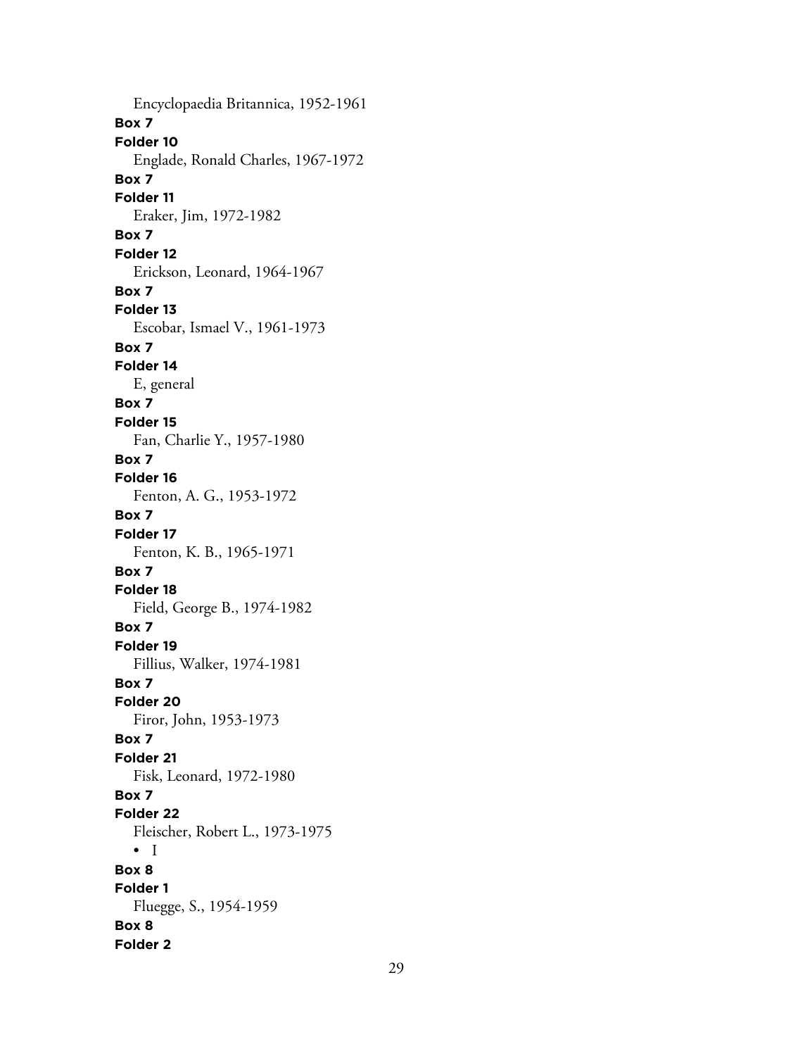Encyclopaedia Britannica, 1952-1961

**Box 7**

**Folder 10**

Englade, Ronald Charles, 1967-1972

**Box 7**

**Folder 11**

Eraker, Jim, 1972-1982

**Box 7**

**Folder 12**

Erickson, Leonard, 1964-1967

**Box 7**

**Folder 13**

Escobar, Ismael V., 1961-1973

**Box 7**

**Folder 14**

E, general

**Box 7**

**Folder 15**

Fan, Charlie Y., 1957-1980

**Box 7**

**Folder 16**

Fenton, A. G., 1953-1972

**Box 7**

**Folder 17**

Fenton, K. B., 1965-1971

**Box 7**

**Folder 18**

Field, George B., 1974-1982

**Box 7**

**Folder 19**

Fillius, Walker, 1974-1981

**Box 7**

**Folder 20**

Firor, John, 1953-1973

**Box 7**

**Folder 21**

Fisk, Leonard, 1972-1980

**Box 7**

**Folder 22**

Fleischer, Robert L., 1973-1975

- I

**Box 8**

**Folder 1**

Fluegge, S., 1954-1959

**Box 8**

**Folder 2**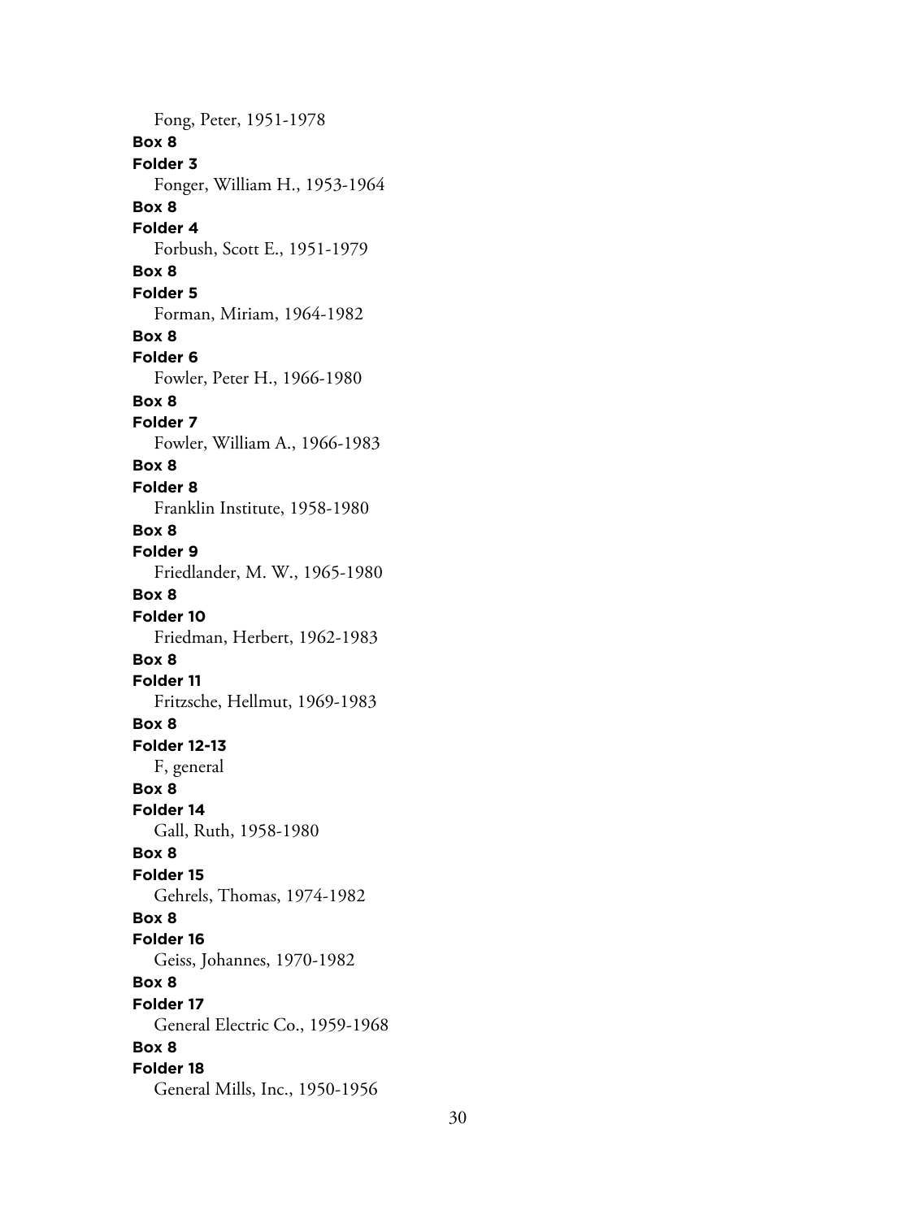Fong, Peter, 1951-1978

**Box 8**
**Folder 3**
Fonger, William H., 1953-1964

**Box 8**
**Folder 4**
Forbush, Scott E., 1951-1979

**Box 8**
**Folder 5**
Forman, Miriam, 1964-1982

**Box 8**
**Folder 6**
Fowler, Peter H., 1966-1980

**Box 8**
**Folder 7**
Fowler, William A., 1966-1983

**Box 8**
**Folder 8**
Franklin Institute, 1958-1980

**Box 8**
**Folder 9**
Friedlander, M. W., 1965-1980

**Box 8**
**Folder 10**
Friedman, Herbert, 1962-1983

**Box 8**
**Folder 11**
Fritzsche, Hellmut, 1969-1983

**Box 8**
**Folder 12-13**
F, general

**Box 8**
**Folder 14**
Gall, Ruth, 1958-1980

**Box 8**
**Folder 15**
Gehrels, Thomas, 1974-1982

**Box 8**
**Folder 16**
Geiss, Johannes, 1970-1982

**Box 8**
**Folder 17**
General Electric Co., 1959-1968

**Box 8**
**Folder 18**
General Mills, Inc., 1950-1956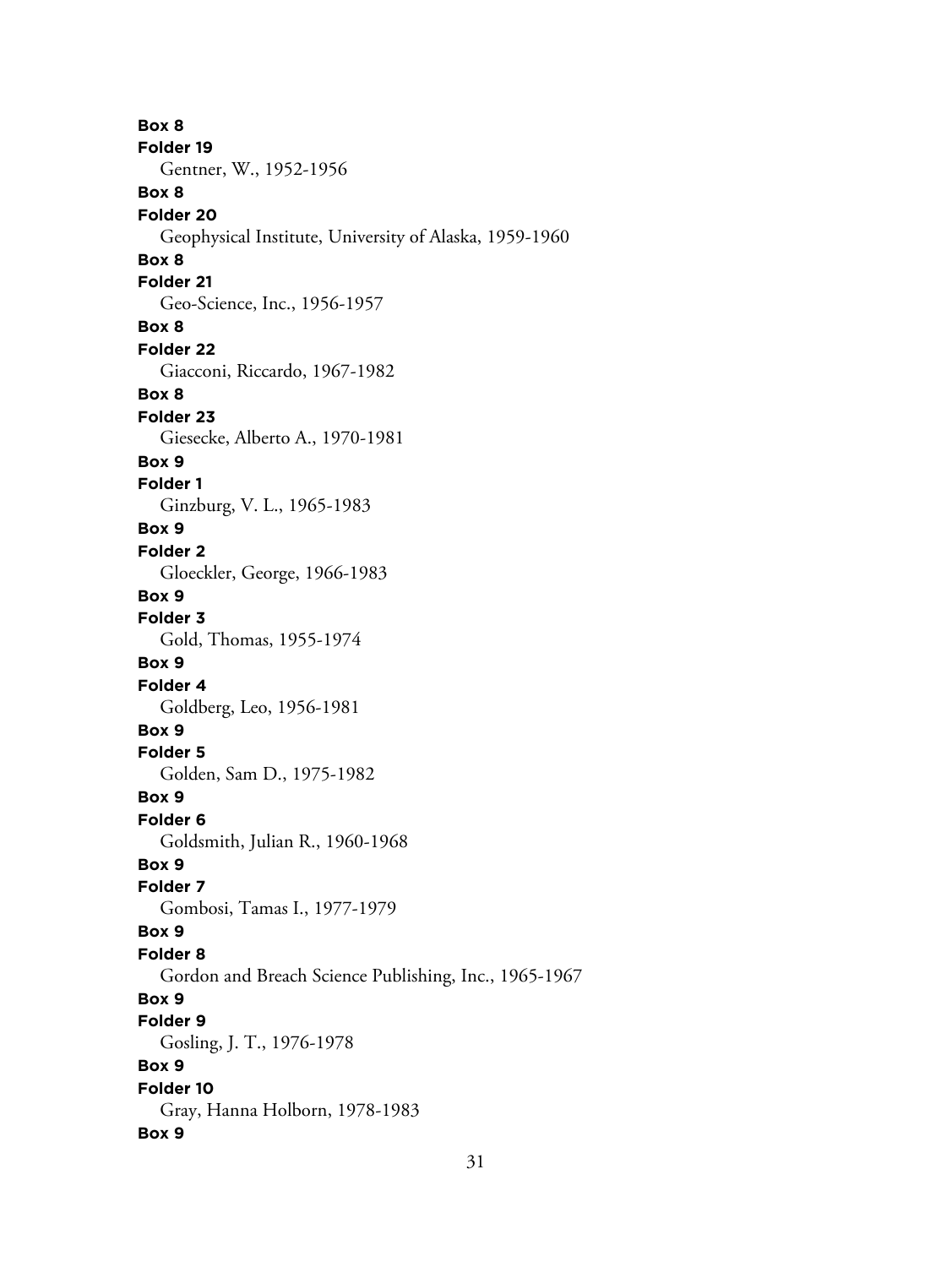**Box 8**
**Folder 19**
Gentner, W., 1952-1956
**Box 8**
**Folder 20**
Geophysical Institute, University of Alaska, 1959-1960
**Box 8**
**Folder 21**
Geo-Science, Inc., 1956-1957
**Box 8**
**Folder 22**
Giacconi, Riccardo, 1967-1982
**Box 8**
**Folder 23**
Giesecke, Alberto A., 1970-1981
**Box 9**
**Folder 1**
Ginzburg, V. L., 1965-1983
**Box 9**
**Folder 2**
Gloeckler, George, 1966-1983
**Box 9**
**Folder 3**
Gold, Thomas, 1955-1974
**Box 9**
**Folder 4**
Goldberg, Leo, 1956-1981
**Box 9**
**Folder 5**
Golden, Sam D., 1975-1982
**Box 9**
**Folder 6**
Goldsmith, Julian R., 1960-1968
**Box 9**
**Folder 7**
Gombosi, Tamas I., 1977-1979
**Box 9**
**Folder 8**
Gordon and Breach Science Publishing, Inc., 1965-1967
**Box 9**
**Folder 9**
Gosling, J. T., 1976-1978
**Box 9**
**Folder 10**
Gray, Hanna Holborn, 1978-1983
**Box 9**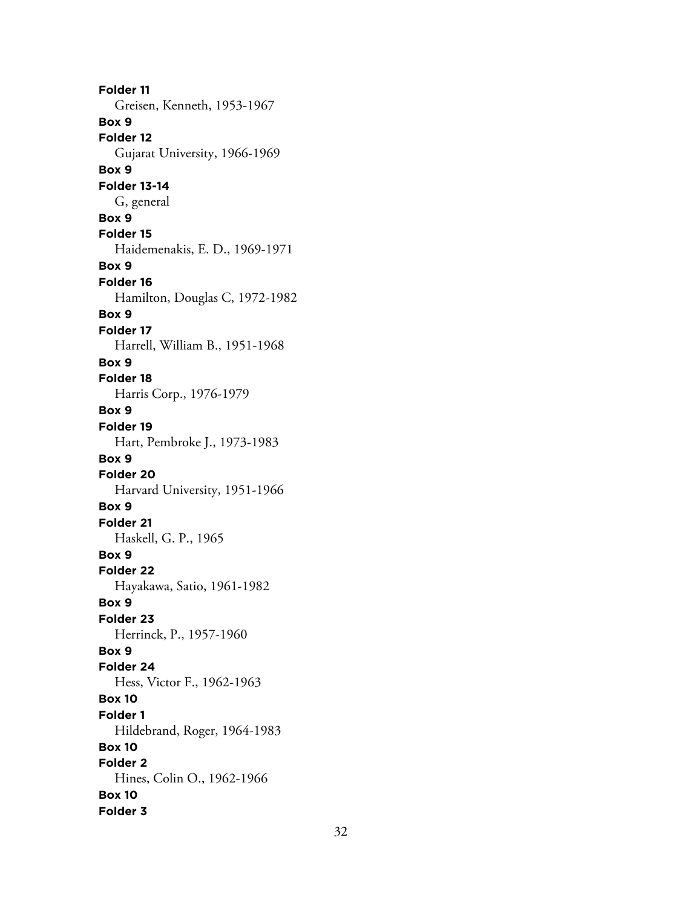**Folder 11**
Greisen, Kenneth, 1953-1967

**Box 9**
**Folder 12**
Gujarat University, 1966-1969

**Box 9**
**Folder 13-14**
G, general

**Box 9**
**Folder 15**
Haidemenakis, E. D., 1969-1971

**Box 9**
**Folder 16**
Hamilton, Douglas C, 1972-1982

**Box 9**
**Folder 17**
Harrell, William B., 1951-1968

**Box 9**
**Folder 18**
Harris Corp., 1976-1979

**Box 9**
**Folder 19**
Hart, Pembroke J., 1973-1983

**Box 9**
**Folder 20**
Harvard University, 1951-1966

**Box 9**
**Folder 21**
Haskell, G. P., 1965

**Box 9**
**Folder 22**
Hayakawa, Satio, 1961-1982

**Box 9**
**Folder 23**
Herrinck, P., 1957-1960

**Box 9**
**Folder 24**
Hess, Victor F., 1962-1963

**Box 10**
**Folder 1**
Hildebrand, Roger, 1964-1983

**Box 10**
**Folder 2**
Hines, Colin O., 1962-1966

**Box 10**
**Folder 3**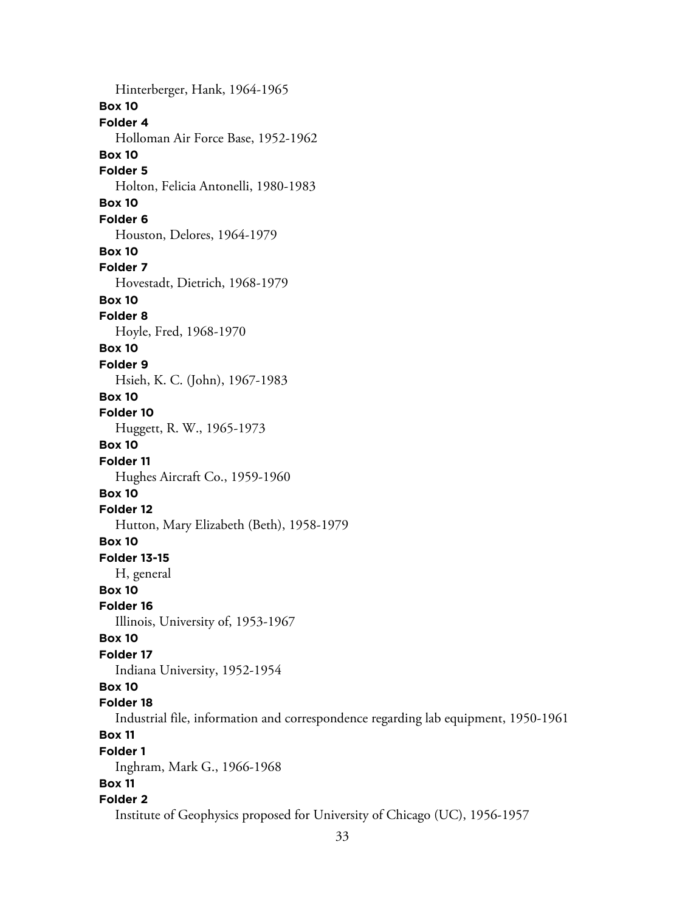Hinterberger, Hank, 1964-1965

**Box 10**

**Folder 4**

Holloman Air Force Base, 1952-1962

**Box 10**

**Folder 5**

Holton, Felicia Antonelli, 1980-1983

**Box 10**

**Folder 6**

Houston, Delores, 1964-1979

**Box 10**

**Folder 7**

Hovestadt, Dietrich, 1968-1979

**Box 10**

**Folder 8**

Hoyle, Fred, 1968-1970

**Box 10**

**Folder 9**

Hsieh, K. C. (John), 1967-1983

**Box 10**

**Folder 10**

Huggett, R. W., 1965-1973

**Box 10**

**Folder 11**

Hughes Aircraft Co., 1959-1960

**Box 10**

**Folder 12**

Hutton, Mary Elizabeth (Beth), 1958-1979

**Box 10**

**Folder 13-15**

H, general

**Box 10**

**Folder 16**

Illinois, University of, 1953-1967

**Box 10**

**Folder 17**

Indiana University, 1952-1954

**Box 10**

**Folder 18**

Industrial file, information and correspondence regarding lab equipment, 1950-1961

**Box 11**

**Folder 1**

Inghram, Mark G., 1966-1968

**Box 11**

**Folder 2**

Institute of Geophysics proposed for University of Chicago (UC), 1956-1957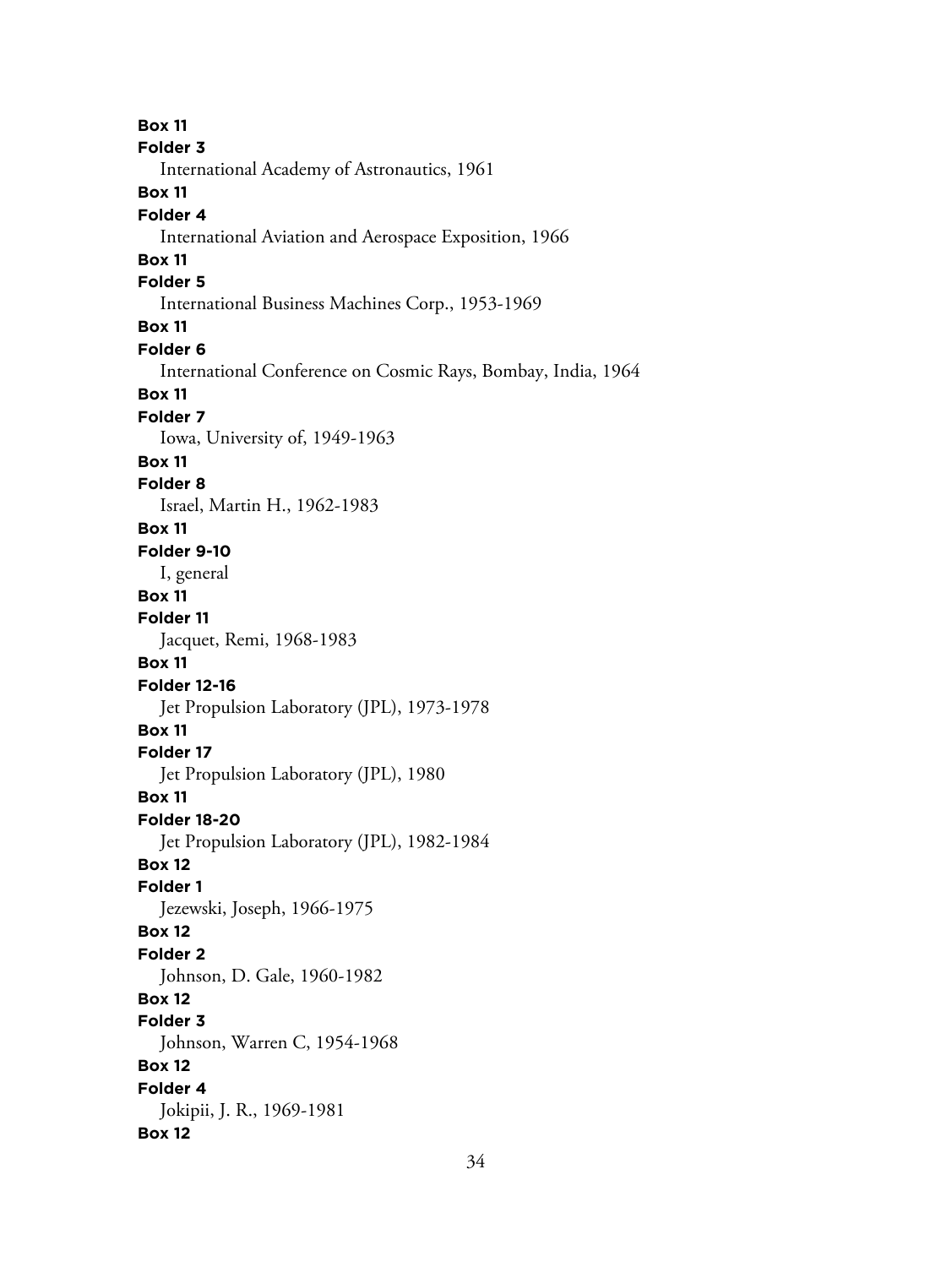**Box 11**
**Folder 3**
International Academy of Astronautics, 1961
**Box 11**
**Folder 4**
International Aviation and Aerospace Exposition, 1966
**Box 11**
**Folder 5**
International Business Machines Corp., 1953-1969
**Box 11**
**Folder 6**
International Conference on Cosmic Rays, Bombay, India, 1964
**Box 11**
**Folder 7**
Iowa, University of, 1949-1963
**Box 11**
**Folder 8**
Israel, Martin H., 1962-1983
**Box 11**
**Folder 9-10**
I, general
**Box 11**
**Folder 11**
Jacquet, Remi, 1968-1983
**Box 11**
**Folder 12-16**
Jet Propulsion Laboratory (JPL), 1973-1978
**Box 11**
**Folder 17**
Jet Propulsion Laboratory (JPL), 1980
**Box 11**
**Folder 18-20**
Jet Propulsion Laboratory (JPL), 1982-1984
**Box 12**
**Folder 1**
Jezewski, Joseph, 1966-1975
**Box 12**
**Folder 2**
Johnson, D. Gale, 1960-1982
**Box 12**
**Folder 3**
Johnson, Warren C, 1954-1968
**Box 12**
**Folder 4**
Jokipii, J. R., 1969-1981
**Box 12**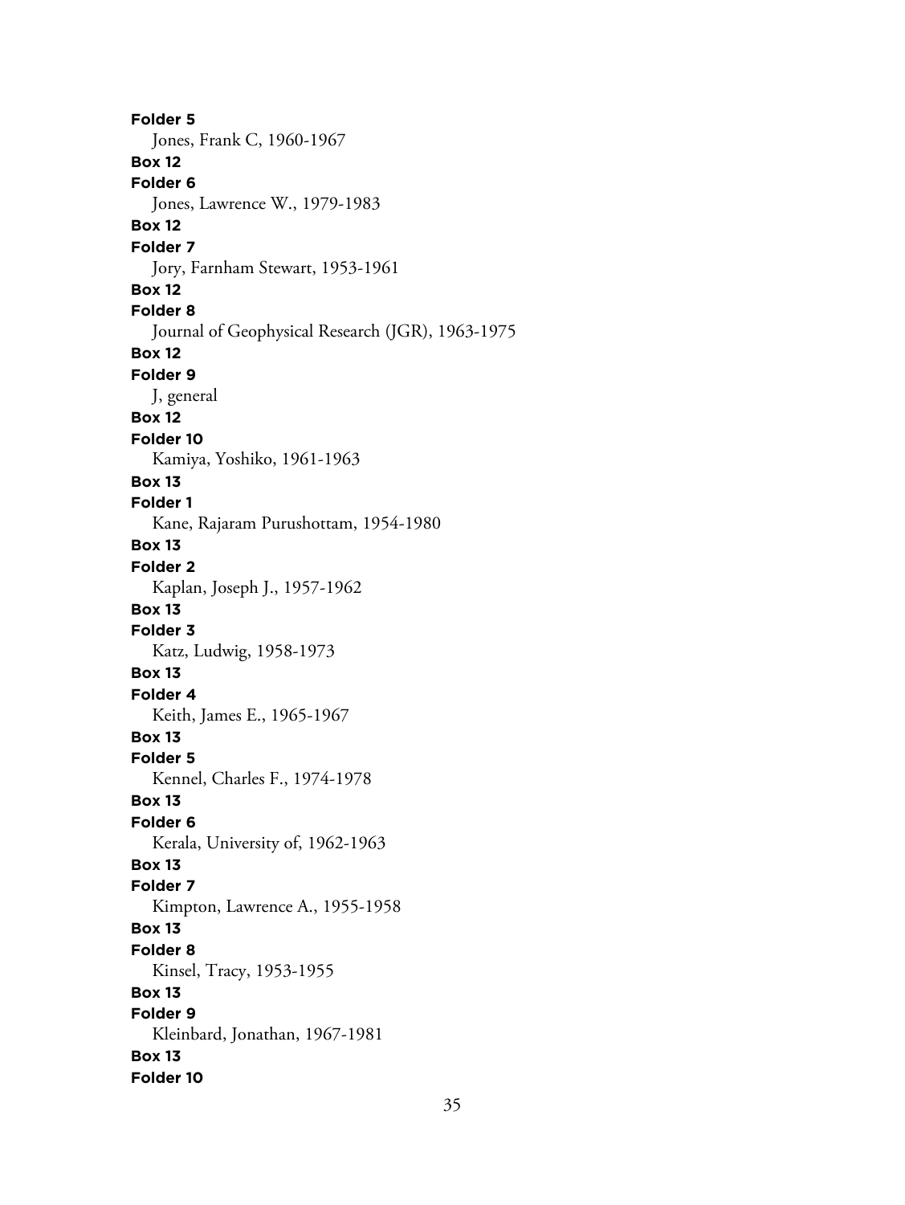**Folder 5**

Jones, Frank C, 1960-1967

**Box 12**

**Folder 6**

Jones, Lawrence W., 1979-1983

**Box 12**

**Folder 7**

Jory, Farnham Stewart, 1953-1961

**Box 12**

**Folder 8**

Journal of Geophysical Research (JGR), 1963-1975

**Box 12**

**Folder 9**

J, general

**Box 12**

**Folder 10**

Kamiya, Yoshiko, 1961-1963

**Box 13**

**Folder 1**

Kane, Rajaram Purushottam, 1954-1980

**Box 13**

**Folder 2**

Kaplan, Joseph J., 1957-1962

**Box 13**

**Folder 3**

Katz, Ludwig, 1958-1973

**Box 13**

**Folder 4**

Keith, James E., 1965-1967

**Box 13**

**Folder 5**

Kennel, Charles F., 1974-1978

**Box 13**

**Folder 6**

Kerala, University of, 1962-1963

**Box 13**

**Folder 7**

Kimpton, Lawrence A., 1955-1958

**Box 13**

**Folder 8**

Kinsel, Tracy, 1953-1955

**Box 13**

**Folder 9**

Kleinbard, Jonathan, 1967-1981

**Box 13**

**Folder 10**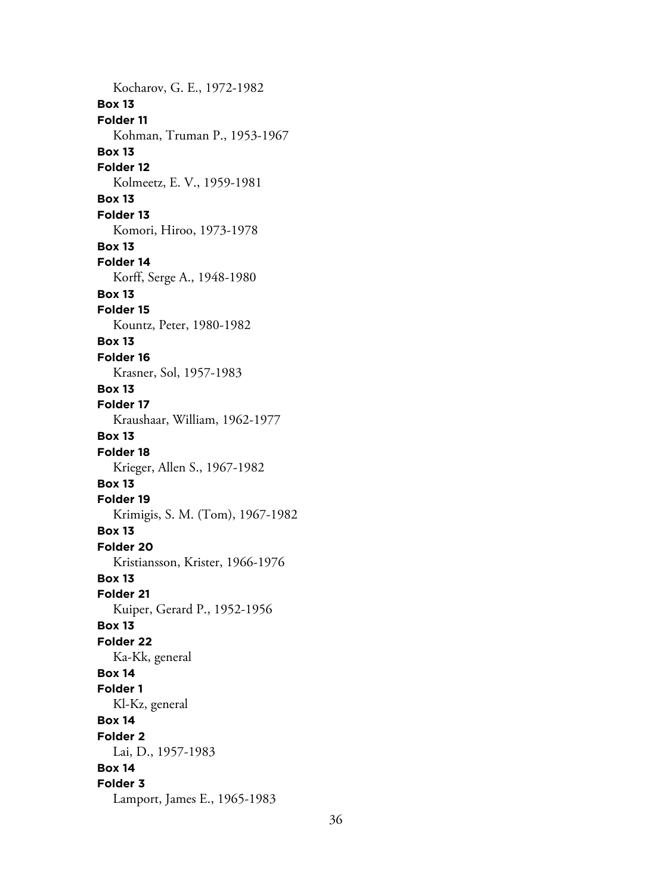Kocharov, G. E., 1972-1982

**Box 13**

**Folder 11**

Kohman, Truman P., 1953-1967

**Box 13**

**Folder 12**

Kolmeetz, E. V., 1959-1981

**Box 13**

**Folder 13**

Komori, Hiroo, 1973-1978

**Box 13**

**Folder 14**

Korff, Serge A., 1948-1980

**Box 13**

**Folder 15**

Kountz, Peter, 1980-1982

**Box 13**

**Folder 16**

Krasner, Sol, 1957-1983

**Box 13**

**Folder 17**

Kraushaar, William, 1962-1977

**Box 13**

**Folder 18**

Krieger, Allen S., 1967-1982

**Box 13**

**Folder 19**

Krimigis, S. M. (Tom), 1967-1982

**Box 13**

**Folder 20**

Kristiansson, Krister, 1966-1976

**Box 13**

**Folder 21**

Kuiper, Gerard P., 1952-1956

**Box 13**

**Folder 22**

Ka-Kk, general

**Box 14**

**Folder 1**

Kl-Kz, general

**Box 14**

**Folder 2**

Lai, D., 1957-1983

**Box 14**

**Folder 3**

Lamport, James E., 1965-1983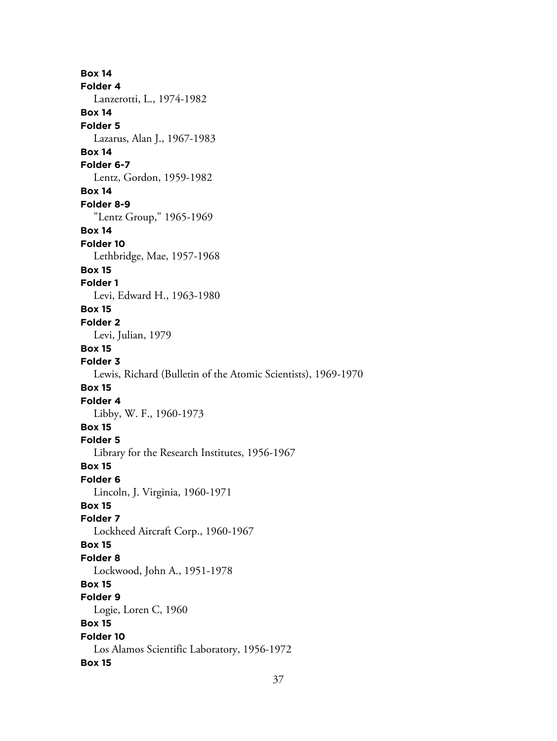**Box 14**
**Folder 4**
Lanzerotti, L., 1974-1982

**Box 14**
**Folder 5**
Lazarus, Alan J., 1967-1983

**Box 14**
**Folder 6-7**
Lentz, Gordon, 1959-1982

**Box 14**
**Folder 8-9**
"Lentz Group," 1965-1969

**Box 14**
**Folder 10**
Lethbridge, Mae, 1957-1968

**Box 15**
**Folder 1**
Levi, Edward H., 1963-1980

**Box 15**
**Folder 2**
Levi, Julian, 1979

**Box 15**
**Folder 3**
Lewis, Richard (Bulletin of the Atomic Scientists), 1969-1970

**Box 15**
**Folder 4**
Libby, W. F., 1960-1973

**Box 15**
**Folder 5**
Library for the Research Institutes, 1956-1967

**Box 15**
**Folder 6**
Lincoln, J. Virginia, 1960-1971

**Box 15**
**Folder 7**
Lockheed Aircraft Corp., 1960-1967

**Box 15**
**Folder 8**
Lockwood, John A., 1951-1978

**Box 15**
**Folder 9**
Logie, Loren C, 1960

**Box 15**
**Folder 10**
Los Alamos Scientific Laboratory, 1956-1972

**Box 15**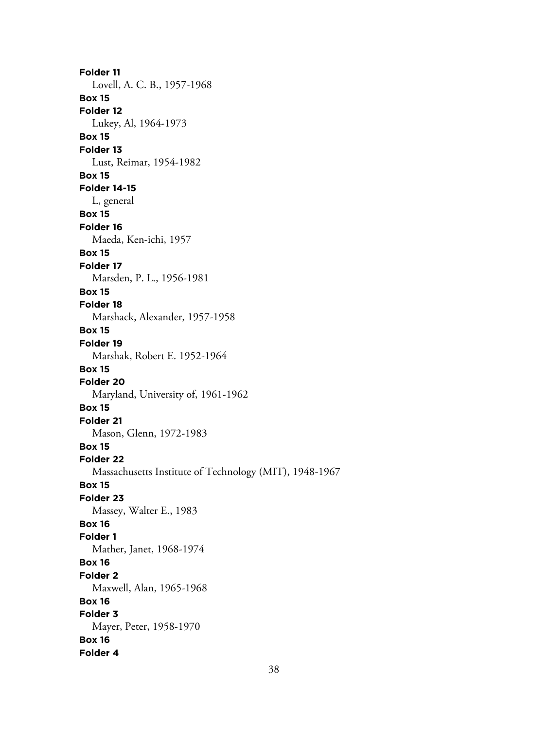**Folder 11**
Lovell, A. C. B., 1957-1968

**Box 15**
**Folder 12**
Lukey, Al, 1964-1973

**Box 15**
**Folder 13**
Lust, Reimar, 1954-1982

**Box 15**
**Folder 14-15**
L, general

**Box 15**
**Folder 16**
Maeda, Ken-ichi, 1957

**Box 15**
**Folder 17**
Marsden, P. L., 1956-1981

**Box 15**
**Folder 18**
Marshack, Alexander, 1957-1958

**Box 15**
**Folder 19**
Marshak, Robert E. 1952-1964

**Box 15**
**Folder 20**
Maryland, University of, 1961-1962

**Box 15**
**Folder 21**
Mason, Glenn, 1972-1983

**Box 15**
**Folder 22**
Massachusetts Institute of Technology (MIT), 1948-1967

**Box 15**
**Folder 23**
Massey, Walter E., 1983

**Box 16**
**Folder 1**
Mather, Janet, 1968-1974

**Box 16**
**Folder 2**
Maxwell, Alan, 1965-1968

**Box 16**
**Folder 3**
Mayer, Peter, 1958-1970

**Box 16**
**Folder 4**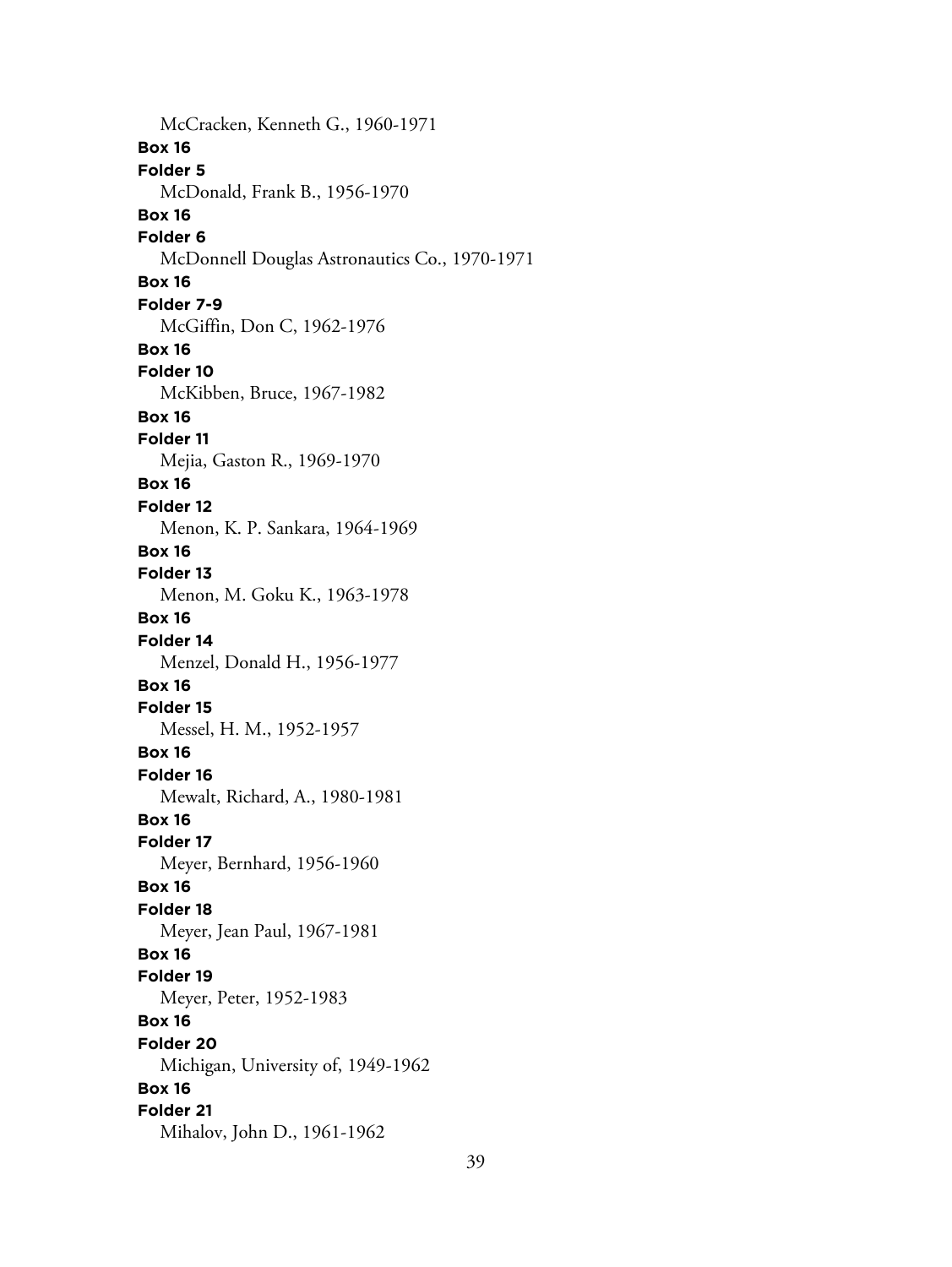McCracken, Kenneth G., 1960-1971

**Box 16**

**Folder 5**

McDonald, Frank B., 1956-1970

**Box 16**

**Folder 6**

McDonnell Douglas Astronautics Co., 1970-1971

**Box 16**

**Folder 7-9**

McGiffin, Don C, 1962-1976

**Box 16**

**Folder 10**

McKibben, Bruce, 1967-1982

**Box 16**

**Folder 11**

Mejia, Gaston R., 1969-1970

**Box 16**

**Folder 12**

Menon, K. P. Sankara, 1964-1969

**Box 16**

**Folder 13**

Menon, M. Goku K., 1963-1978

**Box 16**

**Folder 14**

Menzel, Donald H., 1956-1977

**Box 16**

**Folder 15**

Messel, H. M., 1952-1957

**Box 16**

**Folder 16**

Mewalt, Richard, A., 1980-1981

**Box 16**

**Folder 17**

Meyer, Bernhard, 1956-1960

**Box 16**

**Folder 18**

Meyer, Jean Paul, 1967-1981

**Box 16**

**Folder 19**

Meyer, Peter, 1952-1983

**Box 16**

**Folder 20**

Michigan, University of, 1949-1962

**Box 16**

**Folder 21**

Mihalov, John D., 1961-1962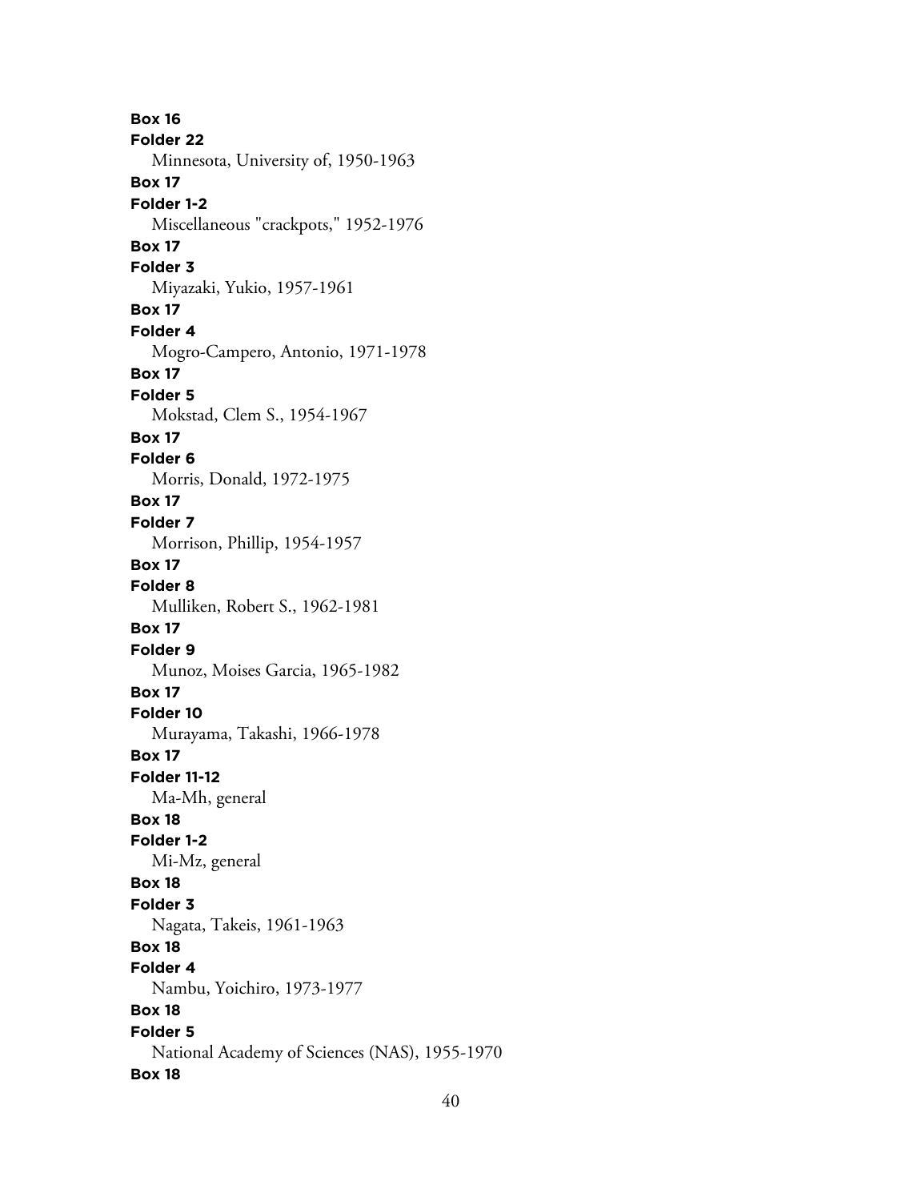**Box 16**
**Folder 22**
Minnesota, University of, 1950-1963
**Box 17**
**Folder 1-2**
Miscellaneous "crackpots," 1952-1976
**Box 17**
**Folder 3**
Miyazaki, Yukio, 1957-1961
**Box 17**
**Folder 4**
Mogro-Campero, Antonio, 1971-1978
**Box 17**
**Folder 5**
Mokstad, Clem S., 1954-1967
**Box 17**
**Folder 6**
Morris, Donald, 1972-1975
**Box 17**
**Folder 7**
Morrison, Phillip, 1954-1957
**Box 17**
**Folder 8**
Mulliken, Robert S., 1962-1981
**Box 17**
**Folder 9**
Munoz, Moises Garcia, 1965-1982
**Box 17**
**Folder 10**
Murayama, Takashi, 1966-1978
**Box 17**
**Folder 11-12**
Ma-Mh, general
**Box 18**
**Folder 1-2**
Mi-Mz, general
**Box 18**
**Folder 3**
Nagata, Takeis, 1961-1963
**Box 18**
**Folder 4**
Nambu, Yoichiro, 1973-1977
**Box 18**
**Folder 5**
National Academy of Sciences (NAS), 1955-1970
**Box 18**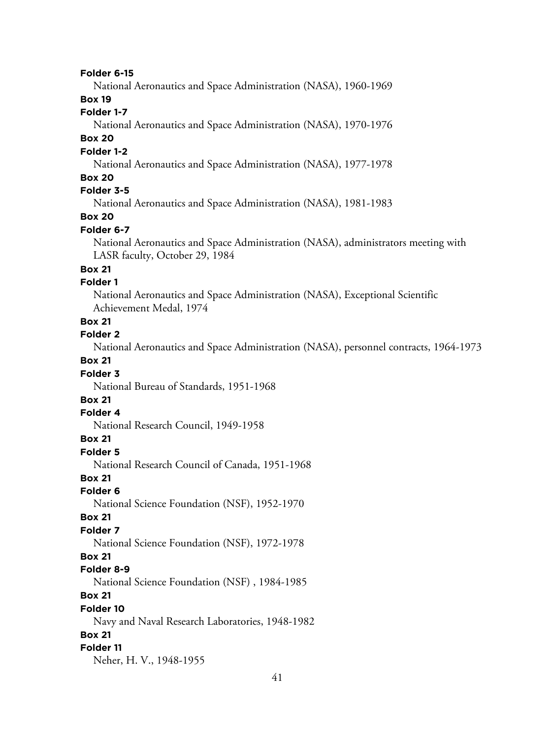**Folder 6-15**

National Aeronautics and Space Administration (NASA), 1960-1969

**Box 19**

**Folder 1-7**

National Aeronautics and Space Administration (NASA), 1970-1976

**Box 20**

**Folder 1-2**

National Aeronautics and Space Administration (NASA), 1977-1978

**Box 20**

**Folder 3-5**

National Aeronautics and Space Administration (NASA), 1981-1983

**Box 20**

**Folder 6-7**

National Aeronautics and Space Administration (NASA), administrators meeting with LASR faculty, October 29, 1984

**Box 21**

**Folder 1**

National Aeronautics and Space Administration (NASA), Exceptional Scientific Achievement Medal, 1974

**Box 21**

**Folder 2**

National Aeronautics and Space Administration (NASA), personnel contracts, 1964-1973

**Box 21**

**Folder 3**

National Bureau of Standards, 1951-1968

**Box 21**

**Folder 4**

National Research Council, 1949-1958

**Box 21**

**Folder 5**

National Research Council of Canada, 1951-1968

**Box 21**

**Folder 6**

National Science Foundation (NSF), 1952-1970

**Box 21**

**Folder 7**

National Science Foundation (NSF), 1972-1978

**Box 21**

**Folder 8-9**

National Science Foundation (NSF) , 1984-1985

**Box 21**

**Folder 10**

Navy and Naval Research Laboratories, 1948-1982

**Box 21**

**Folder 11**

Neher, H. V., 1948-1955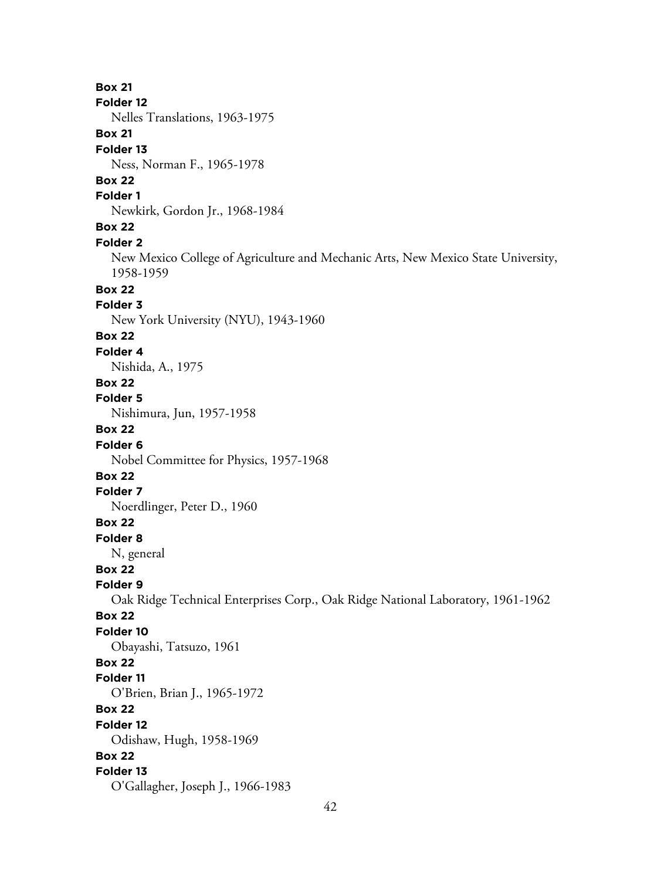**Box 21**
**Folder 12**
Nelles Translations, 1963-1975

**Box 21**
**Folder 13**
Ness, Norman F., 1965-1978

**Box 22**
**Folder 1**
Newkirk, Gordon Jr., 1968-1984

**Box 22**
**Folder 2**
New Mexico College of Agriculture and Mechanic Arts, New Mexico State University, 1958-1959

**Box 22**
**Folder 3**
New York University (NYU), 1943-1960

**Box 22**
**Folder 4**
Nishida, A., 1975

**Box 22**
**Folder 5**
Nishimura, Jun, 1957-1958

**Box 22**
**Folder 6**
Nobel Committee for Physics, 1957-1968

**Box 22**
**Folder 7**
Noerdlinger, Peter D., 1960

**Box 22**
**Folder 8**
N, general

**Box 22**
**Folder 9**
Oak Ridge Technical Enterprises Corp., Oak Ridge National Laboratory, 1961-1962

**Box 22**
**Folder 10**
Obayashi, Tatsuzo, 1961

**Box 22**
**Folder 11**
O'Brien, Brian J., 1965-1972

**Box 22**
**Folder 12**
Odishaw, Hugh, 1958-1969

**Box 22**
**Folder 13**
O'Gallagher, Joseph J., 1966-1983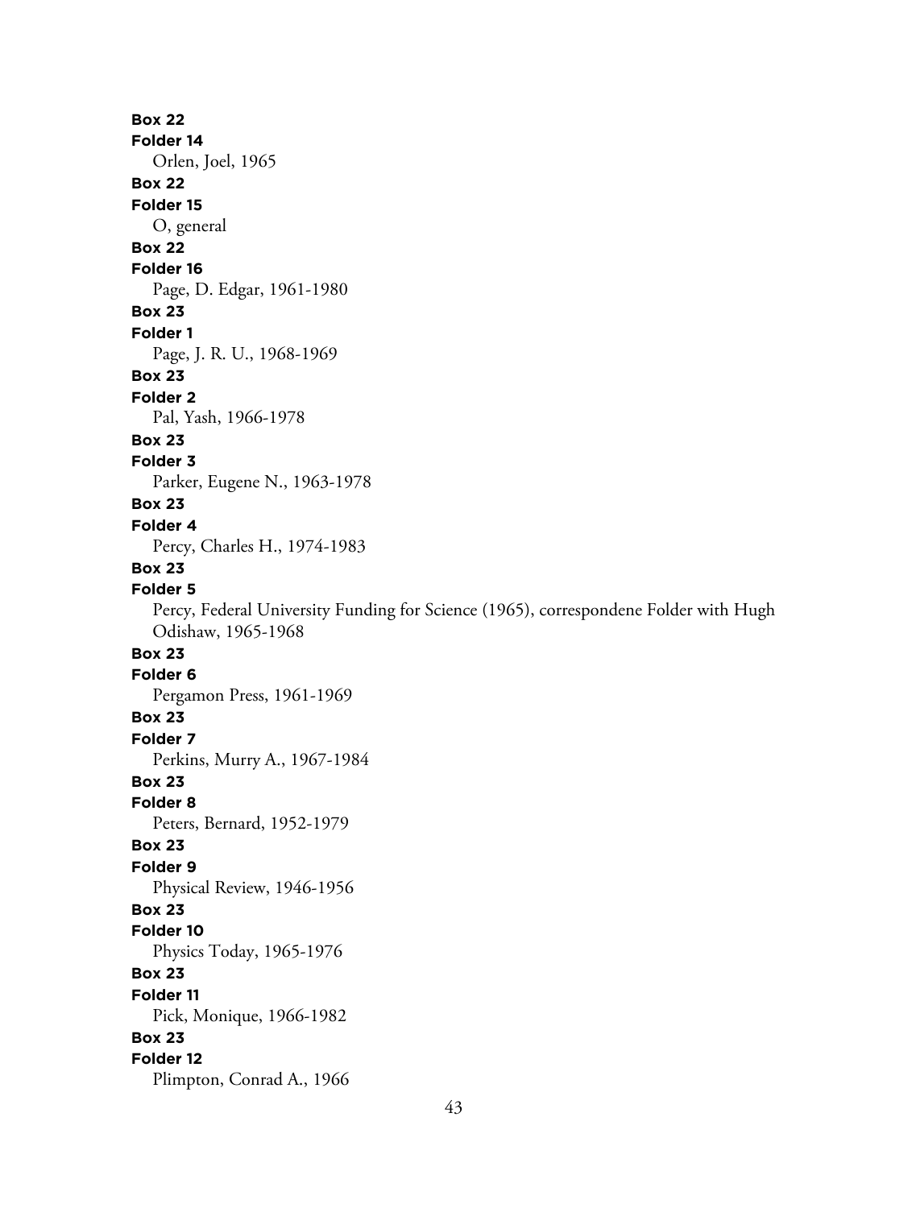**Box 22**
**Folder 14**
Orlen, Joel, 1965
**Box 22**
**Folder 15**
O, general
**Box 22**
**Folder 16**
Page, D. Edgar, 1961-1980
**Box 23**
**Folder 1**
Page, J. R. U., 1968-1969
**Box 23**
**Folder 2**
Pal, Yash, 1966-1978
**Box 23**
**Folder 3**
Parker, Eugene N., 1963-1978
**Box 23**
**Folder 4**
Percy, Charles H., 1974-1983
**Box 23**
**Folder 5**
Percy, Federal University Funding for Science (1965), correspondene Folder with Hugh Odishaw, 1965-1968
**Box 23**
**Folder 6**
Pergamon Press, 1961-1969
**Box 23**
**Folder 7**
Perkins, Murry A., 1967-1984
**Box 23**
**Folder 8**
Peters, Bernard, 1952-1979
**Box 23**
**Folder 9**
Physical Review, 1946-1956
**Box 23**
**Folder 10**
Physics Today, 1965-1976
**Box 23**
**Folder 11**
Pick, Monique, 1966-1982
**Box 23**
**Folder 12**
Plimpton, Conrad A., 1966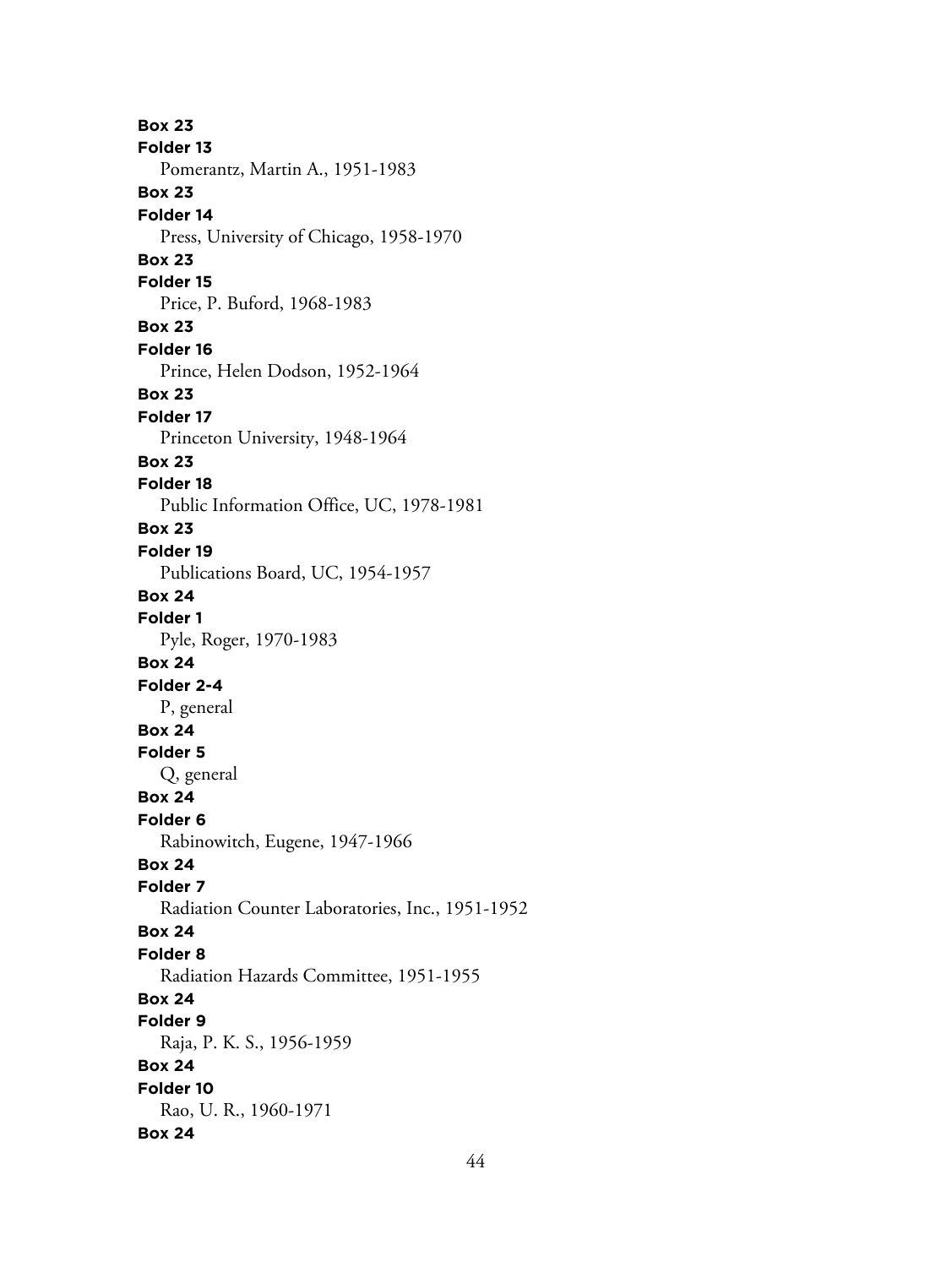**Box 23**
**Folder 13**
Pomerantz, Martin A., 1951-1983
**Box 23**
**Folder 14**
Press, University of Chicago, 1958-1970
**Box 23**
**Folder 15**
Price, P. Buford, 1968-1983
**Box 23**
**Folder 16**
Prince, Helen Dodson, 1952-1964
**Box 23**
**Folder 17**
Princeton University, 1948-1964
**Box 23**
**Folder 18**
Public Information Office, UC, 1978-1981
**Box 23**
**Folder 19**
Publications Board, UC, 1954-1957
**Box 24**
**Folder 1**
Pyle, Roger, 1970-1983
**Box 24**
**Folder 2-4**
P, general
**Box 24**
**Folder 5**
Q, general
**Box 24**
**Folder 6**
Rabinowitch, Eugene, 1947-1966
**Box 24**
**Folder 7**
Radiation Counter Laboratories, Inc., 1951-1952
**Box 24**
**Folder 8**
Radiation Hazards Committee, 1951-1955
**Box 24**
**Folder 9**
Raja, P. K. S., 1956-1959
**Box 24**
**Folder 10**
Rao, U. R., 1960-1971
**Box 24**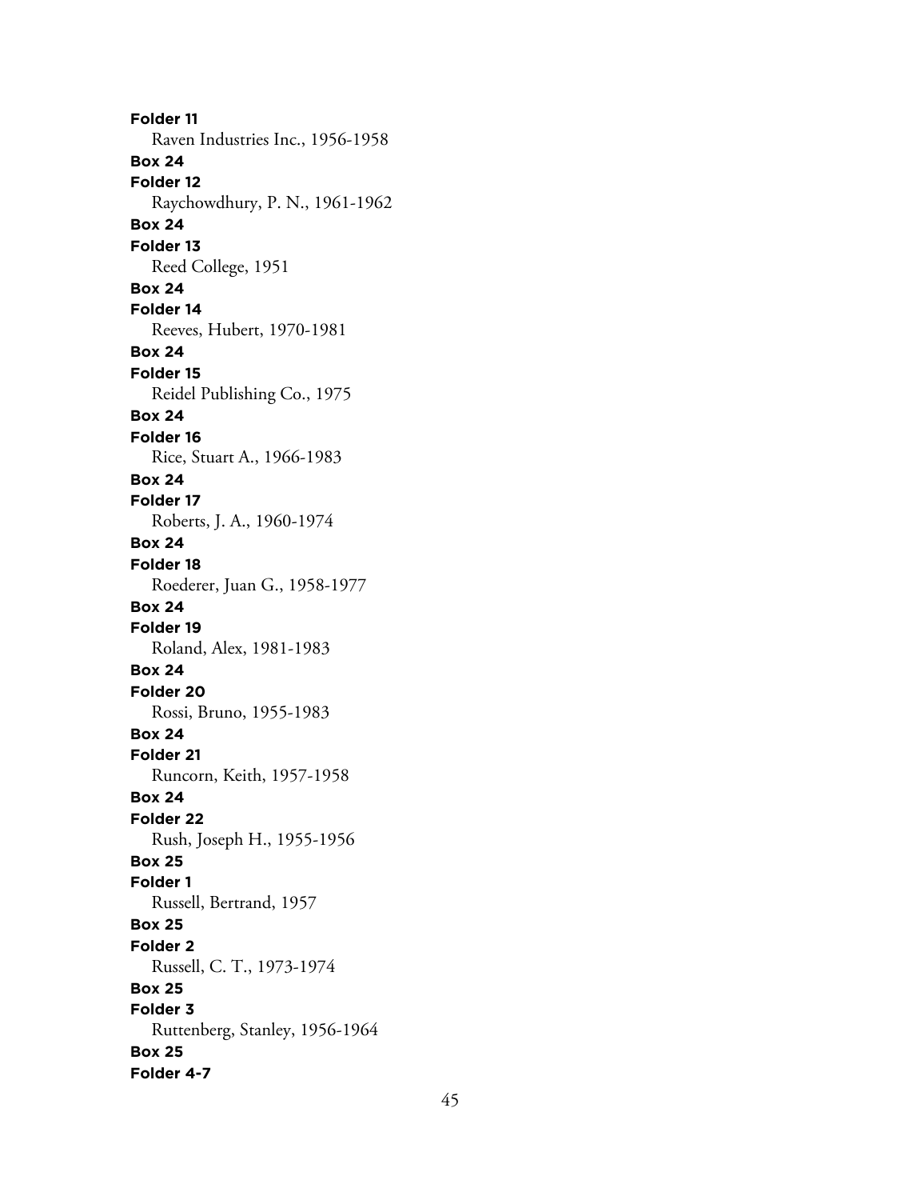**Folder 11**
Raven Industries Inc., 1956-1958
**Box 24**
**Folder 12**
Raychowdhury, P. N., 1961-1962
**Box 24**
**Folder 13**
Reed College, 1951
**Box 24**
**Folder 14**
Reeves, Hubert, 1970-1981
**Box 24**
**Folder 15**
Reidel Publishing Co., 1975
**Box 24**
**Folder 16**
Rice, Stuart A., 1966-1983
**Box 24**
**Folder 17**
Roberts, J. A., 1960-1974
**Box 24**
**Folder 18**
Roederer, Juan G., 1958-1977
**Box 24**
**Folder 19**
Roland, Alex, 1981-1983
**Box 24**
**Folder 20**
Rossi, Bruno, 1955-1983
**Box 24**
**Folder 21**
Runcorn, Keith, 1957-1958
**Box 24**
**Folder 22**
Rush, Joseph H., 1955-1956
**Box 25**
**Folder 1**
Russell, Bertrand, 1957
**Box 25**
**Folder 2**
Russell, C. T., 1973-1974
**Box 25**
**Folder 3**
Ruttenberg, Stanley, 1956-1964
**Box 25**
**Folder 4-7**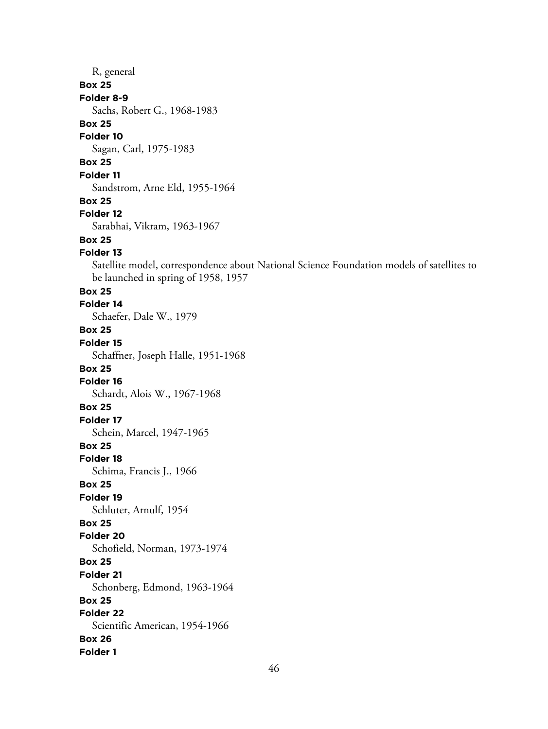R, general

**Box 25**

**Folder 8-9**

Sachs, Robert G., 1968-1983

**Box 25**

**Folder 10**

Sagan, Carl, 1975-1983

**Box 25**

**Folder 11**

Sandstrom, Arne Eld, 1955-1964

**Box 25**

**Folder 12**

Sarabhai, Vikram, 1963-1967

**Box 25**

**Folder 13**

Satellite model, correspondence about National Science Foundation models of satellites to be launched in spring of 1958, 1957

**Box 25**

**Folder 14**

Schaefer, Dale W., 1979

**Box 25**

**Folder 15**

Schaffner, Joseph Halle, 1951-1968

**Box 25**

**Folder 16**

Schardt, Alois W., 1967-1968

**Box 25**

**Folder 17**

Schein, Marcel, 1947-1965

**Box 25**

**Folder 18**

Schima, Francis J., 1966

**Box 25**

**Folder 19**

Schluter, Arnulf, 1954

**Box 25**

**Folder 20**

Schofield, Norman, 1973-1974

**Box 25**

**Folder 21**

Schonberg, Edmond, 1963-1964

**Box 25**

**Folder 22**

Scientific American, 1954-1966

**Box 26**

**Folder 1**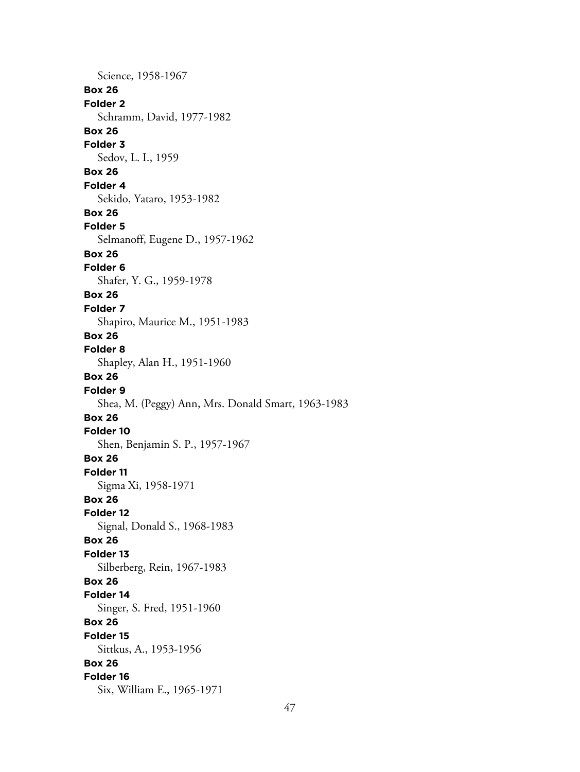Science, 1958-1967

**Box 26**
**Folder 2**
Schramm, David, 1977-1982

**Box 26**
**Folder 3**
Sedov, L. I., 1959

**Box 26**
**Folder 4**
Sekido, Yataro, 1953-1982

**Box 26**
**Folder 5**
Selmanoff, Eugene D., 1957-1962

**Box 26**
**Folder 6**
Shafer, Y. G., 1959-1978

**Box 26**
**Folder 7**
Shapiro, Maurice M., 1951-1983

**Box 26**
**Folder 8**
Shapley, Alan H., 1951-1960

**Box 26**
**Folder 9**
Shea, M. (Peggy) Ann, Mrs. Donald Smart, 1963-1983

**Box 26**
**Folder 10**
Shen, Benjamin S. P., 1957-1967

**Box 26**
**Folder 11**
Sigma Xi, 1958-1971

**Box 26**
**Folder 12**
Signal, Donald S., 1968-1983

**Box 26**
**Folder 13**
Silberberg, Rein, 1967-1983

**Box 26**
**Folder 14**
Singer, S. Fred, 1951-1960

**Box 26**
**Folder 15**
Sittkus, A., 1953-1956

**Box 26**
**Folder 16**
Six, William E., 1965-1971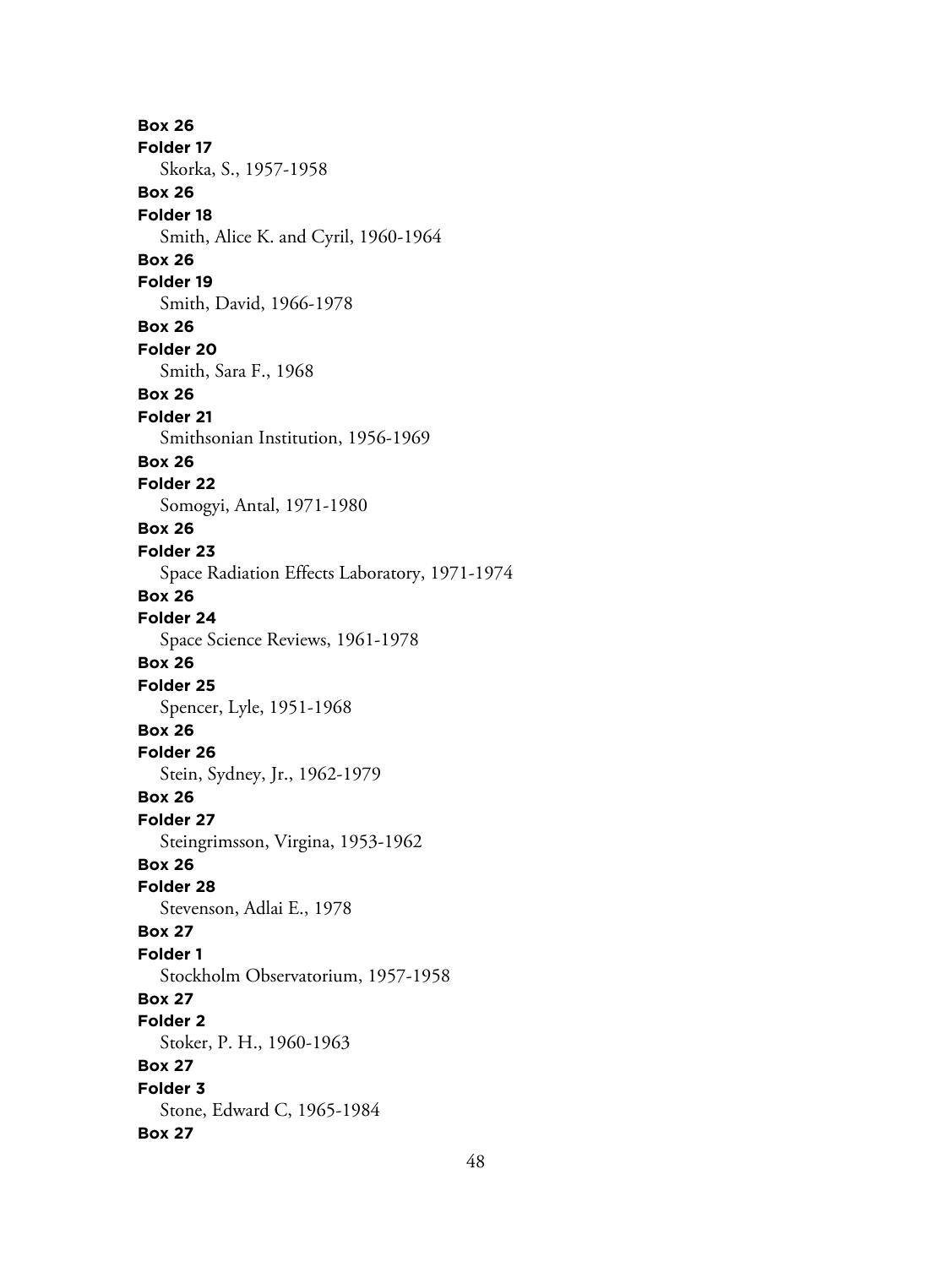**Box 26**
**Folder 17**
Skorka, S., 1957-1958
**Box 26**
**Folder 18**
Smith, Alice K. and Cyril, 1960-1964
**Box 26**
**Folder 19**
Smith, David, 1966-1978
**Box 26**
**Folder 20**
Smith, Sara F., 1968
**Box 26**
**Folder 21**
Smithsonian Institution, 1956-1969
**Box 26**
**Folder 22**
Somogyi, Antal, 1971-1980
**Box 26**
**Folder 23**
Space Radiation Effects Laboratory, 1971-1974
**Box 26**
**Folder 24**
Space Science Reviews, 1961-1978
**Box 26**
**Folder 25**
Spencer, Lyle, 1951-1968
**Box 26**
**Folder 26**
Stein, Sydney, Jr., 1962-1979
**Box 26**
**Folder 27**
Steingrimsson, Virgina, 1953-1962
**Box 26**
**Folder 28**
Stevenson, Adlai E., 1978
**Box 27**
**Folder 1**
Stockholm Observatorium, 1957-1958
**Box 27**
**Folder 2**
Stoker, P. H., 1960-1963
**Box 27**
**Folder 3**
Stone, Edward C, 1965-1984
**Box 27**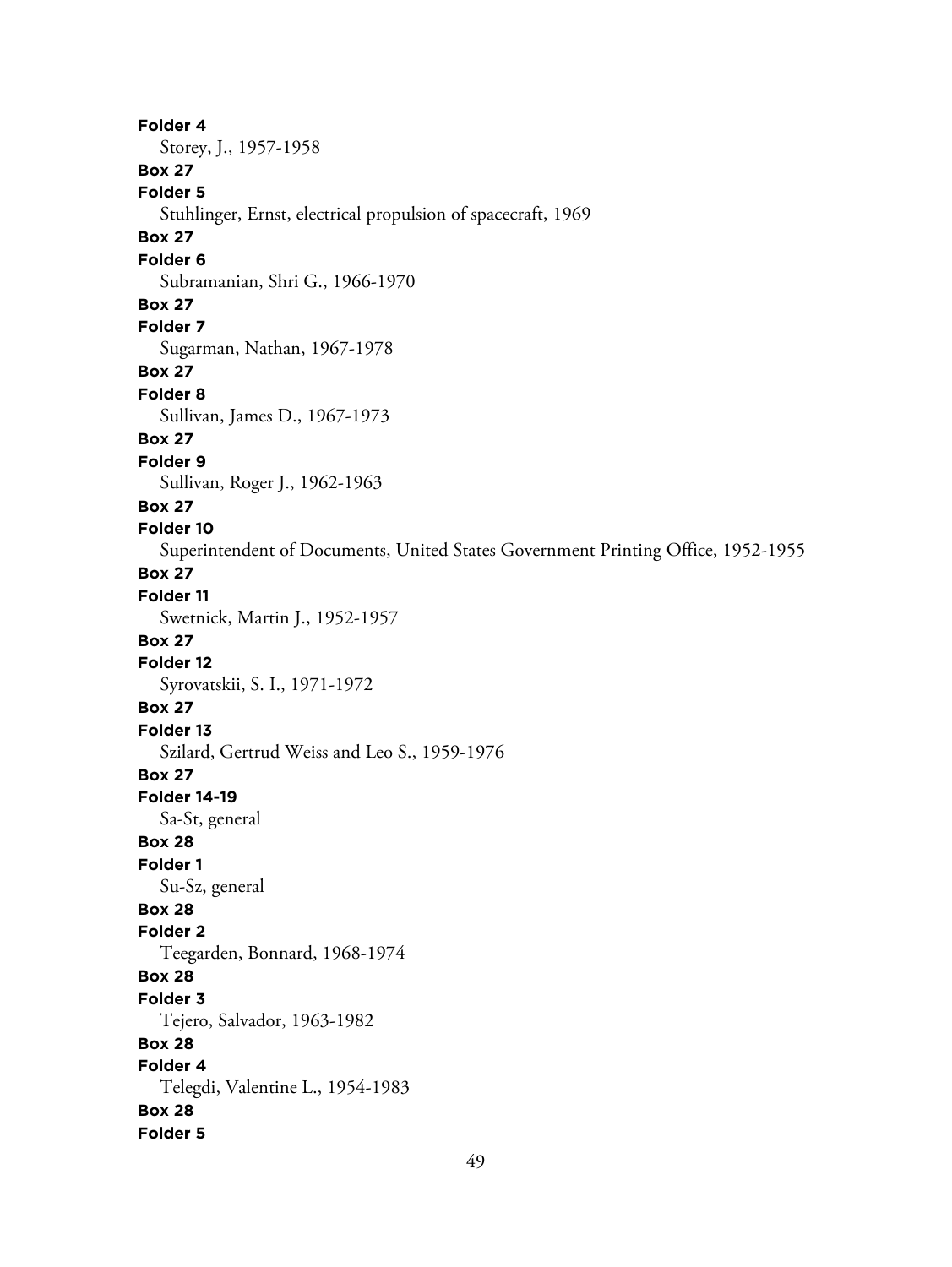**Folder 4**
Storey, J., 1957-1958
**Box 27**
**Folder 5**
Stuhlinger, Ernst, electrical propulsion of spacecraft, 1969
**Box 27**
**Folder 6**
Subramanian, Shri G., 1966-1970
**Box 27**
**Folder 7**
Sugarman, Nathan, 1967-1978
**Box 27**
**Folder 8**
Sullivan, James D., 1967-1973
**Box 27**
**Folder 9**
Sullivan, Roger J., 1962-1963
**Box 27**
**Folder 10**
Superintendent of Documents, United States Government Printing Office, 1952-1955
**Box 27**
**Folder 11**
Swetnick, Martin J., 1952-1957
**Box 27**
**Folder 12**
Syrovatskii, S. I., 1971-1972
**Box 27**
**Folder 13**
Szilard, Gertrud Weiss and Leo S., 1959-1976
**Box 27**
**Folder 14-19**
Sa-St, general
**Box 28**
**Folder 1**
Su-Sz, general
**Box 28**
**Folder 2**
Teegarden, Bonnard, 1968-1974
**Box 28**
**Folder 3**
Tejero, Salvador, 1963-1982
**Box 28**
**Folder 4**
Telegdi, Valentine L., 1954-1983
**Box 28**
**Folder 5**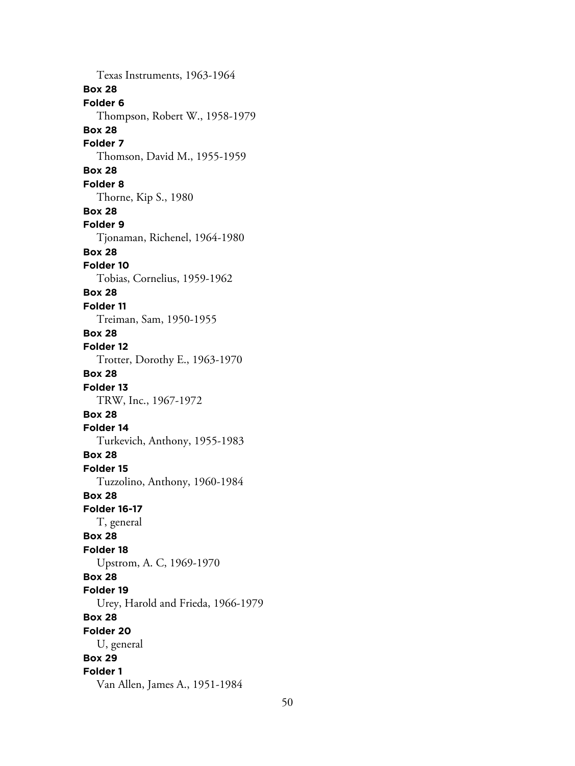Texas Instruments, 1963-1964

**Box 28**

**Folder 6**

Thompson, Robert W., 1958-1979

**Box 28**

**Folder 7**

Thomson, David M., 1955-1959

**Box 28**

**Folder 8**

Thorne, Kip S., 1980

**Box 28**

**Folder 9**

Tjonaman, Richenel, 1964-1980

**Box 28**

**Folder 10**

Tobias, Cornelius, 1959-1962

**Box 28**

**Folder 11**

Treiman, Sam, 1950-1955

**Box 28**

**Folder 12**

Trotter, Dorothy E., 1963-1970

**Box 28**

**Folder 13**

TRW, Inc., 1967-1972

**Box 28**

**Folder 14**

Turkevich, Anthony, 1955-1983

**Box 28**

**Folder 15**

Tuzzolino, Anthony, 1960-1984

**Box 28**

**Folder 16-17**

T, general

**Box 28**

**Folder 18**

Upstrom, A. C, 1969-1970

**Box 28**

**Folder 19**

Urey, Harold and Frieda, 1966-1979

**Box 28**

**Folder 20**

U, general

**Box 29**

**Folder 1**

Van Allen, James A., 1951-1984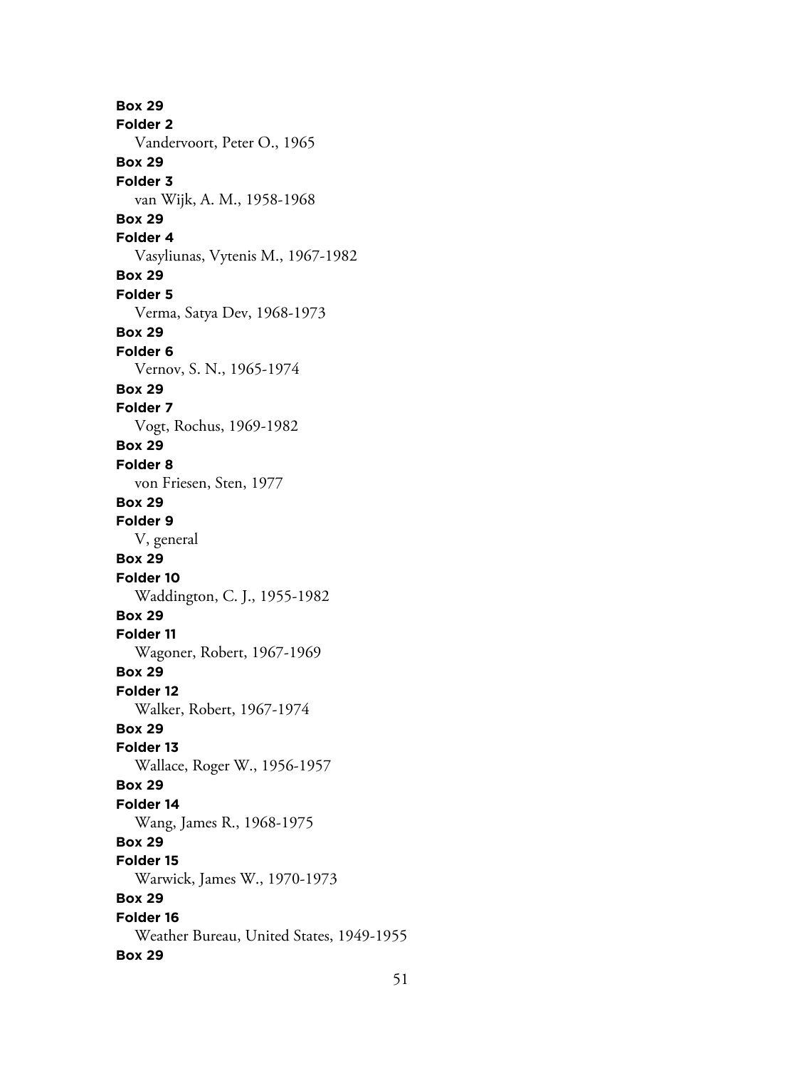**Box 29**
**Folder 2**
Vandervoort, Peter O., 1965
**Box 29**
**Folder 3**
van Wijk, A. M., 1958-1968
**Box 29**
**Folder 4**
Vasyliunas, Vytenis M., 1967-1982
**Box 29**
**Folder 5**
Verma, Satya Dev, 1968-1973
**Box 29**
**Folder 6**
Vernov, S. N., 1965-1974
**Box 29**
**Folder 7**
Vogt, Rochus, 1969-1982
**Box 29**
**Folder 8**
von Friesen, Sten, 1977
**Box 29**
**Folder 9**
V, general
**Box 29**
**Folder 10**
Waddington, C. J., 1955-1982
**Box 29**
**Folder 11**
Wagoner, Robert, 1967-1969
**Box 29**
**Folder 12**
Walker, Robert, 1967-1974
**Box 29**
**Folder 13**
Wallace, Roger W., 1956-1957
**Box 29**
**Folder 14**
Wang, James R., 1968-1975
**Box 29**
**Folder 15**
Warwick, James W., 1970-1973
**Box 29**
**Folder 16**
Weather Bureau, United States, 1949-1955
**Box 29**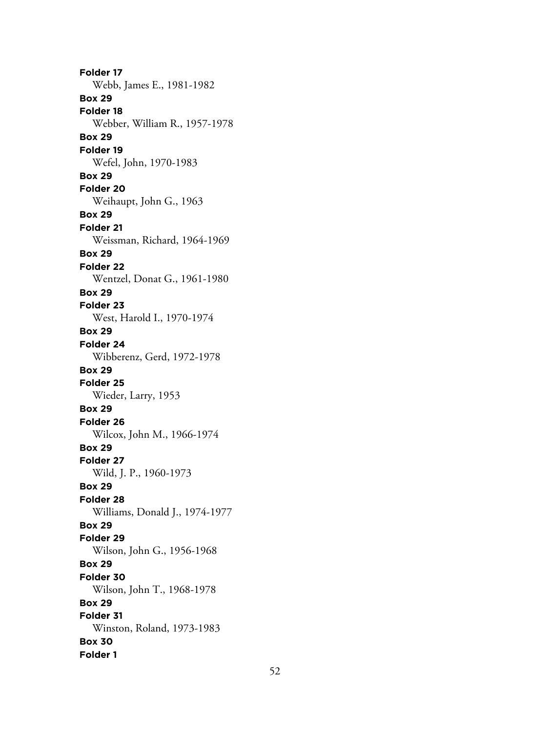**Folder 17**

Webb, James E., 1981-1982

**Box 29**

**Folder 18**

Webber, William R., 1957-1978

**Box 29**

**Folder 19**

Wefel, John, 1970-1983

**Box 29**

**Folder 20**

Weihaupt, John G., 1963

**Box 29**

**Folder 21**

Weissman, Richard, 1964-1969

**Box 29**

**Folder 22**

Wentzel, Donat G., 1961-1980

**Box 29**

**Folder 23**

West, Harold I., 1970-1974

**Box 29**

**Folder 24**

Wibberenz, Gerd, 1972-1978

**Box 29**

**Folder 25**

Wieder, Larry, 1953

**Box 29**

**Folder 26**

Wilcox, John M., 1966-1974

**Box 29**

**Folder 27**

Wild, J. P., 1960-1973

**Box 29**

**Folder 28**

Williams, Donald J., 1974-1977

**Box 29**

**Folder 29**

Wilson, John G., 1956-1968

**Box 29**

**Folder 30**

Wilson, John T., 1968-1978

**Box 29**

**Folder 31**

Winston, Roland, 1973-1983

**Box 30**

**Folder 1**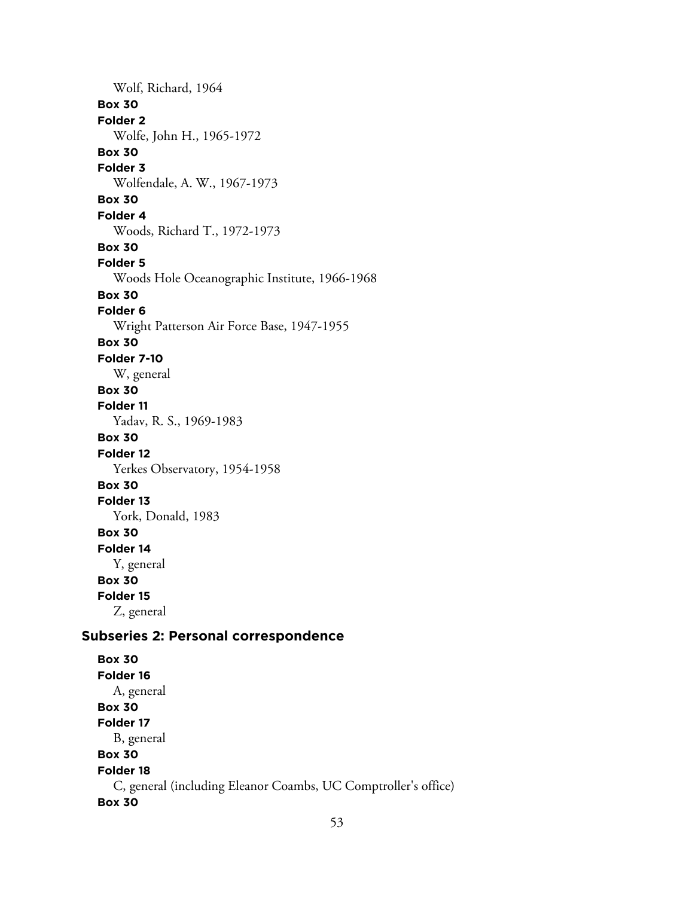Wolf, Richard, 1964

**Box 30**

**Folder 2**

Wolfe, John H., 1965-1972

**Box 30**

**Folder 3**

Wolfendale, A. W., 1967-1973

**Box 30**

**Folder 4**

Woods, Richard T., 1972-1973

**Box 30**

**Folder 5**

Woods Hole Oceanographic Institute, 1966-1968

**Box 30**

**Folder 6**

Wright Patterson Air Force Base, 1947-1955

**Box 30**

**Folder 7-10**

W, general

**Box 30**

**Folder 11**

Yadav, R. S., 1969-1983

**Box 30**

**Folder 12**

Yerkes Observatory, 1954-1958

**Box 30**

**Folder 13**

York, Donald, 1983

**Box 30**

**Folder 14**

Y, general

**Box 30**

**Folder 15**

Z, general

## Subseries 2: Personal correspondence

**Box 30**

**Folder 16**

A, general

**Box 30**

**Folder 17**

B, general

**Box 30**

**Folder 18**

C, general (including Eleanor Coambs, UC Comptroller's office)

**Box 30**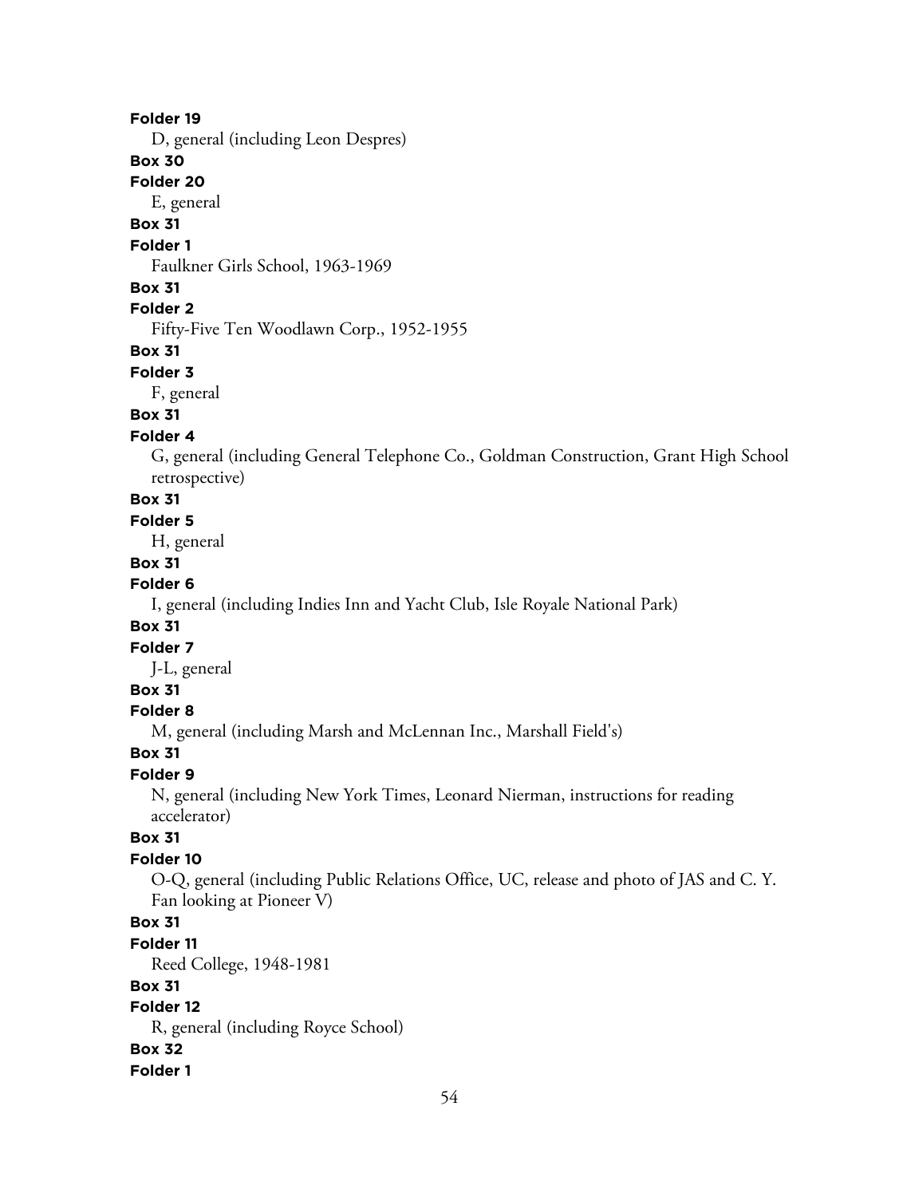**Folder 19**

D, general (including Leon Despres)

**Box 30**

**Folder 20**

E, general

**Box 31**

**Folder 1**

Faulkner Girls School, 1963-1969

**Box 31**

**Folder 2**

Fifty-Five Ten Woodlawn Corp., 1952-1955

**Box 31**

**Folder 3**

F, general

**Box 31**

**Folder 4**

G, general (including General Telephone Co., Goldman Construction, Grant High School retrospective)

**Box 31**

**Folder 5**

H, general

**Box 31**

**Folder 6**

I, general (including Indies Inn and Yacht Club, Isle Royale National Park)

**Box 31**

**Folder 7**

J-L, general

**Box 31**

**Folder 8**

M, general (including Marsh and McLennan Inc., Marshall Field's)

**Box 31**

**Folder 9**

N, general (including New York Times, Leonard Nierman, instructions for reading accelerator)

**Box 31**

**Folder 10**

O-Q, general (including Public Relations Office, UC, release and photo of JAS and C. Y. Fan looking at Pioneer V)

**Box 31**

**Folder 11**

Reed College, 1948-1981

**Box 31**

**Folder 12**

R, general (including Royce School)

**Box 32**

**Folder 1**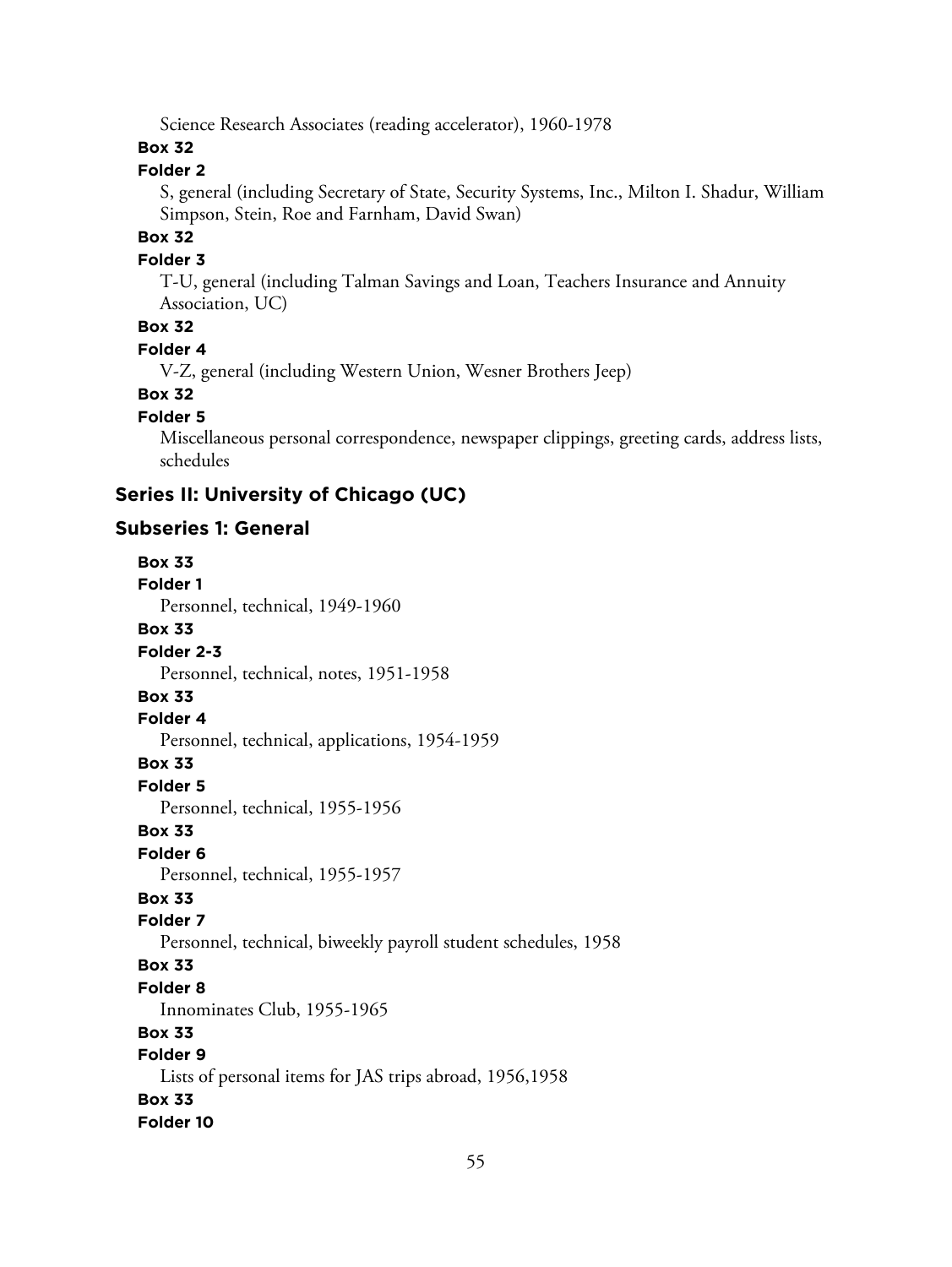Science Research Associates (reading accelerator), 1960-1978

**Box 32**

**Folder 2**

S, general (including Secretary of State, Security Systems, Inc., Milton I. Shadur, William Simpson, Stein, Roe and Farnham, David Swan)

**Box 32**

**Folder 3**

T-U, general (including Talman Savings and Loan, Teachers Insurance and Annuity Association, UC)

**Box 32**

**Folder 4**

V-Z, general (including Western Union, Wesner Brothers Jeep)

**Box 32**

**Folder 5**

Miscellaneous personal correspondence, newspaper clippings, greeting cards, address lists, schedules

## Series II: University of Chicago (UC)

### Subseries 1: General

**Box 33**

**Folder 1**

Personnel, technical, 1949-1960

**Box 33**

**Folder 2-3**

Personnel, technical, notes, 1951-1958

**Box 33**

**Folder 4**

Personnel, technical, applications, 1954-1959

**Box 33**

**Folder 5**

Personnel, technical, 1955-1956

**Box 33**

**Folder 6**

Personnel, technical, 1955-1957

**Box 33**

**Folder 7**

Personnel, technical, biweekly payroll student schedules, 1958

**Box 33**

**Folder 8**

Innominates Club, 1955-1965

**Box 33**

**Folder 9**

Lists of personal items for JAS trips abroad, 1956,1958

**Box 33**

**Folder 10**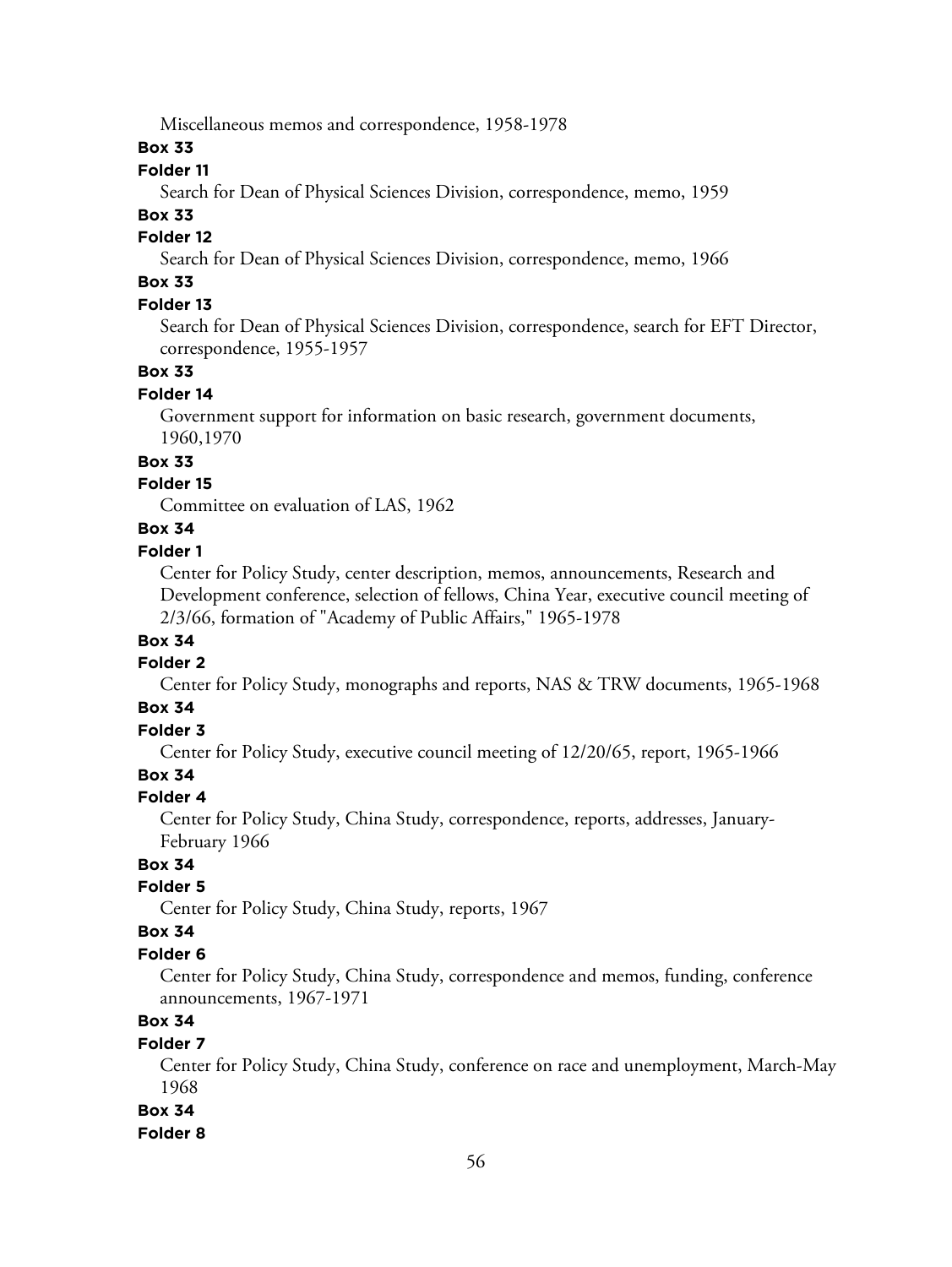Miscellaneous memos and correspondence, 1958-1978

**Box 33**

**Folder 11**

Search for Dean of Physical Sciences Division, correspondence, memo, 1959

**Box 33**

**Folder 12**

Search for Dean of Physical Sciences Division, correspondence, memo, 1966

**Box 33**

**Folder 13**

Search for Dean of Physical Sciences Division, correspondence, search for EFT Director, correspondence, 1955-1957

**Box 33**

**Folder 14**

Government support for information on basic research, government documents, 1960,1970

**Box 33**

**Folder 15**

Committee on evaluation of LAS, 1962

**Box 34**

**Folder 1**

Center for Policy Study, center description, memos, announcements, Research and Development conference, selection of fellows, China Year, executive council meeting of 2/3/66, formation of "Academy of Public Affairs," 1965-1978

**Box 34**

**Folder 2**

Center for Policy Study, monographs and reports, NAS & TRW documents, 1965-1968

**Box 34**

**Folder 3**

Center for Policy Study, executive council meeting of 12/20/65, report, 1965-1966

**Box 34**

**Folder 4**

Center for Policy Study, China Study, correspondence, reports, addresses, January-February 1966

**Box 34**

**Folder 5**

Center for Policy Study, China Study, reports, 1967

**Box 34**

**Folder 6**

Center for Policy Study, China Study, correspondence and memos, funding, conference announcements, 1967-1971

**Box 34**

**Folder 7**

Center for Policy Study, China Study, conference on race and unemployment, March-May 1968

**Box 34**

**Folder 8**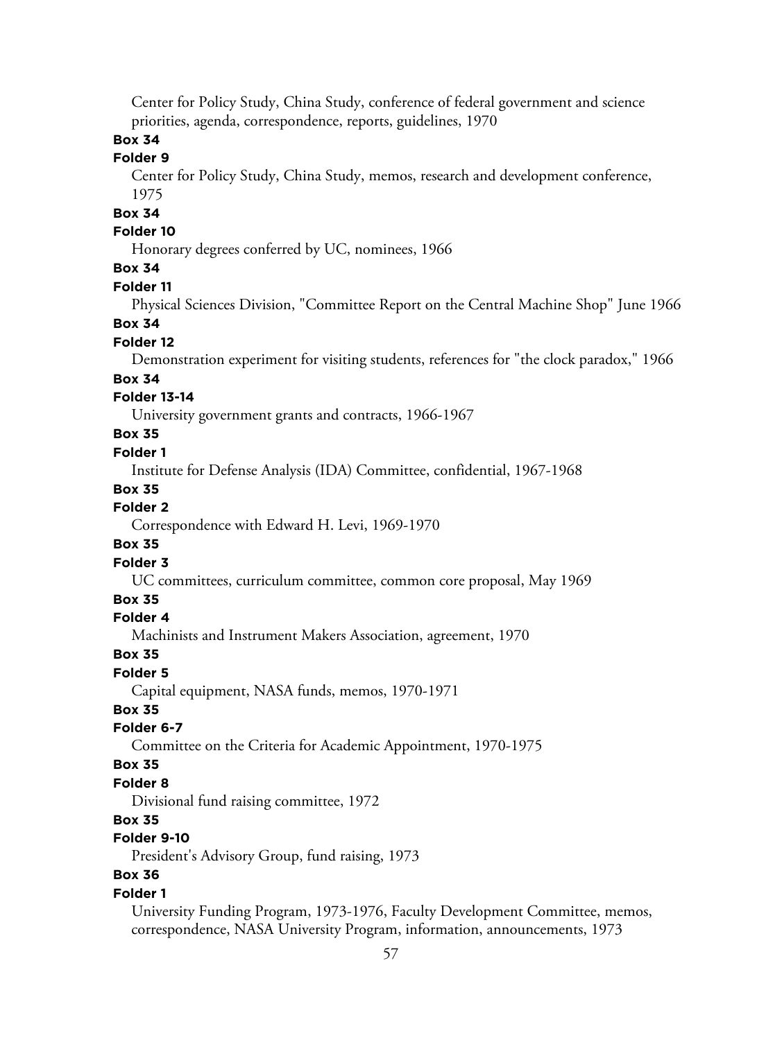Center for Policy Study, China Study, conference of federal government and science priorities, agenda, correspondence, reports, guidelines, 1970

**Box 34**

**Folder 9**

Center for Policy Study, China Study, memos, research and development conference, 1975

**Box 34**

**Folder 10**

Honorary degrees conferred by UC, nominees, 1966

**Box 34**

**Folder 11**

Physical Sciences Division, "Committee Report on the Central Machine Shop" June 1966

**Box 34**

**Folder 12**

Demonstration experiment for visiting students, references for "the clock paradox," 1966

**Box 34**

**Folder 13-14**

University government grants and contracts, 1966-1967

**Box 35**

**Folder 1**

Institute for Defense Analysis (IDA) Committee, confidential, 1967-1968

**Box 35**

**Folder 2**

Correspondence with Edward H. Levi, 1969-1970

**Box 35**

**Folder 3**

UC committees, curriculum committee, common core proposal, May 1969

**Box 35**

**Folder 4**

Machinists and Instrument Makers Association, agreement, 1970

**Box 35**

**Folder 5**

Capital equipment, NASA funds, memos, 1970-1971

**Box 35**

**Folder 6-7**

Committee on the Criteria for Academic Appointment, 1970-1975

**Box 35**

**Folder 8**

Divisional fund raising committee, 1972

**Box 35**

**Folder 9-10**

President's Advisory Group, fund raising, 1973

**Box 36**

**Folder 1**

University Funding Program, 1973-1976, Faculty Development Committee, memos, correspondence, NASA University Program, information, announcements, 1973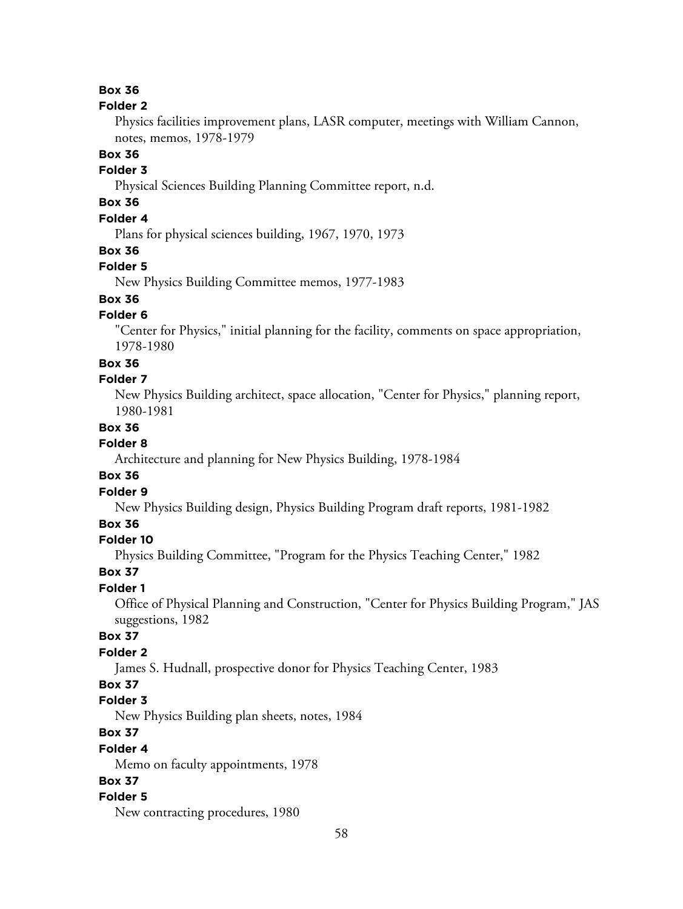**Box 36**

**Folder 2**

Physics facilities improvement plans, LASR computer, meetings with William Cannon, notes, memos, 1978-1979

**Box 36**

**Folder 3**

Physical Sciences Building Planning Committee report, n.d.

**Box 36**

**Folder 4**

Plans for physical sciences building, 1967, 1970, 1973

**Box 36**

**Folder 5**

New Physics Building Committee memos, 1977-1983

**Box 36**

**Folder 6**

"Center for Physics," initial planning for the facility, comments on space appropriation, 1978-1980

**Box 36**

**Folder 7**

New Physics Building architect, space allocation, "Center for Physics," planning report, 1980-1981

**Box 36**

**Folder 8**

Architecture and planning for New Physics Building, 1978-1984

**Box 36**

**Folder 9**

New Physics Building design, Physics Building Program draft reports, 1981-1982

**Box 36**

**Folder 10**

Physics Building Committee, "Program for the Physics Teaching Center," 1982

**Box 37**

**Folder 1**

Office of Physical Planning and Construction, "Center for Physics Building Program," JAS suggestions, 1982

**Box 37**

**Folder 2**

James S. Hudnall, prospective donor for Physics Teaching Center, 1983

**Box 37**

**Folder 3**

New Physics Building plan sheets, notes, 1984

**Box 37**

**Folder 4**

Memo on faculty appointments, 1978

**Box 37**

**Folder 5**

New contracting procedures, 1980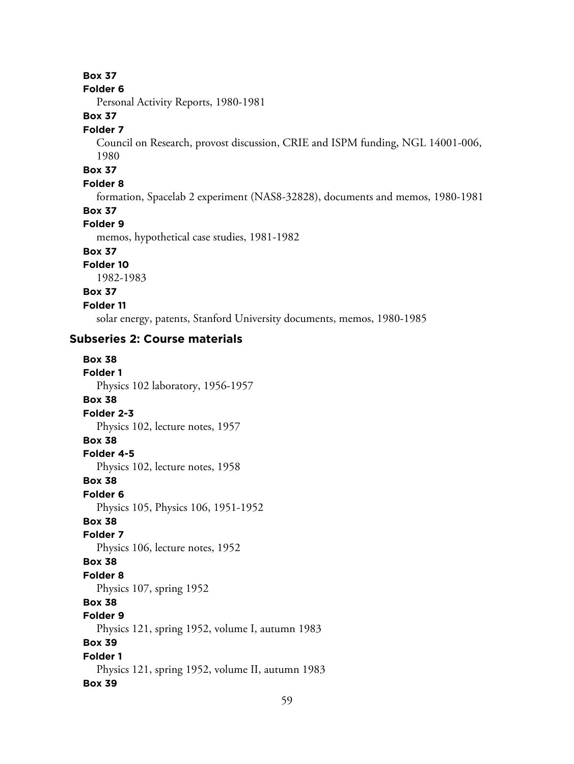**Box 37**

**Folder 6**

Personal Activity Reports, 1980-1981

**Box 37**

**Folder 7**

Council on Research, provost discussion, CRIE and ISPM funding, NGL 14001-006, 1980

**Box 37**

**Folder 8**

formation, Spacelab 2 experiment (NAS8-32828), documents and memos, 1980-1981

**Box 37**

**Folder 9**

memos, hypothetical case studies, 1981-1982

**Box 37**

**Folder 10**

1982-1983

**Box 37**

**Folder 11**

solar energy, patents, Stanford University documents, memos, 1980-1985

### Subseries 2: Course materials

**Box 38**

**Folder 1**

Physics 102 laboratory, 1956-1957

**Box 38**

**Folder 2-3**

Physics 102, lecture notes, 1957

**Box 38**

**Folder 4-5**

Physics 102, lecture notes, 1958

**Box 38**

**Folder 6**

Physics 105, Physics 106, 1951-1952

**Box 38**

**Folder 7**

Physics 106, lecture notes, 1952

**Box 38**

**Folder 8**

Physics 107, spring 1952

**Box 38**

**Folder 9**

Physics 121, spring 1952, volume I, autumn 1983

**Box 39**

**Folder 1**

Physics 121, spring 1952, volume II, autumn 1983

**Box 39**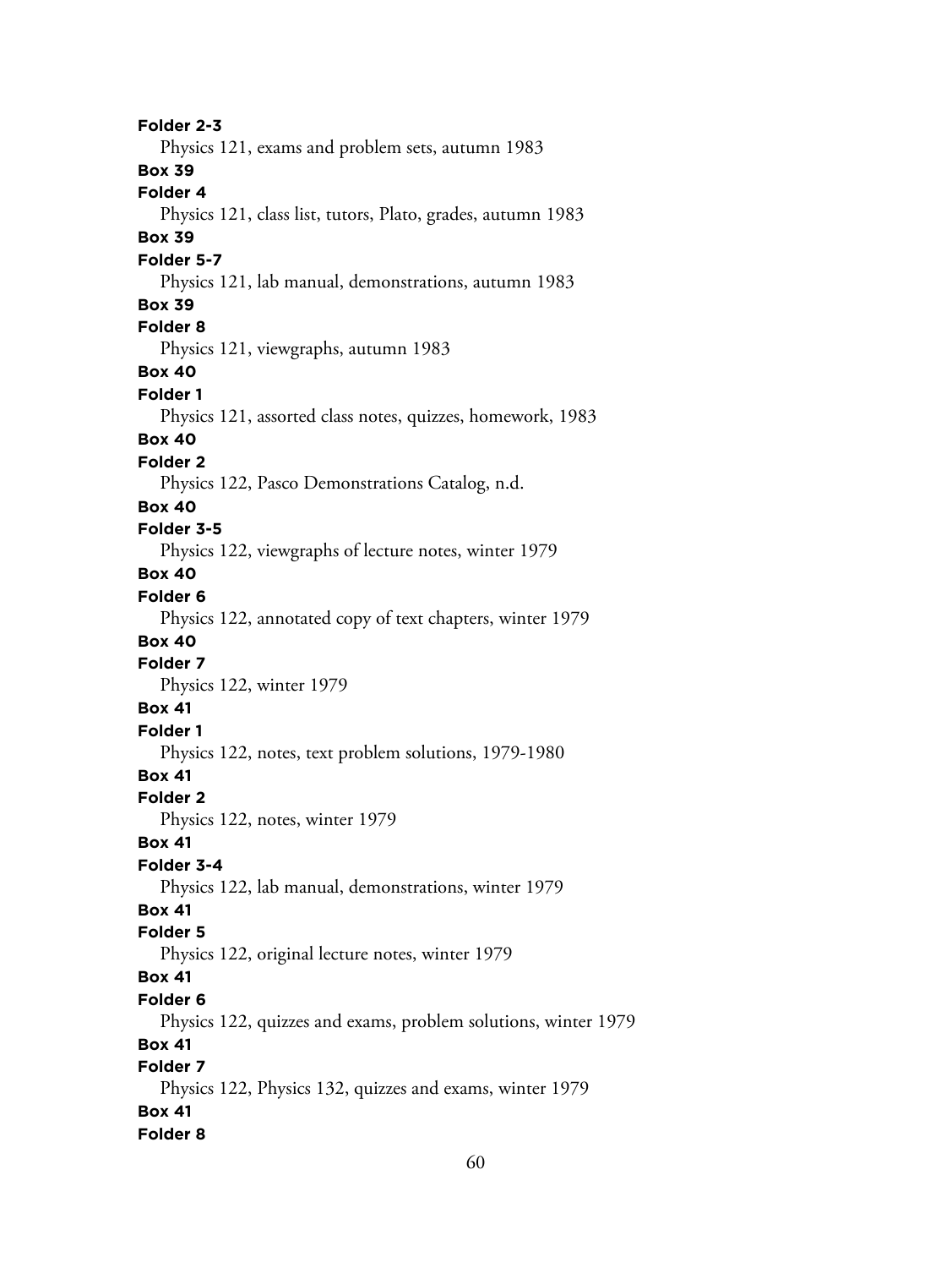**Folder 2-3**

Physics 121, exams and problem sets, autumn 1983

**Box 39**

**Folder 4**

Physics 121, class list, tutors, Plato, grades, autumn 1983

**Box 39**

**Folder 5-7**

Physics 121, lab manual, demonstrations, autumn 1983

**Box 39**

**Folder 8**

Physics 121, viewgraphs, autumn 1983

**Box 40**

**Folder 1**

Physics 121, assorted class notes, quizzes, homework, 1983

**Box 40**

**Folder 2**

Physics 122, Pasco Demonstrations Catalog, n.d.

**Box 40**

**Folder 3-5**

Physics 122, viewgraphs of lecture notes, winter 1979

**Box 40**

**Folder 6**

Physics 122, annotated copy of text chapters, winter 1979

**Box 40**

**Folder 7**

Physics 122, winter 1979

**Box 41**

**Folder 1**

Physics 122, notes, text problem solutions, 1979-1980

**Box 41**

**Folder 2**

Physics 122, notes, winter 1979

**Box 41**

**Folder 3-4**

Physics 122, lab manual, demonstrations, winter 1979

**Box 41**

**Folder 5**

Physics 122, original lecture notes, winter 1979

**Box 41**

**Folder 6**

Physics 122, quizzes and exams, problem solutions, winter 1979

**Box 41**

**Folder 7**

Physics 122, Physics 132, quizzes and exams, winter 1979

**Box 41**

**Folder 8**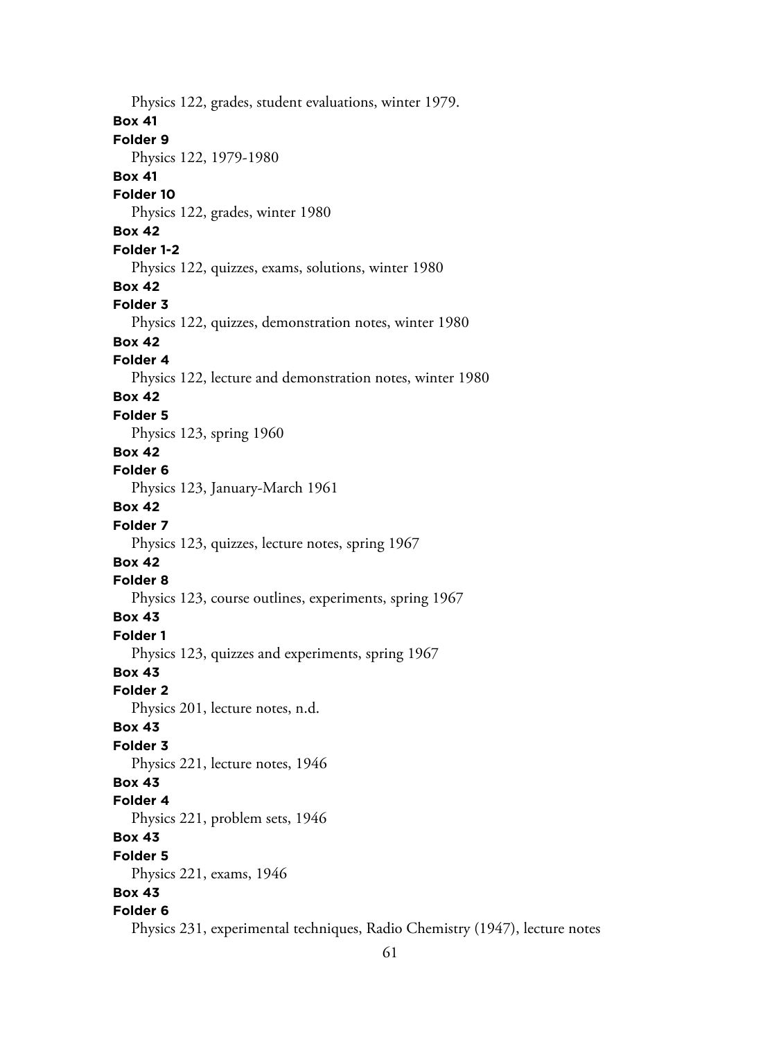Physics 122, grades, student evaluations, winter 1979.

**Box 41**

**Folder 9**

Physics 122, 1979-1980

**Box 41**

**Folder 10**

Physics 122, grades, winter 1980

**Box 42**

**Folder 1-2**

Physics 122, quizzes, exams, solutions, winter 1980

**Box 42**

**Folder 3**

Physics 122, quizzes, demonstration notes, winter 1980

**Box 42**

**Folder 4**

Physics 122, lecture and demonstration notes, winter 1980

**Box 42**

**Folder 5**

Physics 123, spring 1960

**Box 42**

**Folder 6**

Physics 123, January-March 1961

**Box 42**

**Folder 7**

Physics 123, quizzes, lecture notes, spring 1967

**Box 42**

**Folder 8**

Physics 123, course outlines, experiments, spring 1967

**Box 43**

**Folder 1**

Physics 123, quizzes and experiments, spring 1967

**Box 43**

**Folder 2**

Physics 201, lecture notes, n.d.

**Box 43**

**Folder 3**

Physics 221, lecture notes, 1946

**Box 43**

**Folder 4**

Physics 221, problem sets, 1946

**Box 43**

**Folder 5**

Physics 221, exams, 1946

**Box 43**

**Folder 6**

Physics 231, experimental techniques, Radio Chemistry (1947), lecture notes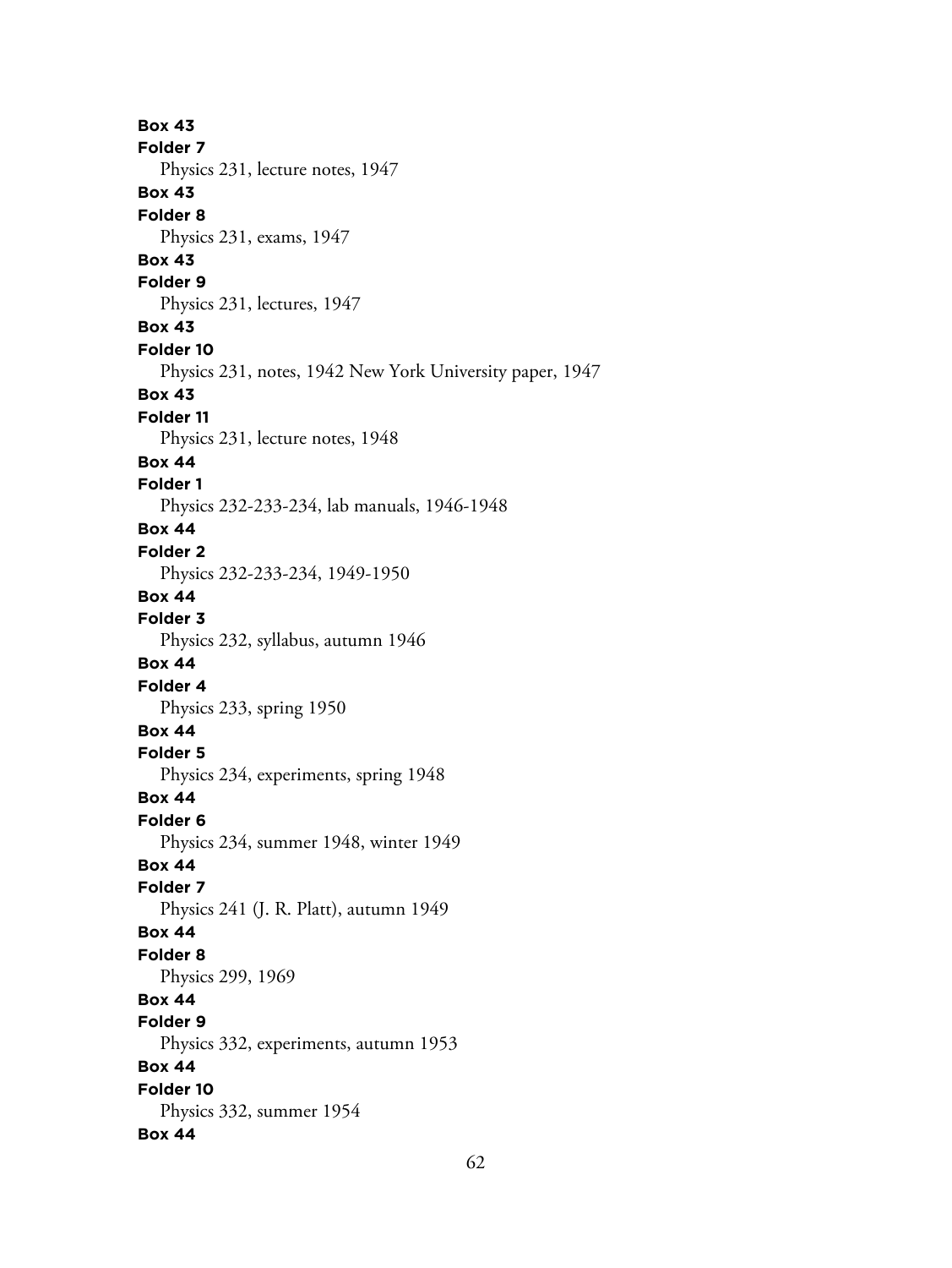**Box 43**
**Folder 7**
Physics 231, lecture notes, 1947

**Box 43**
**Folder 8**
Physics 231, exams, 1947

**Box 43**
**Folder 9**
Physics 231, lectures, 1947

**Box 43**
**Folder 10**
Physics 231, notes, 1942 New York University paper, 1947

**Box 43**
**Folder 11**
Physics 231, lecture notes, 1948

**Box 44**
**Folder 1**
Physics 232-233-234, lab manuals, 1946-1948

**Box 44**
**Folder 2**
Physics 232-233-234, 1949-1950

**Box 44**
**Folder 3**
Physics 232, syllabus, autumn 1946

**Box 44**
**Folder 4**
Physics 233, spring 1950

**Box 44**
**Folder 5**
Physics 234, experiments, spring 1948

**Box 44**
**Folder 6**
Physics 234, summer 1948, winter 1949

**Box 44**
**Folder 7**
Physics 241 (J. R. Platt), autumn 1949

**Box 44**
**Folder 8**
Physics 299, 1969

**Box 44**
**Folder 9**
Physics 332, experiments, autumn 1953

**Box 44**
**Folder 10**
Physics 332, summer 1954

**Box 44**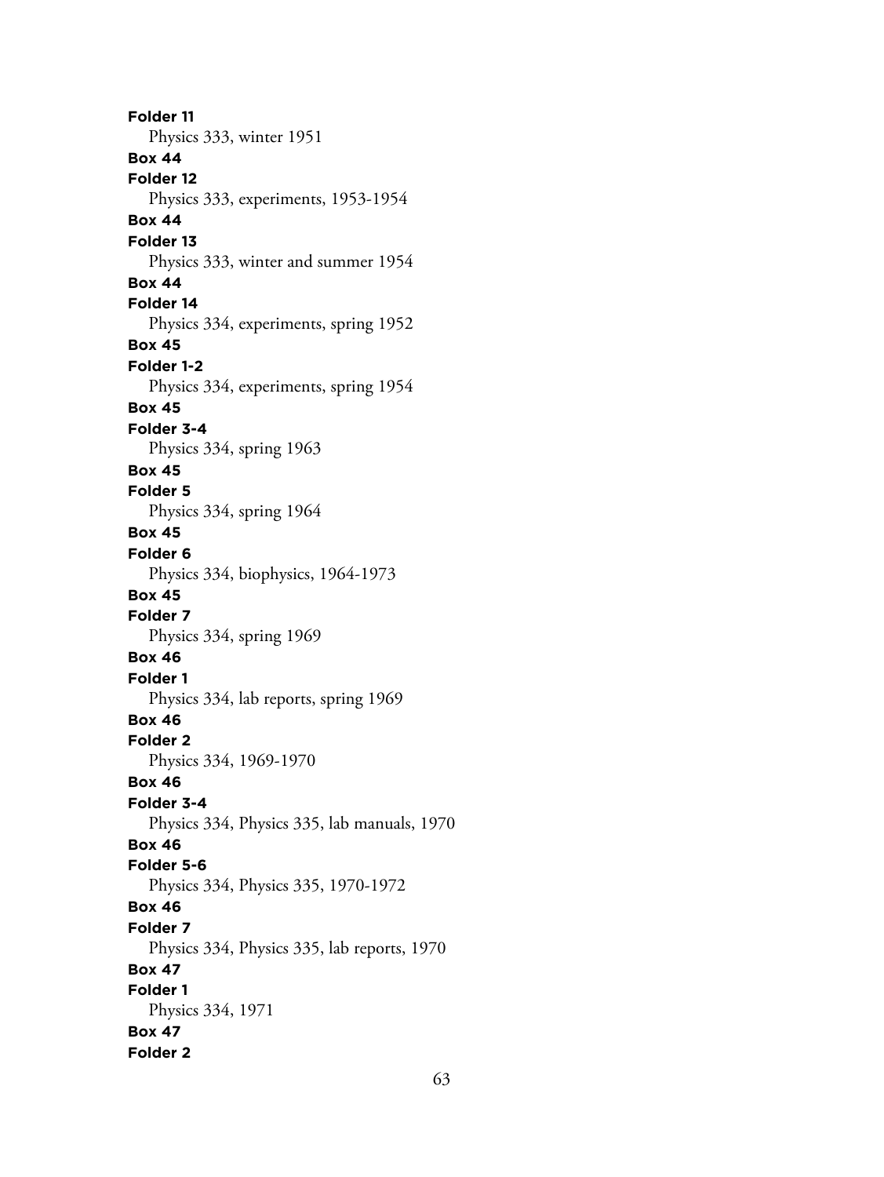**Folder 11**

Physics 333, winter 1951

**Box 44**

**Folder 12**

Physics 333, experiments, 1953-1954

**Box 44**

**Folder 13**

Physics 333, winter and summer 1954

**Box 44**

**Folder 14**

Physics 334, experiments, spring 1952

**Box 45**

**Folder 1-2**

Physics 334, experiments, spring 1954

**Box 45**

**Folder 3-4**

Physics 334, spring 1963

**Box 45**

**Folder 5**

Physics 334, spring 1964

**Box 45**

**Folder 6**

Physics 334, biophysics, 1964-1973

**Box 45**

**Folder 7**

Physics 334, spring 1969

**Box 46**

**Folder 1**

Physics 334, lab reports, spring 1969

**Box 46**

**Folder 2**

Physics 334, 1969-1970

**Box 46**

**Folder 3-4**

Physics 334, Physics 335, lab manuals, 1970

**Box 46**

**Folder 5-6**

Physics 334, Physics 335, 1970-1972

**Box 46**

**Folder 7**

Physics 334, Physics 335, lab reports, 1970

**Box 47**

**Folder 1**

Physics 334, 1971

**Box 47**

**Folder 2**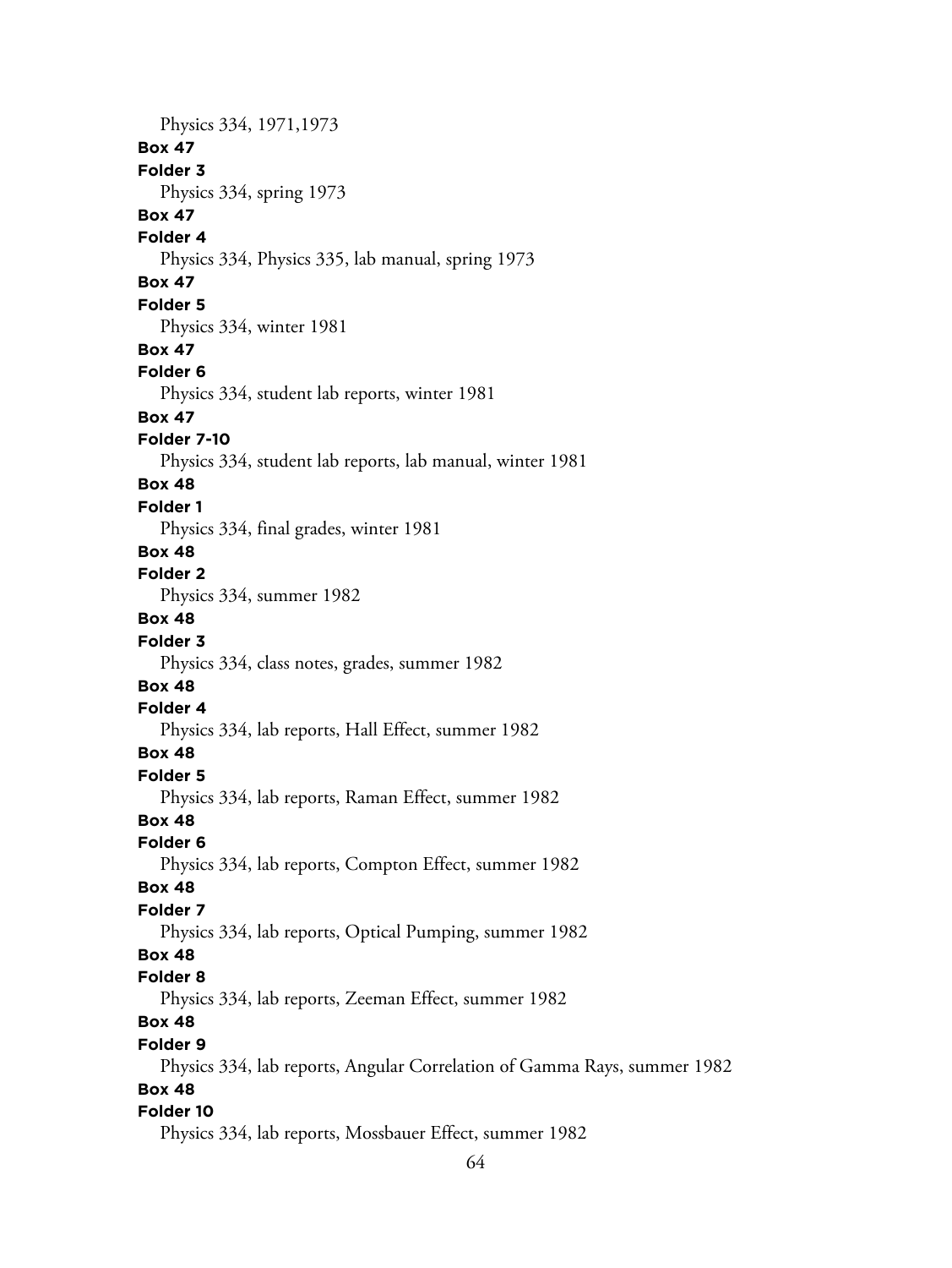Physics 334, 1971,1973

**Box 47**

**Folder 3**

Physics 334, spring 1973

**Box 47**

**Folder 4**

Physics 334, Physics 335, lab manual, spring 1973

**Box 47**

**Folder 5**

Physics 334, winter 1981

**Box 47**

**Folder 6**

Physics 334, student lab reports, winter 1981

**Box 47**

**Folder 7-10**

Physics 334, student lab reports, lab manual, winter 1981

**Box 48**

**Folder 1**

Physics 334, final grades, winter 1981

**Box 48**

**Folder 2**

Physics 334, summer 1982

**Box 48**

**Folder 3**

Physics 334, class notes, grades, summer 1982

**Box 48**

**Folder 4**

Physics 334, lab reports, Hall Effect, summer 1982

**Box 48**

**Folder 5**

Physics 334, lab reports, Raman Effect, summer 1982

**Box 48**

**Folder 6**

Physics 334, lab reports, Compton Effect, summer 1982

**Box 48**

**Folder 7**

Physics 334, lab reports, Optical Pumping, summer 1982

**Box 48**

**Folder 8**

Physics 334, lab reports, Zeeman Effect, summer 1982

**Box 48**

**Folder 9**

Physics 334, lab reports, Angular Correlation of Gamma Rays, summer 1982

**Box 48**

**Folder 10**

Physics 334, lab reports, Mossbauer Effect, summer 1982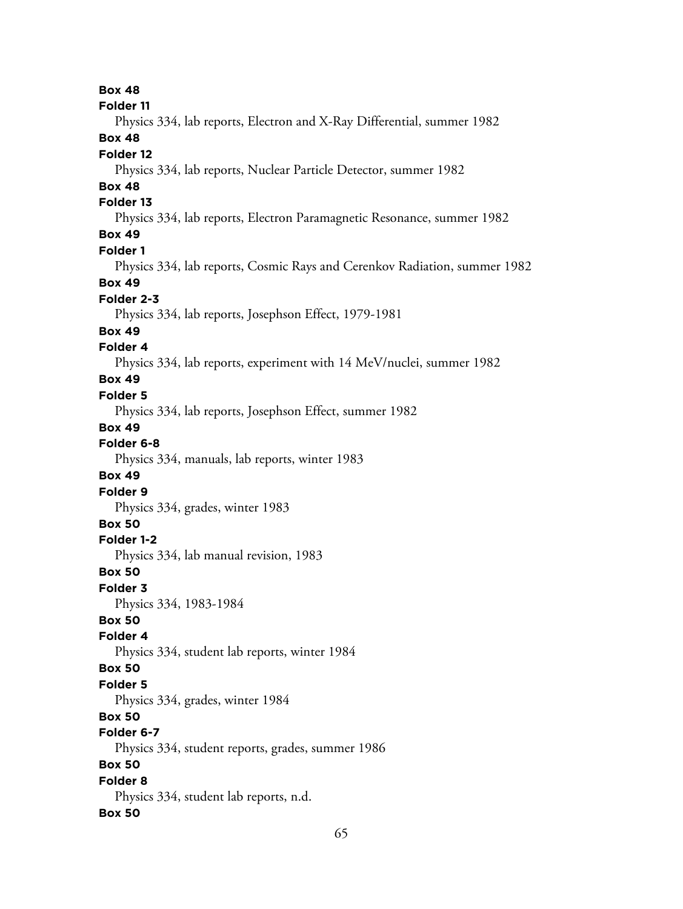**Box 48**
**Folder 11**
Physics 334, lab reports, Electron and X-Ray Differential, summer 1982

**Box 48**
**Folder 12**
Physics 334, lab reports, Nuclear Particle Detector, summer 1982

**Box 48**
**Folder 13**
Physics 334, lab reports, Electron Paramagnetic Resonance, summer 1982

**Box 49**
**Folder 1**
Physics 334, lab reports, Cosmic Rays and Cerenkov Radiation, summer 1982

**Box 49**
**Folder 2-3**
Physics 334, lab reports, Josephson Effect, 1979-1981

**Box 49**
**Folder 4**
Physics 334, lab reports, experiment with 14 MeV/nuclei, summer 1982

**Box 49**
**Folder 5**
Physics 334, lab reports, Josephson Effect, summer 1982

**Box 49**
**Folder 6-8**
Physics 334, manuals, lab reports, winter 1983

**Box 49**
**Folder 9**
Physics 334, grades, winter 1983

**Box 50**
**Folder 1-2**
Physics 334, lab manual revision, 1983

**Box 50**
**Folder 3**
Physics 334, 1983-1984

**Box 50**
**Folder 4**
Physics 334, student lab reports, winter 1984

**Box 50**
**Folder 5**
Physics 334, grades, winter 1984

**Box 50**
**Folder 6-7**
Physics 334, student reports, grades, summer 1986

**Box 50**
**Folder 8**
Physics 334, student lab reports, n.d.

**Box 50**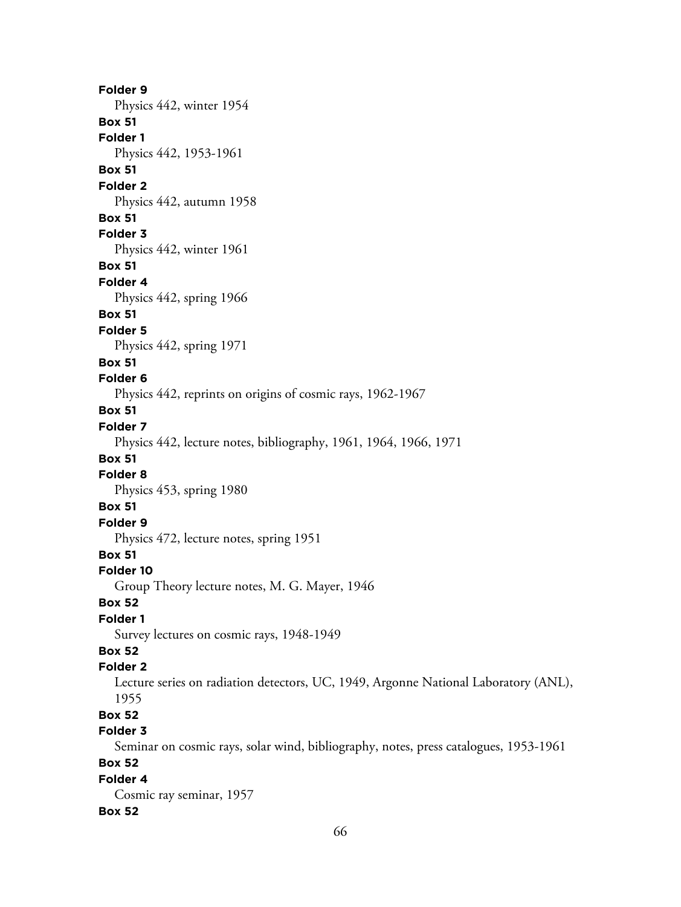**Folder 9**

Physics 442, winter 1954

**Box 51**

**Folder 1**

Physics 442, 1953-1961

**Box 51**

**Folder 2**

Physics 442, autumn 1958

**Box 51**

**Folder 3**

Physics 442, winter 1961

**Box 51**

**Folder 4**

Physics 442, spring 1966

**Box 51**

**Folder 5**

Physics 442, spring 1971

**Box 51**

**Folder 6**

Physics 442, reprints on origins of cosmic rays, 1962-1967

**Box 51**

**Folder 7**

Physics 442, lecture notes, bibliography, 1961, 1964, 1966, 1971

**Box 51**

**Folder 8**

Physics 453, spring 1980

**Box 51**

**Folder 9**

Physics 472, lecture notes, spring 1951

**Box 51**

**Folder 10**

Group Theory lecture notes, M. G. Mayer, 1946

**Box 52**

**Folder 1**

Survey lectures on cosmic rays, 1948-1949

**Box 52**

**Folder 2**

Lecture series on radiation detectors, UC, 1949, Argonne National Laboratory (ANL), 1955

**Box 52**

**Folder 3**

Seminar on cosmic rays, solar wind, bibliography, notes, press catalogues, 1953-1961

**Box 52**

**Folder 4**

Cosmic ray seminar, 1957

**Box 52**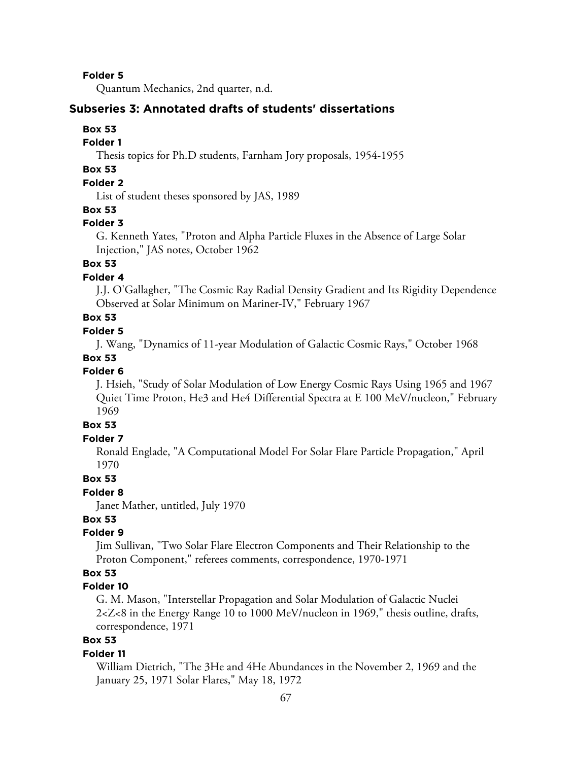**Folder 5**

Quantum Mechanics, 2nd quarter, n.d.

## Subseries 3: Annotated drafts of students' dissertations

**Box 53**

**Folder 1**

Thesis topics for Ph.D students, Farnham Jory proposals, 1954-1955

**Box 53**

**Folder 2**

List of student theses sponsored by JAS, 1989

**Box 53**

**Folder 3**

G. Kenneth Yates, "Proton and Alpha Particle Fluxes in the Absence of Large Solar Injection," JAS notes, October 1962

**Box 53**

**Folder 4**

J.J. O'Gallagher, "The Cosmic Ray Radial Density Gradient and Its Rigidity Dependence Observed at Solar Minimum on Mariner-IV," February 1967

**Box 53**

**Folder 5**

J. Wang, "Dynamics of 11-year Modulation of Galactic Cosmic Rays," October 1968

**Box 53**

**Folder 6**

J. Hsieh, "Study of Solar Modulation of Low Energy Cosmic Rays Using 1965 and 1967 Quiet Time Proton, He3 and He4 Differential Spectra at E 100 MeV/nucleon," February 1969

**Box 53**

**Folder 7**

Ronald Englade, "A Computational Model For Solar Flare Particle Propagation," April 1970

**Box 53**

**Folder 8**

Janet Mather, untitled, July 1970

**Box 53**

**Folder 9**

Jim Sullivan, "Two Solar Flare Electron Components and Their Relationship to the Proton Component," referees comments, correspondence, 1970-1971

**Box 53**

**Folder 10**

G. M. Mason, "Interstellar Propagation and Solar Modulation of Galactic Nuclei $2<Z<8$ in the Energy Range 10 to 1000 MeV/nucleon in 1969," thesis outline, drafts, correspondence, 1971

**Box 53**

**Folder 11**

William Dietrich, "The 3He and 4He Abundances in the November 2, 1969 and the January 25, 1971 Solar Flares," May 18, 1972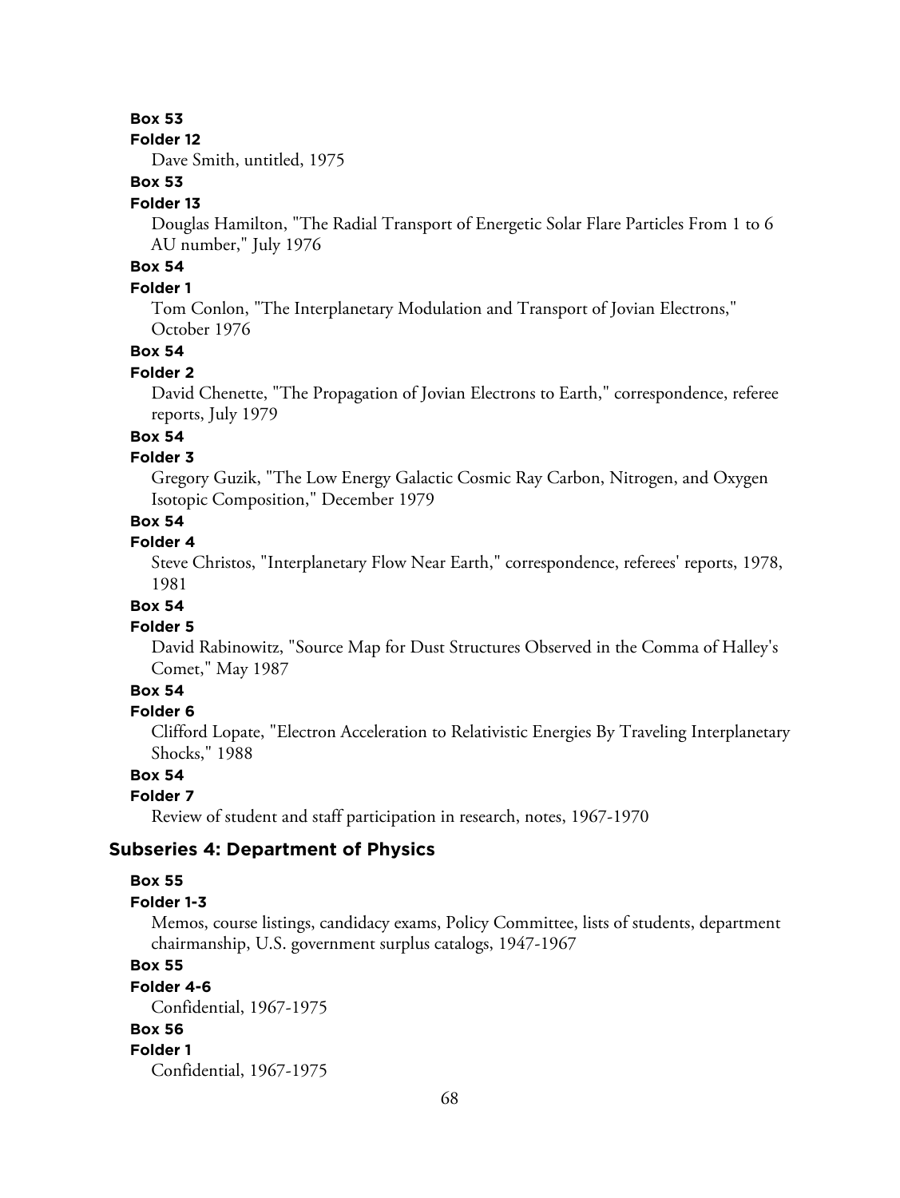**Box 53**

**Folder 12**

Dave Smith, untitled, 1975

**Box 53**

**Folder 13**

Douglas Hamilton, "The Radial Transport of Energetic Solar Flare Particles From 1 to 6 AU number," July 1976

**Box 54**

**Folder 1**

Tom Conlon, "The Interplanetary Modulation and Transport of Jovian Electrons," October 1976

**Box 54**

**Folder 2**

David Chenette, "The Propagation of Jovian Electrons to Earth," correspondence, referee reports, July 1979

**Box 54**

**Folder 3**

Gregory Guzik, "The Low Energy Galactic Cosmic Ray Carbon, Nitrogen, and Oxygen Isotopic Composition," December 1979

**Box 54**

**Folder 4**

Steve Christos, "Interplanetary Flow Near Earth," correspondence, referees' reports, 1978, 1981

**Box 54**

**Folder 5**

David Rabinowitz, "Source Map for Dust Structures Observed in the Comma of Halley's Comet," May 1987

**Box 54**

**Folder 6**

Clifford Lopate, "Electron Acceleration to Relativistic Energies By Traveling Interplanetary Shocks," 1988

**Box 54**

**Folder 7**

Review of student and staff participation in research, notes, 1967-1970

### Subseries 4: Department of Physics

**Box 55**

**Folder 1-3**

Memos, course listings, candidacy exams, Policy Committee, lists of students, department chairmanship, U.S. government surplus catalogs, 1947-1967

**Box 55**

**Folder 4-6**

Confidential, 1967-1975

**Box 56**

**Folder 1**

Confidential, 1967-1975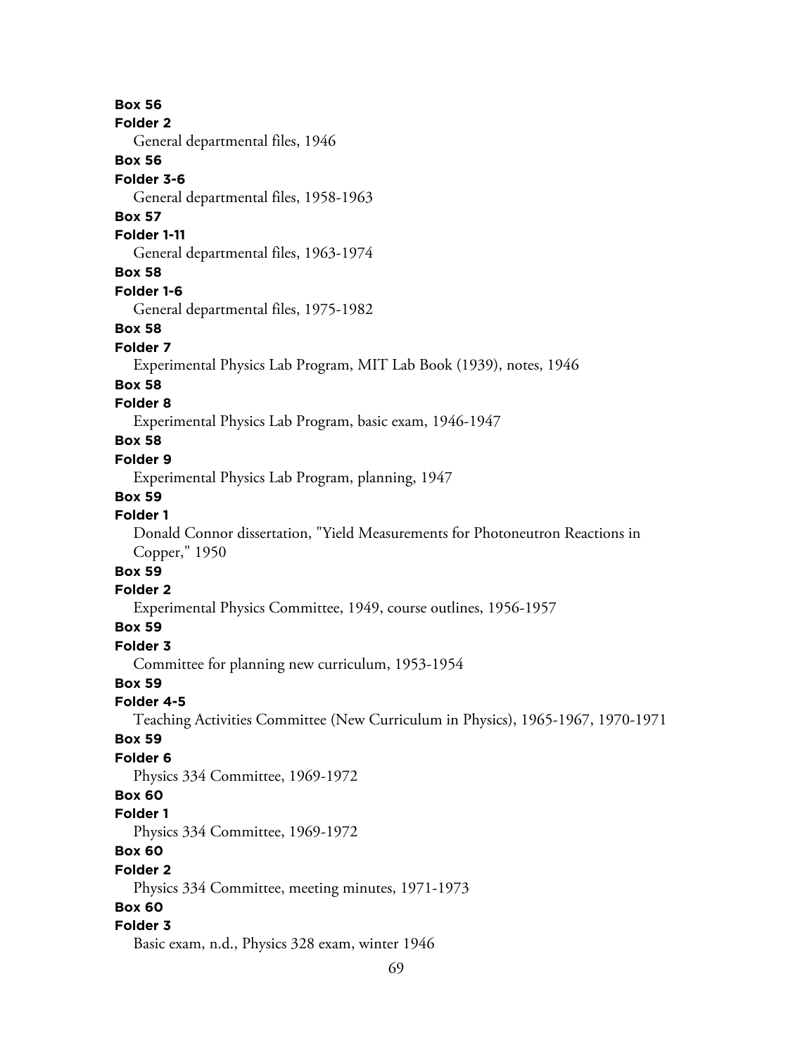**Box 56**
**Folder 2**
General departmental files, 1946

**Box 56**
**Folder 3-6**
General departmental files, 1958-1963

**Box 57**
**Folder 1-11**
General departmental files, 1963-1974

**Box 58**
**Folder 1-6**
General departmental files, 1975-1982

**Box 58**
**Folder 7**
Experimental Physics Lab Program, MIT Lab Book (1939), notes, 1946

**Box 58**
**Folder 8**
Experimental Physics Lab Program, basic exam, 1946-1947

**Box 58**
**Folder 9**
Experimental Physics Lab Program, planning, 1947

**Box 59**
**Folder 1**
Donald Connor dissertation, "Yield Measurements for Photoneutron Reactions in Copper," 1950

**Box 59**
**Folder 2**
Experimental Physics Committee, 1949, course outlines, 1956-1957

**Box 59**
**Folder 3**
Committee for planning new curriculum, 1953-1954

**Box 59**
**Folder 4-5**
Teaching Activities Committee (New Curriculum in Physics), 1965-1967, 1970-1971

**Box 59**
**Folder 6**
Physics 334 Committee, 1969-1972

**Box 60**
**Folder 1**
Physics 334 Committee, 1969-1972

**Box 60**
**Folder 2**
Physics 334 Committee, meeting minutes, 1971-1973

**Box 60**
**Folder 3**
Basic exam, n.d., Physics 328 exam, winter 1946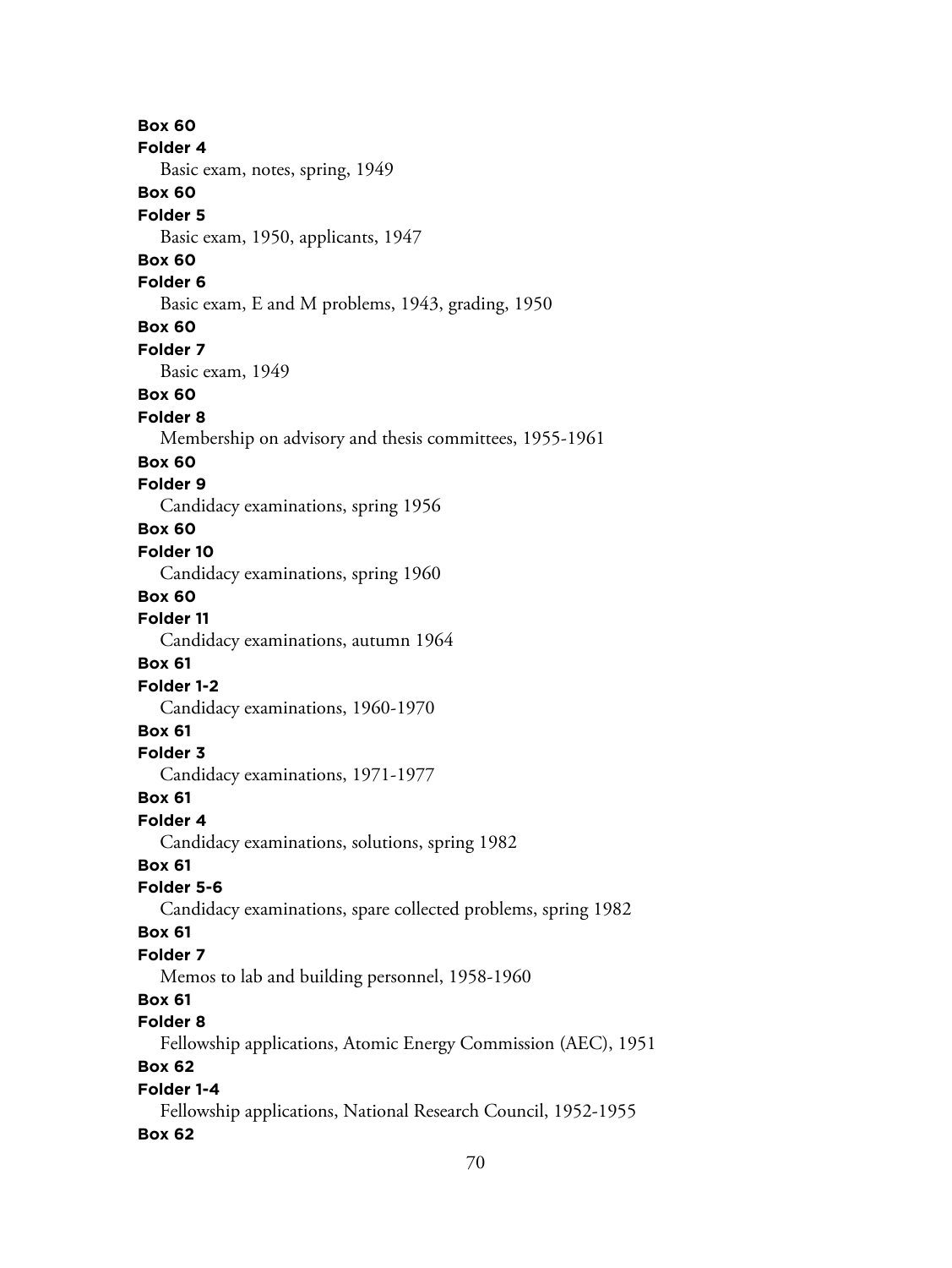**Box 60**
**Folder 4**
Basic exam, notes, spring, 1949
**Box 60**
**Folder 5**
Basic exam, 1950, applicants, 1947
**Box 60**
**Folder 6**
Basic exam, E and M problems, 1943, grading, 1950
**Box 60**
**Folder 7**
Basic exam, 1949
**Box 60**
**Folder 8**
Membership on advisory and thesis committees, 1955-1961
**Box 60**
**Folder 9**
Candidacy examinations, spring 1956
**Box 60**
**Folder 10**
Candidacy examinations, spring 1960
**Box 60**
**Folder 11**
Candidacy examinations, autumn 1964
**Box 61**
**Folder 1-2**
Candidacy examinations, 1960-1970
**Box 61**
**Folder 3**
Candidacy examinations, 1971-1977
**Box 61**
**Folder 4**
Candidacy examinations, solutions, spring 1982
**Box 61**
**Folder 5-6**
Candidacy examinations, spare collected problems, spring 1982
**Box 61**
**Folder 7**
Memos to lab and building personnel, 1958-1960
**Box 61**
**Folder 8**
Fellowship applications, Atomic Energy Commission (AEC), 1951
**Box 62**
**Folder 1-4**
Fellowship applications, National Research Council, 1952-1955
**Box 62**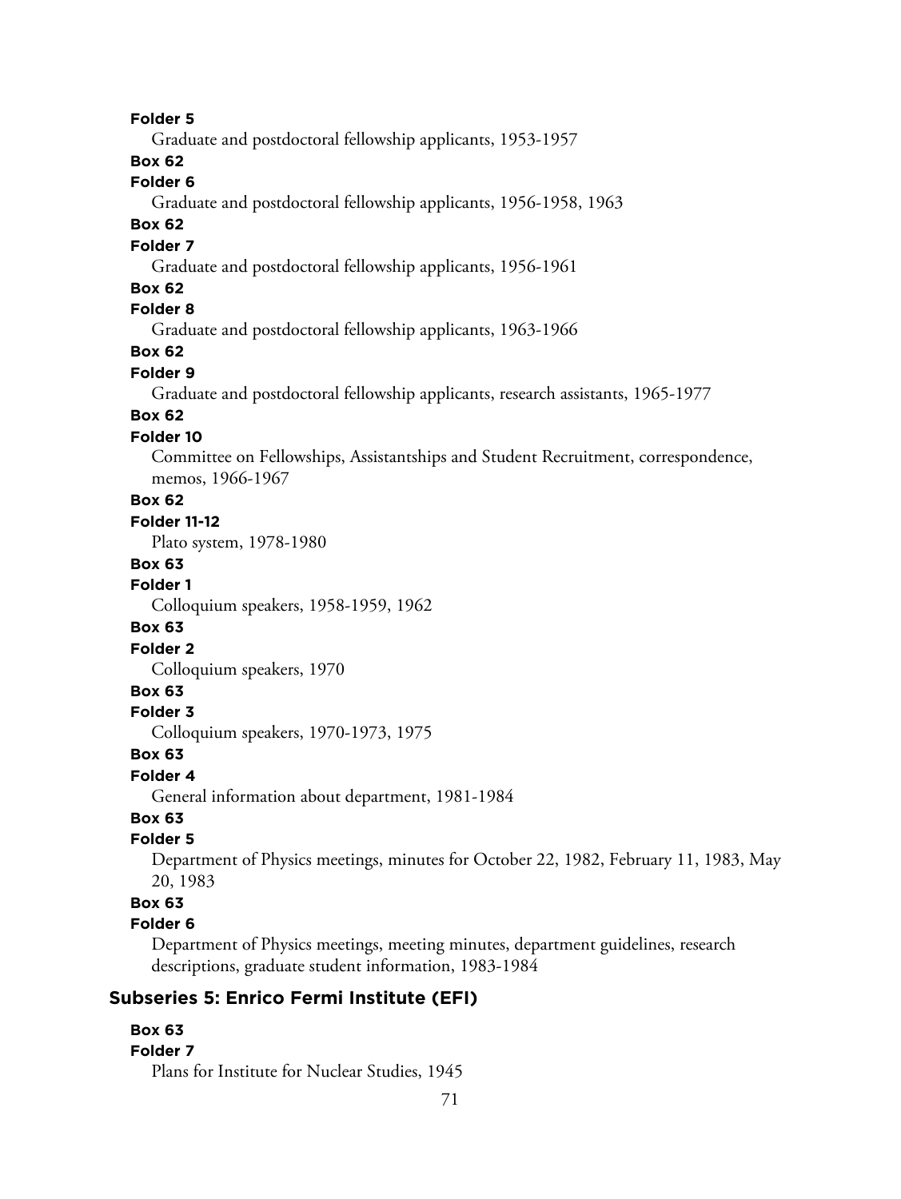**Folder 5**
Graduate and postdoctoral fellowship applicants, 1953-1957

**Box 62**
**Folder 6**
Graduate and postdoctoral fellowship applicants, 1956-1958, 1963

**Box 62**
**Folder 7**
Graduate and postdoctoral fellowship applicants, 1956-1961

**Box 62**
**Folder 8**
Graduate and postdoctoral fellowship applicants, 1963-1966

**Box 62**
**Folder 9**
Graduate and postdoctoral fellowship applicants, research assistants, 1965-1977

**Box 62**
**Folder 10**
Committee on Fellowships, Assistantships and Student Recruitment, correspondence, memos, 1966-1967

**Box 62**
**Folder 11-12**
Plato system, 1978-1980

**Box 63**
**Folder 1**
Colloquium speakers, 1958-1959, 1962

**Box 63**
**Folder 2**
Colloquium speakers, 1970

**Box 63**
**Folder 3**
Colloquium speakers, 1970-1973, 1975

**Box 63**
**Folder 4**
General information about department, 1981-1984

**Box 63**
**Folder 5**
Department of Physics meetings, minutes for October 22, 1982, February 11, 1983, May 20, 1983

**Box 63**
**Folder 6**
Department of Physics meetings, meeting minutes, department guidelines, research descriptions, graduate student information, 1983-1984

### Subseries 5: Enrico Fermi Institute (EFI)

**Box 63**
**Folder 7**
Plans for Institute for Nuclear Studies, 1945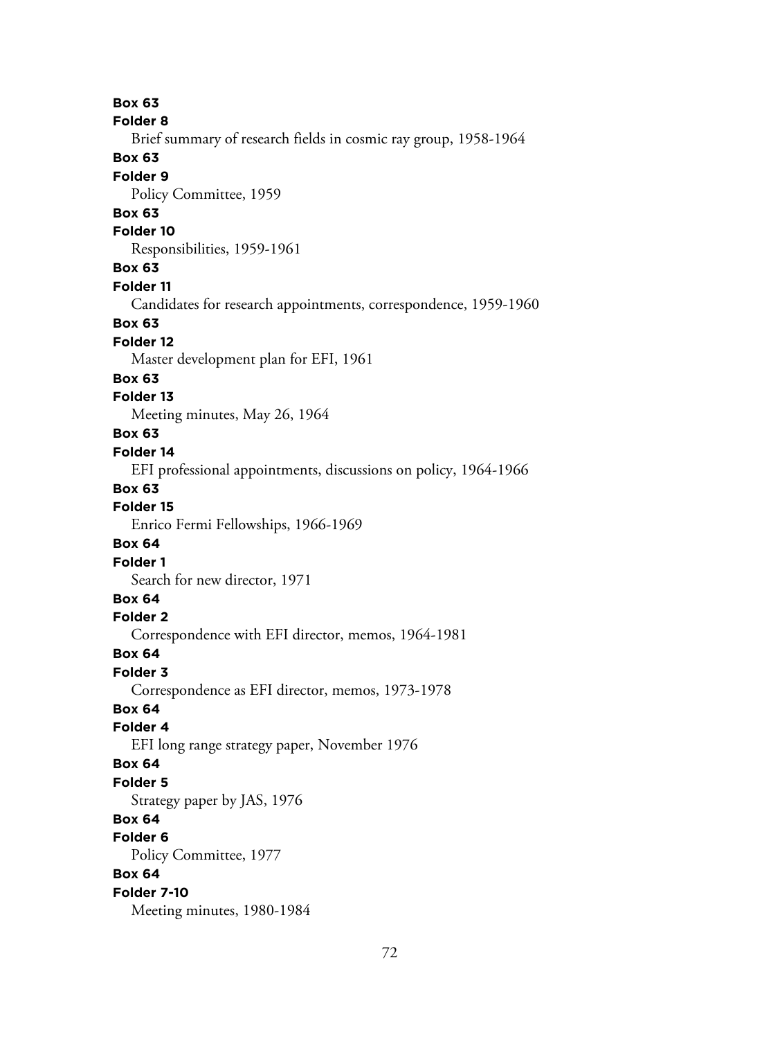**Box 63**
**Folder 8**
Brief summary of research fields in cosmic ray group, 1958-1964
**Box 63**
**Folder 9**
Policy Committee, 1959
**Box 63**
**Folder 10**
Responsibilities, 1959-1961
**Box 63**
**Folder 11**
Candidates for research appointments, correspondence, 1959-1960
**Box 63**
**Folder 12**
Master development plan for EFI, 1961
**Box 63**
**Folder 13**
Meeting minutes, May 26, 1964
**Box 63**
**Folder 14**
EFI professional appointments, discussions on policy, 1964-1966
**Box 63**
**Folder 15**
Enrico Fermi Fellowships, 1966-1969
**Box 64**
**Folder 1**
Search for new director, 1971
**Box 64**
**Folder 2**
Correspondence with EFI director, memos, 1964-1981
**Box 64**
**Folder 3**
Correspondence as EFI director, memos, 1973-1978
**Box 64**
**Folder 4**
EFI long range strategy paper, November 1976
**Box 64**
**Folder 5**
Strategy paper by JAS, 1976
**Box 64**
**Folder 6**
Policy Committee, 1977
**Box 64**
**Folder 7-10**
Meeting minutes, 1980-1984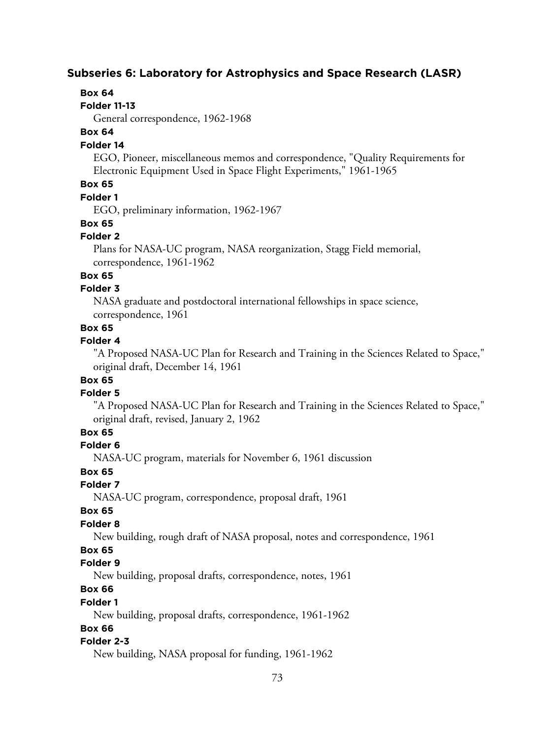## Subseries 6: Laboratory for Astrophysics and Space Research (LASR)

**Box 64**
**Folder 11-13**
General correspondence, 1962-1968

**Box 64**
**Folder 14**
EGO, Pioneer, miscellaneous memos and correspondence, "Quality Requirements for Electronic Equipment Used in Space Flight Experiments," 1961-1965

**Box 65**
**Folder 1**
EGO, preliminary information, 1962-1967

**Box 65**
**Folder 2**
Plans for NASA-UC program, NASA reorganization, Stagg Field memorial, correspondence, 1961-1962

**Box 65**
**Folder 3**
NASA graduate and postdoctoral international fellowships in space science, correspondence, 1961

**Box 65**
**Folder 4**
"A Proposed NASA-UC Plan for Research and Training in the Sciences Related to Space," original draft, December 14, 1961

**Box 65**
**Folder 5**
"A Proposed NASA-UC Plan for Research and Training in the Sciences Related to Space," original draft, revised, January 2, 1962

**Box 65**
**Folder 6**
NASA-UC program, materials for November 6, 1961 discussion

**Box 65**
**Folder 7**
NASA-UC program, correspondence, proposal draft, 1961

**Box 65**
**Folder 8**
New building, rough draft of NASA proposal, notes and correspondence, 1961

**Box 65**
**Folder 9**
New building, proposal drafts, correspondence, notes, 1961

**Box 66**
**Folder 1**
New building, proposal drafts, correspondence, 1961-1962

**Box 66**
**Folder 2-3**
New building, NASA proposal for funding, 1961-1962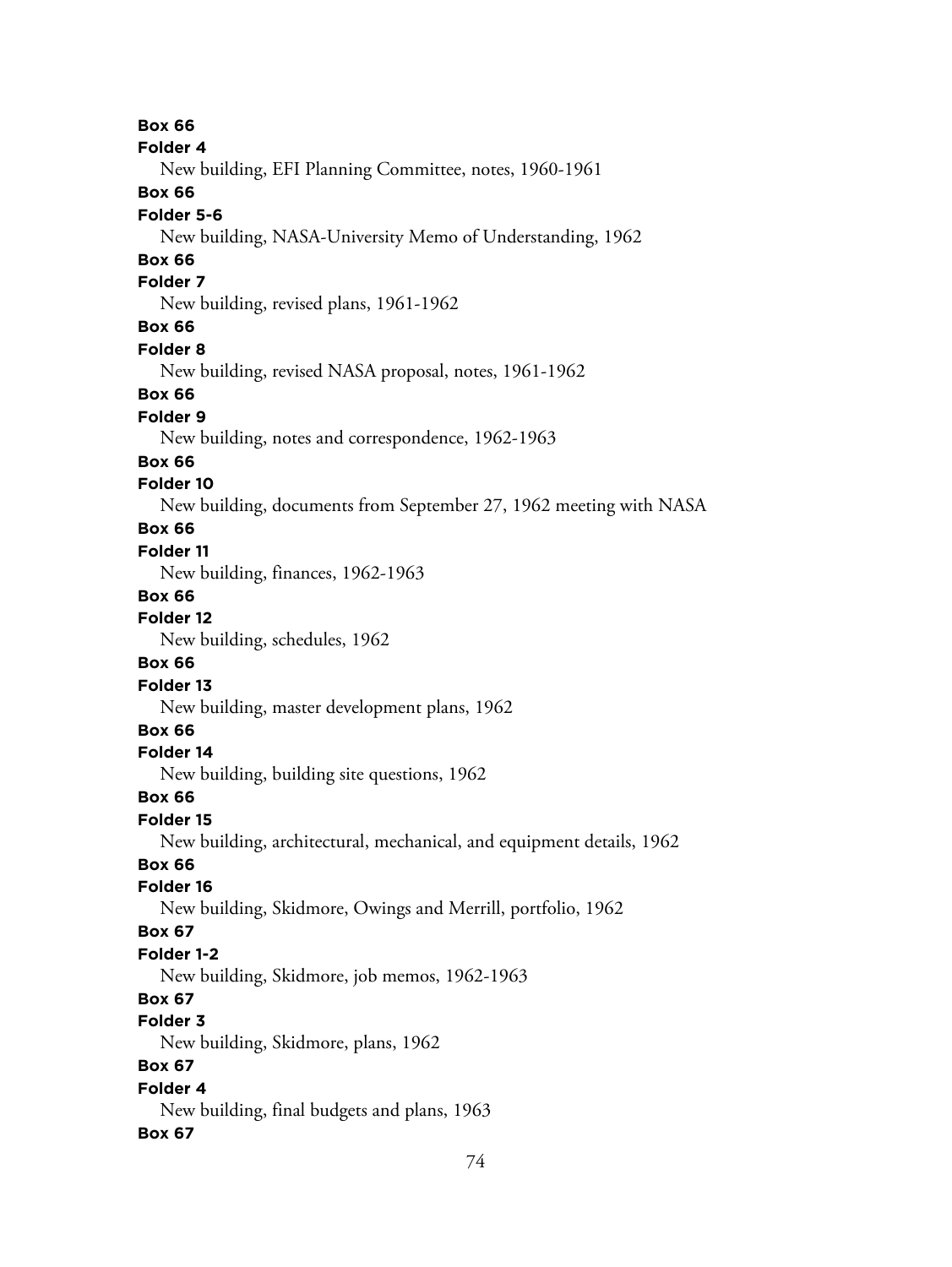**Box 66**
**Folder 4**
New building, EFI Planning Committee, notes, 1960-1961
**Box 66**
**Folder 5-6**
New building, NASA-University Memo of Understanding, 1962
**Box 66**
**Folder 7**
New building, revised plans, 1961-1962
**Box 66**
**Folder 8**
New building, revised NASA proposal, notes, 1961-1962
**Box 66**
**Folder 9**
New building, notes and correspondence, 1962-1963
**Box 66**
**Folder 10**
New building, documents from September 27, 1962 meeting with NASA
**Box 66**
**Folder 11**
New building, finances, 1962-1963
**Box 66**
**Folder 12**
New building, schedules, 1962
**Box 66**
**Folder 13**
New building, master development plans, 1962
**Box 66**
**Folder 14**
New building, building site questions, 1962
**Box 66**
**Folder 15**
New building, architectural, mechanical, and equipment details, 1962
**Box 66**
**Folder 16**
New building, Skidmore, Owings and Merrill, portfolio, 1962
**Box 67**
**Folder 1-2**
New building, Skidmore, job memos, 1962-1963
**Box 67**
**Folder 3**
New building, Skidmore, plans, 1962
**Box 67**
**Folder 4**
New building, final budgets and plans, 1963
**Box 67**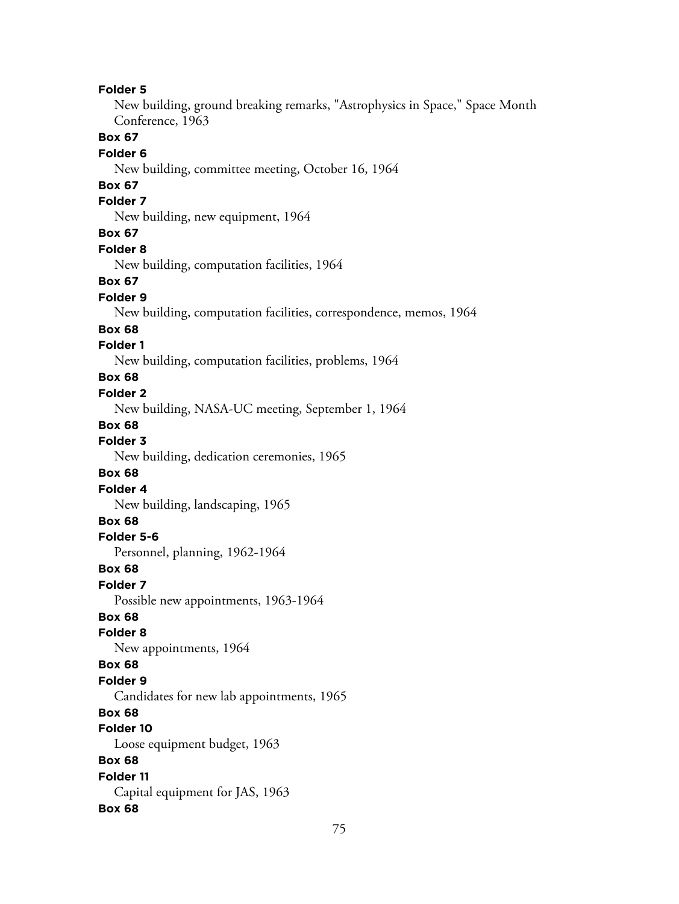**Folder 5**

New building, ground breaking remarks, "Astrophysics in Space," Space Month Conference, 1963

**Box 67**

**Folder 6**

New building, committee meeting, October 16, 1964

**Box 67**

**Folder 7**

New building, new equipment, 1964

**Box 67**

**Folder 8**

New building, computation facilities, 1964

**Box 67**

**Folder 9**

New building, computation facilities, correspondence, memos, 1964

**Box 68**

**Folder 1**

New building, computation facilities, problems, 1964

**Box 68**

**Folder 2**

New building, NASA-UC meeting, September 1, 1964

**Box 68**

**Folder 3**

New building, dedication ceremonies, 1965

**Box 68**

**Folder 4**

New building, landscaping, 1965

**Box 68**

**Folder 5-6**

Personnel, planning, 1962-1964

**Box 68**

**Folder 7**

Possible new appointments, 1963-1964

**Box 68**

**Folder 8**

New appointments, 1964

**Box 68**

**Folder 9**

Candidates for new lab appointments, 1965

**Box 68**

**Folder 10**

Loose equipment budget, 1963

**Box 68**

**Folder 11**

Capital equipment for JAS, 1963

**Box 68**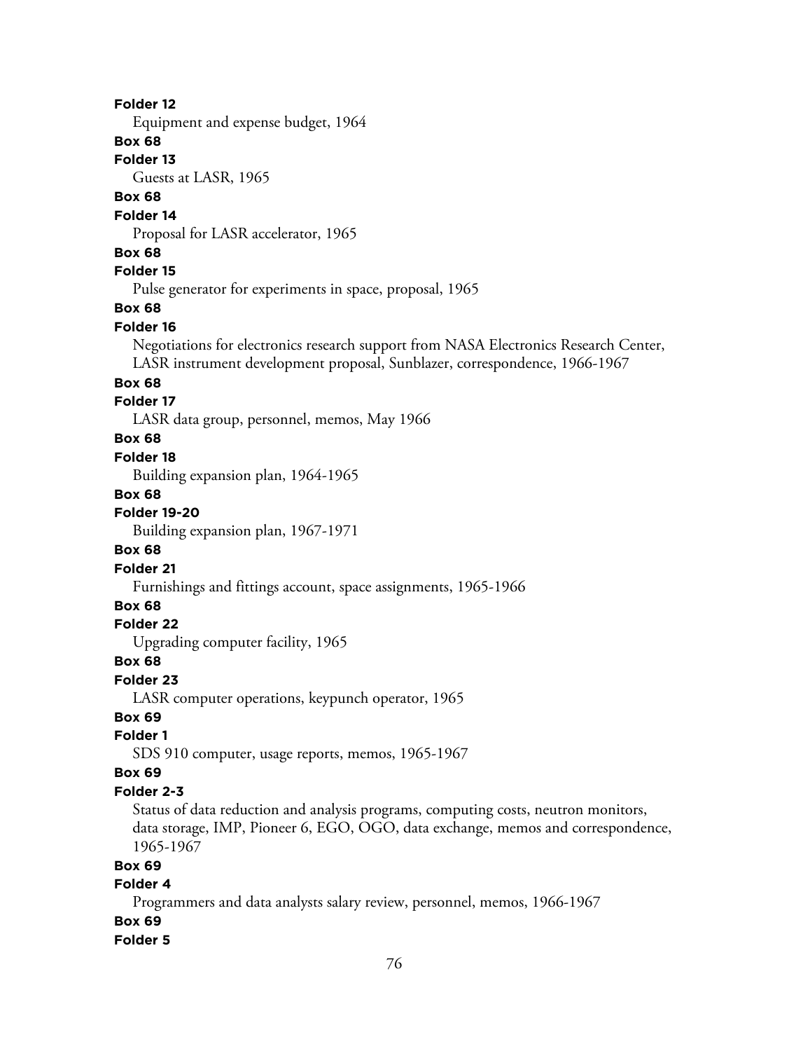**Folder 12**

Equipment and expense budget, 1964

**Box 68**

**Folder 13**

Guests at LASR, 1965

**Box 68**

**Folder 14**

Proposal for LASR accelerator, 1965

**Box 68**

**Folder 15**

Pulse generator for experiments in space, proposal, 1965

**Box 68**

**Folder 16**

Negotiations for electronics research support from NASA Electronics Research Center, LASR instrument development proposal, Sunblazer, correspondence, 1966-1967

**Box 68**

**Folder 17**

LASR data group, personnel, memos, May 1966

**Box 68**

**Folder 18**

Building expansion plan, 1964-1965

**Box 68**

**Folder 19-20**

Building expansion plan, 1967-1971

**Box 68**

**Folder 21**

Furnishings and fittings account, space assignments, 1965-1966

**Box 68**

**Folder 22**

Upgrading computer facility, 1965

**Box 68**

**Folder 23**

LASR computer operations, keypunch operator, 1965

**Box 69**

**Folder 1**

SDS 910 computer, usage reports, memos, 1965-1967

**Box 69**

**Folder 2-3**

Status of data reduction and analysis programs, computing costs, neutron monitors, data storage, IMP, Pioneer 6, EGO, OGO, data exchange, memos and correspondence, 1965-1967

**Box 69**

**Folder 4**

Programmers and data analysts salary review, personnel, memos, 1966-1967

**Box 69**

**Folder 5**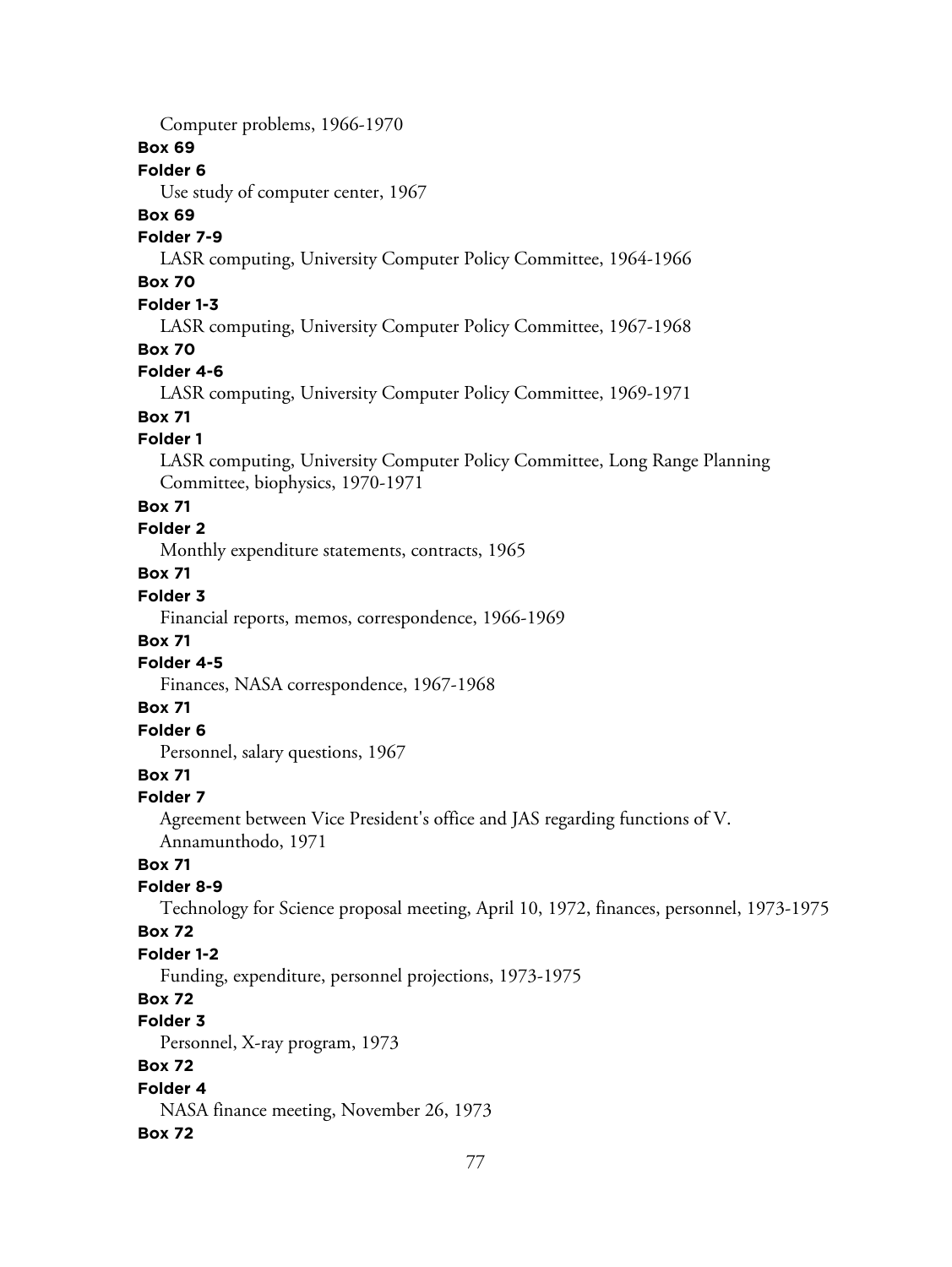Computer problems, 1966-1970

**Box 69**

**Folder 6**

Use study of computer center, 1967

**Box 69**

**Folder 7-9**

LASR computing, University Computer Policy Committee, 1964-1966

**Box 70**

**Folder 1-3**

LASR computing, University Computer Policy Committee, 1967-1968

**Box 70**

**Folder 4-6**

LASR computing, University Computer Policy Committee, 1969-1971

**Box 71**

**Folder 1**

LASR computing, University Computer Policy Committee, Long Range Planning Committee, biophysics, 1970-1971

**Box 71**

**Folder 2**

Monthly expenditure statements, contracts, 1965

**Box 71**

**Folder 3**

Financial reports, memos, correspondence, 1966-1969

**Box 71**

**Folder 4-5**

Finances, NASA correspondence, 1967-1968

**Box 71**

**Folder 6**

Personnel, salary questions, 1967

**Box 71**

**Folder 7**

Agreement between Vice President's office and JAS regarding functions of V. Annamunthodo, 1971

**Box 71**

**Folder 8-9**

Technology for Science proposal meeting, April 10, 1972, finances, personnel, 1973-1975

**Box 72**

**Folder 1-2**

Funding, expenditure, personnel projections, 1973-1975

**Box 72**

**Folder 3**

Personnel, X-ray program, 1973

**Box 72**

**Folder 4**

NASA finance meeting, November 26, 1973

**Box 72**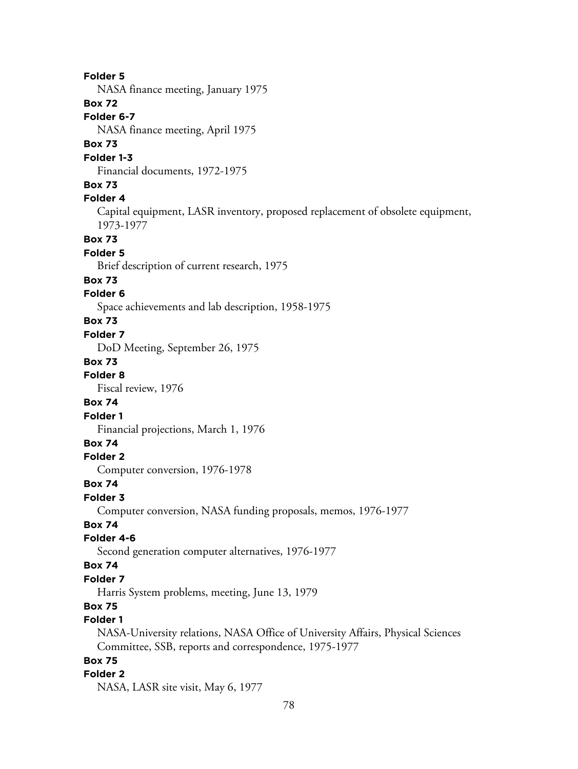**Folder 5**
NASA finance meeting, January 1975

**Box 72**
**Folder 6-7**
NASA finance meeting, April 1975

**Box 73**
**Folder 1-3**
Financial documents, 1972-1975

**Box 73**
**Folder 4**
Capital equipment, LASR inventory, proposed replacement of obsolete equipment, 1973-1977

**Box 73**
**Folder 5**
Brief description of current research, 1975

**Box 73**
**Folder 6**
Space achievements and lab description, 1958-1975

**Box 73**
**Folder 7**
DoD Meeting, September 26, 1975

**Box 73**
**Folder 8**
Fiscal review, 1976

**Box 74**
**Folder 1**
Financial projections, March 1, 1976

**Box 74**
**Folder 2**
Computer conversion, 1976-1978

**Box 74**
**Folder 3**
Computer conversion, NASA funding proposals, memos, 1976-1977

**Box 74**
**Folder 4-6**
Second generation computer alternatives, 1976-1977

**Box 74**
**Folder 7**
Harris System problems, meeting, June 13, 1979

**Box 75**
**Folder 1**
NASA-University relations, NASA Office of University Affairs, Physical Sciences Committee, SSB, reports and correspondence, 1975-1977

**Box 75**
**Folder 2**
NASA, LASR site visit, May 6, 1977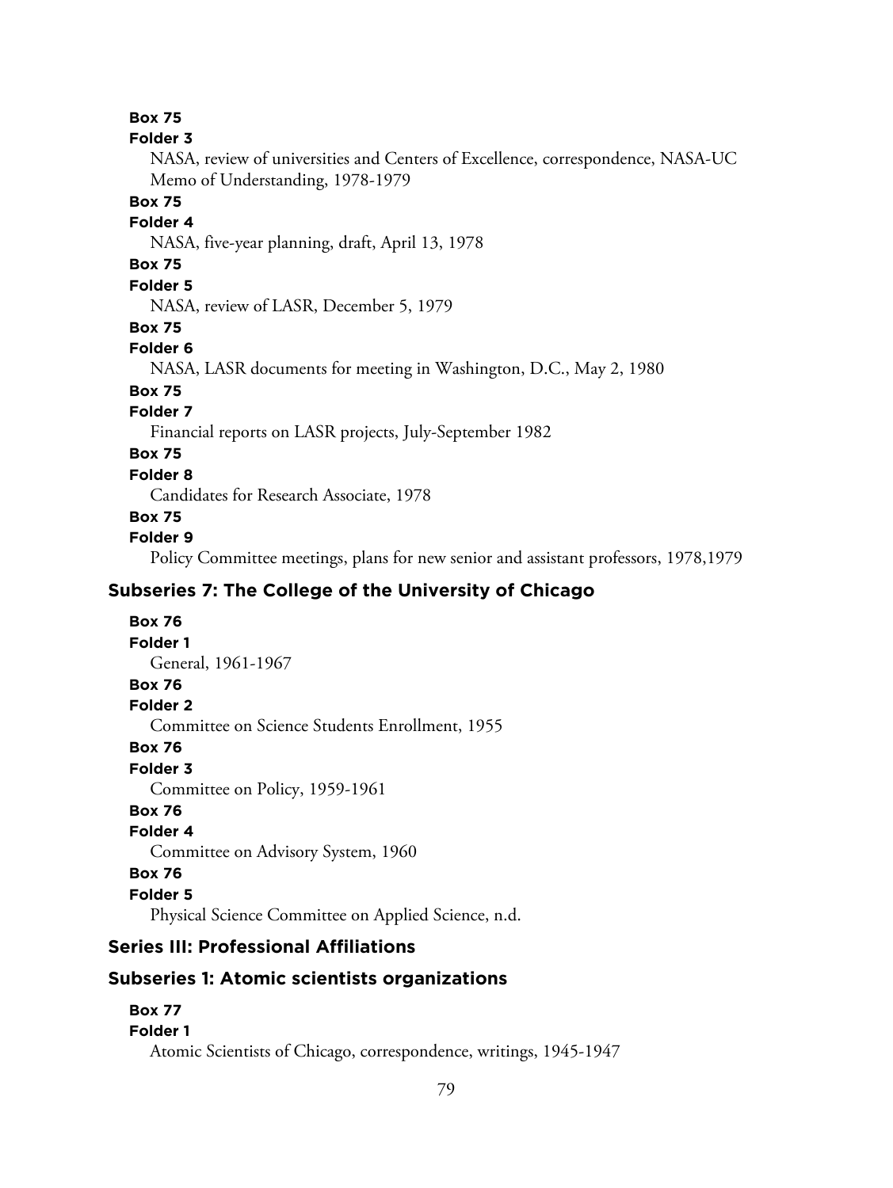**Box 75**

**Folder 3**

NASA, review of universities and Centers of Excellence, correspondence, NASA-UC Memo of Understanding, 1978-1979

**Box 75**

**Folder 4**

NASA, five-year planning, draft, April 13, 1978

**Box 75**

**Folder 5**

NASA, review of LASR, December 5, 1979

**Box 75**

**Folder 6**

NASA, LASR documents for meeting in Washington, D.C., May 2, 1980

**Box 75**

**Folder 7**

Financial reports on LASR projects, July-September 1982

**Box 75**

**Folder 8**

Candidates for Research Associate, 1978

**Box 75**

**Folder 9**

Policy Committee meetings, plans for new senior and assistant professors, 1978,1979

### Subseries 7: The College of the University of Chicago

**Box 76**

**Folder 1**

General, 1961-1967

**Box 76**

**Folder 2**

Committee on Science Students Enrollment, 1955

**Box 76**

**Folder 3**

Committee on Policy, 1959-1961

**Box 76**

**Folder 4**

Committee on Advisory System, 1960

**Box 76**

**Folder 5**

Physical Science Committee on Applied Science, n.d.

## Series III: Professional Affiliations

### Subseries 1: Atomic scientists organizations

**Box 77**

**Folder 1**

Atomic Scientists of Chicago, correspondence, writings, 1945-1947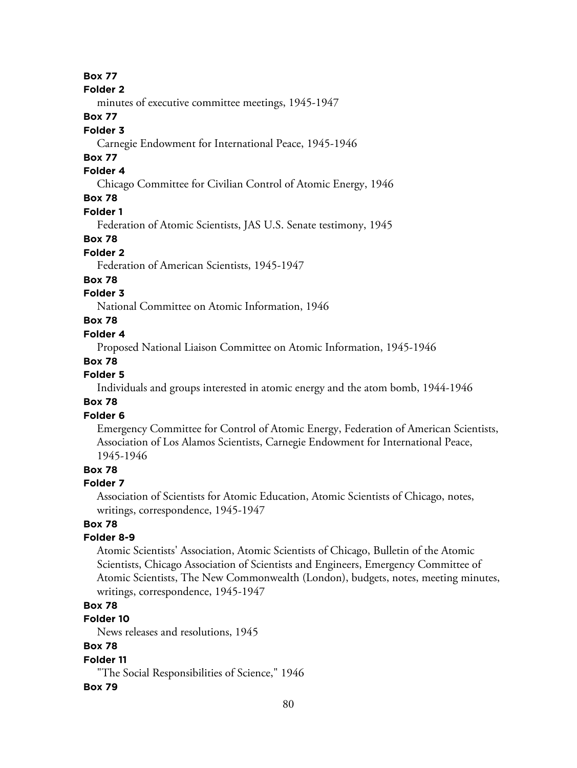**Box 77**
**Folder 2**
minutes of executive committee meetings, 1945-1947
**Box 77**
**Folder 3**
Carnegie Endowment for International Peace, 1945-1946
**Box 77**
**Folder 4**
Chicago Committee for Civilian Control of Atomic Energy, 1946
**Box 78**
**Folder 1**
Federation of Atomic Scientists, JAS U.S. Senate testimony, 1945
**Box 78**
**Folder 2**
Federation of American Scientists, 1945-1947
**Box 78**
**Folder 3**
National Committee on Atomic Information, 1946
**Box 78**
**Folder 4**
Proposed National Liaison Committee on Atomic Information, 1945-1946
**Box 78**
**Folder 5**
Individuals and groups interested in atomic energy and the atom bomb, 1944-1946
**Box 78**
**Folder 6**
Emergency Committee for Control of Atomic Energy, Federation of American Scientists, Association of Los Alamos Scientists, Carnegie Endowment for International Peace, 1945-1946
**Box 78**
**Folder 7**
Association of Scientists for Atomic Education, Atomic Scientists of Chicago, notes, writings, correspondence, 1945-1947
**Box 78**
**Folder 8-9**
Atomic Scientists' Association, Atomic Scientists of Chicago, Bulletin of the Atomic Scientists, Chicago Association of Scientists and Engineers, Emergency Committee of Atomic Scientists, The New Commonwealth (London), budgets, notes, meeting minutes, writings, correspondence, 1945-1947
**Box 78**
**Folder 10**
News releases and resolutions, 1945
**Box 78**
**Folder 11**
"The Social Responsibilities of Science," 1946
**Box 79**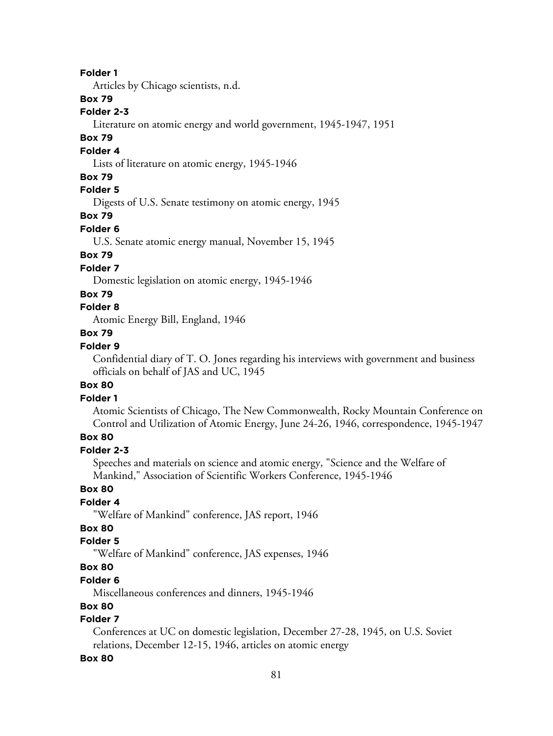**Folder 1**

Articles by Chicago scientists, n.d.

**Box 79**

**Folder 2-3**

Literature on atomic energy and world government, 1945-1947, 1951

**Box 79**

**Folder 4**

Lists of literature on atomic energy, 1945-1946

**Box 79**

**Folder 5**

Digests of U.S. Senate testimony on atomic energy, 1945

**Box 79**

**Folder 6**

U.S. Senate atomic energy manual, November 15, 1945

**Box 79**

**Folder 7**

Domestic legislation on atomic energy, 1945-1946

**Box 79**

**Folder 8**

Atomic Energy Bill, England, 1946

**Box 79**

**Folder 9**

Confidential diary of T. O. Jones regarding his interviews with government and business officials on behalf of JAS and UC, 1945

**Box 80**

**Folder 1**

Atomic Scientists of Chicago, The New Commonwealth, Rocky Mountain Conference on Control and Utilization of Atomic Energy, June 24-26, 1946, correspondence, 1945-1947

**Box 80**

**Folder 2-3**

Speeches and materials on science and atomic energy, "Science and the Welfare of Mankind," Association of Scientific Workers Conference, 1945-1946

**Box 80**

**Folder 4**

"Welfare of Mankind" conference, JAS report, 1946

**Box 80**

**Folder 5**

"Welfare of Mankind" conference, JAS expenses, 1946

**Box 80**

**Folder 6**

Miscellaneous conferences and dinners, 1945-1946

**Box 80**

**Folder 7**

Conferences at UC on domestic legislation, December 27-28, 1945, on U.S. Soviet relations, December 12-15, 1946, articles on atomic energy

**Box 80**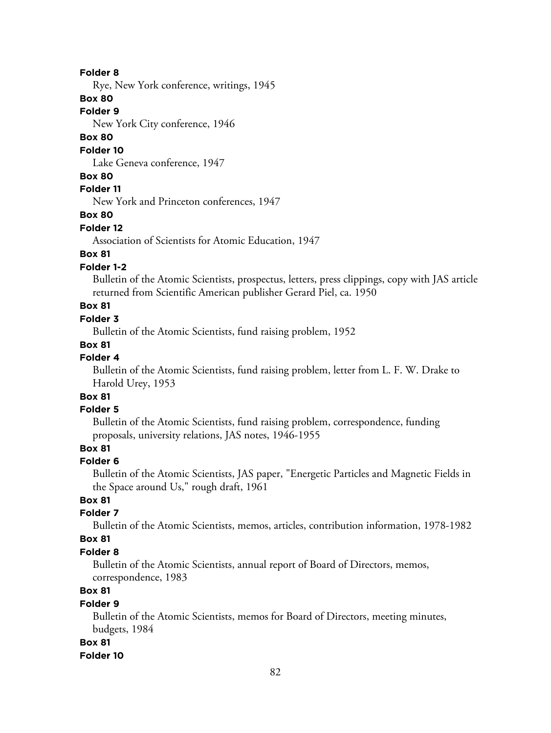**Folder 8**

Rye, New York conference, writings, 1945

**Box 80**

**Folder 9**

New York City conference, 1946

**Box 80**

**Folder 10**

Lake Geneva conference, 1947

**Box 80**

**Folder 11**

New York and Princeton conferences, 1947

**Box 80**

**Folder 12**

Association of Scientists for Atomic Education, 1947

**Box 81**

**Folder 1-2**

Bulletin of the Atomic Scientists, prospectus, letters, press clippings, copy with JAS article returned from Scientific American publisher Gerard Piel, ca. 1950

**Box 81**

**Folder 3**

Bulletin of the Atomic Scientists, fund raising problem, 1952

**Box 81**

**Folder 4**

Bulletin of the Atomic Scientists, fund raising problem, letter from L. F. W. Drake to Harold Urey, 1953

**Box 81**

**Folder 5**

Bulletin of the Atomic Scientists, fund raising problem, correspondence, funding proposals, university relations, JAS notes, 1946-1955

**Box 81**

**Folder 6**

Bulletin of the Atomic Scientists, JAS paper, "Energetic Particles and Magnetic Fields in the Space around Us," rough draft, 1961

**Box 81**

**Folder 7**

Bulletin of the Atomic Scientists, memos, articles, contribution information, 1978-1982

**Box 81**

**Folder 8**

Bulletin of the Atomic Scientists, annual report of Board of Directors, memos, correspondence, 1983

**Box 81**

**Folder 9**

Bulletin of the Atomic Scientists, memos for Board of Directors, meeting minutes, budgets, 1984

**Box 81**

**Folder 10**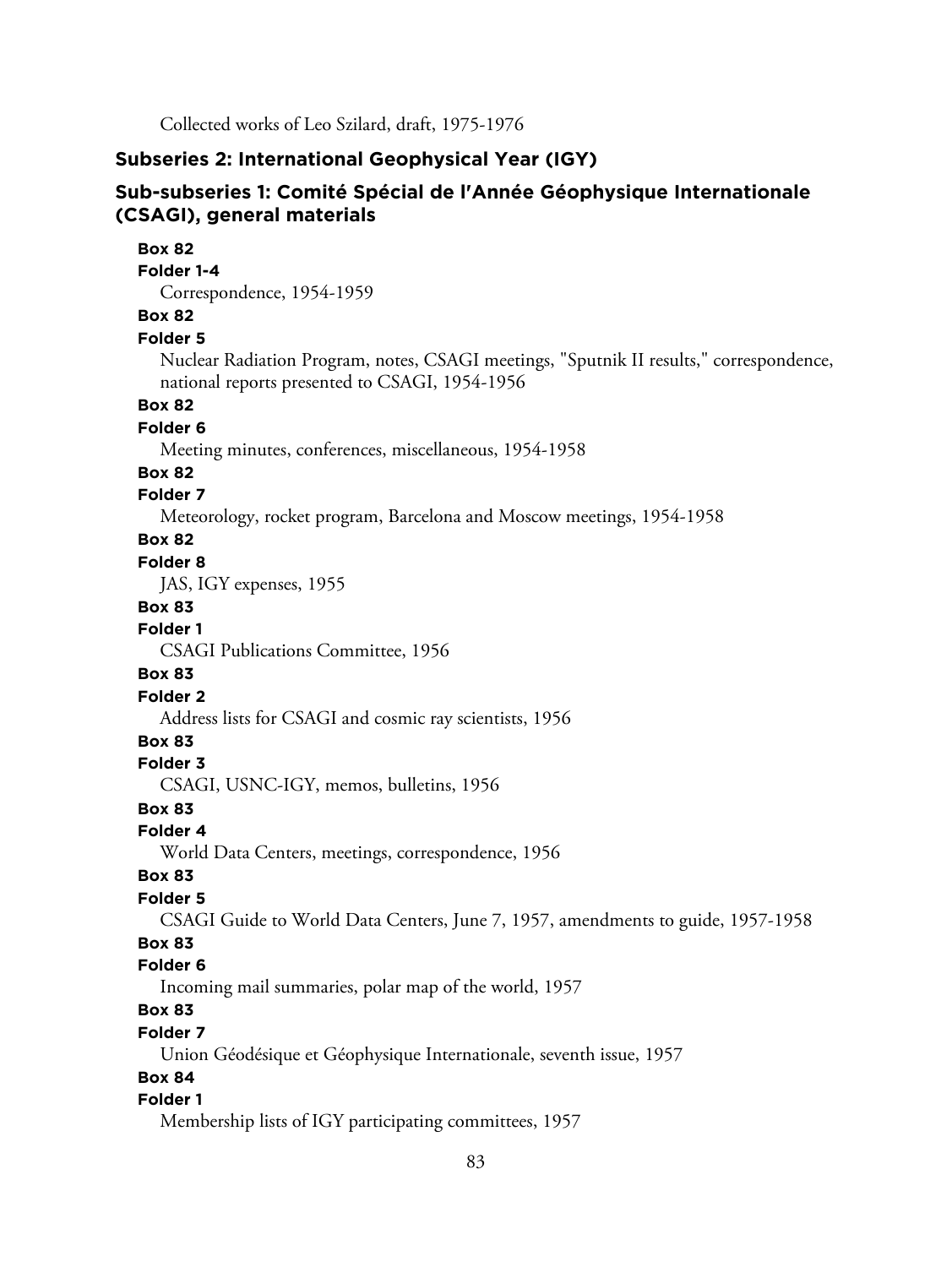Collected works of Leo Szilard, draft, 1975-1976

### Subseries 2: International Geophysical Year (IGY)

#### Sub-subseries 1: Comité Spécial de l'Année Géophysique Internationale (CSAGI), general materials

**Box 82**
**Folder 1-4**
Correspondence, 1954-1959

**Box 82**
**Folder 5**
Nuclear Radiation Program, notes, CSAGI meetings, "Sputnik II results," correspondence, national reports presented to CSAGI, 1954-1956

**Box 82**
**Folder 6**
Meeting minutes, conferences, miscellaneous, 1954-1958

**Box 82**
**Folder 7**
Meteorology, rocket program, Barcelona and Moscow meetings, 1954-1958

**Box 82**
**Folder 8**
JAS, IGY expenses, 1955

**Box 83**
**Folder 1**
CSAGI Publications Committee, 1956

**Box 83**
**Folder 2**
Address lists for CSAGI and cosmic ray scientists, 1956

**Box 83**
**Folder 3**
CSAGI, USNC-IGY, memos, bulletins, 1956

**Box 83**
**Folder 4**
World Data Centers, meetings, correspondence, 1956

**Box 83**
**Folder 5**
CSAGI Guide to World Data Centers, June 7, 1957, amendments to guide, 1957-1958

**Box 83**
**Folder 6**
Incoming mail summaries, polar map of the world, 1957

**Box 83**
**Folder 7**
Union Géodésique et Géophysique Internationale, seventh issue, 1957

**Box 84**
**Folder 1**
Membership lists of IGY participating committees, 1957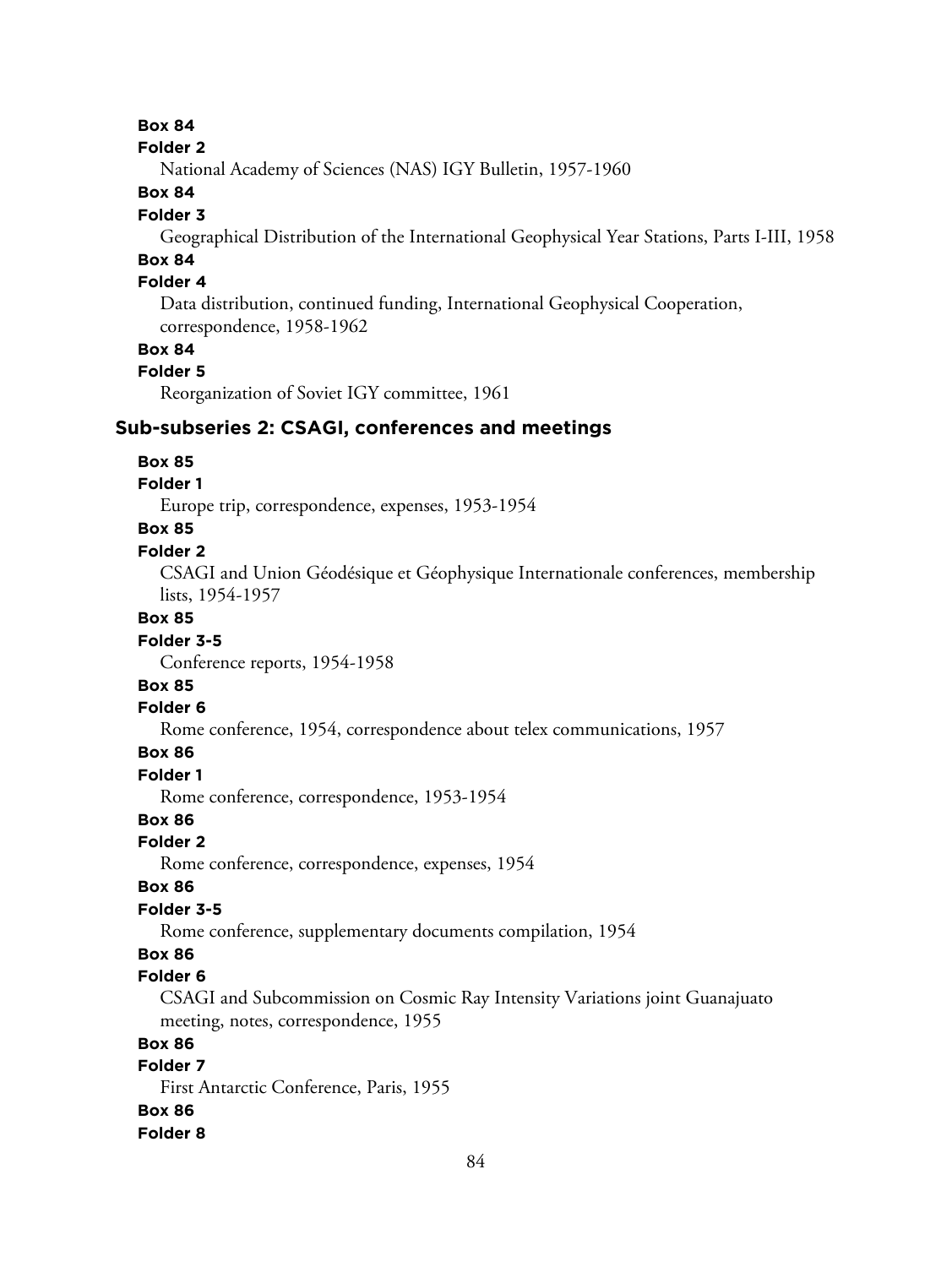**Box 84**

**Folder 2**

National Academy of Sciences (NAS) IGY Bulletin, 1957-1960

**Box 84**

**Folder 3**

Geographical Distribution of the International Geophysical Year Stations, Parts I-III, 1958

**Box 84**

**Folder 4**

Data distribution, continued funding, International Geophysical Cooperation, correspondence, 1958-1962

**Box 84**

**Folder 5**

Reorganization of Soviet IGY committee, 1961

### Sub-subseries 2: CSAGI, conferences and meetings

**Box 85**

**Folder 1**

Europe trip, correspondence, expenses, 1953-1954

**Box 85**

**Folder 2**

CSAGI and Union Géodésique et Géophysique Internationale conferences, membership lists, 1954-1957

**Box 85**

**Folder 3-5**

Conference reports, 1954-1958

**Box 85**

**Folder 6**

Rome conference, 1954, correspondence about telex communications, 1957

**Box 86**

**Folder 1**

Rome conference, correspondence, 1953-1954

**Box 86**

**Folder 2**

Rome conference, correspondence, expenses, 1954

**Box 86**

**Folder 3-5**

Rome conference, supplementary documents compilation, 1954

**Box 86**

**Folder 6**

CSAGI and Subcommission on Cosmic Ray Intensity Variations joint Guanajuato meeting, notes, correspondence, 1955

**Box 86**

**Folder 7**

First Antarctic Conference, Paris, 1955

**Box 86**

**Folder 8**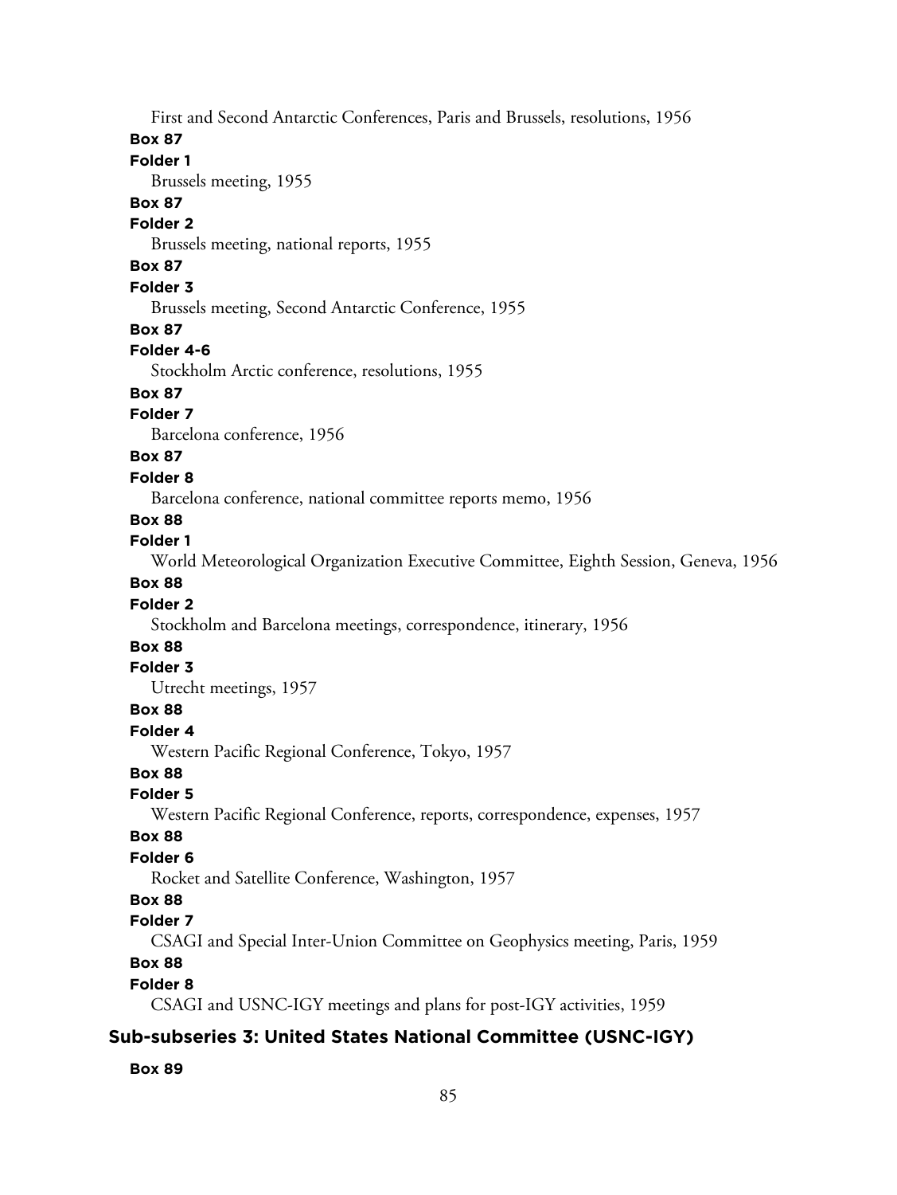First and Second Antarctic Conferences, Paris and Brussels, resolutions, 1956

**Box 87**

**Folder 1**

Brussels meeting, 1955

**Box 87**

**Folder 2**

Brussels meeting, national reports, 1955

**Box 87**

**Folder 3**

Brussels meeting, Second Antarctic Conference, 1955

**Box 87**

**Folder 4-6**

Stockholm Arctic conference, resolutions, 1955

**Box 87**

**Folder 7**

Barcelona conference, 1956

**Box 87**

**Folder 8**

Barcelona conference, national committee reports memo, 1956

**Box 88**

**Folder 1**

World Meteorological Organization Executive Committee, Eighth Session, Geneva, 1956

**Box 88**

**Folder 2**

Stockholm and Barcelona meetings, correspondence, itinerary, 1956

**Box 88**

**Folder 3**

Utrecht meetings, 1957

**Box 88**

**Folder 4**

Western Pacific Regional Conference, Tokyo, 1957

**Box 88**

**Folder 5**

Western Pacific Regional Conference, reports, correspondence, expenses, 1957

**Box 88**

**Folder 6**

Rocket and Satellite Conference, Washington, 1957

**Box 88**

**Folder 7**

CSAGI and Special Inter-Union Committee on Geophysics meeting, Paris, 1959

**Box 88**

**Folder 8**

CSAGI and USNC-IGY meetings and plans for post-IGY activities, 1959

### Sub-subseries 3: United States National Committee (USNC-IGY)

**Box 89**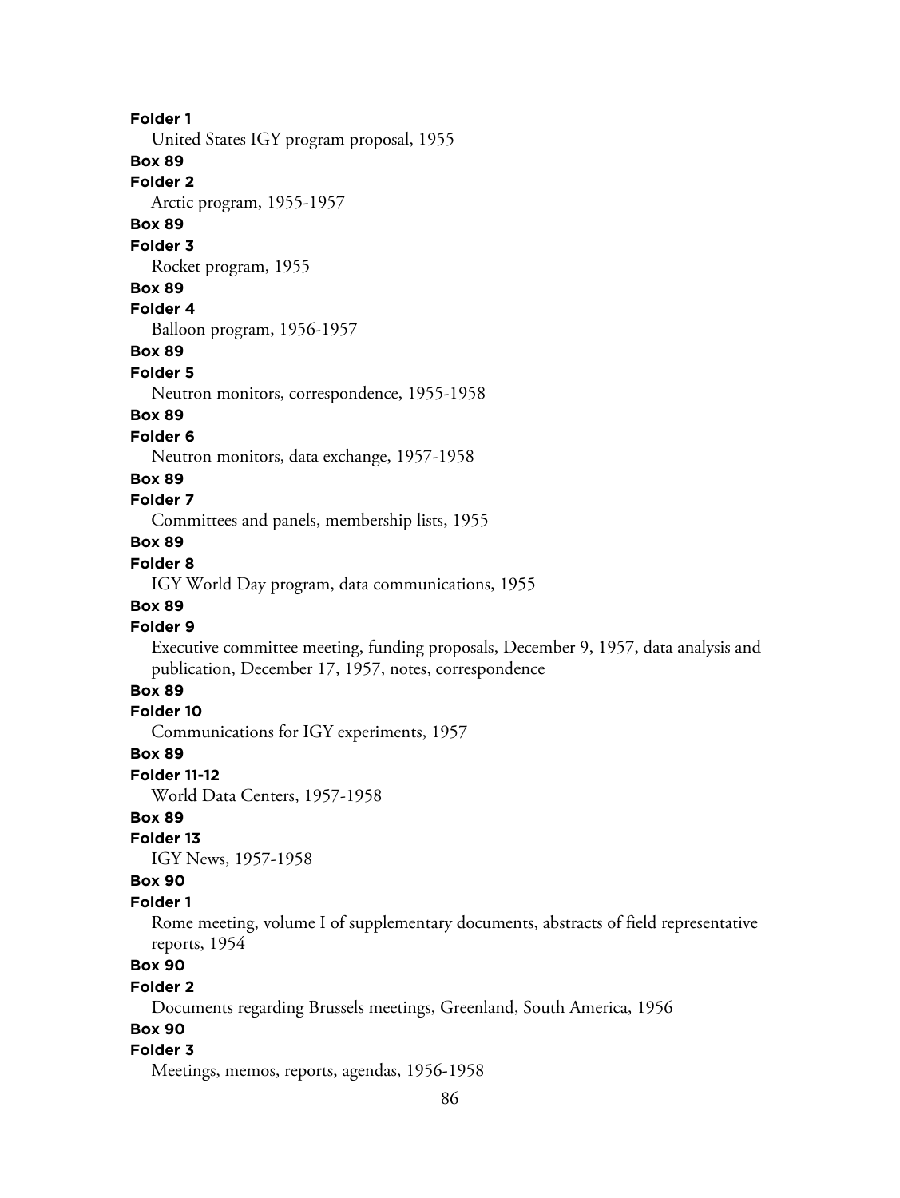**Folder 1**
United States IGY program proposal, 1955

**Box 89**
**Folder 2**
Arctic program, 1955-1957

**Box 89**
**Folder 3**
Rocket program, 1955

**Box 89**
**Folder 4**
Balloon program, 1956-1957

**Box 89**
**Folder 5**
Neutron monitors, correspondence, 1955-1958

**Box 89**
**Folder 6**
Neutron monitors, data exchange, 1957-1958

**Box 89**
**Folder 7**
Committees and panels, membership lists, 1955

**Box 89**
**Folder 8**
IGY World Day program, data communications, 1955

**Box 89**
**Folder 9**
Executive committee meeting, funding proposals, December 9, 1957, data analysis and publication, December 17, 1957, notes, correspondence

**Box 89**
**Folder 10**
Communications for IGY experiments, 1957

**Box 89**
**Folder 11-12**
World Data Centers, 1957-1958

**Box 89**
**Folder 13**
IGY News, 1957-1958

**Box 90**
**Folder 1**
Rome meeting, volume I of supplementary documents, abstracts of field representative reports, 1954

**Box 90**
**Folder 2**
Documents regarding Brussels meetings, Greenland, South America, 1956

**Box 90**
**Folder 3**
Meetings, memos, reports, agendas, 1956-1958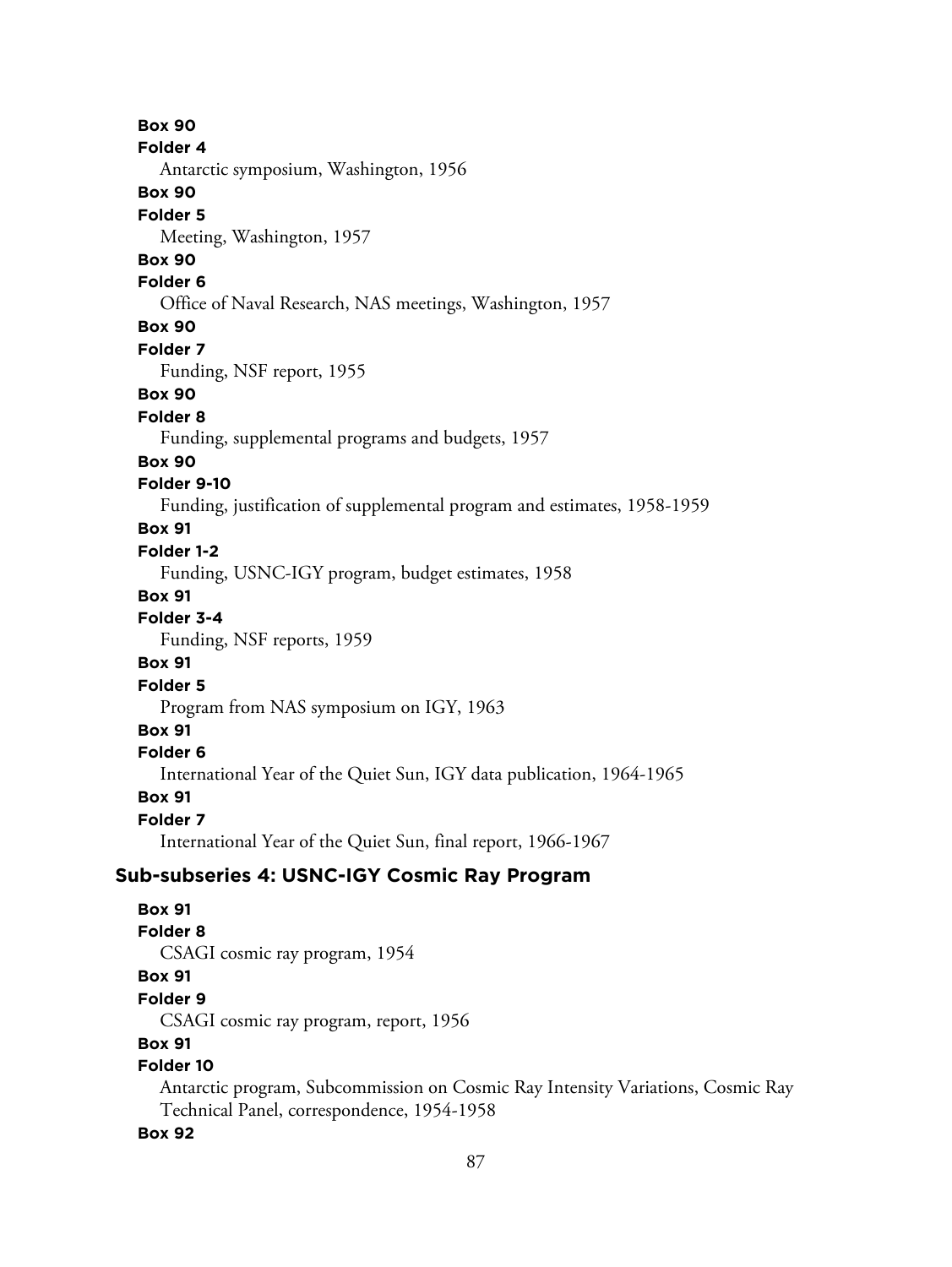**Box 90**

**Folder 4**

Antarctic symposium, Washington, 1956

**Box 90**

**Folder 5**

Meeting, Washington, 1957

**Box 90**

**Folder 6**

Office of Naval Research, NAS meetings, Washington, 1957

**Box 90**

**Folder 7**

Funding, NSF report, 1955

**Box 90**

**Folder 8**

Funding, supplemental programs and budgets, 1957

**Box 90**

**Folder 9-10**

Funding, justification of supplemental program and estimates, 1958-1959

**Box 91**

**Folder 1-2**

Funding, USNC-IGY program, budget estimates, 1958

**Box 91**

**Folder 3-4**

Funding, NSF reports, 1959

**Box 91**

**Folder 5**

Program from NAS symposium on IGY, 1963

**Box 91**

**Folder 6**

International Year of the Quiet Sun, IGY data publication, 1964-1965

**Box 91**

**Folder 7**

International Year of the Quiet Sun, final report, 1966-1967

### Sub-subseries 4: USNC-IGY Cosmic Ray Program

**Box 91**

**Folder 8**

CSAGI cosmic ray program, 1954

**Box 91**

**Folder 9**

CSAGI cosmic ray program, report, 1956

**Box 91**

**Folder 10**

Antarctic program, Subcommission on Cosmic Ray Intensity Variations, Cosmic Ray Technical Panel, correspondence, 1954-1958

**Box 92**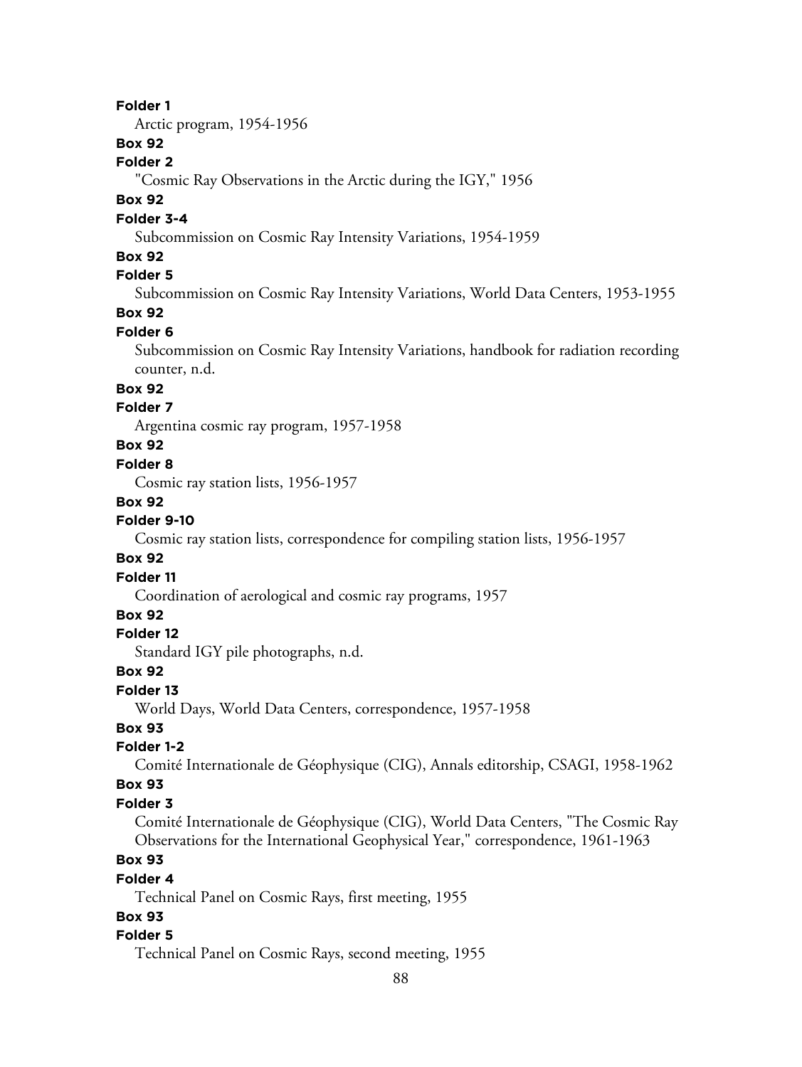**Folder 1**

Arctic program, 1954-1956

**Box 92**

**Folder 2**

"Cosmic Ray Observations in the Arctic during the IGY," 1956

**Box 92**

**Folder 3-4**

Subcommission on Cosmic Ray Intensity Variations, 1954-1959

**Box 92**

**Folder 5**

Subcommission on Cosmic Ray Intensity Variations, World Data Centers, 1953-1955

**Box 92**

**Folder 6**

Subcommission on Cosmic Ray Intensity Variations, handbook for radiation recording counter, n.d.

**Box 92**

**Folder 7**

Argentina cosmic ray program, 1957-1958

**Box 92**

**Folder 8**

Cosmic ray station lists, 1956-1957

**Box 92**

**Folder 9-10**

Cosmic ray station lists, correspondence for compiling station lists, 1956-1957

**Box 92**

**Folder 11**

Coordination of aerological and cosmic ray programs, 1957

**Box 92**

**Folder 12**

Standard IGY pile photographs, n.d.

**Box 92**

**Folder 13**

World Days, World Data Centers, correspondence, 1957-1958

**Box 93**

**Folder 1-2**

Comité Internationale de Géophysique (CIG), Annals editorship, CSAGI, 1958-1962

**Box 93**

**Folder 3**

Comité Internationale de Géophysique (CIG), World Data Centers, "The Cosmic Ray Observations for the International Geophysical Year," correspondence, 1961-1963

**Box 93**

**Folder 4**

Technical Panel on Cosmic Rays, first meeting, 1955

**Box 93**

**Folder 5**

Technical Panel on Cosmic Rays, second meeting, 1955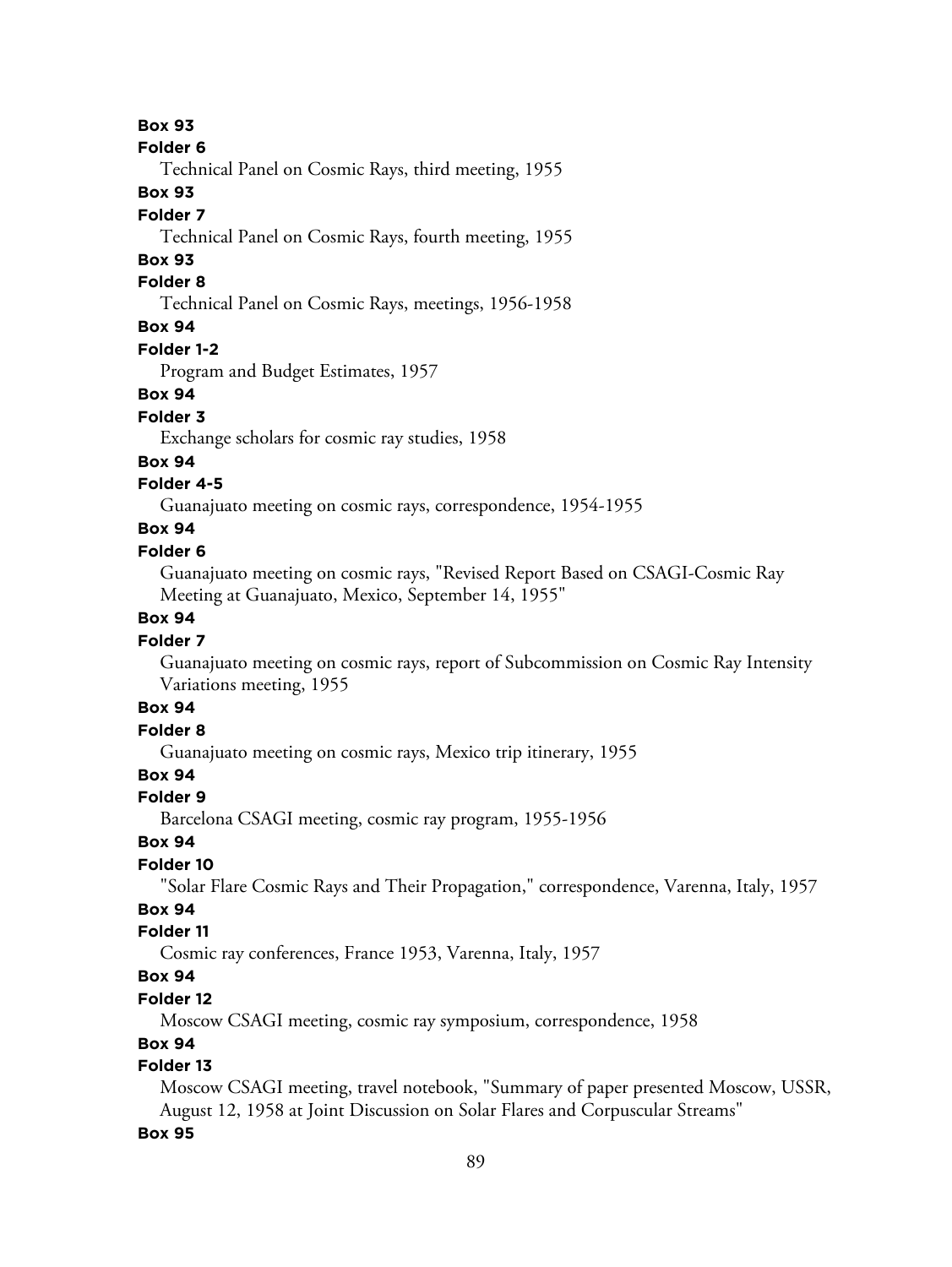**Box 93**

**Folder 6**

Technical Panel on Cosmic Rays, third meeting, 1955

**Box 93**

**Folder 7**

Technical Panel on Cosmic Rays, fourth meeting, 1955

**Box 93**

**Folder 8**

Technical Panel on Cosmic Rays, meetings, 1956-1958

**Box 94**

**Folder 1-2**

Program and Budget Estimates, 1957

**Box 94**

**Folder 3**

Exchange scholars for cosmic ray studies, 1958

**Box 94**

**Folder 4-5**

Guanajuato meeting on cosmic rays, correspondence, 1954-1955

**Box 94**

**Folder 6**

Guanajuato meeting on cosmic rays, "Revised Report Based on CSAGI-Cosmic Ray Meeting at Guanajuato, Mexico, September 14, 1955"

**Box 94**

**Folder 7**

Guanajuato meeting on cosmic rays, report of Subcommission on Cosmic Ray Intensity Variations meeting, 1955

**Box 94**

**Folder 8**

Guanajuato meeting on cosmic rays, Mexico trip itinerary, 1955

**Box 94**

**Folder 9**

Barcelona CSAGI meeting, cosmic ray program, 1955-1956

**Box 94**

**Folder 10**

"Solar Flare Cosmic Rays and Their Propagation," correspondence, Varenna, Italy, 1957

**Box 94**

**Folder 11**

Cosmic ray conferences, France 1953, Varenna, Italy, 1957

**Box 94**

**Folder 12**

Moscow CSAGI meeting, cosmic ray symposium, correspondence, 1958

**Box 94**

**Folder 13**

Moscow CSAGI meeting, travel notebook, "Summary of paper presented Moscow, USSR, August 12, 1958 at Joint Discussion on Solar Flares and Corpuscular Streams"

**Box 95**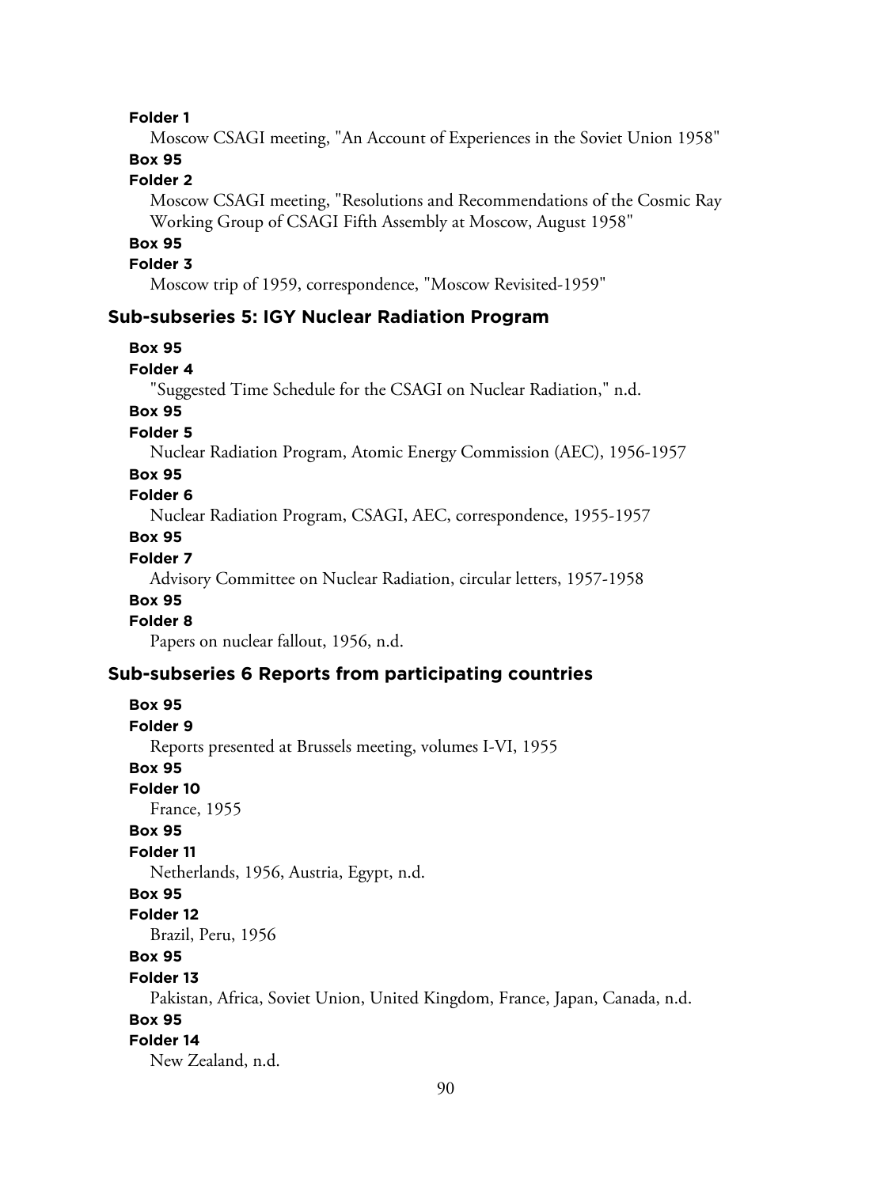**Folder 1**

Moscow CSAGI meeting, "An Account of Experiences in the Soviet Union 1958"

**Box 95**

**Folder 2**

Moscow CSAGI meeting, "Resolutions and Recommendations of the Cosmic Ray Working Group of CSAGI Fifth Assembly at Moscow, August 1958"

**Box 95**

**Folder 3**

Moscow trip of 1959, correspondence, "Moscow Revisited-1959"

### Sub-subseries 5: IGY Nuclear Radiation Program

**Box 95**

**Folder 4**

"Suggested Time Schedule for the CSAGI on Nuclear Radiation," n.d.

**Box 95**

**Folder 5**

Nuclear Radiation Program, Atomic Energy Commission (AEC), 1956-1957

**Box 95**

**Folder 6**

Nuclear Radiation Program, CSAGI, AEC, correspondence, 1955-1957

**Box 95**

**Folder 7**

Advisory Committee on Nuclear Radiation, circular letters, 1957-1958

**Box 95**

**Folder 8**

Papers on nuclear fallout, 1956, n.d.

### Sub-subseries 6 Reports from participating countries

**Box 95**

**Folder 9**

Reports presented at Brussels meeting, volumes I-VI, 1955

**Box 95**

**Folder 10**

France, 1955

**Box 95**

**Folder 11**

Netherlands, 1956, Austria, Egypt, n.d.

**Box 95**

**Folder 12**

Brazil, Peru, 1956

**Box 95**

**Folder 13**

Pakistan, Africa, Soviet Union, United Kingdom, France, Japan, Canada, n.d.

**Box 95**

**Folder 14**

New Zealand, n.d.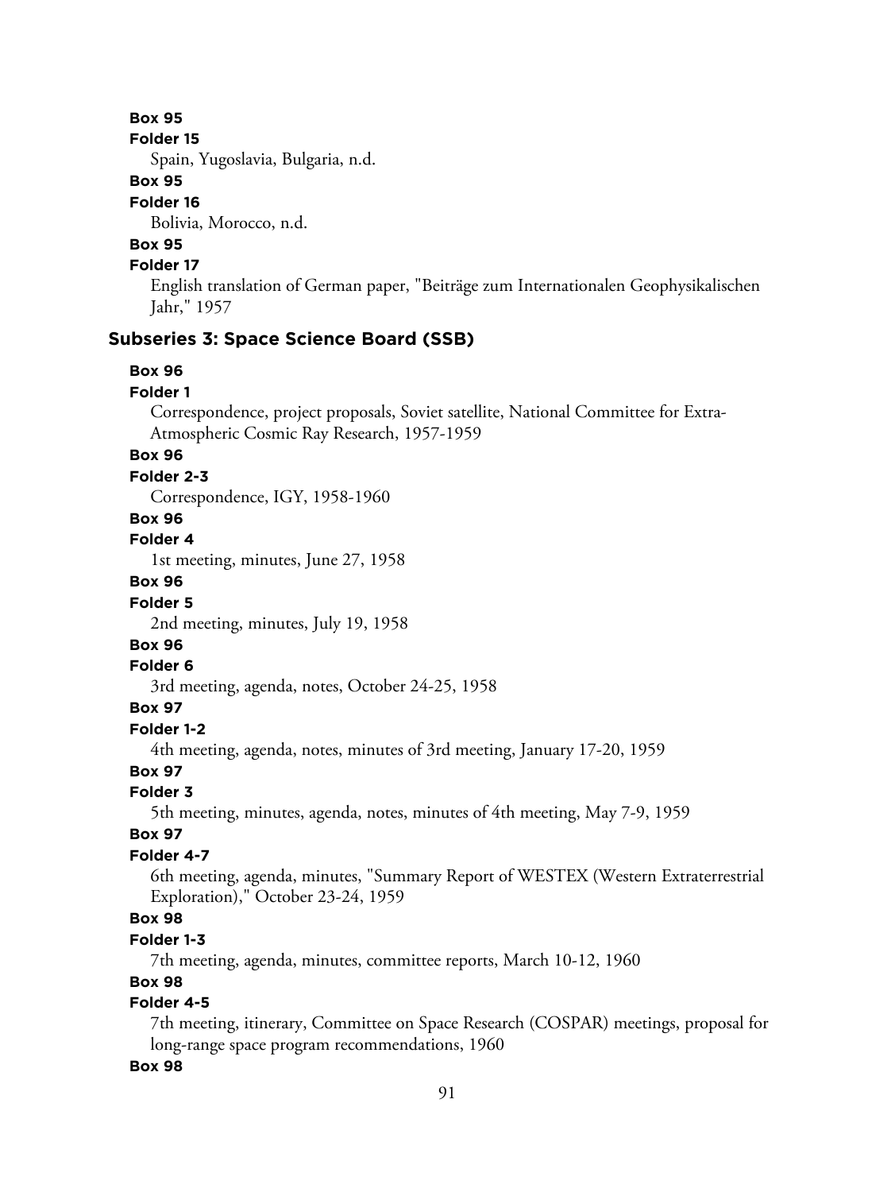**Box 95**

**Folder 15**

Spain, Yugoslavia, Bulgaria, n.d.

**Box 95**

**Folder 16**

Bolivia, Morocco, n.d.

**Box 95**

**Folder 17**

English translation of German paper, "Beiträge zum Internationalen Geophysikalischen Jahr," 1957

### Subseries 3: Space Science Board (SSB)

**Box 96**

**Folder 1**

Correspondence, project proposals, Soviet satellite, National Committee for Extra-Atmospheric Cosmic Ray Research, 1957-1959

**Box 96**

**Folder 2-3**

Correspondence, IGY, 1958-1960

**Box 96**

**Folder 4**

1st meeting, minutes, June 27, 1958

**Box 96**

**Folder 5**

2nd meeting, minutes, July 19, 1958

**Box 96**

**Folder 6**

3rd meeting, agenda, notes, October 24-25, 1958

**Box 97**

**Folder 1-2**

4th meeting, agenda, notes, minutes of 3rd meeting, January 17-20, 1959

**Box 97**

**Folder 3**

5th meeting, minutes, agenda, notes, minutes of 4th meeting, May 7-9, 1959

**Box 97**

**Folder 4-7**

6th meeting, agenda, minutes, "Summary Report of WESTEX (Western Extraterrestrial Exploration)," October 23-24, 1959

**Box 98**

**Folder 1-3**

7th meeting, agenda, minutes, committee reports, March 10-12, 1960

**Box 98**

**Folder 4-5**

7th meeting, itinerary, Committee on Space Research (COSPAR) meetings, proposal for long-range space program recommendations, 1960

**Box 98**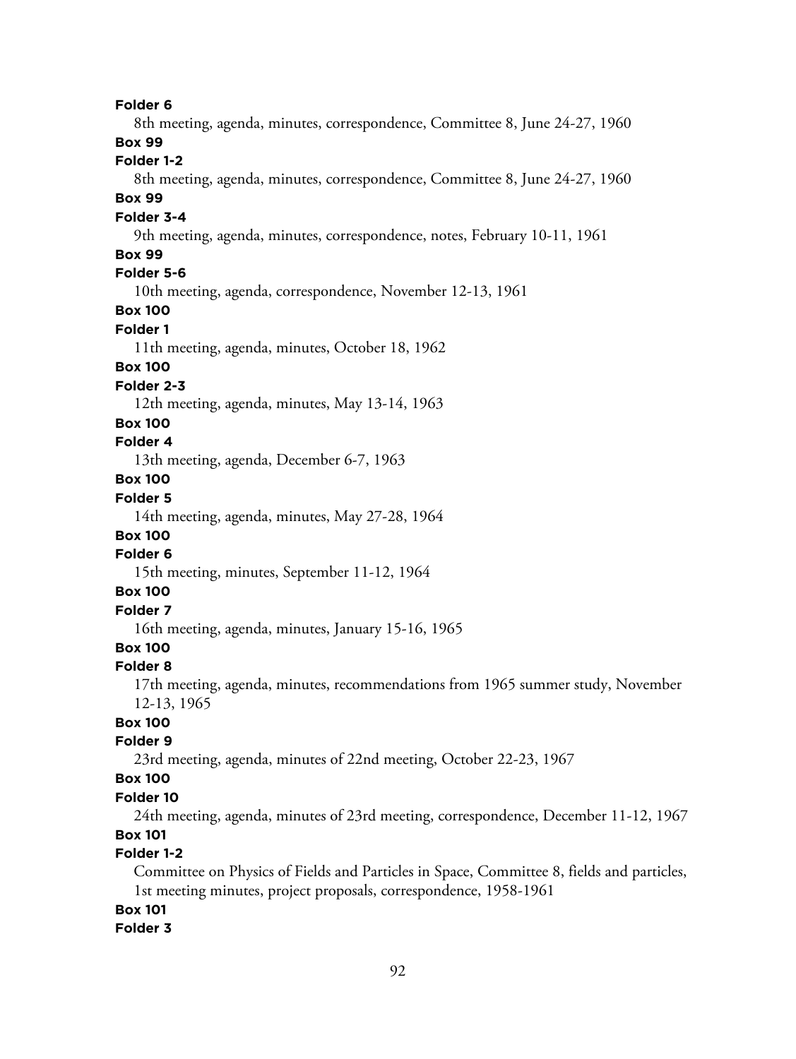**Folder 6**

8th meeting, agenda, minutes, correspondence, Committee 8, June 24-27, 1960

**Box 99**

**Folder 1-2**

8th meeting, agenda, minutes, correspondence, Committee 8, June 24-27, 1960

**Box 99**

**Folder 3-4**

9th meeting, agenda, minutes, correspondence, notes, February 10-11, 1961

**Box 99**

**Folder 5-6**

10th meeting, agenda, correspondence, November 12-13, 1961

**Box 100**

**Folder 1**

11th meeting, agenda, minutes, October 18, 1962

**Box 100**

**Folder 2-3**

12th meeting, agenda, minutes, May 13-14, 1963

**Box 100**

**Folder 4**

13th meeting, agenda, December 6-7, 1963

**Box 100**

**Folder 5**

14th meeting, agenda, minutes, May 27-28, 1964

**Box 100**

**Folder 6**

15th meeting, minutes, September 11-12, 1964

**Box 100**

**Folder 7**

16th meeting, agenda, minutes, January 15-16, 1965

**Box 100**

**Folder 8**

17th meeting, agenda, minutes, recommendations from 1965 summer study, November 12-13, 1965

**Box 100**

**Folder 9**

23rd meeting, agenda, minutes of 22nd meeting, October 22-23, 1967

**Box 100**

**Folder 10**

24th meeting, agenda, minutes of 23rd meeting, correspondence, December 11-12, 1967

**Box 101**

**Folder 1-2**

Committee on Physics of Fields and Particles in Space, Committee 8, fields and particles, 1st meeting minutes, project proposals, correspondence, 1958-1961

**Box 101**

**Folder 3**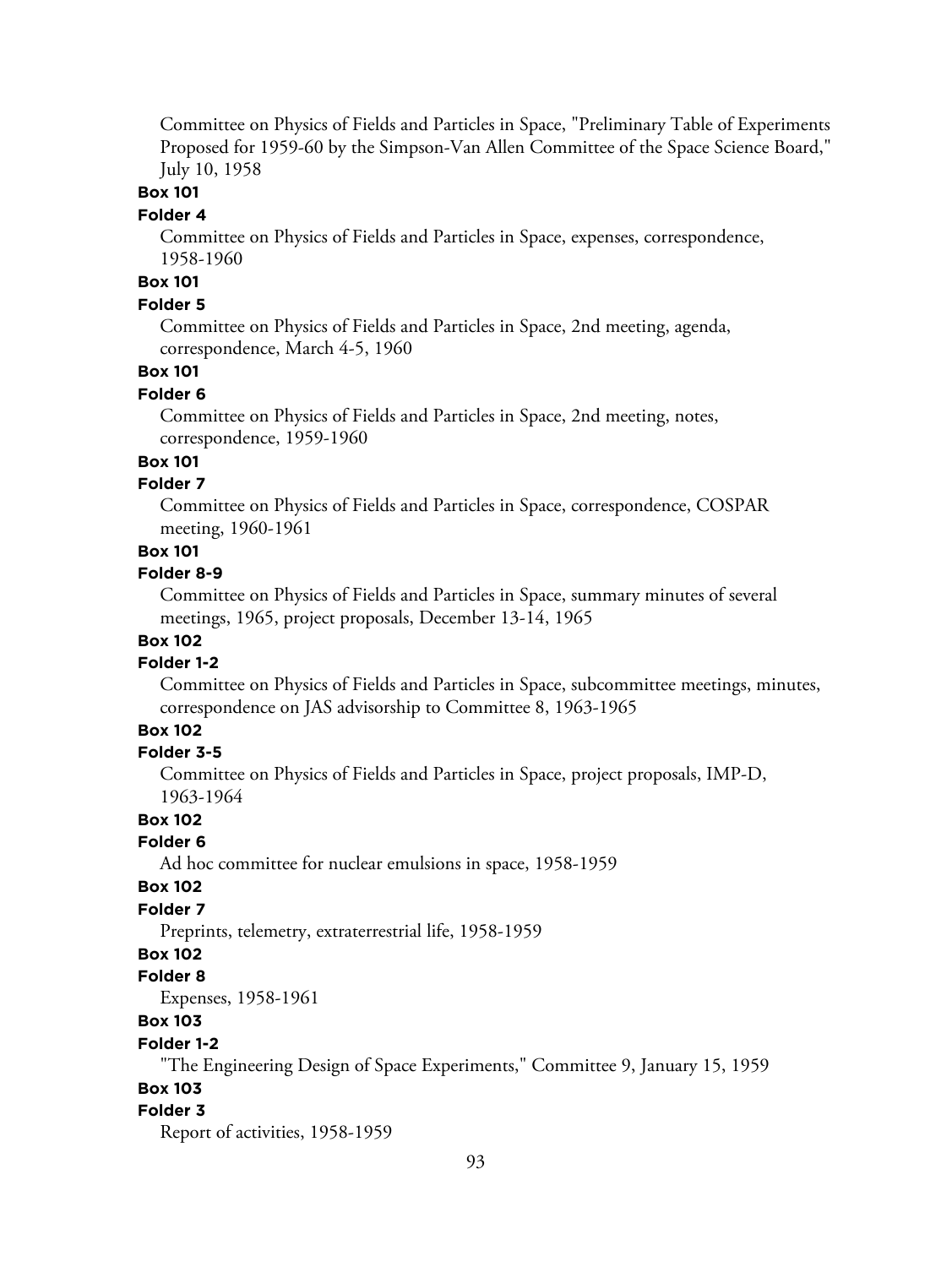Committee on Physics of Fields and Particles in Space, "Preliminary Table of Experiments Proposed for 1959-60 by the Simpson-Van Allen Committee of the Space Science Board," July 10, 1958

**Box 101**

**Folder 4**

Committee on Physics of Fields and Particles in Space, expenses, correspondence, 1958-1960

**Box 101**

**Folder 5**

Committee on Physics of Fields and Particles in Space, 2nd meeting, agenda, correspondence, March 4-5, 1960

**Box 101**

**Folder 6**

Committee on Physics of Fields and Particles in Space, 2nd meeting, notes, correspondence, 1959-1960

**Box 101**

**Folder 7**

Committee on Physics of Fields and Particles in Space, correspondence, COSPAR meeting, 1960-1961

**Box 101**

**Folder 8-9**

Committee on Physics of Fields and Particles in Space, summary minutes of several meetings, 1965, project proposals, December 13-14, 1965

**Box 102**

**Folder 1-2**

Committee on Physics of Fields and Particles in Space, subcommittee meetings, minutes, correspondence on JAS advisorship to Committee 8, 1963-1965

**Box 102**

**Folder 3-5**

Committee on Physics of Fields and Particles in Space, project proposals, IMP-D, 1963-1964

**Box 102**

**Folder 6**

Ad hoc committee for nuclear emulsions in space, 1958-1959

**Box 102**

**Folder 7**

Preprints, telemetry, extraterrestrial life, 1958-1959

**Box 102**

**Folder 8**

Expenses, 1958-1961

**Box 103**

**Folder 1-2**

"The Engineering Design of Space Experiments," Committee 9, January 15, 1959

**Box 103**

**Folder 3**

Report of activities, 1958-1959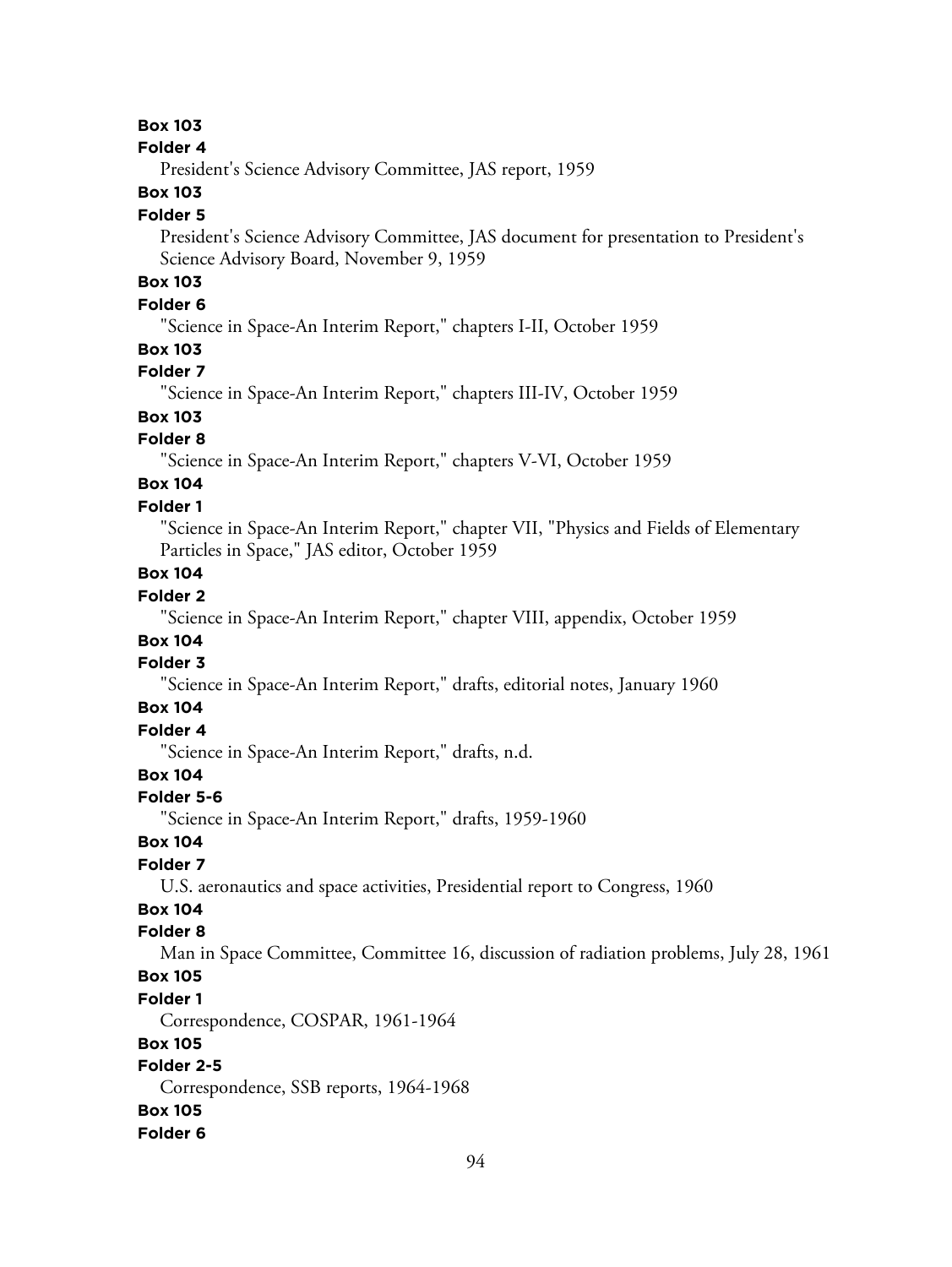**Box 103**

**Folder 4**

President's Science Advisory Committee, JAS report, 1959

**Box 103**

**Folder 5**

President's Science Advisory Committee, JAS document for presentation to President's Science Advisory Board, November 9, 1959

**Box 103**

**Folder 6**

"Science in Space-An Interim Report," chapters I-II, October 1959

**Box 103**

**Folder 7**

"Science in Space-An Interim Report," chapters III-IV, October 1959

**Box 103**

**Folder 8**

"Science in Space-An Interim Report," chapters V-VI, October 1959

**Box 104**

**Folder 1**

"Science in Space-An Interim Report," chapter VII, "Physics and Fields of Elementary Particles in Space," JAS editor, October 1959

**Box 104**

**Folder 2**

"Science in Space-An Interim Report," chapter VIII, appendix, October 1959

**Box 104**

**Folder 3**

"Science in Space-An Interim Report," drafts, editorial notes, January 1960

**Box 104**

**Folder 4**

"Science in Space-An Interim Report," drafts, n.d.

**Box 104**

**Folder 5-6**

"Science in Space-An Interim Report," drafts, 1959-1960

**Box 104**

**Folder 7**

U.S. aeronautics and space activities, Presidential report to Congress, 1960

**Box 104**

**Folder 8**

Man in Space Committee, Committee 16, discussion of radiation problems, July 28, 1961

**Box 105**

**Folder 1**

Correspondence, COSPAR, 1961-1964

**Box 105**

**Folder 2-5**

Correspondence, SSB reports, 1964-1968

**Box 105**

**Folder 6**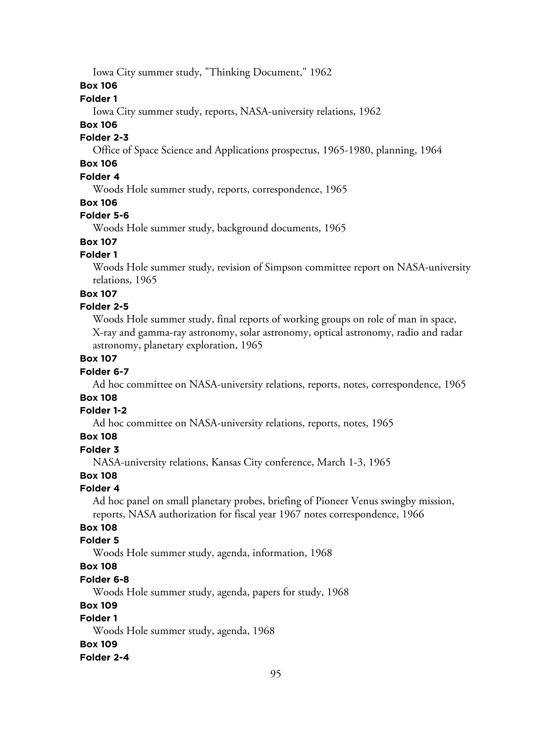Iowa City summer study, "Thinking Document," 1962

**Box 106**

**Folder 1**

Iowa City summer study, reports, NASA-university relations, 1962

**Box 106**

**Folder 2-3**

Office of Space Science and Applications prospectus, 1965-1980, planning, 1964

**Box 106**

**Folder 4**

Woods Hole summer study, reports, correspondence, 1965

**Box 106**

**Folder 5-6**

Woods Hole summer study, background documents, 1965

**Box 107**

**Folder 1**

Woods Hole summer study, revision of Simpson committee report on NASA-university relations, 1965

**Box 107**

**Folder 2-5**

Woods Hole summer study, final reports of working groups on role of man in space, X-ray and gamma-ray astronomy, solar astronomy, optical astronomy, radio and radar astronomy, planetary exploration, 1965

**Box 107**

**Folder 6-7**

Ad hoc committee on NASA-university relations, reports, notes, correspondence, 1965

**Box 108**

**Folder 1-2**

Ad hoc committee on NASA-university relations, reports, notes, 1965

**Box 108**

**Folder 3**

NASA-university relations, Kansas City conference, March 1-3, 1965

**Box 108**

**Folder 4**

Ad hoc panel on small planetary probes, briefing of Pioneer Venus swingby mission, reports, NASA authorization for fiscal year 1967 notes correspondence, 1966

**Box 108**

**Folder 5**

Woods Hole summer study, agenda, information, 1968

**Box 108**

**Folder 6-8**

Woods Hole summer study, agenda, papers for study, 1968

**Box 109**

**Folder 1**

Woods Hole summer study, agenda, 1968

**Box 109**

**Folder 2-4**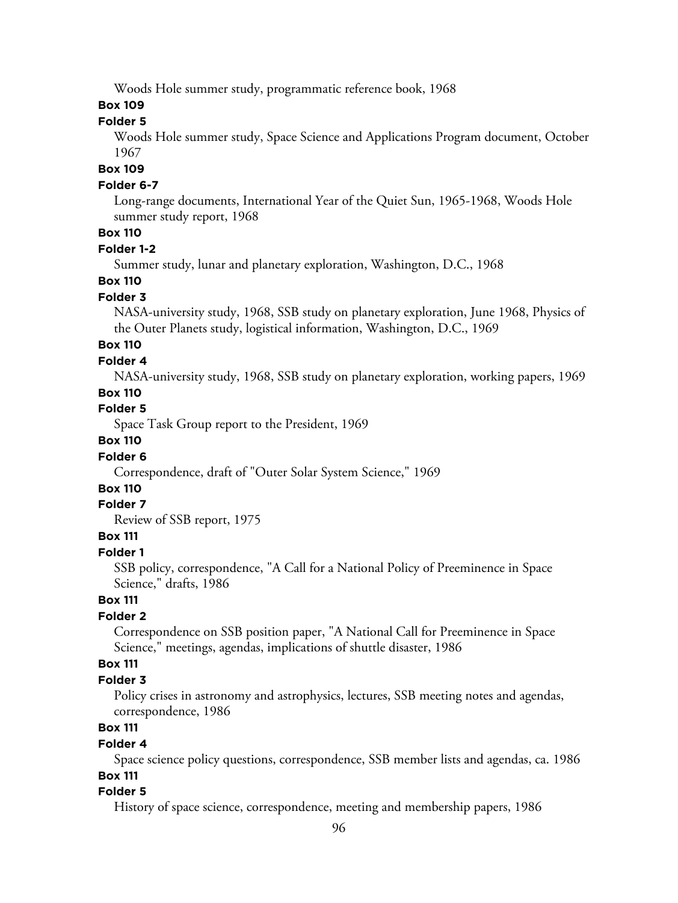Woods Hole summer study, programmatic reference book, 1968

**Box 109**

**Folder 5**

Woods Hole summer study, Space Science and Applications Program document, October 1967

**Box 109**

**Folder 6-7**

Long-range documents, International Year of the Quiet Sun, 1965-1968, Woods Hole summer study report, 1968

**Box 110**

**Folder 1-2**

Summer study, lunar and planetary exploration, Washington, D.C., 1968

**Box 110**

**Folder 3**

NASA-university study, 1968, SSB study on planetary exploration, June 1968, Physics of the Outer Planets study, logistical information, Washington, D.C., 1969

**Box 110**

**Folder 4**

NASA-university study, 1968, SSB study on planetary exploration, working papers, 1969

**Box 110**

**Folder 5**

Space Task Group report to the President, 1969

**Box 110**

**Folder 6**

Correspondence, draft of "Outer Solar System Science," 1969

**Box 110**

**Folder 7**

Review of SSB report, 1975

**Box 111**

**Folder 1**

SSB policy, correspondence, "A Call for a National Policy of Preeminence in Space Science," drafts, 1986

**Box 111**

**Folder 2**

Correspondence on SSB position paper, "A National Call for Preeminence in Space Science," meetings, agendas, implications of shuttle disaster, 1986

**Box 111**

**Folder 3**

Policy crises in astronomy and astrophysics, lectures, SSB meeting notes and agendas, correspondence, 1986

**Box 111**

**Folder 4**

Space science policy questions, correspondence, SSB member lists and agendas, ca. 1986

**Box 111**

**Folder 5**

History of space science, correspondence, meeting and membership papers, 1986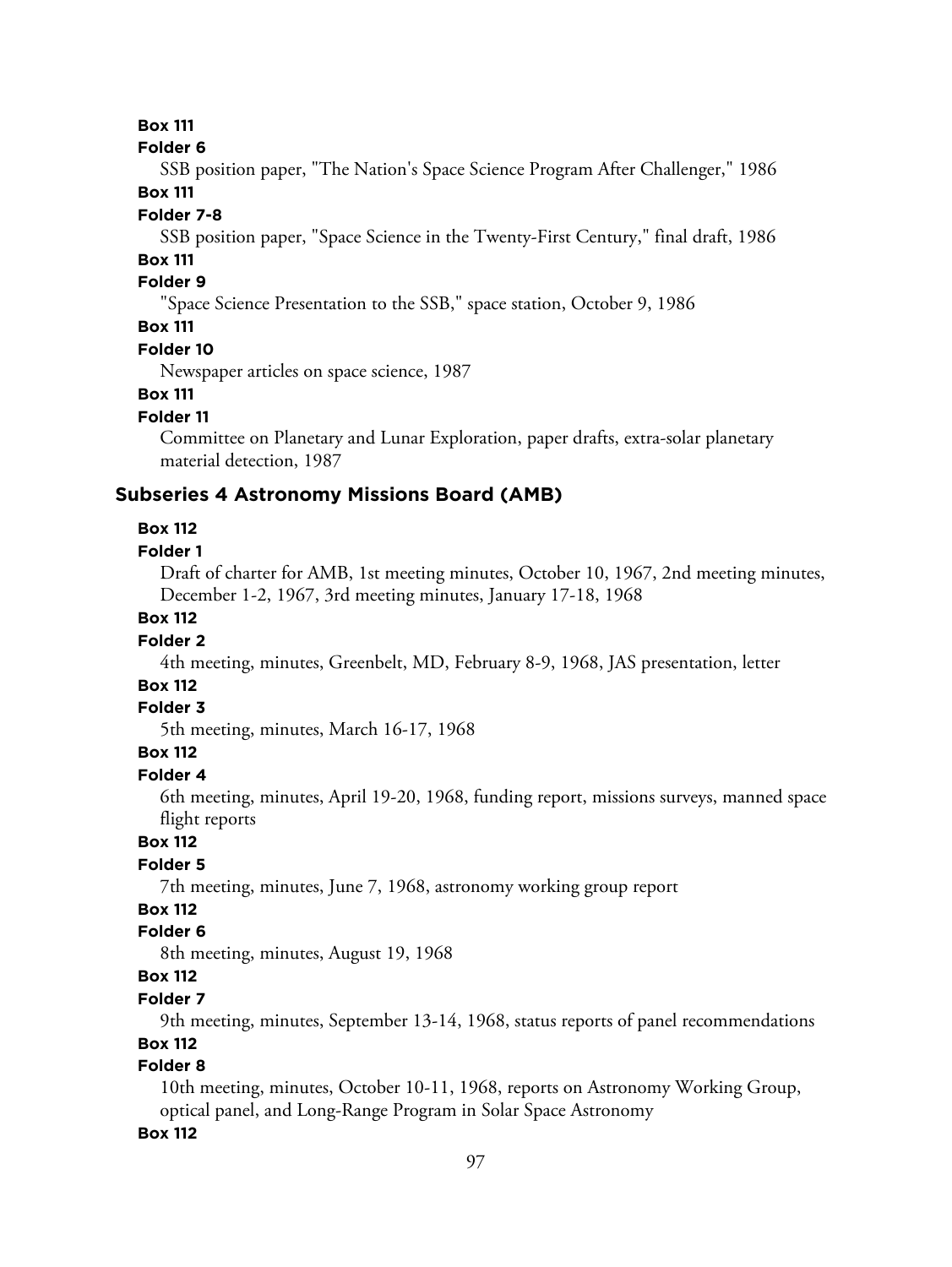**Box 111**

**Folder 6**

SSB position paper, "The Nation's Space Science Program After Challenger," 1986

**Box 111**

**Folder 7-8**

SSB position paper, "Space Science in the Twenty-First Century," final draft, 1986

**Box 111**

**Folder 9**

"Space Science Presentation to the SSB," space station, October 9, 1986

**Box 111**

**Folder 10**

Newspaper articles on space science, 1987

**Box 111**

**Folder 11**

Committee on Planetary and Lunar Exploration, paper drafts, extra-solar planetary material detection, 1987

### Subseries 4 Astronomy Missions Board (AMB)

**Box 112**

**Folder 1**

Draft of charter for AMB, 1st meeting minutes, October 10, 1967, 2nd meeting minutes, December 1-2, 1967, 3rd meeting minutes, January 17-18, 1968

**Box 112**

**Folder 2**

4th meeting, minutes, Greenbelt, MD, February 8-9, 1968, JAS presentation, letter

**Box 112**

**Folder 3**

5th meeting, minutes, March 16-17, 1968

**Box 112**

**Folder 4**

6th meeting, minutes, April 19-20, 1968, funding report, missions surveys, manned space flight reports

**Box 112**

**Folder 5**

7th meeting, minutes, June 7, 1968, astronomy working group report

**Box 112**

**Folder 6**

8th meeting, minutes, August 19, 1968

**Box 112**

**Folder 7**

9th meeting, minutes, September 13-14, 1968, status reports of panel recommendations

**Box 112**

**Folder 8**

10th meeting, minutes, October 10-11, 1968, reports on Astronomy Working Group, optical panel, and Long-Range Program in Solar Space Astronomy

**Box 112**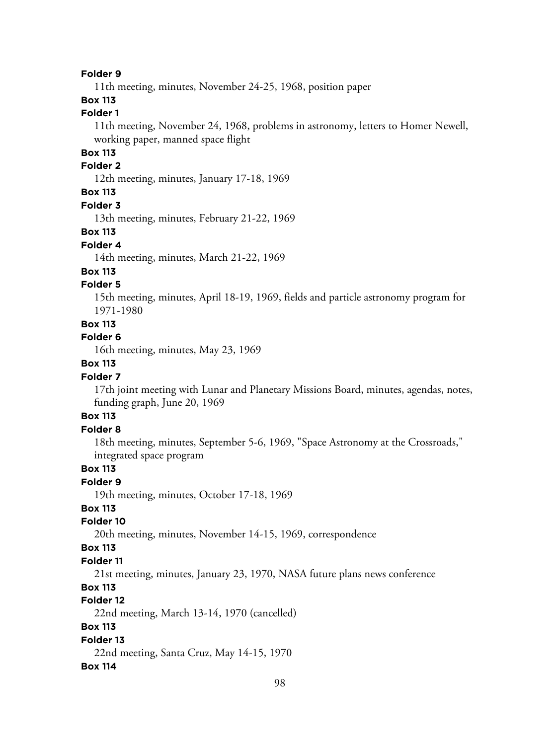**Folder 9**

11th meeting, minutes, November 24-25, 1968, position paper

**Box 113**

**Folder 1**

11th meeting, November 24, 1968, problems in astronomy, letters to Homer Newell, working paper, manned space flight

**Box 113**

**Folder 2**

12th meeting, minutes, January 17-18, 1969

**Box 113**

**Folder 3**

13th meeting, minutes, February 21-22, 1969

**Box 113**

**Folder 4**

14th meeting, minutes, March 21-22, 1969

**Box 113**

**Folder 5**

15th meeting, minutes, April 18-19, 1969, fields and particle astronomy program for 1971-1980

**Box 113**

**Folder 6**

16th meeting, minutes, May 23, 1969

**Box 113**

**Folder 7**

17th joint meeting with Lunar and Planetary Missions Board, minutes, agendas, notes, funding graph, June 20, 1969

**Box 113**

**Folder 8**

18th meeting, minutes, September 5-6, 1969, "Space Astronomy at the Crossroads," integrated space program

**Box 113**

**Folder 9**

19th meeting, minutes, October 17-18, 1969

**Box 113**

**Folder 10**

20th meeting, minutes, November 14-15, 1969, correspondence

**Box 113**

**Folder 11**

21st meeting, minutes, January 23, 1970, NASA future plans news conference

**Box 113**

**Folder 12**

22nd meeting, March 13-14, 1970 (cancelled)

**Box 113**

**Folder 13**

22nd meeting, Santa Cruz, May 14-15, 1970

**Box 114**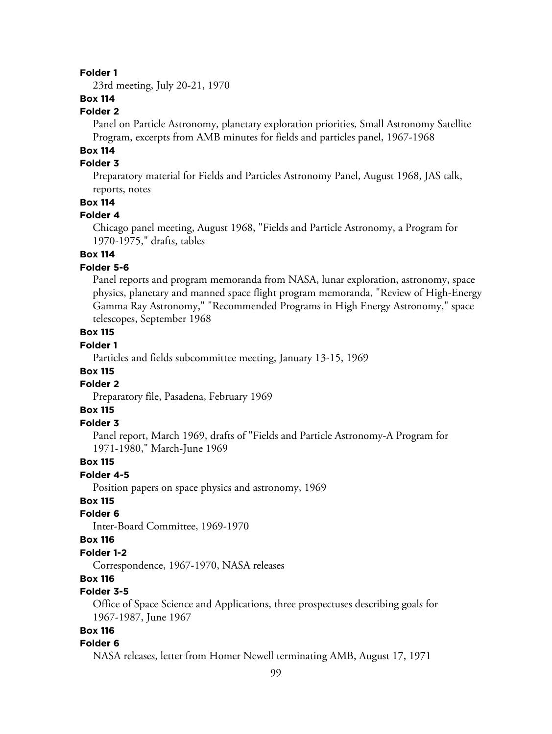**Folder 1**

23rd meeting, July 20-21, 1970

**Box 114**

**Folder 2**

Panel on Particle Astronomy, planetary exploration priorities, Small Astronomy Satellite Program, excerpts from AMB minutes for fields and particles panel, 1967-1968

**Box 114**

**Folder 3**

Preparatory material for Fields and Particles Astronomy Panel, August 1968, JAS talk, reports, notes

**Box 114**

**Folder 4**

Chicago panel meeting, August 1968, "Fields and Particle Astronomy, a Program for 1970-1975," drafts, tables

**Box 114**

**Folder 5-6**

Panel reports and program memoranda from NASA, lunar exploration, astronomy, space physics, planetary and manned space flight program memoranda, "Review of High-Energy Gamma Ray Astronomy," "Recommended Programs in High Energy Astronomy," space telescopes, September 1968

**Box 115**

**Folder 1**

Particles and fields subcommittee meeting, January 13-15, 1969

**Box 115**

**Folder 2**

Preparatory file, Pasadena, February 1969

**Box 115**

**Folder 3**

Panel report, March 1969, drafts of "Fields and Particle Astronomy-A Program for 1971-1980," March-June 1969

**Box 115**

**Folder 4-5**

Position papers on space physics and astronomy, 1969

**Box 115**

**Folder 6**

Inter-Board Committee, 1969-1970

**Box 116**

**Folder 1-2**

Correspondence, 1967-1970, NASA releases

**Box 116**

**Folder 3-5**

Office of Space Science and Applications, three prospectuses describing goals for 1967-1987, June 1967

**Box 116**

**Folder 6**

NASA releases, letter from Homer Newell terminating AMB, August 17, 1971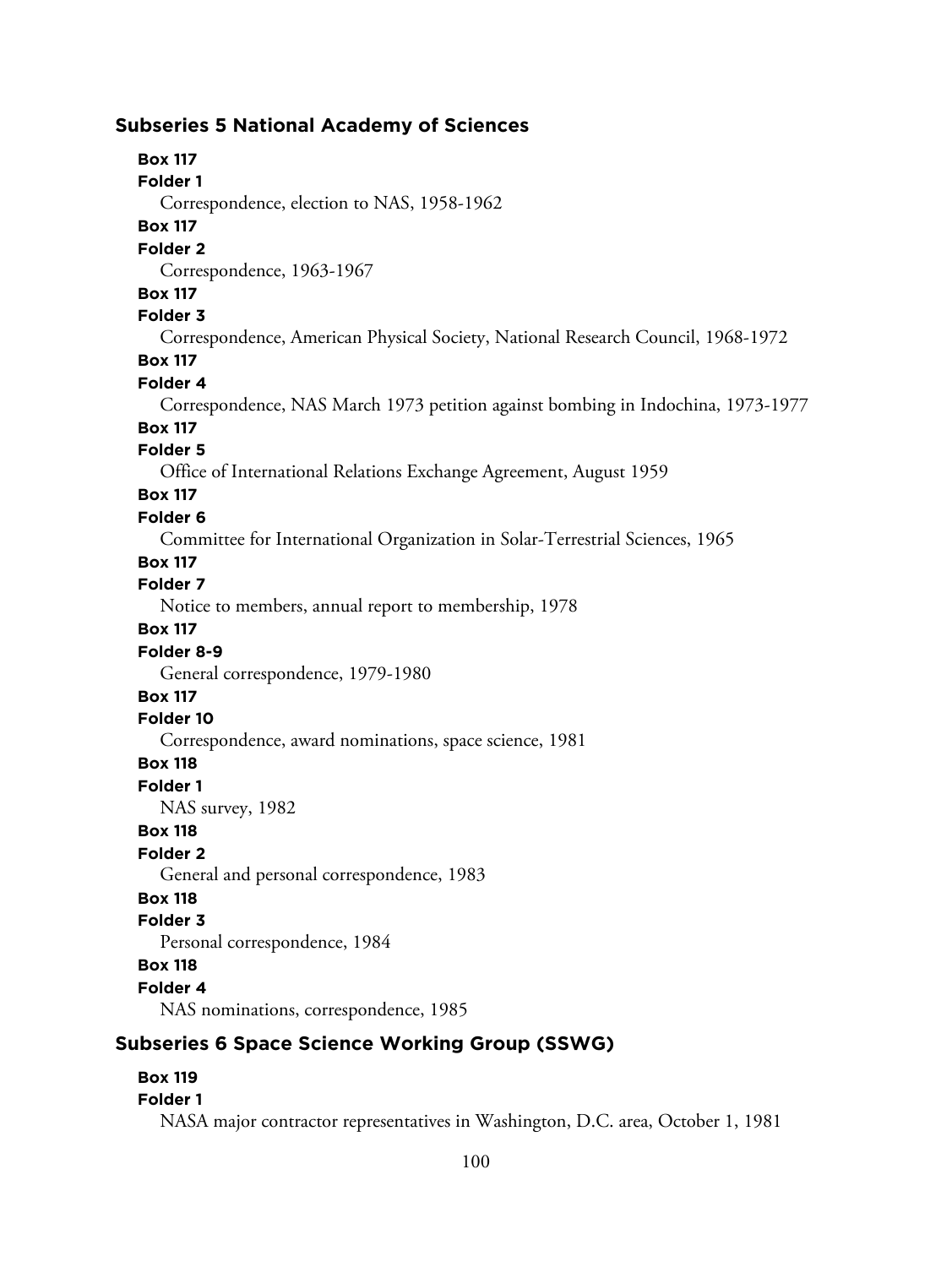## Subseries 5 National Academy of Sciences

**Box 117**
**Folder 1**
Correspondence, election to NAS, 1958-1962

**Box 117**
**Folder 2**
Correspondence, 1963-1967

**Box 117**
**Folder 3**
Correspondence, American Physical Society, National Research Council, 1968-1972

**Box 117**
**Folder 4**
Correspondence, NAS March 1973 petition against bombing in Indochina, 1973-1977

**Box 117**
**Folder 5**
Office of International Relations Exchange Agreement, August 1959

**Box 117**
**Folder 6**
Committee for International Organization in Solar-Terrestrial Sciences, 1965

**Box 117**
**Folder 7**
Notice to members, annual report to membership, 1978

**Box 117**
**Folder 8-9**
General correspondence, 1979-1980

**Box 117**
**Folder 10**
Correspondence, award nominations, space science, 1981

**Box 118**
**Folder 1**
NAS survey, 1982

**Box 118**
**Folder 2**
General and personal correspondence, 1983

**Box 118**
**Folder 3**
Personal correspondence, 1984

**Box 118**
**Folder 4**
NAS nominations, correspondence, 1985

## Subseries 6 Space Science Working Group (SSWG)

**Box 119**
**Folder 1**
NASA major contractor representatives in Washington, D.C. area, October 1, 1981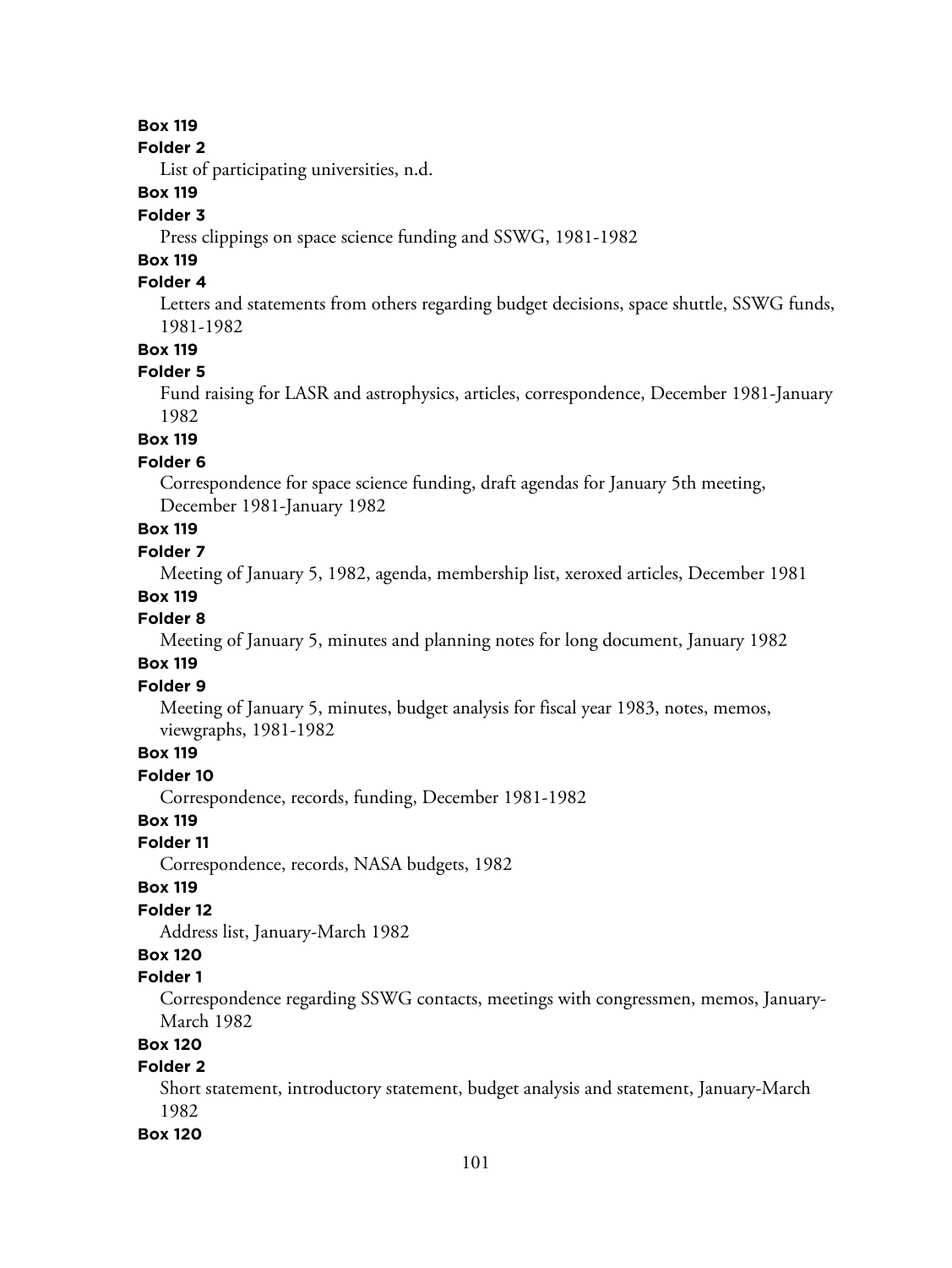**Box 119**

**Folder 2**

List of participating universities, n.d.

**Box 119**

**Folder 3**

Press clippings on space science funding and SSWG, 1981-1982

**Box 119**

**Folder 4**

Letters and statements from others regarding budget decisions, space shuttle, SSWG funds, 1981-1982

**Box 119**

**Folder 5**

Fund raising for LASR and astrophysics, articles, correspondence, December 1981-January 1982

**Box 119**

**Folder 6**

Correspondence for space science funding, draft agendas for January 5th meeting, December 1981-January 1982

**Box 119**

**Folder 7**

Meeting of January 5, 1982, agenda, membership list, xeroxed articles, December 1981

**Box 119**

**Folder 8**

Meeting of January 5, minutes and planning notes for long document, January 1982

**Box 119**

**Folder 9**

Meeting of January 5, minutes, budget analysis for fiscal year 1983, notes, memos, viewgraphs, 1981-1982

**Box 119**

**Folder 10**

Correspondence, records, funding, December 1981-1982

**Box 119**

**Folder 11**

Correspondence, records, NASA budgets, 1982

**Box 119**

**Folder 12**

Address list, January-March 1982

**Box 120**

**Folder 1**

Correspondence regarding SSWG contacts, meetings with congressmen, memos, January-March 1982

**Box 120**

**Folder 2**

Short statement, introductory statement, budget analysis and statement, January-March 1982

**Box 120**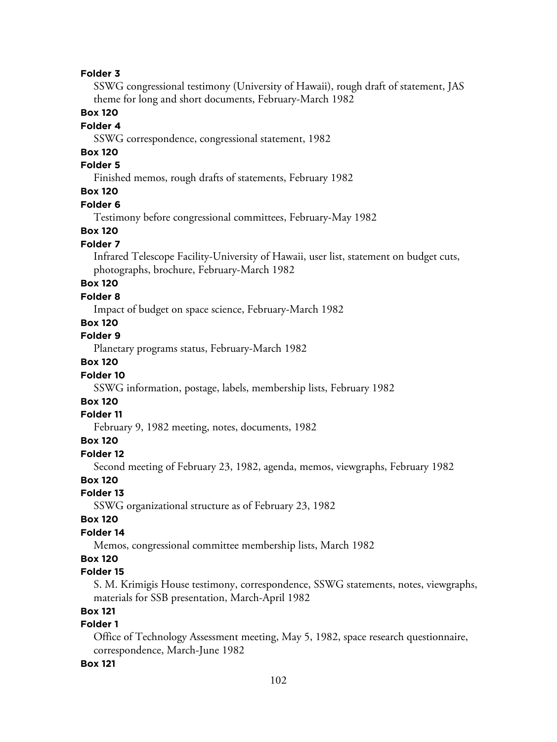**Folder 3**

SSWG congressional testimony (University of Hawaii), rough draft of statement, JAS theme for long and short documents, February-March 1982

**Box 120**

**Folder 4**

SSWG correspondence, congressional statement, 1982

**Box 120**

**Folder 5**

Finished memos, rough drafts of statements, February 1982

**Box 120**

**Folder 6**

Testimony before congressional committees, February-May 1982

**Box 120**

**Folder 7**

Infrared Telescope Facility-University of Hawaii, user list, statement on budget cuts, photographs, brochure, February-March 1982

**Box 120**

**Folder 8**

Impact of budget on space science, February-March 1982

**Box 120**

**Folder 9**

Planetary programs status, February-March 1982

**Box 120**

**Folder 10**

SSWG information, postage, labels, membership lists, February 1982

**Box 120**

**Folder 11**

February 9, 1982 meeting, notes, documents, 1982

**Box 120**

**Folder 12**

Second meeting of February 23, 1982, agenda, memos, viewgraphs, February 1982

**Box 120**

**Folder 13**

SSWG organizational structure as of February 23, 1982

**Box 120**

**Folder 14**

Memos, congressional committee membership lists, March 1982

**Box 120**

**Folder 15**

S. M. Krimigis House testimony, correspondence, SSWG statements, notes, viewgraphs, materials for SSB presentation, March-April 1982

**Box 121**

**Folder 1**

Office of Technology Assessment meeting, May 5, 1982, space research questionnaire, correspondence, March-June 1982

**Box 121**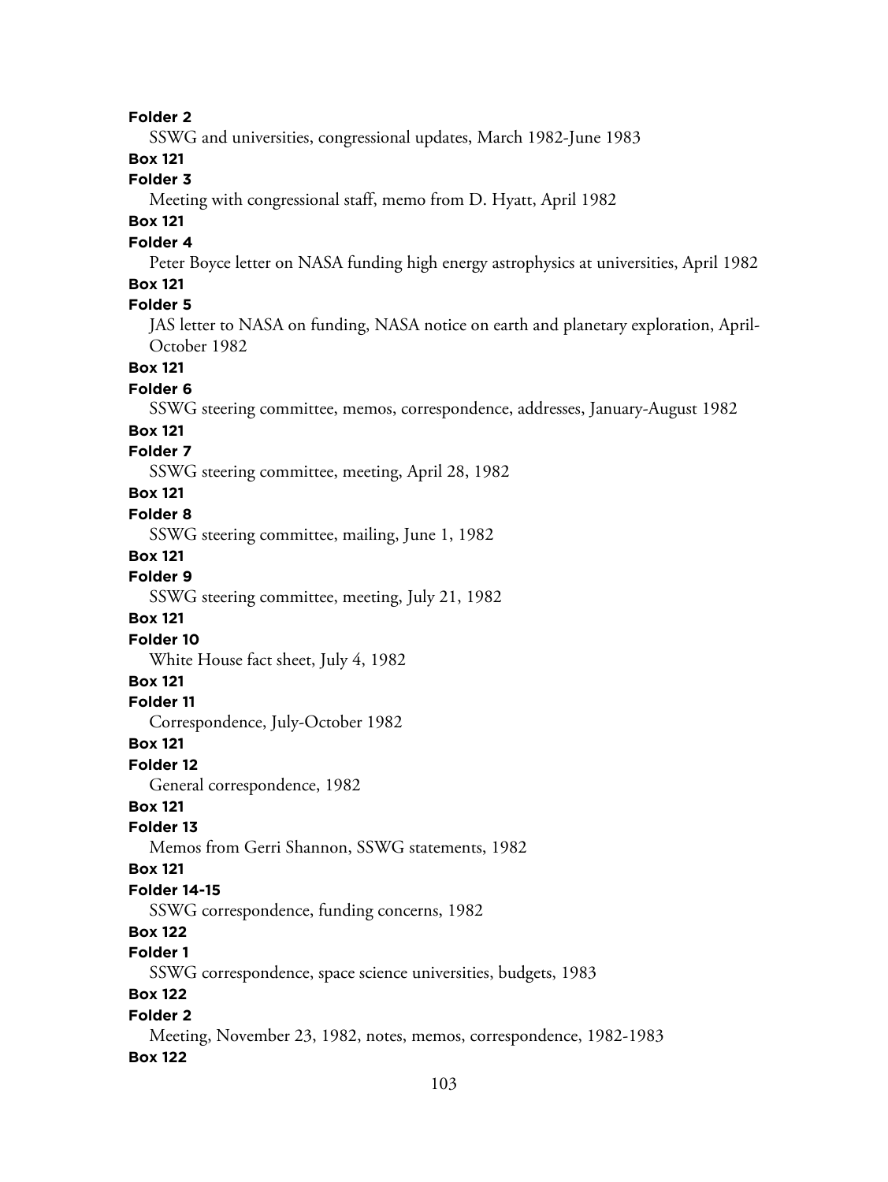**Folder 2**

SSWG and universities, congressional updates, March 1982-June 1983

**Box 121**

**Folder 3**

Meeting with congressional staff, memo from D. Hyatt, April 1982

**Box 121**

**Folder 4**

Peter Boyce letter on NASA funding high energy astrophysics at universities, April 1982

**Box 121**

**Folder 5**

JAS letter to NASA on funding, NASA notice on earth and planetary exploration, April-October 1982

**Box 121**

**Folder 6**

SSWG steering committee, memos, correspondence, addresses, January-August 1982

**Box 121**

**Folder 7**

SSWG steering committee, meeting, April 28, 1982

**Box 121**

**Folder 8**

SSWG steering committee, mailing, June 1, 1982

**Box 121**

**Folder 9**

SSWG steering committee, meeting, July 21, 1982

**Box 121**

**Folder 10**

White House fact sheet, July 4, 1982

**Box 121**

**Folder 11**

Correspondence, July-October 1982

**Box 121**

**Folder 12**

General correspondence, 1982

**Box 121**

**Folder 13**

Memos from Gerri Shannon, SSWG statements, 1982

**Box 121**

**Folder 14-15**

SSWG correspondence, funding concerns, 1982

**Box 122**

**Folder 1**

SSWG correspondence, space science universities, budgets, 1983

**Box 122**

**Folder 2**

Meeting, November 23, 1982, notes, memos, correspondence, 1982-1983

**Box 122**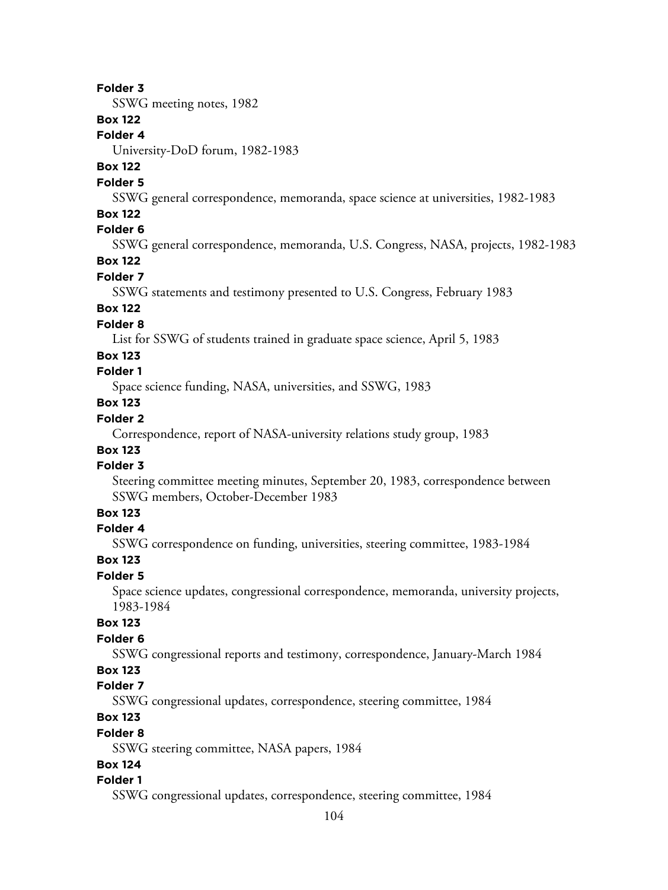**Folder 3**
SSWG meeting notes, 1982

**Box 122**
**Folder 4**
University-DoD forum, 1982-1983

**Box 122**
**Folder 5**
SSWG general correspondence, memoranda, space science at universities, 1982-1983

**Box 122**
**Folder 6**
SSWG general correspondence, memoranda, U.S. Congress, NASA, projects, 1982-1983

**Box 122**
**Folder 7**
SSWG statements and testimony presented to U.S. Congress, February 1983

**Box 122**
**Folder 8**
List for SSWG of students trained in graduate space science, April 5, 1983

**Box 123**
**Folder 1**
Space science funding, NASA, universities, and SSWG, 1983

**Box 123**
**Folder 2**
Correspondence, report of NASA-university relations study group, 1983

**Box 123**
**Folder 3**
Steering committee meeting minutes, September 20, 1983, correspondence between SSWG members, October-December 1983

**Box 123**
**Folder 4**
SSWG correspondence on funding, universities, steering committee, 1983-1984

**Box 123**
**Folder 5**
Space science updates, congressional correspondence, memoranda, university projects, 1983-1984

**Box 123**
**Folder 6**
SSWG congressional reports and testimony, correspondence, January-March 1984

**Box 123**
**Folder 7**
SSWG congressional updates, correspondence, steering committee, 1984

**Box 123**
**Folder 8**
SSWG steering committee, NASA papers, 1984

**Box 124**
**Folder 1**
SSWG congressional updates, correspondence, steering committee, 1984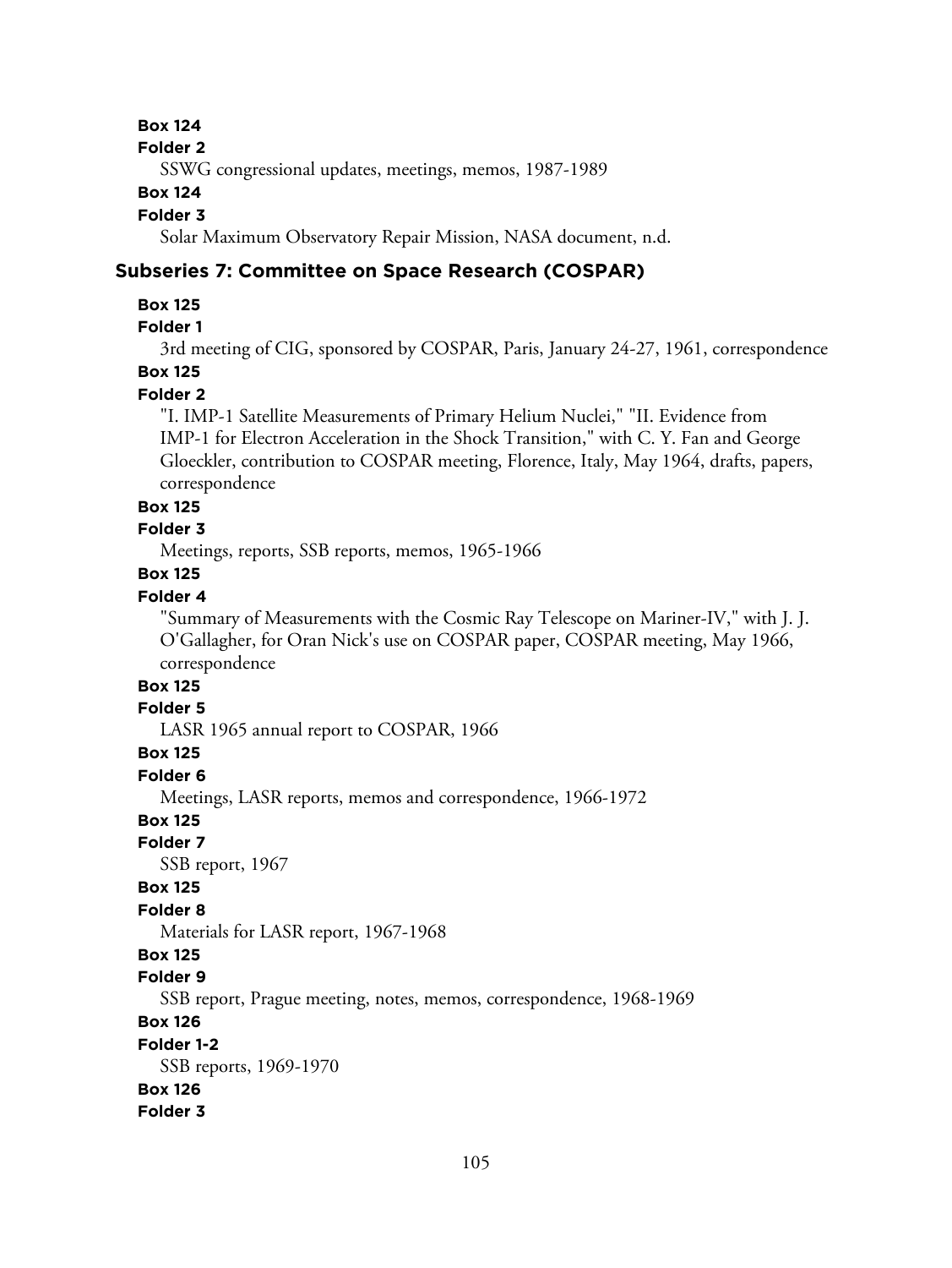**Box 124**

**Folder 2**

SSWG congressional updates, meetings, memos, 1987-1989

**Box 124**

**Folder 3**

Solar Maximum Observatory Repair Mission, NASA document, n.d.

### Subseries 7: Committee on Space Research (COSPAR)

**Box 125**

**Folder 1**

3rd meeting of CIG, sponsored by COSPAR, Paris, January 24-27, 1961, correspondence

**Box 125**

**Folder 2**

"I. IMP-1 Satellite Measurements of Primary Helium Nuclei," "II. Evidence from IMP-1 for Electron Acceleration in the Shock Transition," with C. Y. Fan and George Gloeckler, contribution to COSPAR meeting, Florence, Italy, May 1964, drafts, papers, correspondence

**Box 125**

**Folder 3**

Meetings, reports, SSB reports, memos, 1965-1966

**Box 125**

**Folder 4**

"Summary of Measurements with the Cosmic Ray Telescope on Mariner-IV," with J. J. O'Gallagher, for Oran Nick's use on COSPAR paper, COSPAR meeting, May 1966, correspondence

**Box 125**

**Folder 5**

LASR 1965 annual report to COSPAR, 1966

**Box 125**

**Folder 6**

Meetings, LASR reports, memos and correspondence, 1966-1972

**Box 125**

**Folder 7**

SSB report, 1967

**Box 125**

**Folder 8**

Materials for LASR report, 1967-1968

**Box 125**

**Folder 9**

SSB report, Prague meeting, notes, memos, correspondence, 1968-1969

**Box 126**

**Folder 1-2**

SSB reports, 1969-1970

**Box 126**

**Folder 3**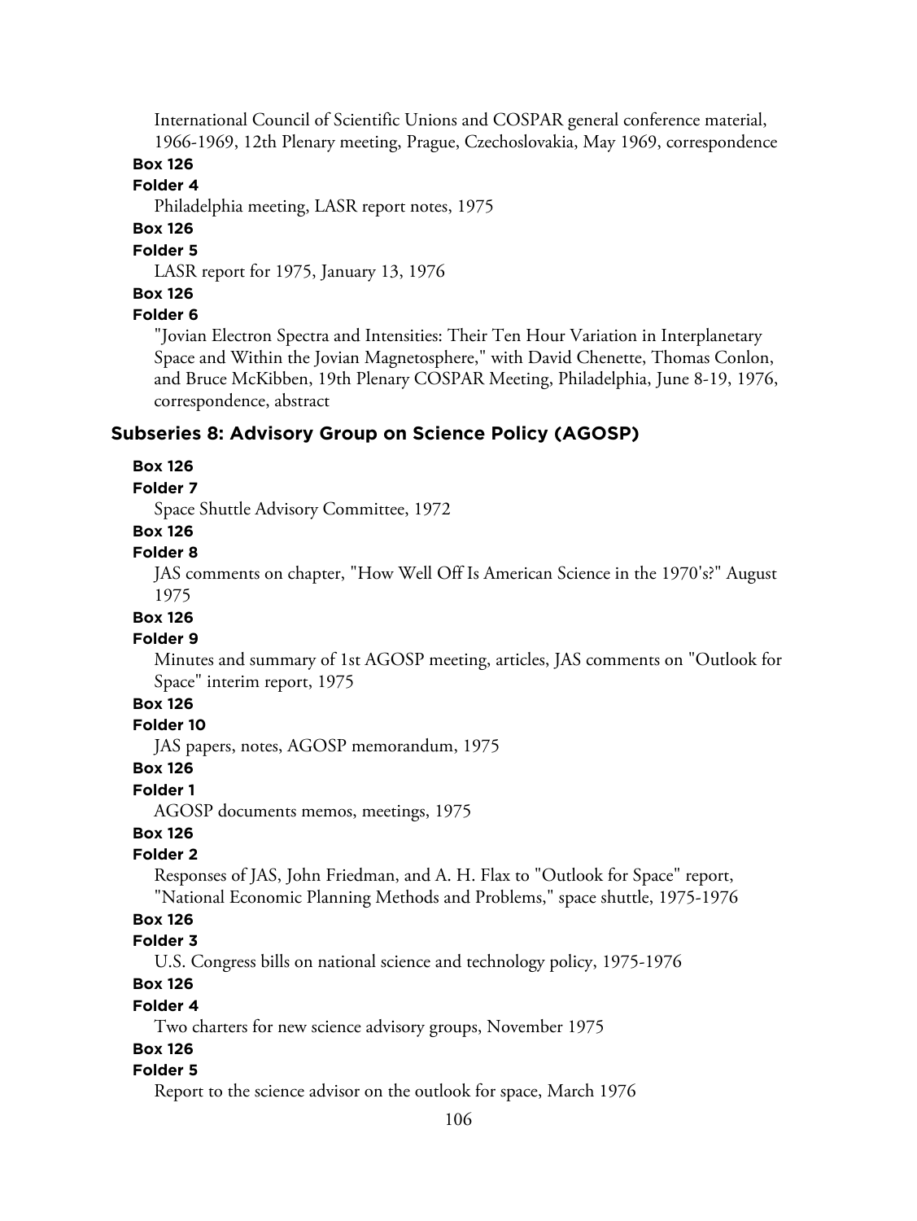International Council of Scientific Unions and COSPAR general conference material, 1966-1969, 12th Plenary meeting, Prague, Czechoslovakia, May 1969, correspondence

**Box 126**

**Folder 4**

Philadelphia meeting, LASR report notes, 1975

**Box 126**

**Folder 5**

LASR report for 1975, January 13, 1976

**Box 126**

**Folder 6**

"Jovian Electron Spectra and Intensities: Their Ten Hour Variation in Interplanetary Space and Within the Jovian Magnetosphere," with David Chenette, Thomas Conlon, and Bruce McKibben, 19th Plenary COSPAR Meeting, Philadelphia, June 8-19, 1976, correspondence, abstract

## Subseries 8: Advisory Group on Science Policy (AGOSP)

**Box 126**

**Folder 7**

Space Shuttle Advisory Committee, 1972

**Box 126**

**Folder 8**

JAS comments on chapter, "How Well Off Is American Science in the 1970's?" August 1975

**Box 126**

**Folder 9**

Minutes and summary of 1st AGOSP meeting, articles, JAS comments on "Outlook for Space" interim report, 1975

**Box 126**

**Folder 10**

JAS papers, notes, AGOSP memorandum, 1975

**Box 126**

**Folder 1**

AGOSP documents memos, meetings, 1975

**Box 126**

**Folder 2**

Responses of JAS, John Friedman, and A. H. Flax to "Outlook for Space" report, "National Economic Planning Methods and Problems," space shuttle, 1975-1976

**Box 126**

**Folder 3**

U.S. Congress bills on national science and technology policy, 1975-1976

**Box 126**

**Folder 4**

Two charters for new science advisory groups, November 1975

**Box 126**

**Folder 5**

Report to the science advisor on the outlook for space, March 1976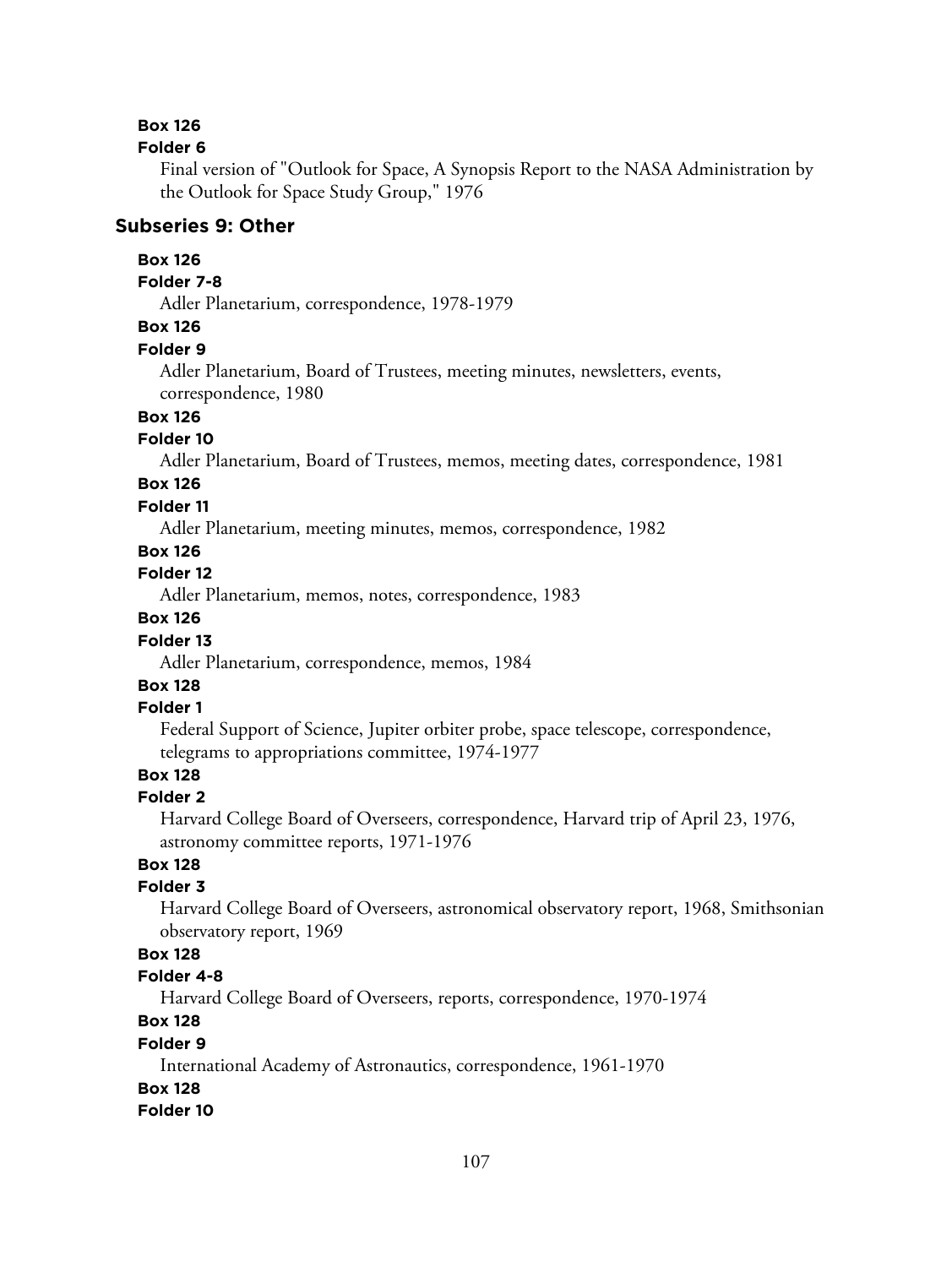**Box 126**

**Folder 6**

Final version of "Outlook for Space, A Synopsis Report to the NASA Administration by the Outlook for Space Study Group," 1976

### Subseries 9: Other

**Box 126**

**Folder 7-8**

Adler Planetarium, correspondence, 1978-1979

**Box 126**

**Folder 9**

Adler Planetarium, Board of Trustees, meeting minutes, newsletters, events, correspondence, 1980

**Box 126**

**Folder 10**

Adler Planetarium, Board of Trustees, memos, meeting dates, correspondence, 1981

**Box 126**

**Folder 11**

Adler Planetarium, meeting minutes, memos, correspondence, 1982

**Box 126**

**Folder 12**

Adler Planetarium, memos, notes, correspondence, 1983

**Box 126**

**Folder 13**

Adler Planetarium, correspondence, memos, 1984

**Box 128**

**Folder 1**

Federal Support of Science, Jupiter orbiter probe, space telescope, correspondence, telegrams to appropriations committee, 1974-1977

**Box 128**

**Folder 2**

Harvard College Board of Overseers, correspondence, Harvard trip of April 23, 1976, astronomy committee reports, 1971-1976

**Box 128**

**Folder 3**

Harvard College Board of Overseers, astronomical observatory report, 1968, Smithsonian observatory report, 1969

**Box 128**

**Folder 4-8**

Harvard College Board of Overseers, reports, correspondence, 1970-1974

**Box 128**

**Folder 9**

International Academy of Astronautics, correspondence, 1961-1970

**Box 128**

**Folder 10**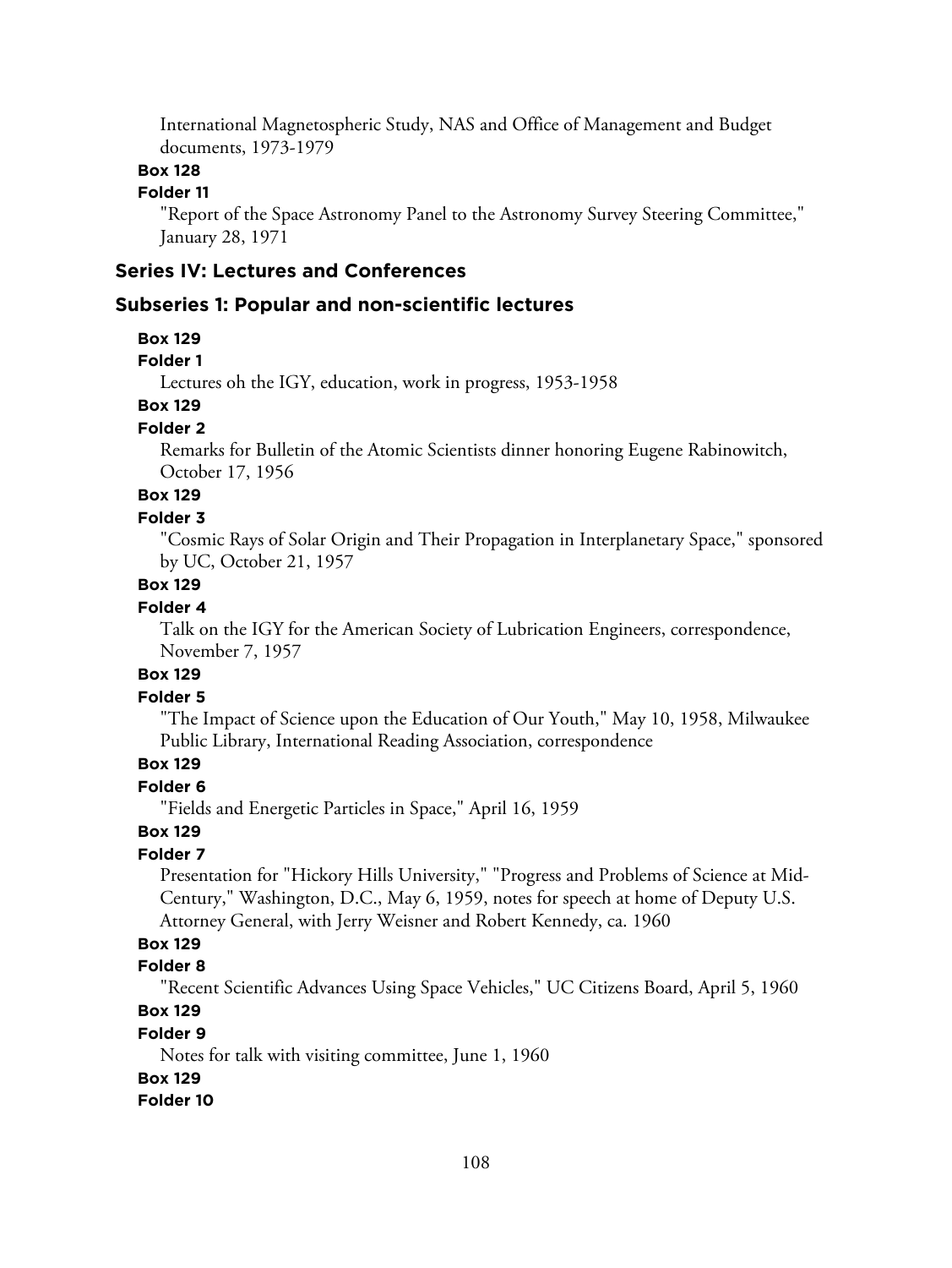International Magnetospheric Study, NAS and Office of Management and Budget documents, 1973-1979

**Box 128**

**Folder 11**

"Report of the Space Astronomy Panel to the Astronomy Survey Steering Committee," January 28, 1971

## Series IV: Lectures and Conferences

### Subseries 1: Popular and non-scientific lectures

**Box 129**

**Folder 1**

Lectures oh the IGY, education, work in progress, 1953-1958

**Box 129**

**Folder 2**

Remarks for Bulletin of the Atomic Scientists dinner honoring Eugene Rabinowitch, October 17, 1956

**Box 129**

**Folder 3**

"Cosmic Rays of Solar Origin and Their Propagation in Interplanetary Space," sponsored by UC, October 21, 1957

**Box 129**

**Folder 4**

Talk on the IGY for the American Society of Lubrication Engineers, correspondence, November 7, 1957

**Box 129**

**Folder 5**

"The Impact of Science upon the Education of Our Youth," May 10, 1958, Milwaukee Public Library, International Reading Association, correspondence

**Box 129**

**Folder 6**

"Fields and Energetic Particles in Space," April 16, 1959

**Box 129**

**Folder 7**

Presentation for "Hickory Hills University," "Progress and Problems of Science at Mid-Century," Washington, D.C., May 6, 1959, notes for speech at home of Deputy U.S. Attorney General, with Jerry Weisner and Robert Kennedy, ca. 1960

**Box 129**

**Folder 8**

"Recent Scientific Advances Using Space Vehicles," UC Citizens Board, April 5, 1960

**Box 129**

**Folder 9**

Notes for talk with visiting committee, June 1, 1960

**Box 129**

**Folder 10**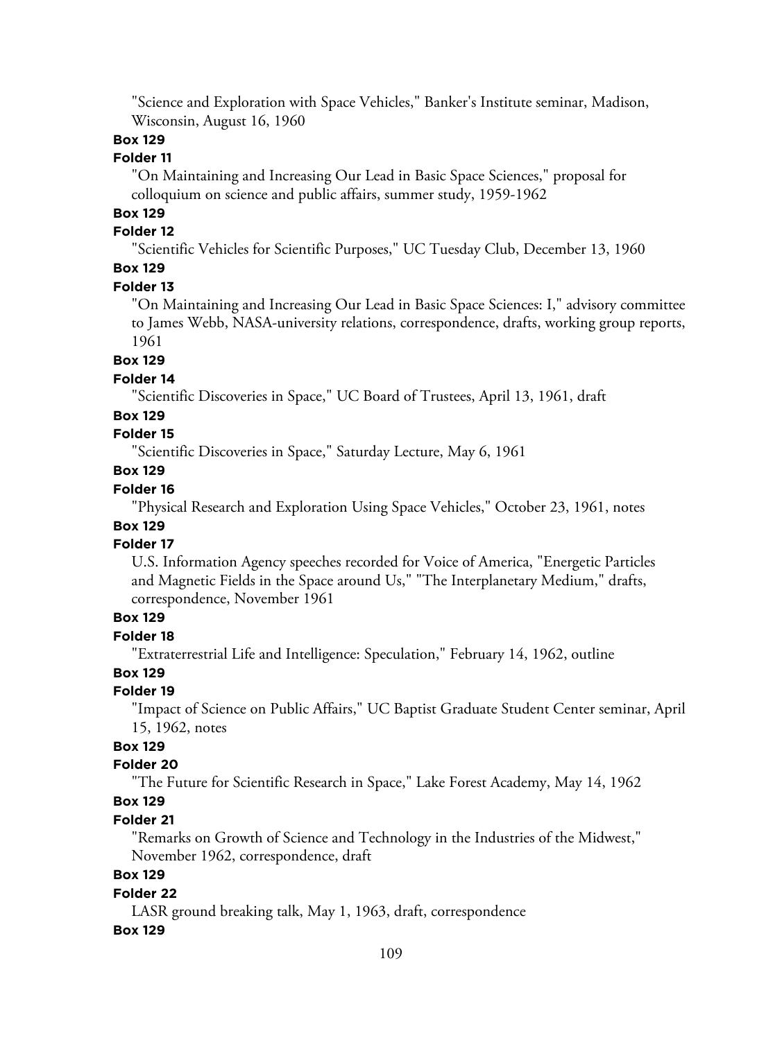"Science and Exploration with Space Vehicles," Banker's Institute seminar, Madison, Wisconsin, August 16, 1960

**Box 129**

**Folder 11**

"On Maintaining and Increasing Our Lead in Basic Space Sciences," proposal for colloquium on science and public affairs, summer study, 1959-1962

**Box 129**

**Folder 12**

"Scientific Vehicles for Scientific Purposes," UC Tuesday Club, December 13, 1960

**Box 129**

**Folder 13**

"On Maintaining and Increasing Our Lead in Basic Space Sciences: I," advisory committee to James Webb, NASA-university relations, correspondence, drafts, working group reports, 1961

**Box 129**

**Folder 14**

"Scientific Discoveries in Space," UC Board of Trustees, April 13, 1961, draft

**Box 129**

**Folder 15**

"Scientific Discoveries in Space," Saturday Lecture, May 6, 1961

**Box 129**

**Folder 16**

"Physical Research and Exploration Using Space Vehicles," October 23, 1961, notes

**Box 129**

**Folder 17**

U.S. Information Agency speeches recorded for Voice of America, "Energetic Particles and Magnetic Fields in the Space around Us," "The Interplanetary Medium," drafts, correspondence, November 1961

**Box 129**

**Folder 18**

"Extraterrestrial Life and Intelligence: Speculation," February 14, 1962, outline

**Box 129**

**Folder 19**

"Impact of Science on Public Affairs," UC Baptist Graduate Student Center seminar, April 15, 1962, notes

**Box 129**

**Folder 20**

"The Future for Scientific Research in Space," Lake Forest Academy, May 14, 1962

**Box 129**

**Folder 21**

"Remarks on Growth of Science and Technology in the Industries of the Midwest," November 1962, correspondence, draft

**Box 129**

**Folder 22**

LASR ground breaking talk, May 1, 1963, draft, correspondence

**Box 129**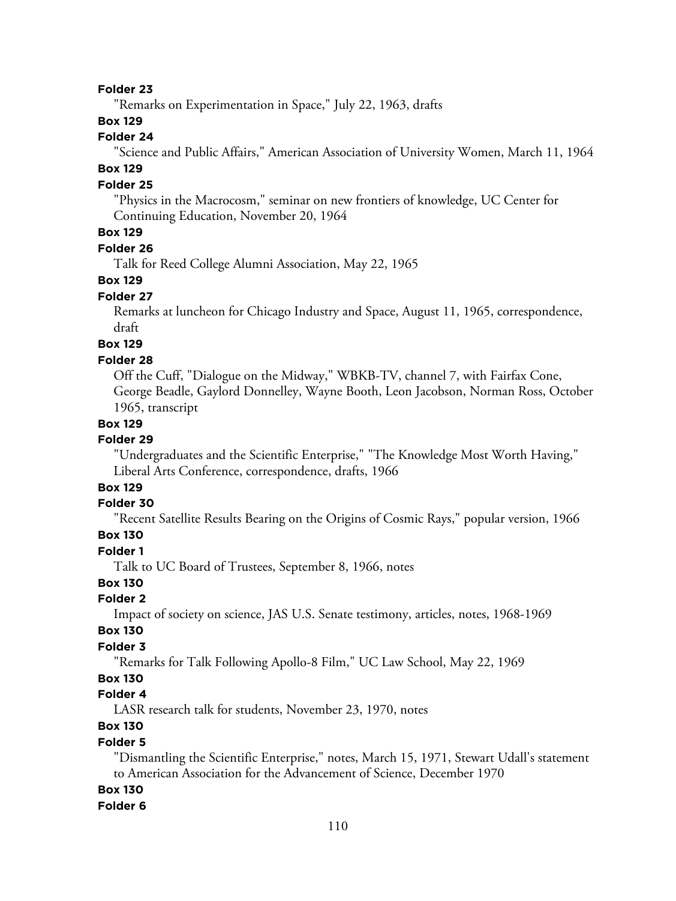**Folder 23**

"Remarks on Experimentation in Space," July 22, 1963, drafts

**Box 129**

**Folder 24**

"Science and Public Affairs," American Association of University Women, March 11, 1964

**Box 129**

**Folder 25**

"Physics in the Macrocosm," seminar on new frontiers of knowledge, UC Center for Continuing Education, November 20, 1964

**Box 129**

**Folder 26**

Talk for Reed College Alumni Association, May 22, 1965

**Box 129**

**Folder 27**

Remarks at luncheon for Chicago Industry and Space, August 11, 1965, correspondence, draft

**Box 129**

**Folder 28**

Off the Cuff, "Dialogue on the Midway," WBKB-TV, channel 7, with Fairfax Cone, George Beadle, Gaylord Donnelley, Wayne Booth, Leon Jacobson, Norman Ross, October 1965, transcript

**Box 129**

**Folder 29**

"Undergraduates and the Scientific Enterprise," "The Knowledge Most Worth Having," Liberal Arts Conference, correspondence, drafts, 1966

**Box 129**

**Folder 30**

"Recent Satellite Results Bearing on the Origins of Cosmic Rays," popular version, 1966

**Box 130**

**Folder 1**

Talk to UC Board of Trustees, September 8, 1966, notes

**Box 130**

**Folder 2**

Impact of society on science, JAS U.S. Senate testimony, articles, notes, 1968-1969

**Box 130**

**Folder 3**

"Remarks for Talk Following Apollo-8 Film," UC Law School, May 22, 1969

**Box 130**

**Folder 4**

LASR research talk for students, November 23, 1970, notes

**Box 130**

**Folder 5**

"Dismantling the Scientific Enterprise," notes, March 15, 1971, Stewart Udall's statement to American Association for the Advancement of Science, December 1970

**Box 130**

**Folder 6**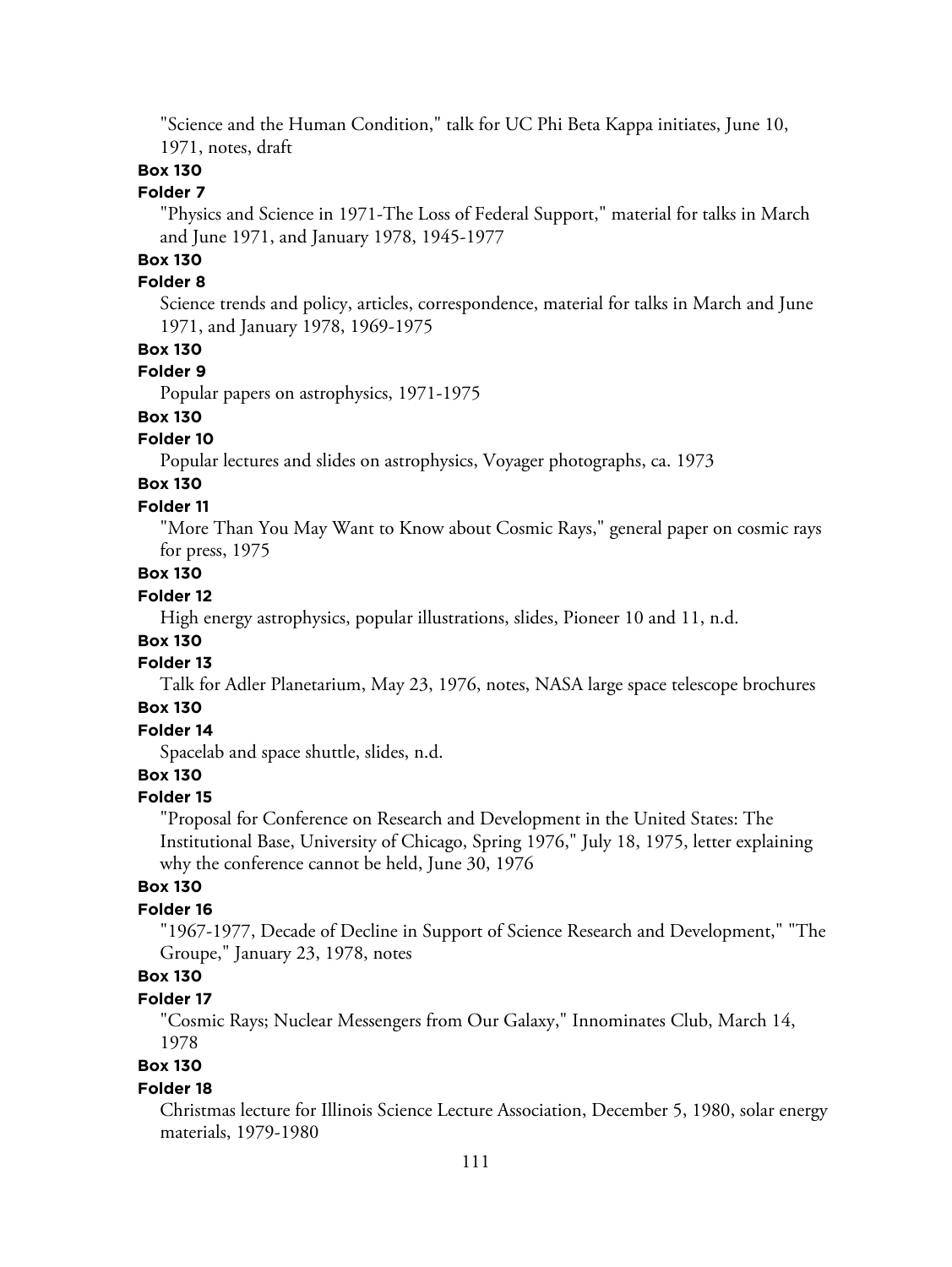"Science and the Human Condition," talk for UC Phi Beta Kappa initiates, June 10, 1971, notes, draft

**Box 130**

**Folder 7**

"Physics and Science in 1971-The Loss of Federal Support," material for talks in March and June 1971, and January 1978, 1945-1977

**Box 130**

**Folder 8**

Science trends and policy, articles, correspondence, material for talks in March and June 1971, and January 1978, 1969-1975

**Box 130**

**Folder 9**

Popular papers on astrophysics, 1971-1975

**Box 130**

**Folder 10**

Popular lectures and slides on astrophysics, Voyager photographs, ca. 1973

**Box 130**

**Folder 11**

"More Than You May Want to Know about Cosmic Rays," general paper on cosmic rays for press, 1975

**Box 130**

**Folder 12**

High energy astrophysics, popular illustrations, slides, Pioneer 10 and 11, n.d.

**Box 130**

**Folder 13**

Talk for Adler Planetarium, May 23, 1976, notes, NASA large space telescope brochures

**Box 130**

**Folder 14**

Spacelab and space shuttle, slides, n.d.

**Box 130**

**Folder 15**

"Proposal for Conference on Research and Development in the United States: The Institutional Base, University of Chicago, Spring 1976," July 18, 1975, letter explaining why the conference cannot be held, June 30, 1976

**Box 130**

**Folder 16**

"1967-1977, Decade of Decline in Support of Science Research and Development," "The Groupe," January 23, 1978, notes

**Box 130**

**Folder 17**

"Cosmic Rays; Nuclear Messengers from Our Galaxy," Innominates Club, March 14, 1978

**Box 130**

**Folder 18**

Christmas lecture for Illinois Science Lecture Association, December 5, 1980, solar energy materials, 1979-1980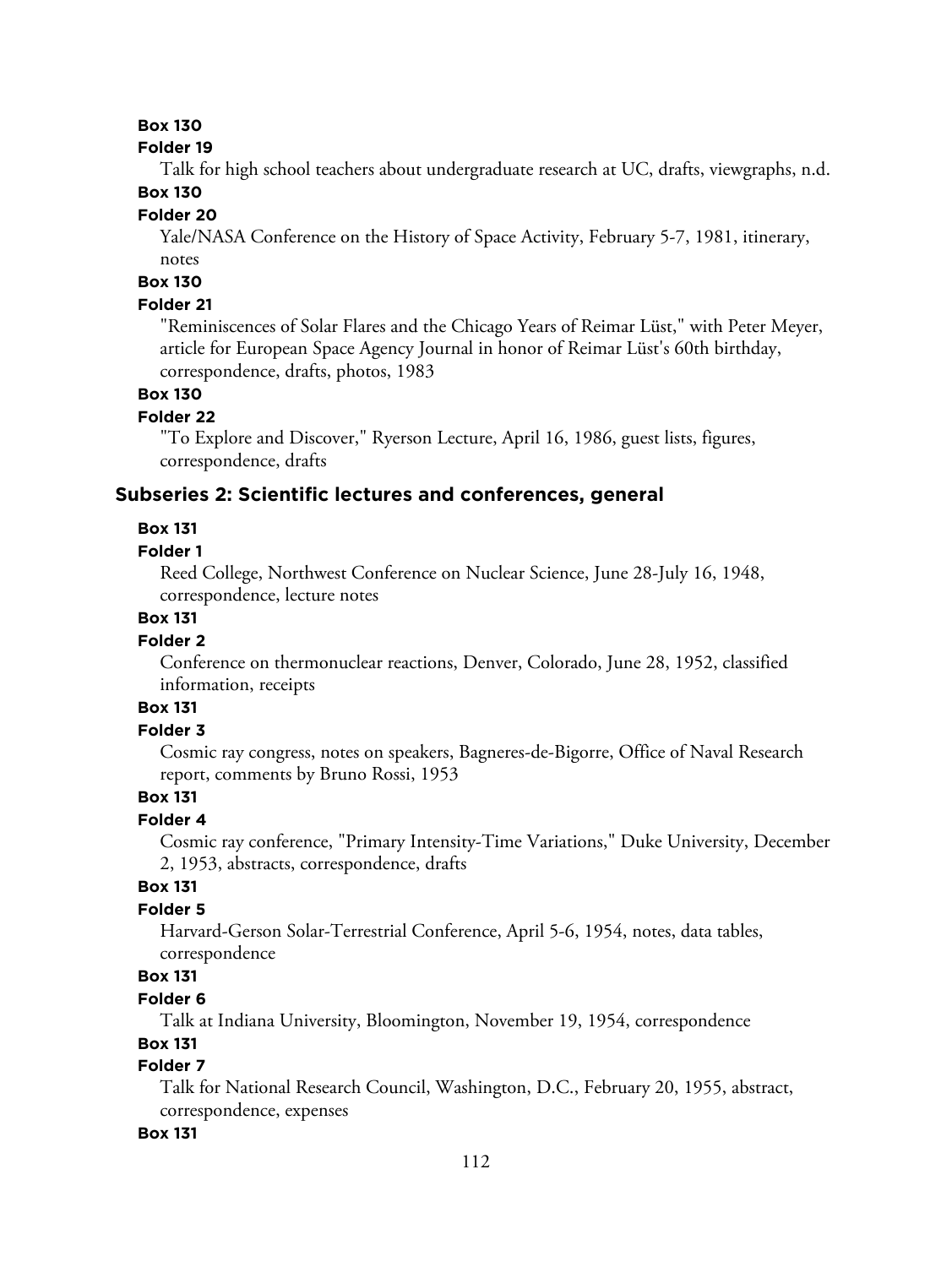**Box 130**

**Folder 19**

Talk for high school teachers about undergraduate research at UC, drafts, viewgraphs, n.d.

**Box 130**

**Folder 20**

Yale/NASA Conference on the History of Space Activity, February 5-7, 1981, itinerary, notes

**Box 130**

**Folder 21**

"Reminiscences of Solar Flares and the Chicago Years of Reimar Lüst," with Peter Meyer, article for European Space Agency Journal in honor of Reimar Lüst's 60th birthday, correspondence, drafts, photos, 1983

**Box 130**

**Folder 22**

"To Explore and Discover," Ryerson Lecture, April 16, 1986, guest lists, figures, correspondence, drafts

## Subseries 2: Scientific lectures and conferences, general

**Box 131**

**Folder 1**

Reed College, Northwest Conference on Nuclear Science, June 28-July 16, 1948, correspondence, lecture notes

**Box 131**

**Folder 2**

Conference on thermonuclear reactions, Denver, Colorado, June 28, 1952, classified information, receipts

**Box 131**

**Folder 3**

Cosmic ray congress, notes on speakers, Bagneres-de-Bigorre, Office of Naval Research report, comments by Bruno Rossi, 1953

**Box 131**

**Folder 4**

Cosmic ray conference, "Primary Intensity-Time Variations," Duke University, December 2, 1953, abstracts, correspondence, drafts

**Box 131**

**Folder 5**

Harvard-Gerson Solar-Terrestrial Conference, April 5-6, 1954, notes, data tables, correspondence

**Box 131**

**Folder 6**

Talk at Indiana University, Bloomington, November 19, 1954, correspondence

**Box 131**

**Folder 7**

Talk for National Research Council, Washington, D.C., February 20, 1955, abstract, correspondence, expenses

**Box 131**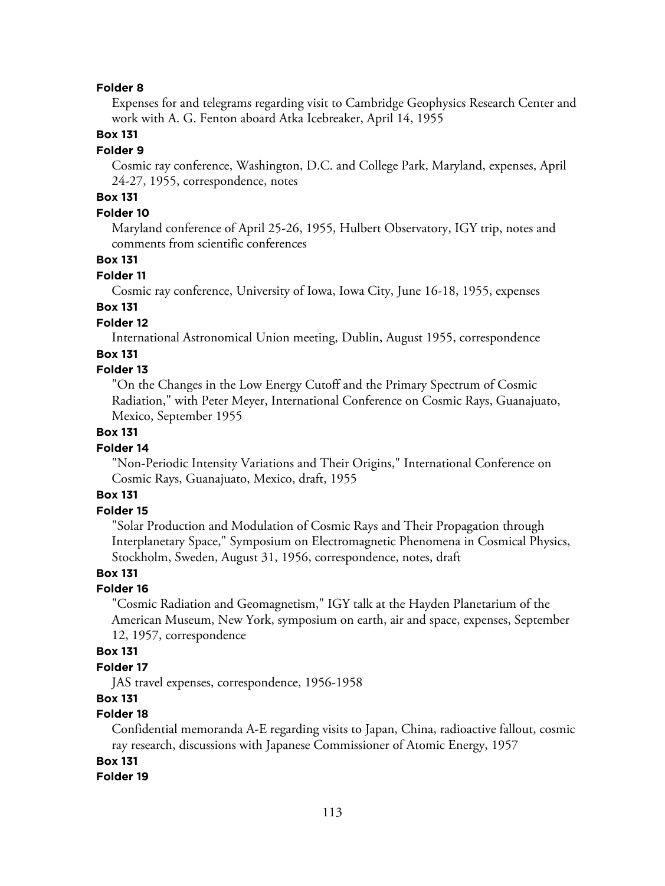**Folder 8**

Expenses for and telegrams regarding visit to Cambridge Geophysics Research Center and work with A. G. Fenton aboard Atka Icebreaker, April 14, 1955

**Box 131**

**Folder 9**

Cosmic ray conference, Washington, D.C. and College Park, Maryland, expenses, April 24-27, 1955, correspondence, notes

**Box 131**

**Folder 10**

Maryland conference of April 25-26, 1955, Hulbert Observatory, IGY trip, notes and comments from scientific conferences

**Box 131**

**Folder 11**

Cosmic ray conference, University of Iowa, Iowa City, June 16-18, 1955, expenses

**Box 131**

**Folder 12**

International Astronomical Union meeting, Dublin, August 1955, correspondence

**Box 131**

**Folder 13**

"On the Changes in the Low Energy Cutoff and the Primary Spectrum of Cosmic Radiation," with Peter Meyer, International Conference on Cosmic Rays, Guanajuato, Mexico, September 1955

**Box 131**

**Folder 14**

"Non-Periodic Intensity Variations and Their Origins," International Conference on Cosmic Rays, Guanajuato, Mexico, draft, 1955

**Box 131**

**Folder 15**

"Solar Production and Modulation of Cosmic Rays and Their Propagation through Interplanetary Space," Symposium on Electromagnetic Phenomena in Cosmical Physics, Stockholm, Sweden, August 31, 1956, correspondence, notes, draft

**Box 131**

**Folder 16**

"Cosmic Radiation and Geomagnetism," IGY talk at the Hayden Planetarium of the American Museum, New York, symposium on earth, air and space, expenses, September 12, 1957, correspondence

**Box 131**

**Folder 17**

JAS travel expenses, correspondence, 1956-1958

**Box 131**

**Folder 18**

Confidential memoranda A-E regarding visits to Japan, China, radioactive fallout, cosmic ray research, discussions with Japanese Commissioner of Atomic Energy, 1957

**Box 131**

**Folder 19**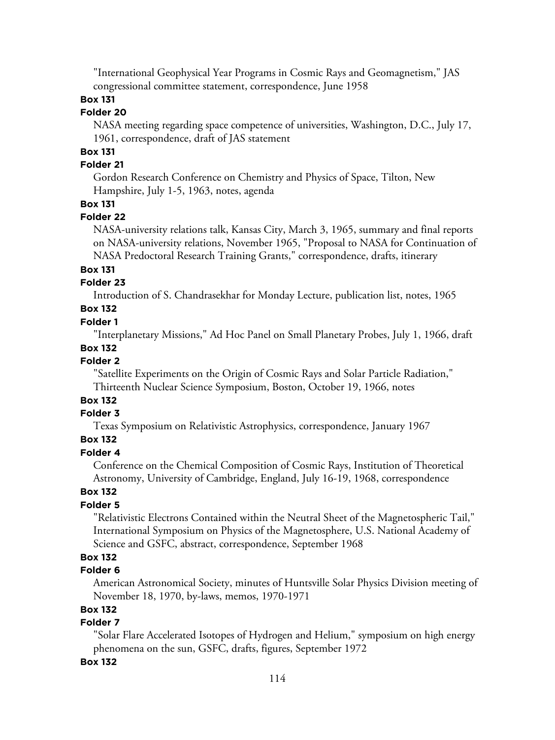"International Geophysical Year Programs in Cosmic Rays and Geomagnetism," JAS congressional committee statement, correspondence, June 1958

**Box 131**

**Folder 20**

NASA meeting regarding space competence of universities, Washington, D.C., July 17, 1961, correspondence, draft of JAS statement

**Box 131**

**Folder 21**

Gordon Research Conference on Chemistry and Physics of Space, Tilton, New Hampshire, July 1-5, 1963, notes, agenda

**Box 131**

**Folder 22**

NASA-university relations talk, Kansas City, March 3, 1965, summary and final reports on NASA-university relations, November 1965, "Proposal to NASA for Continuation of NASA Predoctoral Research Training Grants," correspondence, drafts, itinerary

**Box 131**

**Folder 23**

Introduction of S. Chandrasekhar for Monday Lecture, publication list, notes, 1965

**Box 132**

**Folder 1**

"Interplanetary Missions," Ad Hoc Panel on Small Planetary Probes, July 1, 1966, draft

**Box 132**

**Folder 2**

"Satellite Experiments on the Origin of Cosmic Rays and Solar Particle Radiation," Thirteenth Nuclear Science Symposium, Boston, October 19, 1966, notes

**Box 132**

**Folder 3**

Texas Symposium on Relativistic Astrophysics, correspondence, January 1967

**Box 132**

**Folder 4**

Conference on the Chemical Composition of Cosmic Rays, Institution of Theoretical Astronomy, University of Cambridge, England, July 16-19, 1968, correspondence

**Box 132**

**Folder 5**

"Relativistic Electrons Contained within the Neutral Sheet of the Magnetospheric Tail," International Symposium on Physics of the Magnetosphere, U.S. National Academy of Science and GSFC, abstract, correspondence, September 1968

**Box 132**

**Folder 6**

American Astronomical Society, minutes of Huntsville Solar Physics Division meeting of November 18, 1970, by-laws, memos, 1970-1971

**Box 132**

**Folder 7**

"Solar Flare Accelerated Isotopes of Hydrogen and Helium," symposium on high energy phenomena on the sun, GSFC, drafts, figures, September 1972

**Box 132**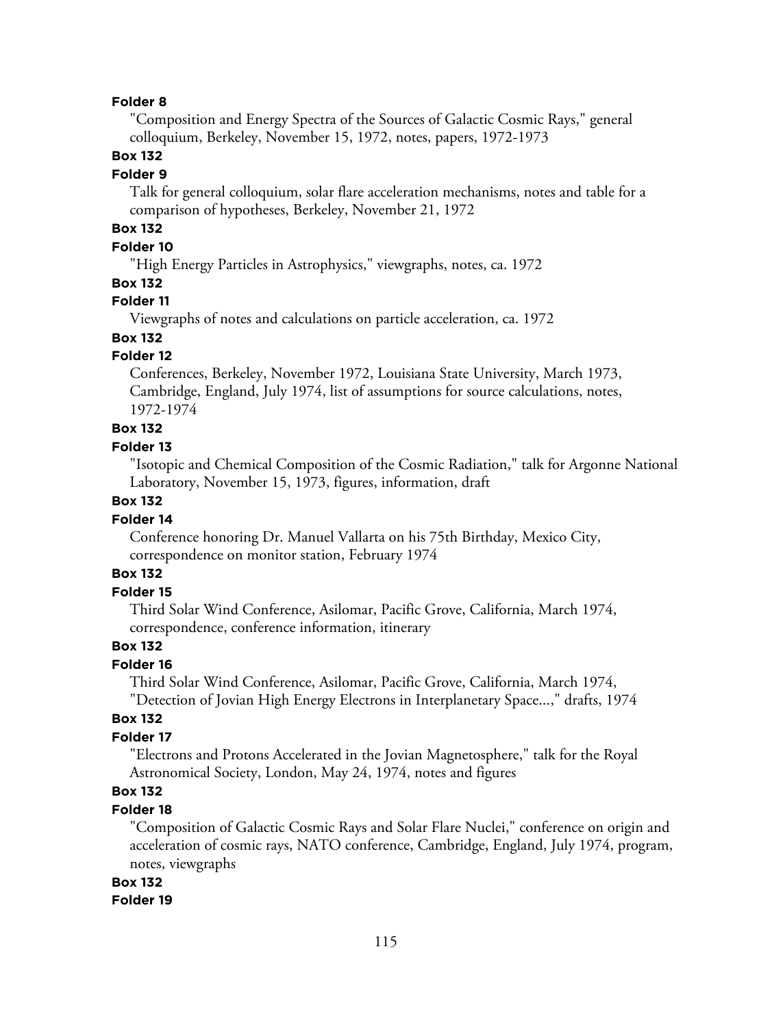**Folder 8**

"Composition and Energy Spectra of the Sources of Galactic Cosmic Rays," general colloquium, Berkeley, November 15, 1972, notes, papers, 1972-1973

**Box 132**

**Folder 9**

Talk for general colloquium, solar flare acceleration mechanisms, notes and table for a comparison of hypotheses, Berkeley, November 21, 1972

**Box 132**

**Folder 10**

"High Energy Particles in Astrophysics," viewgraphs, notes, ca. 1972

**Box 132**

**Folder 11**

Viewgraphs of notes and calculations on particle acceleration, ca. 1972

**Box 132**

**Folder 12**

Conferences, Berkeley, November 1972, Louisiana State University, March 1973, Cambridge, England, July 1974, list of assumptions for source calculations, notes, 1972-1974

**Box 132**

**Folder 13**

"Isotopic and Chemical Composition of the Cosmic Radiation," talk for Argonne National Laboratory, November 15, 1973, figures, information, draft

**Box 132**

**Folder 14**

Conference honoring Dr. Manuel Vallarta on his 75th Birthday, Mexico City, correspondence on monitor station, February 1974

**Box 132**

**Folder 15**

Third Solar Wind Conference, Asilomar, Pacific Grove, California, March 1974, correspondence, conference information, itinerary

**Box 132**

**Folder 16**

Third Solar Wind Conference, Asilomar, Pacific Grove, California, March 1974, "Detection of Jovian High Energy Electrons in Interplanetary Space...," drafts, 1974

**Box 132**

**Folder 17**

"Electrons and Protons Accelerated in the Jovian Magnetosphere," talk for the Royal Astronomical Society, London, May 24, 1974, notes and figures

**Box 132**

**Folder 18**

"Composition of Galactic Cosmic Rays and Solar Flare Nuclei," conference on origin and acceleration of cosmic rays, NATO conference, Cambridge, England, July 1974, program, notes, viewgraphs

**Box 132**

**Folder 19**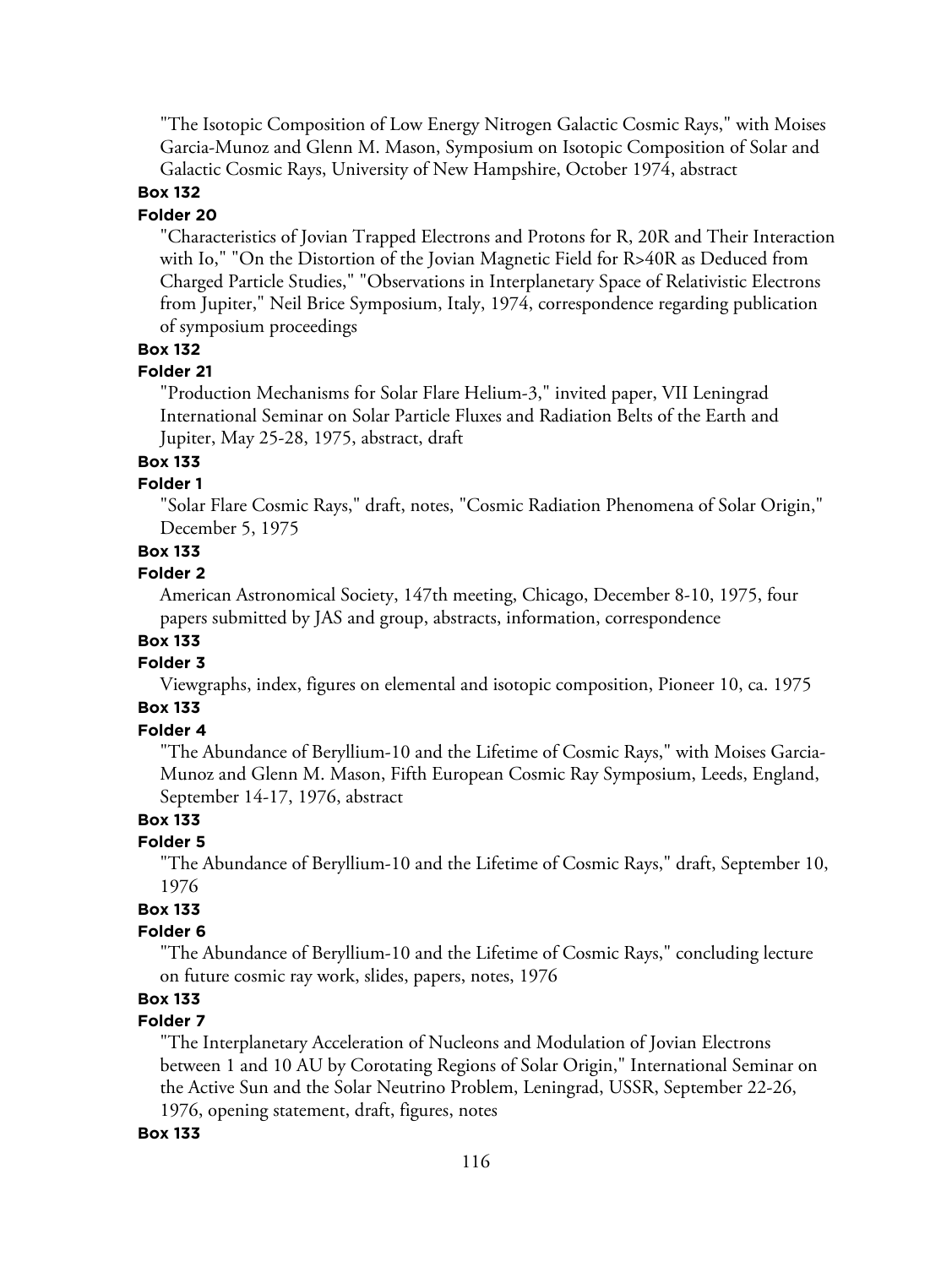"The Isotopic Composition of Low Energy Nitrogen Galactic Cosmic Rays," with Moises Garcia-Munoz and Glenn M. Mason, Symposium on Isotopic Composition of Solar and Galactic Cosmic Rays, University of New Hampshire, October 1974, abstract

**Box 132**

**Folder 20**

"Characteristics of Jovian Trapped Electrons and Protons for R, 20R and Their Interaction with Io," "On the Distortion of the Jovian Magnetic Field for R>40R as Deduced from Charged Particle Studies," "Observations in Interplanetary Space of Relativistic Electrons from Jupiter," Neil Brice Symposium, Italy, 1974, correspondence regarding publication of symposium proceedings

**Box 132**

**Folder 21**

"Production Mechanisms for Solar Flare Helium-3," invited paper, VII Leningrad International Seminar on Solar Particle Fluxes and Radiation Belts of the Earth and Jupiter, May 25-28, 1975, abstract, draft

**Box 133**

**Folder 1**

"Solar Flare Cosmic Rays," draft, notes, "Cosmic Radiation Phenomena of Solar Origin," December 5, 1975

**Box 133**

**Folder 2**

American Astronomical Society, 147th meeting, Chicago, December 8-10, 1975, four papers submitted by JAS and group, abstracts, information, correspondence

**Box 133**

**Folder 3**

Viewgraphs, index, figures on elemental and isotopic composition, Pioneer 10, ca. 1975

**Box 133**

**Folder 4**

"The Abundance of Beryllium-10 and the Lifetime of Cosmic Rays," with Moises Garcia-Munoz and Glenn M. Mason, Fifth European Cosmic Ray Symposium, Leeds, England, September 14-17, 1976, abstract

**Box 133**

**Folder 5**

"The Abundance of Beryllium-10 and the Lifetime of Cosmic Rays," draft, September 10, 1976

**Box 133**

**Folder 6**

"The Abundance of Beryllium-10 and the Lifetime of Cosmic Rays," concluding lecture on future cosmic ray work, slides, papers, notes, 1976

**Box 133**

**Folder 7**

"The Interplanetary Acceleration of Nucleons and Modulation of Jovian Electrons between 1 and 10 AU by Corotating Regions of Solar Origin," International Seminar on the Active Sun and the Solar Neutrino Problem, Leningrad, USSR, September 22-26, 1976, opening statement, draft, figures, notes

**Box 133**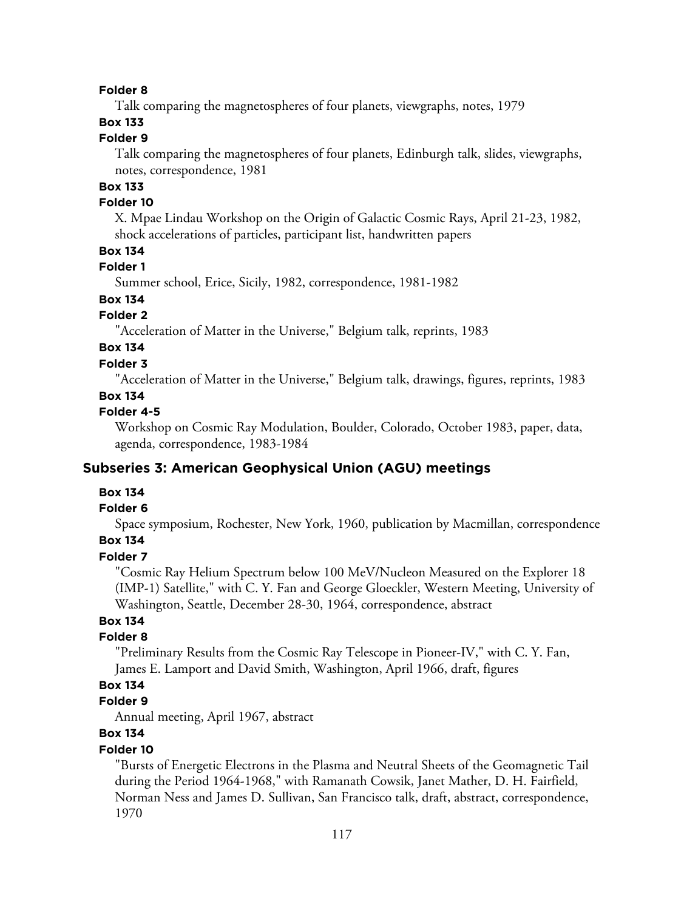**Folder 8**

Talk comparing the magnetospheres of four planets, viewgraphs, notes, 1979

**Box 133**

**Folder 9**

Talk comparing the magnetospheres of four planets, Edinburgh talk, slides, viewgraphs, notes, correspondence, 1981

**Box 133**

**Folder 10**

X. Mpae Lindau Workshop on the Origin of Galactic Cosmic Rays, April 21-23, 1982, shock accelerations of particles, participant list, handwritten papers

**Box 134**

**Folder 1**

Summer school, Erice, Sicily, 1982, correspondence, 1981-1982

**Box 134**

**Folder 2**

"Acceleration of Matter in the Universe," Belgium talk, reprints, 1983

**Box 134**

**Folder 3**

"Acceleration of Matter in the Universe," Belgium talk, drawings, figures, reprints, 1983

**Box 134**

**Folder 4-5**

Workshop on Cosmic Ray Modulation, Boulder, Colorado, October 1983, paper, data, agenda, correspondence, 1983-1984

### Subseries 3: American Geophysical Union (AGU) meetings

**Box 134**

**Folder 6**

Space symposium, Rochester, New York, 1960, publication by Macmillan, correspondence

**Box 134**

**Folder 7**

"Cosmic Ray Helium Spectrum below 100 MeV/Nucleon Measured on the Explorer 18 (IMP-1) Satellite," with C. Y. Fan and George Gloeckler, Western Meeting, University of Washington, Seattle, December 28-30, 1964, correspondence, abstract

**Box 134**

**Folder 8**

"Preliminary Results from the Cosmic Ray Telescope in Pioneer-IV," with C. Y. Fan, James E. Lamport and David Smith, Washington, April 1966, draft, figures

**Box 134**

**Folder 9**

Annual meeting, April 1967, abstract

**Box 134**

**Folder 10**

"Bursts of Energetic Electrons in the Plasma and Neutral Sheets of the Geomagnetic Tail during the Period 1964-1968," with Ramanath Cowsik, Janet Mather, D. H. Fairfield, Norman Ness and James D. Sullivan, San Francisco talk, draft, abstract, correspondence, 1970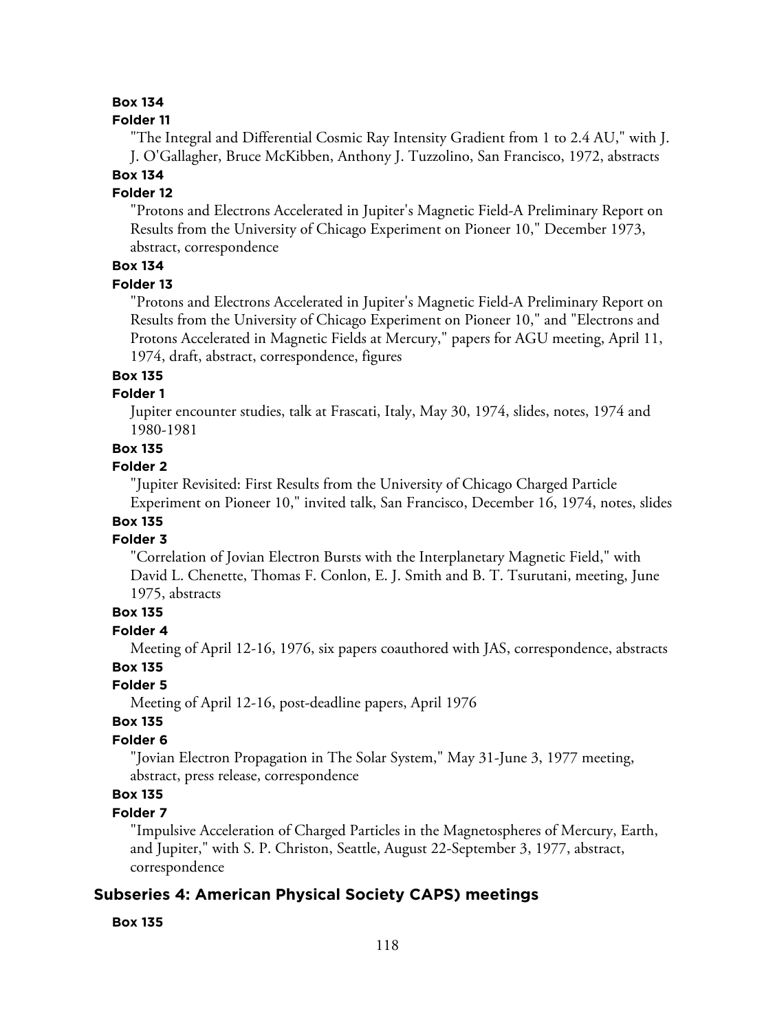**Box 134**

**Folder 11**

"The Integral and Differential Cosmic Ray Intensity Gradient from 1 to 2.4 AU," with J. J. O'Gallagher, Bruce McKibben, Anthony J. Tuzzolino, San Francisco, 1972, abstracts

**Box 134**

**Folder 12**

"Protons and Electrons Accelerated in Jupiter's Magnetic Field-A Preliminary Report on Results from the University of Chicago Experiment on Pioneer 10," December 1973, abstract, correspondence

**Box 134**

**Folder 13**

"Protons and Electrons Accelerated in Jupiter's Magnetic Field-A Preliminary Report on Results from the University of Chicago Experiment on Pioneer 10," and "Electrons and Protons Accelerated in Magnetic Fields at Mercury," papers for AGU meeting, April 11, 1974, draft, abstract, correspondence, figures

**Box 135**

**Folder 1**

Jupiter encounter studies, talk at Frascati, Italy, May 30, 1974, slides, notes, 1974 and 1980-1981

**Box 135**

**Folder 2**

"Jupiter Revisited: First Results from the University of Chicago Charged Particle Experiment on Pioneer 10," invited talk, San Francisco, December 16, 1974, notes, slides

**Box 135**

**Folder 3**

"Correlation of Jovian Electron Bursts with the Interplanetary Magnetic Field," with David L. Chenette, Thomas F. Conlon, E. J. Smith and B. T. Tsurutani, meeting, June 1975, abstracts

**Box 135**

**Folder 4**

Meeting of April 12-16, 1976, six papers coauthored with JAS, correspondence, abstracts

**Box 135**

**Folder 5**

Meeting of April 12-16, post-deadline papers, April 1976

**Box 135**

**Folder 6**

"Jovian Electron Propagation in The Solar System," May 31-June 3, 1977 meeting, abstract, press release, correspondence

**Box 135**

**Folder 7**

"Impulsive Acceleration of Charged Particles in the Magnetospheres of Mercury, Earth, and Jupiter," with S. P. Christon, Seattle, August 22-September 3, 1977, abstract, correspondence

## Subseries 4: American Physical Society CAPS) meetings

**Box 135**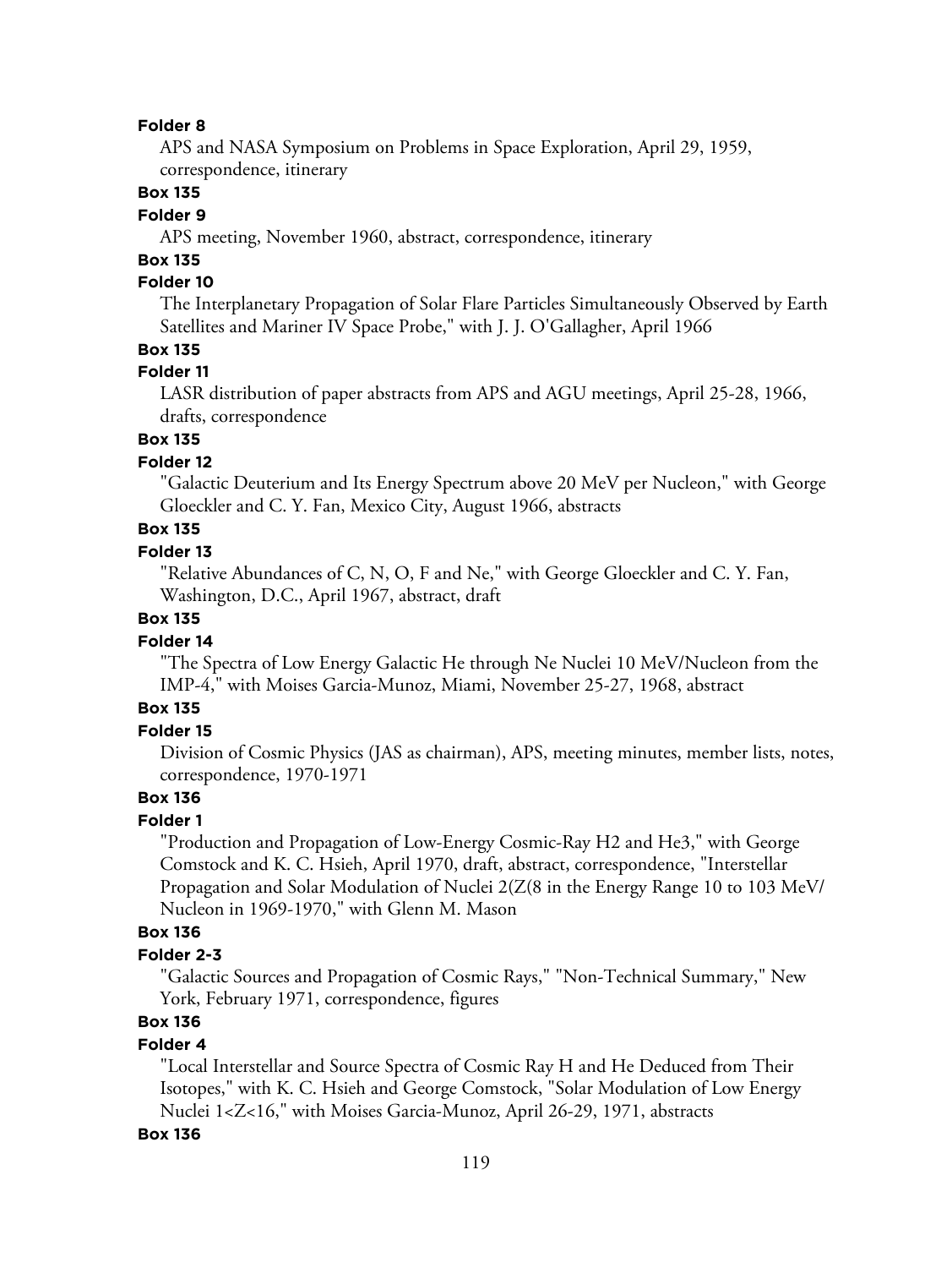**Folder 8**

APS and NASA Symposium on Problems in Space Exploration, April 29, 1959, correspondence, itinerary

**Box 135**

**Folder 9**

APS meeting, November 1960, abstract, correspondence, itinerary

**Box 135**

**Folder 10**

The Interplanetary Propagation of Solar Flare Particles Simultaneously Observed by Earth Satellites and Mariner IV Space Probe," with J. J. O'Gallagher, April 1966

**Box 135**

**Folder 11**

LASR distribution of paper abstracts from APS and AGU meetings, April 25-28, 1966, drafts, correspondence

**Box 135**

**Folder 12**

"Galactic Deuterium and Its Energy Spectrum above 20 MeV per Nucleon," with George Gloeckler and C. Y. Fan, Mexico City, August 1966, abstracts

**Box 135**

**Folder 13**

"Relative Abundances of C, N, O, F and Ne," with George Gloeckler and C. Y. Fan, Washington, D.C., April 1967, abstract, draft

**Box 135**

**Folder 14**

"The Spectra of Low Energy Galactic He through Ne Nuclei 10 MeV/Nucleon from the IMP-4," with Moises Garcia-Munoz, Miami, November 25-27, 1968, abstract

**Box 135**

**Folder 15**

Division of Cosmic Physics (JAS as chairman), APS, meeting minutes, member lists, notes, correspondence, 1970-1971

**Box 136**

**Folder 1**

"Production and Propagation of Low-Energy Cosmic-Ray H2 and He3," with George Comstock and K. C. Hsieh, April 1970, draft, abstract, correspondence, "Interstellar Propagation and Solar Modulation of Nuclei 2(Z(8 in the Energy Range 10 to 103 MeV/ Nucleon in 1969-1970," with Glenn M. Mason

**Box 136**

**Folder 2-3**

"Galactic Sources and Propagation of Cosmic Rays," "Non-Technical Summary," New York, February 1971, correspondence, figures

**Box 136**

**Folder 4**

"Local Interstellar and Source Spectra of Cosmic Ray H and He Deduced from Their Isotopes," with K. C. Hsieh and George Comstock, "Solar Modulation of Low Energy Nuclei 1<Z<16," with Moises Garcia-Munoz, April 26-29, 1971, abstracts

**Box 136**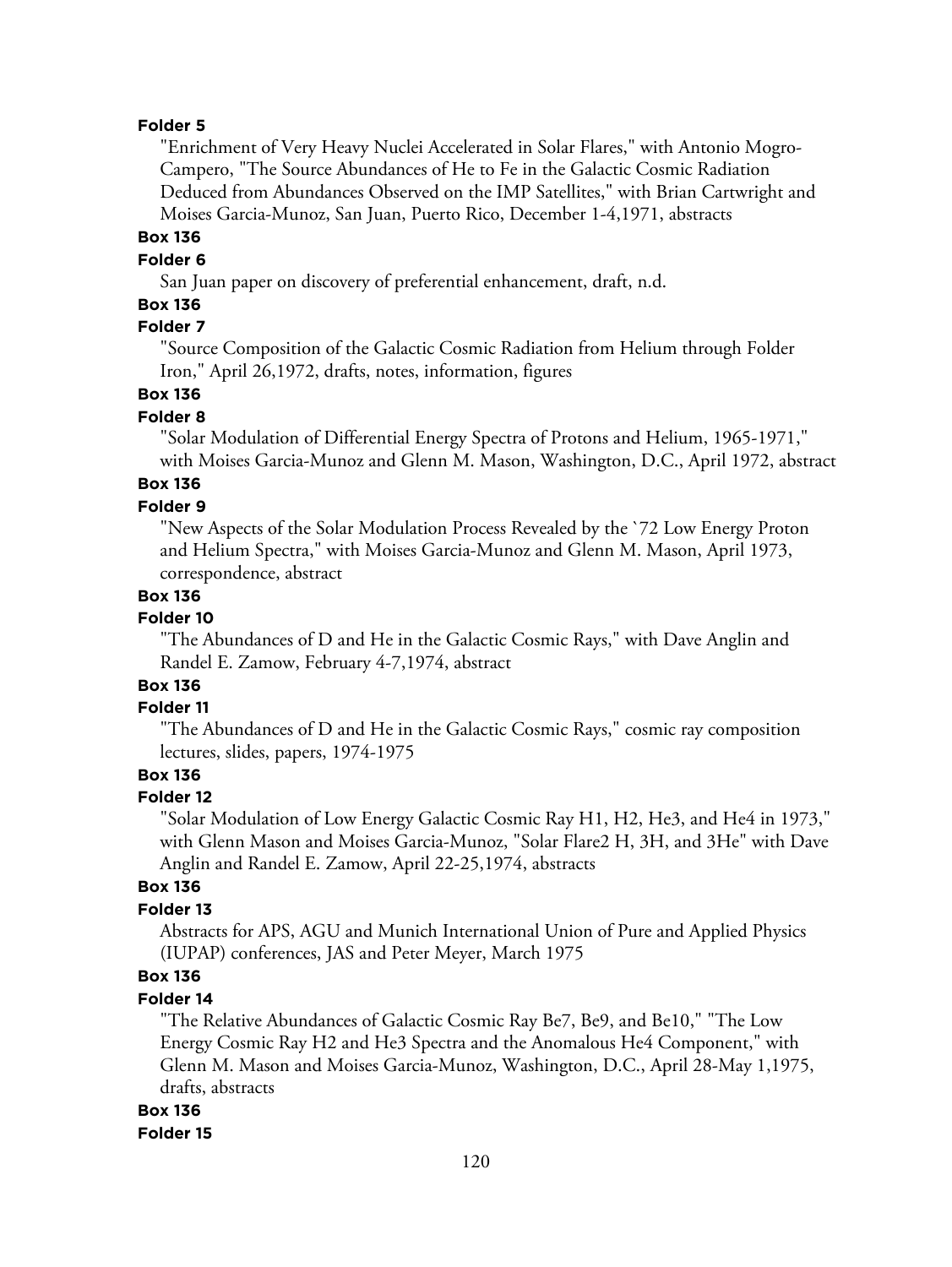**Folder 5**

"Enrichment of Very Heavy Nuclei Accelerated in Solar Flares," with Antonio Mogro-Campero, "The Source Abundances of He to Fe in the Galactic Cosmic Radiation Deduced from Abundances Observed on the IMP Satellites," with Brian Cartwright and Moises Garcia-Munoz, San Juan, Puerto Rico, December 1-4,1971, abstracts

**Box 136**

**Folder 6**

San Juan paper on discovery of preferential enhancement, draft, n.d.

**Box 136**

**Folder 7**

"Source Composition of the Galactic Cosmic Radiation from Helium through Folder Iron," April 26,1972, drafts, notes, information, figures

**Box 136**

**Folder 8**

"Solar Modulation of Differential Energy Spectra of Protons and Helium, 1965-1971," with Moises Garcia-Munoz and Glenn M. Mason, Washington, D.C., April 1972, abstract

**Box 136**

**Folder 9**

"New Aspects of the Solar Modulation Process Revealed by the `72 Low Energy Proton and Helium Spectra," with Moises Garcia-Munoz and Glenn M. Mason, April 1973, correspondence, abstract

**Box 136**

**Folder 10**

"The Abundances of D and He in the Galactic Cosmic Rays," with Dave Anglin and Randel E. Zamow, February 4-7,1974, abstract

**Box 136**

**Folder 11**

"The Abundances of D and He in the Galactic Cosmic Rays," cosmic ray composition lectures, slides, papers, 1974-1975

**Box 136**

**Folder 12**

"Solar Modulation of Low Energy Galactic Cosmic Ray H1, H2, He3, and He4 in 1973," with Glenn Mason and Moises Garcia-Munoz, "Solar Flare2 H, 3H, and 3He" with Dave Anglin and Randel E. Zamow, April 22-25,1974, abstracts

**Box 136**

**Folder 13**

Abstracts for APS, AGU and Munich International Union of Pure and Applied Physics (IUPAP) conferences, JAS and Peter Meyer, March 1975

**Box 136**

**Folder 14**

"The Relative Abundances of Galactic Cosmic Ray Be7, Be9, and Be10," "The Low Energy Cosmic Ray H2 and He3 Spectra and the Anomalous He4 Component," with Glenn M. Mason and Moises Garcia-Munoz, Washington, D.C., April 28-May 1,1975, drafts, abstracts

**Box 136**

**Folder 15**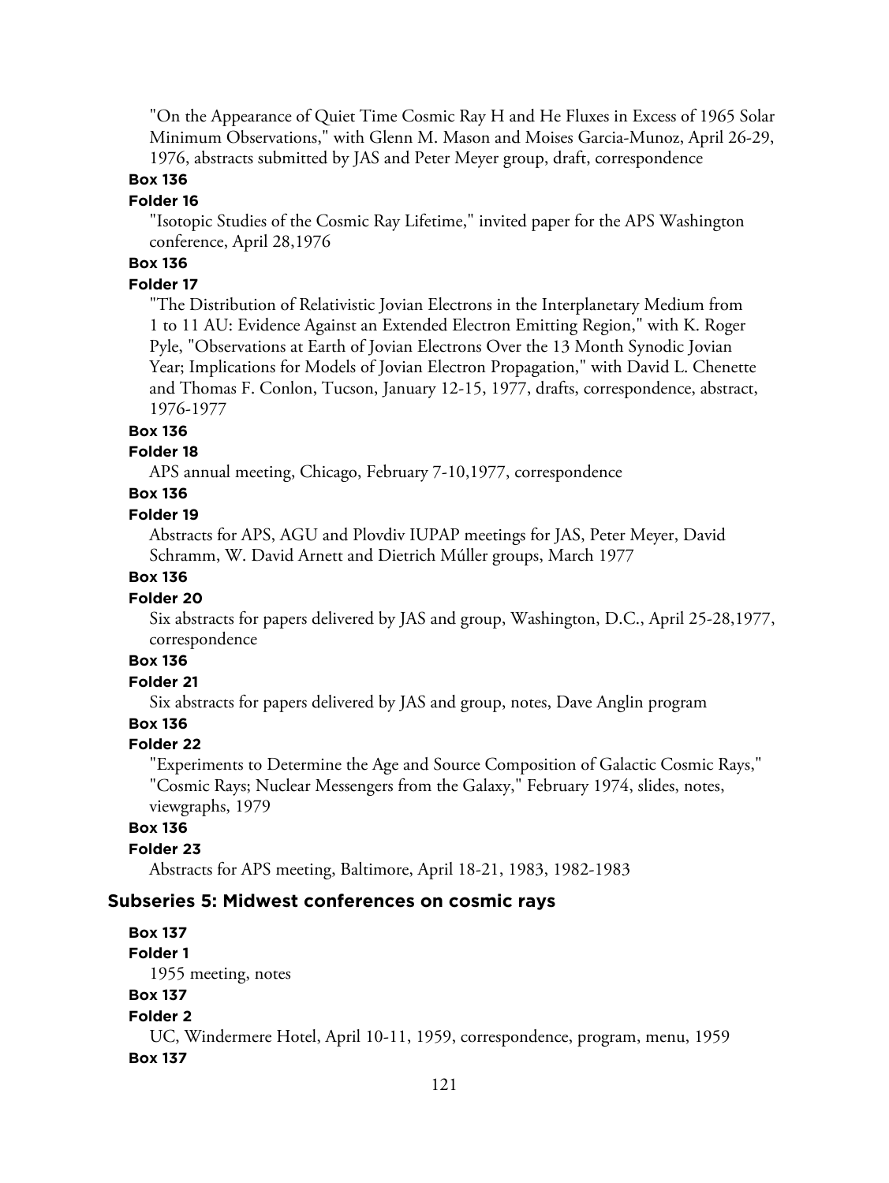"On the Appearance of Quiet Time Cosmic Ray H and He Fluxes in Excess of 1965 Solar Minimum Observations," with Glenn M. Mason and Moises Garcia-Munoz, April 26-29, 1976, abstracts submitted by JAS and Peter Meyer group, draft, correspondence

**Box 136**

**Folder 16**

"Isotopic Studies of the Cosmic Ray Lifetime," invited paper for the APS Washington conference, April 28,1976

**Box 136**

**Folder 17**

"The Distribution of Relativistic Jovian Electrons in the Interplanetary Medium from 1 to 11 AU: Evidence Against an Extended Electron Emitting Region," with K. Roger Pyle, "Observations at Earth of Jovian Electrons Over the 13 Month Synodic Jovian Year; Implications for Models of Jovian Electron Propagation," with David L. Chenette and Thomas F. Conlon, Tucson, January 12-15, 1977, drafts, correspondence, abstract, 1976-1977

**Box 136**

**Folder 18**

APS annual meeting, Chicago, February 7-10,1977, correspondence

**Box 136**

**Folder 19**

Abstracts for APS, AGU and Plovdiv IUPAP meetings for JAS, Peter Meyer, David Schramm, W. David Arnett and Dietrich Múller groups, March 1977

**Box 136**

**Folder 20**

Six abstracts for papers delivered by JAS and group, Washington, D.C., April 25-28,1977, correspondence

**Box 136**

**Folder 21**

Six abstracts for papers delivered by JAS and group, notes, Dave Anglin program

**Box 136**

**Folder 22**

"Experiments to Determine the Age and Source Composition of Galactic Cosmic Rays," "Cosmic Rays; Nuclear Messengers from the Galaxy," February 1974, slides, notes, viewgraphs, 1979

**Box 136**

**Folder 23**

Abstracts for APS meeting, Baltimore, April 18-21, 1983, 1982-1983

### Subseries 5: Midwest conferences on cosmic rays

**Box 137**

**Folder 1**

1955 meeting, notes

**Box 137**

**Folder 2**

UC, Windermere Hotel, April 10-11, 1959, correspondence, program, menu, 1959

**Box 137**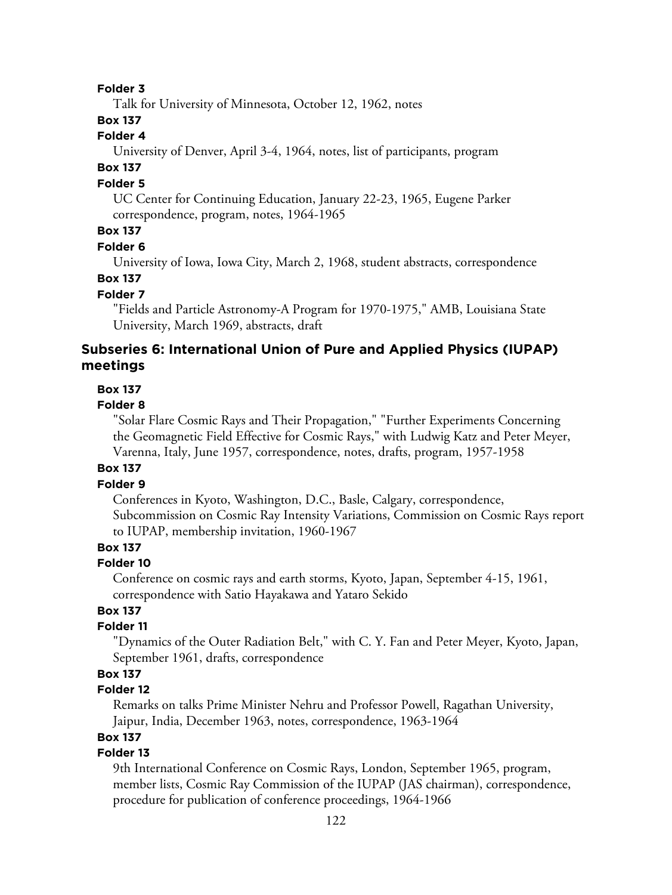**Folder 3**

Talk for University of Minnesota, October 12, 1962, notes

**Box 137**

**Folder 4**

University of Denver, April 3-4, 1964, notes, list of participants, program

**Box 137**

**Folder 5**

UC Center for Continuing Education, January 22-23, 1965, Eugene Parker correspondence, program, notes, 1964-1965

**Box 137**

**Folder 6**

University of Iowa, Iowa City, March 2, 1968, student abstracts, correspondence

**Box 137**

**Folder 7**

"Fields and Particle Astronomy-A Program for 1970-1975," AMB, Louisiana State University, March 1969, abstracts, draft

### Subseries 6: International Union of Pure and Applied Physics (IUPAP) meetings

**Box 137**

**Folder 8**

"Solar Flare Cosmic Rays and Their Propagation," "Further Experiments Concerning the Geomagnetic Field Effective for Cosmic Rays," with Ludwig Katz and Peter Meyer, Varenna, Italy, June 1957, correspondence, notes, drafts, program, 1957-1958

**Box 137**

**Folder 9**

Conferences in Kyoto, Washington, D.C., Basle, Calgary, correspondence, Subcommission on Cosmic Ray Intensity Variations, Commission on Cosmic Rays report to IUPAP, membership invitation, 1960-1967

**Box 137**

**Folder 10**

Conference on cosmic rays and earth storms, Kyoto, Japan, September 4-15, 1961, correspondence with Satio Hayakawa and Yataro Sekido

**Box 137**

**Folder 11**

"Dynamics of the Outer Radiation Belt," with C. Y. Fan and Peter Meyer, Kyoto, Japan, September 1961, drafts, correspondence

**Box 137**

**Folder 12**

Remarks on talks Prime Minister Nehru and Professor Powell, Ragathan University, Jaipur, India, December 1963, notes, correspondence, 1963-1964

**Box 137**

**Folder 13**

9th International Conference on Cosmic Rays, London, September 1965, program, member lists, Cosmic Ray Commission of the IUPAP (JAS chairman), correspondence, procedure for publication of conference proceedings, 1964-1966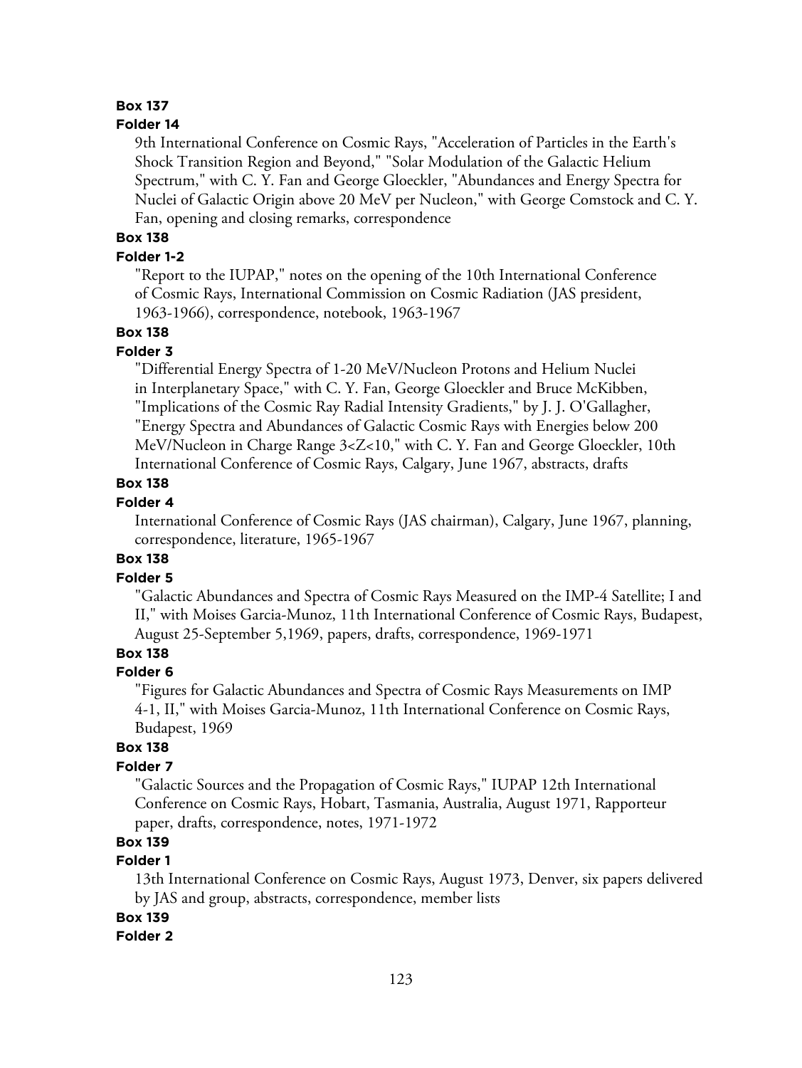**Box 137**

**Folder 14**

9th International Conference on Cosmic Rays, "Acceleration of Particles in the Earth's Shock Transition Region and Beyond," "Solar Modulation of the Galactic Helium Spectrum," with C. Y. Fan and George Gloeckler, "Abundances and Energy Spectra for Nuclei of Galactic Origin above 20 MeV per Nucleon," with George Comstock and C. Y. Fan, opening and closing remarks, correspondence

**Box 138**

**Folder 1-2**

"Report to the IUPAP," notes on the opening of the 10th International Conference of Cosmic Rays, International Commission on Cosmic Radiation (JAS president, 1963-1966), correspondence, notebook, 1963-1967

**Box 138**

**Folder 3**

"Differential Energy Spectra of 1-20 MeV/Nucleon Protons and Helium Nuclei in Interplanetary Space," with C. Y. Fan, George Gloeckler and Bruce McKibben, "Implications of the Cosmic Ray Radial Intensity Gradients," by J. J. O'Gallagher, "Energy Spectra and Abundances of Galactic Cosmic Rays with Energies below 200 MeV/Nucleon in Charge Range $3<Z<10$," with C. Y. Fan and George Gloeckler, 10th International Conference of Cosmic Rays, Calgary, June 1967, abstracts, drafts

**Box 138**

**Folder 4**

International Conference of Cosmic Rays (JAS chairman), Calgary, June 1967, planning, correspondence, literature, 1965-1967

**Box 138**

**Folder 5**

"Galactic Abundances and Spectra of Cosmic Rays Measured on the IMP-4 Satellite; I and II," with Moises Garcia-Munoz, 11th International Conference of Cosmic Rays, Budapest, August 25-September 5,1969, papers, drafts, correspondence, 1969-1971

**Box 138**

**Folder 6**

"Figures for Galactic Abundances and Spectra of Cosmic Rays Measurements on IMP 4-1, II," with Moises Garcia-Munoz, 11th International Conference on Cosmic Rays, Budapest, 1969

**Box 138**

**Folder 7**

"Galactic Sources and the Propagation of Cosmic Rays," IUPAP 12th International Conference on Cosmic Rays, Hobart, Tasmania, Australia, August 1971, Rapporteur paper, drafts, correspondence, notes, 1971-1972

**Box 139**

**Folder 1**

13th International Conference on Cosmic Rays, August 1973, Denver, six papers delivered by JAS and group, abstracts, correspondence, member lists

**Box 139**

**Folder 2**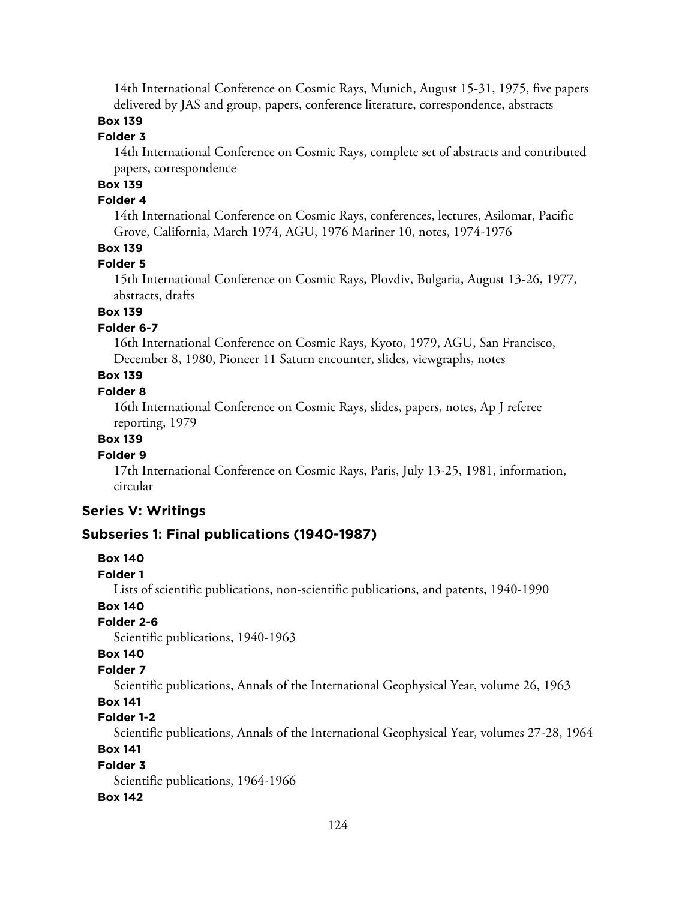14th International Conference on Cosmic Rays, Munich, August 15-31, 1975, five papers delivered by JAS and group, papers, conference literature, correspondence, abstracts

**Box 139**

**Folder 3**

14th International Conference on Cosmic Rays, complete set of abstracts and contributed papers, correspondence

**Box 139**

**Folder 4**

14th International Conference on Cosmic Rays, conferences, lectures, Asilomar, Pacific Grove, California, March 1974, AGU, 1976 Mariner 10, notes, 1974-1976

**Box 139**

**Folder 5**

15th International Conference on Cosmic Rays, Plovdiv, Bulgaria, August 13-26, 1977, abstracts, drafts

**Box 139**

**Folder 6-7**

16th International Conference on Cosmic Rays, Kyoto, 1979, AGU, San Francisco, December 8, 1980, Pioneer 11 Saturn encounter, slides, viewgraphs, notes

**Box 139**

**Folder 8**

16th International Conference on Cosmic Rays, slides, papers, notes, Ap J referee reporting, 1979

**Box 139**

**Folder 9**

17th International Conference on Cosmic Rays, Paris, July 13-25, 1981, information, circular

## Series V: Writings

### Subseries 1: Final publications (1940-1987)

**Box 140**

**Folder 1**

Lists of scientific publications, non-scientific publications, and patents, 1940-1990

**Box 140**

**Folder 2-6**

Scientific publications, 1940-1963

**Box 140**

**Folder 7**

Scientific publications, Annals of the International Geophysical Year, volume 26, 1963

**Box 141**

**Folder 1-2**

Scientific publications, Annals of the International Geophysical Year, volumes 27-28, 1964

**Box 141**

**Folder 3**

Scientific publications, 1964-1966

**Box 142**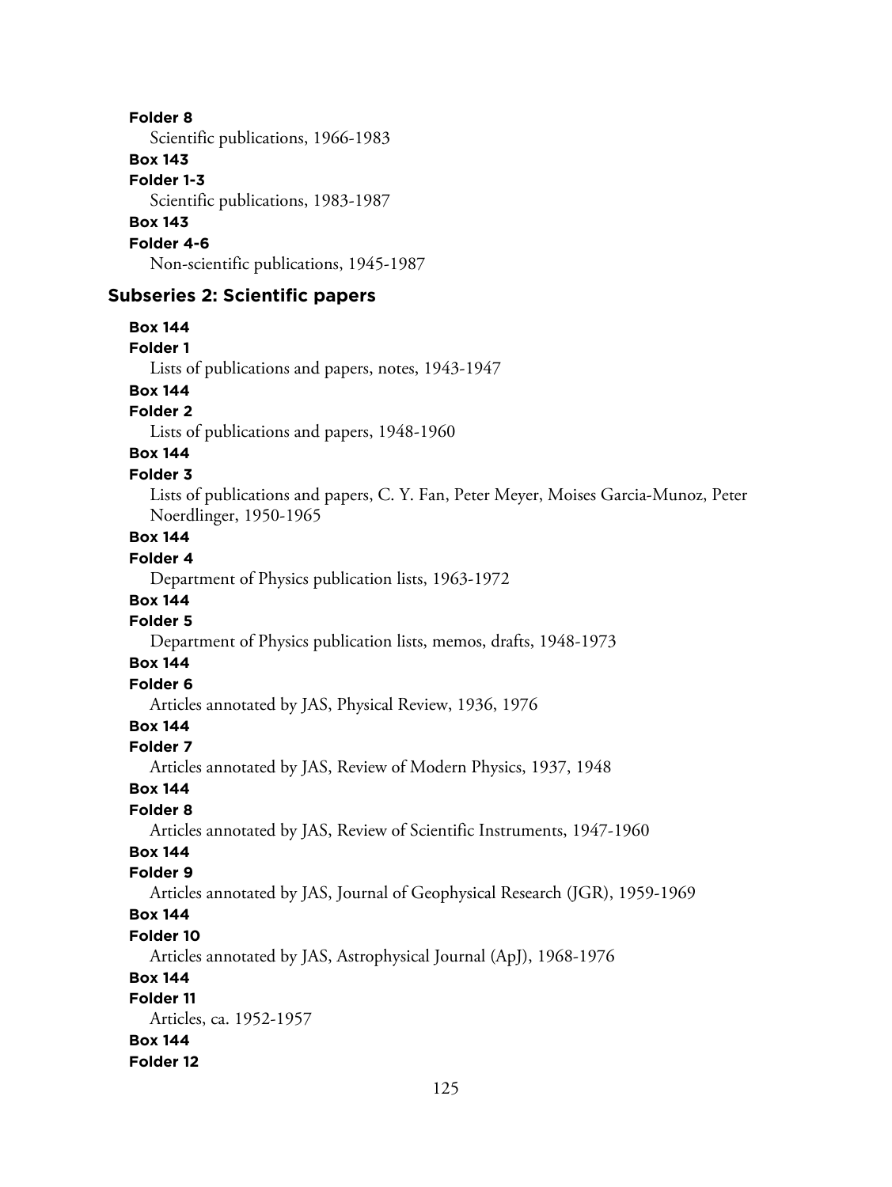**Folder 8**
Scientific publications, 1966-1983

**Box 143**
**Folder 1-3**
Scientific publications, 1983-1987

**Box 143**
**Folder 4-6**
Non-scientific publications, 1945-1987

### Subseries 2: Scientific papers

**Box 144**
**Folder 1**
Lists of publications and papers, notes, 1943-1947

**Box 144**
**Folder 2**
Lists of publications and papers, 1948-1960

**Box 144**
**Folder 3**
Lists of publications and papers, C. Y. Fan, Peter Meyer, Moises Garcia-Munoz, Peter Noerdlinger, 1950-1965

**Box 144**
**Folder 4**
Department of Physics publication lists, 1963-1972

**Box 144**
**Folder 5**
Department of Physics publication lists, memos, drafts, 1948-1973

**Box 144**
**Folder 6**
Articles annotated by JAS, Physical Review, 1936, 1976

**Box 144**
**Folder 7**
Articles annotated by JAS, Review of Modern Physics, 1937, 1948

**Box 144**
**Folder 8**
Articles annotated by JAS, Review of Scientific Instruments, 1947-1960

**Box 144**
**Folder 9**
Articles annotated by JAS, Journal of Geophysical Research (JGR), 1959-1969

**Box 144**
**Folder 10**
Articles annotated by JAS, Astrophysical Journal (ApJ), 1968-1976

**Box 144**
**Folder 11**
Articles, ca. 1952-1957

**Box 144**
**Folder 12**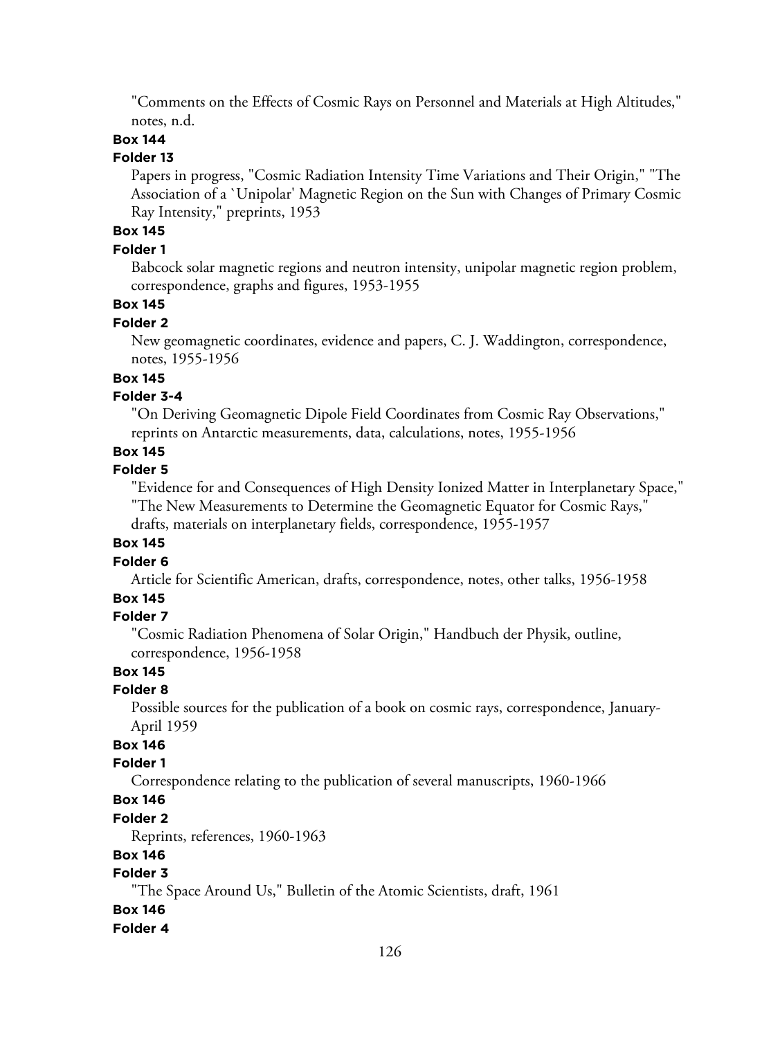"Comments on the Effects of Cosmic Rays on Personnel and Materials at High Altitudes," notes, n.d.

**Box 144**

**Folder 13**

Papers in progress, "Cosmic Radiation Intensity Time Variations and Their Origin," "The Association of a `Unipolar' Magnetic Region on the Sun with Changes of Primary Cosmic Ray Intensity," preprints, 1953

**Box 145**

**Folder 1**

Babcock solar magnetic regions and neutron intensity, unipolar magnetic region problem, correspondence, graphs and figures, 1953-1955

**Box 145**

**Folder 2**

New geomagnetic coordinates, evidence and papers, C. J. Waddington, correspondence, notes, 1955-1956

**Box 145**

**Folder 3-4**

"On Deriving Geomagnetic Dipole Field Coordinates from Cosmic Ray Observations," reprints on Antarctic measurements, data, calculations, notes, 1955-1956

**Box 145**

**Folder 5**

"Evidence for and Consequences of High Density Ionized Matter in Interplanetary Space," "The New Measurements to Determine the Geomagnetic Equator for Cosmic Rays," drafts, materials on interplanetary fields, correspondence, 1955-1957

**Box 145**

**Folder 6**

Article for Scientific American, drafts, correspondence, notes, other talks, 1956-1958

**Box 145**

**Folder 7**

"Cosmic Radiation Phenomena of Solar Origin," Handbuch der Physik, outline, correspondence, 1956-1958

**Box 145**

**Folder 8**

Possible sources for the publication of a book on cosmic rays, correspondence, January-April 1959

**Box 146**

**Folder 1**

Correspondence relating to the publication of several manuscripts, 1960-1966

**Box 146**

**Folder 2**

Reprints, references, 1960-1963

**Box 146**

**Folder 3**

"The Space Around Us," Bulletin of the Atomic Scientists, draft, 1961

**Box 146**

**Folder 4**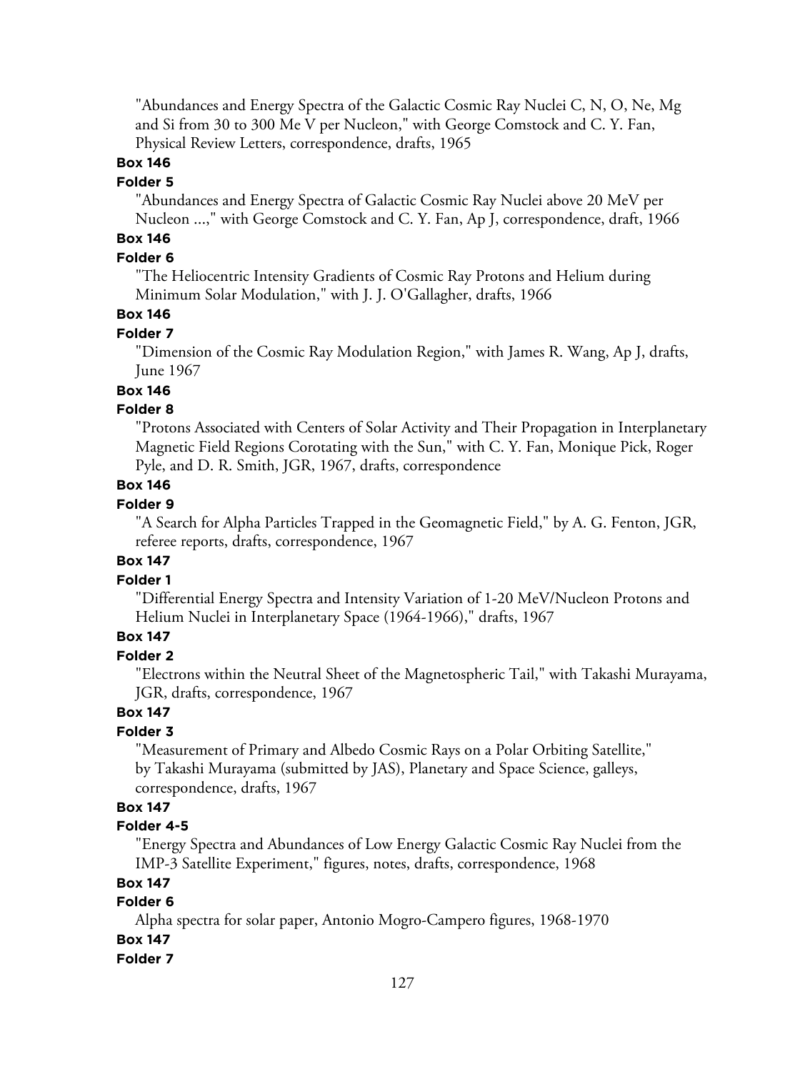"Abundances and Energy Spectra of the Galactic Cosmic Ray Nuclei C, N, O, Ne, Mg and Si from 30 to 300 Me V per Nucleon," with George Comstock and C. Y. Fan, Physical Review Letters, correspondence, drafts, 1965

**Box 146**

**Folder 5**

"Abundances and Energy Spectra of Galactic Cosmic Ray Nuclei above 20 MeV per Nucleon ...," with George Comstock and C. Y. Fan, Ap J, correspondence, draft, 1966

**Box 146**

**Folder 6**

"The Heliocentric Intensity Gradients of Cosmic Ray Protons and Helium during Minimum Solar Modulation," with J. J. O'Gallagher, drafts, 1966

**Box 146**

**Folder 7**

"Dimension of the Cosmic Ray Modulation Region," with James R. Wang, Ap J, drafts, June 1967

**Box 146**

**Folder 8**

"Protons Associated with Centers of Solar Activity and Their Propagation in Interplanetary Magnetic Field Regions Corotating with the Sun," with C. Y. Fan, Monique Pick, Roger Pyle, and D. R. Smith, JGR, 1967, drafts, correspondence

**Box 146**

**Folder 9**

"A Search for Alpha Particles Trapped in the Geomagnetic Field," by A. G. Fenton, JGR, referee reports, drafts, correspondence, 1967

**Box 147**

**Folder 1**

"Differential Energy Spectra and Intensity Variation of 1-20 MeV/Nucleon Protons and Helium Nuclei in Interplanetary Space (1964-1966)," drafts, 1967

**Box 147**

**Folder 2**

"Electrons within the Neutral Sheet of the Magnetospheric Tail," with Takashi Murayama, JGR, drafts, correspondence, 1967

**Box 147**

**Folder 3**

"Measurement of Primary and Albedo Cosmic Rays on a Polar Orbiting Satellite," by Takashi Murayama (submitted by JAS), Planetary and Space Science, galleys, correspondence, drafts, 1967

**Box 147**

**Folder 4-5**

"Energy Spectra and Abundances of Low Energy Galactic Cosmic Ray Nuclei from the IMP-3 Satellite Experiment," figures, notes, drafts, correspondence, 1968

**Box 147**

**Folder 6**

Alpha spectra for solar paper, Antonio Mogro-Campero figures, 1968-1970

**Box 147**

**Folder 7**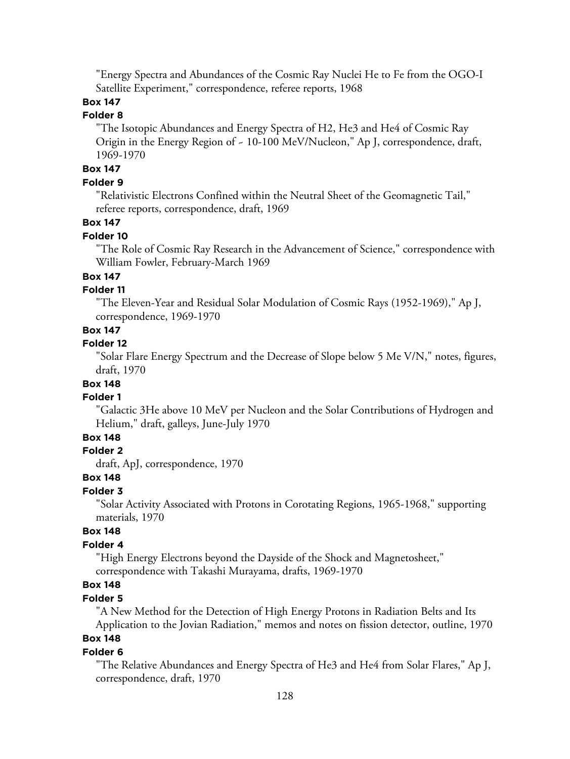"Energy Spectra and Abundances of the Cosmic Ray Nuclei He to Fe from the OGO-I Satellite Experiment," correspondence, referee reports, 1968

**Box 147**

**Folder 8**

"The Isotopic Abundances and Energy Spectra of H2, He3 and He4 of Cosmic Ray Origin in the Energy Region of ~ 10-100 MeV/Nucleon," Ap J, correspondence, draft, 1969-1970

**Box 147**

**Folder 9**

"Relativistic Electrons Confined within the Neutral Sheet of the Geomagnetic Tail," referee reports, correspondence, draft, 1969

**Box 147**

**Folder 10**

"The Role of Cosmic Ray Research in the Advancement of Science," correspondence with William Fowler, February-March 1969

**Box 147**

**Folder 11**

"The Eleven-Year and Residual Solar Modulation of Cosmic Rays (1952-1969)," Ap J, correspondence, 1969-1970

**Box 147**

**Folder 12**

"Solar Flare Energy Spectrum and the Decrease of Slope below 5 Me V/N," notes, figures, draft, 1970

**Box 148**

**Folder 1**

"Galactic 3He above 10 MeV per Nucleon and the Solar Contributions of Hydrogen and Helium," draft, galleys, June-July 1970

**Box 148**

**Folder 2**

draft, ApJ, correspondence, 1970

**Box 148**

**Folder 3**

"Solar Activity Associated with Protons in Corotating Regions, 1965-1968," supporting materials, 1970

**Box 148**

**Folder 4**

"High Energy Electrons beyond the Dayside of the Shock and Magnetosheet," correspondence with Takashi Murayama, drafts, 1969-1970

**Box 148**

**Folder 5**

"A New Method for the Detection of High Energy Protons in Radiation Belts and Its Application to the Jovian Radiation," memos and notes on fission detector, outline, 1970

**Box 148**

**Folder 6**

"The Relative Abundances and Energy Spectra of He3 and He4 from Solar Flares," Ap J, correspondence, draft, 1970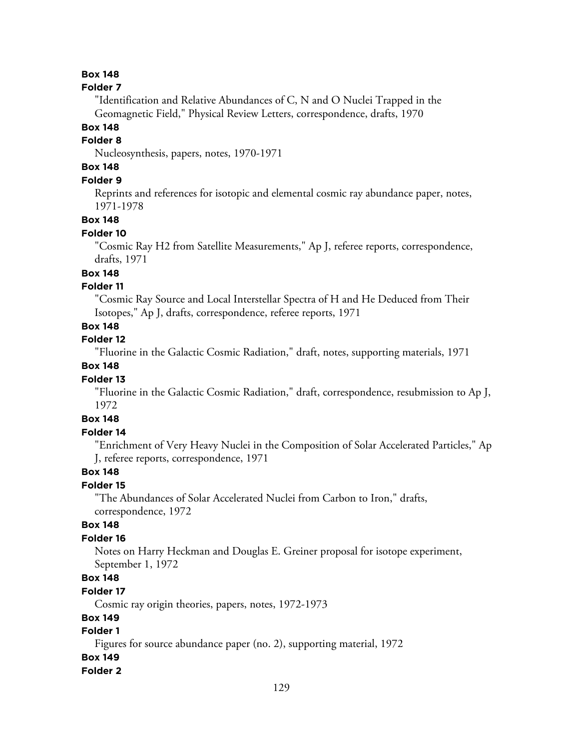**Box 148**

**Folder 7**

"Identification and Relative Abundances of C, N and O Nuclei Trapped in the Geomagnetic Field," Physical Review Letters, correspondence, drafts, 1970

**Box 148**

**Folder 8**

Nucleosynthesis, papers, notes, 1970-1971

**Box 148**

**Folder 9**

Reprints and references for isotopic and elemental cosmic ray abundance paper, notes, 1971-1978

**Box 148**

**Folder 10**

"Cosmic Ray H2 from Satellite Measurements," Ap J, referee reports, correspondence, drafts, 1971

**Box 148**

**Folder 11**

"Cosmic Ray Source and Local Interstellar Spectra of H and He Deduced from Their Isotopes," Ap J, drafts, correspondence, referee reports, 1971

**Box 148**

**Folder 12**

"Fluorine in the Galactic Cosmic Radiation," draft, notes, supporting materials, 1971

**Box 148**

**Folder 13**

"Fluorine in the Galactic Cosmic Radiation," draft, correspondence, resubmission to Ap J, 1972

**Box 148**

**Folder 14**

"Enrichment of Very Heavy Nuclei in the Composition of Solar Accelerated Particles," Ap J, referee reports, correspondence, 1971

**Box 148**

**Folder 15**

"The Abundances of Solar Accelerated Nuclei from Carbon to Iron," drafts, correspondence, 1972

**Box 148**

**Folder 16**

Notes on Harry Heckman and Douglas E. Greiner proposal for isotope experiment, September 1, 1972

**Box 148**

**Folder 17**

Cosmic ray origin theories, papers, notes, 1972-1973

**Box 149**

**Folder 1**

Figures for source abundance paper (no. 2), supporting material, 1972

**Box 149**

**Folder 2**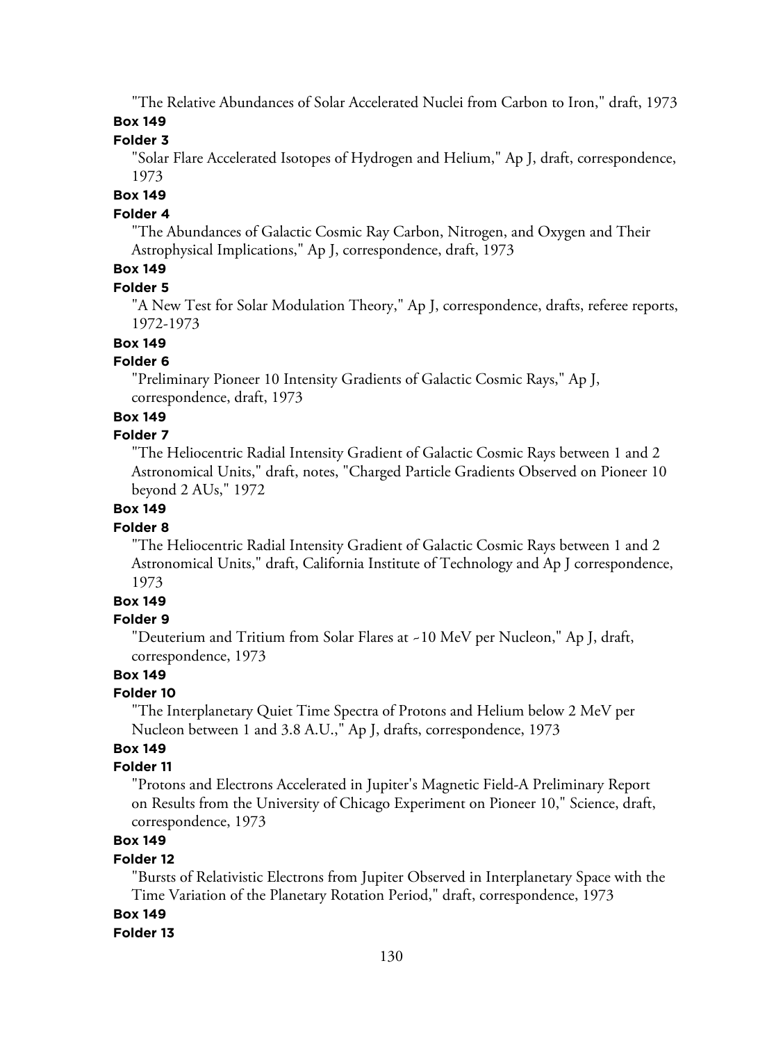"The Relative Abundances of Solar Accelerated Nuclei from Carbon to Iron," draft, 1973

**Box 149**

**Folder 3**

"Solar Flare Accelerated Isotopes of Hydrogen and Helium," Ap J, draft, correspondence, 1973

**Box 149**

**Folder 4**

"The Abundances of Galactic Cosmic Ray Carbon, Nitrogen, and Oxygen and Their Astrophysical Implications," Ap J, correspondence, draft, 1973

**Box 149**

**Folder 5**

"A New Test for Solar Modulation Theory," Ap J, correspondence, drafts, referee reports, 1972-1973

**Box 149**

**Folder 6**

"Preliminary Pioneer 10 Intensity Gradients of Galactic Cosmic Rays," Ap J, correspondence, draft, 1973

**Box 149**

**Folder 7**

"The Heliocentric Radial Intensity Gradient of Galactic Cosmic Rays between 1 and 2 Astronomical Units," draft, notes, "Charged Particle Gradients Observed on Pioneer 10 beyond 2 AUs," 1972

**Box 149**

**Folder 8**

"The Heliocentric Radial Intensity Gradient of Galactic Cosmic Rays between 1 and 2 Astronomical Units," draft, California Institute of Technology and Ap J correspondence, 1973

**Box 149**

**Folder 9**

"Deuterium and Tritium from Solar Flares at ~10 MeV per Nucleon," Ap J, draft, correspondence, 1973

**Box 149**

**Folder 10**

"The Interplanetary Quiet Time Spectra of Protons and Helium below 2 MeV per Nucleon between 1 and 3.8 A.U.," Ap J, drafts, correspondence, 1973

**Box 149**

**Folder 11**

"Protons and Electrons Accelerated in Jupiter's Magnetic Field-A Preliminary Report on Results from the University of Chicago Experiment on Pioneer 10," Science, draft, correspondence, 1973

**Box 149**

**Folder 12**

"Bursts of Relativistic Electrons from Jupiter Observed in Interplanetary Space with the Time Variation of the Planetary Rotation Period," draft, correspondence, 1973

**Box 149**

**Folder 13**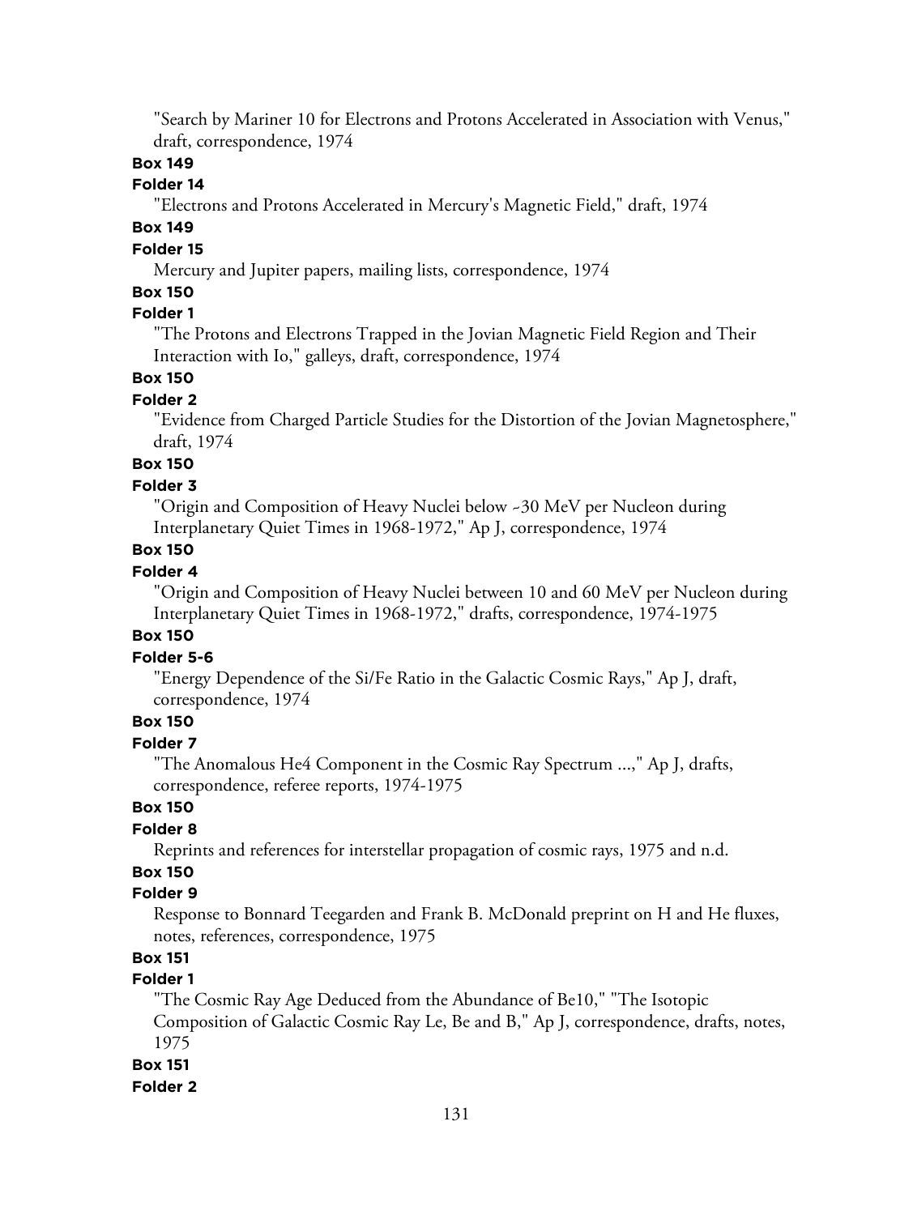"Search by Mariner 10 for Electrons and Protons Accelerated in Association with Venus," draft, correspondence, 1974

**Box 149**

**Folder 14**

"Electrons and Protons Accelerated in Mercury's Magnetic Field," draft, 1974

**Box 149**

**Folder 15**

Mercury and Jupiter papers, mailing lists, correspondence, 1974

**Box 150**

**Folder 1**

"The Protons and Electrons Trapped in the Jovian Magnetic Field Region and Their Interaction with Io," galleys, draft, correspondence, 1974

**Box 150**

**Folder 2**

"Evidence from Charged Particle Studies for the Distortion of the Jovian Magnetosphere," draft, 1974

**Box 150**

**Folder 3**

"Origin and Composition of Heavy Nuclei below ~30 MeV per Nucleon during Interplanetary Quiet Times in 1968-1972," Ap J, correspondence, 1974

**Box 150**

**Folder 4**

"Origin and Composition of Heavy Nuclei between 10 and 60 MeV per Nucleon during Interplanetary Quiet Times in 1968-1972," drafts, correspondence, 1974-1975

**Box 150**

**Folder 5-6**

"Energy Dependence of the Si/Fe Ratio in the Galactic Cosmic Rays," Ap J, draft, correspondence, 1974

**Box 150**

**Folder 7**

"The Anomalous He4 Component in the Cosmic Ray Spectrum ...," Ap J, drafts, correspondence, referee reports, 1974-1975

**Box 150**

**Folder 8**

Reprints and references for interstellar propagation of cosmic rays, 1975 and n.d.

**Box 150**

**Folder 9**

Response to Bonnard Teegarden and Frank B. McDonald preprint on H and He fluxes, notes, references, correspondence, 1975

**Box 151**

**Folder 1**

"The Cosmic Ray Age Deduced from the Abundance of Be10," "The Isotopic Composition of Galactic Cosmic Ray Le, Be and B," Ap J, correspondence, drafts, notes, 1975

**Box 151**

**Folder 2**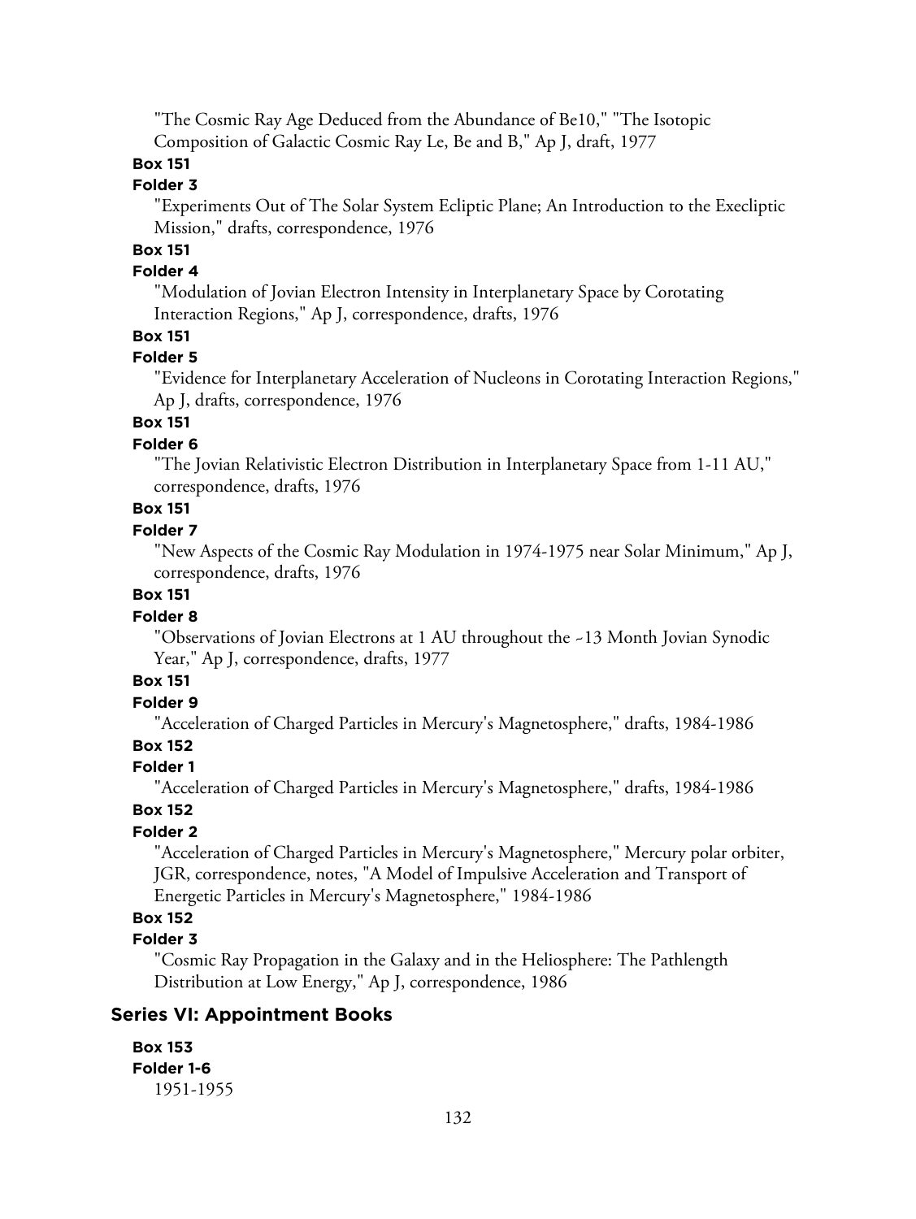"The Cosmic Ray Age Deduced from the Abundance of Be10," "The Isotopic Composition of Galactic Cosmic Ray Le, Be and B," Ap J, draft, 1977

**Box 151**

**Folder 3**

"Experiments Out of The Solar System Ecliptic Plane; An Introduction to the Execliptic Mission," drafts, correspondence, 1976

**Box 151**

**Folder 4**

"Modulation of Jovian Electron Intensity in Interplanetary Space by Corotating Interaction Regions," Ap J, correspondence, drafts, 1976

**Box 151**

**Folder 5**

"Evidence for Interplanetary Acceleration of Nucleons in Corotating Interaction Regions," Ap J, drafts, correspondence, 1976

**Box 151**

**Folder 6**

"The Jovian Relativistic Electron Distribution in Interplanetary Space from 1-11 AU," correspondence, drafts, 1976

**Box 151**

**Folder 7**

"New Aspects of the Cosmic Ray Modulation in 1974-1975 near Solar Minimum," Ap J, correspondence, drafts, 1976

**Box 151**

**Folder 8**

"Observations of Jovian Electrons at 1 AU throughout the ~13 Month Jovian Synodic Year," Ap J, correspondence, drafts, 1977

**Box 151**

**Folder 9**

"Acceleration of Charged Particles in Mercury's Magnetosphere," drafts, 1984-1986

**Box 152**

**Folder 1**

"Acceleration of Charged Particles in Mercury's Magnetosphere," drafts, 1984-1986

**Box 152**

**Folder 2**

"Acceleration of Charged Particles in Mercury's Magnetosphere," Mercury polar orbiter, JGR, correspondence, notes, "A Model of Impulsive Acceleration and Transport of Energetic Particles in Mercury's Magnetosphere," 1984-1986

**Box 152**

**Folder 3**

"Cosmic Ray Propagation in the Galaxy and in the Heliosphere: The Pathlength Distribution at Low Energy," Ap J, correspondence, 1986

## Series VI: Appointment Books

**Box 153**

**Folder 1-6**

1951-1955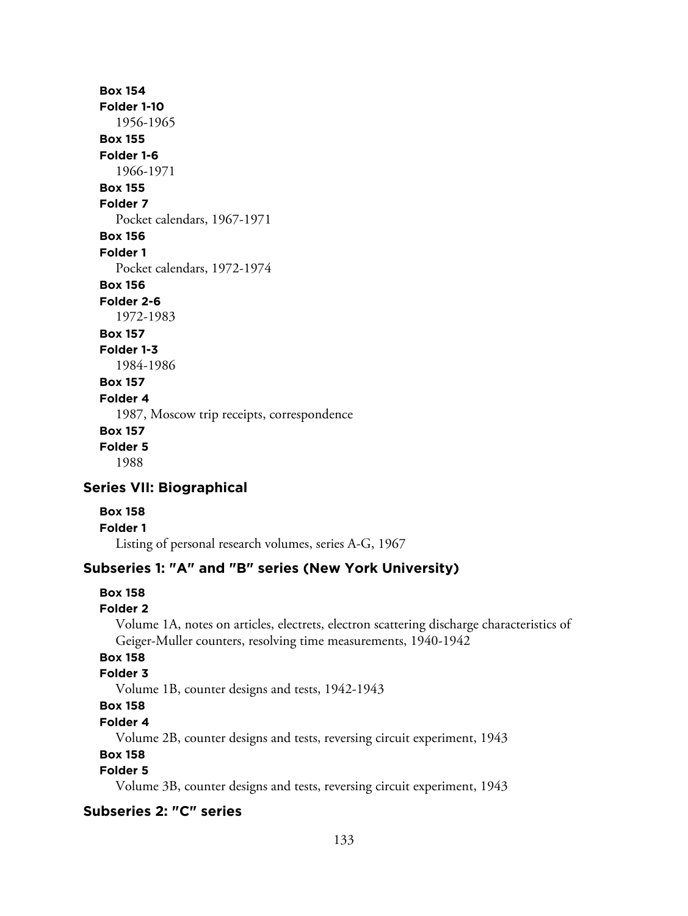**Box 154**
**Folder 1-10**
1956-1965
**Box 155**
**Folder 1-6**
1966-1971
**Box 155**
**Folder 7**
Pocket calendars, 1967-1971
**Box 156**
**Folder 1**
Pocket calendars, 1972-1974
**Box 156**
**Folder 2-6**
1972-1983
**Box 157**
**Folder 1-3**
1984-1986
**Box 157**
**Folder 4**
1987, Moscow trip receipts, correspondence
**Box 157**
**Folder 5**
1988

## Series VII: Biographical

**Box 158**
**Folder 1**
Listing of personal research volumes, series A-G, 1967

### Subseries 1: "A" and "B" series (New York University)

**Box 158**
**Folder 2**
Volume 1A, notes on articles, electrets, electron scattering discharge characteristics of Geiger-Muller counters, resolving time measurements, 1940-1942
**Box 158**
**Folder 3**
Volume 1B, counter designs and tests, 1942-1943
**Box 158**
**Folder 4**
Volume 2B, counter designs and tests, reversing circuit experiment, 1943
**Box 158**
**Folder 5**
Volume 3B, counter designs and tests, reversing circuit experiment, 1943

### Subseries 2: "C" series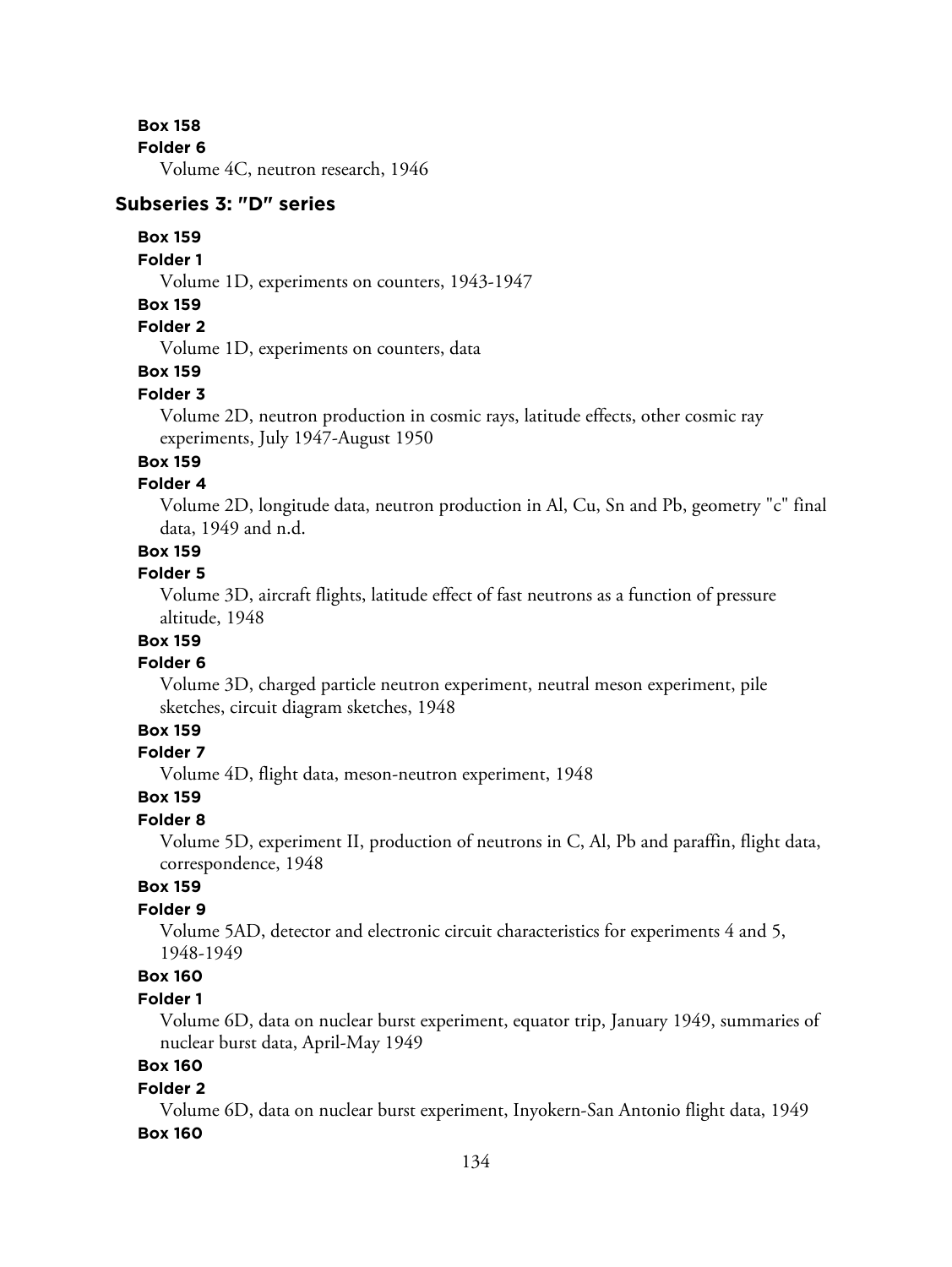**Box 158**

**Folder 6**

Volume 4C, neutron research, 1946

## Subseries 3: "D" series

**Box 159**

**Folder 1**

Volume 1D, experiments on counters, 1943-1947

**Box 159**

**Folder 2**

Volume 1D, experiments on counters, data

**Box 159**

**Folder 3**

Volume 2D, neutron production in cosmic rays, latitude effects, other cosmic ray experiments, July 1947-August 1950

**Box 159**

**Folder 4**

Volume 2D, longitude data, neutron production in Al, Cu, Sn and Pb, geometry "c" final data, 1949 and n.d.

**Box 159**

**Folder 5**

Volume 3D, aircraft flights, latitude effect of fast neutrons as a function of pressure altitude, 1948

**Box 159**

**Folder 6**

Volume 3D, charged particle neutron experiment, neutral meson experiment, pile sketches, circuit diagram sketches, 1948

**Box 159**

**Folder 7**

Volume 4D, flight data, meson-neutron experiment, 1948

**Box 159**

**Folder 8**

Volume 5D, experiment II, production of neutrons in C, Al, Pb and paraffin, flight data, correspondence, 1948

**Box 159**

**Folder 9**

Volume 5AD, detector and electronic circuit characteristics for experiments 4 and 5, 1948-1949

**Box 160**

**Folder 1**

Volume 6D, data on nuclear burst experiment, equator trip, January 1949, summaries of nuclear burst data, April-May 1949

**Box 160**

**Folder 2**

Volume 6D, data on nuclear burst experiment, Inyokern-San Antonio flight data, 1949

**Box 160**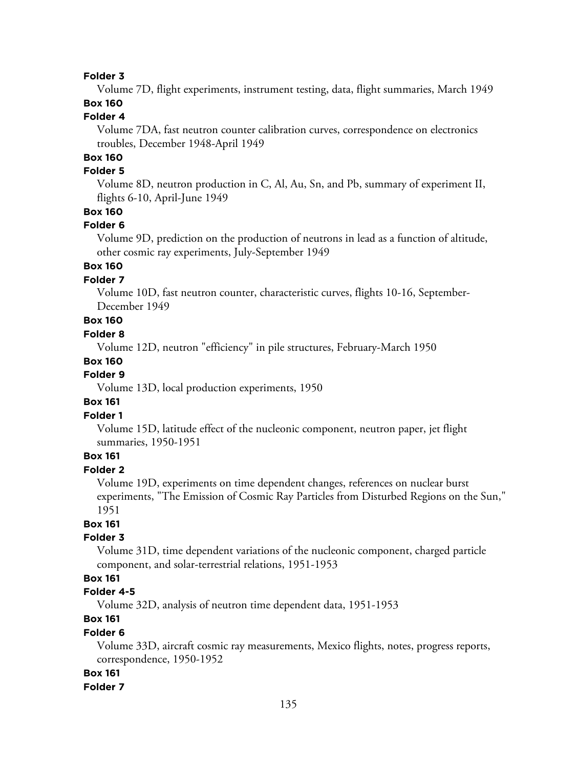**Folder 3**

Volume 7D, flight experiments, instrument testing, data, flight summaries, March 1949

**Box 160**

**Folder 4**

Volume 7DA, fast neutron counter calibration curves, correspondence on electronics troubles, December 1948-April 1949

**Box 160**

**Folder 5**

Volume 8D, neutron production in C, Al, Au, Sn, and Pb, summary of experiment II, flights 6-10, April-June 1949

**Box 160**

**Folder 6**

Volume 9D, prediction on the production of neutrons in lead as a function of altitude, other cosmic ray experiments, July-September 1949

**Box 160**

**Folder 7**

Volume 10D, fast neutron counter, characteristic curves, flights 10-16, September-December 1949

**Box 160**

**Folder 8**

Volume 12D, neutron "efficiency" in pile structures, February-March 1950

**Box 160**

**Folder 9**

Volume 13D, local production experiments, 1950

**Box 161**

**Folder 1**

Volume 15D, latitude effect of the nucleonic component, neutron paper, jet flight summaries, 1950-1951

**Box 161**

**Folder 2**

Volume 19D, experiments on time dependent changes, references on nuclear burst experiments, "The Emission of Cosmic Ray Particles from Disturbed Regions on the Sun," 1951

**Box 161**

**Folder 3**

Volume 31D, time dependent variations of the nucleonic component, charged particle component, and solar-terrestrial relations, 1951-1953

**Box 161**

**Folder 4-5**

Volume 32D, analysis of neutron time dependent data, 1951-1953

**Box 161**

**Folder 6**

Volume 33D, aircraft cosmic ray measurements, Mexico flights, notes, progress reports, correspondence, 1950-1952

**Box 161**

**Folder 7**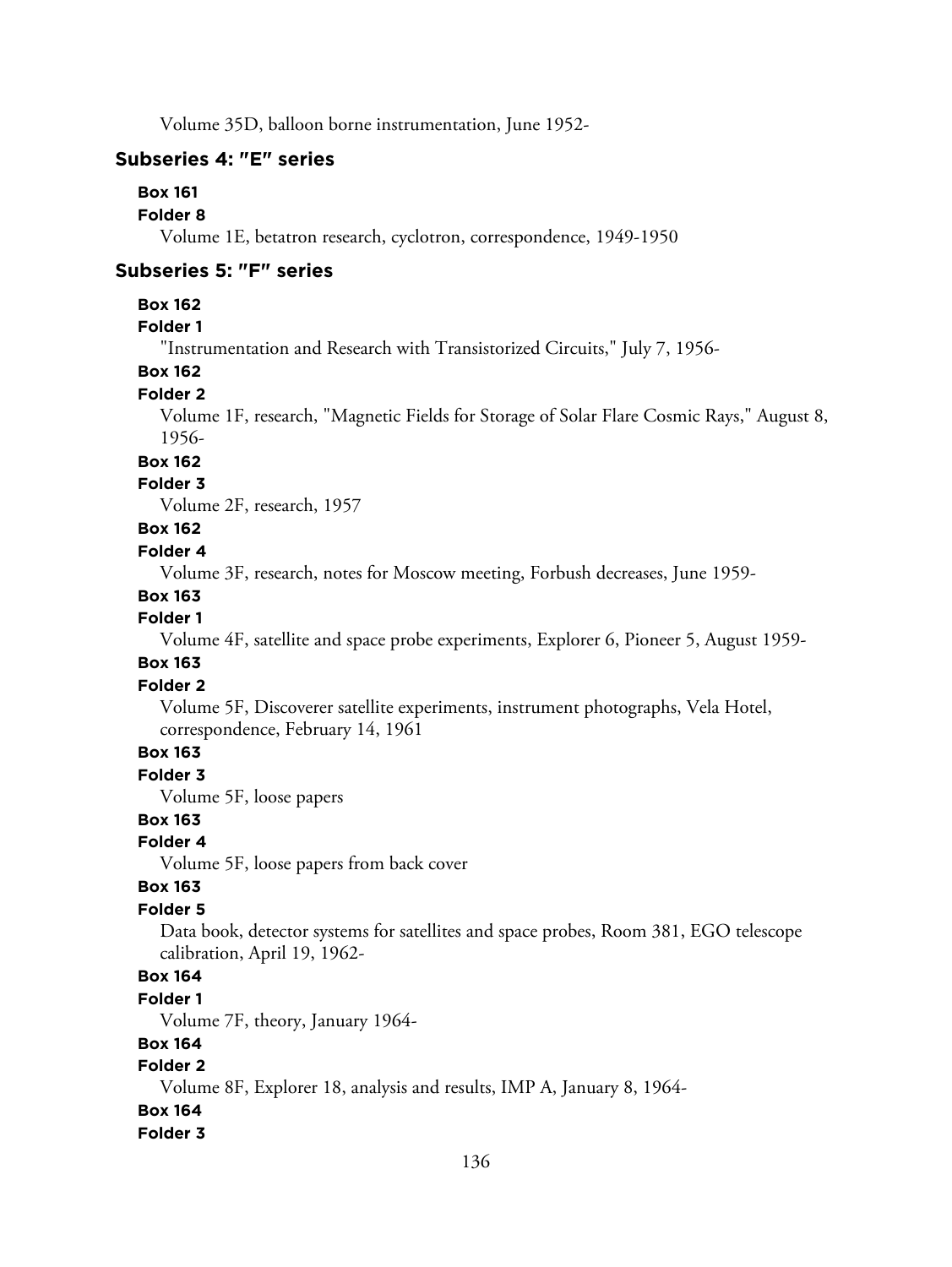Volume 35D, balloon borne instrumentation, June 1952-

### Subseries 4: "E" series

**Box 161**

**Folder 8**

Volume 1E, betatron research, cyclotron, correspondence, 1949-1950

### Subseries 5: "F" series

**Box 162**

**Folder 1**

"Instrumentation and Research with Transistorized Circuits," July 7, 1956-

**Box 162**

**Folder 2**

Volume 1F, research, "Magnetic Fields for Storage of Solar Flare Cosmic Rays," August 8, 1956-

**Box 162**

**Folder 3**

Volume 2F, research, 1957

**Box 162**

**Folder 4**

Volume 3F, research, notes for Moscow meeting, Forbush decreases, June 1959-

**Box 163**

**Folder 1**

Volume 4F, satellite and space probe experiments, Explorer 6, Pioneer 5, August 1959-

**Box 163**

**Folder 2**

Volume 5F, Discoverer satellite experiments, instrument photographs, Vela Hotel, correspondence, February 14, 1961

**Box 163**

**Folder 3**

Volume 5F, loose papers

**Box 163**

**Folder 4**

Volume 5F, loose papers from back cover

**Box 163**

**Folder 5**

Data book, detector systems for satellites and space probes, Room 381, EGO telescope calibration, April 19, 1962-

**Box 164**

**Folder 1**

Volume 7F, theory, January 1964-

**Box 164**

**Folder 2**

Volume 8F, Explorer 18, analysis and results, IMP A, January 8, 1964-

**Box 164**

**Folder 3**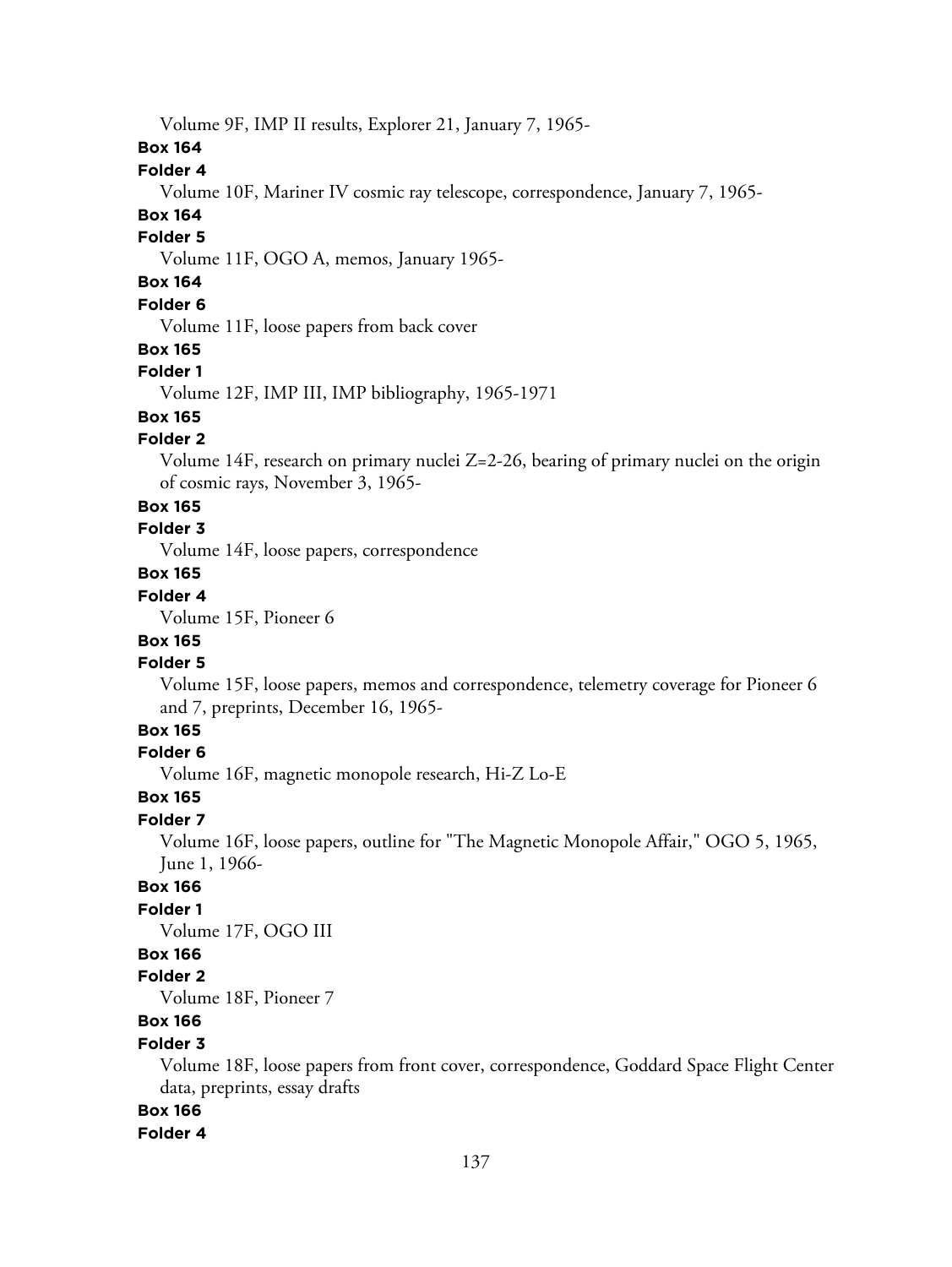Volume 9F, IMP II results, Explorer 21, January 7, 1965-

**Box 164**

**Folder 4**

Volume 10F, Mariner IV cosmic ray telescope, correspondence, January 7, 1965-

**Box 164**

**Folder 5**

Volume 11F, OGO A, memos, January 1965-

**Box 164**

**Folder 6**

Volume 11F, loose papers from back cover

**Box 165**

**Folder 1**

Volume 12F, IMP III, IMP bibliography, 1965-1971

**Box 165**

**Folder 2**

Volume 14F, research on primary nuclei Z=2-26, bearing of primary nuclei on the origin of cosmic rays, November 3, 1965-

**Box 165**

**Folder 3**

Volume 14F, loose papers, correspondence

**Box 165**

**Folder 4**

Volume 15F, Pioneer 6

**Box 165**

**Folder 5**

Volume 15F, loose papers, memos and correspondence, telemetry coverage for Pioneer 6 and 7, preprints, December 16, 1965-

**Box 165**

**Folder 6**

Volume 16F, magnetic monopole research, Hi-Z Lo-E

**Box 165**

**Folder 7**

Volume 16F, loose papers, outline for "The Magnetic Monopole Affair," OGO 5, 1965, June 1, 1966-

**Box 166**

**Folder 1**

Volume 17F, OGO III

**Box 166**

**Folder 2**

Volume 18F, Pioneer 7

**Box 166**

**Folder 3**

Volume 18F, loose papers from front cover, correspondence, Goddard Space Flight Center data, preprints, essay drafts

**Box 166**

**Folder 4**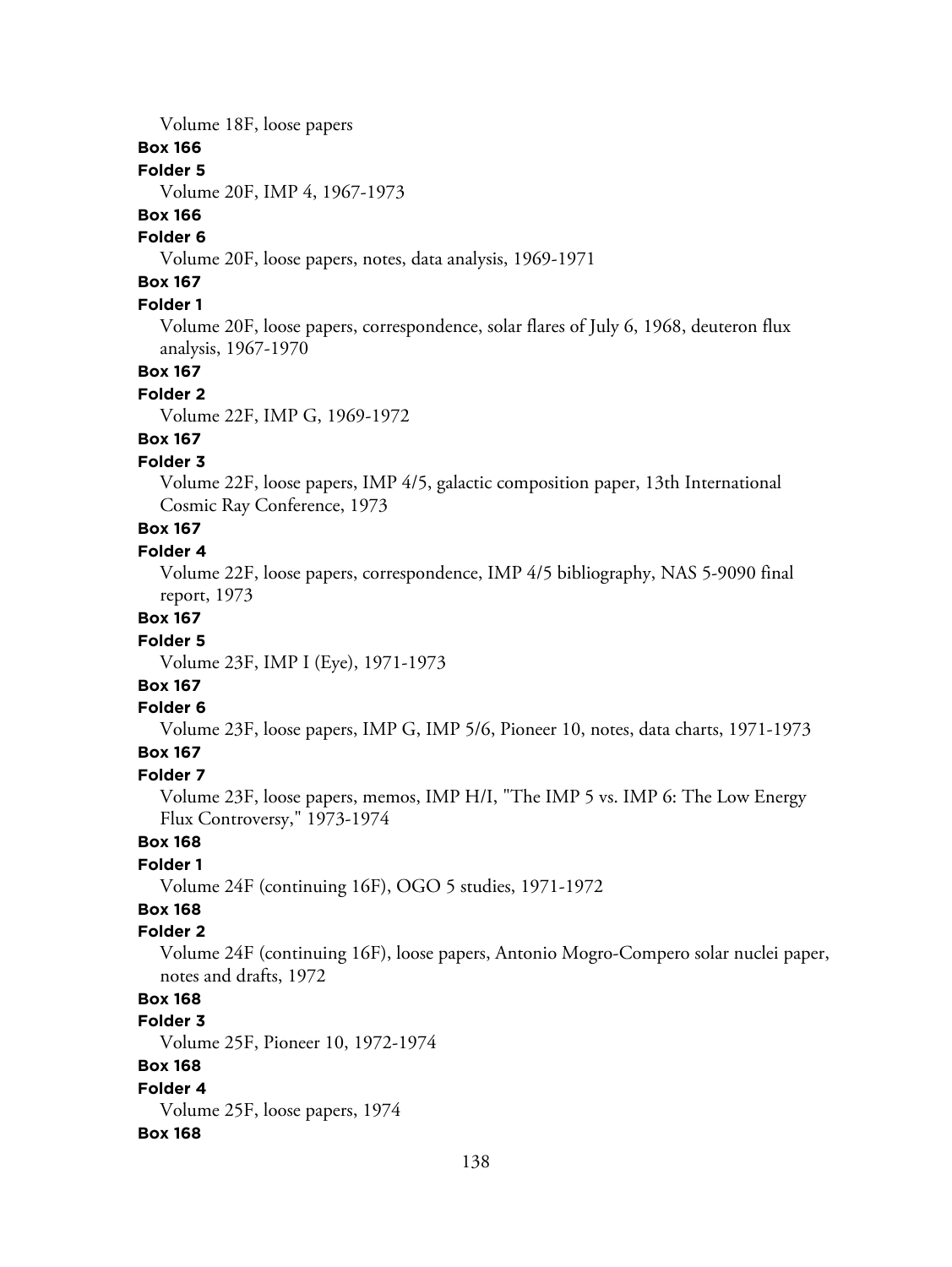Volume 18F, loose papers

**Box 166**

**Folder 5**

Volume 20F, IMP 4, 1967-1973

**Box 166**

**Folder 6**

Volume 20F, loose papers, notes, data analysis, 1969-1971

**Box 167**

**Folder 1**

Volume 20F, loose papers, correspondence, solar flares of July 6, 1968, deuteron flux analysis, 1967-1970

**Box 167**

**Folder 2**

Volume 22F, IMP G, 1969-1972

**Box 167**

**Folder 3**

Volume 22F, loose papers, IMP 4/5, galactic composition paper, 13th International Cosmic Ray Conference, 1973

**Box 167**

**Folder 4**

Volume 22F, loose papers, correspondence, IMP 4/5 bibliography, NAS 5-9090 final report, 1973

**Box 167**

**Folder 5**

Volume 23F, IMP I (Eye), 1971-1973

**Box 167**

**Folder 6**

Volume 23F, loose papers, IMP G, IMP 5/6, Pioneer 10, notes, data charts, 1971-1973

**Box 167**

**Folder 7**

Volume 23F, loose papers, memos, IMP H/I, "The IMP 5 vs. IMP 6: The Low Energy Flux Controversy," 1973-1974

**Box 168**

**Folder 1**

Volume 24F (continuing 16F), OGO 5 studies, 1971-1972

**Box 168**

**Folder 2**

Volume 24F (continuing 16F), loose papers, Antonio Mogro-Compero solar nuclei paper, notes and drafts, 1972

**Box 168**

**Folder 3**

Volume 25F, Pioneer 10, 1972-1974

**Box 168**

**Folder 4**

Volume 25F, loose papers, 1974

**Box 168**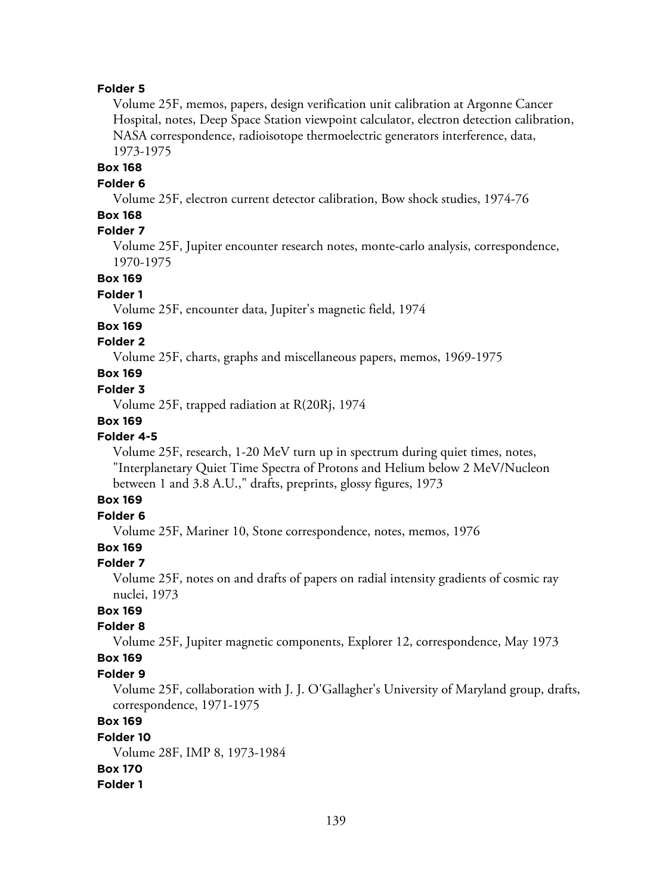**Folder 5**

Volume 25F, memos, papers, design verification unit calibration at Argonne Cancer Hospital, notes, Deep Space Station viewpoint calculator, electron detection calibration, NASA correspondence, radioisotope thermoelectric generators interference, data, 1973-1975

**Box 168**

**Folder 6**

Volume 25F, electron current detector calibration, Bow shock studies, 1974-76

**Box 168**

**Folder 7**

Volume 25F, Jupiter encounter research notes, monte-carlo analysis, correspondence, 1970-1975

**Box 169**

**Folder 1**

Volume 25F, encounter data, Jupiter's magnetic field, 1974

**Box 169**

**Folder 2**

Volume 25F, charts, graphs and miscellaneous papers, memos, 1969-1975

**Box 169**

**Folder 3**

Volume 25F, trapped radiation at R(20Rj, 1974

**Box 169**

**Folder 4-5**

Volume 25F, research, 1-20 MeV turn up in spectrum during quiet times, notes, "Interplanetary Quiet Time Spectra of Protons and Helium below 2 MeV/Nucleon between 1 and 3.8 A.U.," drafts, preprints, glossy figures, 1973

**Box 169**

**Folder 6**

Volume 25F, Mariner 10, Stone correspondence, notes, memos, 1976

**Box 169**

**Folder 7**

Volume 25F, notes on and drafts of papers on radial intensity gradients of cosmic ray nuclei, 1973

**Box 169**

**Folder 8**

Volume 25F, Jupiter magnetic components, Explorer 12, correspondence, May 1973

**Box 169**

**Folder 9**

Volume 25F, collaboration with J. J. O'Gallagher's University of Maryland group, drafts, correspondence, 1971-1975

**Box 169**

**Folder 10**

Volume 28F, IMP 8, 1973-1984

**Box 170**

**Folder 1**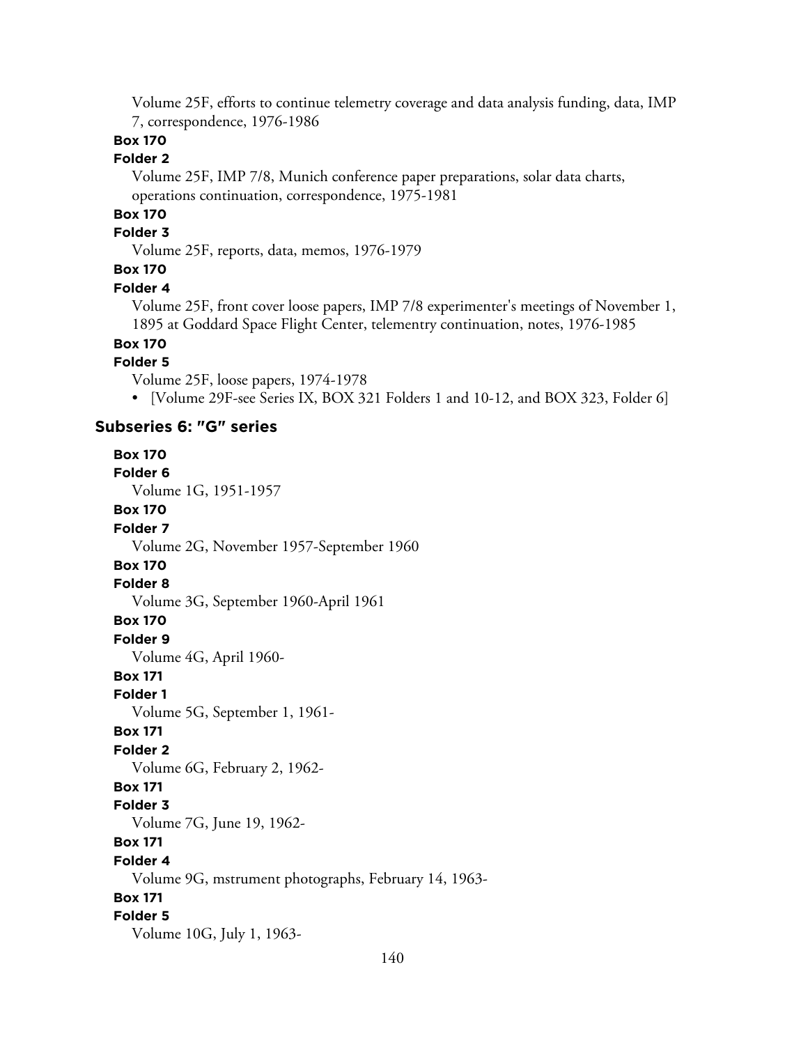Volume 25F, efforts to continue telemetry coverage and data analysis funding, data, IMP 7, correspondence, 1976-1986

**Box 170**

**Folder 2**

Volume 25F, IMP 7/8, Munich conference paper preparations, solar data charts, operations continuation, correspondence, 1975-1981

**Box 170**

**Folder 3**

Volume 25F, reports, data, memos, 1976-1979

**Box 170**

**Folder 4**

Volume 25F, front cover loose papers, IMP 7/8 experimenter's meetings of November 1, 1895 at Goddard Space Flight Center, telementry continuation, notes, 1976-1985

**Box 170**

**Folder 5**

Volume 25F, loose papers, 1974-1978

- [Volume 29F-see Series IX, BOX 321 Folders 1 and 10-12, and BOX 323, Folder 6]

### Subseries 6: "G" series

**Box 170**

**Folder 6**

Volume 1G, 1951-1957

**Box 170**

**Folder 7**

Volume 2G, November 1957-September 1960

**Box 170**

**Folder 8**

Volume 3G, September 1960-April 1961

**Box 170**

**Folder 9**

Volume 4G, April 1960-

**Box 171**

**Folder 1**

Volume 5G, September 1, 1961-

**Box 171**

**Folder 2**

Volume 6G, February 2, 1962-

**Box 171**

**Folder 3**

Volume 7G, June 19, 1962-

**Box 171**

**Folder 4**

Volume 9G, mstrument photographs, February 14, 1963-

**Box 171**

**Folder 5**

Volume 10G, July 1, 1963-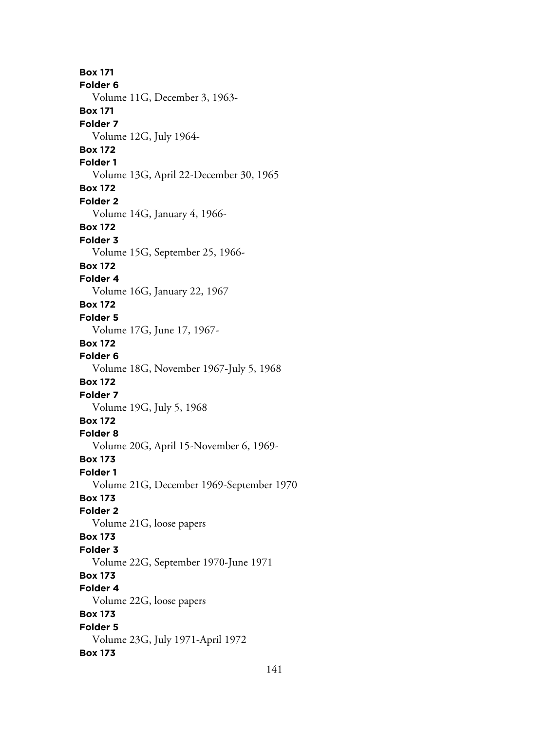**Box 171**
**Folder 6**
Volume 11G, December 3, 1963-
**Box 171**
**Folder 7**
Volume 12G, July 1964-
**Box 172**
**Folder 1**
Volume 13G, April 22-December 30, 1965
**Box 172**
**Folder 2**
Volume 14G, January 4, 1966-
**Box 172**
**Folder 3**
Volume 15G, September 25, 1966-
**Box 172**
**Folder 4**
Volume 16G, January 22, 1967
**Box 172**
**Folder 5**
Volume 17G, June 17, 1967-
**Box 172**
**Folder 6**
Volume 18G, November 1967-July 5, 1968
**Box 172**
**Folder 7**
Volume 19G, July 5, 1968
**Box 172**
**Folder 8**
Volume 20G, April 15-November 6, 1969-
**Box 173**
**Folder 1**
Volume 21G, December 1969-September 1970
**Box 173**
**Folder 2**
Volume 21G, loose papers
**Box 173**
**Folder 3**
Volume 22G, September 1970-June 1971
**Box 173**
**Folder 4**
Volume 22G, loose papers
**Box 173**
**Folder 5**
Volume 23G, July 1971-April 1972
**Box 173**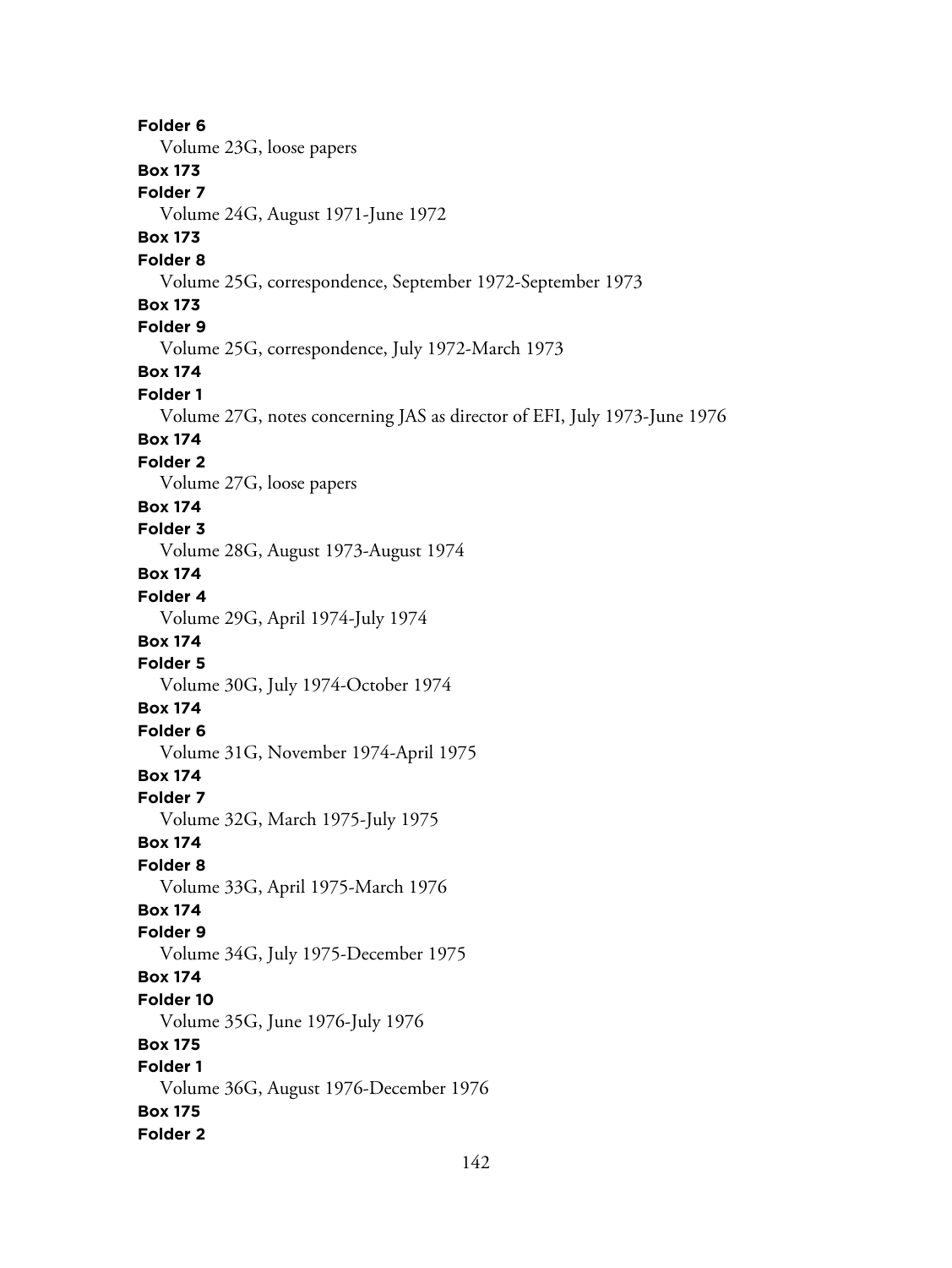**Folder 6**

Volume 23G, loose papers

**Box 173**

**Folder 7**

Volume 24G, August 1971-June 1972

**Box 173**

**Folder 8**

Volume 25G, correspondence, September 1972-September 1973

**Box 173**

**Folder 9**

Volume 25G, correspondence, July 1972-March 1973

**Box 174**

**Folder 1**

Volume 27G, notes concerning JAS as director of EFI, July 1973-June 1976

**Box 174**

**Folder 2**

Volume 27G, loose papers

**Box 174**

**Folder 3**

Volume 28G, August 1973-August 1974

**Box 174**

**Folder 4**

Volume 29G, April 1974-July 1974

**Box 174**

**Folder 5**

Volume 30G, July 1974-October 1974

**Box 174**

**Folder 6**

Volume 31G, November 1974-April 1975

**Box 174**

**Folder 7**

Volume 32G, March 1975-July 1975

**Box 174**

**Folder 8**

Volume 33G, April 1975-March 1976

**Box 174**

**Folder 9**

Volume 34G, July 1975-December 1975

**Box 174**

**Folder 10**

Volume 35G, June 1976-July 1976

**Box 175**

**Folder 1**

Volume 36G, August 1976-December 1976

**Box 175**

**Folder 2**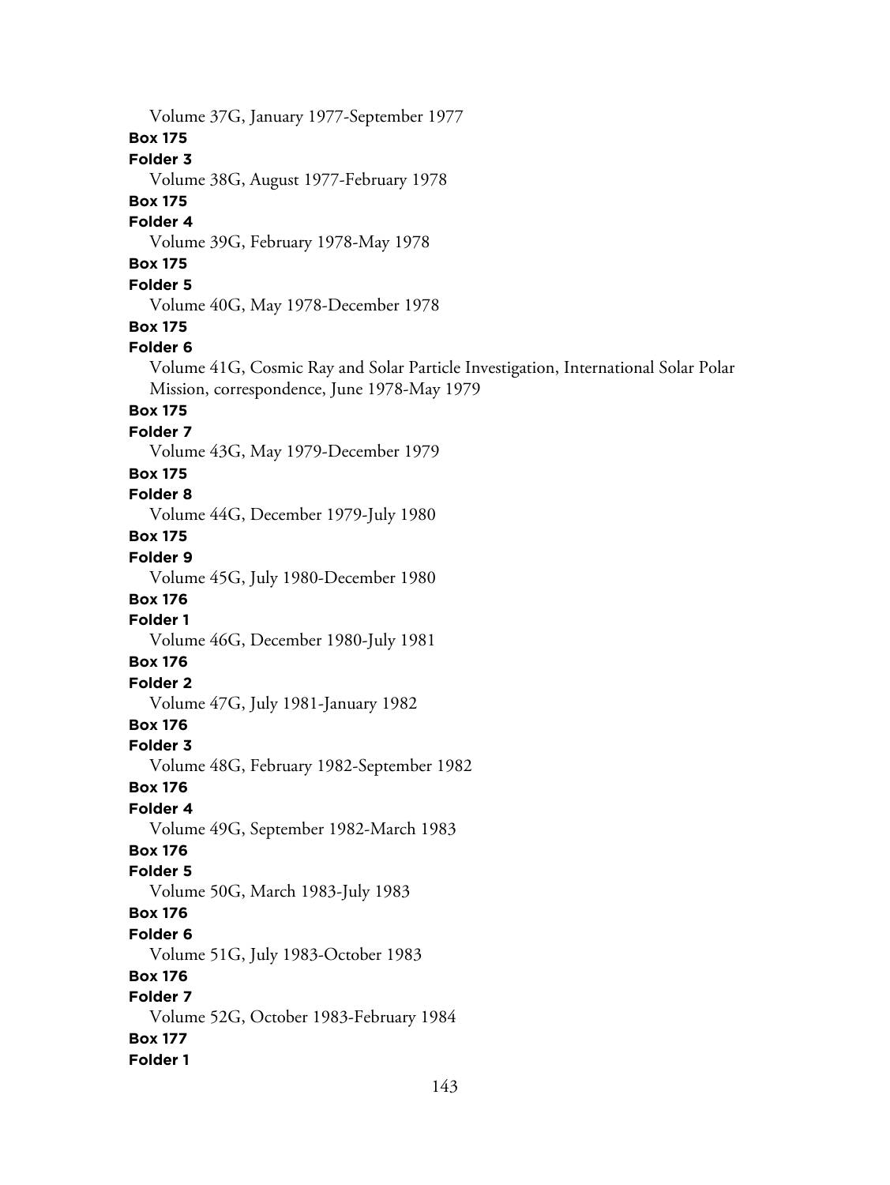Volume 37G, January 1977-September 1977

**Box 175**

**Folder 3**

Volume 38G, August 1977-February 1978

**Box 175**

**Folder 4**

Volume 39G, February 1978-May 1978

**Box 175**

**Folder 5**

Volume 40G, May 1978-December 1978

**Box 175**

**Folder 6**

Volume 41G, Cosmic Ray and Solar Particle Investigation, International Solar Polar Mission, correspondence, June 1978-May 1979

**Box 175**

**Folder 7**

Volume 43G, May 1979-December 1979

**Box 175**

**Folder 8**

Volume 44G, December 1979-July 1980

**Box 175**

**Folder 9**

Volume 45G, July 1980-December 1980

**Box 176**

**Folder 1**

Volume 46G, December 1980-July 1981

**Box 176**

**Folder 2**

Volume 47G, July 1981-January 1982

**Box 176**

**Folder 3**

Volume 48G, February 1982-September 1982

**Box 176**

**Folder 4**

Volume 49G, September 1982-March 1983

**Box 176**

**Folder 5**

Volume 50G, March 1983-July 1983

**Box 176**

**Folder 6**

Volume 51G, July 1983-October 1983

**Box 176**

**Folder 7**

Volume 52G, October 1983-February 1984

**Box 177**

**Folder 1**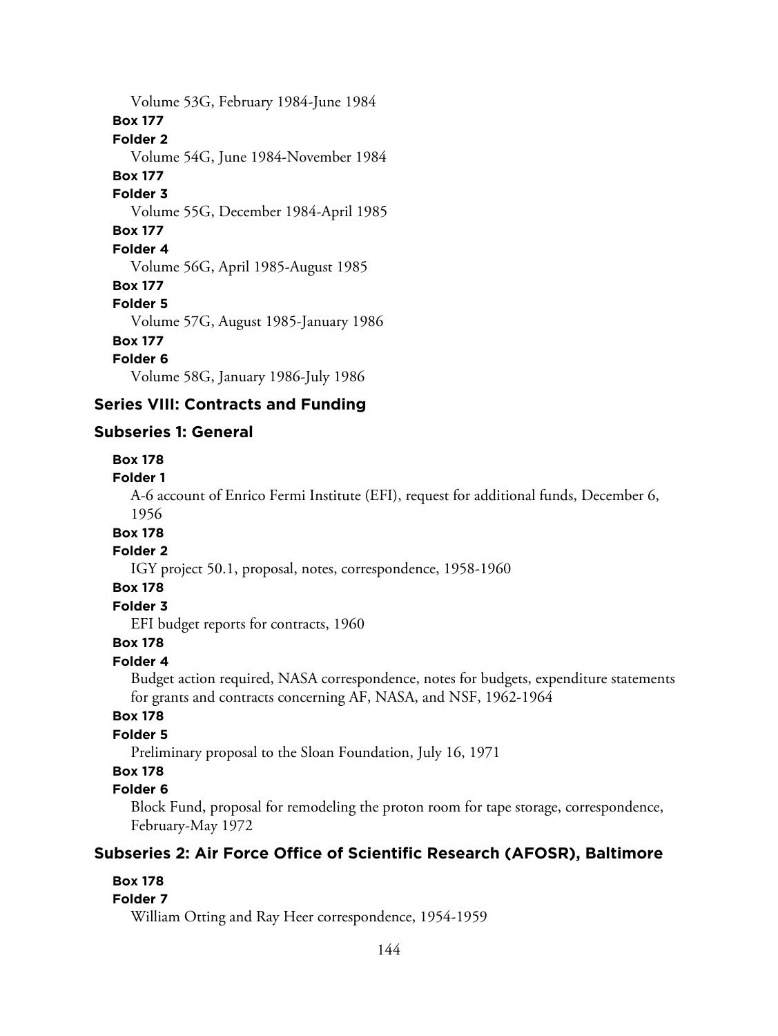Volume 53G, February 1984-June 1984

**Box 177**

**Folder 2**

Volume 54G, June 1984-November 1984

**Box 177**

**Folder 3**

Volume 55G, December 1984-April 1985

**Box 177**

**Folder 4**

Volume 56G, April 1985-August 1985

**Box 177**

**Folder 5**

Volume 57G, August 1985-January 1986

**Box 177**

**Folder 6**

Volume 58G, January 1986-July 1986

## Series VIII: Contracts and Funding

### Subseries 1: General

**Box 178**

**Folder 1**

A-6 account of Enrico Fermi Institute (EFI), request for additional funds, December 6, 1956

**Box 178**

**Folder 2**

IGY project 50.1, proposal, notes, correspondence, 1958-1960

**Box 178**

**Folder 3**

EFI budget reports for contracts, 1960

**Box 178**

**Folder 4**

Budget action required, NASA correspondence, notes for budgets, expenditure statements for grants and contracts concerning AF, NASA, and NSF, 1962-1964

**Box 178**

**Folder 5**

Preliminary proposal to the Sloan Foundation, July 16, 1971

**Box 178**

**Folder 6**

Block Fund, proposal for remodeling the proton room for tape storage, correspondence, February-May 1972

### Subseries 2: Air Force Office of Scientific Research (AFOSR), Baltimore

**Box 178**

**Folder 7**

William Otting and Ray Heer correspondence, 1954-1959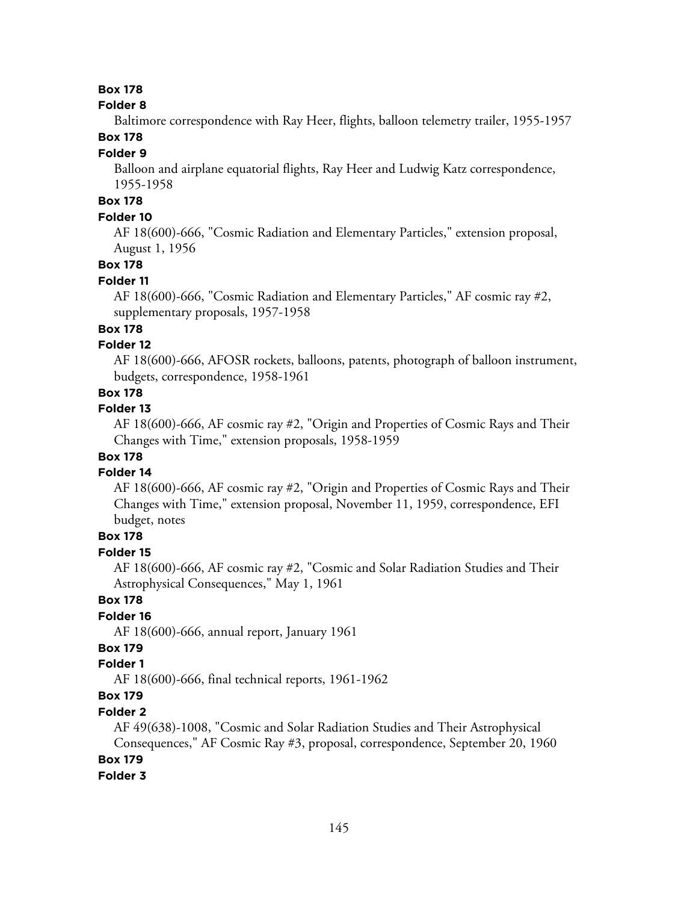**Box 178**

**Folder 8**

Baltimore correspondence with Ray Heer, flights, balloon telemetry trailer, 1955-1957

**Box 178**

**Folder 9**

Balloon and airplane equatorial flights, Ray Heer and Ludwig Katz correspondence, 1955-1958

**Box 178**

**Folder 10**

AF 18(600)-666, "Cosmic Radiation and Elementary Particles," extension proposal, August 1, 1956

**Box 178**

**Folder 11**

AF 18(600)-666, "Cosmic Radiation and Elementary Particles," AF cosmic ray #2, supplementary proposals, 1957-1958

**Box 178**

**Folder 12**

AF 18(600)-666, AFOSR rockets, balloons, patents, photograph of balloon instrument, budgets, correspondence, 1958-1961

**Box 178**

**Folder 13**

AF 18(600)-666, AF cosmic ray #2, "Origin and Properties of Cosmic Rays and Their Changes with Time," extension proposals, 1958-1959

**Box 178**

**Folder 14**

AF 18(600)-666, AF cosmic ray #2, "Origin and Properties of Cosmic Rays and Their Changes with Time," extension proposal, November 11, 1959, correspondence, EFI budget, notes

**Box 178**

**Folder 15**

AF 18(600)-666, AF cosmic ray #2, "Cosmic and Solar Radiation Studies and Their Astrophysical Consequences," May 1, 1961

**Box 178**

**Folder 16**

AF 18(600)-666, annual report, January 1961

**Box 179**

**Folder 1**

AF 18(600)-666, final technical reports, 1961-1962

**Box 179**

**Folder 2**

AF 49(638)-1008, "Cosmic and Solar Radiation Studies and Their Astrophysical Consequences," AF Cosmic Ray #3, proposal, correspondence, September 20, 1960

**Box 179**

**Folder 3**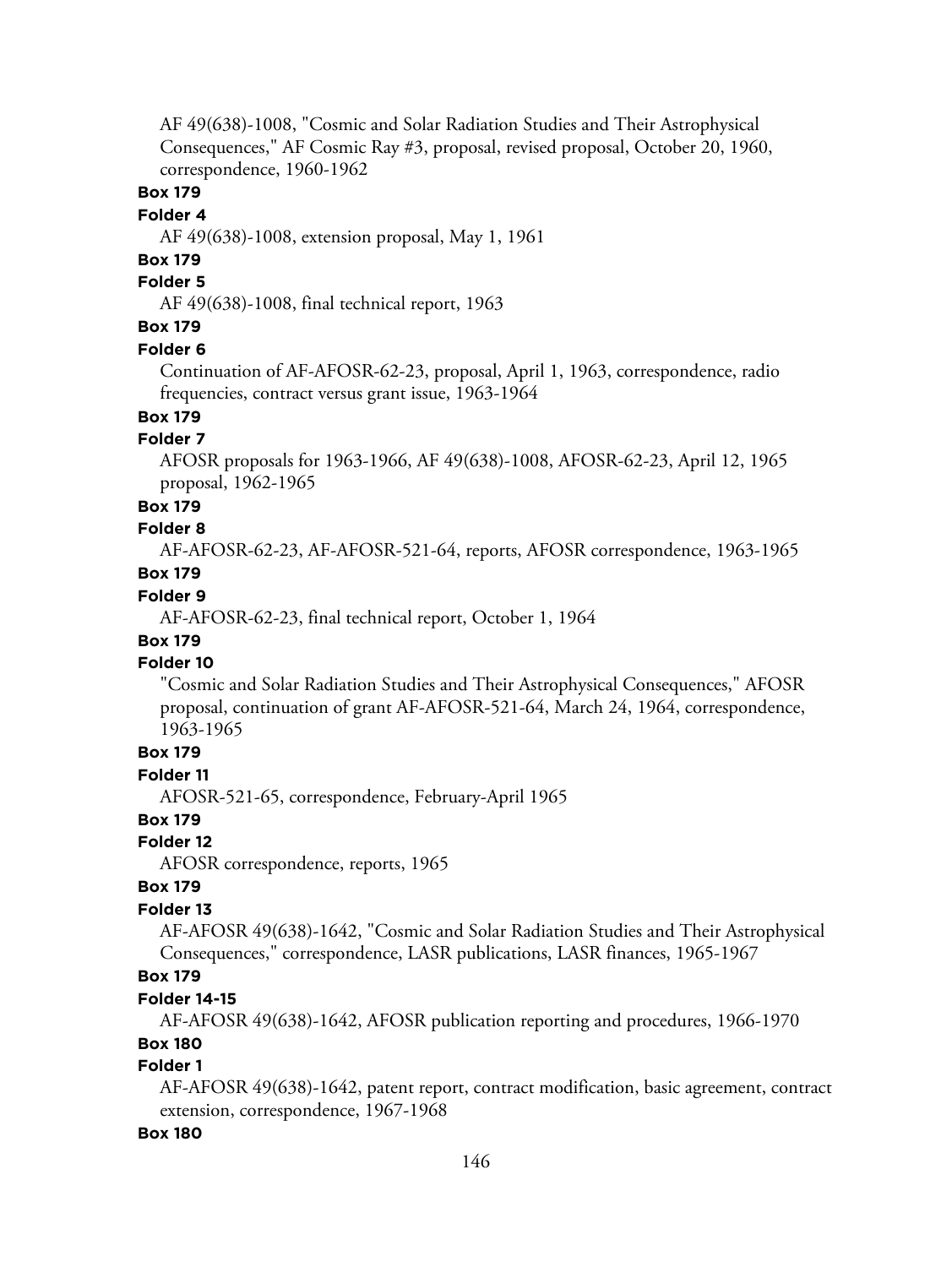AF 49(638)-1008, "Cosmic and Solar Radiation Studies and Their Astrophysical Consequences," AF Cosmic Ray #3, proposal, revised proposal, October 20, 1960, correspondence, 1960-1962

**Box 179**

**Folder 4**

AF 49(638)-1008, extension proposal, May 1, 1961

**Box 179**

**Folder 5**

AF 49(638)-1008, final technical report, 1963

**Box 179**

**Folder 6**

Continuation of AF-AFOSR-62-23, proposal, April 1, 1963, correspondence, radio frequencies, contract versus grant issue, 1963-1964

**Box 179**

**Folder 7**

AFOSR proposals for 1963-1966, AF 49(638)-1008, AFOSR-62-23, April 12, 1965 proposal, 1962-1965

**Box 179**

**Folder 8**

AF-AFOSR-62-23, AF-AFOSR-521-64, reports, AFOSR correspondence, 1963-1965

**Box 179**

**Folder 9**

AF-AFOSR-62-23, final technical report, October 1, 1964

**Box 179**

**Folder 10**

"Cosmic and Solar Radiation Studies and Their Astrophysical Consequences," AFOSR proposal, continuation of grant AF-AFOSR-521-64, March 24, 1964, correspondence, 1963-1965

**Box 179**

**Folder 11**

AFOSR-521-65, correspondence, February-April 1965

**Box 179**

**Folder 12**

AFOSR correspondence, reports, 1965

**Box 179**

**Folder 13**

AF-AFOSR 49(638)-1642, "Cosmic and Solar Radiation Studies and Their Astrophysical Consequences," correspondence, LASR publications, LASR finances, 1965-1967

**Box 179**

**Folder 14-15**

AF-AFOSR 49(638)-1642, AFOSR publication reporting and procedures, 1966-1970

**Box 180**

**Folder 1**

AF-AFOSR 49(638)-1642, patent report, contract modification, basic agreement, contract extension, correspondence, 1967-1968

**Box 180**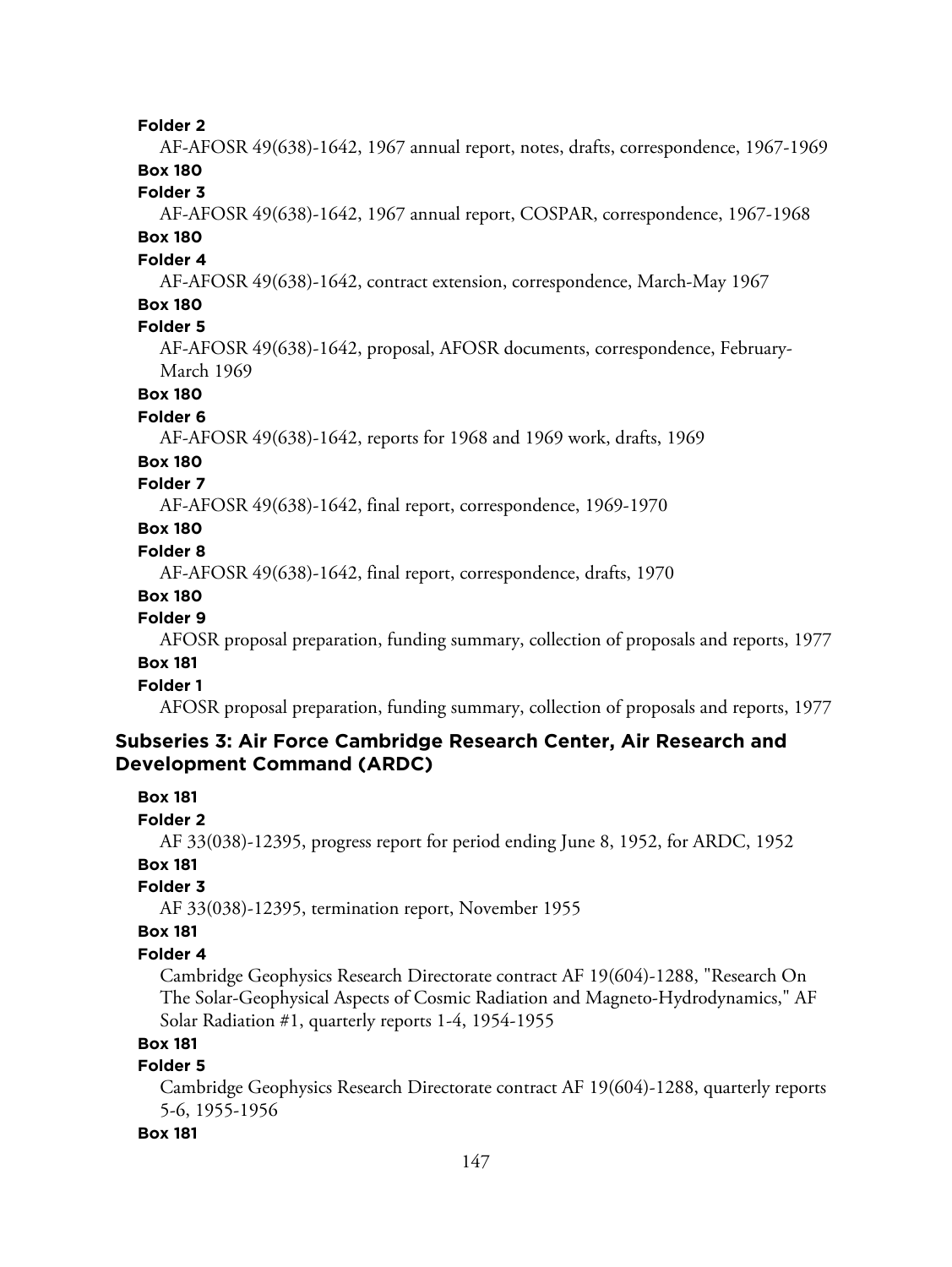**Folder 2**

AF-AFOSR 49(638)-1642, 1967 annual report, notes, drafts, correspondence, 1967-1969

**Box 180**

**Folder 3**

AF-AFOSR 49(638)-1642, 1967 annual report, COSPAR, correspondence, 1967-1968

**Box 180**

**Folder 4**

AF-AFOSR 49(638)-1642, contract extension, correspondence, March-May 1967

**Box 180**

**Folder 5**

AF-AFOSR 49(638)-1642, proposal, AFOSR documents, correspondence, February-March 1969

**Box 180**

**Folder 6**

AF-AFOSR 49(638)-1642, reports for 1968 and 1969 work, drafts, 1969

**Box 180**

**Folder 7**

AF-AFOSR 49(638)-1642, final report, correspondence, 1969-1970

**Box 180**

**Folder 8**

AF-AFOSR 49(638)-1642, final report, correspondence, drafts, 1970

**Box 180**

**Folder 9**

AFOSR proposal preparation, funding summary, collection of proposals and reports, 1977

**Box 181**

**Folder 1**

AFOSR proposal preparation, funding summary, collection of proposals and reports, 1977

### Subseries 3: Air Force Cambridge Research Center, Air Research and Development Command (ARDC)

**Box 181**

**Folder 2**

AF 33(038)-12395, progress report for period ending June 8, 1952, for ARDC, 1952

**Box 181**

**Folder 3**

AF 33(038)-12395, termination report, November 1955

**Box 181**

**Folder 4**

Cambridge Geophysics Research Directorate contract AF 19(604)-1288, "Research On The Solar-Geophysical Aspects of Cosmic Radiation and Magneto-Hydrodynamics," AF Solar Radiation #1, quarterly reports 1-4, 1954-1955

**Box 181**

**Folder 5**

Cambridge Geophysics Research Directorate contract AF 19(604)-1288, quarterly reports 5-6, 1955-1956

**Box 181**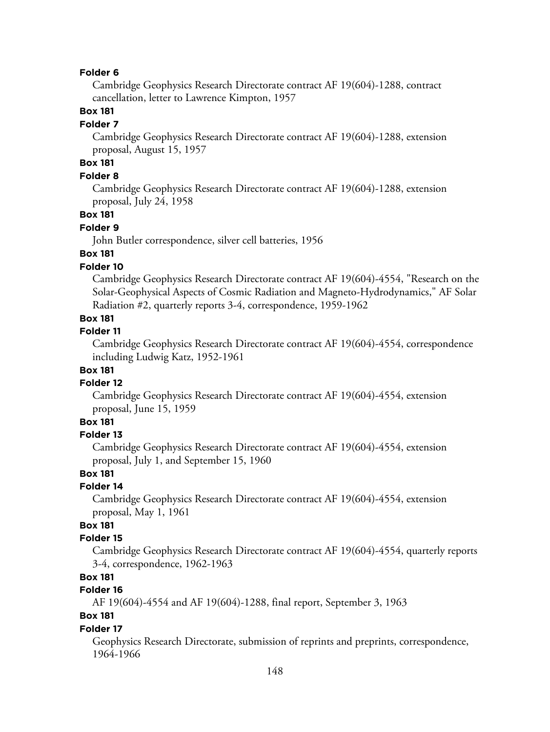**Folder 6**

Cambridge Geophysics Research Directorate contract AF 19(604)-1288, contract cancellation, letter to Lawrence Kimpton, 1957

**Box 181**

**Folder 7**

Cambridge Geophysics Research Directorate contract AF 19(604)-1288, extension proposal, August 15, 1957

**Box 181**

**Folder 8**

Cambridge Geophysics Research Directorate contract AF 19(604)-1288, extension proposal, July 24, 1958

**Box 181**

**Folder 9**

John Butler correspondence, silver cell batteries, 1956

**Box 181**

**Folder 10**

Cambridge Geophysics Research Directorate contract AF 19(604)-4554, "Research on the Solar-Geophysical Aspects of Cosmic Radiation and Magneto-Hydrodynamics," AF Solar Radiation #2, quarterly reports 3-4, correspondence, 1959-1962

**Box 181**

**Folder 11**

Cambridge Geophysics Research Directorate contract AF 19(604)-4554, correspondence including Ludwig Katz, 1952-1961

**Box 181**

**Folder 12**

Cambridge Geophysics Research Directorate contract AF 19(604)-4554, extension proposal, June 15, 1959

**Box 181**

**Folder 13**

Cambridge Geophysics Research Directorate contract AF 19(604)-4554, extension proposal, July 1, and September 15, 1960

**Box 181**

**Folder 14**

Cambridge Geophysics Research Directorate contract AF 19(604)-4554, extension proposal, May 1, 1961

**Box 181**

**Folder 15**

Cambridge Geophysics Research Directorate contract AF 19(604)-4554, quarterly reports 3-4, correspondence, 1962-1963

**Box 181**

**Folder 16**

AF 19(604)-4554 and AF 19(604)-1288, final report, September 3, 1963

**Box 181**

**Folder 17**

Geophysics Research Directorate, submission of reprints and preprints, correspondence, 1964-1966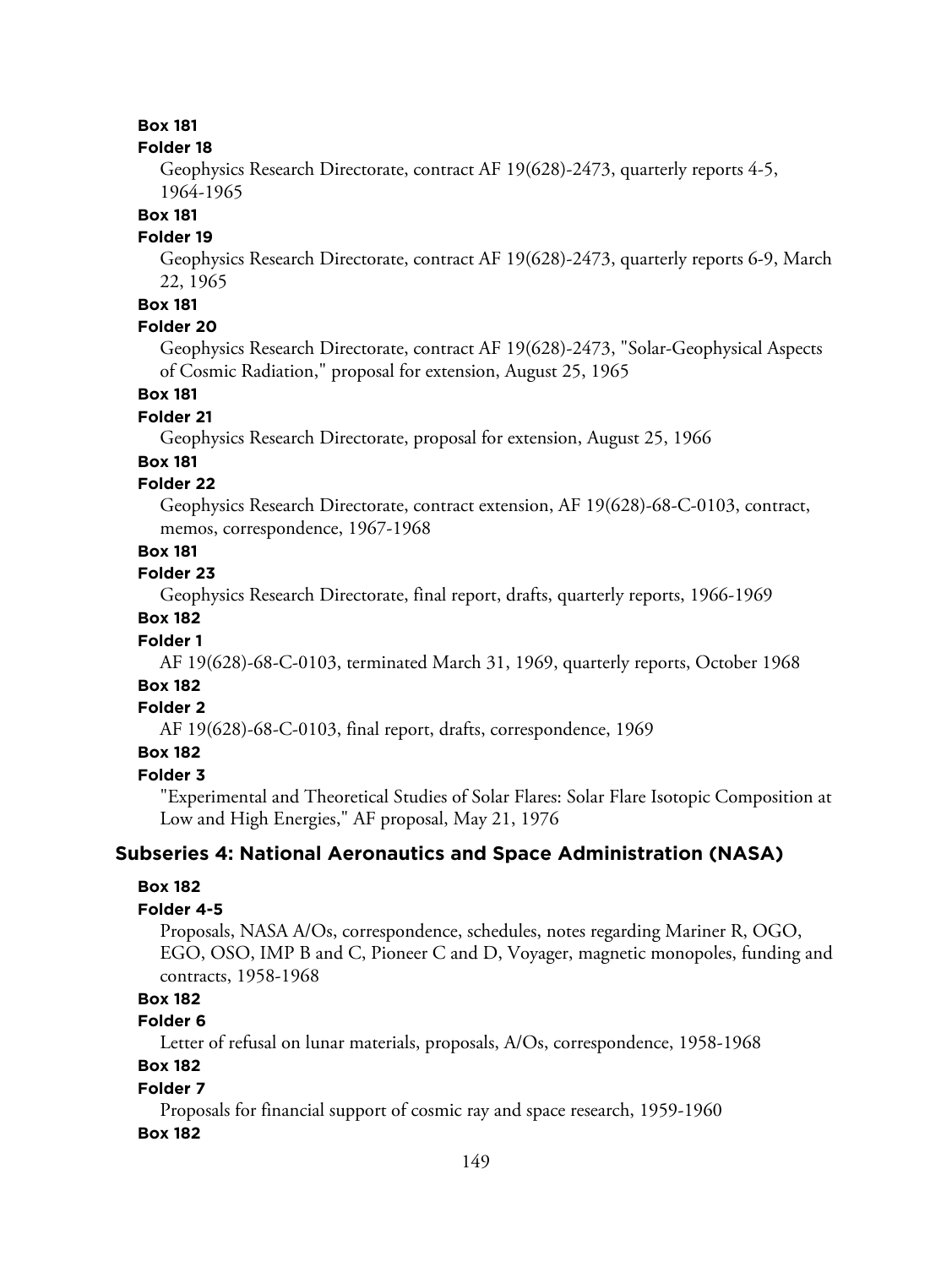**Box 181**

**Folder 18**

Geophysics Research Directorate, contract AF 19(628)-2473, quarterly reports 4-5, 1964-1965

**Box 181**

**Folder 19**

Geophysics Research Directorate, contract AF 19(628)-2473, quarterly reports 6-9, March 22, 1965

**Box 181**

**Folder 20**

Geophysics Research Directorate, contract AF 19(628)-2473, "Solar-Geophysical Aspects of Cosmic Radiation," proposal for extension, August 25, 1965

**Box 181**

**Folder 21**

Geophysics Research Directorate, proposal for extension, August 25, 1966

**Box 181**

**Folder 22**

Geophysics Research Directorate, contract extension, AF 19(628)-68-C-0103, contract, memos, correspondence, 1967-1968

**Box 181**

**Folder 23**

Geophysics Research Directorate, final report, drafts, quarterly reports, 1966-1969

**Box 182**

**Folder 1**

AF 19(628)-68-C-0103, terminated March 31, 1969, quarterly reports, October 1968

**Box 182**

**Folder 2**

AF 19(628)-68-C-0103, final report, drafts, correspondence, 1969

**Box 182**

**Folder 3**

"Experimental and Theoretical Studies of Solar Flares: Solar Flare Isotopic Composition at Low and High Energies," AF proposal, May 21, 1976

### Subseries 4: National Aeronautics and Space Administration (NASA)

**Box 182**

**Folder 4-5**

Proposals, NASA A/Os, correspondence, schedules, notes regarding Mariner R, OGO, EGO, OSO, IMP B and C, Pioneer C and D, Voyager, magnetic monopoles, funding and contracts, 1958-1968

**Box 182**

**Folder 6**

Letter of refusal on lunar materials, proposals, A/Os, correspondence, 1958-1968

**Box 182**

**Folder 7**

Proposals for financial support of cosmic ray and space research, 1959-1960

**Box 182**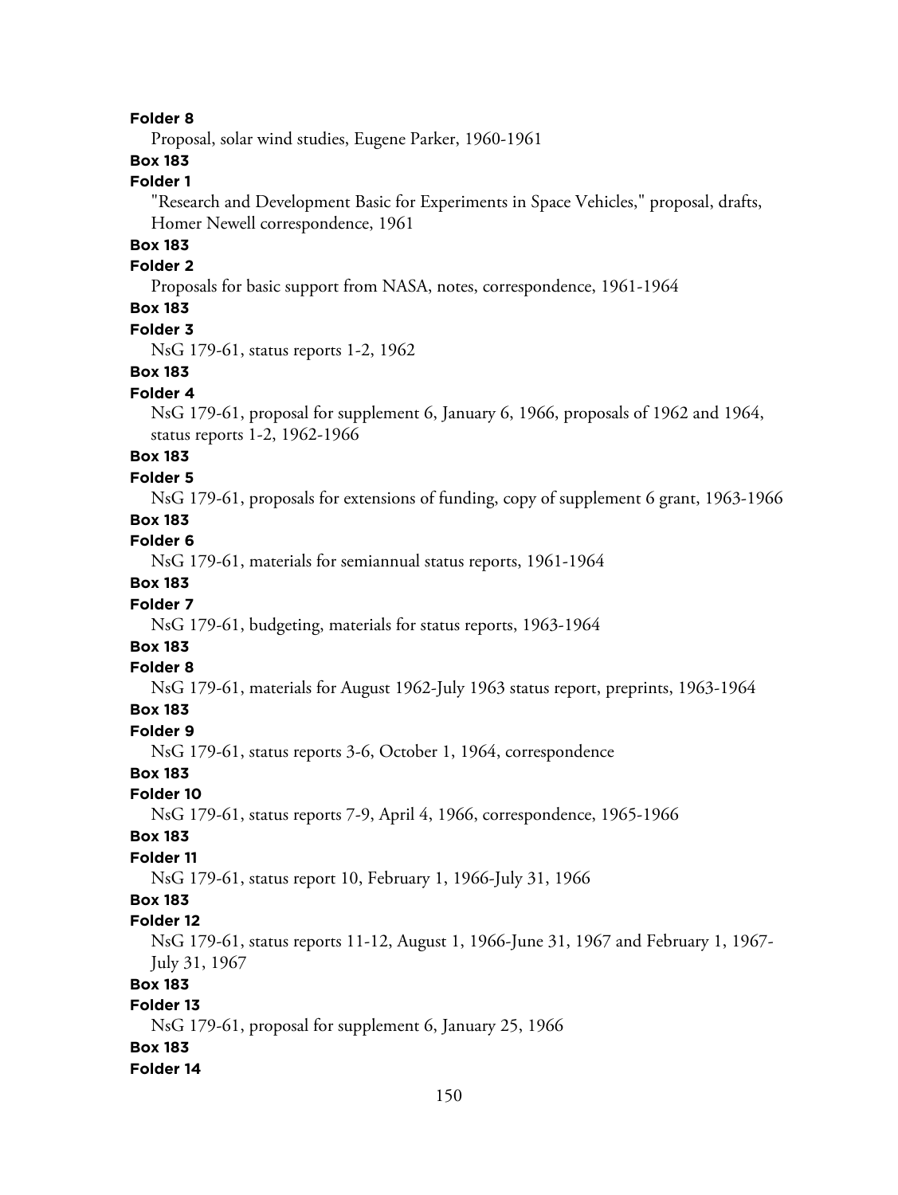**Folder 8**

Proposal, solar wind studies, Eugene Parker, 1960-1961

**Box 183**

**Folder 1**

"Research and Development Basic for Experiments in Space Vehicles," proposal, drafts, Homer Newell correspondence, 1961

**Box 183**

**Folder 2**

Proposals for basic support from NASA, notes, correspondence, 1961-1964

**Box 183**

**Folder 3**

NsG 179-61, status reports 1-2, 1962

**Box 183**

**Folder 4**

NsG 179-61, proposal for supplement 6, January 6, 1966, proposals of 1962 and 1964, status reports 1-2, 1962-1966

**Box 183**

**Folder 5**

NsG 179-61, proposals for extensions of funding, copy of supplement 6 grant, 1963-1966

**Box 183**

**Folder 6**

NsG 179-61, materials for semiannual status reports, 1961-1964

**Box 183**

**Folder 7**

NsG 179-61, budgeting, materials for status reports, 1963-1964

**Box 183**

**Folder 8**

NsG 179-61, materials for August 1962-July 1963 status report, preprints, 1963-1964

**Box 183**

**Folder 9**

NsG 179-61, status reports 3-6, October 1, 1964, correspondence

**Box 183**

**Folder 10**

NsG 179-61, status reports 7-9, April 4, 1966, correspondence, 1965-1966

**Box 183**

**Folder 11**

NsG 179-61, status report 10, February 1, 1966-July 31, 1966

**Box 183**

**Folder 12**

NsG 179-61, status reports 11-12, August 1, 1966-June 31, 1967 and February 1, 1967-July 31, 1967

**Box 183**

**Folder 13**

NsG 179-61, proposal for supplement 6, January 25, 1966

**Box 183**

**Folder 14**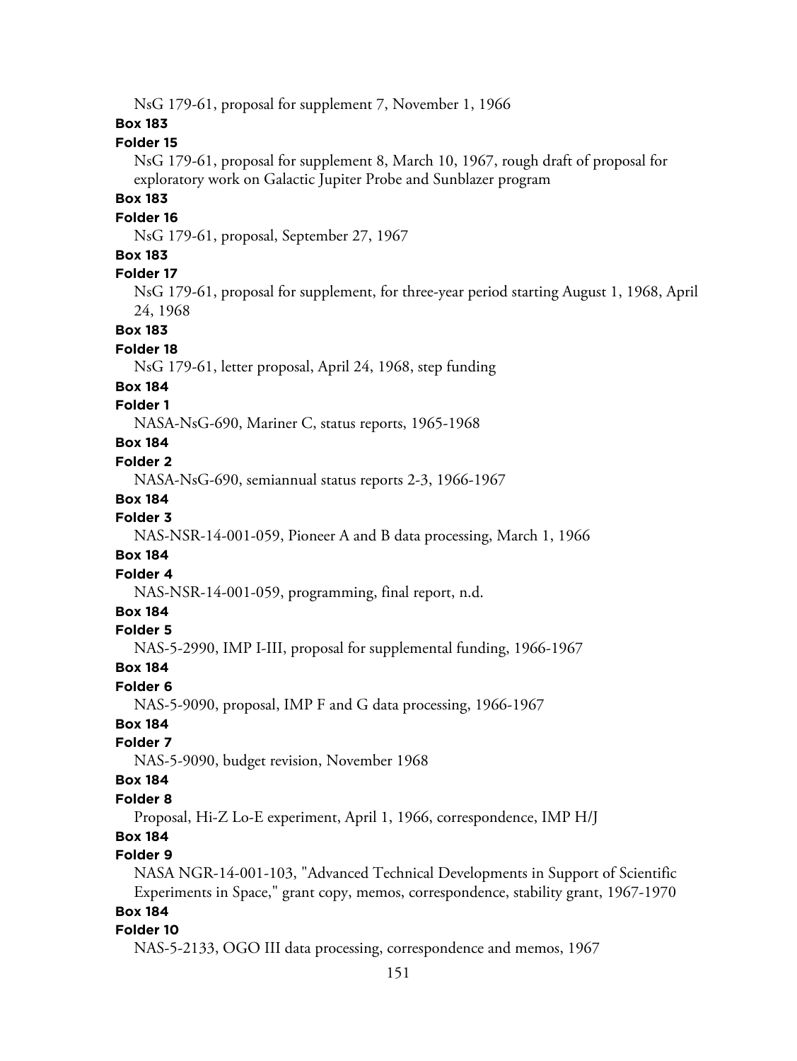NsG 179-61, proposal for supplement 7, November 1, 1966

**Box 183**

**Folder 15**

NsG 179-61, proposal for supplement 8, March 10, 1967, rough draft of proposal for exploratory work on Galactic Jupiter Probe and Sunblazer program

**Box 183**

**Folder 16**

NsG 179-61, proposal, September 27, 1967

**Box 183**

**Folder 17**

NsG 179-61, proposal for supplement, for three-year period starting August 1, 1968, April 24, 1968

**Box 183**

**Folder 18**

NsG 179-61, letter proposal, April 24, 1968, step funding

**Box 184**

**Folder 1**

NASA-NsG-690, Mariner C, status reports, 1965-1968

**Box 184**

**Folder 2**

NASA-NsG-690, semiannual status reports 2-3, 1966-1967

**Box 184**

**Folder 3**

NAS-NSR-14-001-059, Pioneer A and B data processing, March 1, 1966

**Box 184**

**Folder 4**

NAS-NSR-14-001-059, programming, final report, n.d.

**Box 184**

**Folder 5**

NAS-5-2990, IMP I-III, proposal for supplemental funding, 1966-1967

**Box 184**

**Folder 6**

NAS-5-9090, proposal, IMP F and G data processing, 1966-1967

**Box 184**

**Folder 7**

NAS-5-9090, budget revision, November 1968

**Box 184**

**Folder 8**

Proposal, Hi-Z Lo-E experiment, April 1, 1966, correspondence, IMP H/J

**Box 184**

**Folder 9**

NASA NGR-14-001-103, "Advanced Technical Developments in Support of Scientific Experiments in Space," grant copy, memos, correspondence, stability grant, 1967-1970

**Box 184**

**Folder 10**

NAS-5-2133, OGO III data processing, correspondence and memos, 1967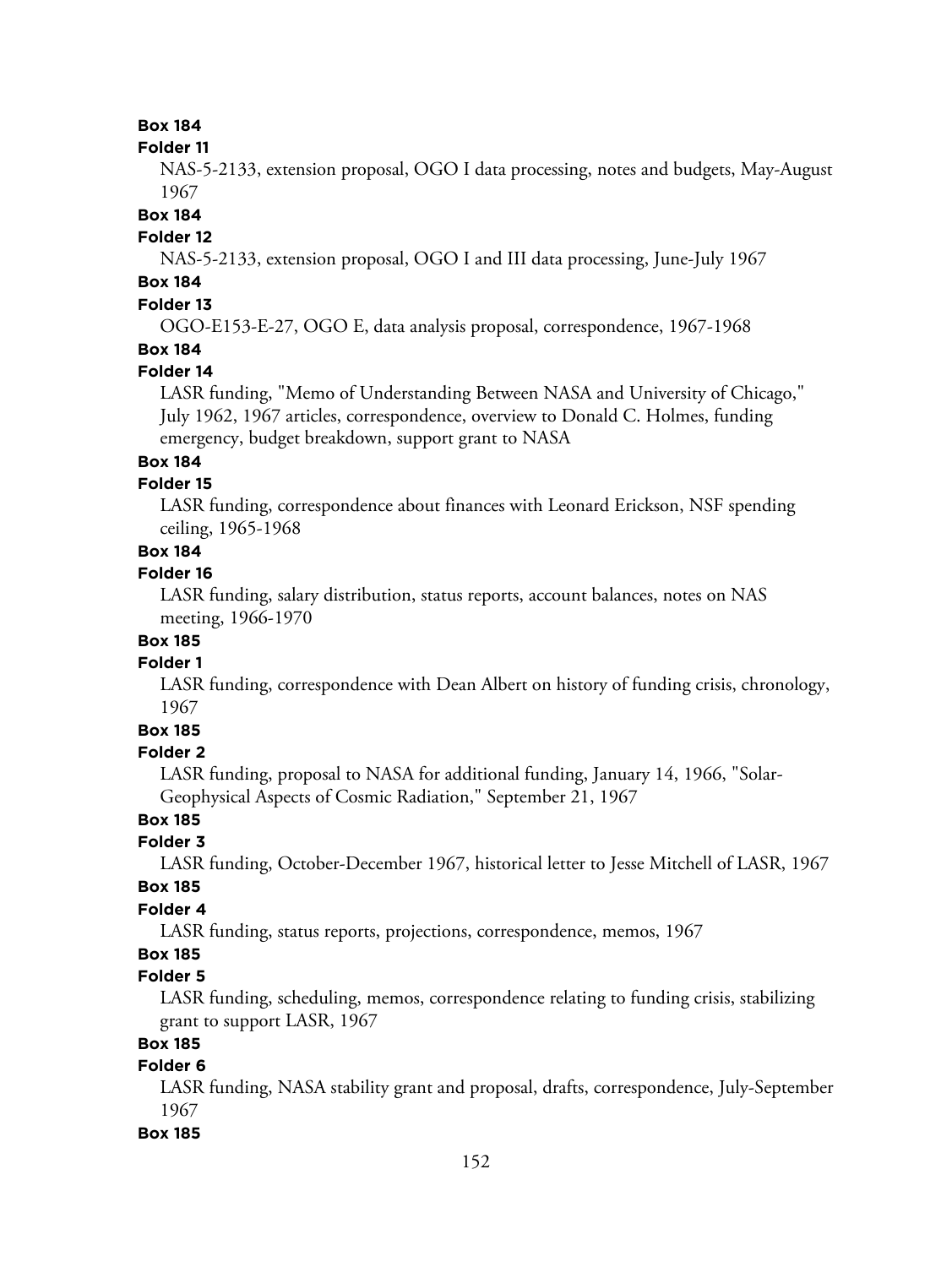**Box 184**

**Folder 11**

NAS-5-2133, extension proposal, OGO I data processing, notes and budgets, May-August 1967

**Box 184**

**Folder 12**

NAS-5-2133, extension proposal, OGO I and III data processing, June-July 1967

**Box 184**

**Folder 13**

OGO-E153-E-27, OGO E, data analysis proposal, correspondence, 1967-1968

**Box 184**

**Folder 14**

LASR funding, "Memo of Understanding Between NASA and University of Chicago," July 1962, 1967 articles, correspondence, overview to Donald C. Holmes, funding emergency, budget breakdown, support grant to NASA

**Box 184**

**Folder 15**

LASR funding, correspondence about finances with Leonard Erickson, NSF spending ceiling, 1965-1968

**Box 184**

**Folder 16**

LASR funding, salary distribution, status reports, account balances, notes on NAS meeting, 1966-1970

**Box 185**

**Folder 1**

LASR funding, correspondence with Dean Albert on history of funding crisis, chronology, 1967

**Box 185**

**Folder 2**

LASR funding, proposal to NASA for additional funding, January 14, 1966, "Solar-Geophysical Aspects of Cosmic Radiation," September 21, 1967

**Box 185**

**Folder 3**

LASR funding, October-December 1967, historical letter to Jesse Mitchell of LASR, 1967

**Box 185**

**Folder 4**

LASR funding, status reports, projections, correspondence, memos, 1967

**Box 185**

**Folder 5**

LASR funding, scheduling, memos, correspondence relating to funding crisis, stabilizing grant to support LASR, 1967

**Box 185**

**Folder 6**

LASR funding, NASA stability grant and proposal, drafts, correspondence, July-September 1967

**Box 185**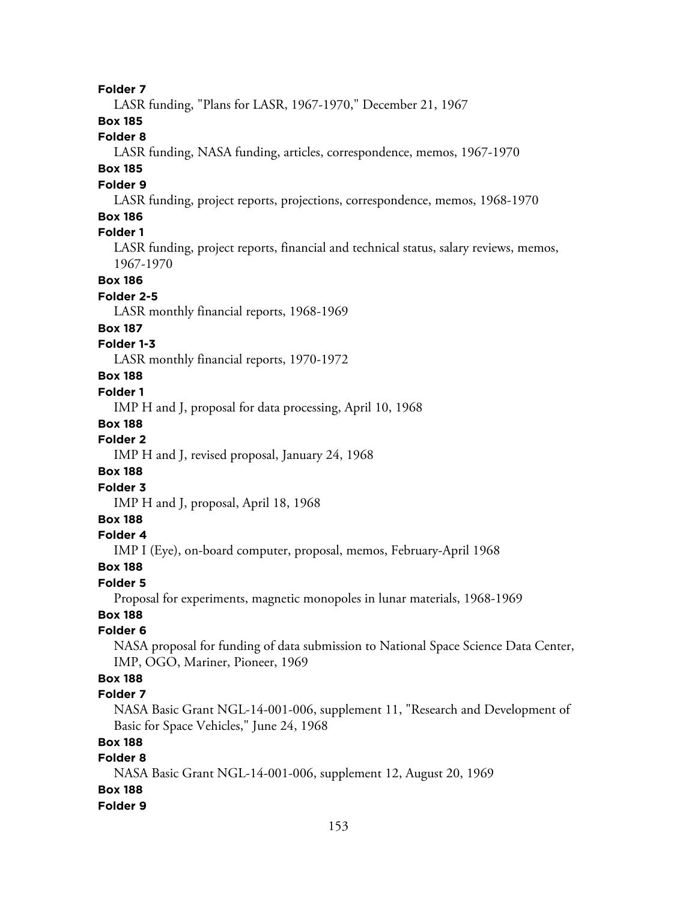**Folder 7**

LASR funding, "Plans for LASR, 1967-1970," December 21, 1967

**Box 185**

**Folder 8**

LASR funding, NASA funding, articles, correspondence, memos, 1967-1970

**Box 185**

**Folder 9**

LASR funding, project reports, projections, correspondence, memos, 1968-1970

**Box 186**

**Folder 1**

LASR funding, project reports, financial and technical status, salary reviews, memos, 1967-1970

**Box 186**

**Folder 2-5**

LASR monthly financial reports, 1968-1969

**Box 187**

**Folder 1-3**

LASR monthly financial reports, 1970-1972

**Box 188**

**Folder 1**

IMP H and J, proposal for data processing, April 10, 1968

**Box 188**

**Folder 2**

IMP H and J, revised proposal, January 24, 1968

**Box 188**

**Folder 3**

IMP H and J, proposal, April 18, 1968

**Box 188**

**Folder 4**

IMP I (Eye), on-board computer, proposal, memos, February-April 1968

**Box 188**

**Folder 5**

Proposal for experiments, magnetic monopoles in lunar materials, 1968-1969

**Box 188**

**Folder 6**

NASA proposal for funding of data submission to National Space Science Data Center, IMP, OGO, Mariner, Pioneer, 1969

**Box 188**

**Folder 7**

NASA Basic Grant NGL-14-001-006, supplement 11, "Research and Development of Basic for Space Vehicles," June 24, 1968

**Box 188**

**Folder 8**

NASA Basic Grant NGL-14-001-006, supplement 12, August 20, 1969

**Box 188**

**Folder 9**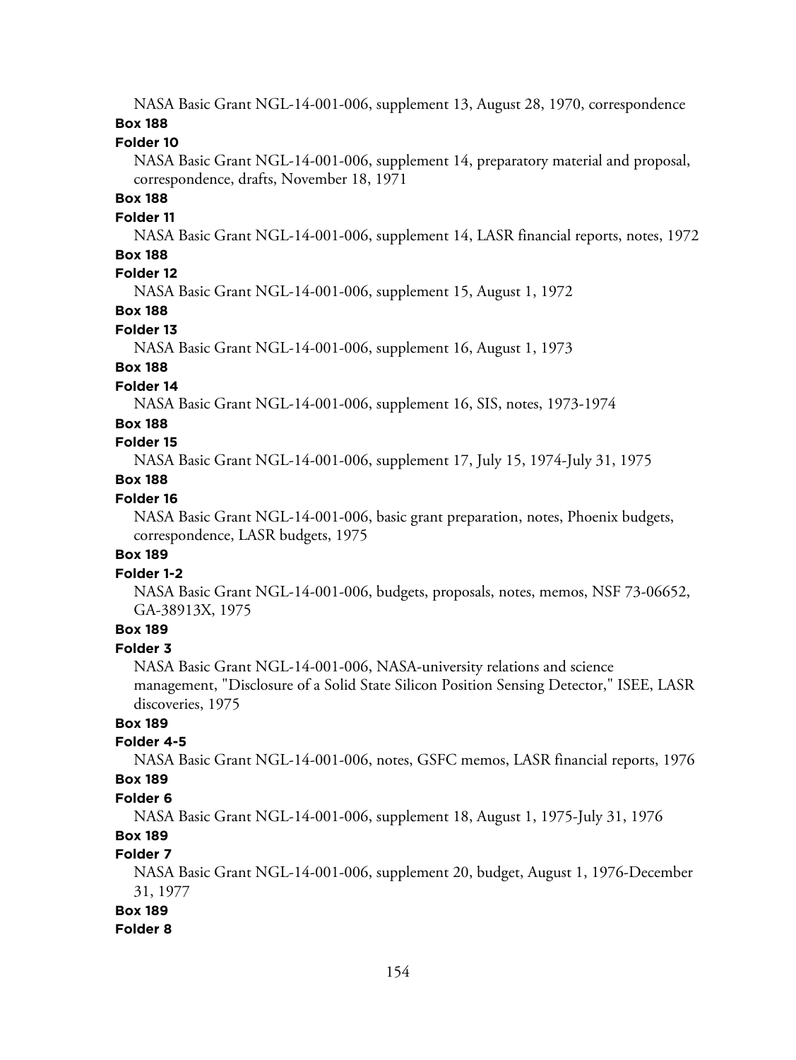NASA Basic Grant NGL-14-001-006, supplement 13, August 28, 1970, correspondence

**Box 188**

**Folder 10**

NASA Basic Grant NGL-14-001-006, supplement 14, preparatory material and proposal, correspondence, drafts, November 18, 1971

**Box 188**

**Folder 11**

NASA Basic Grant NGL-14-001-006, supplement 14, LASR financial reports, notes, 1972

**Box 188**

**Folder 12**

NASA Basic Grant NGL-14-001-006, supplement 15, August 1, 1972

**Box 188**

**Folder 13**

NASA Basic Grant NGL-14-001-006, supplement 16, August 1, 1973

**Box 188**

**Folder 14**

NASA Basic Grant NGL-14-001-006, supplement 16, SIS, notes, 1973-1974

**Box 188**

**Folder 15**

NASA Basic Grant NGL-14-001-006, supplement 17, July 15, 1974-July 31, 1975

**Box 188**

**Folder 16**

NASA Basic Grant NGL-14-001-006, basic grant preparation, notes, Phoenix budgets, correspondence, LASR budgets, 1975

**Box 189**

**Folder 1-2**

NASA Basic Grant NGL-14-001-006, budgets, proposals, notes, memos, NSF 73-06652, GA-38913X, 1975

**Box 189**

**Folder 3**

NASA Basic Grant NGL-14-001-006, NASA-university relations and science management, "Disclosure of a Solid State Silicon Position Sensing Detector," ISEE, LASR discoveries, 1975

**Box 189**

**Folder 4-5**

NASA Basic Grant NGL-14-001-006, notes, GSFC memos, LASR financial reports, 1976

**Box 189**

**Folder 6**

NASA Basic Grant NGL-14-001-006, supplement 18, August 1, 1975-July 31, 1976

**Box 189**

**Folder 7**

NASA Basic Grant NGL-14-001-006, supplement 20, budget, August 1, 1976-December 31, 1977

**Box 189**

**Folder 8**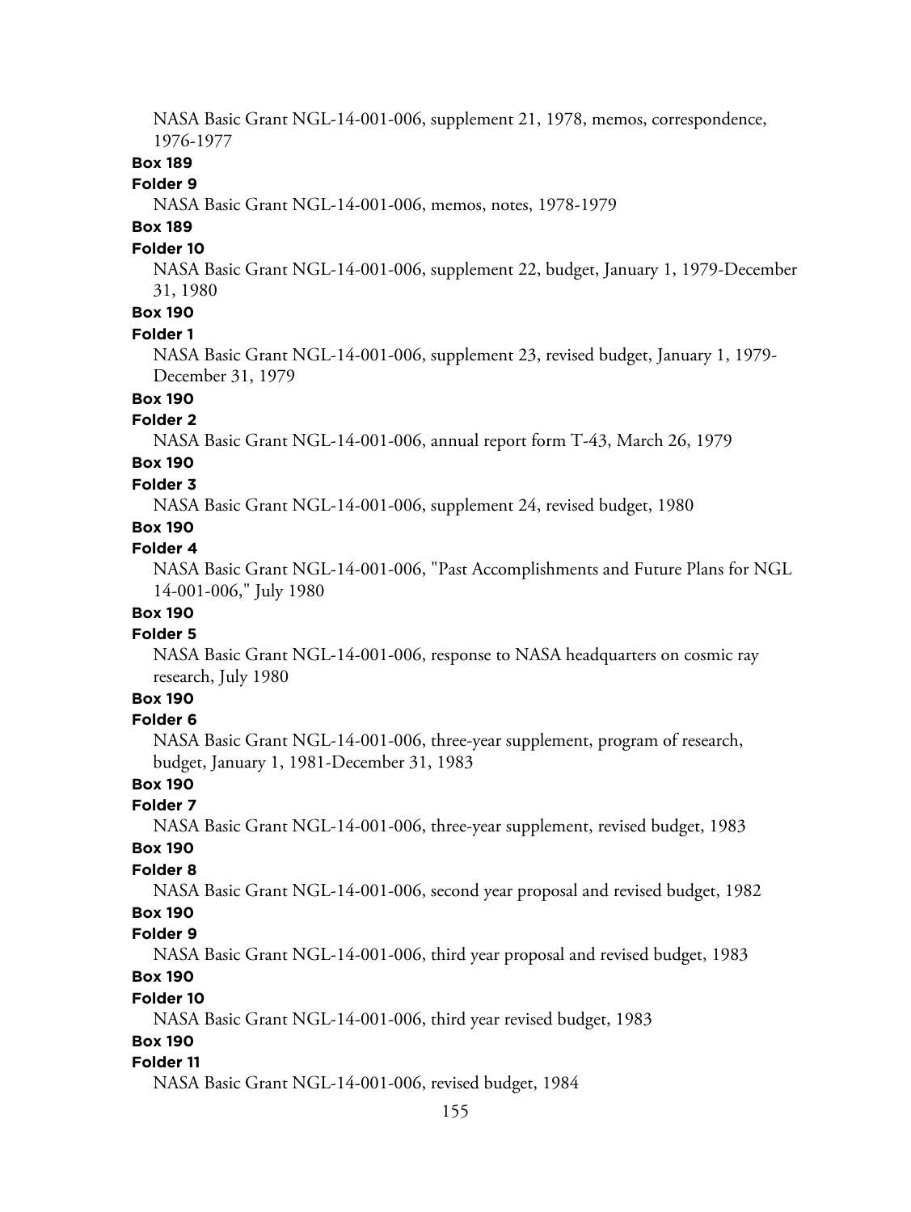NASA Basic Grant NGL-14-001-006, supplement 21, 1978, memos, correspondence, 1976-1977

**Box 189**

**Folder 9**

NASA Basic Grant NGL-14-001-006, memos, notes, 1978-1979

**Box 189**

**Folder 10**

NASA Basic Grant NGL-14-001-006, supplement 22, budget, January 1, 1979-December 31, 1980

**Box 190**

**Folder 1**

NASA Basic Grant NGL-14-001-006, supplement 23, revised budget, January 1, 1979-December 31, 1979

**Box 190**

**Folder 2**

NASA Basic Grant NGL-14-001-006, annual report form T-43, March 26, 1979

**Box 190**

**Folder 3**

NASA Basic Grant NGL-14-001-006, supplement 24, revised budget, 1980

**Box 190**

**Folder 4**

NASA Basic Grant NGL-14-001-006, "Past Accomplishments and Future Plans for NGL 14-001-006," July 1980

**Box 190**

**Folder 5**

NASA Basic Grant NGL-14-001-006, response to NASA headquarters on cosmic ray research, July 1980

**Box 190**

**Folder 6**

NASA Basic Grant NGL-14-001-006, three-year supplement, program of research, budget, January 1, 1981-December 31, 1983

**Box 190**

**Folder 7**

NASA Basic Grant NGL-14-001-006, three-year supplement, revised budget, 1983

**Box 190**

**Folder 8**

NASA Basic Grant NGL-14-001-006, second year proposal and revised budget, 1982

**Box 190**

**Folder 9**

NASA Basic Grant NGL-14-001-006, third year proposal and revised budget, 1983

**Box 190**

**Folder 10**

NASA Basic Grant NGL-14-001-006, third year revised budget, 1983

**Box 190**

**Folder 11**

NASA Basic Grant NGL-14-001-006, revised budget, 1984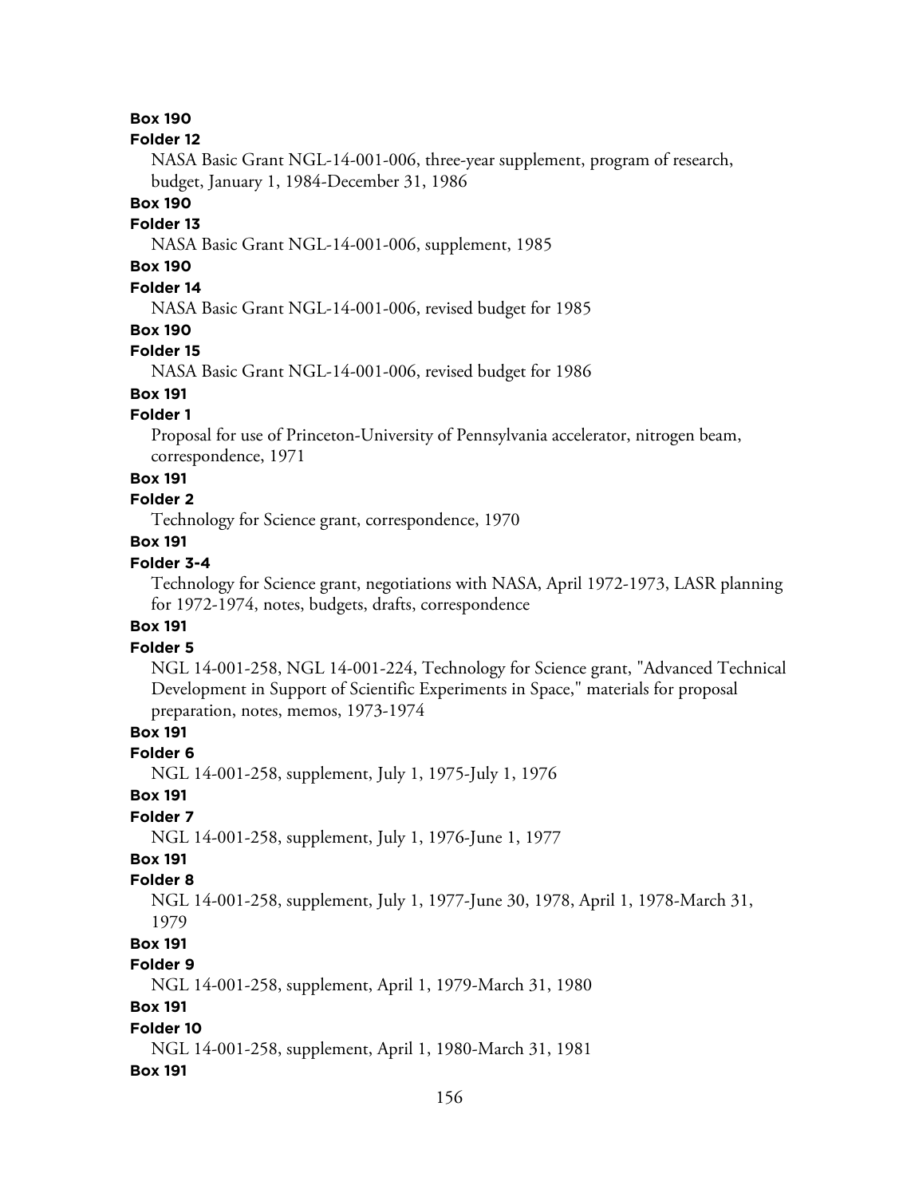**Box 190**

**Folder 12**

NASA Basic Grant NGL-14-001-006, three-year supplement, program of research, budget, January 1, 1984-December 31, 1986

**Box 190**

**Folder 13**

NASA Basic Grant NGL-14-001-006, supplement, 1985

**Box 190**

**Folder 14**

NASA Basic Grant NGL-14-001-006, revised budget for 1985

**Box 190**

**Folder 15**

NASA Basic Grant NGL-14-001-006, revised budget for 1986

**Box 191**

**Folder 1**

Proposal for use of Princeton-University of Pennsylvania accelerator, nitrogen beam, correspondence, 1971

**Box 191**

**Folder 2**

Technology for Science grant, correspondence, 1970

**Box 191**

**Folder 3-4**

Technology for Science grant, negotiations with NASA, April 1972-1973, LASR planning for 1972-1974, notes, budgets, drafts, correspondence

**Box 191**

**Folder 5**

NGL 14-001-258, NGL 14-001-224, Technology for Science grant, "Advanced Technical Development in Support of Scientific Experiments in Space," materials for proposal preparation, notes, memos, 1973-1974

**Box 191**

**Folder 6**

NGL 14-001-258, supplement, July 1, 1975-July 1, 1976

**Box 191**

**Folder 7**

NGL 14-001-258, supplement, July 1, 1976-June 1, 1977

**Box 191**

**Folder 8**

NGL 14-001-258, supplement, July 1, 1977-June 30, 1978, April 1, 1978-March 31, 1979

**Box 191**

**Folder 9**

NGL 14-001-258, supplement, April 1, 1979-March 31, 1980

**Box 191**

**Folder 10**

NGL 14-001-258, supplement, April 1, 1980-March 31, 1981

**Box 191**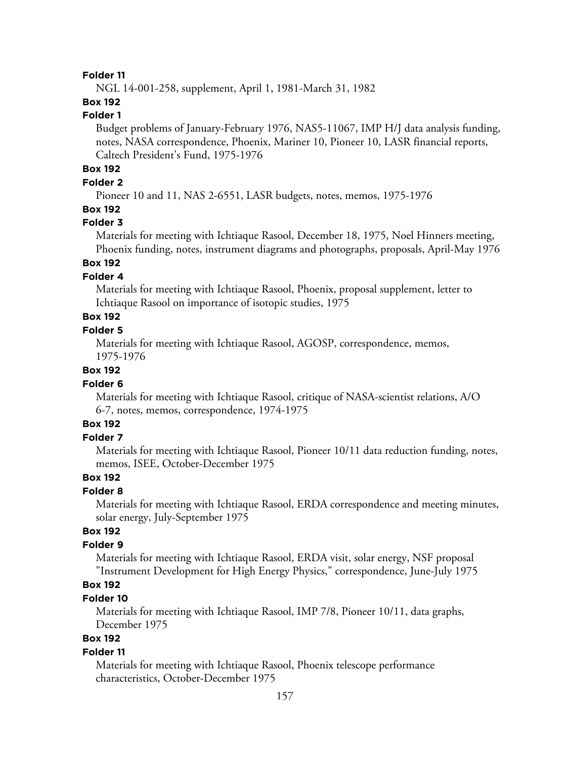**Folder 11**

NGL 14-001-258, supplement, April 1, 1981-March 31, 1982

**Box 192**

**Folder 1**

Budget problems of January-February 1976, NAS5-11067, IMP H/J data analysis funding, notes, NASA correspondence, Phoenix, Mariner 10, Pioneer 10, LASR financial reports, Caltech President's Fund, 1975-1976

**Box 192**

**Folder 2**

Pioneer 10 and 11, NAS 2-6551, LASR budgets, notes, memos, 1975-1976

**Box 192**

**Folder 3**

Materials for meeting with Ichtiaque Rasool, December 18, 1975, Noel Hinners meeting, Phoenix funding, notes, instrument diagrams and photographs, proposals, April-May 1976

**Box 192**

**Folder 4**

Materials for meeting with Ichtiaque Rasool, Phoenix, proposal supplement, letter to Ichtiaque Rasool on importance of isotopic studies, 1975

**Box 192**

**Folder 5**

Materials for meeting with Ichtiaque Rasool, AGOSP, correspondence, memos, 1975-1976

**Box 192**

**Folder 6**

Materials for meeting with Ichtiaque Rasool, critique of NASA-scientist relations, A/O 6-7, notes, memos, correspondence, 1974-1975

**Box 192**

**Folder 7**

Materials for meeting with Ichtiaque Rasool, Pioneer 10/11 data reduction funding, notes, memos, ISEE, October-December 1975

**Box 192**

**Folder 8**

Materials for meeting with Ichtiaque Rasool, ERDA correspondence and meeting minutes, solar energy, July-September 1975

**Box 192**

**Folder 9**

Materials for meeting with Ichtiaque Rasool, ERDA visit, solar energy, NSF proposal "Instrument Development for High Energy Physics," correspondence, June-July 1975

**Box 192**

**Folder 10**

Materials for meeting with Ichtiaque Rasool, IMP 7/8, Pioneer 10/11, data graphs, December 1975

**Box 192**

**Folder 11**

Materials for meeting with Ichtiaque Rasool, Phoenix telescope performance characteristics, October-December 1975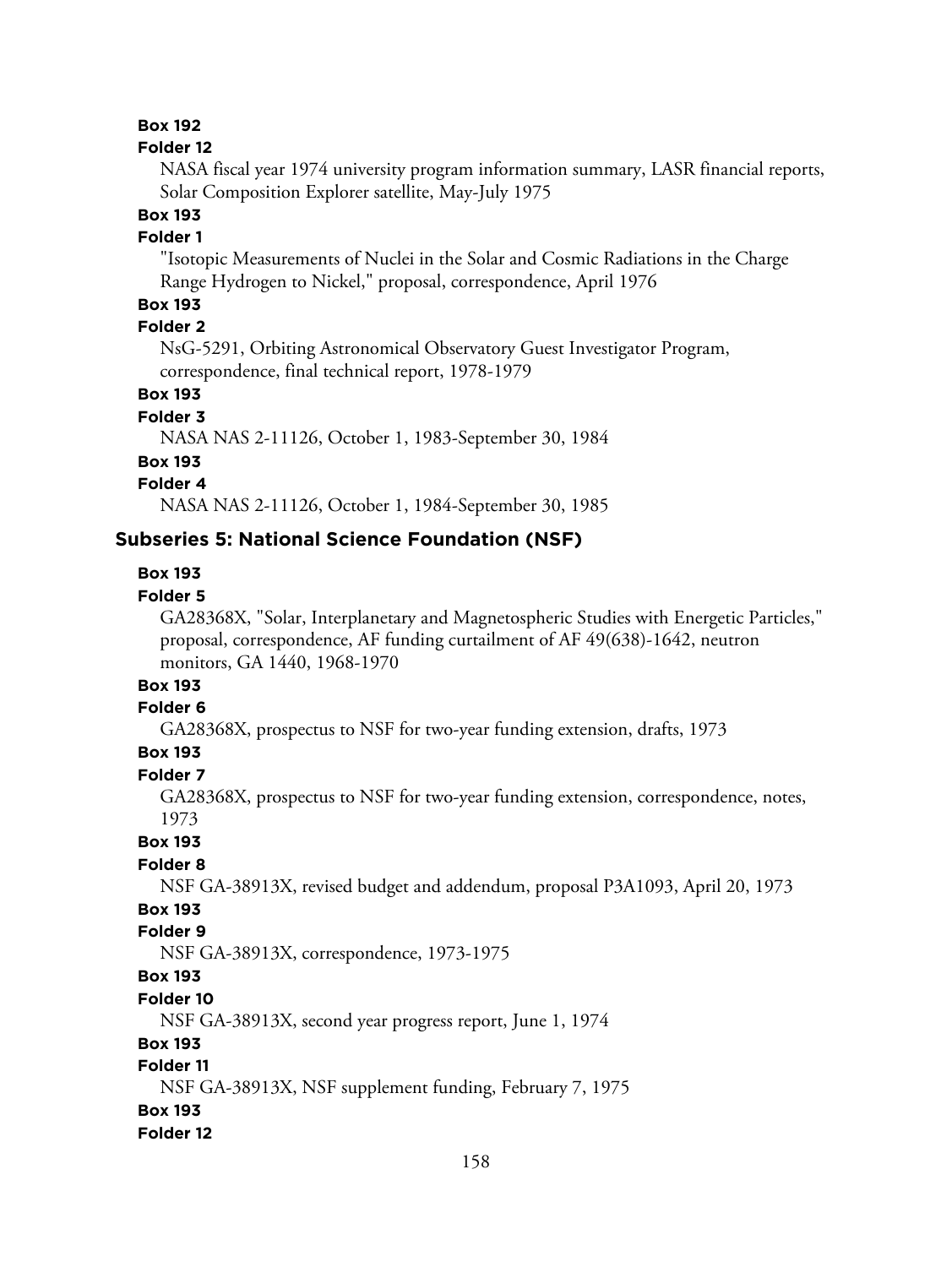**Box 192**

**Folder 12**

NASA fiscal year 1974 university program information summary, LASR financial reports, Solar Composition Explorer satellite, May-July 1975

**Box 193**

**Folder 1**

"Isotopic Measurements of Nuclei in the Solar and Cosmic Radiations in the Charge Range Hydrogen to Nickel," proposal, correspondence, April 1976

**Box 193**

**Folder 2**

NsG-5291, Orbiting Astronomical Observatory Guest Investigator Program, correspondence, final technical report, 1978-1979

**Box 193**

**Folder 3**

NASA NAS 2-11126, October 1, 1983-September 30, 1984

**Box 193**

**Folder 4**

NASA NAS 2-11126, October 1, 1984-September 30, 1985

## Subseries 5: National Science Foundation (NSF)

**Box 193**

**Folder 5**

GA28368X, "Solar, Interplanetary and Magnetospheric Studies with Energetic Particles," proposal, correspondence, AF funding curtailment of AF 49(638)-1642, neutron monitors, GA 1440, 1968-1970

**Box 193**

**Folder 6**

GA28368X, prospectus to NSF for two-year funding extension, drafts, 1973

**Box 193**

**Folder 7**

GA28368X, prospectus to NSF for two-year funding extension, correspondence, notes, 1973

**Box 193**

**Folder 8**

NSF GA-38913X, revised budget and addendum, proposal P3A1093, April 20, 1973

**Box 193**

**Folder 9**

NSF GA-38913X, correspondence, 1973-1975

**Box 193**

**Folder 10**

NSF GA-38913X, second year progress report, June 1, 1974

**Box 193**

**Folder 11**

NSF GA-38913X, NSF supplement funding, February 7, 1975

**Box 193**

**Folder 12**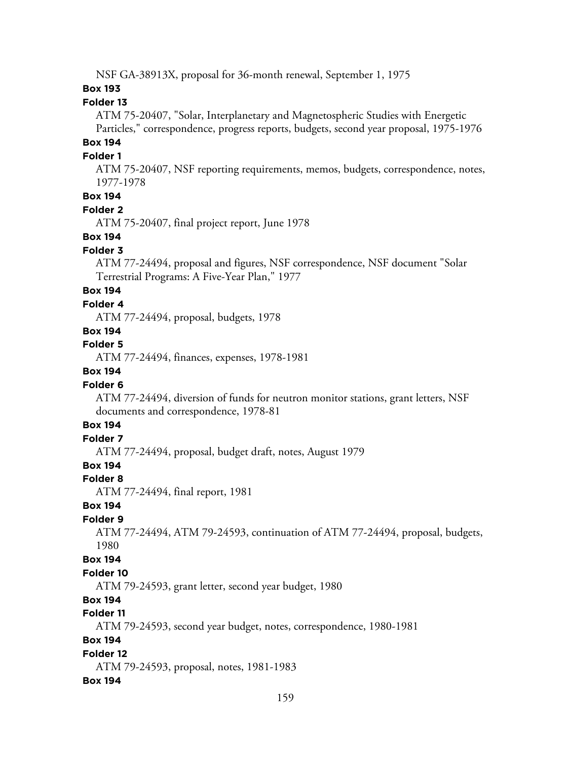NSF GA-38913X, proposal for 36-month renewal, September 1, 1975

**Box 193**

**Folder 13**

ATM 75-20407, "Solar, Interplanetary and Magnetospheric Studies with Energetic Particles," correspondence, progress reports, budgets, second year proposal, 1975-1976

**Box 194**

**Folder 1**

ATM 75-20407, NSF reporting requirements, memos, budgets, correspondence, notes, 1977-1978

**Box 194**

**Folder 2**

ATM 75-20407, final project report, June 1978

**Box 194**

**Folder 3**

ATM 77-24494, proposal and figures, NSF correspondence, NSF document "Solar Terrestrial Programs: A Five-Year Plan," 1977

**Box 194**

**Folder 4**

ATM 77-24494, proposal, budgets, 1978

**Box 194**

**Folder 5**

ATM 77-24494, finances, expenses, 1978-1981

**Box 194**

**Folder 6**

ATM 77-24494, diversion of funds for neutron monitor stations, grant letters, NSF documents and correspondence, 1978-81

**Box 194**

**Folder 7**

ATM 77-24494, proposal, budget draft, notes, August 1979

**Box 194**

**Folder 8**

ATM 77-24494, final report, 1981

**Box 194**

**Folder 9**

ATM 77-24494, ATM 79-24593, continuation of ATM 77-24494, proposal, budgets, 1980

**Box 194**

**Folder 10**

ATM 79-24593, grant letter, second year budget, 1980

**Box 194**

**Folder 11**

ATM 79-24593, second year budget, notes, correspondence, 1980-1981

**Box 194**

**Folder 12**

ATM 79-24593, proposal, notes, 1981-1983

**Box 194**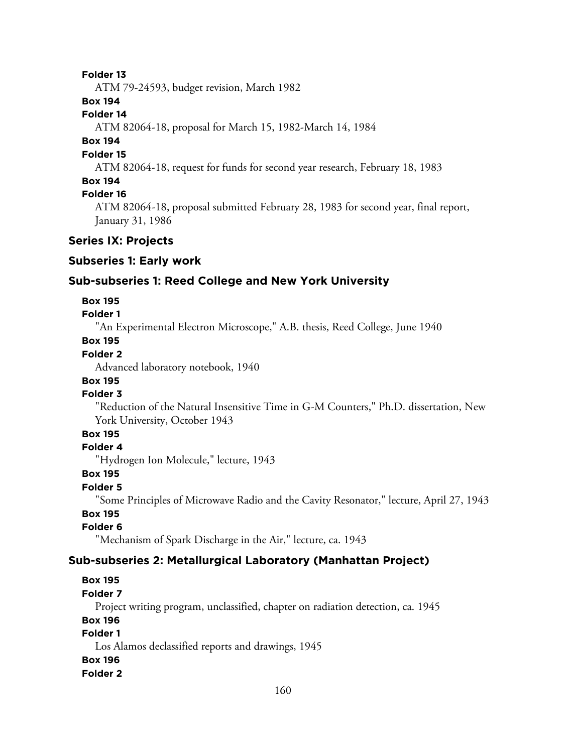**Folder 13**

ATM 79-24593, budget revision, March 1982

**Box 194**

**Folder 14**

ATM 82064-18, proposal for March 15, 1982-March 14, 1984

**Box 194**

**Folder 15**

ATM 82064-18, request for funds for second year research, February 18, 1983

**Box 194**

**Folder 16**

ATM 82064-18, proposal submitted February 28, 1983 for second year, final report, January 31, 1986

### Series IX: Projects

### Subseries 1: Early work

### Sub-subseries 1: Reed College and New York University

**Box 195**

**Folder 1**

"An Experimental Electron Microscope," A.B. thesis, Reed College, June 1940

**Box 195**

**Folder 2**

Advanced laboratory notebook, 1940

**Box 195**

**Folder 3**

"Reduction of the Natural Insensitive Time in G-M Counters," Ph.D. dissertation, New York University, October 1943

**Box 195**

**Folder 4**

"Hydrogen Ion Molecule," lecture, 1943

**Box 195**

**Folder 5**

"Some Principles of Microwave Radio and the Cavity Resonator," lecture, April 27, 1943

**Box 195**

**Folder 6**

"Mechanism of Spark Discharge in the Air," lecture, ca. 1943

### Sub-subseries 2: Metallurgical Laboratory (Manhattan Project)

**Box 195**

**Folder 7**

Project writing program, unclassified, chapter on radiation detection, ca. 1945

**Box 196**

**Folder 1**

Los Alamos declassified reports and drawings, 1945

**Box 196**

**Folder 2**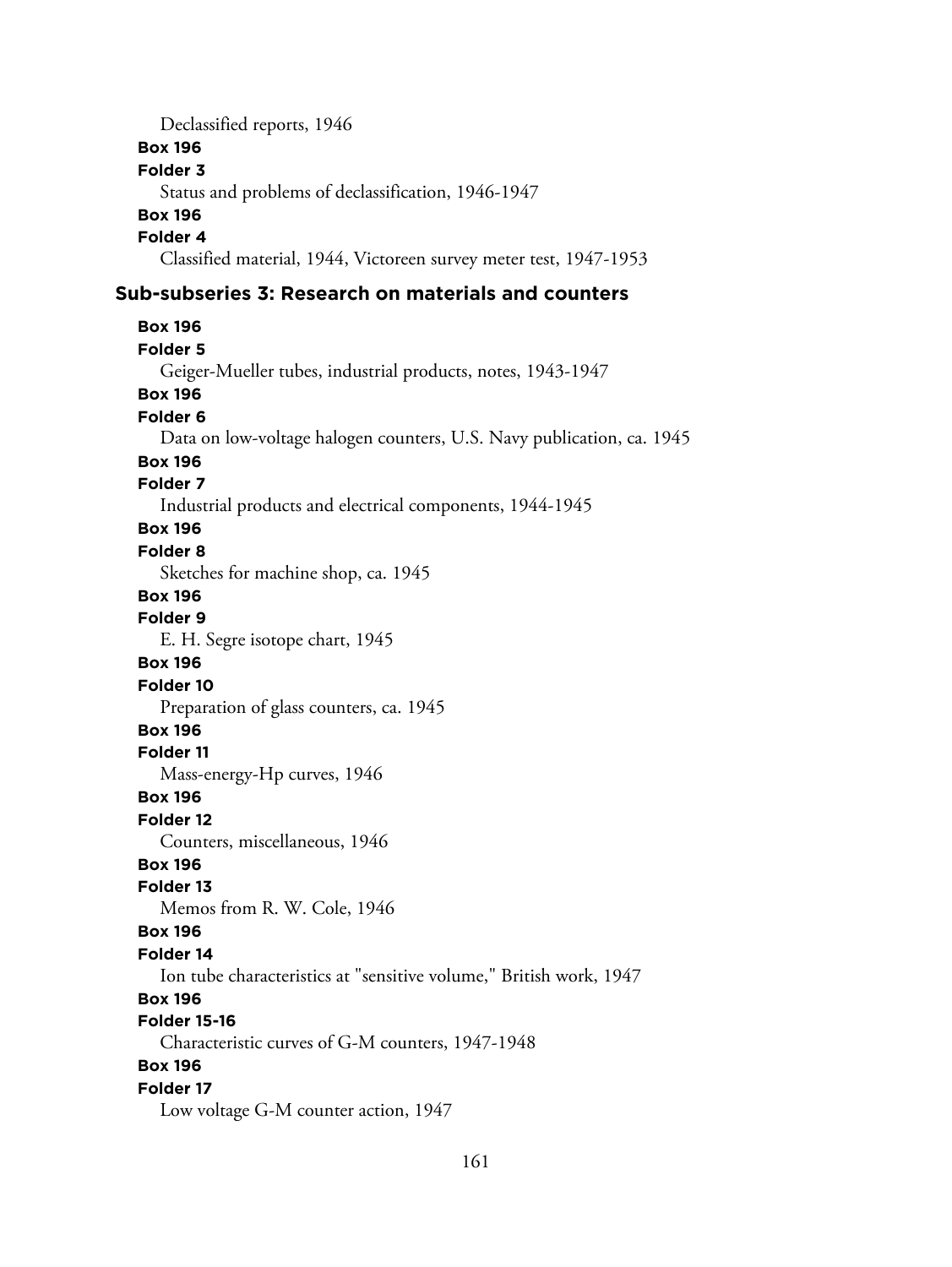Declassified reports, 1946

**Box 196**

**Folder 3**

Status and problems of declassification, 1946-1947

**Box 196**

**Folder 4**

Classified material, 1944, Victoreen survey meter test, 1947-1953

## Sub-subseries 3: Research on materials and counters

**Box 196**

**Folder 5**

Geiger-Mueller tubes, industrial products, notes, 1943-1947

**Box 196**

**Folder 6**

Data on low-voltage halogen counters, U.S. Navy publication, ca. 1945

**Box 196**

**Folder 7**

Industrial products and electrical components, 1944-1945

**Box 196**

**Folder 8**

Sketches for machine shop, ca. 1945

**Box 196**

**Folder 9**

E. H. Segre isotope chart, 1945

**Box 196**

**Folder 10**

Preparation of glass counters, ca. 1945

**Box 196**

**Folder 11**

Mass-energy-Hp curves, 1946

**Box 196**

**Folder 12**

Counters, miscellaneous, 1946

**Box 196**

**Folder 13**

Memos from R. W. Cole, 1946

**Box 196**

**Folder 14**

Ion tube characteristics at "sensitive volume," British work, 1947

**Box 196**

**Folder 15-16**

Characteristic curves of G-M counters, 1947-1948

**Box 196**

**Folder 17**

Low voltage G-M counter action, 1947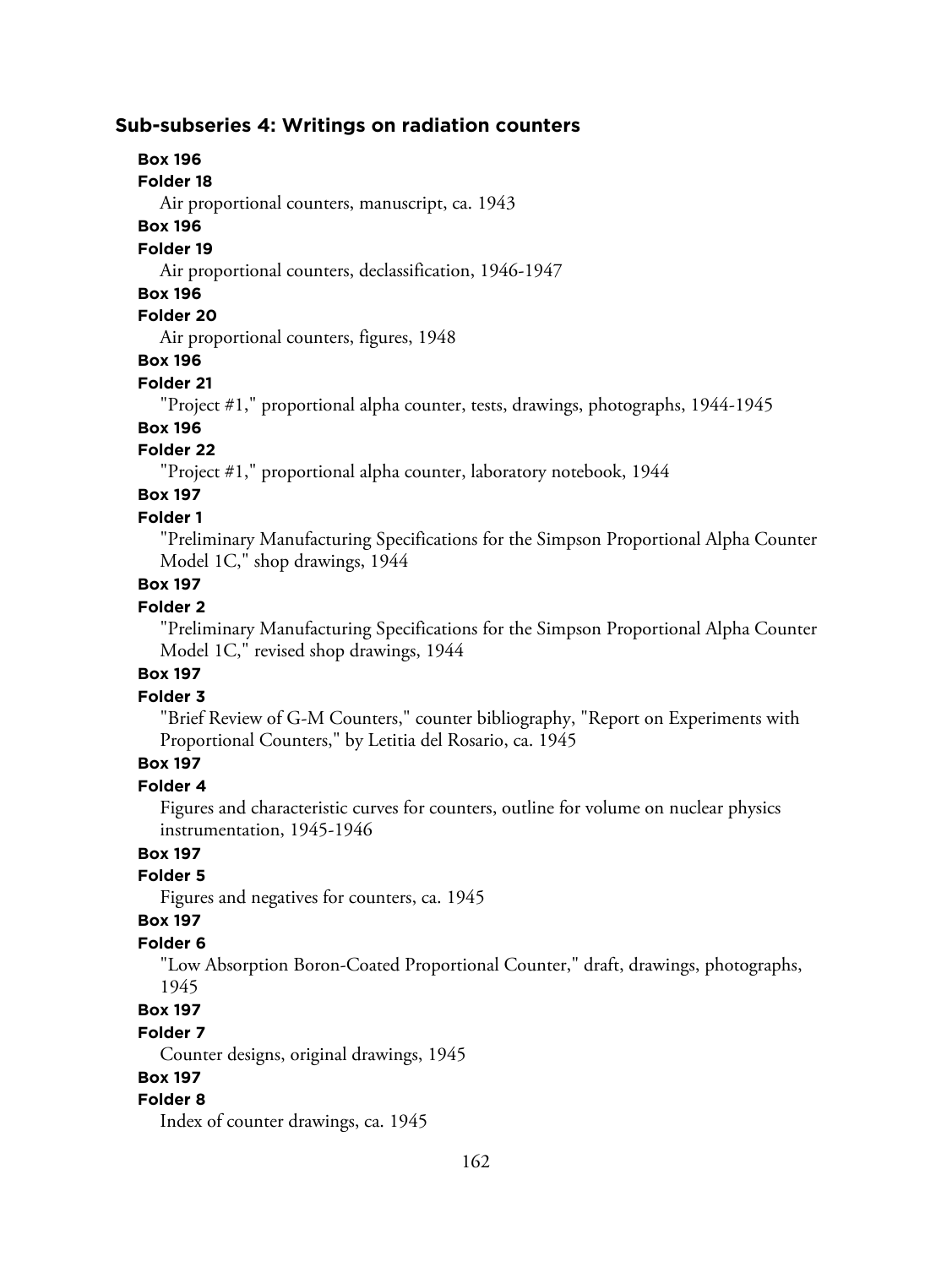### Sub-subseries 4: Writings on radiation counters

**Box 196**
**Folder 18**
Air proportional counters, manuscript, ca. 1943

**Box 196**
**Folder 19**
Air proportional counters, declassification, 1946-1947

**Box 196**
**Folder 20**
Air proportional counters, figures, 1948

**Box 196**
**Folder 21**
"Project #1," proportional alpha counter, tests, drawings, photographs, 1944-1945

**Box 196**
**Folder 22**
"Project #1," proportional alpha counter, laboratory notebook, 1944

**Box 197**
**Folder 1**
"Preliminary Manufacturing Specifications for the Simpson Proportional Alpha Counter Model 1C," shop drawings, 1944

**Box 197**
**Folder 2**
"Preliminary Manufacturing Specifications for the Simpson Proportional Alpha Counter Model 1C," revised shop drawings, 1944

**Box 197**
**Folder 3**
"Brief Review of G-M Counters," counter bibliography, "Report on Experiments with Proportional Counters," by Letitia del Rosario, ca. 1945

**Box 197**
**Folder 4**
Figures and characteristic curves for counters, outline for volume on nuclear physics instrumentation, 1945-1946

**Box 197**
**Folder 5**
Figures and negatives for counters, ca. 1945

**Box 197**
**Folder 6**
"Low Absorption Boron-Coated Proportional Counter," draft, drawings, photographs, 1945

**Box 197**
**Folder 7**
Counter designs, original drawings, 1945

**Box 197**
**Folder 8**
Index of counter drawings, ca. 1945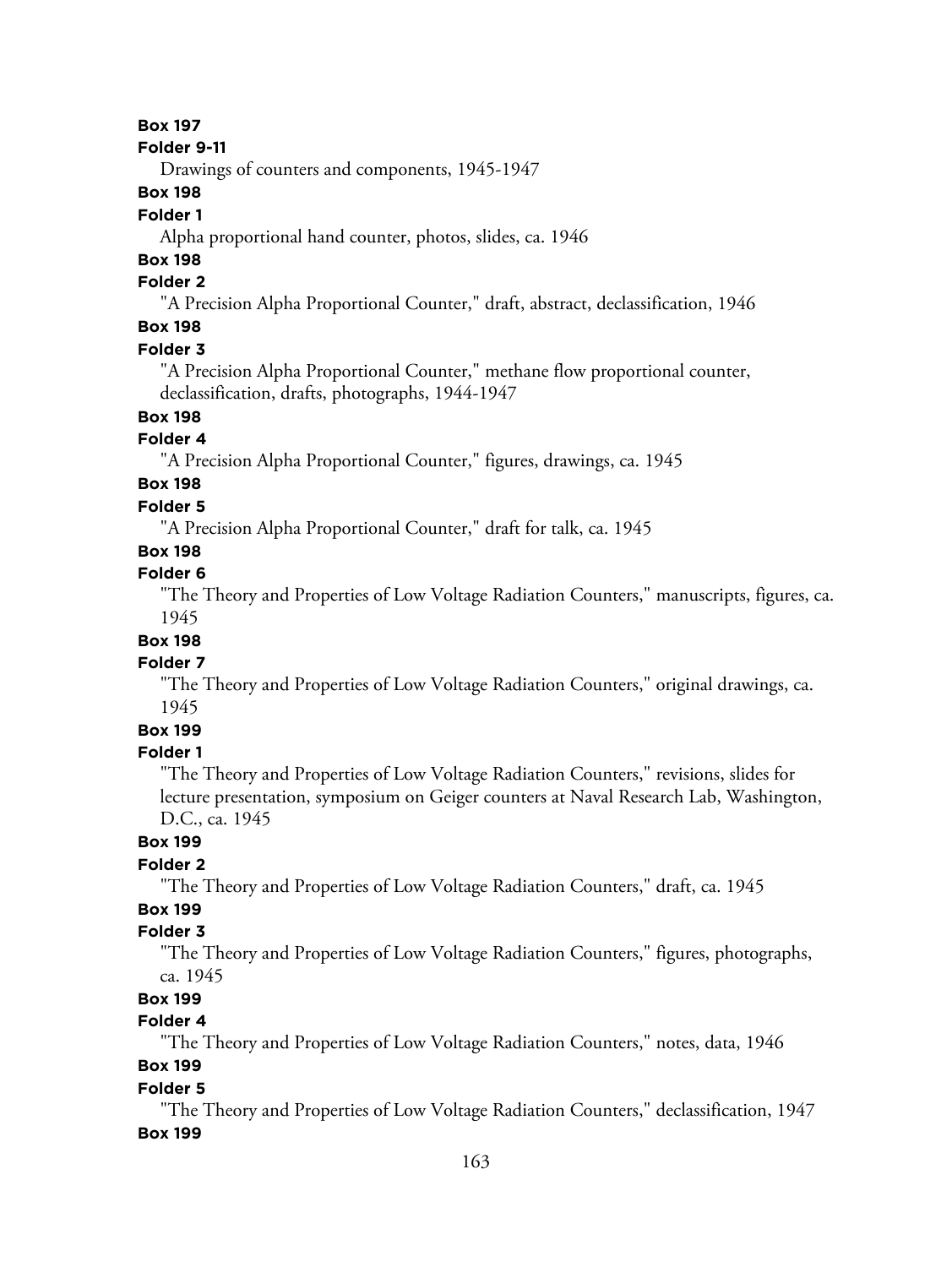**Box 197**

**Folder 9-11**

Drawings of counters and components, 1945-1947

**Box 198**

**Folder 1**

Alpha proportional hand counter, photos, slides, ca. 1946

**Box 198**

**Folder 2**

"A Precision Alpha Proportional Counter," draft, abstract, declassification, 1946

**Box 198**

**Folder 3**

"A Precision Alpha Proportional Counter," methane flow proportional counter, declassification, drafts, photographs, 1944-1947

**Box 198**

**Folder 4**

"A Precision Alpha Proportional Counter," figures, drawings, ca. 1945

**Box 198**

**Folder 5**

"A Precision Alpha Proportional Counter," draft for talk, ca. 1945

**Box 198**

**Folder 6**

"The Theory and Properties of Low Voltage Radiation Counters," manuscripts, figures, ca. 1945

**Box 198**

**Folder 7**

"The Theory and Properties of Low Voltage Radiation Counters," original drawings, ca. 1945

**Box 199**

**Folder 1**

"The Theory and Properties of Low Voltage Radiation Counters," revisions, slides for lecture presentation, symposium on Geiger counters at Naval Research Lab, Washington, D.C., ca. 1945

**Box 199**

**Folder 2**

"The Theory and Properties of Low Voltage Radiation Counters," draft, ca. 1945

**Box 199**

**Folder 3**

"The Theory and Properties of Low Voltage Radiation Counters," figures, photographs, ca. 1945

**Box 199**

**Folder 4**

"The Theory and Properties of Low Voltage Radiation Counters," notes, data, 1946

**Box 199**

**Folder 5**

"The Theory and Properties of Low Voltage Radiation Counters," declassification, 1947

**Box 199**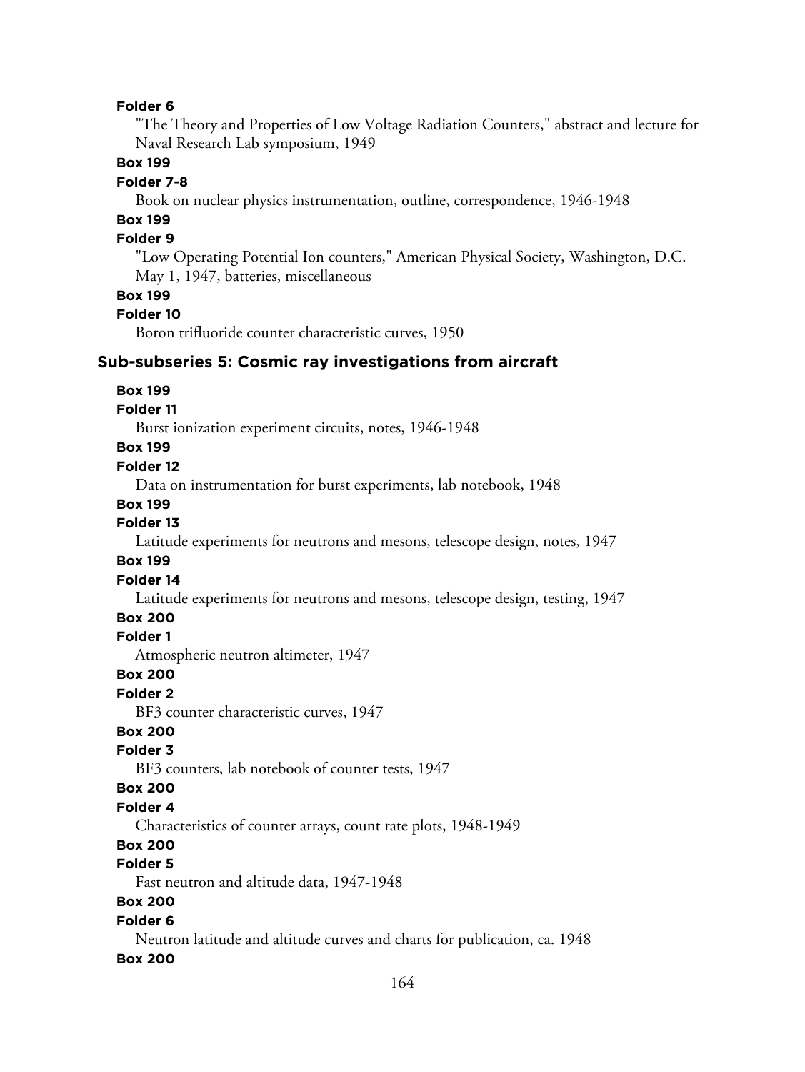**Folder 6**

"The Theory and Properties of Low Voltage Radiation Counters," abstract and lecture for Naval Research Lab symposium, 1949

**Box 199**

**Folder 7-8**

Book on nuclear physics instrumentation, outline, correspondence, 1946-1948

**Box 199**

**Folder 9**

"Low Operating Potential Ion counters," American Physical Society, Washington, D.C. May 1, 1947, batteries, miscellaneous

**Box 199**

**Folder 10**

Boron trifluoride counter characteristic curves, 1950

### Sub-subseries 5: Cosmic ray investigations from aircraft

**Box 199**

**Folder 11**

Burst ionization experiment circuits, notes, 1946-1948

**Box 199**

**Folder 12**

Data on instrumentation for burst experiments, lab notebook, 1948

**Box 199**

**Folder 13**

Latitude experiments for neutrons and mesons, telescope design, notes, 1947

**Box 199**

**Folder 14**

Latitude experiments for neutrons and mesons, telescope design, testing, 1947

**Box 200**

**Folder 1**

Atmospheric neutron altimeter, 1947

**Box 200**

**Folder 2**

BF3 counter characteristic curves, 1947

**Box 200**

**Folder 3**

BF3 counters, lab notebook of counter tests, 1947

**Box 200**

**Folder 4**

Characteristics of counter arrays, count rate plots, 1948-1949

**Box 200**

**Folder 5**

Fast neutron and altitude data, 1947-1948

**Box 200**

**Folder 6**

Neutron latitude and altitude curves and charts for publication, ca. 1948

**Box 200**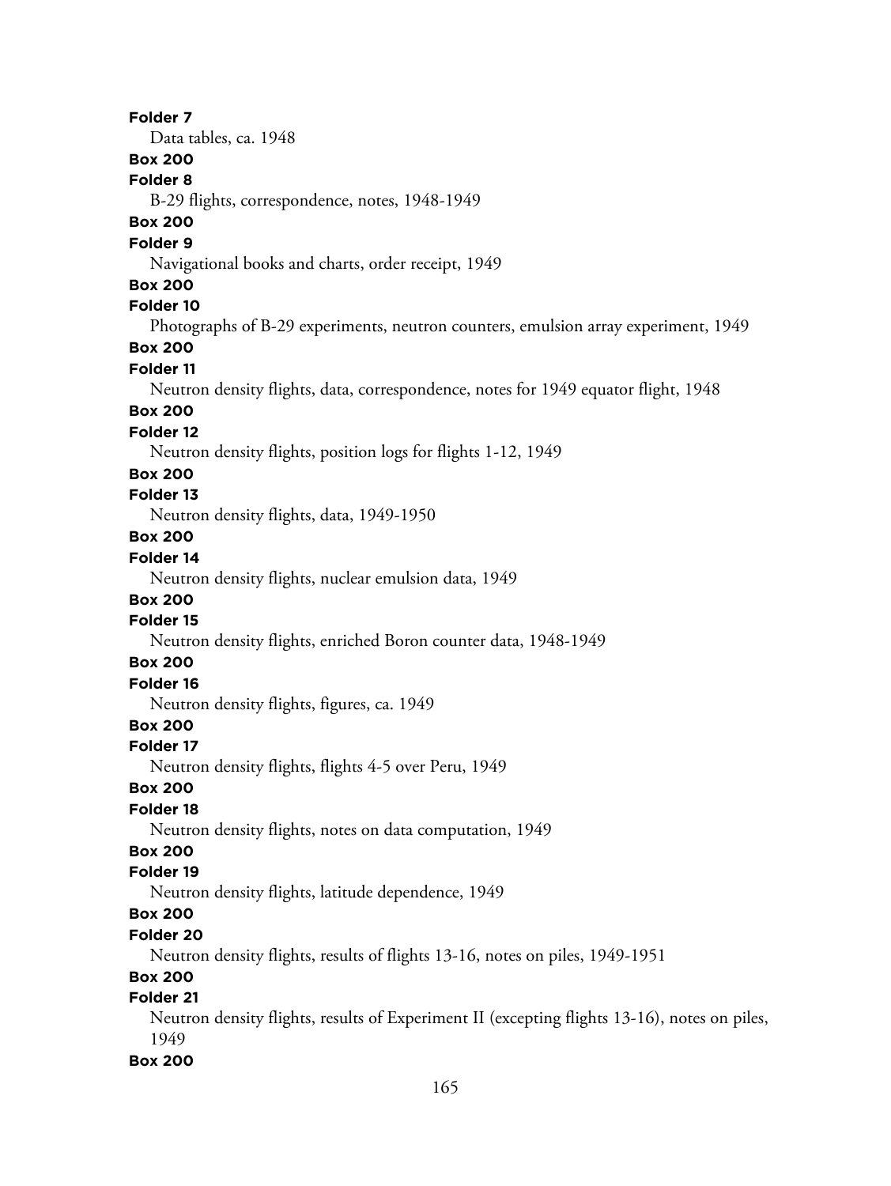**Folder 7**

Data tables, ca. 1948

**Box 200**

**Folder 8**

B-29 flights, correspondence, notes, 1948-1949

**Box 200**

**Folder 9**

Navigational books and charts, order receipt, 1949

**Box 200**

**Folder 10**

Photographs of B-29 experiments, neutron counters, emulsion array experiment, 1949

**Box 200**

**Folder 11**

Neutron density flights, data, correspondence, notes for 1949 equator flight, 1948

**Box 200**

**Folder 12**

Neutron density flights, position logs for flights 1-12, 1949

**Box 200**

**Folder 13**

Neutron density flights, data, 1949-1950

**Box 200**

**Folder 14**

Neutron density flights, nuclear emulsion data, 1949

**Box 200**

**Folder 15**

Neutron density flights, enriched Boron counter data, 1948-1949

**Box 200**

**Folder 16**

Neutron density flights, figures, ca. 1949

**Box 200**

**Folder 17**

Neutron density flights, flights 4-5 over Peru, 1949

**Box 200**

**Folder 18**

Neutron density flights, notes on data computation, 1949

**Box 200**

**Folder 19**

Neutron density flights, latitude dependence, 1949

**Box 200**

**Folder 20**

Neutron density flights, results of flights 13-16, notes on piles, 1949-1951

**Box 200**

**Folder 21**

Neutron density flights, results of Experiment II (excepting flights 13-16), notes on piles, 1949

**Box 200**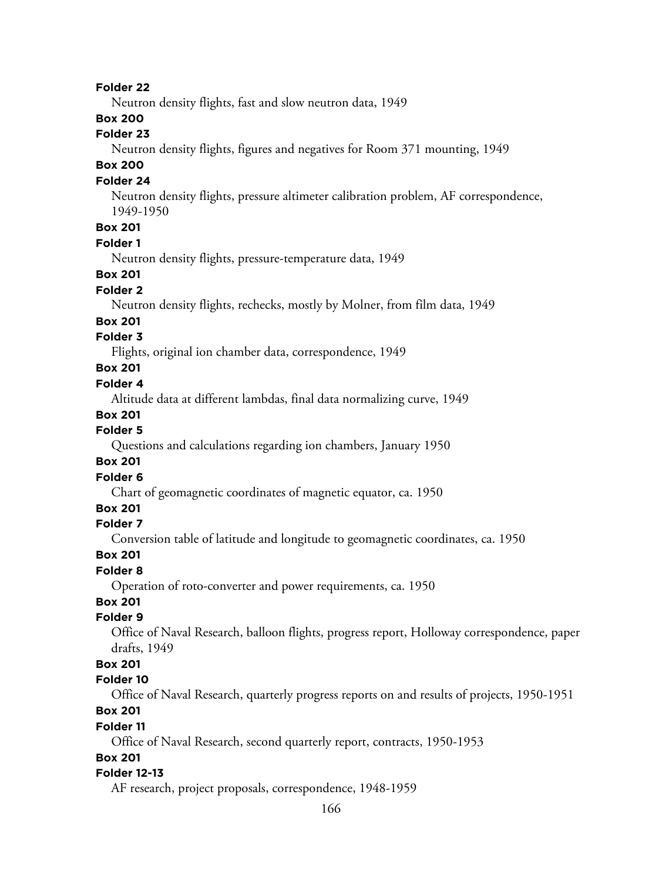**Folder 22**

Neutron density flights, fast and slow neutron data, 1949

**Box 200**

**Folder 23**

Neutron density flights, figures and negatives for Room 371 mounting, 1949

**Box 200**

**Folder 24**

Neutron density flights, pressure altimeter calibration problem, AF correspondence, 1949-1950

**Box 201**

**Folder 1**

Neutron density flights, pressure-temperature data, 1949

**Box 201**

**Folder 2**

Neutron density flights, rechecks, mostly by Molner, from film data, 1949

**Box 201**

**Folder 3**

Flights, original ion chamber data, correspondence, 1949

**Box 201**

**Folder 4**

Altitude data at different lambdas, final data normalizing curve, 1949

**Box 201**

**Folder 5**

Questions and calculations regarding ion chambers, January 1950

**Box 201**

**Folder 6**

Chart of geomagnetic coordinates of magnetic equator, ca. 1950

**Box 201**

**Folder 7**

Conversion table of latitude and longitude to geomagnetic coordinates, ca. 1950

**Box 201**

**Folder 8**

Operation of roto-converter and power requirements, ca. 1950

**Box 201**

**Folder 9**

Office of Naval Research, balloon flights, progress report, Holloway correspondence, paper drafts, 1949

**Box 201**

**Folder 10**

Office of Naval Research, quarterly progress reports on and results of projects, 1950-1951

**Box 201**

**Folder 11**

Office of Naval Research, second quarterly report, contracts, 1950-1953

**Box 201**

**Folder 12-13**

AF research, project proposals, correspondence, 1948-1959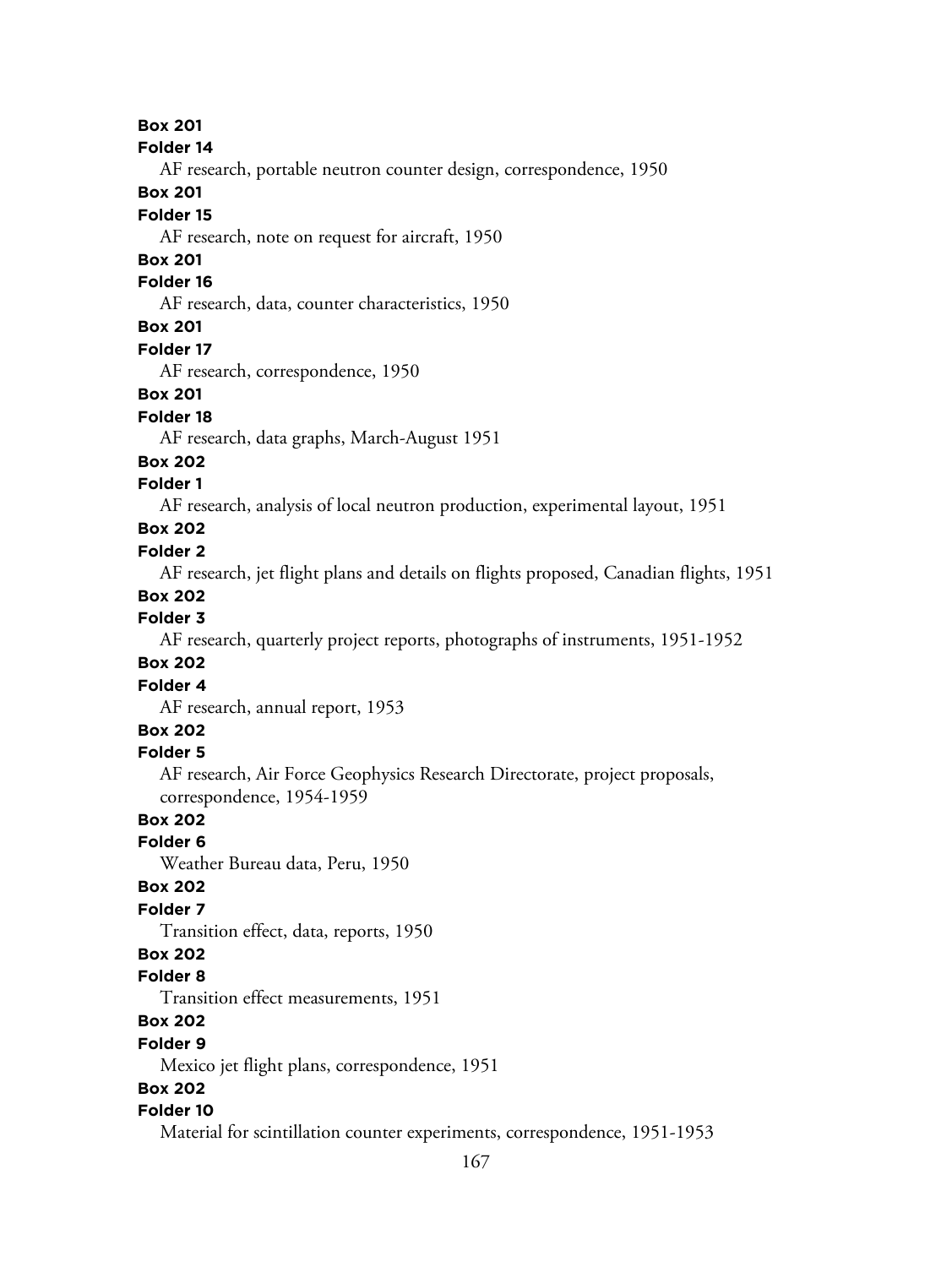**Box 201**
**Folder 14**
AF research, portable neutron counter design, correspondence, 1950
**Box 201**
**Folder 15**
AF research, note on request for aircraft, 1950
**Box 201**
**Folder 16**
AF research, data, counter characteristics, 1950
**Box 201**
**Folder 17**
AF research, correspondence, 1950
**Box 201**
**Folder 18**
AF research, data graphs, March-August 1951
**Box 202**
**Folder 1**
AF research, analysis of local neutron production, experimental layout, 1951
**Box 202**
**Folder 2**
AF research, jet flight plans and details on flights proposed, Canadian flights, 1951
**Box 202**
**Folder 3**
AF research, quarterly project reports, photographs of instruments, 1951-1952
**Box 202**
**Folder 4**
AF research, annual report, 1953
**Box 202**
**Folder 5**
AF research, Air Force Geophysics Research Directorate, project proposals, correspondence, 1954-1959
**Box 202**
**Folder 6**
Weather Bureau data, Peru, 1950
**Box 202**
**Folder 7**
Transition effect, data, reports, 1950
**Box 202**
**Folder 8**
Transition effect measurements, 1951
**Box 202**
**Folder 9**
Mexico jet flight plans, correspondence, 1951
**Box 202**
**Folder 10**
Material for scintillation counter experiments, correspondence, 1951-1953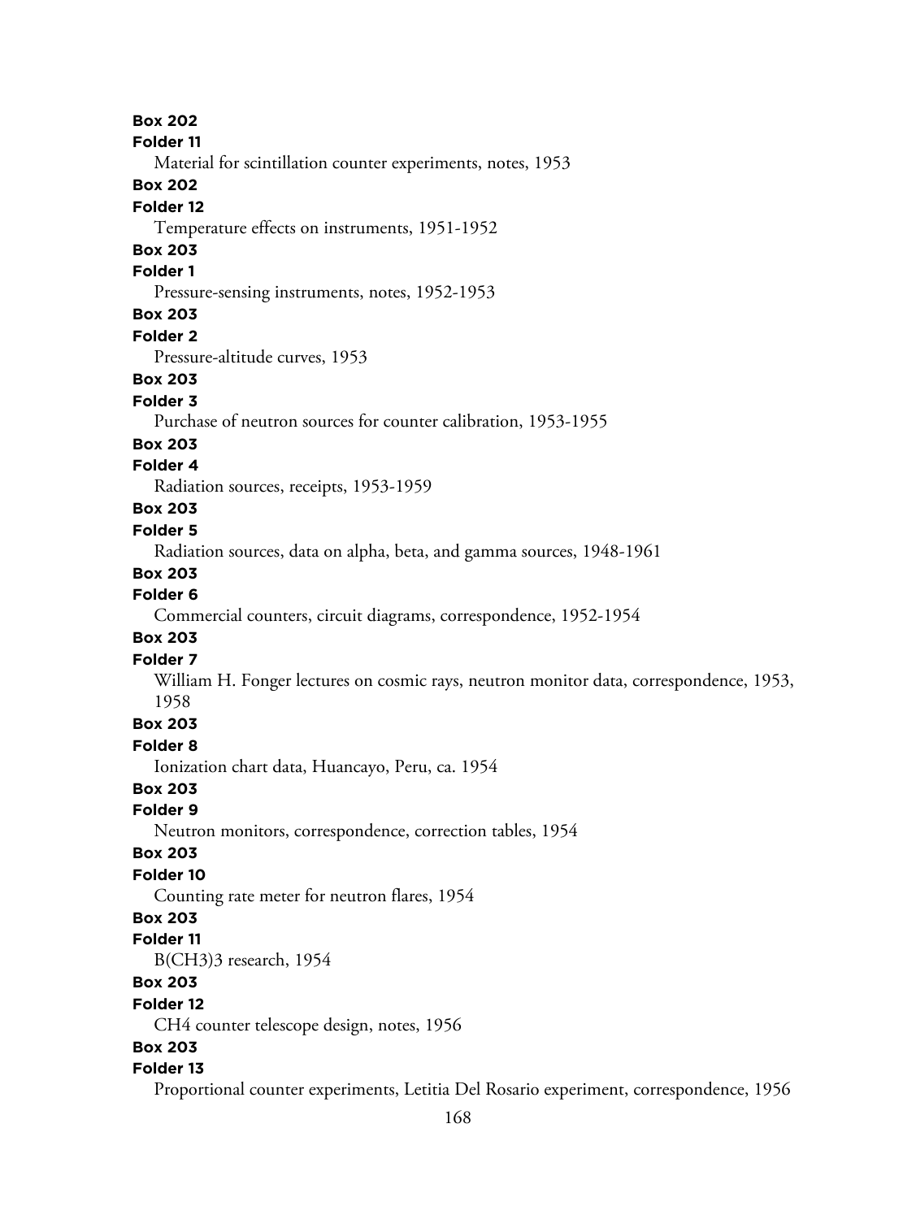**Box 202**
**Folder 11**
Material for scintillation counter experiments, notes, 1953

**Box 202**
**Folder 12**
Temperature effects on instruments, 1951-1952

**Box 203**
**Folder 1**
Pressure-sensing instruments, notes, 1952-1953

**Box 203**
**Folder 2**
Pressure-altitude curves, 1953

**Box 203**
**Folder 3**
Purchase of neutron sources for counter calibration, 1953-1955

**Box 203**
**Folder 4**
Radiation sources, receipts, 1953-1959

**Box 203**
**Folder 5**
Radiation sources, data on alpha, beta, and gamma sources, 1948-1961

**Box 203**
**Folder 6**
Commercial counters, circuit diagrams, correspondence, 1952-1954

**Box 203**
**Folder 7**
William H. Fonger lectures on cosmic rays, neutron monitor data, correspondence, 1953, 1958

**Box 203**
**Folder 8**
Ionization chart data, Huancayo, Peru, ca. 1954

**Box 203**
**Folder 9**
Neutron monitors, correspondence, correction tables, 1954

**Box 203**
**Folder 10**
Counting rate meter for neutron flares, 1954

**Box 203**
**Folder 11**
$B(CH_3)_3$ research, 1954

**Box 203**
**Folder 12**
$CH_4$ counter telescope design, notes, 1956

**Box 203**
**Folder 13**
Proportional counter experiments, Letitia Del Rosario experiment, correspondence, 1956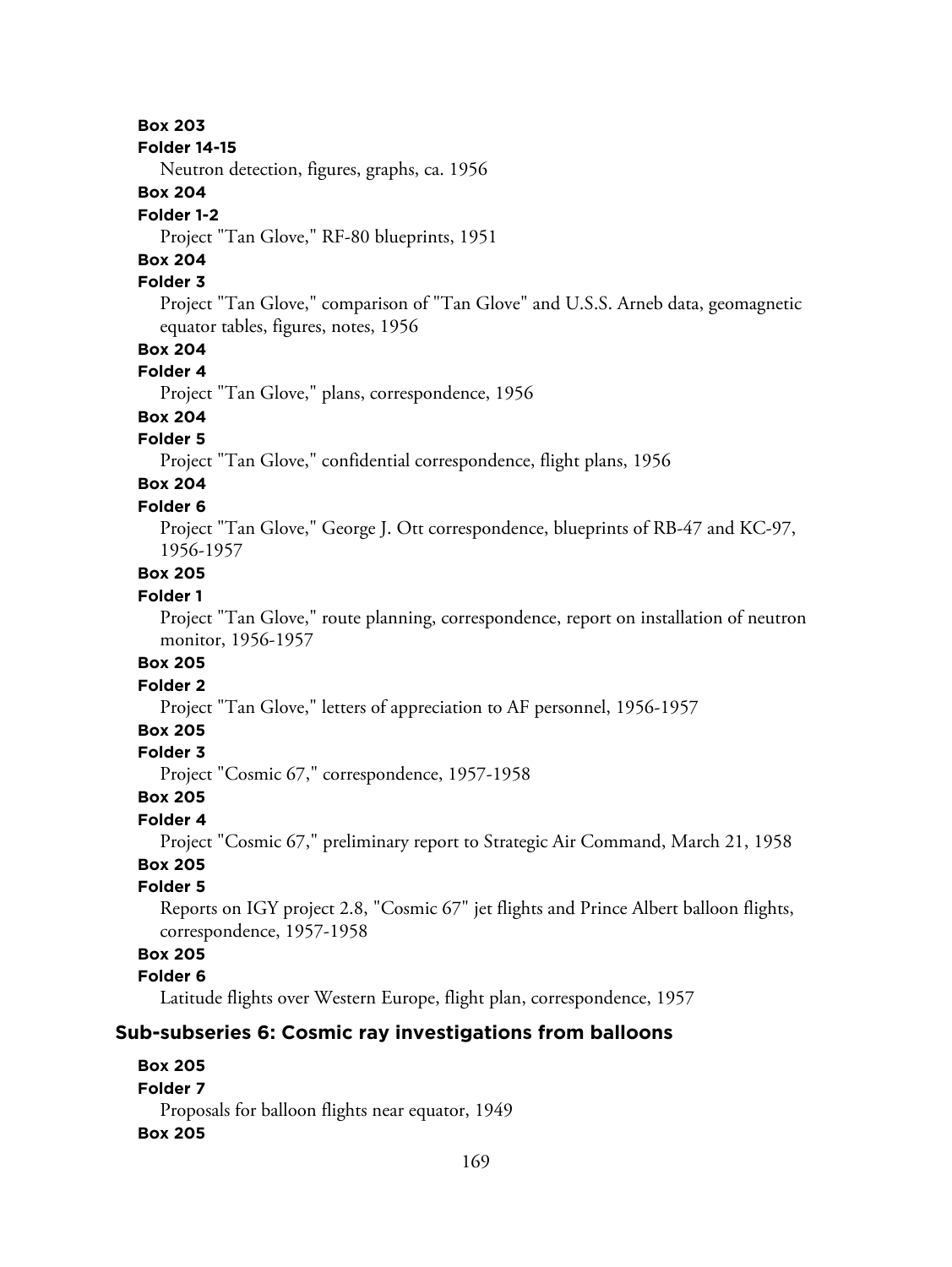**Box 203**

**Folder 14-15**

Neutron detection, figures, graphs, ca. 1956

**Box 204**

**Folder 1-2**

Project "Tan Glove," RF-80 blueprints, 1951

**Box 204**

**Folder 3**

Project "Tan Glove," comparison of "Tan Glove" and U.S.S. Arneb data, geomagnetic equator tables, figures, notes, 1956

**Box 204**

**Folder 4**

Project "Tan Glove," plans, correspondence, 1956

**Box 204**

**Folder 5**

Project "Tan Glove," confidential correspondence, flight plans, 1956

**Box 204**

**Folder 6**

Project "Tan Glove," George J. Ott correspondence, blueprints of RB-47 and KC-97, 1956-1957

**Box 205**

**Folder 1**

Project "Tan Glove," route planning, correspondence, report on installation of neutron monitor, 1956-1957

**Box 205**

**Folder 2**

Project "Tan Glove," letters of appreciation to AF personnel, 1956-1957

**Box 205**

**Folder 3**

Project "Cosmic 67," correspondence, 1957-1958

**Box 205**

**Folder 4**

Project "Cosmic 67," preliminary report to Strategic Air Command, March 21, 1958

**Box 205**

**Folder 5**

Reports on IGY project 2.8, "Cosmic 67" jet flights and Prince Albert balloon flights, correspondence, 1957-1958

**Box 205**

**Folder 6**

Latitude flights over Western Europe, flight plan, correspondence, 1957

### Sub-subseries 6: Cosmic ray investigations from balloons

**Box 205**

**Folder 7**

Proposals for balloon flights near equator, 1949

**Box 205**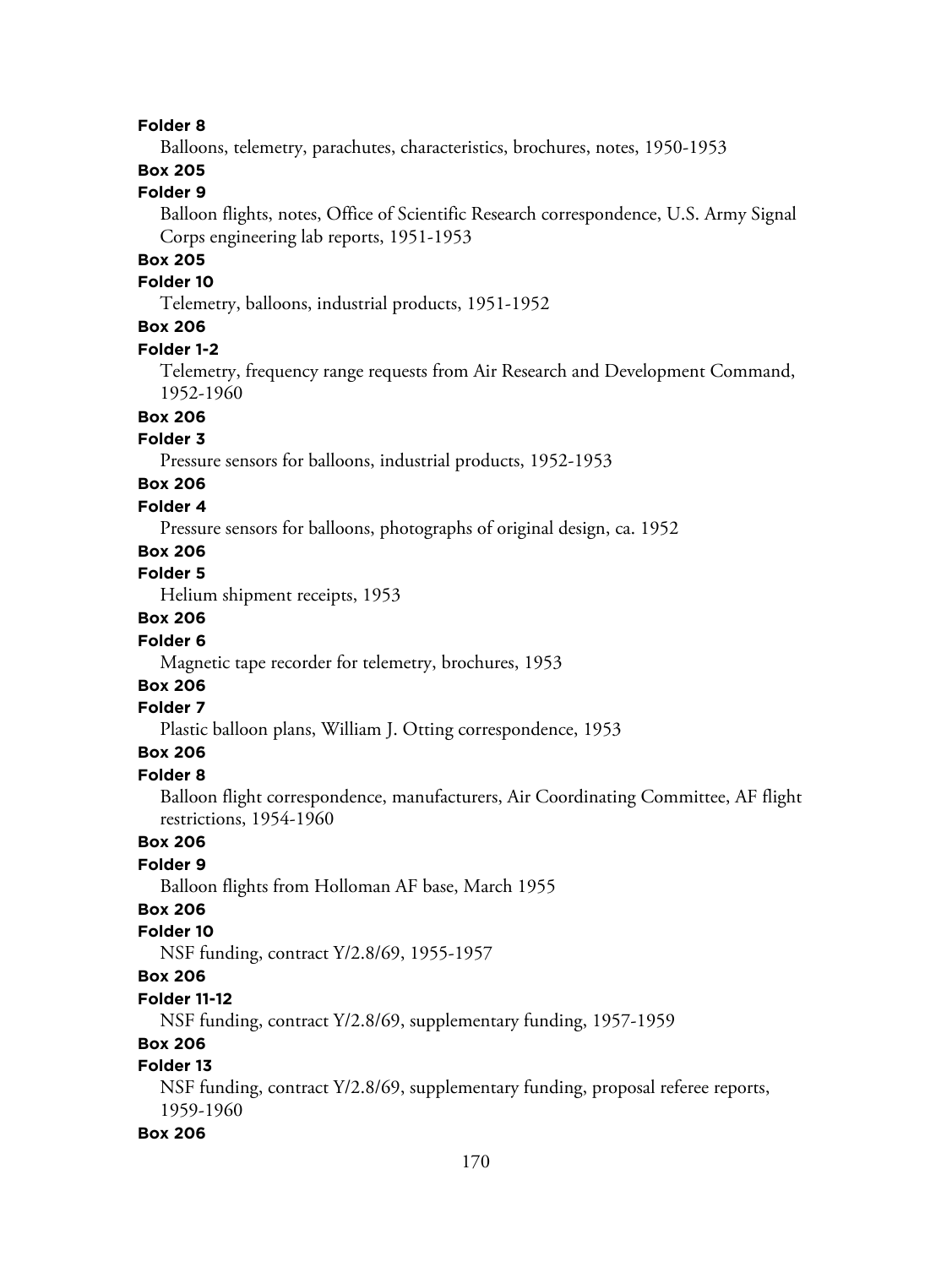**Folder 8**

Balloons, telemetry, parachutes, characteristics, brochures, notes, 1950-1953

**Box 205**

**Folder 9**

Balloon flights, notes, Office of Scientific Research correspondence, U.S. Army Signal Corps engineering lab reports, 1951-1953

**Box 205**

**Folder 10**

Telemetry, balloons, industrial products, 1951-1952

**Box 206**

**Folder 1-2**

Telemetry, frequency range requests from Air Research and Development Command, 1952-1960

**Box 206**

**Folder 3**

Pressure sensors for balloons, industrial products, 1952-1953

**Box 206**

**Folder 4**

Pressure sensors for balloons, photographs of original design, ca. 1952

**Box 206**

**Folder 5**

Helium shipment receipts, 1953

**Box 206**

**Folder 6**

Magnetic tape recorder for telemetry, brochures, 1953

**Box 206**

**Folder 7**

Plastic balloon plans, William J. Otting correspondence, 1953

**Box 206**

**Folder 8**

Balloon flight correspondence, manufacturers, Air Coordinating Committee, AF flight restrictions, 1954-1960

**Box 206**

**Folder 9**

Balloon flights from Holloman AF base, March 1955

**Box 206**

**Folder 10**

NSF funding, contract Y/2.8/69, 1955-1957

**Box 206**

**Folder 11-12**

NSF funding, contract Y/2.8/69, supplementary funding, 1957-1959

**Box 206**

**Folder 13**

NSF funding, contract Y/2.8/69, supplementary funding, proposal referee reports, 1959-1960

**Box 206**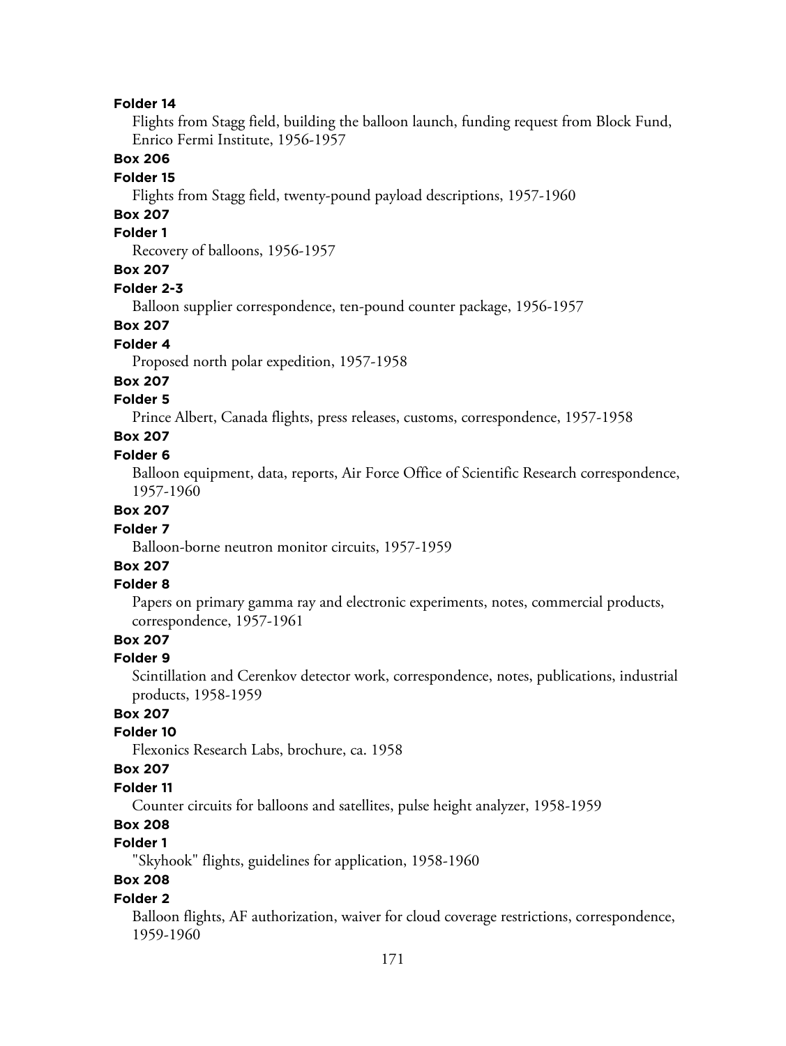**Folder 14**

Flights from Stagg field, building the balloon launch, funding request from Block Fund, Enrico Fermi Institute, 1956-1957

**Box 206**

**Folder 15**

Flights from Stagg field, twenty-pound payload descriptions, 1957-1960

**Box 207**

**Folder 1**

Recovery of balloons, 1956-1957

**Box 207**

**Folder 2-3**

Balloon supplier correspondence, ten-pound counter package, 1956-1957

**Box 207**

**Folder 4**

Proposed north polar expedition, 1957-1958

**Box 207**

**Folder 5**

Prince Albert, Canada flights, press releases, customs, correspondence, 1957-1958

**Box 207**

**Folder 6**

Balloon equipment, data, reports, Air Force Office of Scientific Research correspondence, 1957-1960

**Box 207**

**Folder 7**

Balloon-borne neutron monitor circuits, 1957-1959

**Box 207**

**Folder 8**

Papers on primary gamma ray and electronic experiments, notes, commercial products, correspondence, 1957-1961

**Box 207**

**Folder 9**

Scintillation and Cerenkov detector work, correspondence, notes, publications, industrial products, 1958-1959

**Box 207**

**Folder 10**

Flexonics Research Labs, brochure, ca. 1958

**Box 207**

**Folder 11**

Counter circuits for balloons and satellites, pulse height analyzer, 1958-1959

**Box 208**

**Folder 1**

"Skyhook" flights, guidelines for application, 1958-1960

**Box 208**

**Folder 2**

Balloon flights, AF authorization, waiver for cloud coverage restrictions, correspondence, 1959-1960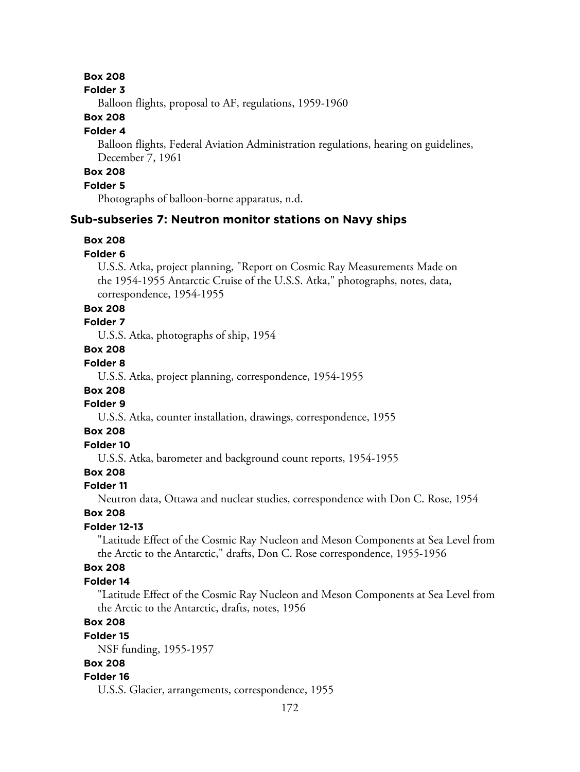**Box 208**

**Folder 3**

Balloon flights, proposal to AF, regulations, 1959-1960

**Box 208**

**Folder 4**

Balloon flights, Federal Aviation Administration regulations, hearing on guidelines, December 7, 1961

**Box 208**

**Folder 5**

Photographs of balloon-borne apparatus, n.d.

### Sub-subseries 7: Neutron monitor stations on Navy ships

**Box 208**

**Folder 6**

U.S.S. Atka, project planning, "Report on Cosmic Ray Measurements Made on the 1954-1955 Antarctic Cruise of the U.S.S. Atka," photographs, notes, data, correspondence, 1954-1955

**Box 208**

**Folder 7**

U.S.S. Atka, photographs of ship, 1954

**Box 208**

**Folder 8**

U.S.S. Atka, project planning, correspondence, 1954-1955

**Box 208**

**Folder 9**

U.S.S. Atka, counter installation, drawings, correspondence, 1955

**Box 208**

**Folder 10**

U.S.S. Atka, barometer and background count reports, 1954-1955

**Box 208**

**Folder 11**

Neutron data, Ottawa and nuclear studies, correspondence with Don C. Rose, 1954

**Box 208**

**Folder 12-13**

"Latitude Effect of the Cosmic Ray Nucleon and Meson Components at Sea Level from the Arctic to the Antarctic," drafts, Don C. Rose correspondence, 1955-1956

**Box 208**

**Folder 14**

"Latitude Effect of the Cosmic Ray Nucleon and Meson Components at Sea Level from the Arctic to the Antarctic, drafts, notes, 1956

**Box 208**

**Folder 15**

NSF funding, 1955-1957

**Box 208**

**Folder 16**

U.S.S. Glacier, arrangements, correspondence, 1955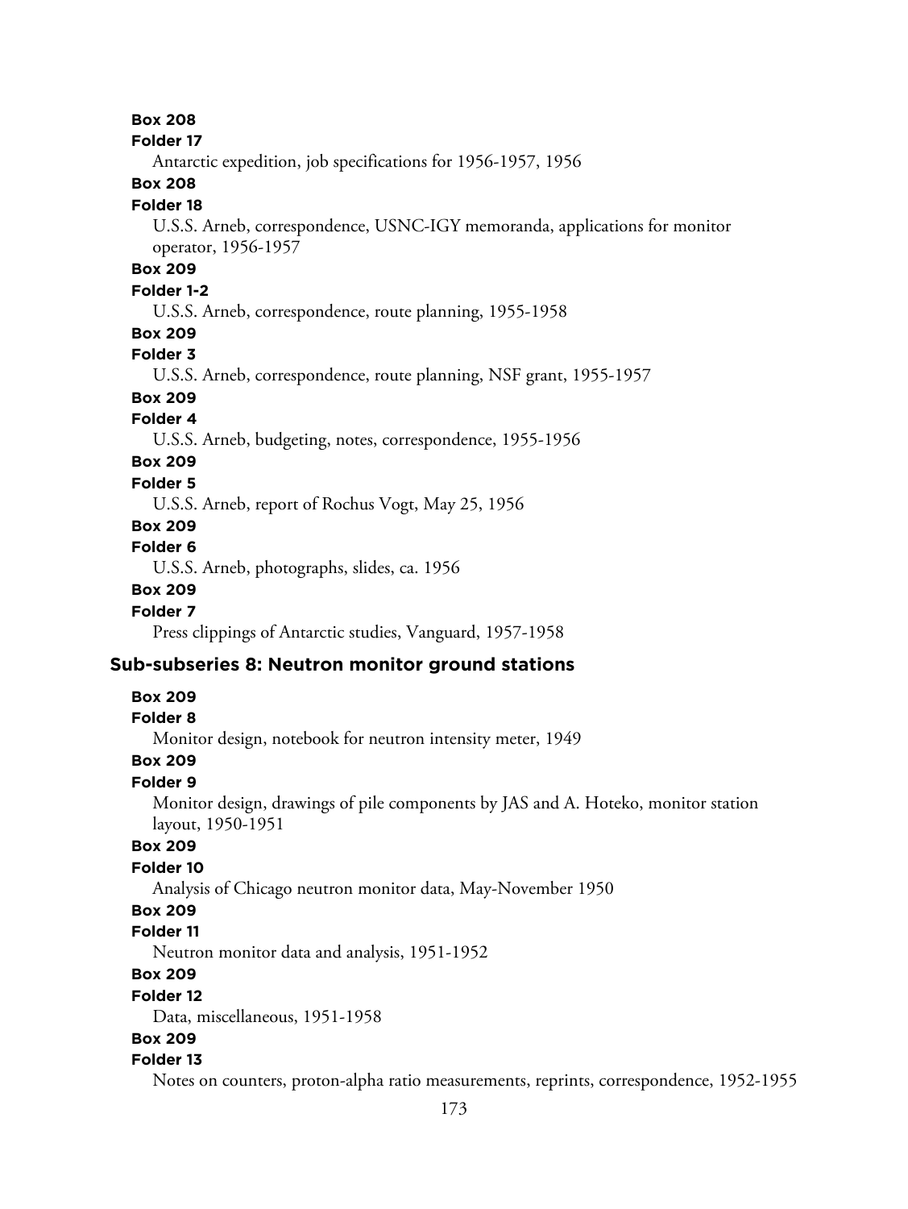**Box 208**

**Folder 17**

Antarctic expedition, job specifications for 1956-1957, 1956

**Box 208**

**Folder 18**

U.S.S. Arneb, correspondence, USNC-IGY memoranda, applications for monitor operator, 1956-1957

**Box 209**

**Folder 1-2**

U.S.S. Arneb, correspondence, route planning, 1955-1958

**Box 209**

**Folder 3**

U.S.S. Arneb, correspondence, route planning, NSF grant, 1955-1957

**Box 209**

**Folder 4**

U.S.S. Arneb, budgeting, notes, correspondence, 1955-1956

**Box 209**

**Folder 5**

U.S.S. Arneb, report of Rochus Vogt, May 25, 1956

**Box 209**

**Folder 6**

U.S.S. Arneb, photographs, slides, ca. 1956

**Box 209**

**Folder 7**

Press clippings of Antarctic studies, Vanguard, 1957-1958

### Sub-subseries 8: Neutron monitor ground stations

**Box 209**

**Folder 8**

Monitor design, notebook for neutron intensity meter, 1949

**Box 209**

**Folder 9**

Monitor design, drawings of pile components by JAS and A. Hoteko, monitor station layout, 1950-1951

**Box 209**

**Folder 10**

Analysis of Chicago neutron monitor data, May-November 1950

**Box 209**

**Folder 11**

Neutron monitor data and analysis, 1951-1952

**Box 209**

**Folder 12**

Data, miscellaneous, 1951-1958

**Box 209**

**Folder 13**

Notes on counters, proton-alpha ratio measurements, reprints, correspondence, 1952-1955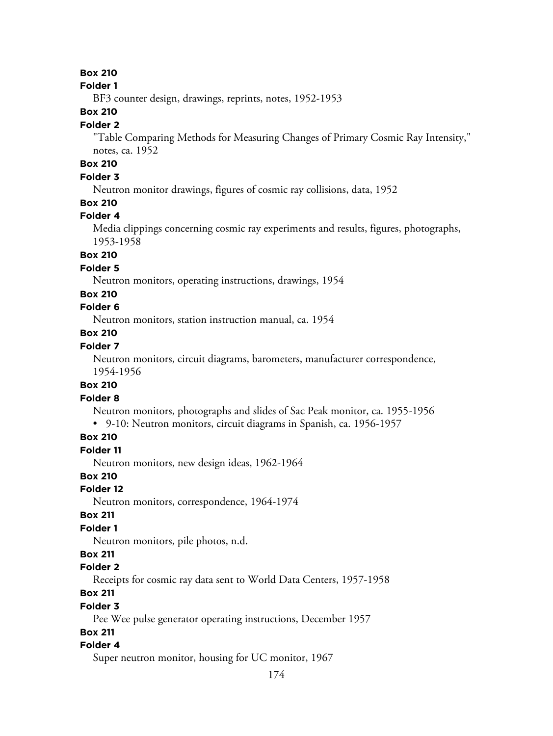**Box 210**

**Folder 1**

BF3 counter design, drawings, reprints, notes, 1952-1953

**Box 210**

**Folder 2**

"Table Comparing Methods for Measuring Changes of Primary Cosmic Ray Intensity," notes, ca. 1952

**Box 210**

**Folder 3**

Neutron monitor drawings, figures of cosmic ray collisions, data, 1952

**Box 210**

**Folder 4**

Media clippings concerning cosmic ray experiments and results, figures, photographs, 1953-1958

**Box 210**

**Folder 5**

Neutron monitors, operating instructions, drawings, 1954

**Box 210**

**Folder 6**

Neutron monitors, station instruction manual, ca. 1954

**Box 210**

**Folder 7**

Neutron monitors, circuit diagrams, barometers, manufacturer correspondence, 1954-1956

**Box 210**

**Folder 8**

Neutron monitors, photographs and slides of Sac Peak monitor, ca. 1955-1956

- 9-10: Neutron monitors, circuit diagrams in Spanish, ca. 1956-1957

**Box 210**

**Folder 11**

Neutron monitors, new design ideas, 1962-1964

**Box 210**

**Folder 12**

Neutron monitors, correspondence, 1964-1974

**Box 211**

**Folder 1**

Neutron monitors, pile photos, n.d.

**Box 211**

**Folder 2**

Receipts for cosmic ray data sent to World Data Centers, 1957-1958

**Box 211**

**Folder 3**

Pee Wee pulse generator operating instructions, December 1957

**Box 211**

**Folder 4**

Super neutron monitor, housing for UC monitor, 1967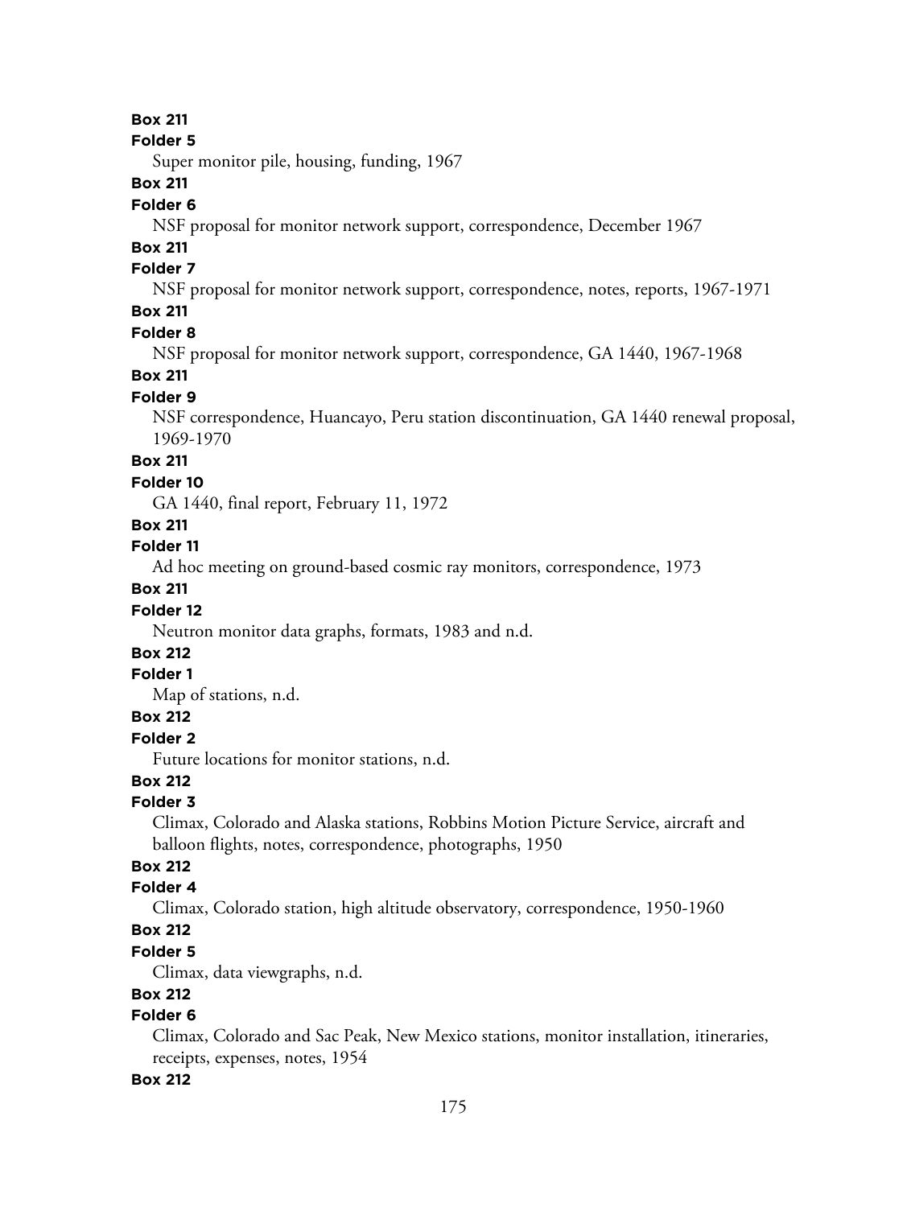**Box 211**

**Folder 5**

Super monitor pile, housing, funding, 1967

**Box 211**

**Folder 6**

NSF proposal for monitor network support, correspondence, December 1967

**Box 211**

**Folder 7**

NSF proposal for monitor network support, correspondence, notes, reports, 1967-1971

**Box 211**

**Folder 8**

NSF proposal for monitor network support, correspondence, GA 1440, 1967-1968

**Box 211**

**Folder 9**

NSF correspondence, Huancayo, Peru station discontinuation, GA 1440 renewal proposal, 1969-1970

**Box 211**

**Folder 10**

GA 1440, final report, February 11, 1972

**Box 211**

**Folder 11**

Ad hoc meeting on ground-based cosmic ray monitors, correspondence, 1973

**Box 211**

**Folder 12**

Neutron monitor data graphs, formats, 1983 and n.d.

**Box 212**

**Folder 1**

Map of stations, n.d.

**Box 212**

**Folder 2**

Future locations for monitor stations, n.d.

**Box 212**

**Folder 3**

Climax, Colorado and Alaska stations, Robbins Motion Picture Service, aircraft and balloon flights, notes, correspondence, photographs, 1950

**Box 212**

**Folder 4**

Climax, Colorado station, high altitude observatory, correspondence, 1950-1960

**Box 212**

**Folder 5**

Climax, data viewgraphs, n.d.

**Box 212**

**Folder 6**

Climax, Colorado and Sac Peak, New Mexico stations, monitor installation, itineraries, receipts, expenses, notes, 1954

**Box 212**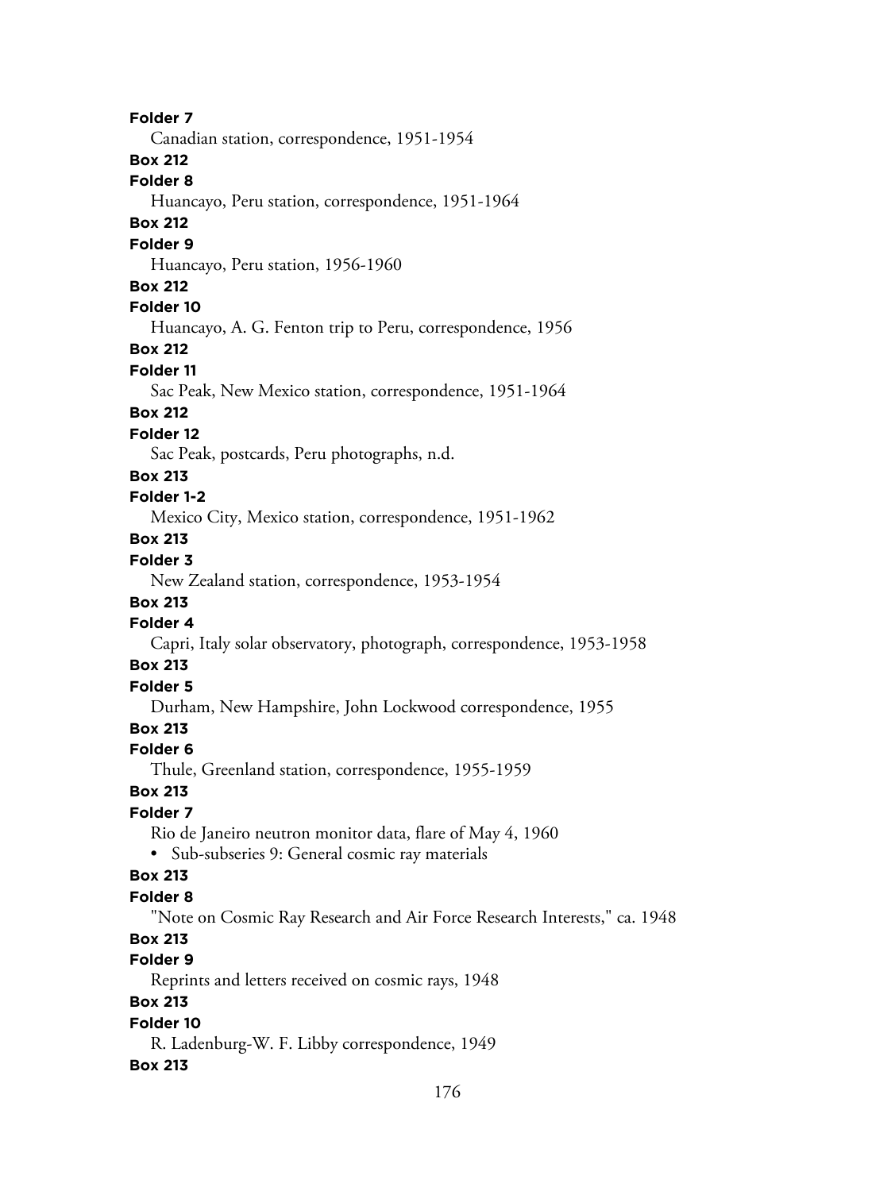**Folder 7**

Canadian station, correspondence, 1951-1954

**Box 212**

**Folder 8**

Huancayo, Peru station, correspondence, 1951-1964

**Box 212**

**Folder 9**

Huancayo, Peru station, 1956-1960

**Box 212**

**Folder 10**

Huancayo, A. G. Fenton trip to Peru, correspondence, 1956

**Box 212**

**Folder 11**

Sac Peak, New Mexico station, correspondence, 1951-1964

**Box 212**

**Folder 12**

Sac Peak, postcards, Peru photographs, n.d.

**Box 213**

**Folder 1-2**

Mexico City, Mexico station, correspondence, 1951-1962

**Box 213**

**Folder 3**

New Zealand station, correspondence, 1953-1954

**Box 213**

**Folder 4**

Capri, Italy solar observatory, photograph, correspondence, 1953-1958

**Box 213**

**Folder 5**

Durham, New Hampshire, John Lockwood correspondence, 1955

**Box 213**

**Folder 6**

Thule, Greenland station, correspondence, 1955-1959

**Box 213**

**Folder 7**

Rio de Janeiro neutron monitor data, flare of May 4, 1960

- Sub-subseries 9: General cosmic ray materials

**Box 213**

**Folder 8**

"Note on Cosmic Ray Research and Air Force Research Interests," ca. 1948

**Box 213**

**Folder 9**

Reprints and letters received on cosmic rays, 1948

**Box 213**

**Folder 10**

R. Ladenburg-W. F. Libby correspondence, 1949

**Box 213**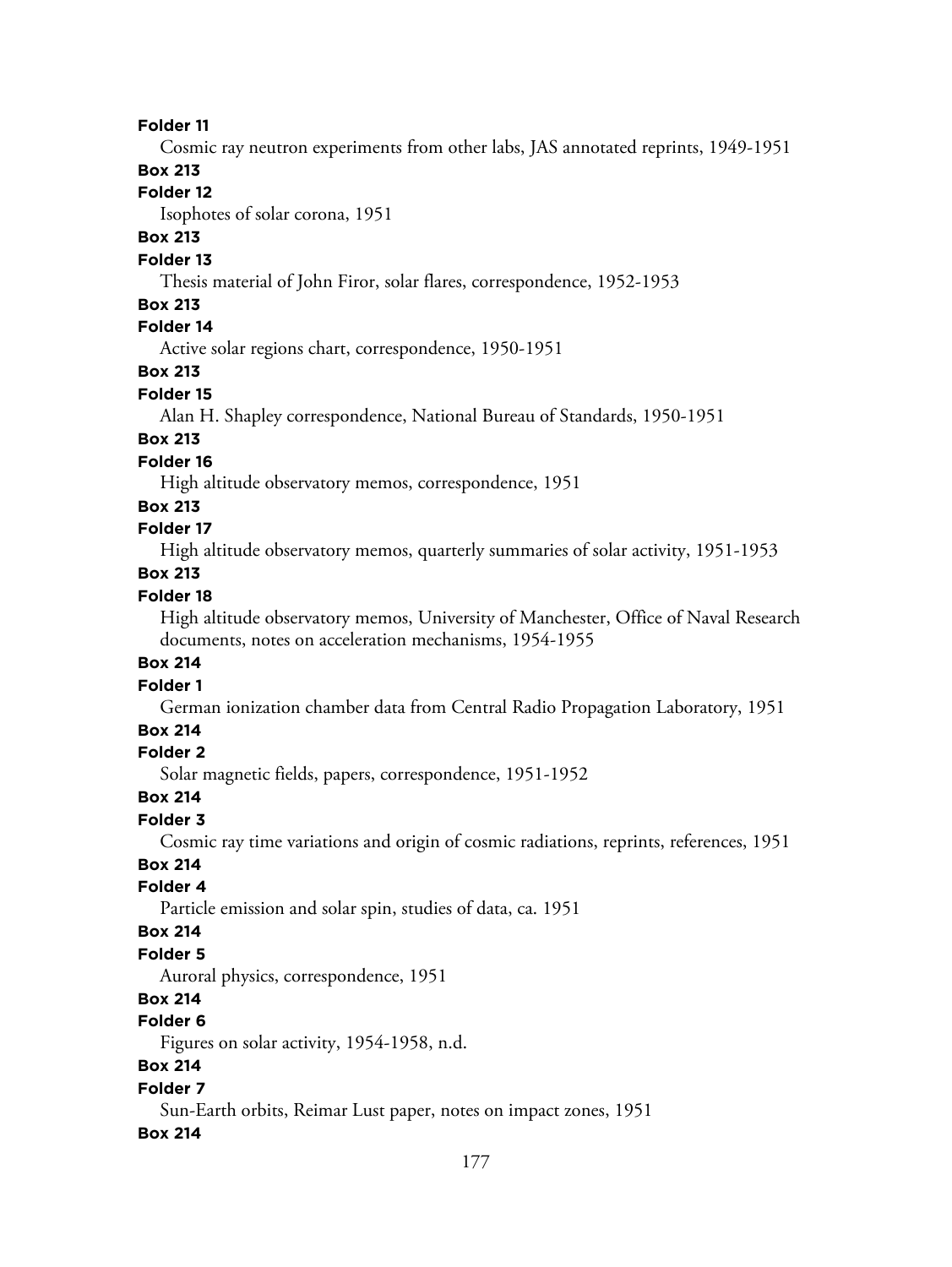**Folder 11**

Cosmic ray neutron experiments from other labs, JAS annotated reprints, 1949-1951

**Box 213**

**Folder 12**

Isophotes of solar corona, 1951

**Box 213**

**Folder 13**

Thesis material of John Firor, solar flares, correspondence, 1952-1953

**Box 213**

**Folder 14**

Active solar regions chart, correspondence, 1950-1951

**Box 213**

**Folder 15**

Alan H. Shapley correspondence, National Bureau of Standards, 1950-1951

**Box 213**

**Folder 16**

High altitude observatory memos, correspondence, 1951

**Box 213**

**Folder 17**

High altitude observatory memos, quarterly summaries of solar activity, 1951-1953

**Box 213**

**Folder 18**

High altitude observatory memos, University of Manchester, Office of Naval Research documents, notes on acceleration mechanisms, 1954-1955

**Box 214**

**Folder 1**

German ionization chamber data from Central Radio Propagation Laboratory, 1951

**Box 214**

**Folder 2**

Solar magnetic fields, papers, correspondence, 1951-1952

**Box 214**

**Folder 3**

Cosmic ray time variations and origin of cosmic radiations, reprints, references, 1951

**Box 214**

**Folder 4**

Particle emission and solar spin, studies of data, ca. 1951

**Box 214**

**Folder 5**

Auroral physics, correspondence, 1951

**Box 214**

**Folder 6**

Figures on solar activity, 1954-1958, n.d.

**Box 214**

**Folder 7**

Sun-Earth orbits, Reimar Lust paper, notes on impact zones, 1951

**Box 214**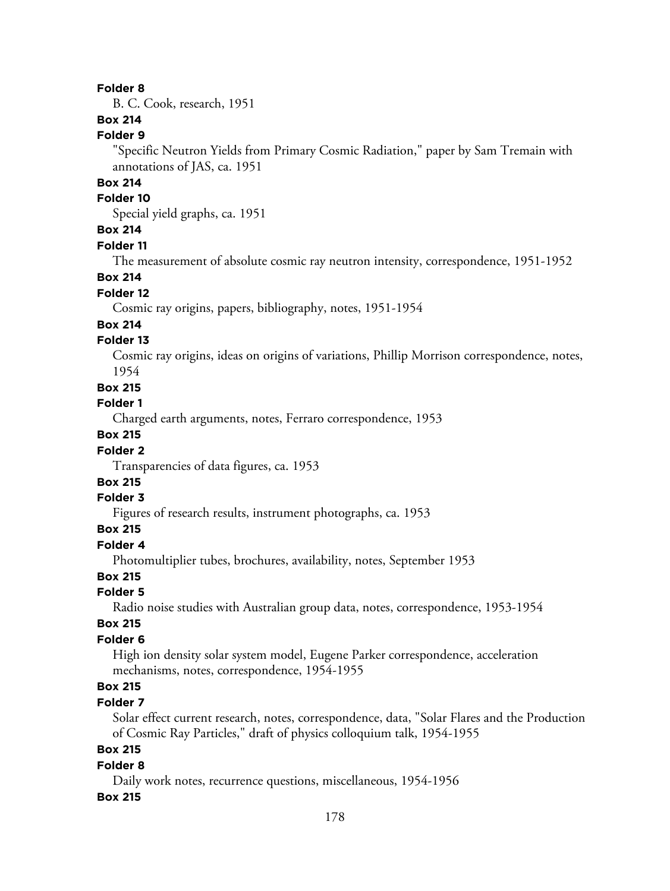**Folder 8**

B. C. Cook, research, 1951

**Box 214**

**Folder 9**

"Specific Neutron Yields from Primary Cosmic Radiation," paper by Sam Tremain with annotations of JAS, ca. 1951

**Box 214**

**Folder 10**

Special yield graphs, ca. 1951

**Box 214**

**Folder 11**

The measurement of absolute cosmic ray neutron intensity, correspondence, 1951-1952

**Box 214**

**Folder 12**

Cosmic ray origins, papers, bibliography, notes, 1951-1954

**Box 214**

**Folder 13**

Cosmic ray origins, ideas on origins of variations, Phillip Morrison correspondence, notes, 1954

**Box 215**

**Folder 1**

Charged earth arguments, notes, Ferraro correspondence, 1953

**Box 215**

**Folder 2**

Transparencies of data figures, ca. 1953

**Box 215**

**Folder 3**

Figures of research results, instrument photographs, ca. 1953

**Box 215**

**Folder 4**

Photomultiplier tubes, brochures, availability, notes, September 1953

**Box 215**

**Folder 5**

Radio noise studies with Australian group data, notes, correspondence, 1953-1954

**Box 215**

**Folder 6**

High ion density solar system model, Eugene Parker correspondence, acceleration mechanisms, notes, correspondence, 1954-1955

**Box 215**

**Folder 7**

Solar effect current research, notes, correspondence, data, "Solar Flares and the Production of Cosmic Ray Particles," draft of physics colloquium talk, 1954-1955

**Box 215**

**Folder 8**

Daily work notes, recurrence questions, miscellaneous, 1954-1956

**Box 215**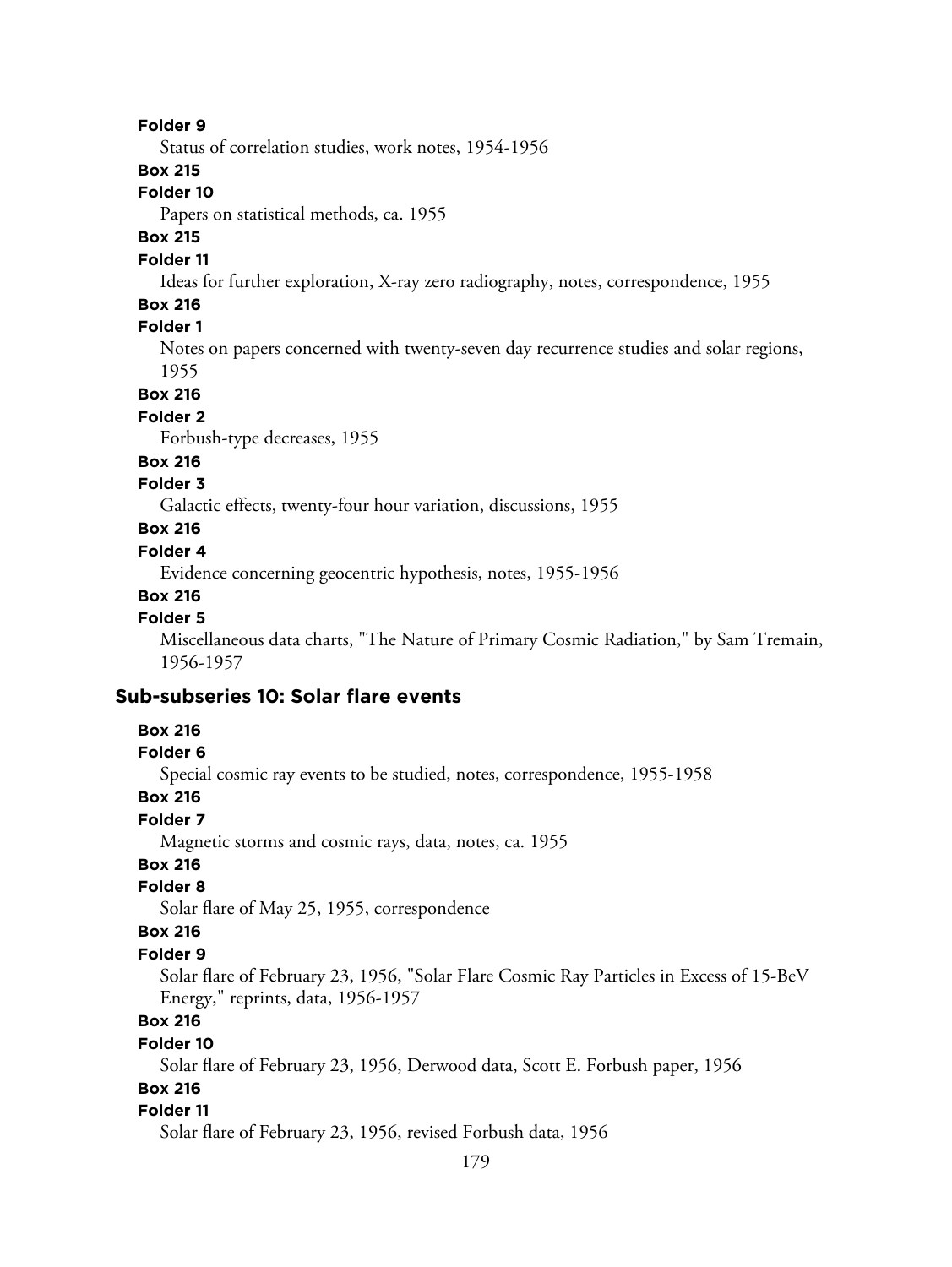**Folder 9**

Status of correlation studies, work notes, 1954-1956

**Box 215**

**Folder 10**

Papers on statistical methods, ca. 1955

**Box 215**

**Folder 11**

Ideas for further exploration, X-ray zero radiography, notes, correspondence, 1955

**Box 216**

**Folder 1**

Notes on papers concerned with twenty-seven day recurrence studies and solar regions, 1955

**Box 216**

**Folder 2**

Forbush-type decreases, 1955

**Box 216**

**Folder 3**

Galactic effects, twenty-four hour variation, discussions, 1955

**Box 216**

**Folder 4**

Evidence concerning geocentric hypothesis, notes, 1955-1956

**Box 216**

**Folder 5**

Miscellaneous data charts, "The Nature of Primary Cosmic Radiation," by Sam Tremain, 1956-1957

### Sub-subseries 10: Solar flare events

**Box 216**

**Folder 6**

Special cosmic ray events to be studied, notes, correspondence, 1955-1958

**Box 216**

**Folder 7**

Magnetic storms and cosmic rays, data, notes, ca. 1955

**Box 216**

**Folder 8**

Solar flare of May 25, 1955, correspondence

**Box 216**

**Folder 9**

Solar flare of February 23, 1956, "Solar Flare Cosmic Ray Particles in Excess of 15-BeV Energy," reprints, data, 1956-1957

**Box 216**

**Folder 10**

Solar flare of February 23, 1956, Derwood data, Scott E. Forbush paper, 1956

**Box 216**

**Folder 11**

Solar flare of February 23, 1956, revised Forbush data, 1956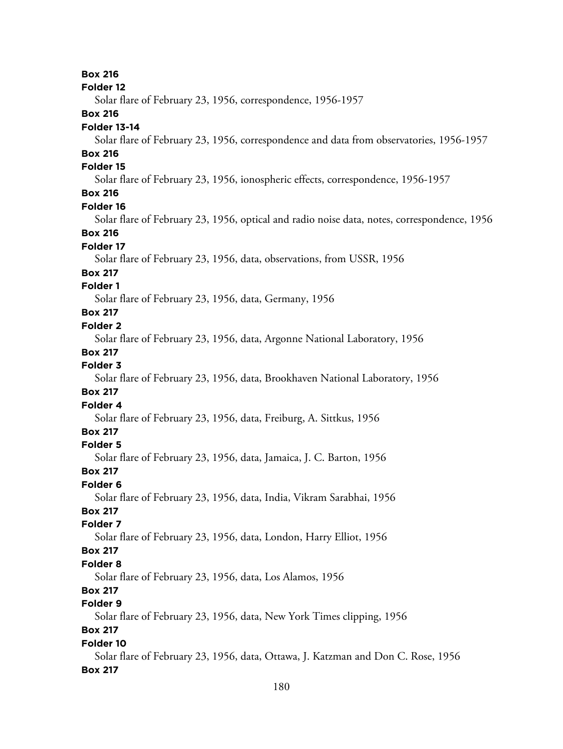**Box 216**

**Folder 12**

Solar flare of February 23, 1956, correspondence, 1956-1957

**Box 216**

**Folder 13-14**

Solar flare of February 23, 1956, correspondence and data from observatories, 1956-1957

**Box 216**

**Folder 15**

Solar flare of February 23, 1956, ionospheric effects, correspondence, 1956-1957

**Box 216**

**Folder 16**

Solar flare of February 23, 1956, optical and radio noise data, notes, correspondence, 1956

**Box 216**

**Folder 17**

Solar flare of February 23, 1956, data, observations, from USSR, 1956

**Box 217**

**Folder 1**

Solar flare of February 23, 1956, data, Germany, 1956

**Box 217**

**Folder 2**

Solar flare of February 23, 1956, data, Argonne National Laboratory, 1956

**Box 217**

**Folder 3**

Solar flare of February 23, 1956, data, Brookhaven National Laboratory, 1956

**Box 217**

**Folder 4**

Solar flare of February 23, 1956, data, Freiburg, A. Sittkus, 1956

**Box 217**

**Folder 5**

Solar flare of February 23, 1956, data, Jamaica, J. C. Barton, 1956

**Box 217**

**Folder 6**

Solar flare of February 23, 1956, data, India, Vikram Sarabhai, 1956

**Box 217**

**Folder 7**

Solar flare of February 23, 1956, data, London, Harry Elliot, 1956

**Box 217**

**Folder 8**

Solar flare of February 23, 1956, data, Los Alamos, 1956

**Box 217**

**Folder 9**

Solar flare of February 23, 1956, data, New York Times clipping, 1956

**Box 217**

**Folder 10**

Solar flare of February 23, 1956, data, Ottawa, J. Katzman and Don C. Rose, 1956

**Box 217**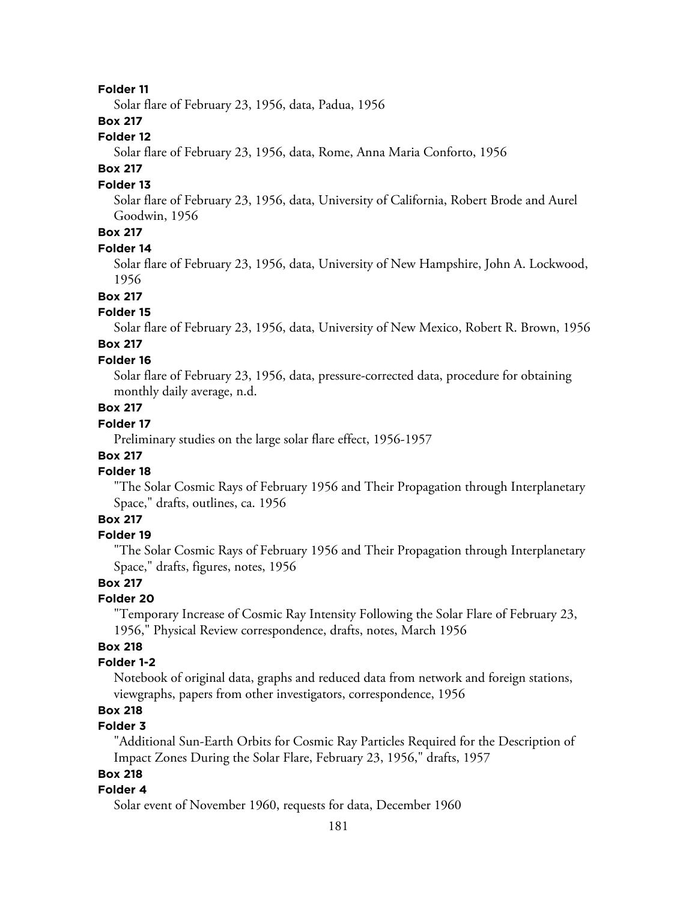**Folder 11**

Solar flare of February 23, 1956, data, Padua, 1956

**Box 217**

**Folder 12**

Solar flare of February 23, 1956, data, Rome, Anna Maria Conforto, 1956

**Box 217**

**Folder 13**

Solar flare of February 23, 1956, data, University of California, Robert Brode and Aurel Goodwin, 1956

**Box 217**

**Folder 14**

Solar flare of February 23, 1956, data, University of New Hampshire, John A. Lockwood, 1956

**Box 217**

**Folder 15**

Solar flare of February 23, 1956, data, University of New Mexico, Robert R. Brown, 1956

**Box 217**

**Folder 16**

Solar flare of February 23, 1956, data, pressure-corrected data, procedure for obtaining monthly daily average, n.d.

**Box 217**

**Folder 17**

Preliminary studies on the large solar flare effect, 1956-1957

**Box 217**

**Folder 18**

"The Solar Cosmic Rays of February 1956 and Their Propagation through Interplanetary Space," drafts, outlines, ca. 1956

**Box 217**

**Folder 19**

"The Solar Cosmic Rays of February 1956 and Their Propagation through Interplanetary Space," drafts, figures, notes, 1956

**Box 217**

**Folder 20**

"Temporary Increase of Cosmic Ray Intensity Following the Solar Flare of February 23, 1956," Physical Review correspondence, drafts, notes, March 1956

**Box 218**

**Folder 1-2**

Notebook of original data, graphs and reduced data from network and foreign stations, viewgraphs, papers from other investigators, correspondence, 1956

**Box 218**

**Folder 3**

"Additional Sun-Earth Orbits for Cosmic Ray Particles Required for the Description of Impact Zones During the Solar Flare, February 23, 1956," drafts, 1957

**Box 218**

**Folder 4**

Solar event of November 1960, requests for data, December 1960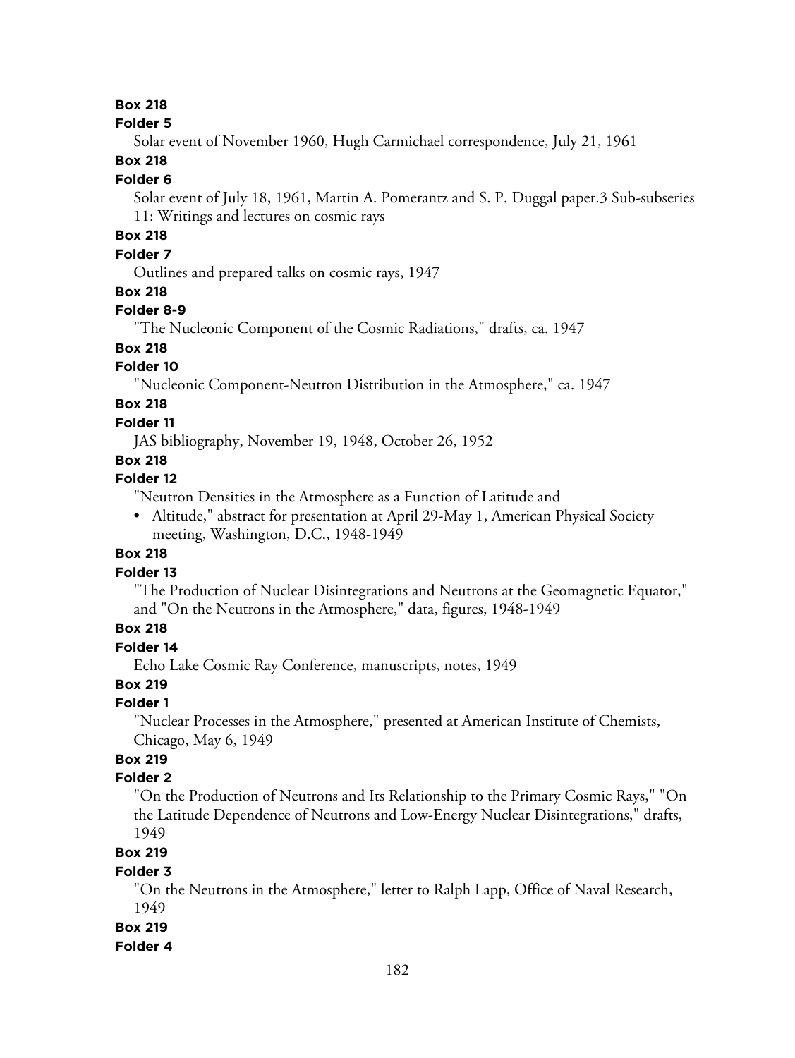**Box 218**

**Folder 5**

Solar event of November 1960, Hugh Carmichael correspondence, July 21, 1961

**Box 218**

**Folder 6**

Solar event of July 18, 1961, Martin A. Pomerantz and S. P. Duggal paper.3 Sub-subseries 11: Writings and lectures on cosmic rays

**Box 218**

**Folder 7**

Outlines and prepared talks on cosmic rays, 1947

**Box 218**

**Folder 8-9**

"The Nucleonic Component of the Cosmic Radiations," drafts, ca. 1947

**Box 218**

**Folder 10**

"Nucleonic Component-Neutron Distribution in the Atmosphere," ca. 1947

**Box 218**

**Folder 11**

JAS bibliography, November 19, 1948, October 26, 1952

**Box 218**

**Folder 12**

"Neutron Densities in the Atmosphere as a Function of Latitude and

- Altitude," abstract for presentation at April 29-May 1, American Physical Society meeting, Washington, D.C., 1948-1949

**Box 218**

**Folder 13**

"The Production of Nuclear Disintegrations and Neutrons at the Geomagnetic Equator," and "On the Neutrons in the Atmosphere," data, figures, 1948-1949

**Box 218**

**Folder 14**

Echo Lake Cosmic Ray Conference, manuscripts, notes, 1949

**Box 219**

**Folder 1**

"Nuclear Processes in the Atmosphere," presented at American Institute of Chemists, Chicago, May 6, 1949

**Box 219**

**Folder 2**

"On the Production of Neutrons and Its Relationship to the Primary Cosmic Rays," "On the Latitude Dependence of Neutrons and Low-Energy Nuclear Disintegrations," drafts, 1949

**Box 219**

**Folder 3**

"On the Neutrons in the Atmosphere," letter to Ralph Lapp, Office of Naval Research, 1949

**Box 219**

**Folder 4**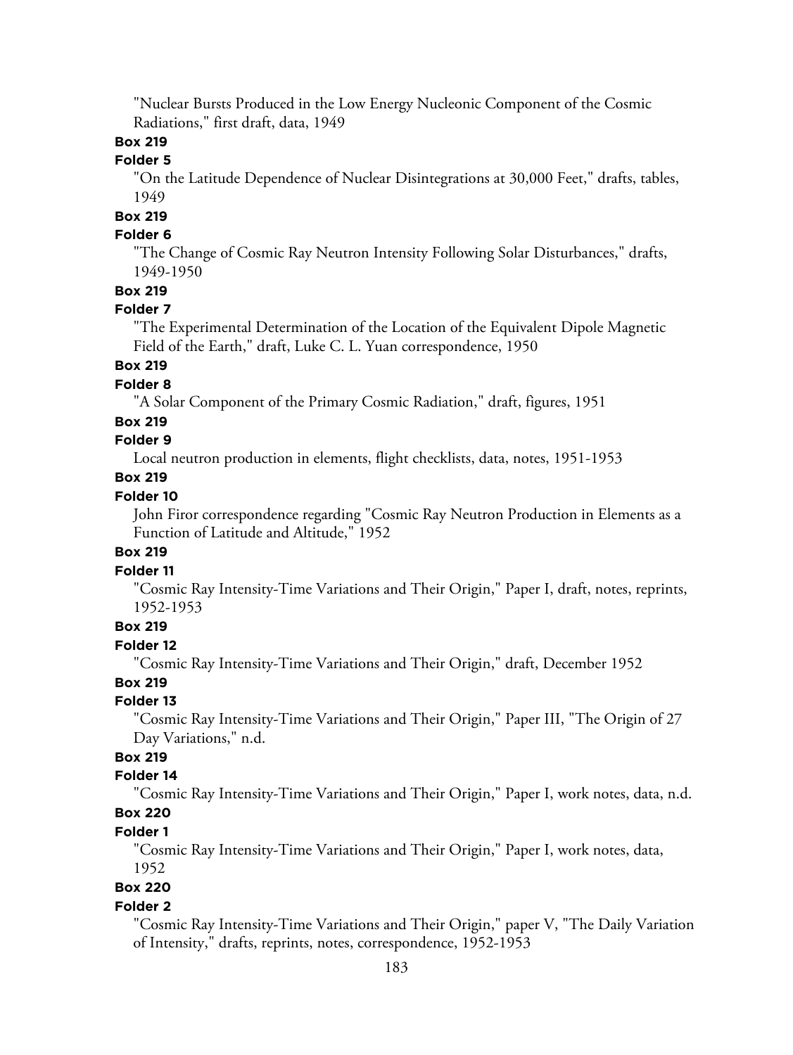"Nuclear Bursts Produced in the Low Energy Nucleonic Component of the Cosmic Radiations," first draft, data, 1949

**Box 219**

**Folder 5**

"On the Latitude Dependence of Nuclear Disintegrations at 30,000 Feet," drafts, tables, 1949

**Box 219**

**Folder 6**

"The Change of Cosmic Ray Neutron Intensity Following Solar Disturbances," drafts, 1949-1950

**Box 219**

**Folder 7**

"The Experimental Determination of the Location of the Equivalent Dipole Magnetic Field of the Earth," draft, Luke C. L. Yuan correspondence, 1950

**Box 219**

**Folder 8**

"A Solar Component of the Primary Cosmic Radiation," draft, figures, 1951

**Box 219**

**Folder 9**

Local neutron production in elements, flight checklists, data, notes, 1951-1953

**Box 219**

**Folder 10**

John Firor correspondence regarding "Cosmic Ray Neutron Production in Elements as a Function of Latitude and Altitude," 1952

**Box 219**

**Folder 11**

"Cosmic Ray Intensity-Time Variations and Their Origin," Paper I, draft, notes, reprints, 1952-1953

**Box 219**

**Folder 12**

"Cosmic Ray Intensity-Time Variations and Their Origin," draft, December 1952

**Box 219**

**Folder 13**

"Cosmic Ray Intensity-Time Variations and Their Origin," Paper III, "The Origin of 27 Day Variations," n.d.

**Box 219**

**Folder 14**

"Cosmic Ray Intensity-Time Variations and Their Origin," Paper I, work notes, data, n.d.

**Box 220**

**Folder 1**

"Cosmic Ray Intensity-Time Variations and Their Origin," Paper I, work notes, data, 1952

**Box 220**

**Folder 2**

"Cosmic Ray Intensity-Time Variations and Their Origin," paper V, "The Daily Variation of Intensity," drafts, reprints, notes, correspondence, 1952-1953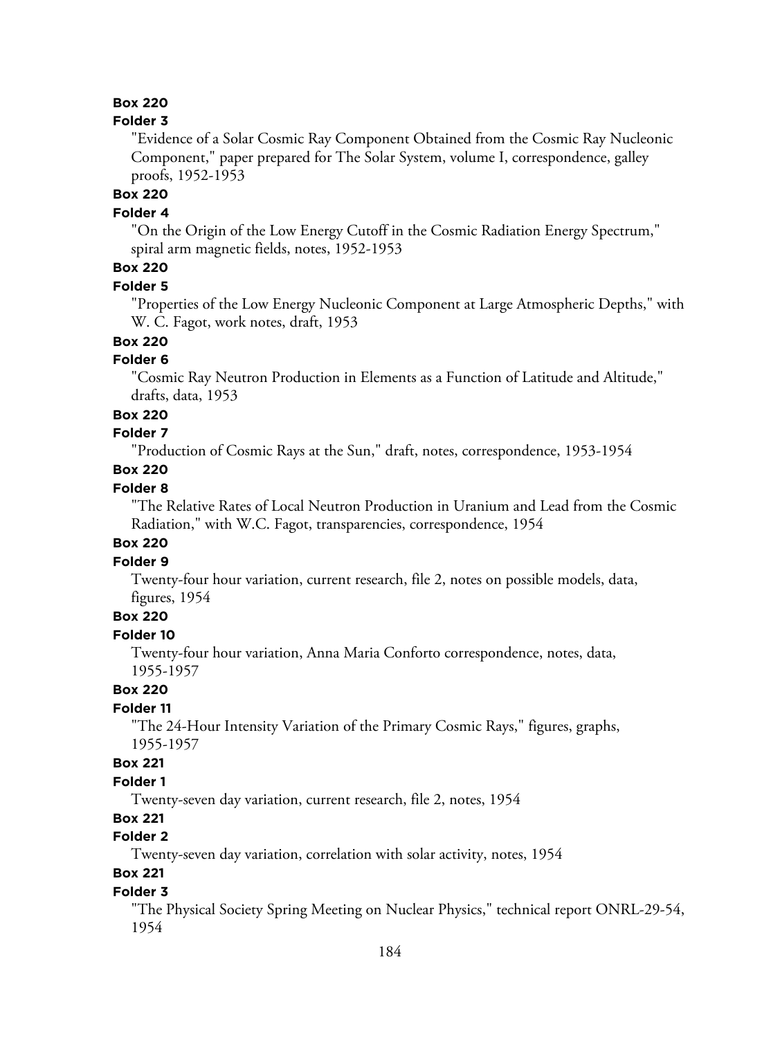**Box 220**

**Folder 3**

"Evidence of a Solar Cosmic Ray Component Obtained from the Cosmic Ray Nucleonic Component," paper prepared for The Solar System, volume I, correspondence, galley proofs, 1952-1953

**Box 220**

**Folder 4**

"On the Origin of the Low Energy Cutoff in the Cosmic Radiation Energy Spectrum," spiral arm magnetic fields, notes, 1952-1953

**Box 220**

**Folder 5**

"Properties of the Low Energy Nucleonic Component at Large Atmospheric Depths," with W. C. Fagot, work notes, draft, 1953

**Box 220**

**Folder 6**

"Cosmic Ray Neutron Production in Elements as a Function of Latitude and Altitude," drafts, data, 1953

**Box 220**

**Folder 7**

"Production of Cosmic Rays at the Sun," draft, notes, correspondence, 1953-1954

**Box 220**

**Folder 8**

"The Relative Rates of Local Neutron Production in Uranium and Lead from the Cosmic Radiation," with W.C. Fagot, transparencies, correspondence, 1954

**Box 220**

**Folder 9**

Twenty-four hour variation, current research, file 2, notes on possible models, data, figures, 1954

**Box 220**

**Folder 10**

Twenty-four hour variation, Anna Maria Conforto correspondence, notes, data, 1955-1957

**Box 220**

**Folder 11**

"The 24-Hour Intensity Variation of the Primary Cosmic Rays," figures, graphs, 1955-1957

**Box 221**

**Folder 1**

Twenty-seven day variation, current research, file 2, notes, 1954

**Box 221**

**Folder 2**

Twenty-seven day variation, correlation with solar activity, notes, 1954

**Box 221**

**Folder 3**

"The Physical Society Spring Meeting on Nuclear Physics," technical report ONRL-29-54, 1954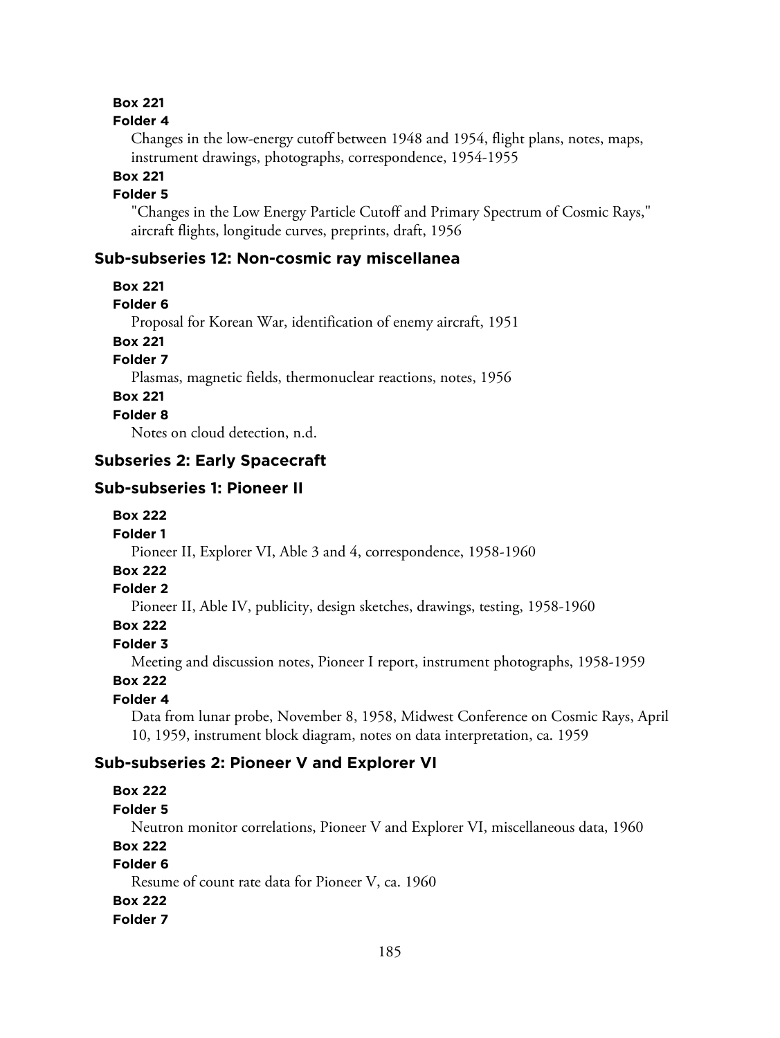**Box 221**

**Folder 4**

Changes in the low-energy cutoff between 1948 and 1954, flight plans, notes, maps, instrument drawings, photographs, correspondence, 1954-1955

**Box 221**

**Folder 5**

"Changes in the Low Energy Particle Cutoff and Primary Spectrum of Cosmic Rays," aircraft flights, longitude curves, preprints, draft, 1956

### Sub-subseries 12: Non-cosmic ray miscellanea

**Box 221**

**Folder 6**

Proposal for Korean War, identification of enemy aircraft, 1951

**Box 221**

**Folder 7**

Plasmas, magnetic fields, thermonuclear reactions, notes, 1956

**Box 221**

**Folder 8**

Notes on cloud detection, n.d.

## Subseries 2: Early Spacecraft

### Sub-subseries 1: Pioneer II

**Box 222**

**Folder 1**

Pioneer II, Explorer VI, Able 3 and 4, correspondence, 1958-1960

**Box 222**

**Folder 2**

Pioneer II, Able IV, publicity, design sketches, drawings, testing, 1958-1960

**Box 222**

**Folder 3**

Meeting and discussion notes, Pioneer I report, instrument photographs, 1958-1959

**Box 222**

**Folder 4**

Data from lunar probe, November 8, 1958, Midwest Conference on Cosmic Rays, April 10, 1959, instrument block diagram, notes on data interpretation, ca. 1959

### Sub-subseries 2: Pioneer V and Explorer VI

**Box 222**

**Folder 5**

Neutron monitor correlations, Pioneer V and Explorer VI, miscellaneous data, 1960

**Box 222**

**Folder 6**

Resume of count rate data for Pioneer V, ca. 1960

**Box 222**

**Folder 7**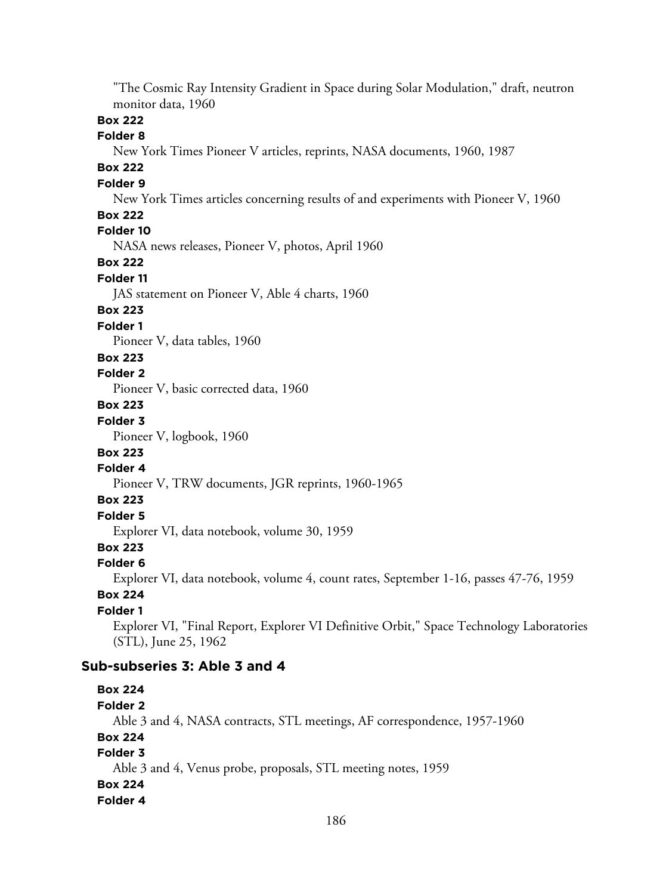"The Cosmic Ray Intensity Gradient in Space during Solar Modulation," draft, neutron monitor data, 1960

**Box 222**

**Folder 8**

New York Times Pioneer V articles, reprints, NASA documents, 1960, 1987

**Box 222**

**Folder 9**

New York Times articles concerning results of and experiments with Pioneer V, 1960

**Box 222**

**Folder 10**

NASA news releases, Pioneer V, photos, April 1960

**Box 222**

**Folder 11**

JAS statement on Pioneer V, Able 4 charts, 1960

**Box 223**

**Folder 1**

Pioneer V, data tables, 1960

**Box 223**

**Folder 2**

Pioneer V, basic corrected data, 1960

**Box 223**

**Folder 3**

Pioneer V, logbook, 1960

**Box 223**

**Folder 4**

Pioneer V, TRW documents, JGR reprints, 1960-1965

**Box 223**

**Folder 5**

Explorer VI, data notebook, volume 30, 1959

**Box 223**

**Folder 6**

Explorer VI, data notebook, volume 4, count rates, September 1-16, passes 47-76, 1959

**Box 224**

**Folder 1**

Explorer VI, "Final Report, Explorer VI Definitive Orbit," Space Technology Laboratories (STL), June 25, 1962

### Sub-subseries 3: Able 3 and 4

**Box 224**

**Folder 2**

Able 3 and 4, NASA contracts, STL meetings, AF correspondence, 1957-1960

**Box 224**

**Folder 3**

Able 3 and 4, Venus probe, proposals, STL meeting notes, 1959

**Box 224**

**Folder 4**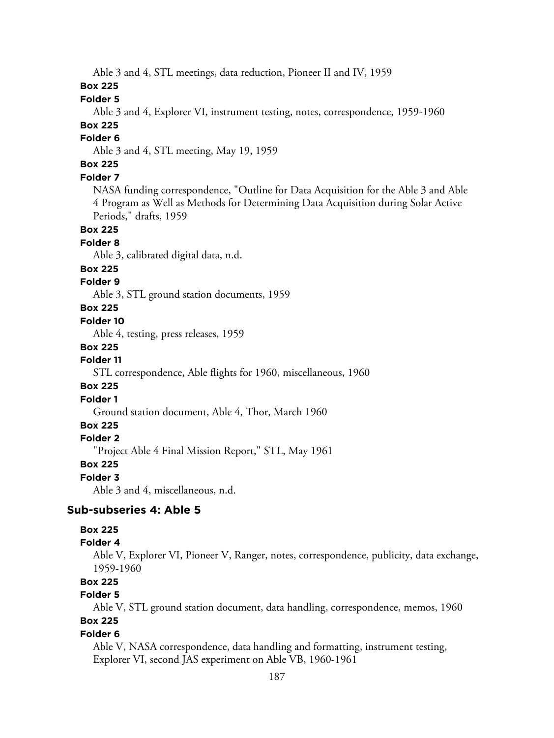Able 3 and 4, STL meetings, data reduction, Pioneer II and IV, 1959

**Box 225**

**Folder 5**

Able 3 and 4, Explorer VI, instrument testing, notes, correspondence, 1959-1960

**Box 225**

**Folder 6**

Able 3 and 4, STL meeting, May 19, 1959

**Box 225**

**Folder 7**

NASA funding correspondence, "Outline for Data Acquisition for the Able 3 and Able 4 Program as Well as Methods for Determining Data Acquisition during Solar Active Periods," drafts, 1959

**Box 225**

**Folder 8**

Able 3, calibrated digital data, n.d.

**Box 225**

**Folder 9**

Able 3, STL ground station documents, 1959

**Box 225**

**Folder 10**

Able 4, testing, press releases, 1959

**Box 225**

**Folder 11**

STL correspondence, Able flights for 1960, miscellaneous, 1960

**Box 225**

**Folder 1**

Ground station document, Able 4, Thor, March 1960

**Box 225**

**Folder 2**

"Project Able 4 Final Mission Report," STL, May 1961

**Box 225**

**Folder 3**

Able 3 and 4, miscellaneous, n.d.

### Sub-subseries 4: Able 5

**Box 225**

**Folder 4**

Able V, Explorer VI, Pioneer V, Ranger, notes, correspondence, publicity, data exchange, 1959-1960

**Box 225**

**Folder 5**

Able V, STL ground station document, data handling, correspondence, memos, 1960

**Box 225**

**Folder 6**

Able V, NASA correspondence, data handling and formatting, instrument testing, Explorer VI, second JAS experiment on Able VB, 1960-1961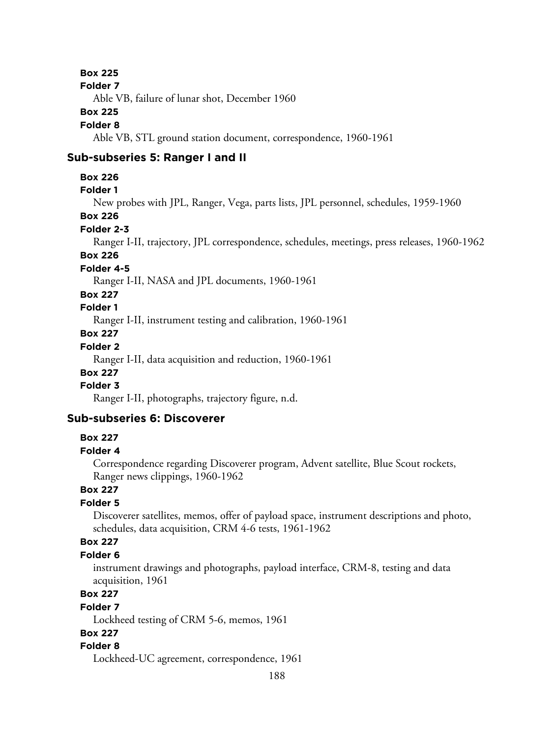**Box 225**
**Folder 7**
Able VB, failure of lunar shot, December 1960
**Box 225**
**Folder 8**
Able VB, STL ground station document, correspondence, 1960-1961

### Sub-subseries 5: Ranger I and II

**Box 226**
**Folder 1**
New probes with JPL, Ranger, Vega, parts lists, JPL personnel, schedules, 1959-1960
**Box 226**
**Folder 2-3**
Ranger I-II, trajectory, JPL correspondence, schedules, meetings, press releases, 1960-1962
**Box 226**
**Folder 4-5**
Ranger I-II, NASA and JPL documents, 1960-1961
**Box 227**
**Folder 1**
Ranger I-II, instrument testing and calibration, 1960-1961
**Box 227**
**Folder 2**
Ranger I-II, data acquisition and reduction, 1960-1961
**Box 227**
**Folder 3**
Ranger I-II, photographs, trajectory figure, n.d.

### Sub-subseries 6: Discoverer

**Box 227**
**Folder 4**
Correspondence regarding Discoverer program, Advent satellite, Blue Scout rockets, Ranger news clippings, 1960-1962
**Box 227**
**Folder 5**
Discoverer satellites, memos, offer of payload space, instrument descriptions and photo, schedules, data acquisition, CRM 4-6 tests, 1961-1962
**Box 227**
**Folder 6**
instrument drawings and photographs, payload interface, CRM-8, testing and data acquisition, 1961
**Box 227**
**Folder 7**
Lockheed testing of CRM 5-6, memos, 1961
**Box 227**
**Folder 8**
Lockheed-UC agreement, correspondence, 1961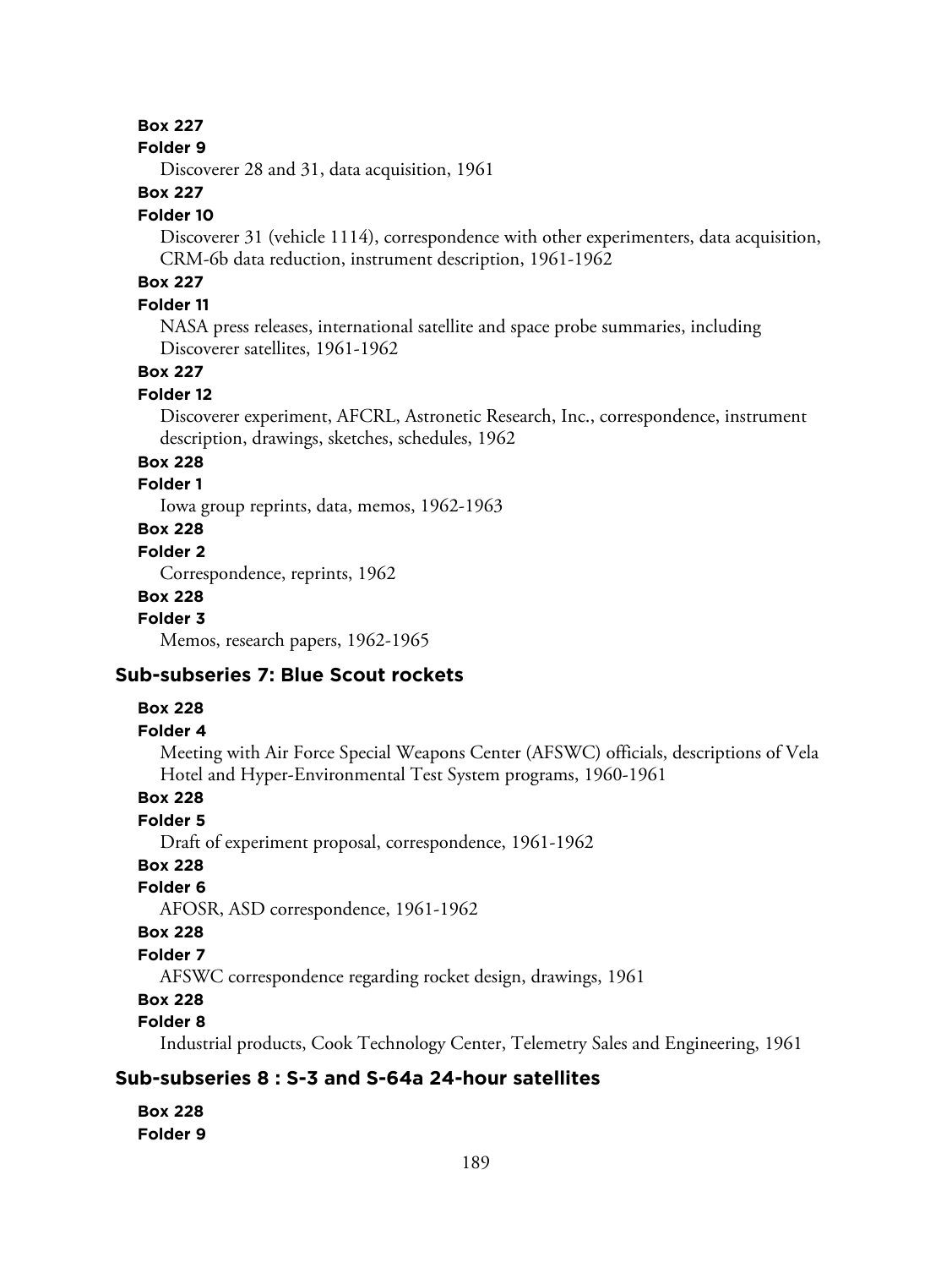**Box 227**

**Folder 9**

Discoverer 28 and 31, data acquisition, 1961

**Box 227**

**Folder 10**

Discoverer 31 (vehicle 1114), correspondence with other experimenters, data acquisition, CRM-6b data reduction, instrument description, 1961-1962

**Box 227**

**Folder 11**

NASA press releases, international satellite and space probe summaries, including Discoverer satellites, 1961-1962

**Box 227**

**Folder 12**

Discoverer experiment, AFCRL, Astronetic Research, Inc., correspondence, instrument description, drawings, sketches, schedules, 1962

**Box 228**

**Folder 1**

Iowa group reprints, data, memos, 1962-1963

**Box 228**

**Folder 2**

Correspondence, reprints, 1962

**Box 228**

**Folder 3**

Memos, research papers, 1962-1965

### Sub-subseries 7: Blue Scout rockets

**Box 228**

**Folder 4**

Meeting with Air Force Special Weapons Center (AFSWC) officials, descriptions of Vela Hotel and Hyper-Environmental Test System programs, 1960-1961

**Box 228**

**Folder 5**

Draft of experiment proposal, correspondence, 1961-1962

**Box 228**

**Folder 6**

AFOSR, ASD correspondence, 1961-1962

**Box 228**

**Folder 7**

AFSWC correspondence regarding rocket design, drawings, 1961

**Box 228**

**Folder 8**

Industrial products, Cook Technology Center, Telemetry Sales and Engineering, 1961

### Sub-subseries 8 : S-3 and S-64a 24-hour satellites

**Box 228**

**Folder 9**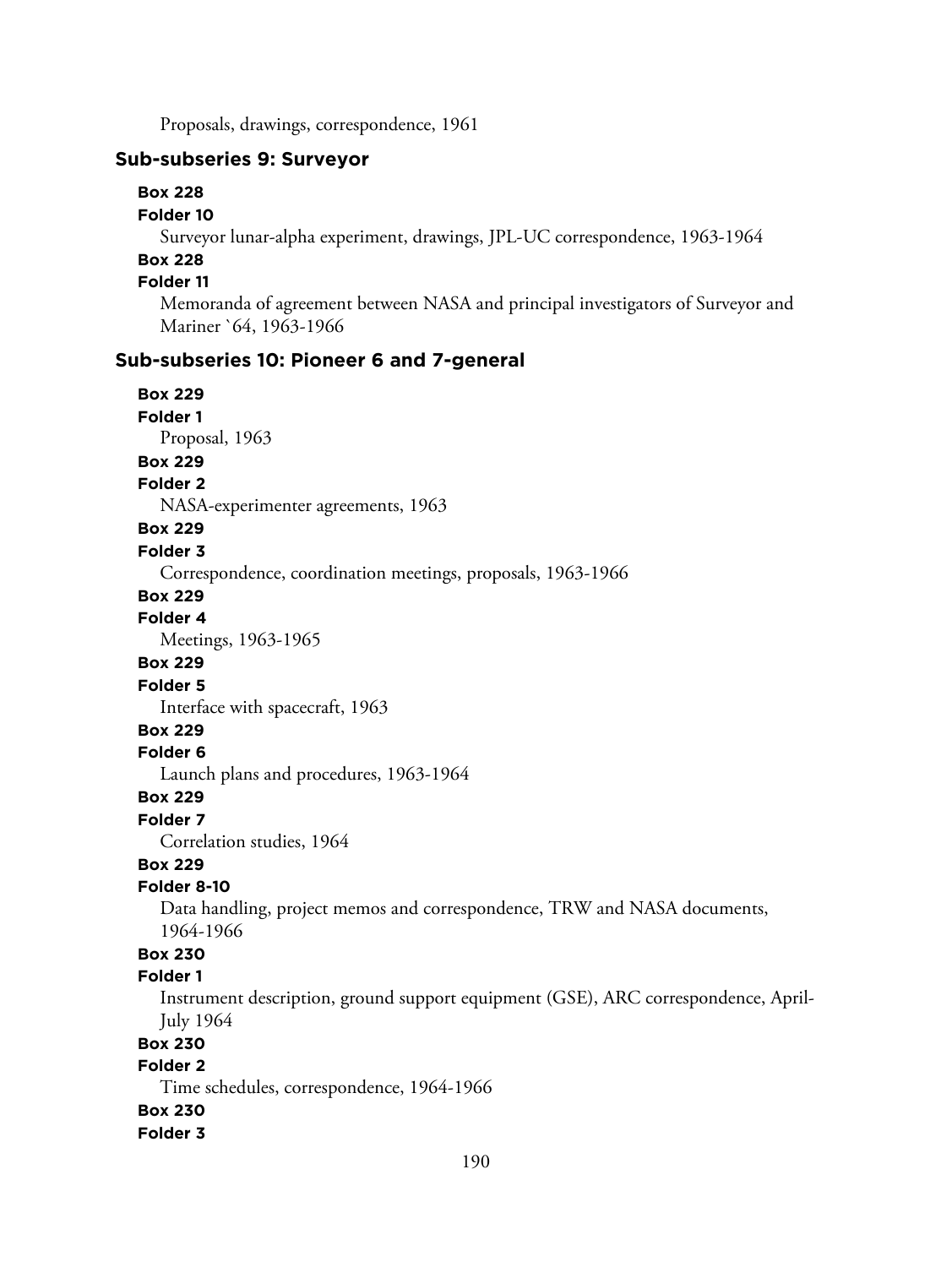Proposals, drawings, correspondence, 1961

### Sub-subseries 9: Surveyor

**Box 228**
**Folder 10**
Surveyor lunar-alpha experiment, drawings, JPL-UC correspondence, 1963-1964

**Box 228**
**Folder 11**
Memoranda of agreement between NASA and principal investigators of Surveyor and Mariner `64, 1963-1966

### Sub-subseries 10: Pioneer 6 and 7-general

**Box 229**
**Folder 1**
Proposal, 1963

**Box 229**
**Folder 2**
NASA-experimenter agreements, 1963

**Box 229**
**Folder 3**
Correspondence, coordination meetings, proposals, 1963-1966

**Box 229**
**Folder 4**
Meetings, 1963-1965

**Box 229**
**Folder 5**
Interface with spacecraft, 1963

**Box 229**
**Folder 6**
Launch plans and procedures, 1963-1964

**Box 229**
**Folder 7**
Correlation studies, 1964

**Box 229**
**Folder 8-10**
Data handling, project memos and correspondence, TRW and NASA documents, 1964-1966

**Box 230**
**Folder 1**
Instrument description, ground support equipment (GSE), ARC correspondence, April-July 1964

**Box 230**
**Folder 2**
Time schedules, correspondence, 1964-1966

**Box 230**
**Folder 3**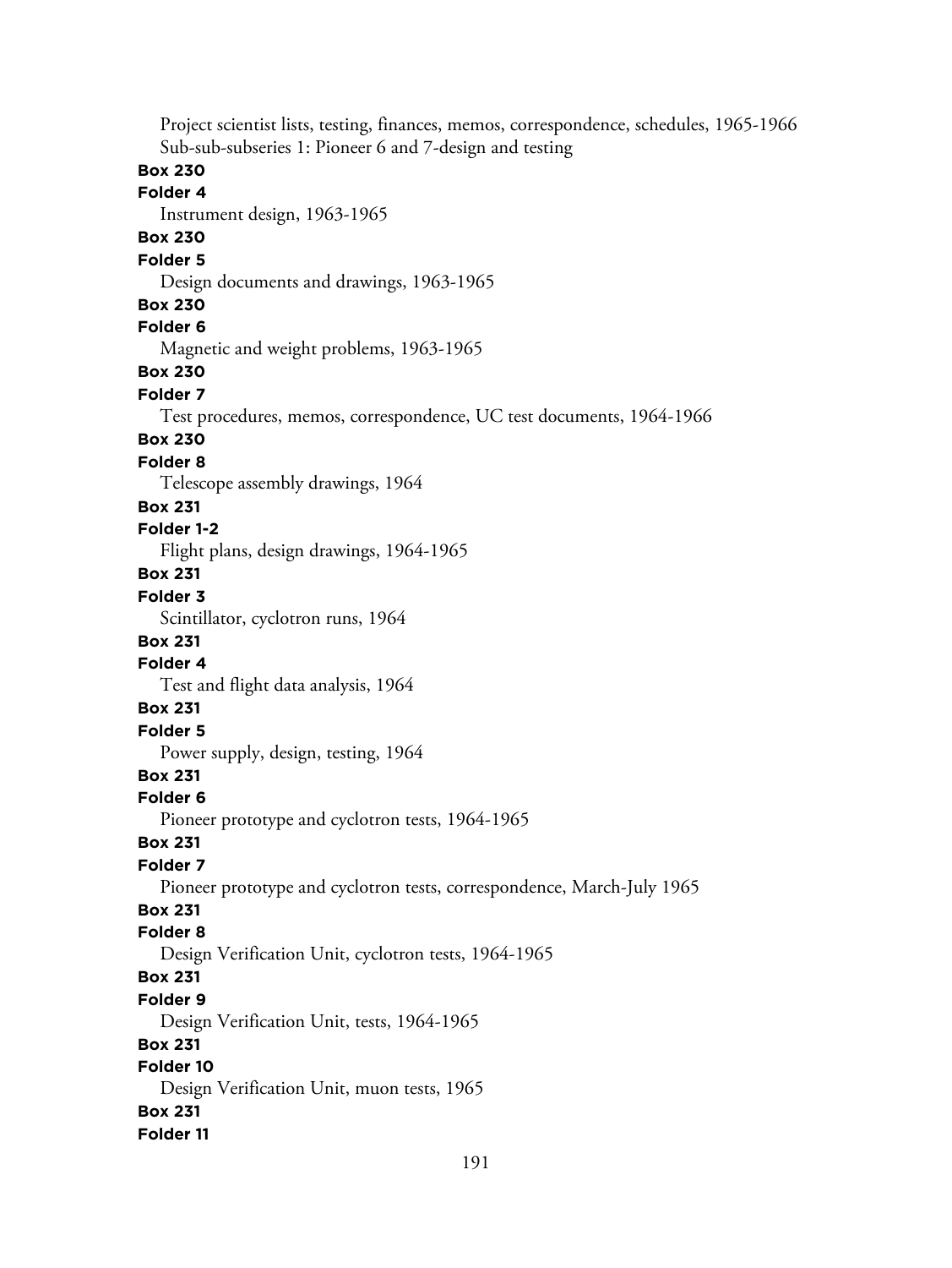Project scientist lists, testing, finances, memos, correspondence, schedules, 1965-1966

Sub-sub-subseries 1: Pioneer 6 and 7-design and testing

**Box 230**
**Folder 4**
Instrument design, 1963-1965

**Box 230**
**Folder 5**
Design documents and drawings, 1963-1965

**Box 230**
**Folder 6**
Magnetic and weight problems, 1963-1965

**Box 230**
**Folder 7**
Test procedures, memos, correspondence, UC test documents, 1964-1966

**Box 230**
**Folder 8**
Telescope assembly drawings, 1964

**Box 231**
**Folder 1-2**
Flight plans, design drawings, 1964-1965

**Box 231**
**Folder 3**
Scintillator, cyclotron runs, 1964

**Box 231**
**Folder 4**
Test and flight data analysis, 1964

**Box 231**
**Folder 5**
Power supply, design, testing, 1964

**Box 231**
**Folder 6**
Pioneer prototype and cyclotron tests, 1964-1965

**Box 231**
**Folder 7**
Pioneer prototype and cyclotron tests, correspondence, March-July 1965

**Box 231**
**Folder 8**
Design Verification Unit, cyclotron tests, 1964-1965

**Box 231**
**Folder 9**
Design Verification Unit, tests, 1964-1965

**Box 231**
**Folder 10**
Design Verification Unit, muon tests, 1965

**Box 231**
**Folder 11**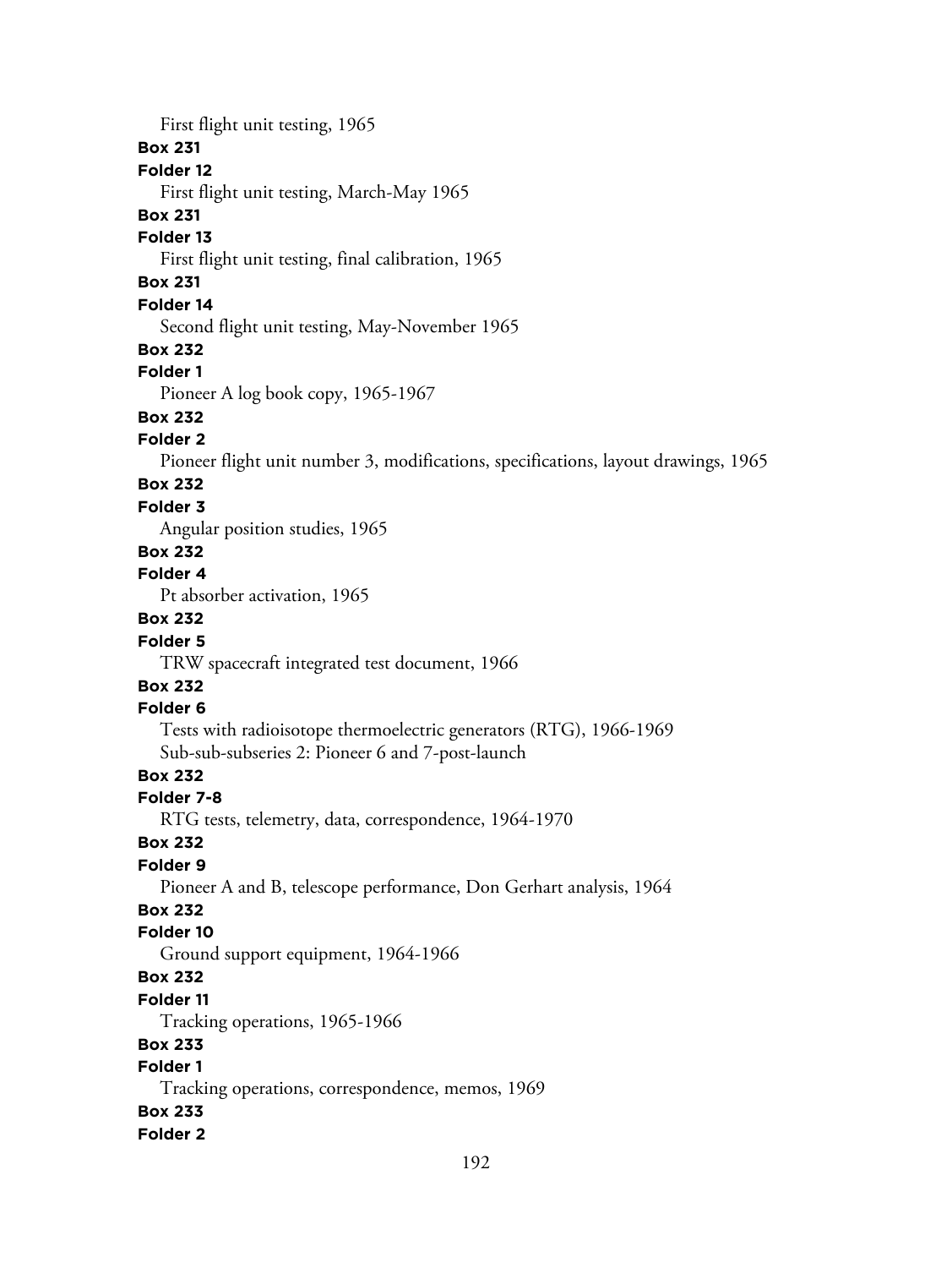First flight unit testing, 1965

**Box 231**

**Folder 12**

First flight unit testing, March-May 1965

**Box 231**

**Folder 13**

First flight unit testing, final calibration, 1965

**Box 231**

**Folder 14**

Second flight unit testing, May-November 1965

**Box 232**

**Folder 1**

Pioneer A log book copy, 1965-1967

**Box 232**

**Folder 2**

Pioneer flight unit number 3, modifications, specifications, layout drawings, 1965

**Box 232**

**Folder 3**

Angular position studies, 1965

**Box 232**

**Folder 4**

Pt absorber activation, 1965

**Box 232**

**Folder 5**

TRW spacecraft integrated test document, 1966

**Box 232**

**Folder 6**

Tests with radioisotope thermoelectric generators (RTG), 1966-1969

Sub-sub-subseries 2: Pioneer 6 and 7-post-launch

**Box 232**

**Folder 7-8**

RTG tests, telemetry, data, correspondence, 1964-1970

**Box 232**

**Folder 9**

Pioneer A and B, telescope performance, Don Gerhart analysis, 1964

**Box 232**

**Folder 10**

Ground support equipment, 1964-1966

**Box 232**

**Folder 11**

Tracking operations, 1965-1966

**Box 233**

**Folder 1**

Tracking operations, correspondence, memos, 1969

**Box 233**

**Folder 2**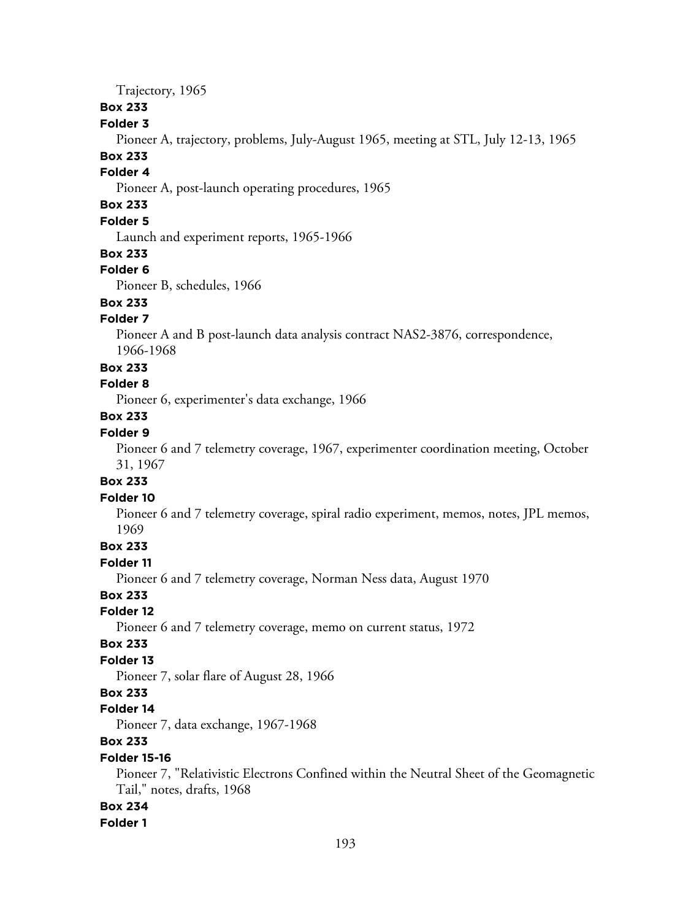Trajectory, 1965

**Box 233**

**Folder 3**

Pioneer A, trajectory, problems, July-August 1965, meeting at STL, July 12-13, 1965

**Box 233**

**Folder 4**

Pioneer A, post-launch operating procedures, 1965

**Box 233**

**Folder 5**

Launch and experiment reports, 1965-1966

**Box 233**

**Folder 6**

Pioneer B, schedules, 1966

**Box 233**

**Folder 7**

Pioneer A and B post-launch data analysis contract NAS2-3876, correspondence, 1966-1968

**Box 233**

**Folder 8**

Pioneer 6, experimenter's data exchange, 1966

**Box 233**

**Folder 9**

Pioneer 6 and 7 telemetry coverage, 1967, experimenter coordination meeting, October 31, 1967

**Box 233**

**Folder 10**

Pioneer 6 and 7 telemetry coverage, spiral radio experiment, memos, notes, JPL memos, 1969

**Box 233**

**Folder 11**

Pioneer 6 and 7 telemetry coverage, Norman Ness data, August 1970

**Box 233**

**Folder 12**

Pioneer 6 and 7 telemetry coverage, memo on current status, 1972

**Box 233**

**Folder 13**

Pioneer 7, solar flare of August 28, 1966

**Box 233**

**Folder 14**

Pioneer 7, data exchange, 1967-1968

**Box 233**

**Folder 15-16**

Pioneer 7, "Relativistic Electrons Confined within the Neutral Sheet of the Geomagnetic Tail," notes, drafts, 1968

**Box 234**

**Folder 1**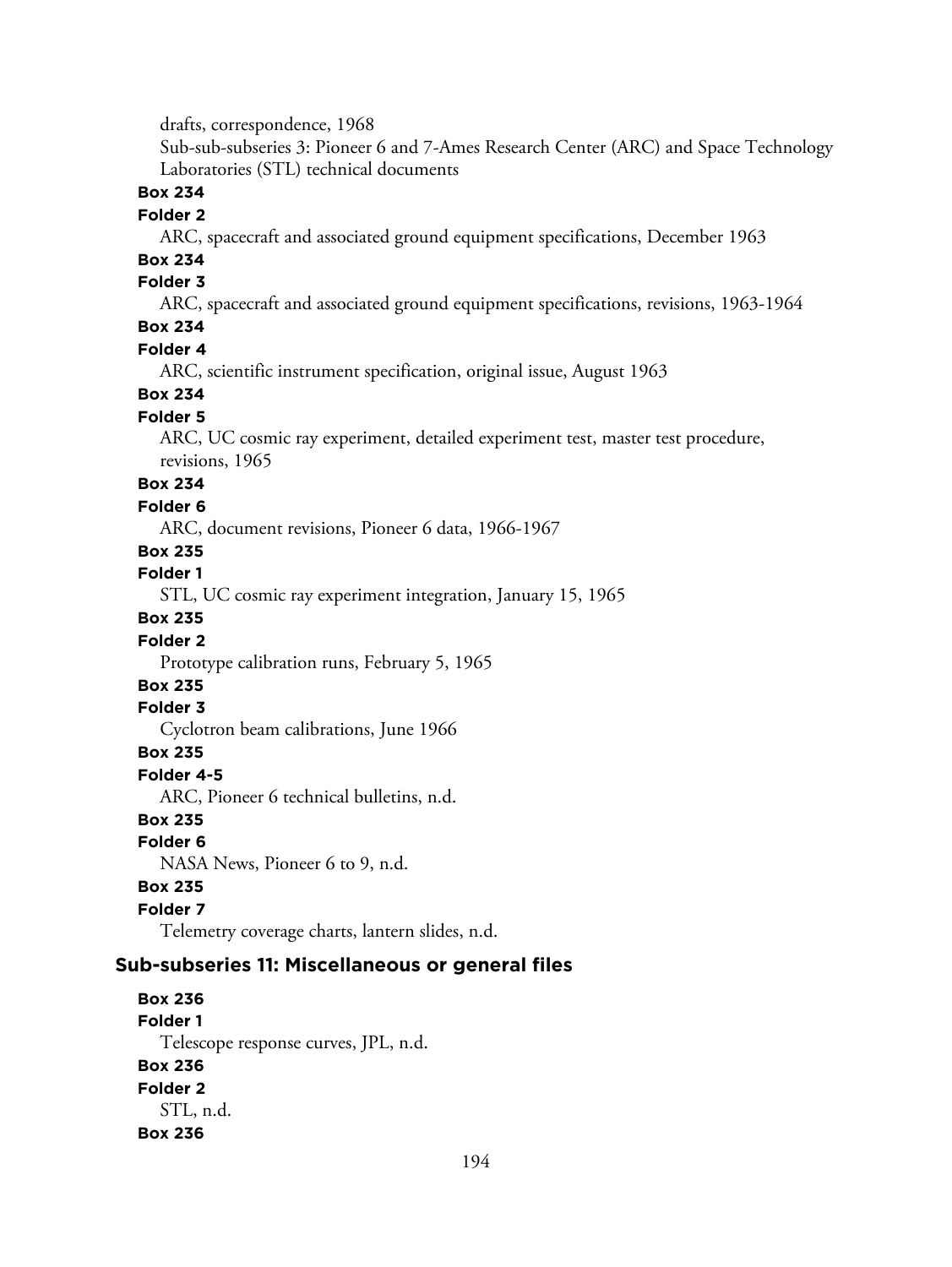drafts, correspondence, 1968

Sub-sub-subseries 3: Pioneer 6 and 7-Ames Research Center (ARC) and Space Technology Laboratories (STL) technical documents

**Box 234**
**Folder 2**
ARC, spacecraft and associated ground equipment specifications, December 1963

**Box 234**
**Folder 3**
ARC, spacecraft and associated ground equipment specifications, revisions, 1963-1964

**Box 234**
**Folder 4**
ARC, scientific instrument specification, original issue, August 1963

**Box 234**
**Folder 5**
ARC, UC cosmic ray experiment, detailed experiment test, master test procedure, revisions, 1965

**Box 234**
**Folder 6**
ARC, document revisions, Pioneer 6 data, 1966-1967

**Box 235**
**Folder 1**
STL, UC cosmic ray experiment integration, January 15, 1965

**Box 235**
**Folder 2**
Prototype calibration runs, February 5, 1965

**Box 235**
**Folder 3**
Cyclotron beam calibrations, June 1966

**Box 235**
**Folder 4-5**
ARC, Pioneer 6 technical bulletins, n.d.

**Box 235**
**Folder 6**
NASA News, Pioneer 6 to 9, n.d.

**Box 235**
**Folder 7**
Telemetry coverage charts, lantern slides, n.d.

## Sub-subseries 11: Miscellaneous or general files

**Box 236**
**Folder 1**
Telescope response curves, JPL, n.d.

**Box 236**
**Folder 2**
STL, n.d.

**Box 236**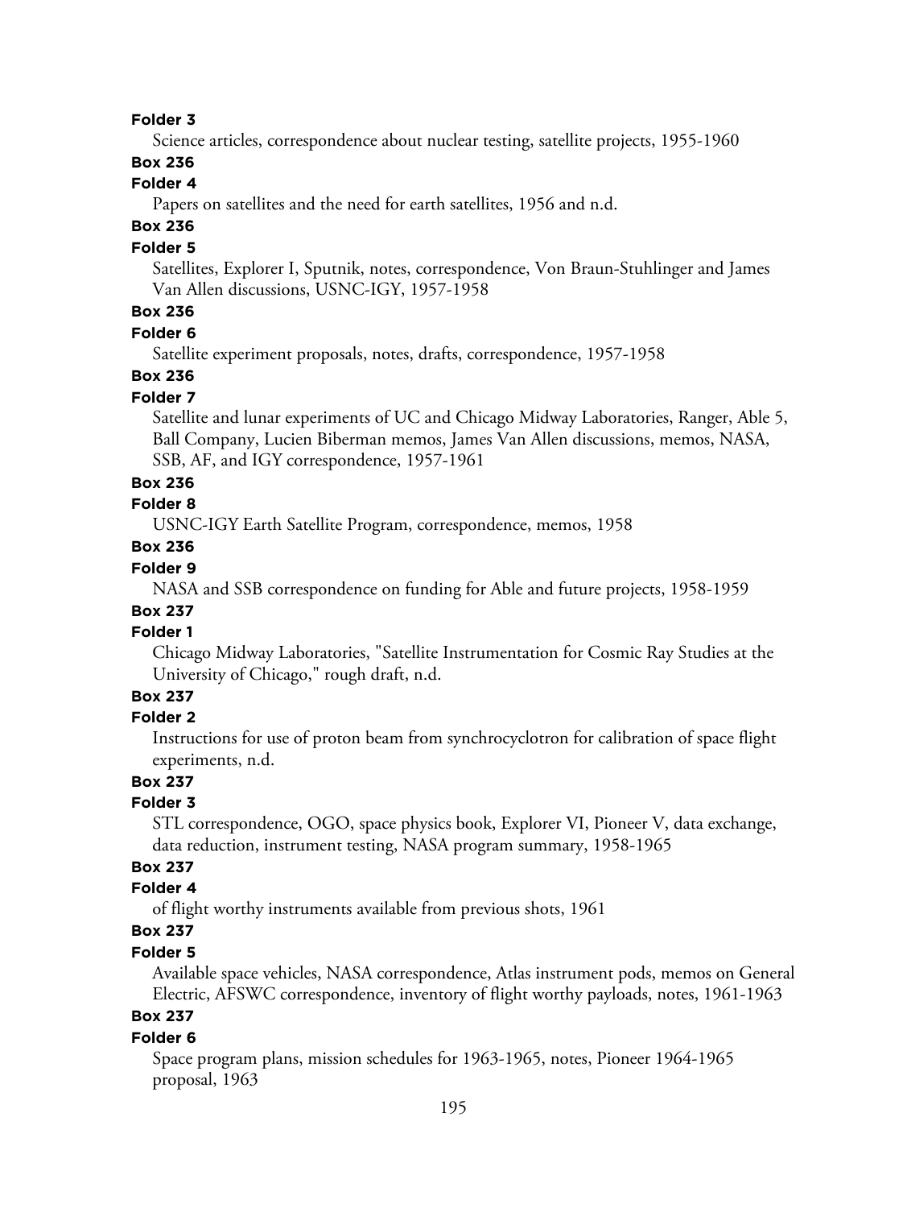**Folder 3**

Science articles, correspondence about nuclear testing, satellite projects, 1955-1960

**Box 236**

**Folder 4**

Papers on satellites and the need for earth satellites, 1956 and n.d.

**Box 236**

**Folder 5**

Satellites, Explorer I, Sputnik, notes, correspondence, Von Braun-Stuhlinger and James Van Allen discussions, USNC-IGY, 1957-1958

**Box 236**

**Folder 6**

Satellite experiment proposals, notes, drafts, correspondence, 1957-1958

**Box 236**

**Folder 7**

Satellite and lunar experiments of UC and Chicago Midway Laboratories, Ranger, Able 5, Ball Company, Lucien Biberman memos, James Van Allen discussions, memos, NASA, SSB, AF, and IGY correspondence, 1957-1961

**Box 236**

**Folder 8**

USNC-IGY Earth Satellite Program, correspondence, memos, 1958

**Box 236**

**Folder 9**

NASA and SSB correspondence on funding for Able and future projects, 1958-1959

**Box 237**

**Folder 1**

Chicago Midway Laboratories, "Satellite Instrumentation for Cosmic Ray Studies at the University of Chicago," rough draft, n.d.

**Box 237**

**Folder 2**

Instructions for use of proton beam from synchrocyclotron for calibration of space flight experiments, n.d.

**Box 237**

**Folder 3**

STL correspondence, OGO, space physics book, Explorer VI, Pioneer V, data exchange, data reduction, instrument testing, NASA program summary, 1958-1965

**Box 237**

**Folder 4**

of flight worthy instruments available from previous shots, 1961

**Box 237**

**Folder 5**

Available space vehicles, NASA correspondence, Atlas instrument pods, memos on General Electric, AFSWC correspondence, inventory of flight worthy payloads, notes, 1961-1963

**Box 237**

**Folder 6**

Space program plans, mission schedules for 1963-1965, notes, Pioneer 1964-1965 proposal, 1963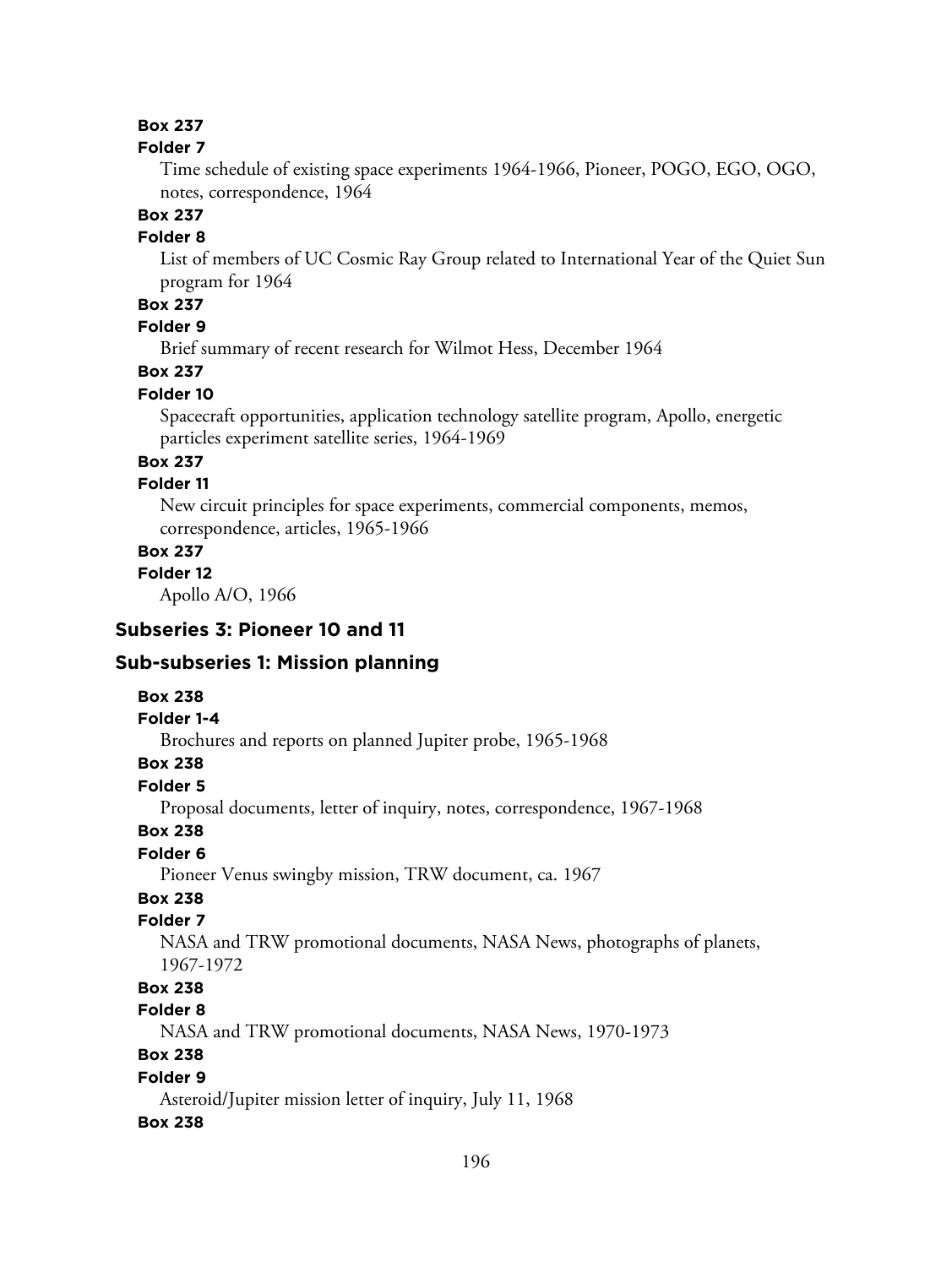**Box 237**

**Folder 7**

Time schedule of existing space experiments 1964-1966, Pioneer, POGO, EGO, OGO, notes, correspondence, 1964

**Box 237**

**Folder 8**

List of members of UC Cosmic Ray Group related to International Year of the Quiet Sun program for 1964

**Box 237**

**Folder 9**

Brief summary of recent research for Wilmot Hess, December 1964

**Box 237**

**Folder 10**

Spacecraft opportunities, application technology satellite program, Apollo, energetic particles experiment satellite series, 1964-1969

**Box 237**

**Folder 11**

New circuit principles for space experiments, commercial components, memos, correspondence, articles, 1965-1966

**Box 237**

**Folder 12**

Apollo A/O, 1966

### Subseries 3: Pioneer 10 and 11

### Sub-subseries 1: Mission planning

**Box 238**

**Folder 1-4**

Brochures and reports on planned Jupiter probe, 1965-1968

**Box 238**

**Folder 5**

Proposal documents, letter of inquiry, notes, correspondence, 1967-1968

**Box 238**

**Folder 6**

Pioneer Venus swingby mission, TRW document, ca. 1967

**Box 238**

**Folder 7**

NASA and TRW promotional documents, NASA News, photographs of planets, 1967-1972

**Box 238**

**Folder 8**

NASA and TRW promotional documents, NASA News, 1970-1973

**Box 238**

**Folder 9**

Asteroid/Jupiter mission letter of inquiry, July 11, 1968

**Box 238**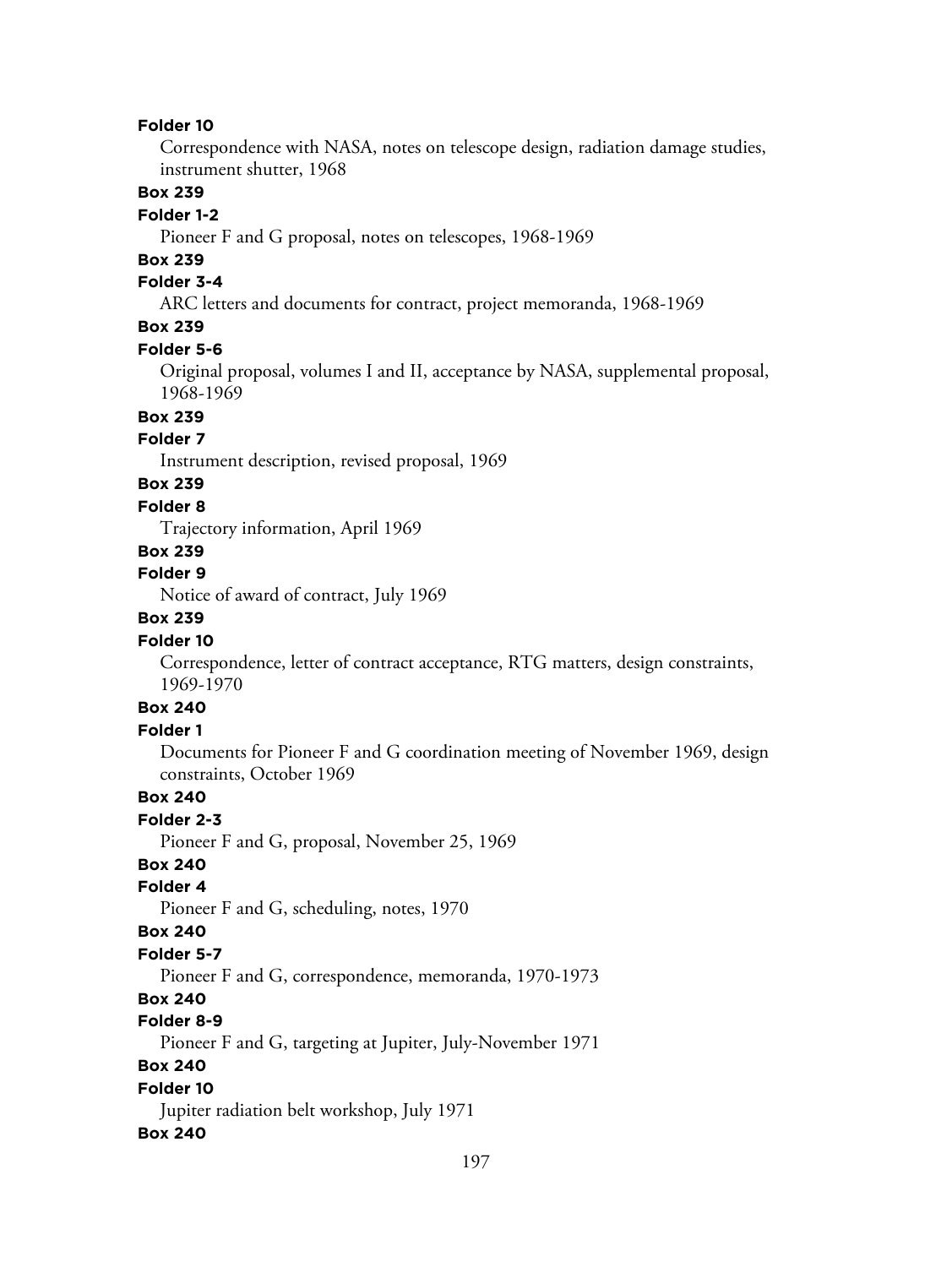**Folder 10**

Correspondence with NASA, notes on telescope design, radiation damage studies, instrument shutter, 1968

**Box 239**

**Folder 1-2**

Pioneer F and G proposal, notes on telescopes, 1968-1969

**Box 239**

**Folder 3-4**

ARC letters and documents for contract, project memoranda, 1968-1969

**Box 239**

**Folder 5-6**

Original proposal, volumes I and II, acceptance by NASA, supplemental proposal, 1968-1969

**Box 239**

**Folder 7**

Instrument description, revised proposal, 1969

**Box 239**

**Folder 8**

Trajectory information, April 1969

**Box 239**

**Folder 9**

Notice of award of contract, July 1969

**Box 239**

**Folder 10**

Correspondence, letter of contract acceptance, RTG matters, design constraints, 1969-1970

**Box 240**

**Folder 1**

Documents for Pioneer F and G coordination meeting of November 1969, design constraints, October 1969

**Box 240**

**Folder 2-3**

Pioneer F and G, proposal, November 25, 1969

**Box 240**

**Folder 4**

Pioneer F and G, scheduling, notes, 1970

**Box 240**

**Folder 5-7**

Pioneer F and G, correspondence, memoranda, 1970-1973

**Box 240**

**Folder 8-9**

Pioneer F and G, targeting at Jupiter, July-November 1971

**Box 240**

**Folder 10**

Jupiter radiation belt workshop, July 1971

**Box 240**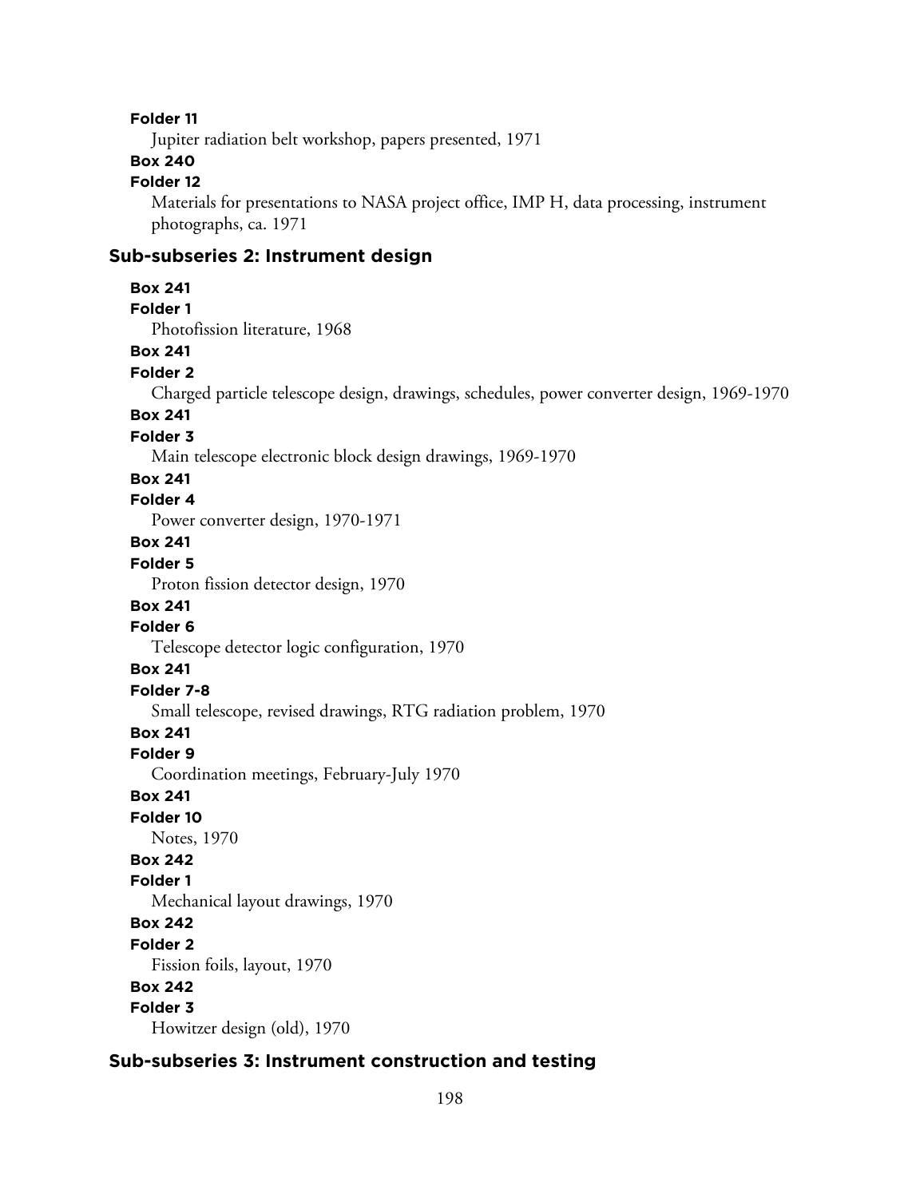**Folder 11**

Jupiter radiation belt workshop, papers presented, 1971

**Box 240**

**Folder 12**

Materials for presentations to NASA project office, IMP H, data processing, instrument photographs, ca. 1971

### Sub-subseries 2: Instrument design

**Box 241**

**Folder 1**

Photofission literature, 1968

**Box 241**

**Folder 2**

Charged particle telescope design, drawings, schedules, power converter design, 1969-1970

**Box 241**

**Folder 3**

Main telescope electronic block design drawings, 1969-1970

**Box 241**

**Folder 4**

Power converter design, 1970-1971

**Box 241**

**Folder 5**

Proton fission detector design, 1970

**Box 241**

**Folder 6**

Telescope detector logic configuration, 1970

**Box 241**

**Folder 7-8**

Small telescope, revised drawings, RTG radiation problem, 1970

**Box 241**

**Folder 9**

Coordination meetings, February-July 1970

**Box 241**

**Folder 10**

Notes, 1970

**Box 242**

**Folder 1**

Mechanical layout drawings, 1970

**Box 242**

**Folder 2**

Fission foils, layout, 1970

**Box 242**

**Folder 3**

Howitzer design (old), 1970

### Sub-subseries 3: Instrument construction and testing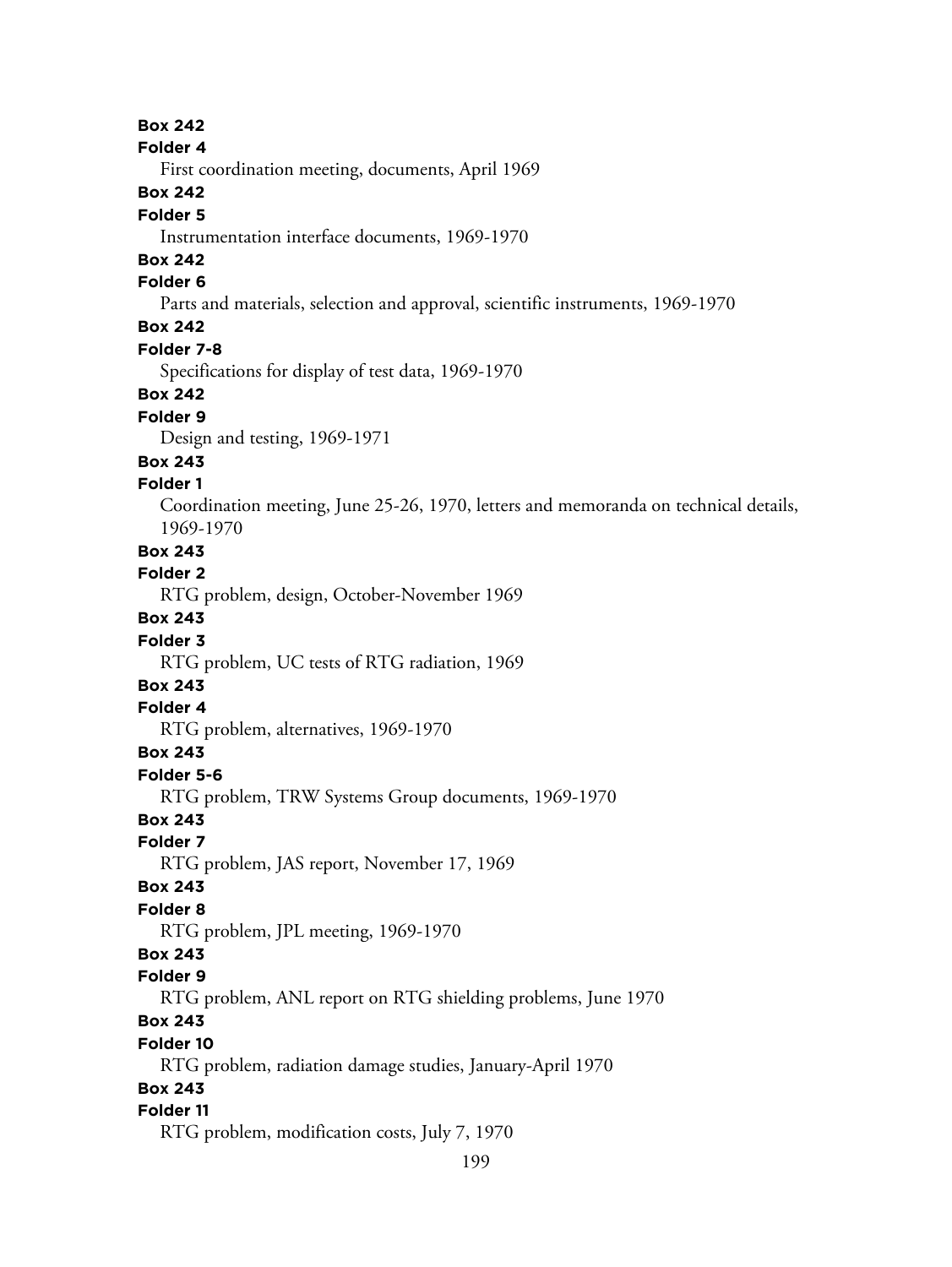**Box 242**
**Folder 4**
First coordination meeting, documents, April 1969

**Box 242**
**Folder 5**
Instrumentation interface documents, 1969-1970

**Box 242**
**Folder 6**
Parts and materials, selection and approval, scientific instruments, 1969-1970

**Box 242**
**Folder 7-8**
Specifications for display of test data, 1969-1970

**Box 242**
**Folder 9**
Design and testing, 1969-1971

**Box 243**
**Folder 1**
Coordination meeting, June 25-26, 1970, letters and memoranda on technical details, 1969-1970

**Box 243**
**Folder 2**
RTG problem, design, October-November 1969

**Box 243**
**Folder 3**
RTG problem, UC tests of RTG radiation, 1969

**Box 243**
**Folder 4**
RTG problem, alternatives, 1969-1970

**Box 243**
**Folder 5-6**
RTG problem, TRW Systems Group documents, 1969-1970

**Box 243**
**Folder 7**
RTG problem, JAS report, November 17, 1969

**Box 243**
**Folder 8**
RTG problem, JPL meeting, 1969-1970

**Box 243**
**Folder 9**
RTG problem, ANL report on RTG shielding problems, June 1970

**Box 243**
**Folder 10**
RTG problem, radiation damage studies, January-April 1970

**Box 243**
**Folder 11**
RTG problem, modification costs, July 7, 1970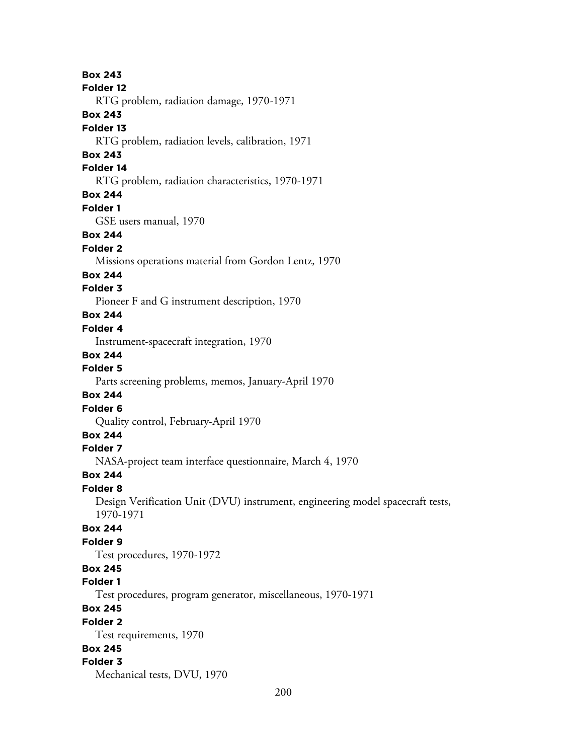**Box 243**
**Folder 12**
RTG problem, radiation damage, 1970-1971
**Box 243**
**Folder 13**
RTG problem, radiation levels, calibration, 1971
**Box 243**
**Folder 14**
RTG problem, radiation characteristics, 1970-1971
**Box 244**
**Folder 1**
GSE users manual, 1970
**Box 244**
**Folder 2**
Missions operations material from Gordon Lentz, 1970
**Box 244**
**Folder 3**
Pioneer F and G instrument description, 1970
**Box 244**
**Folder 4**
Instrument-spacecraft integration, 1970
**Box 244**
**Folder 5**
Parts screening problems, memos, January-April 1970
**Box 244**
**Folder 6**
Quality control, February-April 1970
**Box 244**
**Folder 7**
NASA-project team interface questionnaire, March 4, 1970
**Box 244**
**Folder 8**
Design Verification Unit (DVU) instrument, engineering model spacecraft tests, 1970-1971
**Box 244**
**Folder 9**
Test procedures, 1970-1972
**Box 245**
**Folder 1**
Test procedures, program generator, miscellaneous, 1970-1971
**Box 245**
**Folder 2**
Test requirements, 1970
**Box 245**
**Folder 3**
Mechanical tests, DVU, 1970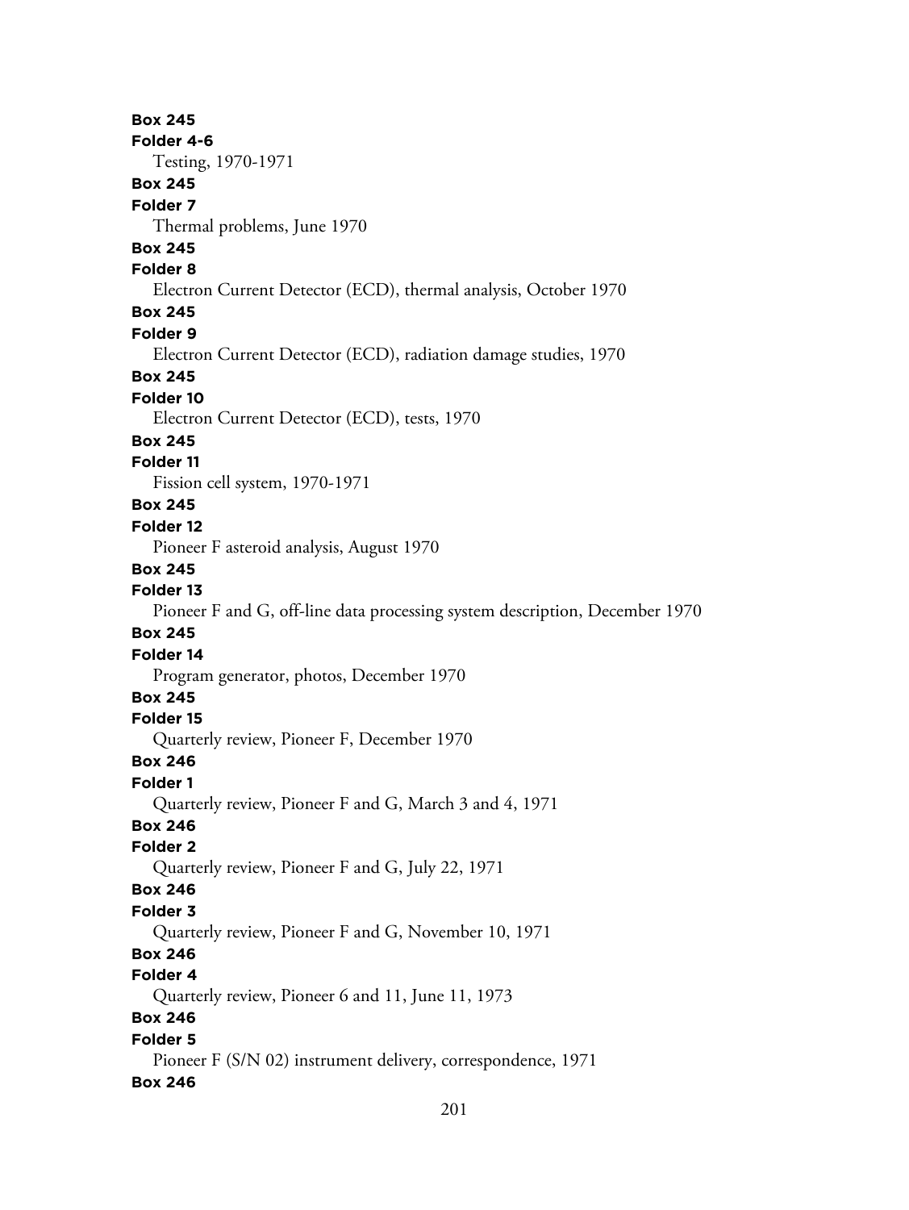**Box 245**
**Folder 4-6**
Testing, 1970-1971
**Box 245**
**Folder 7**
Thermal problems, June 1970
**Box 245**
**Folder 8**
Electron Current Detector (ECD), thermal analysis, October 1970
**Box 245**
**Folder 9**
Electron Current Detector (ECD), radiation damage studies, 1970
**Box 245**
**Folder 10**
Electron Current Detector (ECD), tests, 1970
**Box 245**
**Folder 11**
Fission cell system, 1970-1971
**Box 245**
**Folder 12**
Pioneer F asteroid analysis, August 1970
**Box 245**
**Folder 13**
Pioneer F and G, off-line data processing system description, December 1970
**Box 245**
**Folder 14**
Program generator, photos, December 1970
**Box 245**
**Folder 15**
Quarterly review, Pioneer F, December 1970
**Box 246**
**Folder 1**
Quarterly review, Pioneer F and G, March 3 and 4, 1971
**Box 246**
**Folder 2**
Quarterly review, Pioneer F and G, July 22, 1971
**Box 246**
**Folder 3**
Quarterly review, Pioneer F and G, November 10, 1971
**Box 246**
**Folder 4**
Quarterly review, Pioneer 6 and 11, June 11, 1973
**Box 246**
**Folder 5**
Pioneer F (S/N 02) instrument delivery, correspondence, 1971
**Box 246**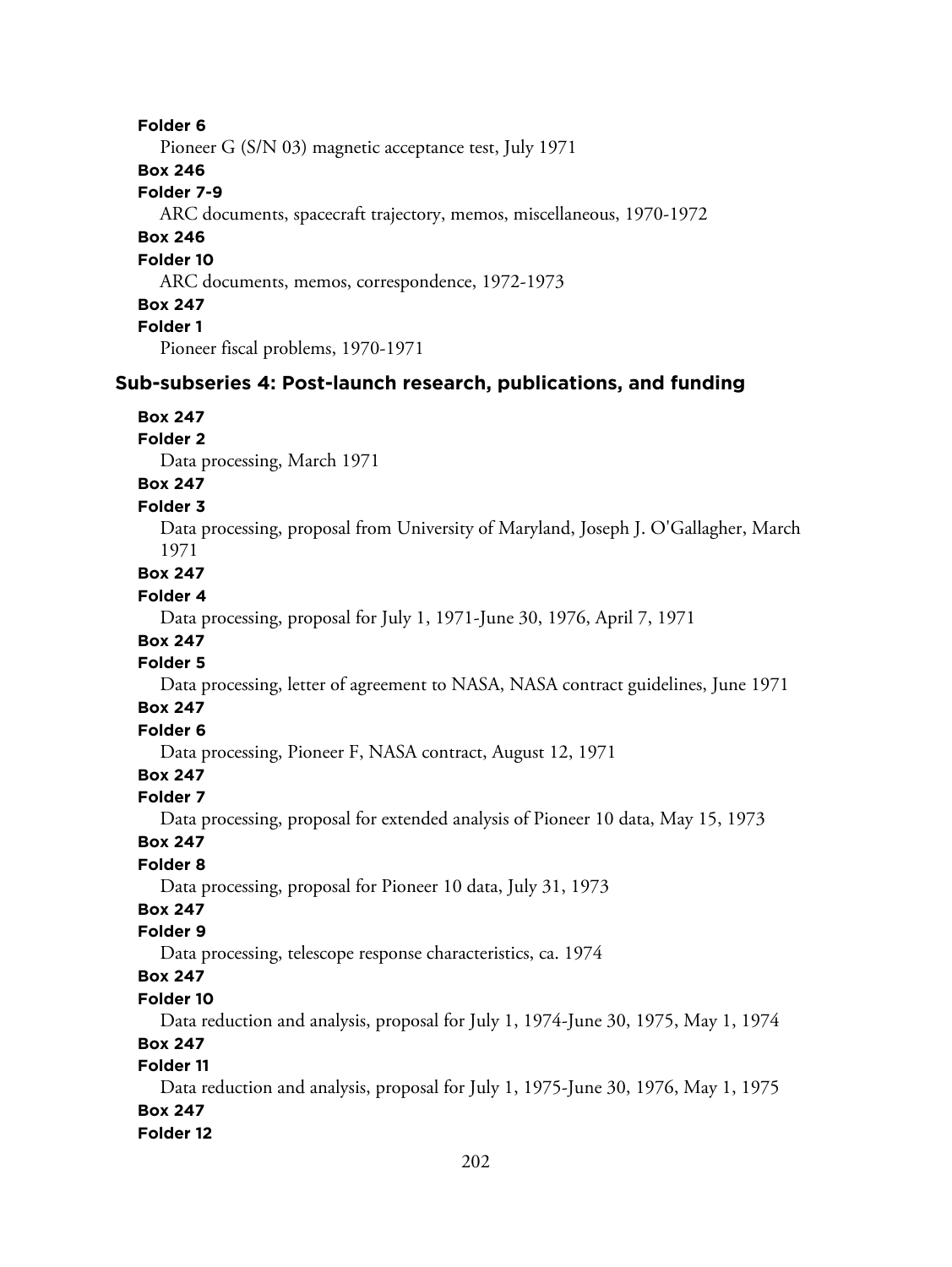**Folder 6**

Pioneer G (S/N 03) magnetic acceptance test, July 1971

**Box 246**

**Folder 7-9**

ARC documents, spacecraft trajectory, memos, miscellaneous, 1970-1972

**Box 246**

**Folder 10**

ARC documents, memos, correspondence, 1972-1973

**Box 247**

**Folder 1**

Pioneer fiscal problems, 1970-1971

### Sub-subseries 4: Post-launch research, publications, and funding

**Box 247**

**Folder 2**

Data processing, March 1971

**Box 247**

**Folder 3**

Data processing, proposal from University of Maryland, Joseph J. O'Gallagher, March 1971

**Box 247**

**Folder 4**

Data processing, proposal for July 1, 1971-June 30, 1976, April 7, 1971

**Box 247**

**Folder 5**

Data processing, letter of agreement to NASA, NASA contract guidelines, June 1971

**Box 247**

**Folder 6**

Data processing, Pioneer F, NASA contract, August 12, 1971

**Box 247**

**Folder 7**

Data processing, proposal for extended analysis of Pioneer 10 data, May 15, 1973

**Box 247**

**Folder 8**

Data processing, proposal for Pioneer 10 data, July 31, 1973

**Box 247**

**Folder 9**

Data processing, telescope response characteristics, ca. 1974

**Box 247**

**Folder 10**

Data reduction and analysis, proposal for July 1, 1974-June 30, 1975, May 1, 1974

**Box 247**

**Folder 11**

Data reduction and analysis, proposal for July 1, 1975-June 30, 1976, May 1, 1975

**Box 247**

**Folder 12**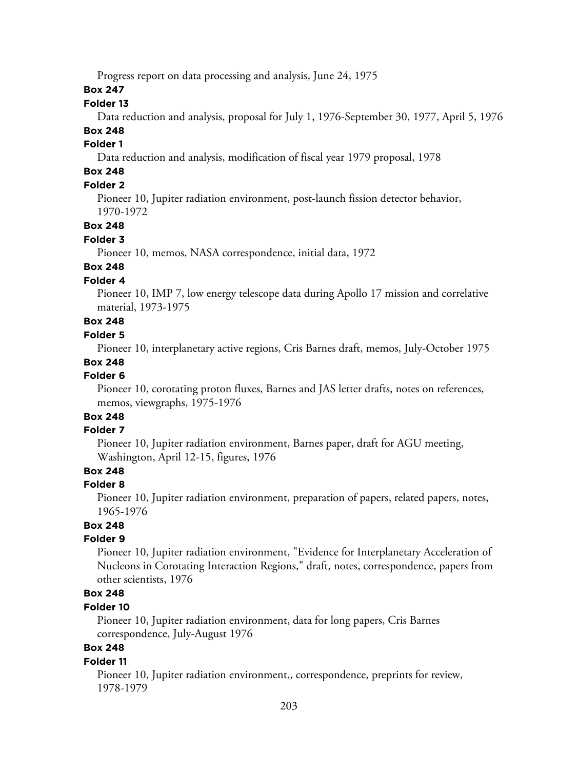Progress report on data processing and analysis, June 24, 1975

**Box 247**

**Folder 13**

Data reduction and analysis, proposal for July 1, 1976-September 30, 1977, April 5, 1976

**Box 248**

**Folder 1**

Data reduction and analysis, modification of fiscal year 1979 proposal, 1978

**Box 248**

**Folder 2**

Pioneer 10, Jupiter radiation environment, post-launch fission detector behavior, 1970-1972

**Box 248**

**Folder 3**

Pioneer 10, memos, NASA correspondence, initial data, 1972

**Box 248**

**Folder 4**

Pioneer 10, IMP 7, low energy telescope data during Apollo 17 mission and correlative material, 1973-1975

**Box 248**

**Folder 5**

Pioneer 10, interplanetary active regions, Cris Barnes draft, memos, July-October 1975

**Box 248**

**Folder 6**

Pioneer 10, corotating proton fluxes, Barnes and JAS letter drafts, notes on references, memos, viewgraphs, 1975-1976

**Box 248**

**Folder 7**

Pioneer 10, Jupiter radiation environment, Barnes paper, draft for AGU meeting, Washington, April 12-15, figures, 1976

**Box 248**

**Folder 8**

Pioneer 10, Jupiter radiation environment, preparation of papers, related papers, notes, 1965-1976

**Box 248**

**Folder 9**

Pioneer 10, Jupiter radiation environment, "Evidence for Interplanetary Acceleration of Nucleons in Corotating Interaction Regions," draft, notes, correspondence, papers from other scientists, 1976

**Box 248**

**Folder 10**

Pioneer 10, Jupiter radiation environment, data for long papers, Cris Barnes correspondence, July-August 1976

**Box 248**

**Folder 11**

Pioneer 10, Jupiter radiation environment,, correspondence, preprints for review, 1978-1979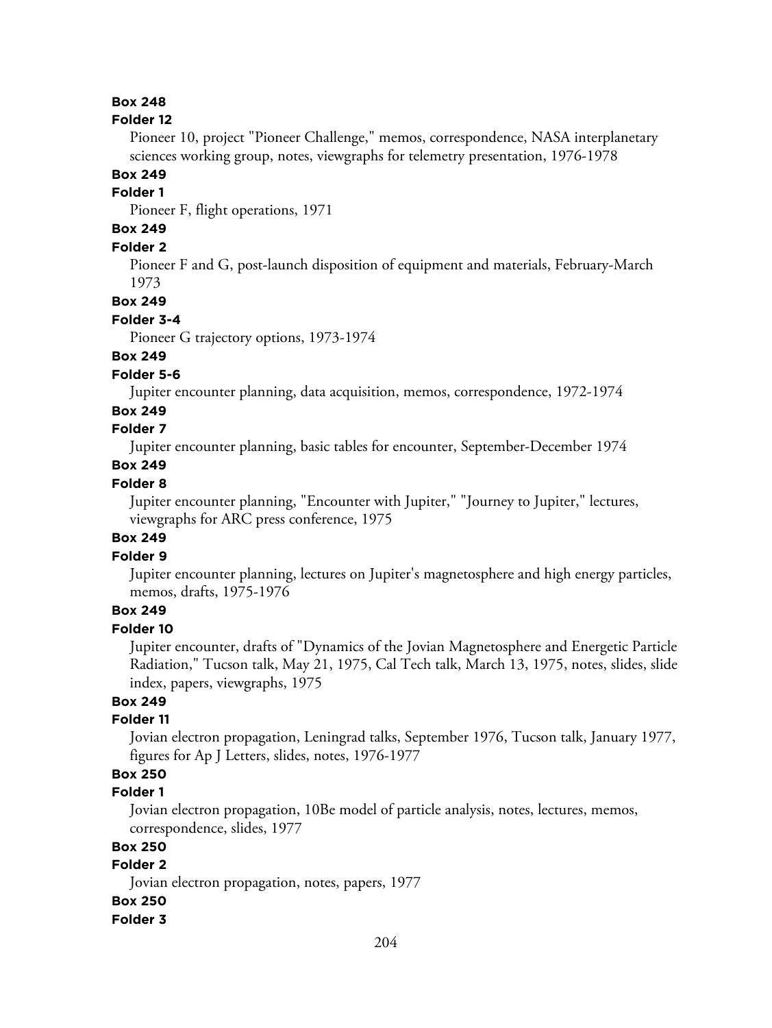**Box 248**

**Folder 12**

Pioneer 10, project "Pioneer Challenge," memos, correspondence, NASA interplanetary sciences working group, notes, viewgraphs for telemetry presentation, 1976-1978

**Box 249**

**Folder 1**

Pioneer F, flight operations, 1971

**Box 249**

**Folder 2**

Pioneer F and G, post-launch disposition of equipment and materials, February-March 1973

**Box 249**

**Folder 3-4**

Pioneer G trajectory options, 1973-1974

**Box 249**

**Folder 5-6**

Jupiter encounter planning, data acquisition, memos, correspondence, 1972-1974

**Box 249**

**Folder 7**

Jupiter encounter planning, basic tables for encounter, September-December 1974

**Box 249**

**Folder 8**

Jupiter encounter planning, "Encounter with Jupiter," "Journey to Jupiter," lectures, viewgraphs for ARC press conference, 1975

**Box 249**

**Folder 9**

Jupiter encounter planning, lectures on Jupiter's magnetosphere and high energy particles, memos, drafts, 1975-1976

**Box 249**

**Folder 10**

Jupiter encounter, drafts of "Dynamics of the Jovian Magnetosphere and Energetic Particle Radiation," Tucson talk, May 21, 1975, Cal Tech talk, March 13, 1975, notes, slides, slide index, papers, viewgraphs, 1975

**Box 249**

**Folder 11**

Jovian electron propagation, Leningrad talks, September 1976, Tucson talk, January 1977, figures for Ap J Letters, slides, notes, 1976-1977

**Box 250**

**Folder 1**

Jovian electron propagation, 10Be model of particle analysis, notes, lectures, memos, correspondence, slides, 1977

**Box 250**

**Folder 2**

Jovian electron propagation, notes, papers, 1977

**Box 250**

**Folder 3**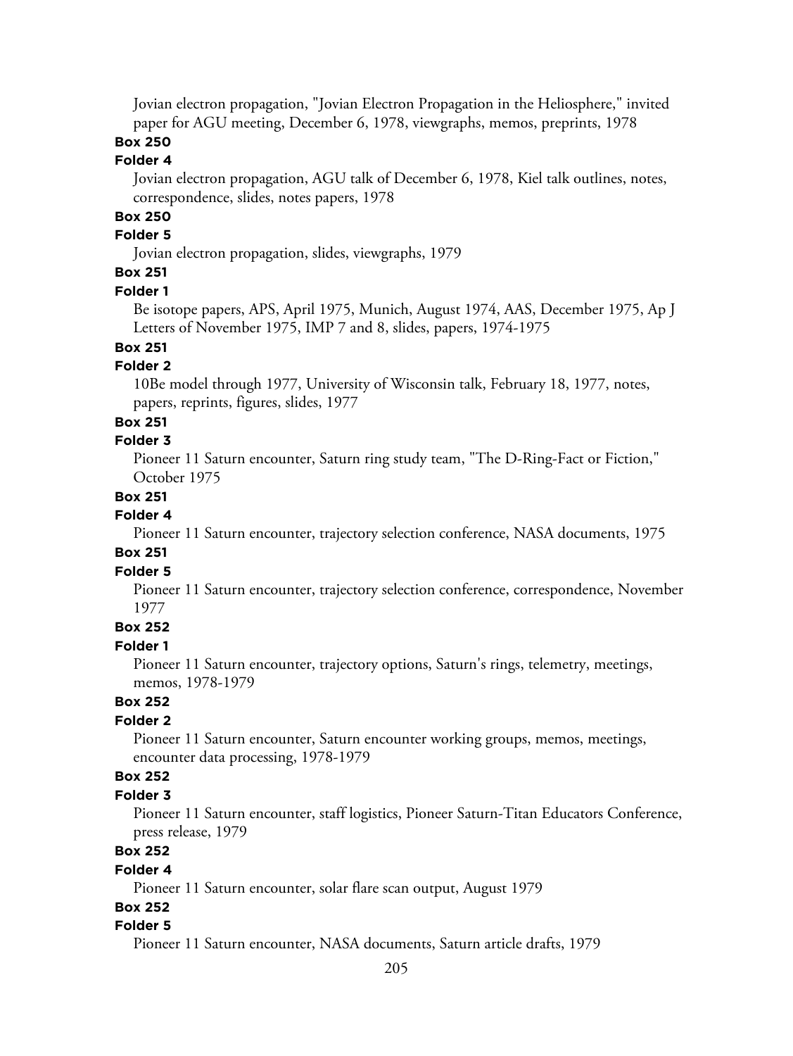Jovian electron propagation, "Jovian Electron Propagation in the Heliosphere," invited paper for AGU meeting, December 6, 1978, viewgraphs, memos, preprints, 1978

**Box 250**

**Folder 4**

Jovian electron propagation, AGU talk of December 6, 1978, Kiel talk outlines, notes, correspondence, slides, notes papers, 1978

**Box 250**

**Folder 5**

Jovian electron propagation, slides, viewgraphs, 1979

**Box 251**

**Folder 1**

Be isotope papers, APS, April 1975, Munich, August 1974, AAS, December 1975, Ap J Letters of November 1975, IMP 7 and 8, slides, papers, 1974-1975

**Box 251**

**Folder 2**

10Be model through 1977, University of Wisconsin talk, February 18, 1977, notes, papers, reprints, figures, slides, 1977

**Box 251**

**Folder 3**

Pioneer 11 Saturn encounter, Saturn ring study team, "The D-Ring-Fact or Fiction," October 1975

**Box 251**

**Folder 4**

Pioneer 11 Saturn encounter, trajectory selection conference, NASA documents, 1975

**Box 251**

**Folder 5**

Pioneer 11 Saturn encounter, trajectory selection conference, correspondence, November 1977

**Box 252**

**Folder 1**

Pioneer 11 Saturn encounter, trajectory options, Saturn's rings, telemetry, meetings, memos, 1978-1979

**Box 252**

**Folder 2**

Pioneer 11 Saturn encounter, Saturn encounter working groups, memos, meetings, encounter data processing, 1978-1979

**Box 252**

**Folder 3**

Pioneer 11 Saturn encounter, staff logistics, Pioneer Saturn-Titan Educators Conference, press release, 1979

**Box 252**

**Folder 4**

Pioneer 11 Saturn encounter, solar flare scan output, August 1979

**Box 252**

**Folder 5**

Pioneer 11 Saturn encounter, NASA documents, Saturn article drafts, 1979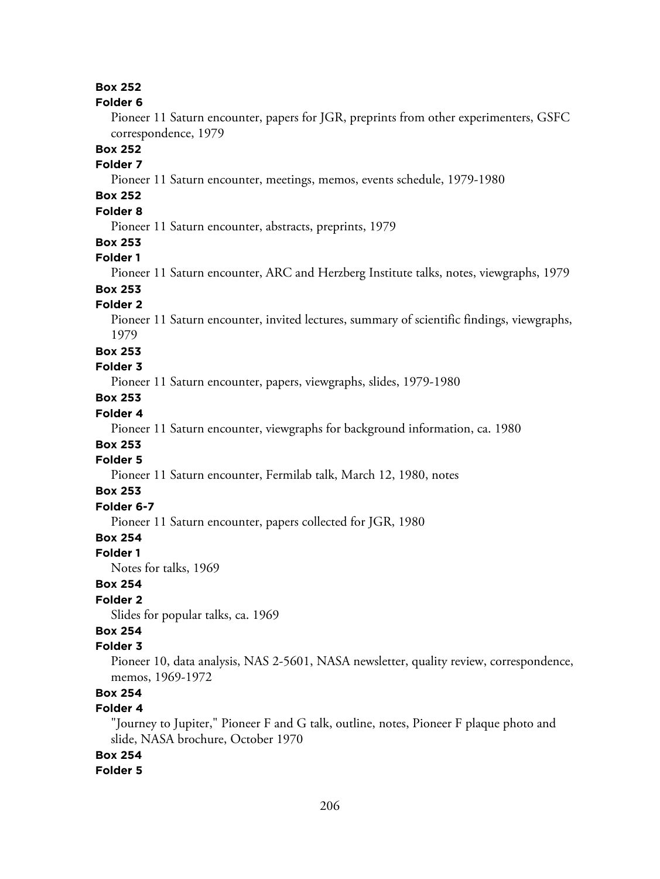**Box 252**
**Folder 6**
Pioneer 11 Saturn encounter, papers for JGR, preprints from other experimenters, GSFC correspondence, 1979

**Box 252**
**Folder 7**
Pioneer 11 Saturn encounter, meetings, memos, events schedule, 1979-1980

**Box 252**
**Folder 8**
Pioneer 11 Saturn encounter, abstracts, preprints, 1979

**Box 253**
**Folder 1**
Pioneer 11 Saturn encounter, ARC and Herzberg Institute talks, notes, viewgraphs, 1979

**Box 253**
**Folder 2**
Pioneer 11 Saturn encounter, invited lectures, summary of scientific findings, viewgraphs, 1979

**Box 253**
**Folder 3**
Pioneer 11 Saturn encounter, papers, viewgraphs, slides, 1979-1980

**Box 253**
**Folder 4**
Pioneer 11 Saturn encounter, viewgraphs for background information, ca. 1980

**Box 253**
**Folder 5**
Pioneer 11 Saturn encounter, Fermilab talk, March 12, 1980, notes

**Box 253**
**Folder 6-7**
Pioneer 11 Saturn encounter, papers collected for JGR, 1980

**Box 254**
**Folder 1**
Notes for talks, 1969

**Box 254**
**Folder 2**
Slides for popular talks, ca. 1969

**Box 254**
**Folder 3**
Pioneer 10, data analysis, NAS 2-5601, NASA newsletter, quality review, correspondence, memos, 1969-1972

**Box 254**
**Folder 4**
"Journey to Jupiter," Pioneer F and G talk, outline, notes, Pioneer F plaque photo and slide, NASA brochure, October 1970

**Box 254**
**Folder 5**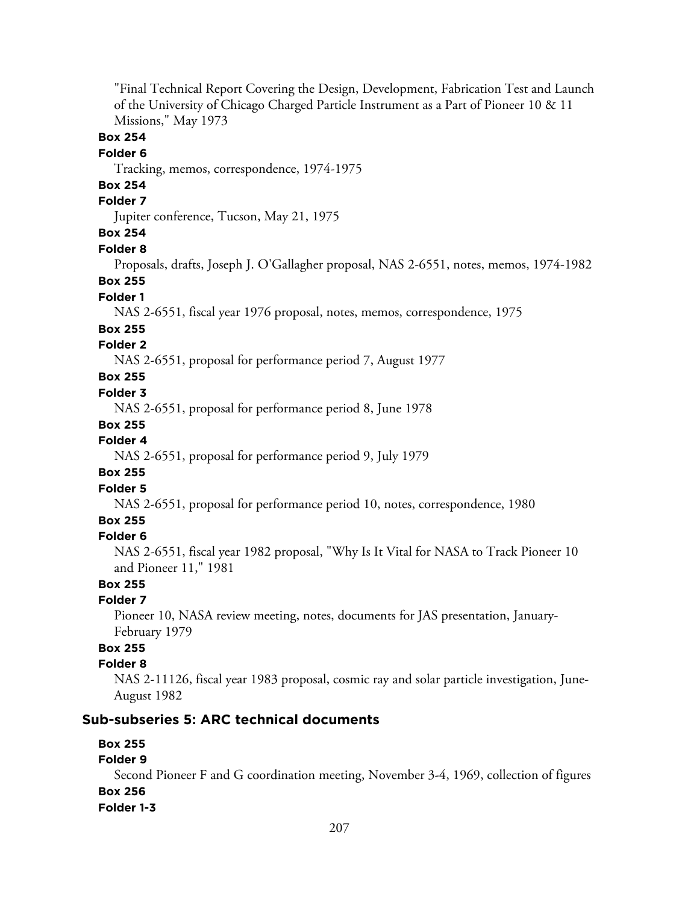"Final Technical Report Covering the Design, Development, Fabrication Test and Launch of the University of Chicago Charged Particle Instrument as a Part of Pioneer 10 & 11 Missions," May 1973

**Box 254**
**Folder 6**
Tracking, memos, correspondence, 1974-1975

**Box 254**
**Folder 7**
Jupiter conference, Tucson, May 21, 1975

**Box 254**
**Folder 8**
Proposals, drafts, Joseph J. O'Gallagher proposal, NAS 2-6551, notes, memos, 1974-1982

**Box 255**
**Folder 1**
NAS 2-6551, fiscal year 1976 proposal, notes, memos, correspondence, 1975

**Box 255**
**Folder 2**
NAS 2-6551, proposal for performance period 7, August 1977

**Box 255**
**Folder 3**
NAS 2-6551, proposal for performance period 8, June 1978

**Box 255**
**Folder 4**
NAS 2-6551, proposal for performance period 9, July 1979

**Box 255**
**Folder 5**
NAS 2-6551, proposal for performance period 10, notes, correspondence, 1980

**Box 255**
**Folder 6**
NAS 2-6551, fiscal year 1982 proposal, "Why Is It Vital for NASA to Track Pioneer 10 and Pioneer 11," 1981

**Box 255**
**Folder 7**
Pioneer 10, NASA review meeting, notes, documents for JAS presentation, January-February 1979

**Box 255**
**Folder 8**
NAS 2-11126, fiscal year 1983 proposal, cosmic ray and solar particle investigation, June-August 1982

### Sub-subseries 5: ARC technical documents

**Box 255**
**Folder 9**
Second Pioneer F and G coordination meeting, November 3-4, 1969, collection of figures

**Box 256**
**Folder 1-3**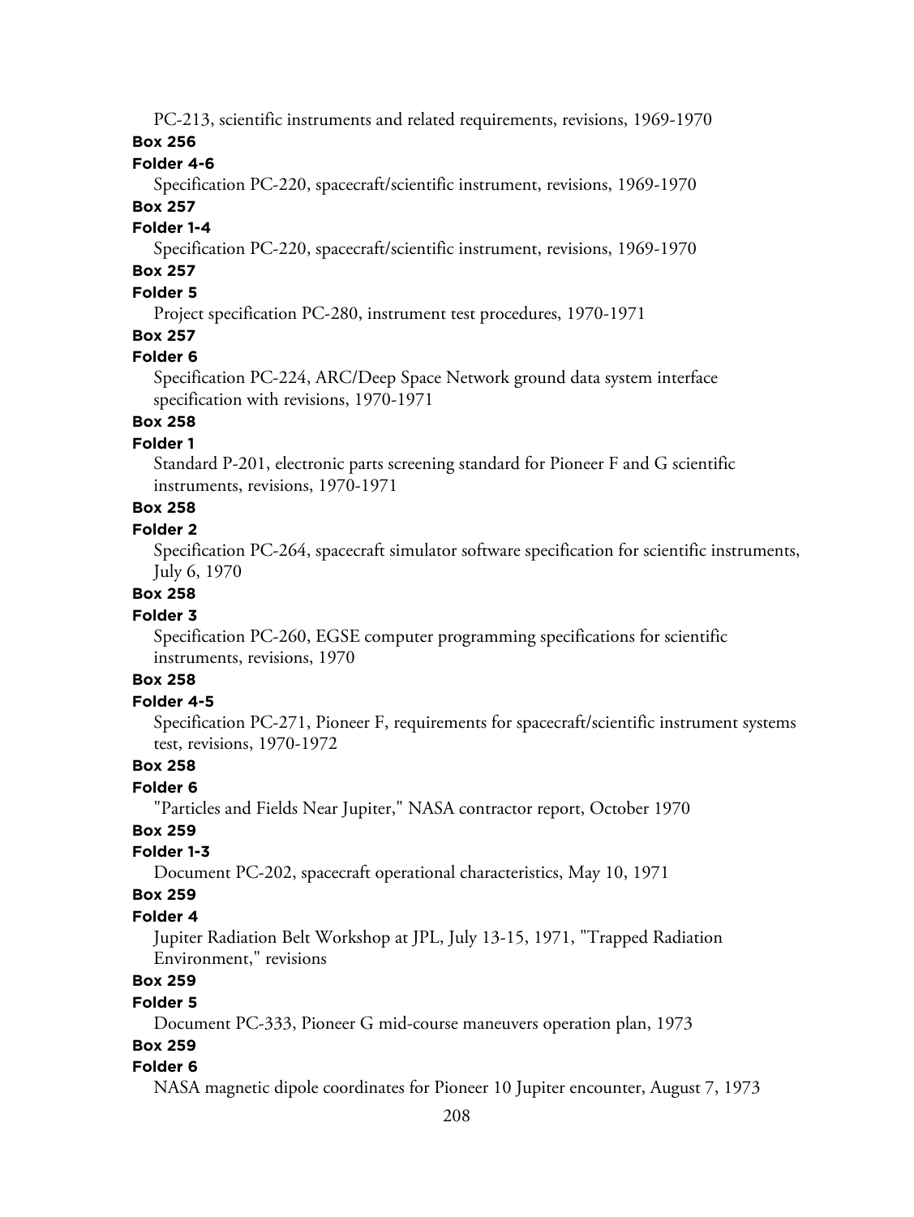PC-213, scientific instruments and related requirements, revisions, 1969-1970

**Box 256**

**Folder 4-6**

Specification PC-220, spacecraft/scientific instrument, revisions, 1969-1970

**Box 257**

**Folder 1-4**

Specification PC-220, spacecraft/scientific instrument, revisions, 1969-1970

**Box 257**

**Folder 5**

Project specification PC-280, instrument test procedures, 1970-1971

**Box 257**

**Folder 6**

Specification PC-224, ARC/Deep Space Network ground data system interface specification with revisions, 1970-1971

**Box 258**

**Folder 1**

Standard P-201, electronic parts screening standard for Pioneer F and G scientific instruments, revisions, 1970-1971

**Box 258**

**Folder 2**

Specification PC-264, spacecraft simulator software specification for scientific instruments, July 6, 1970

**Box 258**

**Folder 3**

Specification PC-260, EGSE computer programming specifications for scientific instruments, revisions, 1970

**Box 258**

**Folder 4-5**

Specification PC-271, Pioneer F, requirements for spacecraft/scientific instrument systems test, revisions, 1970-1972

**Box 258**

**Folder 6**

"Particles and Fields Near Jupiter," NASA contractor report, October 1970

**Box 259**

**Folder 1-3**

Document PC-202, spacecraft operational characteristics, May 10, 1971

**Box 259**

**Folder 4**

Jupiter Radiation Belt Workshop at JPL, July 13-15, 1971, "Trapped Radiation Environment," revisions

**Box 259**

**Folder 5**

Document PC-333, Pioneer G mid-course maneuvers operation plan, 1973

**Box 259**

**Folder 6**

NASA magnetic dipole coordinates for Pioneer 10 Jupiter encounter, August 7, 1973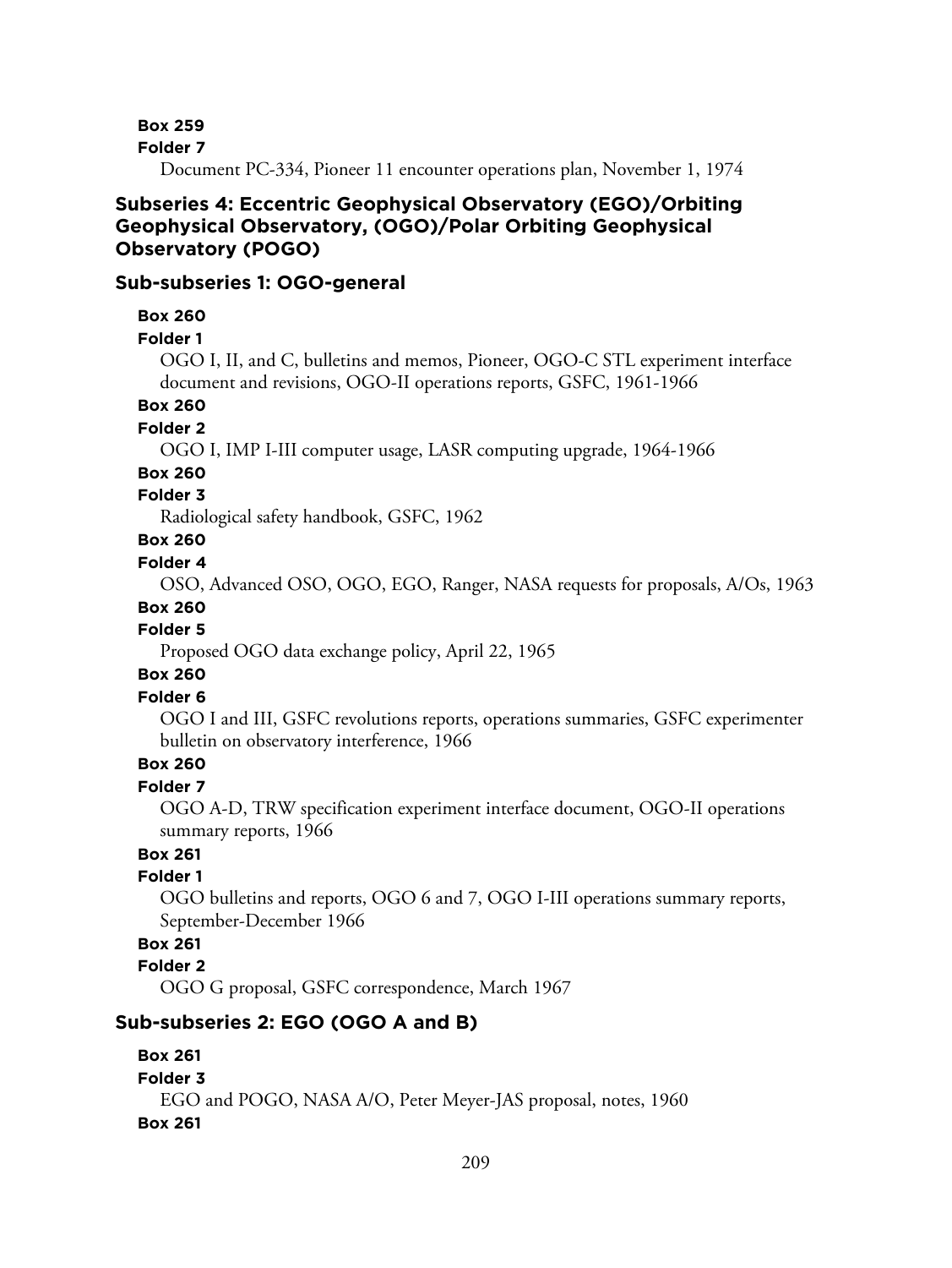**Box 259**

**Folder 7**

Document PC-334, Pioneer 11 encounter operations plan, November 1, 1974

### Subseries 4: Eccentric Geophysical Observatory (EGO)/Orbiting Geophysical Observatory, (OGO)/Polar Orbiting Geophysical Observatory (POGO)

### Sub-subseries 1: OGO-general

**Box 260**

**Folder 1**

OGO I, II, and C, bulletins and memos, Pioneer, OGO-C STL experiment interface document and revisions, OGO-II operations reports, GSFC, 1961-1966

**Box 260**

**Folder 2**

OGO I, IMP I-III computer usage, LASR computing upgrade, 1964-1966

**Box 260**

**Folder 3**

Radiological safety handbook, GSFC, 1962

**Box 260**

**Folder 4**

OSO, Advanced OSO, OGO, EGO, Ranger, NASA requests for proposals, A/Os, 1963

**Box 260**

**Folder 5**

Proposed OGO data exchange policy, April 22, 1965

**Box 260**

**Folder 6**

OGO I and III, GSFC revolutions reports, operations summaries, GSFC experimenter bulletin on observatory interference, 1966

**Box 260**

**Folder 7**

OGO A-D, TRW specification experiment interface document, OGO-II operations summary reports, 1966

**Box 261**

**Folder 1**

OGO bulletins and reports, OGO 6 and 7, OGO I-III operations summary reports, September-December 1966

**Box 261**

**Folder 2**

OGO G proposal, GSFC correspondence, March 1967

### Sub-subseries 2: EGO (OGO A and B)

**Box 261**

**Folder 3**

EGO and POGO, NASA A/O, Peter Meyer-JAS proposal, notes, 1960

**Box 261**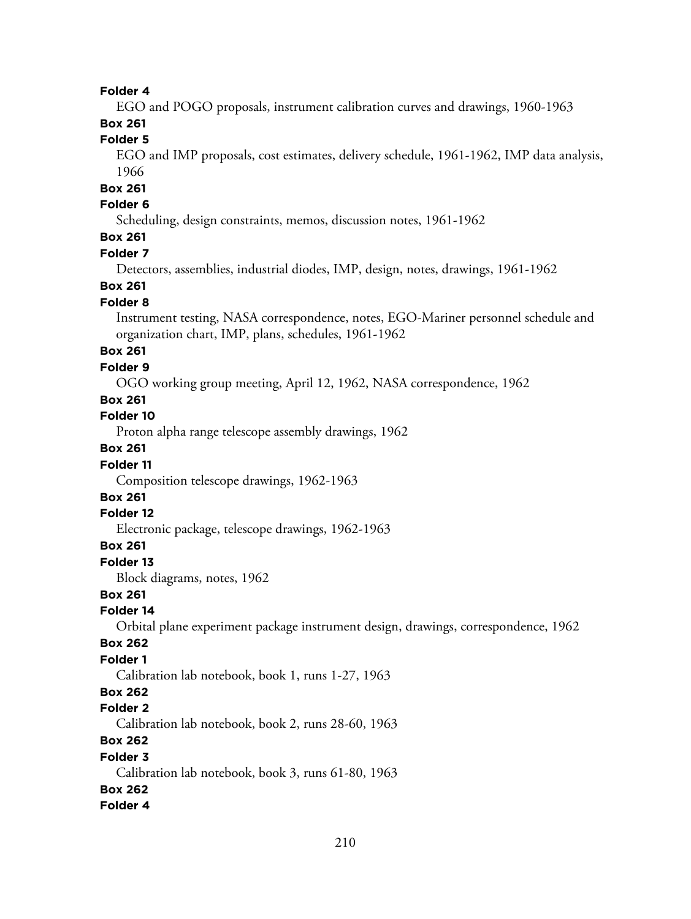**Folder 4**

EGO and POGO proposals, instrument calibration curves and drawings, 1960-1963

**Box 261**

**Folder 5**

EGO and IMP proposals, cost estimates, delivery schedule, 1961-1962, IMP data analysis, 1966

**Box 261**

**Folder 6**

Scheduling, design constraints, memos, discussion notes, 1961-1962

**Box 261**

**Folder 7**

Detectors, assemblies, industrial diodes, IMP, design, notes, drawings, 1961-1962

**Box 261**

**Folder 8**

Instrument testing, NASA correspondence, notes, EGO-Mariner personnel schedule and organization chart, IMP, plans, schedules, 1961-1962

**Box 261**

**Folder 9**

OGO working group meeting, April 12, 1962, NASA correspondence, 1962

**Box 261**

**Folder 10**

Proton alpha range telescope assembly drawings, 1962

**Box 261**

**Folder 11**

Composition telescope drawings, 1962-1963

**Box 261**

**Folder 12**

Electronic package, telescope drawings, 1962-1963

**Box 261**

**Folder 13**

Block diagrams, notes, 1962

**Box 261**

**Folder 14**

Orbital plane experiment package instrument design, drawings, correspondence, 1962

**Box 262**

**Folder 1**

Calibration lab notebook, book 1, runs 1-27, 1963

**Box 262**

**Folder 2**

Calibration lab notebook, book 2, runs 28-60, 1963

**Box 262**

**Folder 3**

Calibration lab notebook, book 3, runs 61-80, 1963

**Box 262**

**Folder 4**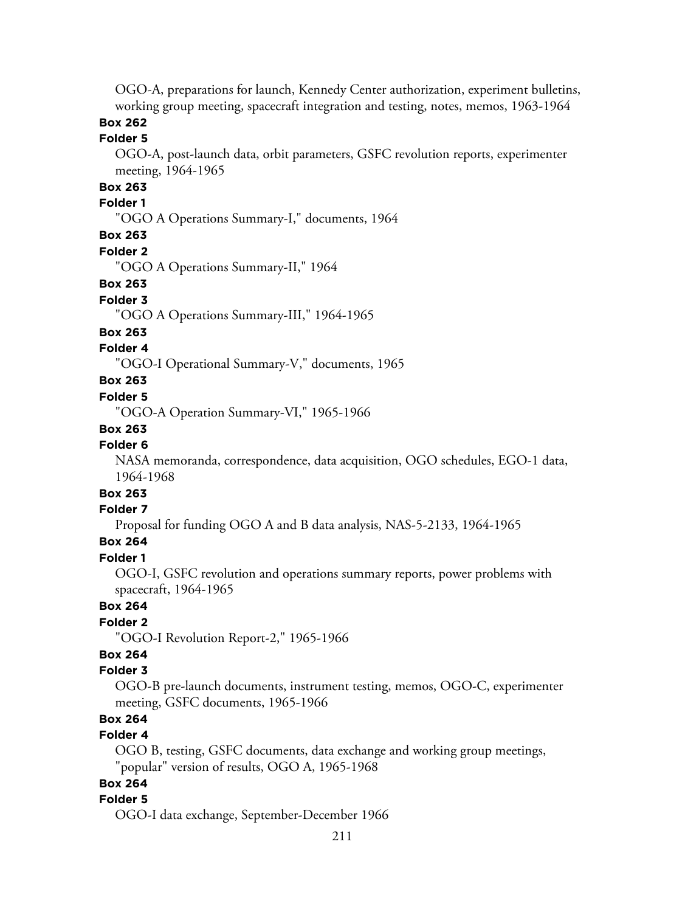OGO-A, preparations for launch, Kennedy Center authorization, experiment bulletins, working group meeting, spacecraft integration and testing, notes, memos, 1963-1964

**Box 262**

**Folder 5**

OGO-A, post-launch data, orbit parameters, GSFC revolution reports, experimenter meeting, 1964-1965

**Box 263**

**Folder 1**

"OGO A Operations Summary-I," documents, 1964

**Box 263**

**Folder 2**

"OGO A Operations Summary-II," 1964

**Box 263**

**Folder 3**

"OGO A Operations Summary-III," 1964-1965

**Box 263**

**Folder 4**

"OGO-I Operational Summary-V," documents, 1965

**Box 263**

**Folder 5**

"OGO-A Operation Summary-VI," 1965-1966

**Box 263**

**Folder 6**

NASA memoranda, correspondence, data acquisition, OGO schedules, EGO-1 data, 1964-1968

**Box 263**

**Folder 7**

Proposal for funding OGO A and B data analysis, NAS-5-2133, 1964-1965

**Box 264**

**Folder 1**

OGO-I, GSFC revolution and operations summary reports, power problems with spacecraft, 1964-1965

**Box 264**

**Folder 2**

"OGO-I Revolution Report-2," 1965-1966

**Box 264**

**Folder 3**

OGO-B pre-launch documents, instrument testing, memos, OGO-C, experimenter meeting, GSFC documents, 1965-1966

**Box 264**

**Folder 4**

OGO B, testing, GSFC documents, data exchange and working group meetings, "popular" version of results, OGO A, 1965-1968

**Box 264**

**Folder 5**

OGO-I data exchange, September-December 1966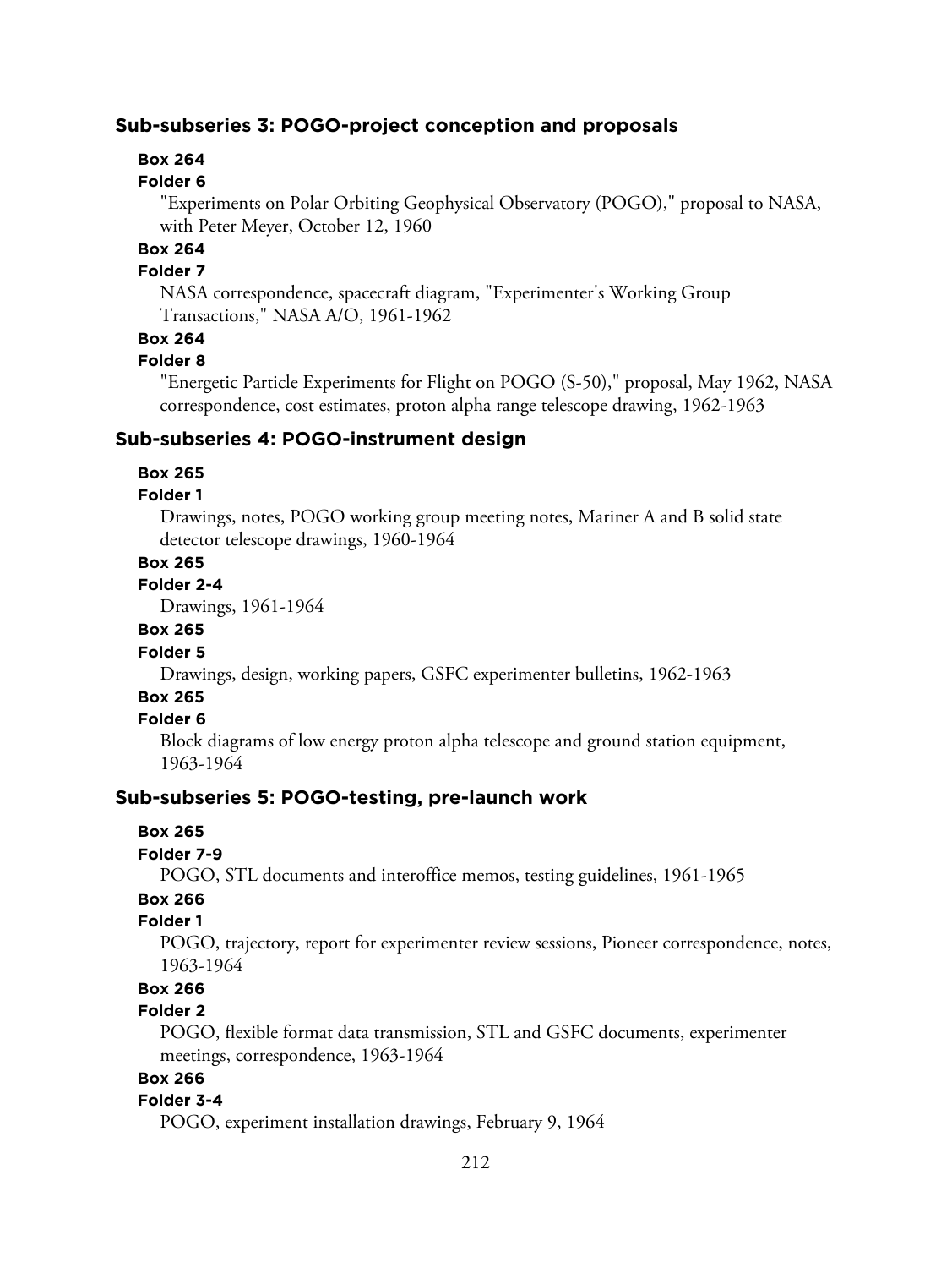### Sub-subseries 3: POGO-project conception and proposals

**Box 264**
**Folder 6**
"Experiments on Polar Orbiting Geophysical Observatory (POGO)," proposal to NASA, with Peter Meyer, October 12, 1960

**Box 264**
**Folder 7**
NASA correspondence, spacecraft diagram, "Experimenter's Working Group Transactions," NASA A/O, 1961-1962

**Box 264**
**Folder 8**
"Energetic Particle Experiments for Flight on POGO (S-50)," proposal, May 1962, NASA correspondence, cost estimates, proton alpha range telescope drawing, 1962-1963

### Sub-subseries 4: POGO-instrument design

**Box 265**
**Folder 1**
Drawings, notes, POGO working group meeting notes, Mariner A and B solid state detector telescope drawings, 1960-1964

**Box 265**
**Folder 2-4**
Drawings, 1961-1964

**Box 265**
**Folder 5**
Drawings, design, working papers, GSFC experimenter bulletins, 1962-1963

**Box 265**
**Folder 6**
Block diagrams of low energy proton alpha telescope and ground station equipment, 1963-1964

### Sub-subseries 5: POGO-testing, pre-launch work

**Box 265**
**Folder 7-9**
POGO, STL documents and interoffice memos, testing guidelines, 1961-1965

**Box 266**
**Folder 1**
POGO, trajectory, report for experimenter review sessions, Pioneer correspondence, notes, 1963-1964

**Box 266**
**Folder 2**
POGO, flexible format data transmission, STL and GSFC documents, experimenter meetings, correspondence, 1963-1964

**Box 266**
**Folder 3-4**
POGO, experiment installation drawings, February 9, 1964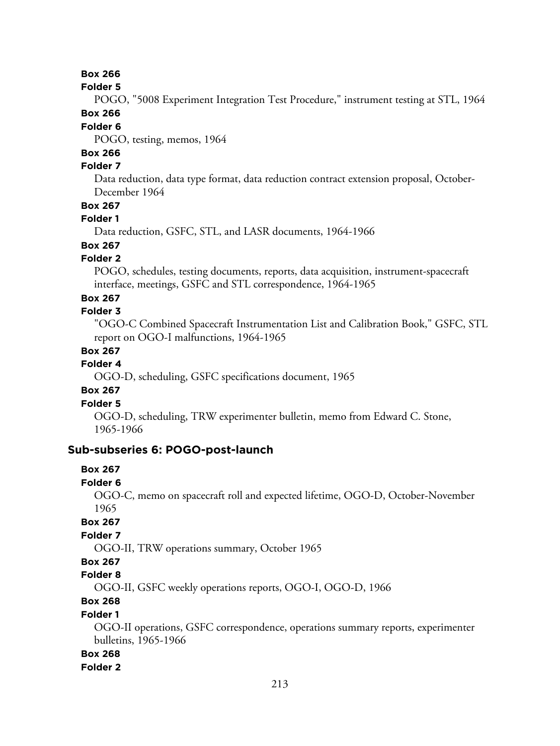**Box 266**

**Folder 5**

POGO, "5008 Experiment Integration Test Procedure," instrument testing at STL, 1964

**Box 266**

**Folder 6**

POGO, testing, memos, 1964

**Box 266**

**Folder 7**

Data reduction, data type format, data reduction contract extension proposal, October-December 1964

**Box 267**

**Folder 1**

Data reduction, GSFC, STL, and LASR documents, 1964-1966

**Box 267**

**Folder 2**

POGO, schedules, testing documents, reports, data acquisition, instrument-spacecraft interface, meetings, GSFC and STL correspondence, 1964-1965

**Box 267**

**Folder 3**

"OGO-C Combined Spacecraft Instrumentation List and Calibration Book," GSFC, STL report on OGO-I malfunctions, 1964-1965

**Box 267**

**Folder 4**

OGO-D, scheduling, GSFC specifications document, 1965

**Box 267**

**Folder 5**

OGO-D, scheduling, TRW experimenter bulletin, memo from Edward C. Stone, 1965-1966

### Sub-subseries 6: POGO-post-launch

**Box 267**

**Folder 6**

OGO-C, memo on spacecraft roll and expected lifetime, OGO-D, October-November 1965

**Box 267**

**Folder 7**

OGO-II, TRW operations summary, October 1965

**Box 267**

**Folder 8**

OGO-II, GSFC weekly operations reports, OGO-I, OGO-D, 1966

**Box 268**

**Folder 1**

OGO-II operations, GSFC correspondence, operations summary reports, experimenter bulletins, 1965-1966

**Box 268**

**Folder 2**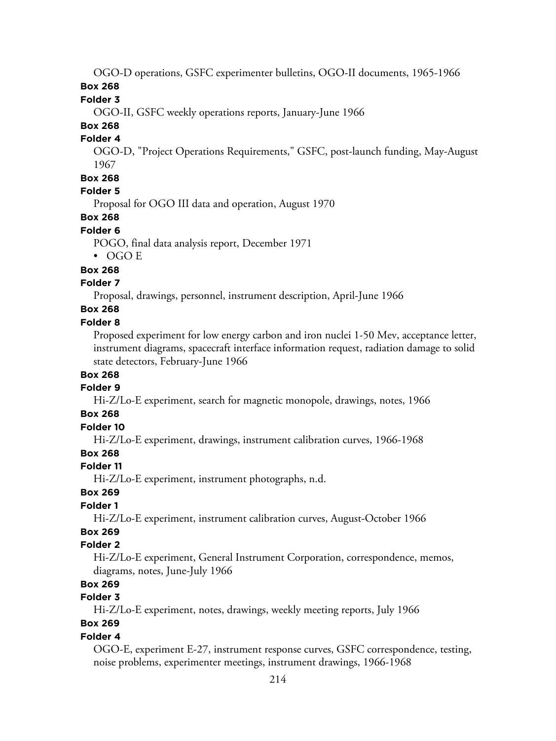OGO-D operations, GSFC experimenter bulletins, OGO-II documents, 1965-1966

**Box 268**

**Folder 3**

OGO-II, GSFC weekly operations reports, January-June 1966

**Box 268**

**Folder 4**

OGO-D, "Project Operations Requirements," GSFC, post-launch funding, May-August 1967

**Box 268**

**Folder 5**

Proposal for OGO III data and operation, August 1970

**Box 268**

**Folder 6**

POGO, final data analysis report, December 1971

- OGO E

**Box 268**

**Folder 7**

Proposal, drawings, personnel, instrument description, April-June 1966

**Box 268**

**Folder 8**

Proposed experiment for low energy carbon and iron nuclei 1-50 Mev, acceptance letter, instrument diagrams, spacecraft interface information request, radiation damage to solid state detectors, February-June 1966

**Box 268**

**Folder 9**

Hi-Z/Lo-E experiment, search for magnetic monopole, drawings, notes, 1966

**Box 268**

**Folder 10**

Hi-Z/Lo-E experiment, drawings, instrument calibration curves, 1966-1968

**Box 268**

**Folder 11**

Hi-Z/Lo-E experiment, instrument photographs, n.d.

**Box 269**

**Folder 1**

Hi-Z/Lo-E experiment, instrument calibration curves, August-October 1966

**Box 269**

**Folder 2**

Hi-Z/Lo-E experiment, General Instrument Corporation, correspondence, memos, diagrams, notes, June-July 1966

**Box 269**

**Folder 3**

Hi-Z/Lo-E experiment, notes, drawings, weekly meeting reports, July 1966

**Box 269**

**Folder 4**

OGO-E, experiment E-27, instrument response curves, GSFC correspondence, testing, noise problems, experimenter meetings, instrument drawings, 1966-1968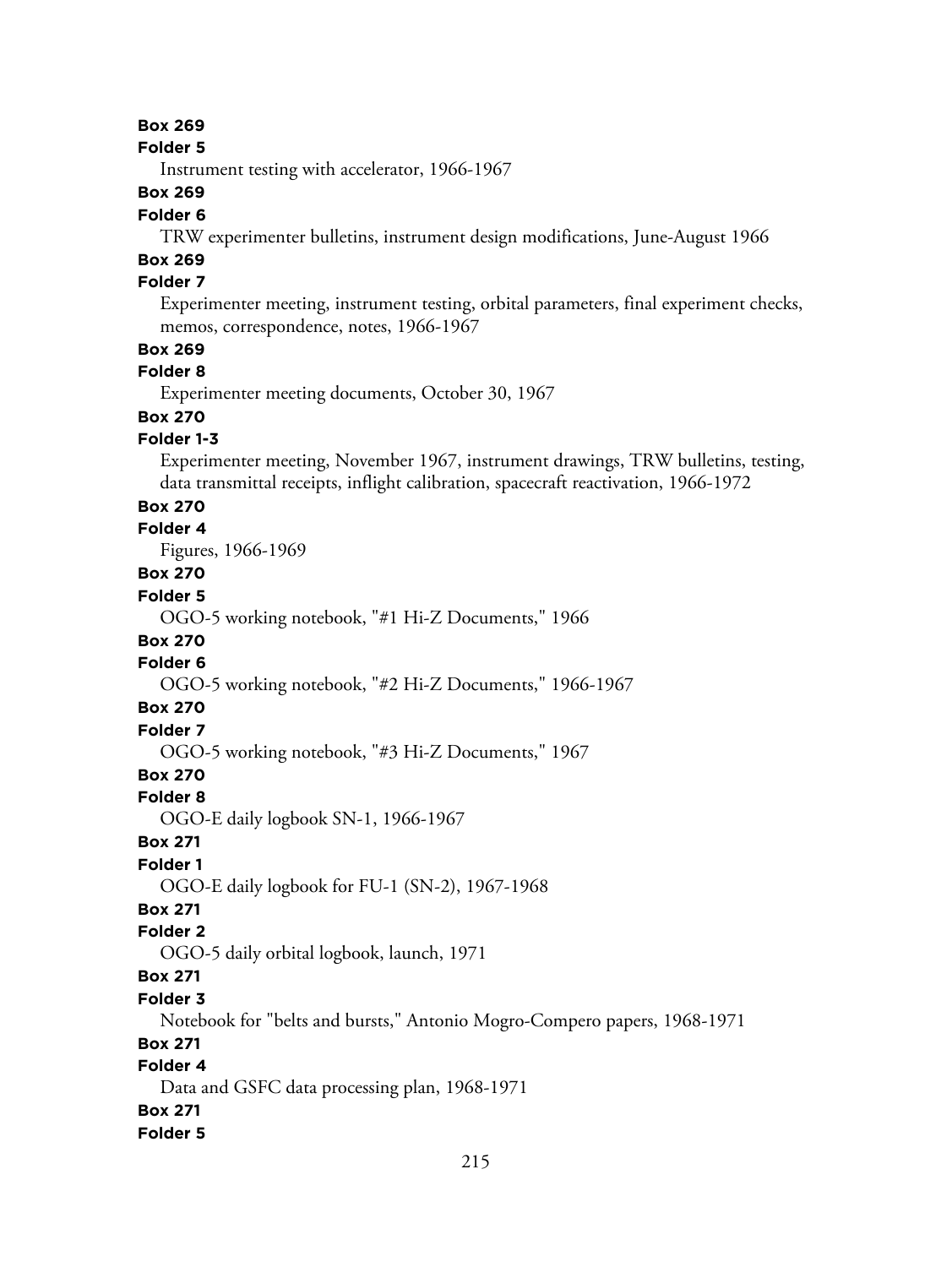**Box 269**
**Folder 5**
Instrument testing with accelerator, 1966-1967

**Box 269**
**Folder 6**
TRW experimenter bulletins, instrument design modifications, June-August 1966

**Box 269**
**Folder 7**
Experimenter meeting, instrument testing, orbital parameters, final experiment checks, memos, correspondence, notes, 1966-1967

**Box 269**
**Folder 8**
Experimenter meeting documents, October 30, 1967

**Box 270**
**Folder 1-3**
Experimenter meeting, November 1967, instrument drawings, TRW bulletins, testing, data transmittal receipts, inflight calibration, spacecraft reactivation, 1966-1972

**Box 270**
**Folder 4**
Figures, 1966-1969

**Box 270**
**Folder 5**
OGO-5 working notebook, "#1 Hi-Z Documents," 1966

**Box 270**
**Folder 6**
OGO-5 working notebook, "#2 Hi-Z Documents," 1966-1967

**Box 270**
**Folder 7**
OGO-5 working notebook, "#3 Hi-Z Documents," 1967

**Box 270**
**Folder 8**
OGO-E daily logbook SN-1, 1966-1967

**Box 271**
**Folder 1**
OGO-E daily logbook for FU-1 (SN-2), 1967-1968

**Box 271**
**Folder 2**
OGO-5 daily orbital logbook, launch, 1971

**Box 271**
**Folder 3**
Notebook for "belts and bursts," Antonio Mogro-Compero papers, 1968-1971

**Box 271**
**Folder 4**
Data and GSFC data processing plan, 1968-1971

**Box 271**
**Folder 5**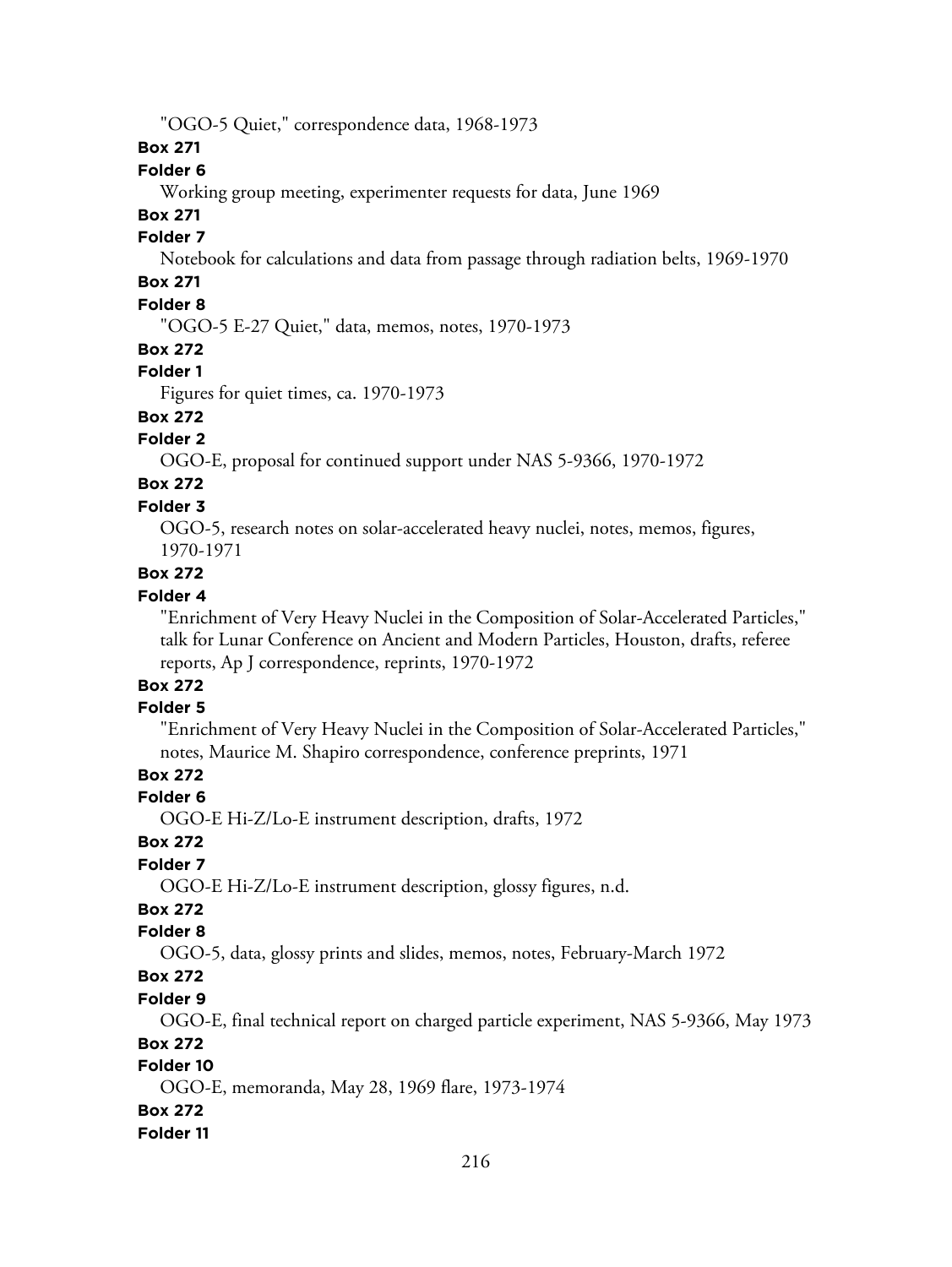"OGO-5 Quiet," correspondence data, 1968-1973

**Box 271**

**Folder 6**

Working group meeting, experimenter requests for data, June 1969

**Box 271**

**Folder 7**

Notebook for calculations and data from passage through radiation belts, 1969-1970

**Box 271**

**Folder 8**

"OGO-5 E-27 Quiet," data, memos, notes, 1970-1973

**Box 272**

**Folder 1**

Figures for quiet times, ca. 1970-1973

**Box 272**

**Folder 2**

OGO-E, proposal for continued support under NAS 5-9366, 1970-1972

**Box 272**

**Folder 3**

OGO-5, research notes on solar-accelerated heavy nuclei, notes, memos, figures, 1970-1971

**Box 272**

**Folder 4**

"Enrichment of Very Heavy Nuclei in the Composition of Solar-Accelerated Particles," talk for Lunar Conference on Ancient and Modern Particles, Houston, drafts, referee reports, Ap J correspondence, reprints, 1970-1972

**Box 272**

**Folder 5**

"Enrichment of Very Heavy Nuclei in the Composition of Solar-Accelerated Particles," notes, Maurice M. Shapiro correspondence, conference preprints, 1971

**Box 272**

**Folder 6**

OGO-E Hi-Z/Lo-E instrument description, drafts, 1972

**Box 272**

**Folder 7**

OGO-E Hi-Z/Lo-E instrument description, glossy figures, n.d.

**Box 272**

**Folder 8**

OGO-5, data, glossy prints and slides, memos, notes, February-March 1972

**Box 272**

**Folder 9**

OGO-E, final technical report on charged particle experiment, NAS 5-9366, May 1973

**Box 272**

**Folder 10**

OGO-E, memoranda, May 28, 1969 flare, 1973-1974

**Box 272**

**Folder 11**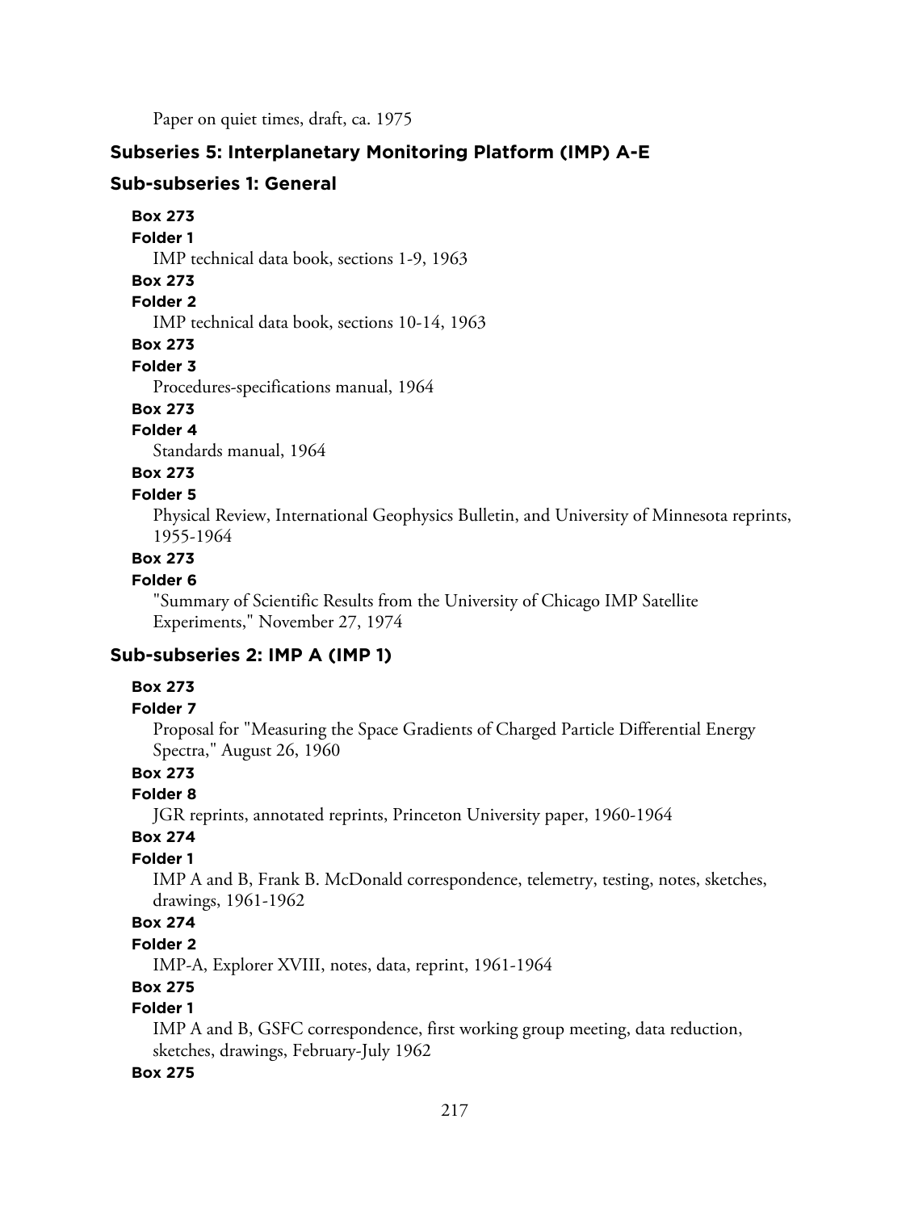Paper on quiet times, draft, ca. 1975

### Subseries 5: Interplanetary Monitoring Platform (IMP) A-E

#### Sub-subseries 1: General

**Box 273**
**Folder 1**
IMP technical data book, sections 1-9, 1963

**Box 273**
**Folder 2**
IMP technical data book, sections 10-14, 1963

**Box 273**
**Folder 3**
Procedures-specifications manual, 1964

**Box 273**
**Folder 4**
Standards manual, 1964

**Box 273**
**Folder 5**
Physical Review, International Geophysics Bulletin, and University of Minnesota reprints, 1955-1964

**Box 273**
**Folder 6**
"Summary of Scientific Results from the University of Chicago IMP Satellite Experiments," November 27, 1974

#### Sub-subseries 2: IMP A (IMP 1)

**Box 273**
**Folder 7**
Proposal for "Measuring the Space Gradients of Charged Particle Differential Energy Spectra," August 26, 1960

**Box 273**
**Folder 8**
JGR reprints, annotated reprints, Princeton University paper, 1960-1964

**Box 274**
**Folder 1**
IMP A and B, Frank B. McDonald correspondence, telemetry, testing, notes, sketches, drawings, 1961-1962

**Box 274**
**Folder 2**
IMP-A, Explorer XVIII, notes, data, reprint, 1961-1964

**Box 275**
**Folder 1**
IMP A and B, GSFC correspondence, first working group meeting, data reduction, sketches, drawings, February-July 1962

**Box 275**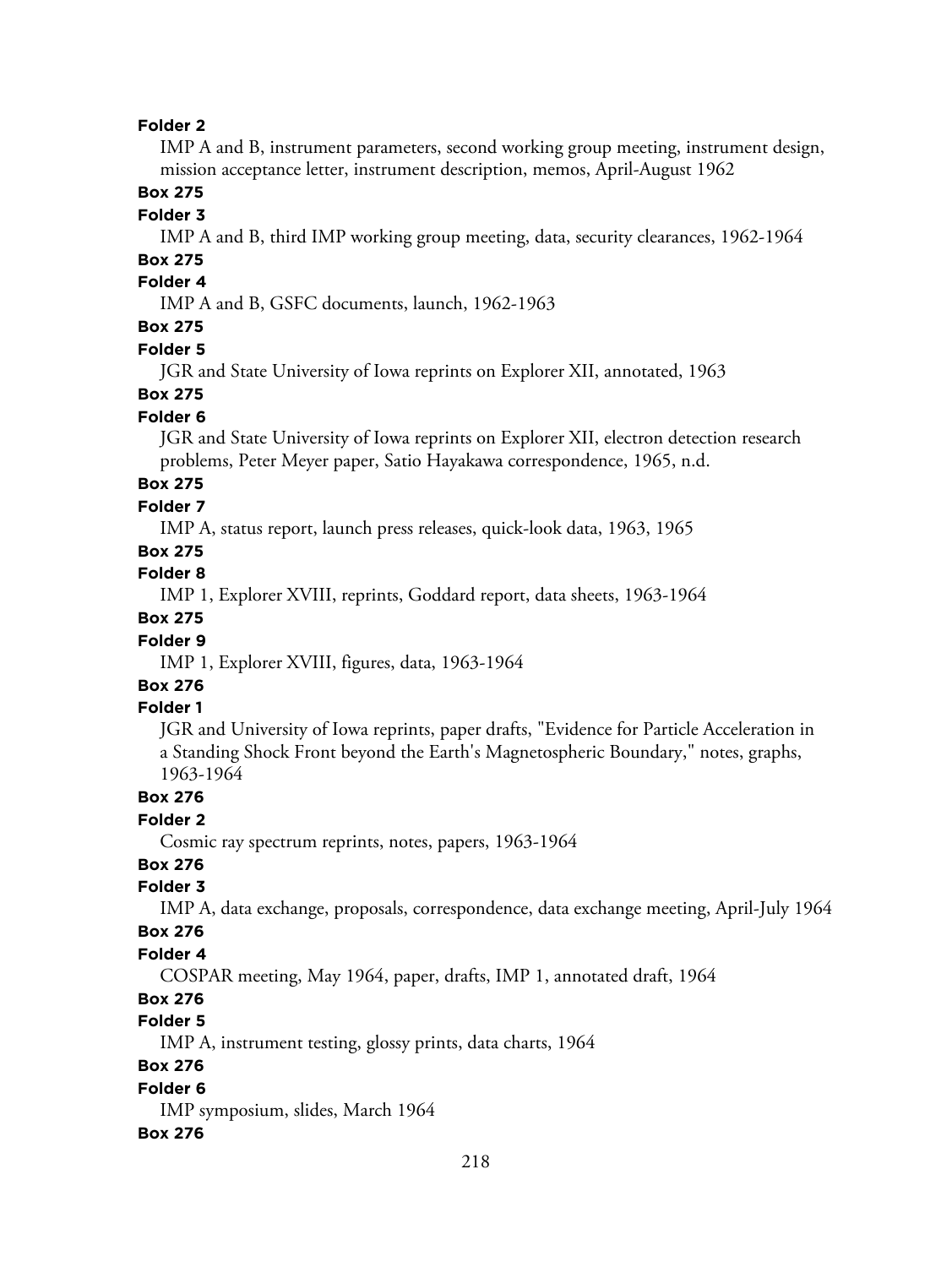**Folder 2**

IMP A and B, instrument parameters, second working group meeting, instrument design, mission acceptance letter, instrument description, memos, April-August 1962

**Box 275**

**Folder 3**

IMP A and B, third IMP working group meeting, data, security clearances, 1962-1964

**Box 275**

**Folder 4**

IMP A and B, GSFC documents, launch, 1962-1963

**Box 275**

**Folder 5**

JGR and State University of Iowa reprints on Explorer XII, annotated, 1963

**Box 275**

**Folder 6**

JGR and State University of Iowa reprints on Explorer XII, electron detection research problems, Peter Meyer paper, Satio Hayakawa correspondence, 1965, n.d.

**Box 275**

**Folder 7**

IMP A, status report, launch press releases, quick-look data, 1963, 1965

**Box 275**

**Folder 8**

IMP 1, Explorer XVIII, reprints, Goddard report, data sheets, 1963-1964

**Box 275**

**Folder 9**

IMP 1, Explorer XVIII, figures, data, 1963-1964

**Box 276**

**Folder 1**

JGR and University of Iowa reprints, paper drafts, "Evidence for Particle Acceleration in a Standing Shock Front beyond the Earth's Magnetospheric Boundary," notes, graphs, 1963-1964

**Box 276**

**Folder 2**

Cosmic ray spectrum reprints, notes, papers, 1963-1964

**Box 276**

**Folder 3**

IMP A, data exchange, proposals, correspondence, data exchange meeting, April-July 1964

**Box 276**

**Folder 4**

COSPAR meeting, May 1964, paper, drafts, IMP 1, annotated draft, 1964

**Box 276**

**Folder 5**

IMP A, instrument testing, glossy prints, data charts, 1964

**Box 276**

**Folder 6**

IMP symposium, slides, March 1964

**Box 276**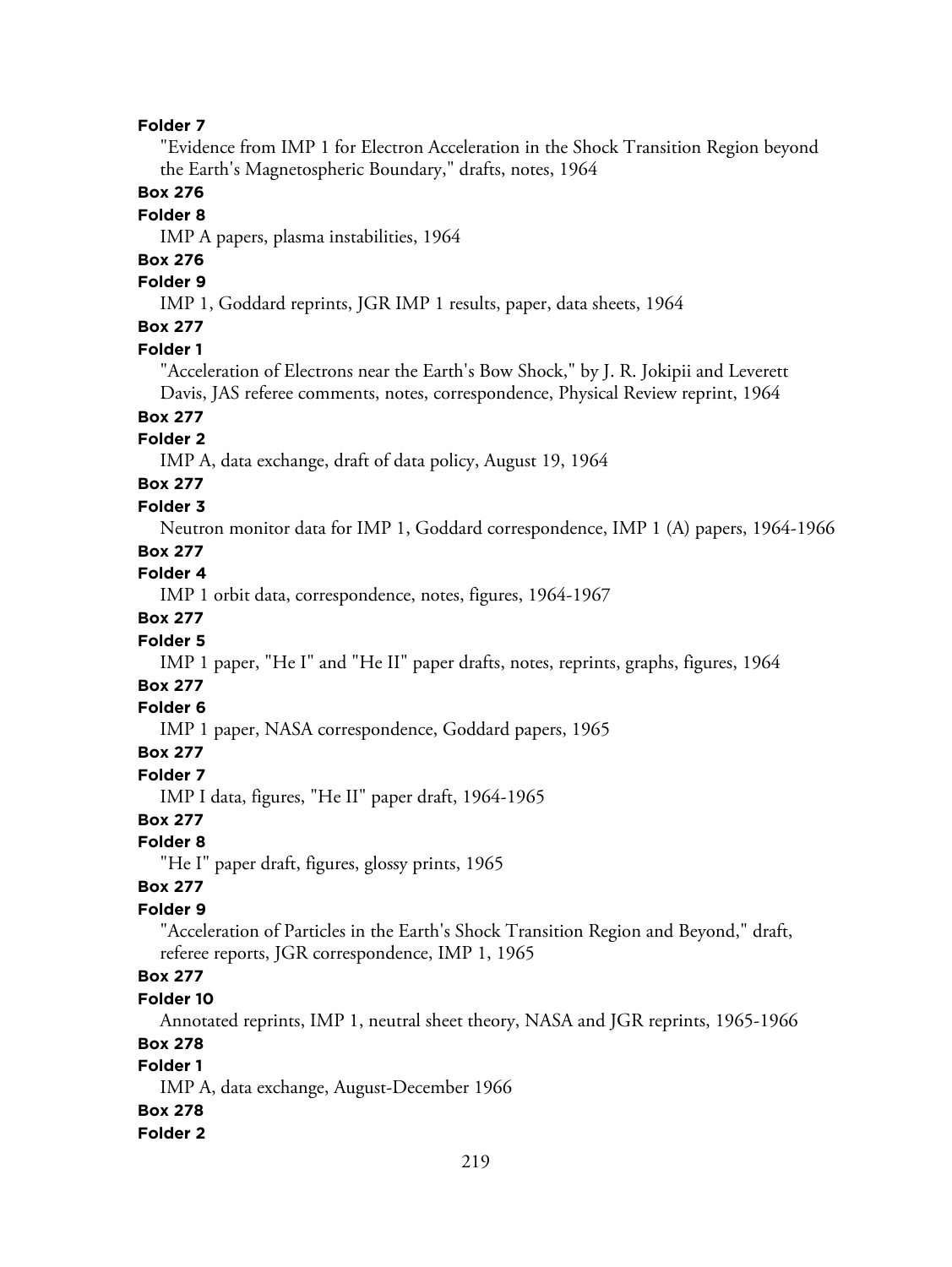**Folder 7**

"Evidence from IMP 1 for Electron Acceleration in the Shock Transition Region beyond the Earth's Magnetospheric Boundary," drafts, notes, 1964

**Box 276**

**Folder 8**

IMP A papers, plasma instabilities, 1964

**Box 276**

**Folder 9**

IMP 1, Goddard reprints, JGR IMP 1 results, paper, data sheets, 1964

**Box 277**

**Folder 1**

"Acceleration of Electrons near the Earth's Bow Shock," by J. R. Jokipii and Leverett Davis, JAS referee comments, notes, correspondence, Physical Review reprint, 1964

**Box 277**

**Folder 2**

IMP A, data exchange, draft of data policy, August 19, 1964

**Box 277**

**Folder 3**

Neutron monitor data for IMP 1, Goddard correspondence, IMP 1 (A) papers, 1964-1966

**Box 277**

**Folder 4**

IMP 1 orbit data, correspondence, notes, figures, 1964-1967

**Box 277**

**Folder 5**

IMP 1 paper, "He I" and "He II" paper drafts, notes, reprints, graphs, figures, 1964

**Box 277**

**Folder 6**

IMP 1 paper, NASA correspondence, Goddard papers, 1965

**Box 277**

**Folder 7**

IMP I data, figures, "He II" paper draft, 1964-1965

**Box 277**

**Folder 8**

"He I" paper draft, figures, glossy prints, 1965

**Box 277**

**Folder 9**

"Acceleration of Particles in the Earth's Shock Transition Region and Beyond," draft, referee reports, JGR correspondence, IMP 1, 1965

**Box 277**

**Folder 10**

Annotated reprints, IMP 1, neutral sheet theory, NASA and JGR reprints, 1965-1966

**Box 278**

**Folder 1**

IMP A, data exchange, August-December 1966

**Box 278**

**Folder 2**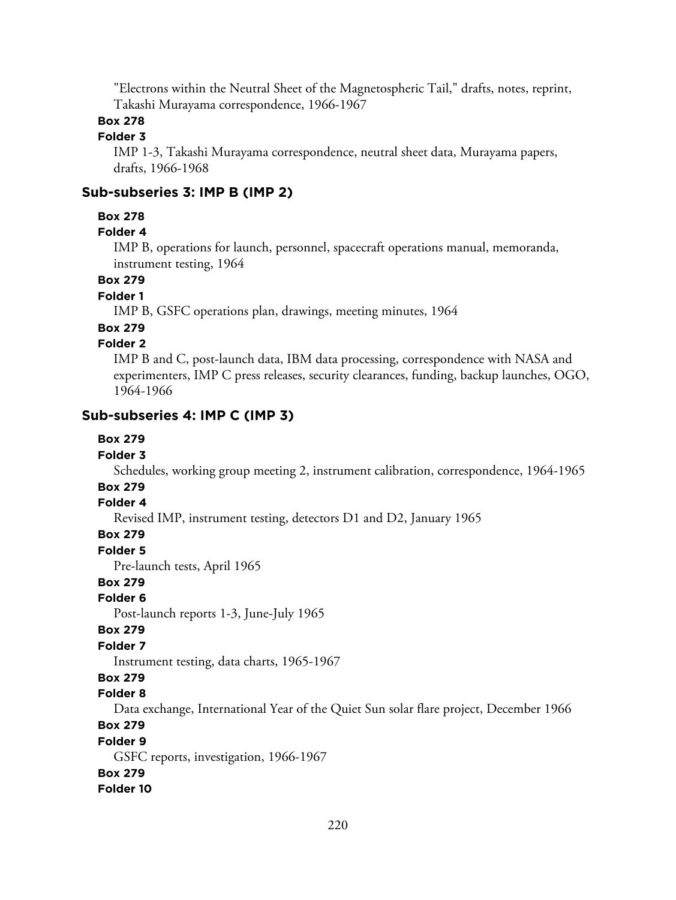"Electrons within the Neutral Sheet of the Magnetospheric Tail," drafts, notes, reprint, Takashi Murayama correspondence, 1966-1967

**Box 278**

**Folder 3**

IMP 1-3, Takashi Murayama correspondence, neutral sheet data, Murayama papers, drafts, 1966-1968

### Sub-subseries 3: IMP B (IMP 2)

**Box 278**

**Folder 4**

IMP B, operations for launch, personnel, spacecraft operations manual, memoranda, instrument testing, 1964

**Box 279**

**Folder 1**

IMP B, GSFC operations plan, drawings, meeting minutes, 1964

**Box 279**

**Folder 2**

IMP B and C, post-launch data, IBM data processing, correspondence with NASA and experimenters, IMP C press releases, security clearances, funding, backup launches, OGO, 1964-1966

### Sub-subseries 4: IMP C (IMP 3)

**Box 279**

**Folder 3**

Schedules, working group meeting 2, instrument calibration, correspondence, 1964-1965

**Box 279**

**Folder 4**

Revised IMP, instrument testing, detectors D1 and D2, January 1965

**Box 279**

**Folder 5**

Pre-launch tests, April 1965

**Box 279**

**Folder 6**

Post-launch reports 1-3, June-July 1965

**Box 279**

**Folder 7**

Instrument testing, data charts, 1965-1967

**Box 279**

**Folder 8**

Data exchange, International Year of the Quiet Sun solar flare project, December 1966

**Box 279**

**Folder 9**

GSFC reports, investigation, 1966-1967

**Box 279**

**Folder 10**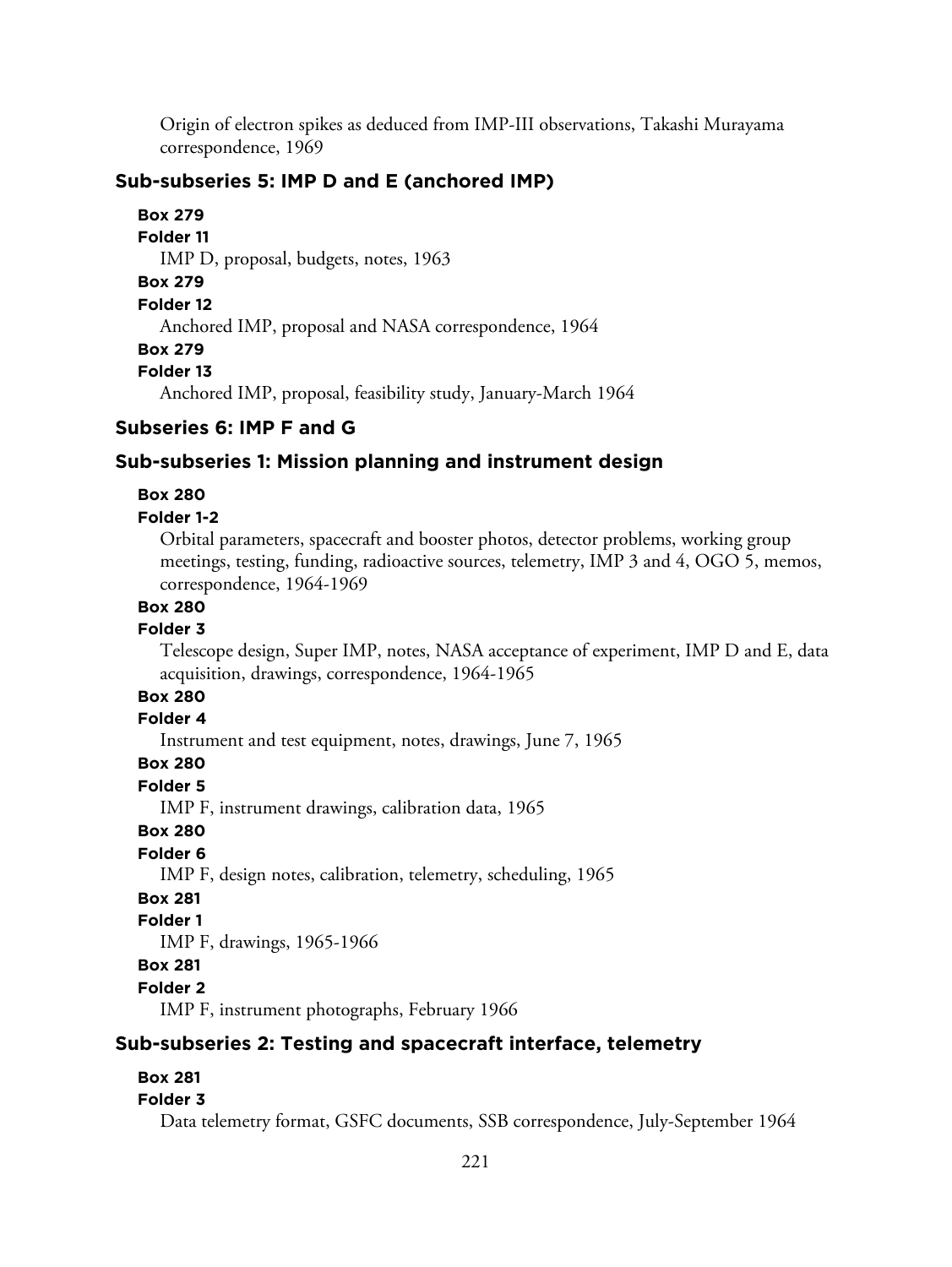Origin of electron spikes as deduced from IMP-III observations, Takashi Murayama correspondence, 1969

### Sub-subseries 5: IMP D and E (anchored IMP)

**Box 279**
**Folder 11**
IMP D, proposal, budgets, notes, 1963

**Box 279**
**Folder 12**
Anchored IMP, proposal and NASA correspondence, 1964

**Box 279**
**Folder 13**
Anchored IMP, proposal, feasibility study, January-March 1964

## Subseries 6: IMP F and G

### Sub-subseries 1: Mission planning and instrument design

**Box 280**
**Folder 1-2**
Orbital parameters, spacecraft and booster photos, detector problems, working group meetings, testing, funding, radioactive sources, telemetry, IMP 3 and 4, OGO 5, memos, correspondence, 1964-1969

**Box 280**
**Folder 3**
Telescope design, Super IMP, notes, NASA acceptance of experiment, IMP D and E, data acquisition, drawings, correspondence, 1964-1965

**Box 280**
**Folder 4**
Instrument and test equipment, notes, drawings, June 7, 1965

**Box 280**
**Folder 5**
IMP F, instrument drawings, calibration data, 1965

**Box 280**
**Folder 6**
IMP F, design notes, calibration, telemetry, scheduling, 1965

**Box 281**
**Folder 1**
IMP F, drawings, 1965-1966

**Box 281**
**Folder 2**
IMP F, instrument photographs, February 1966

### Sub-subseries 2: Testing and spacecraft interface, telemetry

**Box 281**
**Folder 3**
Data telemetry format, GSFC documents, SSB correspondence, July-September 1964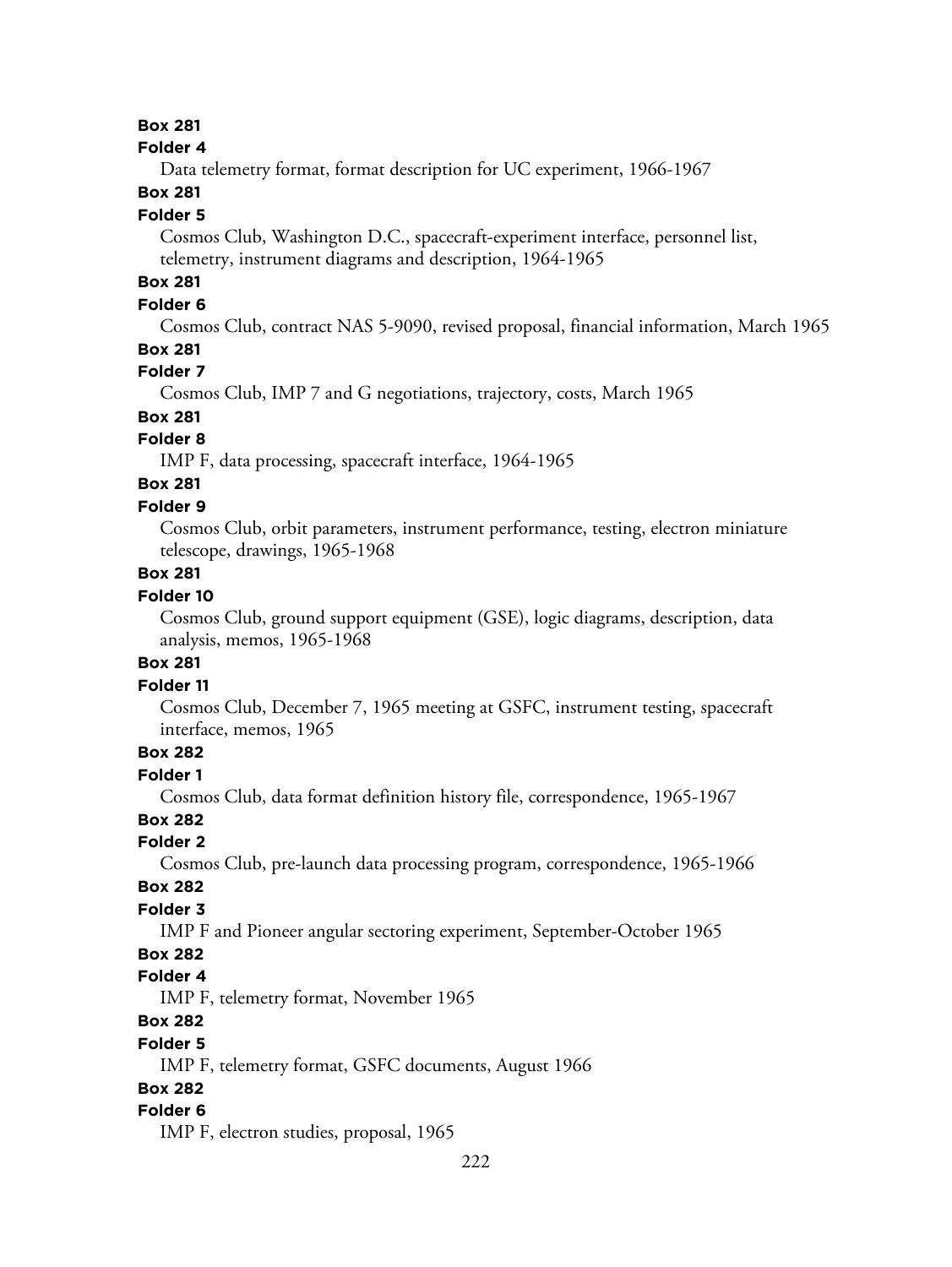**Box 281**

**Folder 4**

Data telemetry format, format description for UC experiment, 1966-1967

**Box 281**

**Folder 5**

Cosmos Club, Washington D.C., spacecraft-experiment interface, personnel list, telemetry, instrument diagrams and description, 1964-1965

**Box 281**

**Folder 6**

Cosmos Club, contract NAS 5-9090, revised proposal, financial information, March 1965

**Box 281**

**Folder 7**

Cosmos Club, IMP 7 and G negotiations, trajectory, costs, March 1965

**Box 281**

**Folder 8**

IMP F, data processing, spacecraft interface, 1964-1965

**Box 281**

**Folder 9**

Cosmos Club, orbit parameters, instrument performance, testing, electron miniature telescope, drawings, 1965-1968

**Box 281**

**Folder 10**

Cosmos Club, ground support equipment (GSE), logic diagrams, description, data analysis, memos, 1965-1968

**Box 281**

**Folder 11**

Cosmos Club, December 7, 1965 meeting at GSFC, instrument testing, spacecraft interface, memos, 1965

**Box 282**

**Folder 1**

Cosmos Club, data format definition history file, correspondence, 1965-1967

**Box 282**

**Folder 2**

Cosmos Club, pre-launch data processing program, correspondence, 1965-1966

**Box 282**

**Folder 3**

IMP F and Pioneer angular sectoring experiment, September-October 1965

**Box 282**

**Folder 4**

IMP F, telemetry format, November 1965

**Box 282**

**Folder 5**

IMP F, telemetry format, GSFC documents, August 1966

**Box 282**

**Folder 6**

IMP F, electron studies, proposal, 1965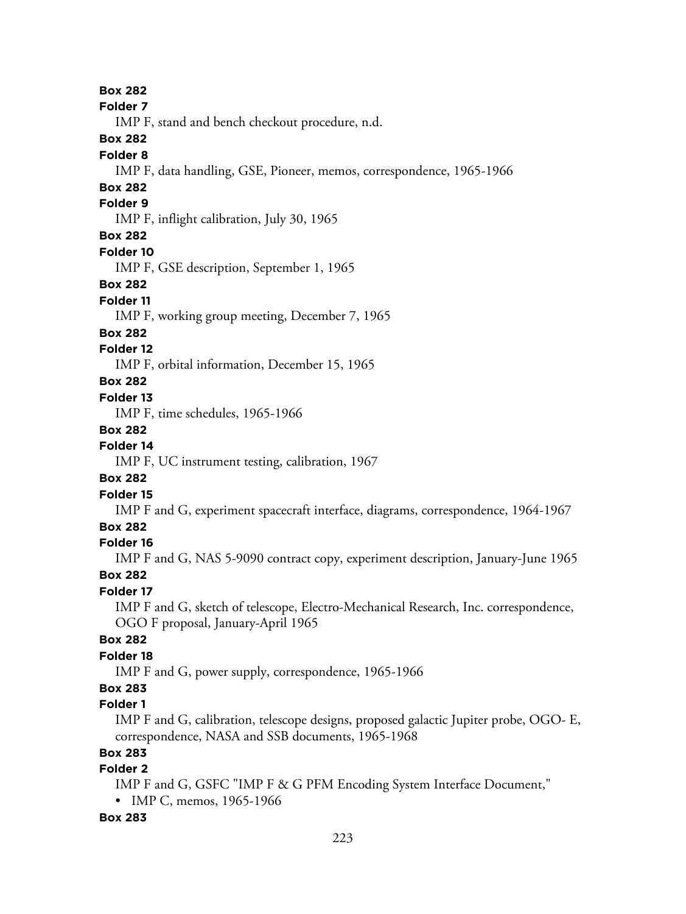**Box 282**

**Folder 7**

IMP F, stand and bench checkout procedure, n.d.

**Box 282**

**Folder 8**

IMP F, data handling, GSE, Pioneer, memos, correspondence, 1965-1966

**Box 282**

**Folder 9**

IMP F, inflight calibration, July 30, 1965

**Box 282**

**Folder 10**

IMP F, GSE description, September 1, 1965

**Box 282**

**Folder 11**

IMP F, working group meeting, December 7, 1965

**Box 282**

**Folder 12**

IMP F, orbital information, December 15, 1965

**Box 282**

**Folder 13**

IMP F, time schedules, 1965-1966

**Box 282**

**Folder 14**

IMP F, UC instrument testing, calibration, 1967

**Box 282**

**Folder 15**

IMP F and G, experiment spacecraft interface, diagrams, correspondence, 1964-1967

**Box 282**

**Folder 16**

IMP F and G, NAS 5-9090 contract copy, experiment description, January-June 1965

**Box 282**

**Folder 17**

IMP F and G, sketch of telescope, Electro-Mechanical Research, Inc. correspondence, OGO F proposal, January-April 1965

**Box 282**

**Folder 18**

IMP F and G, power supply, correspondence, 1965-1966

**Box 283**

**Folder 1**

IMP F and G, calibration, telescope designs, proposed galactic Jupiter probe, OGO- E, correspondence, NASA and SSB documents, 1965-1968

**Box 283**

**Folder 2**

IMP F and G, GSFC "IMP F & G PFM Encoding System Interface Document,"

- IMP C, memos, 1965-1966

**Box 283**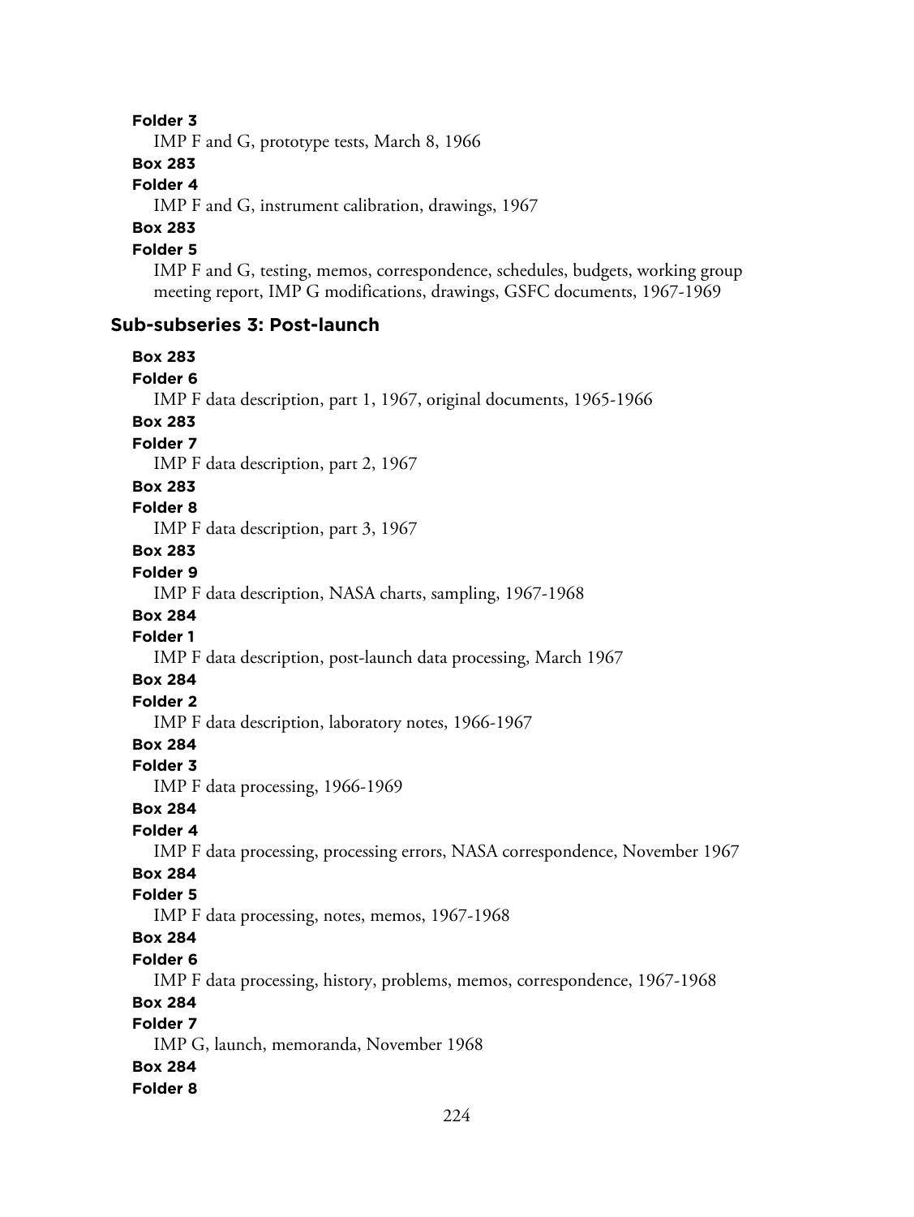**Folder 3**

IMP F and G, prototype tests, March 8, 1966

**Box 283**

**Folder 4**

IMP F and G, instrument calibration, drawings, 1967

**Box 283**

**Folder 5**

IMP F and G, testing, memos, correspondence, schedules, budgets, working group meeting report, IMP G modifications, drawings, GSFC documents, 1967-1969

### Sub-subseries 3: Post-launch

**Box 283**

**Folder 6**

IMP F data description, part 1, 1967, original documents, 1965-1966

**Box 283**

**Folder 7**

IMP F data description, part 2, 1967

**Box 283**

**Folder 8**

IMP F data description, part 3, 1967

**Box 283**

**Folder 9**

IMP F data description, NASA charts, sampling, 1967-1968

**Box 284**

**Folder 1**

IMP F data description, post-launch data processing, March 1967

**Box 284**

**Folder 2**

IMP F data description, laboratory notes, 1966-1967

**Box 284**

**Folder 3**

IMP F data processing, 1966-1969

**Box 284**

**Folder 4**

IMP F data processing, processing errors, NASA correspondence, November 1967

**Box 284**

**Folder 5**

IMP F data processing, notes, memos, 1967-1968

**Box 284**

**Folder 6**

IMP F data processing, history, problems, memos, correspondence, 1967-1968

**Box 284**

**Folder 7**

IMP G, launch, memoranda, November 1968

**Box 284**

**Folder 8**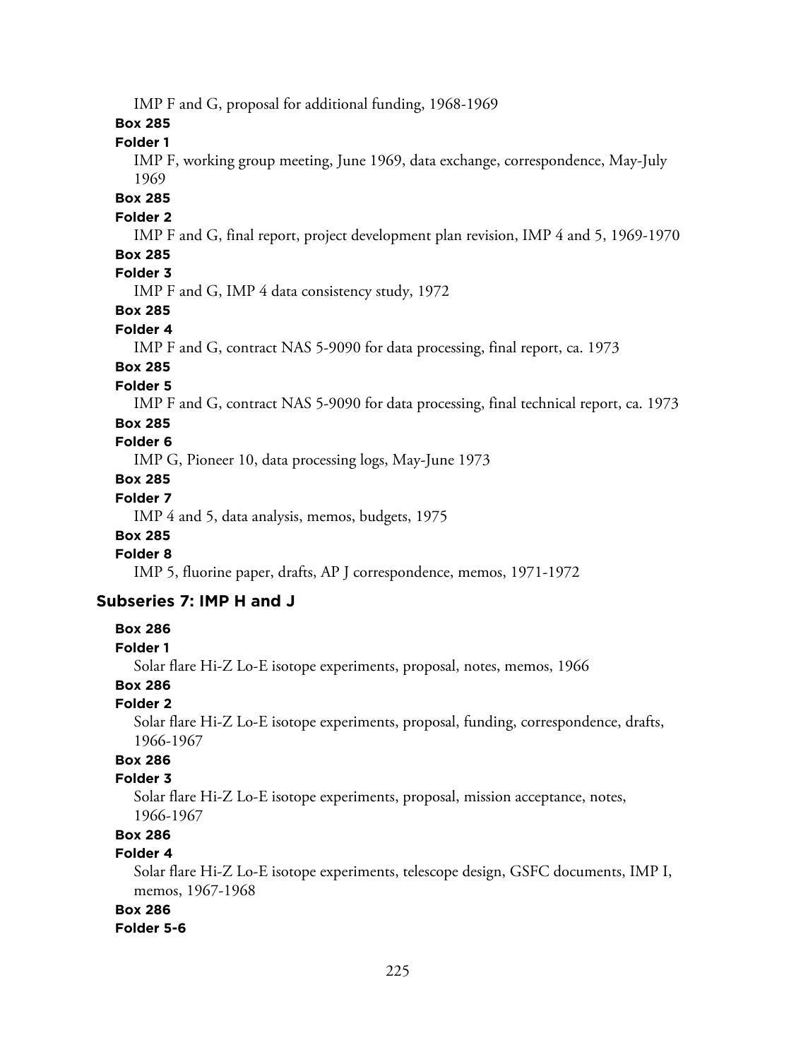IMP F and G, proposal for additional funding, 1968-1969

**Box 285**

**Folder 1**

IMP F, working group meeting, June 1969, data exchange, correspondence, May-July 1969

**Box 285**

**Folder 2**

IMP F and G, final report, project development plan revision, IMP 4 and 5, 1969-1970

**Box 285**

**Folder 3**

IMP F and G, IMP 4 data consistency study, 1972

**Box 285**

**Folder 4**

IMP F and G, contract NAS 5-9090 for data processing, final report, ca. 1973

**Box 285**

**Folder 5**

IMP F and G, contract NAS 5-9090 for data processing, final technical report, ca. 1973

**Box 285**

**Folder 6**

IMP G, Pioneer 10, data processing logs, May-June 1973

**Box 285**

**Folder 7**

IMP 4 and 5, data analysis, memos, budgets, 1975

**Box 285**

**Folder 8**

IMP 5, fluorine paper, drafts, AP J correspondence, memos, 1971-1972

## Subseries 7: IMP H and J

**Box 286**

**Folder 1**

Solar flare Hi-Z Lo-E isotope experiments, proposal, notes, memos, 1966

**Box 286**

**Folder 2**

Solar flare Hi-Z Lo-E isotope experiments, proposal, funding, correspondence, drafts, 1966-1967

**Box 286**

**Folder 3**

Solar flare Hi-Z Lo-E isotope experiments, proposal, mission acceptance, notes, 1966-1967

**Box 286**

**Folder 4**

Solar flare Hi-Z Lo-E isotope experiments, telescope design, GSFC documents, IMP I, memos, 1967-1968

**Box 286**

**Folder 5-6**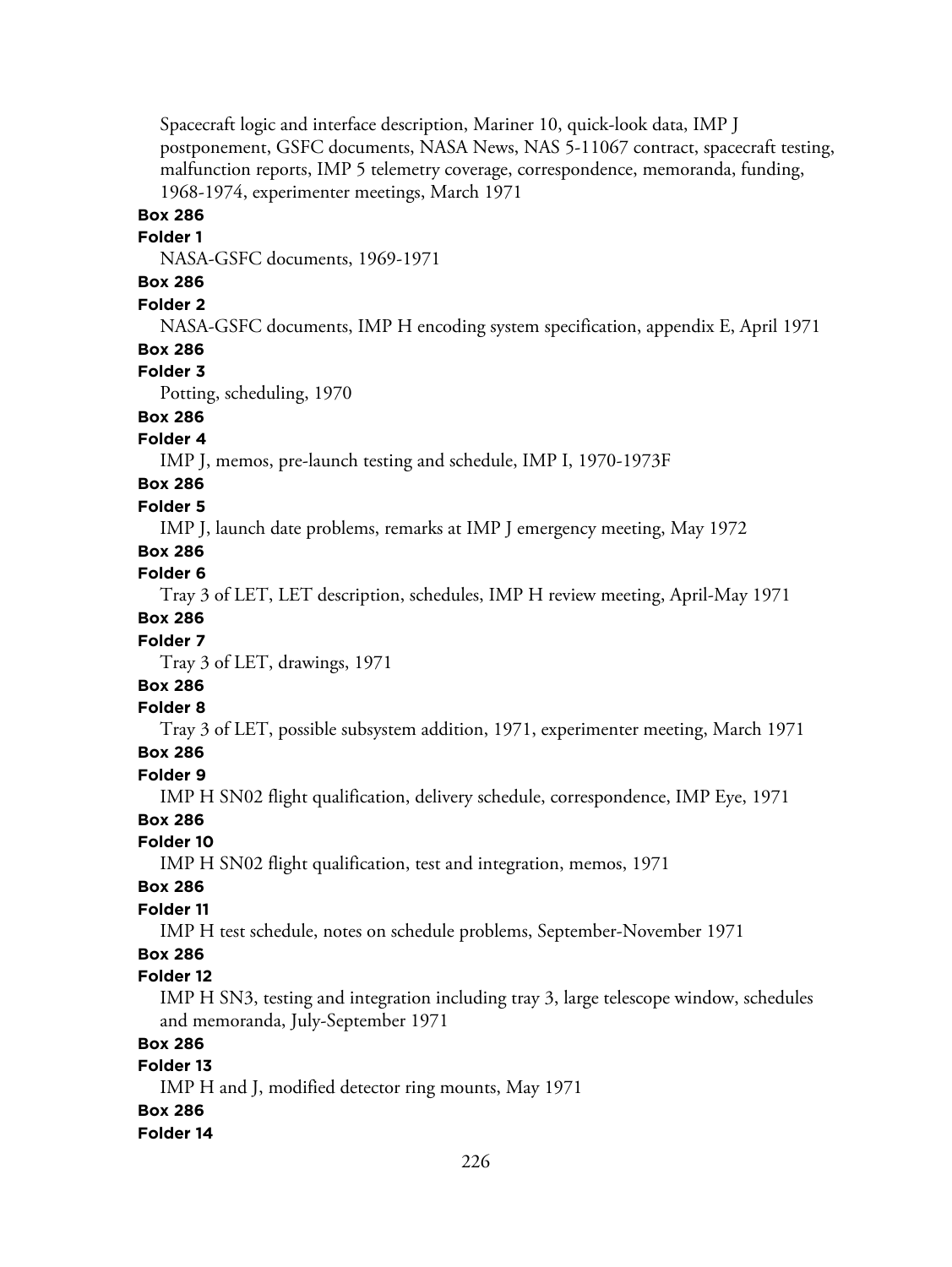Spacecraft logic and interface description, Mariner 10, quick-look data, IMP J postponement, GSFC documents, NASA News, NAS 5-11067 contract, spacecraft testing, malfunction reports, IMP 5 telemetry coverage, correspondence, memoranda, funding, 1968-1974, experimenter meetings, March 1971

**Box 286**

**Folder 1**

NASA-GSFC documents, 1969-1971

**Box 286**

**Folder 2**

NASA-GSFC documents, IMP H encoding system specification, appendix E, April 1971

**Box 286**

**Folder 3**

Potting, scheduling, 1970

**Box 286**

**Folder 4**

IMP J, memos, pre-launch testing and schedule, IMP I, 1970-1973F

**Box 286**

**Folder 5**

IMP J, launch date problems, remarks at IMP J emergency meeting, May 1972

**Box 286**

**Folder 6**

Tray 3 of LET, LET description, schedules, IMP H review meeting, April-May 1971

**Box 286**

**Folder 7**

Tray 3 of LET, drawings, 1971

**Box 286**

**Folder 8**

Tray 3 of LET, possible subsystem addition, 1971, experimenter meeting, March 1971

**Box 286**

**Folder 9**

IMP H SN02 flight qualification, delivery schedule, correspondence, IMP Eye, 1971

**Box 286**

**Folder 10**

IMP H SN02 flight qualification, test and integration, memos, 1971

**Box 286**

**Folder 11**

IMP H test schedule, notes on schedule problems, September-November 1971

**Box 286**

**Folder 12**

IMP H SN3, testing and integration including tray 3, large telescope window, schedules and memoranda, July-September 1971

**Box 286**

**Folder 13**

IMP H and J, modified detector ring mounts, May 1971

**Box 286**

**Folder 14**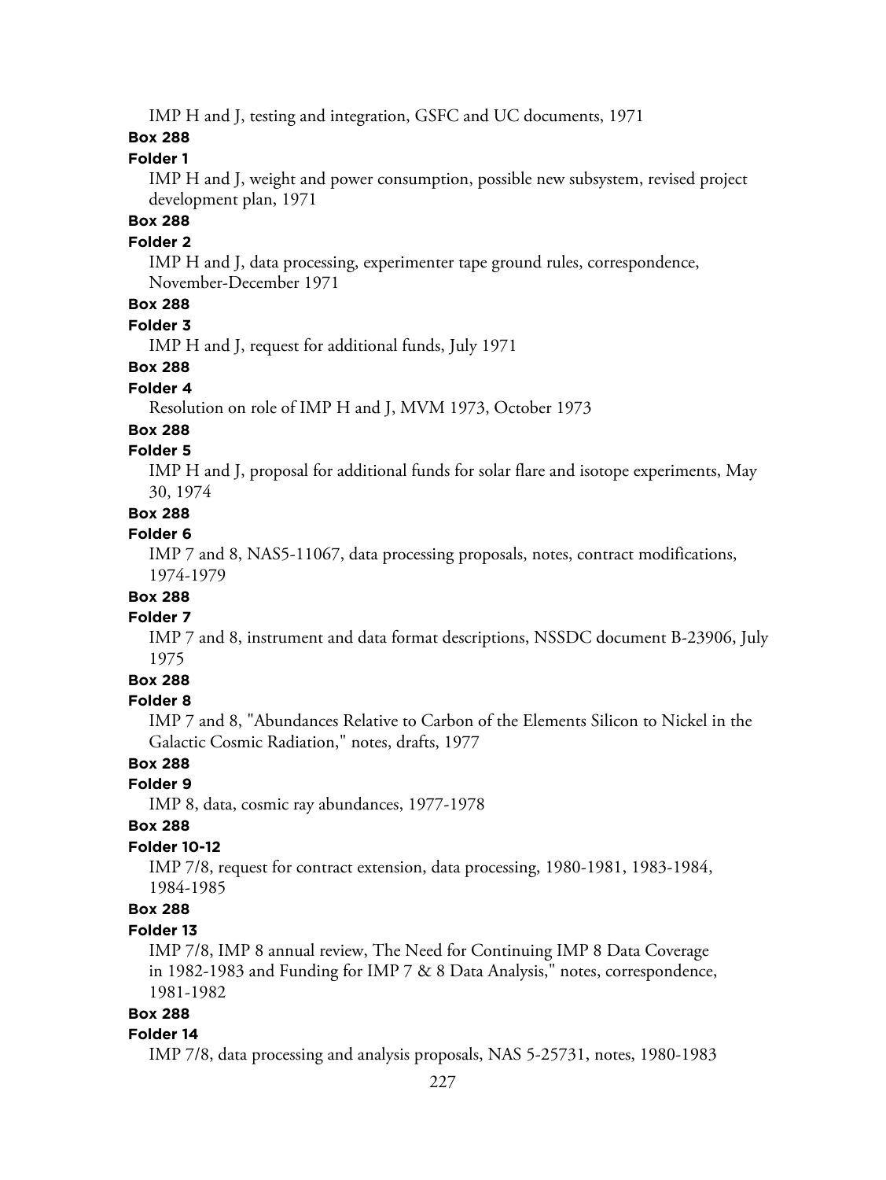IMP H and J, testing and integration, GSFC and UC documents, 1971

**Box 288**

**Folder 1**

IMP H and J, weight and power consumption, possible new subsystem, revised project development plan, 1971

**Box 288**

**Folder 2**

IMP H and J, data processing, experimenter tape ground rules, correspondence, November-December 1971

**Box 288**

**Folder 3**

IMP H and J, request for additional funds, July 1971

**Box 288**

**Folder 4**

Resolution on role of IMP H and J, MVM 1973, October 1973

**Box 288**

**Folder 5**

IMP H and J, proposal for additional funds for solar flare and isotope experiments, May 30, 1974

**Box 288**

**Folder 6**

IMP 7 and 8, NAS5-11067, data processing proposals, notes, contract modifications, 1974-1979

**Box 288**

**Folder 7**

IMP 7 and 8, instrument and data format descriptions, NSSDC document B-23906, July 1975

**Box 288**

**Folder 8**

IMP 7 and 8, "Abundances Relative to Carbon of the Elements Silicon to Nickel in the Galactic Cosmic Radiation," notes, drafts, 1977

**Box 288**

**Folder 9**

IMP 8, data, cosmic ray abundances, 1977-1978

**Box 288**

**Folder 10-12**

IMP 7/8, request for contract extension, data processing, 1980-1981, 1983-1984, 1984-1985

**Box 288**

**Folder 13**

IMP 7/8, IMP 8 annual review, The Need for Continuing IMP 8 Data Coverage in 1982-1983 and Funding for IMP 7 & 8 Data Analysis," notes, correspondence, 1981-1982

**Box 288**

**Folder 14**

IMP 7/8, data processing and analysis proposals, NAS 5-25731, notes, 1980-1983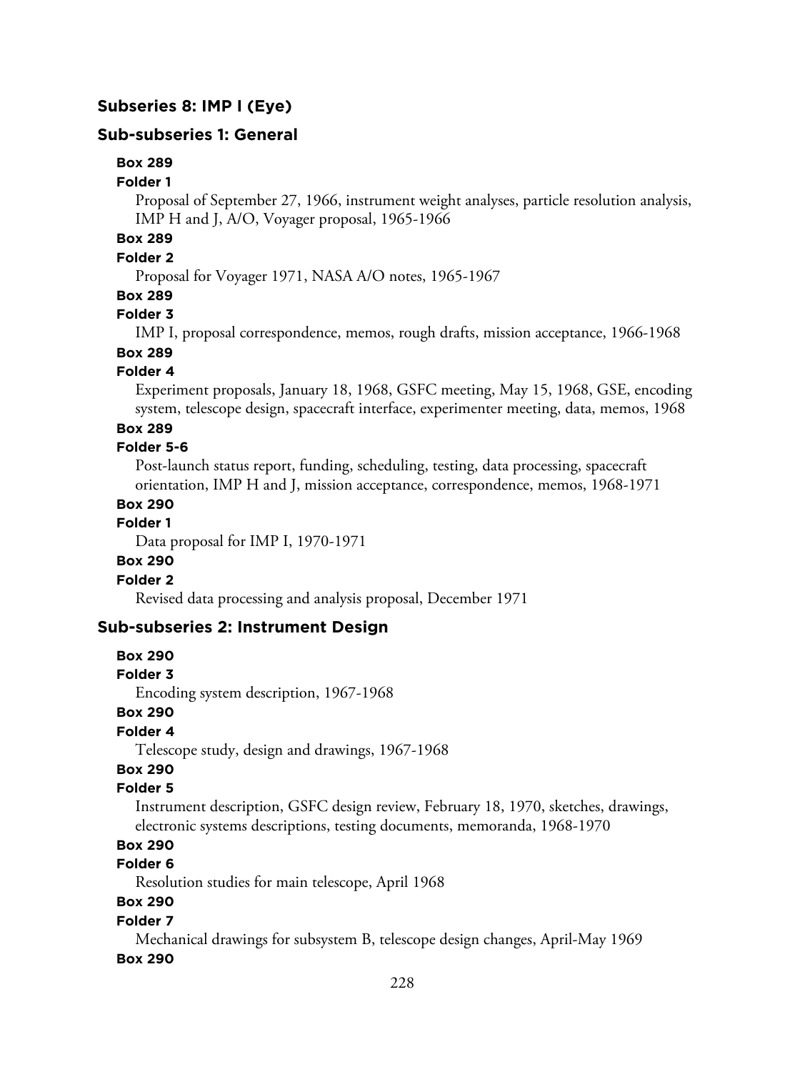### Subseries 8: IMP I (Eye)

#### Sub-subseries 1: General

**Box 289**

**Folder 1**

Proposal of September 27, 1966, instrument weight analyses, particle resolution analysis, IMP H and J, A/O, Voyager proposal, 1965-1966

**Box 289**

**Folder 2**

Proposal for Voyager 1971, NASA A/O notes, 1965-1967

**Box 289**

**Folder 3**

IMP I, proposal correspondence, memos, rough drafts, mission acceptance, 1966-1968

**Box 289**

**Folder 4**

Experiment proposals, January 18, 1968, GSFC meeting, May 15, 1968, GSE, encoding system, telescope design, spacecraft interface, experimenter meeting, data, memos, 1968

**Box 289**

**Folder 5-6**

Post-launch status report, funding, scheduling, testing, data processing, spacecraft orientation, IMP H and J, mission acceptance, correspondence, memos, 1968-1971

**Box 290**

**Folder 1**

Data proposal for IMP I, 1970-1971

**Box 290**

**Folder 2**

Revised data processing and analysis proposal, December 1971

#### Sub-subseries 2: Instrument Design

**Box 290**

**Folder 3**

Encoding system description, 1967-1968

**Box 290**

**Folder 4**

Telescope study, design and drawings, 1967-1968

**Box 290**

**Folder 5**

Instrument description, GSFC design review, February 18, 1970, sketches, drawings, electronic systems descriptions, testing documents, memoranda, 1968-1970

**Box 290**

**Folder 6**

Resolution studies for main telescope, April 1968

**Box 290**

**Folder 7**

Mechanical drawings for subsystem B, telescope design changes, April-May 1969

**Box 290**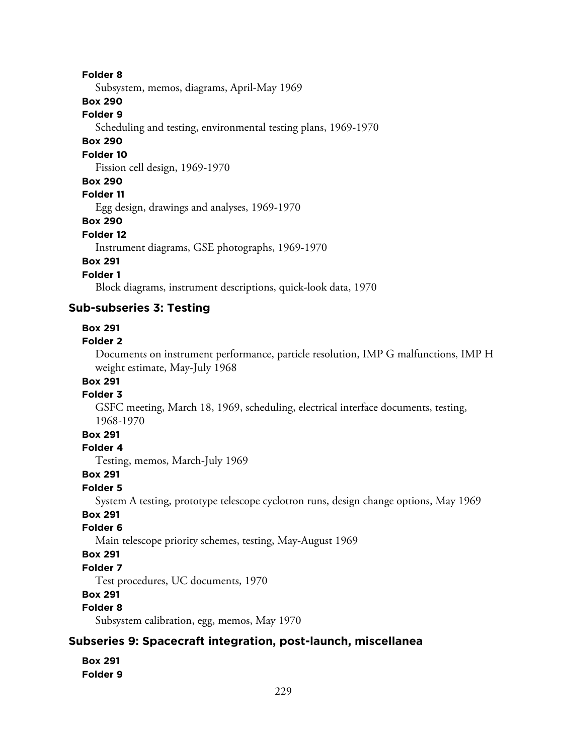**Folder 8**

Subsystem, memos, diagrams, April-May 1969

**Box 290**

**Folder 9**

Scheduling and testing, environmental testing plans, 1969-1970

**Box 290**

**Folder 10**

Fission cell design, 1969-1970

**Box 290**

**Folder 11**

Egg design, drawings and analyses, 1969-1970

**Box 290**

**Folder 12**

Instrument diagrams, GSE photographs, 1969-1970

**Box 291**

**Folder 1**

Block diagrams, instrument descriptions, quick-look data, 1970

### Sub-subseries 3: Testing

**Box 291**

**Folder 2**

Documents on instrument performance, particle resolution, IMP G malfunctions, IMP H weight estimate, May-July 1968

**Box 291**

**Folder 3**

GSFC meeting, March 18, 1969, scheduling, electrical interface documents, testing, 1968-1970

**Box 291**

**Folder 4**

Testing, memos, March-July 1969

**Box 291**

**Folder 5**

System A testing, prototype telescope cyclotron runs, design change options, May 1969

**Box 291**

**Folder 6**

Main telescope priority schemes, testing, May-August 1969

**Box 291**

**Folder 7**

Test procedures, UC documents, 1970

**Box 291**

**Folder 8**

Subsystem calibration, egg, memos, May 1970

### Subseries 9: Spacecraft integration, post-launch, miscellanea

**Box 291**

**Folder 9**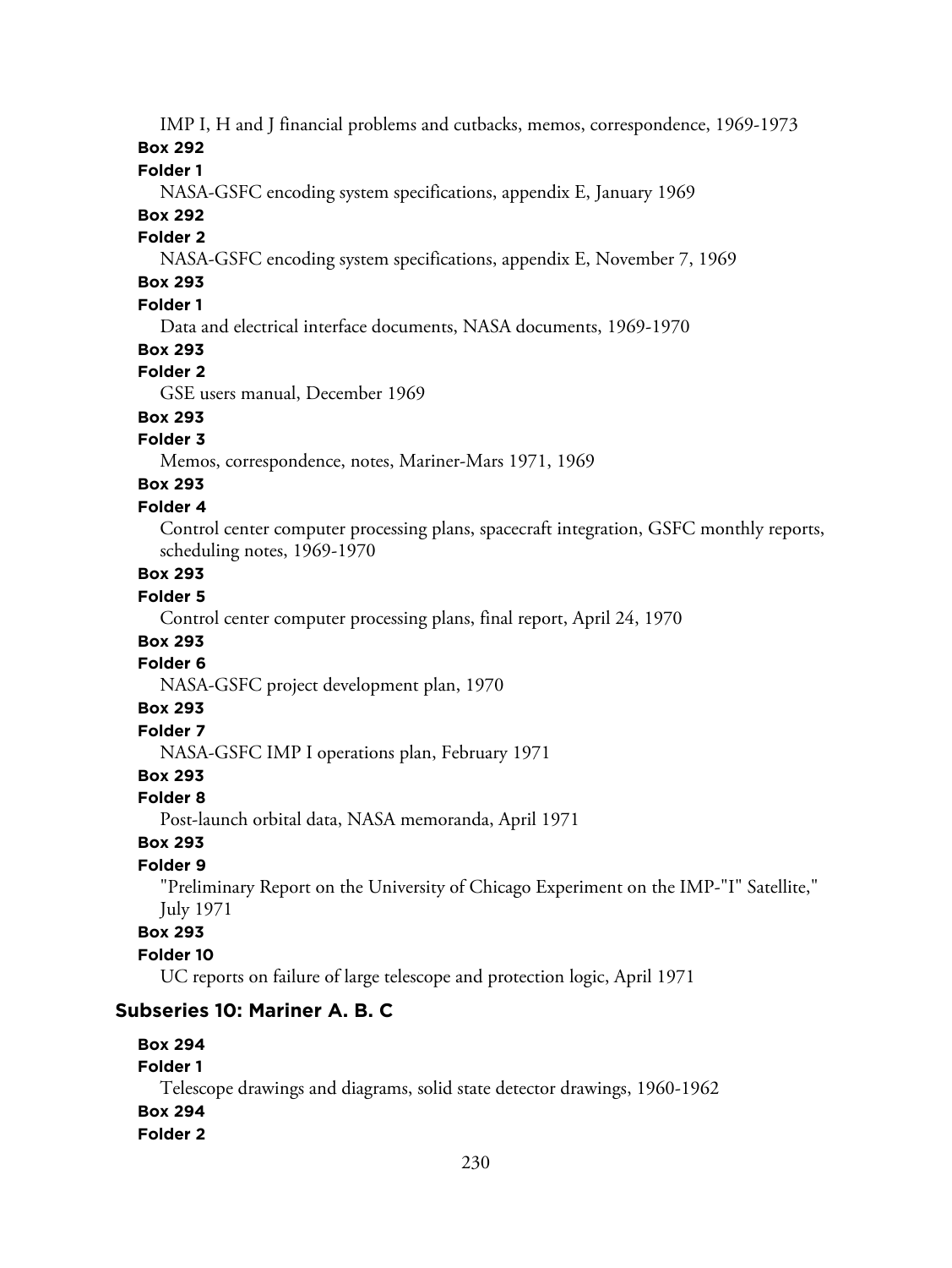IMP I, H and J financial problems and cutbacks, memos, correspondence, 1969-1973

**Box 292**

**Folder 1**

NASA-GSFC encoding system specifications, appendix E, January 1969

**Box 292**

**Folder 2**

NASA-GSFC encoding system specifications, appendix E, November 7, 1969

**Box 293**

**Folder 1**

Data and electrical interface documents, NASA documents, 1969-1970

**Box 293**

**Folder 2**

GSE users manual, December 1969

**Box 293**

**Folder 3**

Memos, correspondence, notes, Mariner-Mars 1971, 1969

**Box 293**

**Folder 4**

Control center computer processing plans, spacecraft integration, GSFC monthly reports, scheduling notes, 1969-1970

**Box 293**

**Folder 5**

Control center computer processing plans, final report, April 24, 1970

**Box 293**

**Folder 6**

NASA-GSFC project development plan, 1970

**Box 293**

**Folder 7**

NASA-GSFC IMP I operations plan, February 1971

**Box 293**

**Folder 8**

Post-launch orbital data, NASA memoranda, April 1971

**Box 293**

**Folder 9**

"Preliminary Report on the University of Chicago Experiment on the IMP-"I" Satellite," July 1971

**Box 293**

**Folder 10**

UC reports on failure of large telescope and protection logic, April 1971

## Subseries 10: Mariner A. B. C

**Box 294**

**Folder 1**

Telescope drawings and diagrams, solid state detector drawings, 1960-1962

**Box 294**

**Folder 2**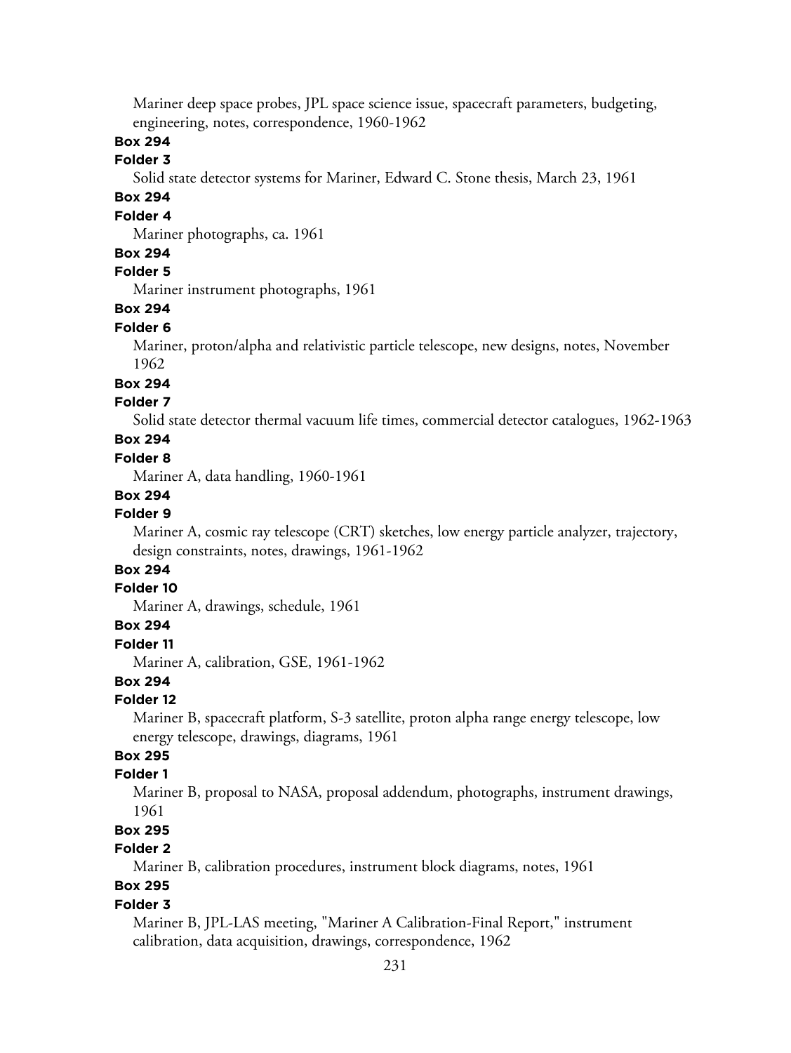Mariner deep space probes, JPL space science issue, spacecraft parameters, budgeting, engineering, notes, correspondence, 1960-1962

**Box 294**

**Folder 3**

Solid state detector systems for Mariner, Edward C. Stone thesis, March 23, 1961

**Box 294**

**Folder 4**

Mariner photographs, ca. 1961

**Box 294**

**Folder 5**

Mariner instrument photographs, 1961

**Box 294**

**Folder 6**

Mariner, proton/alpha and relativistic particle telescope, new designs, notes, November 1962

**Box 294**

**Folder 7**

Solid state detector thermal vacuum life times, commercial detector catalogues, 1962-1963

**Box 294**

**Folder 8**

Mariner A, data handling, 1960-1961

**Box 294**

**Folder 9**

Mariner A, cosmic ray telescope (CRT) sketches, low energy particle analyzer, trajectory, design constraints, notes, drawings, 1961-1962

**Box 294**

**Folder 10**

Mariner A, drawings, schedule, 1961

**Box 294**

**Folder 11**

Mariner A, calibration, GSE, 1961-1962

**Box 294**

**Folder 12**

Mariner B, spacecraft platform, S-3 satellite, proton alpha range energy telescope, low energy telescope, drawings, diagrams, 1961

**Box 295**

**Folder 1**

Mariner B, proposal to NASA, proposal addendum, photographs, instrument drawings, 1961

**Box 295**

**Folder 2**

Mariner B, calibration procedures, instrument block diagrams, notes, 1961

**Box 295**

**Folder 3**

Mariner B, JPL-LAS meeting, "Mariner A Calibration-Final Report," instrument calibration, data acquisition, drawings, correspondence, 1962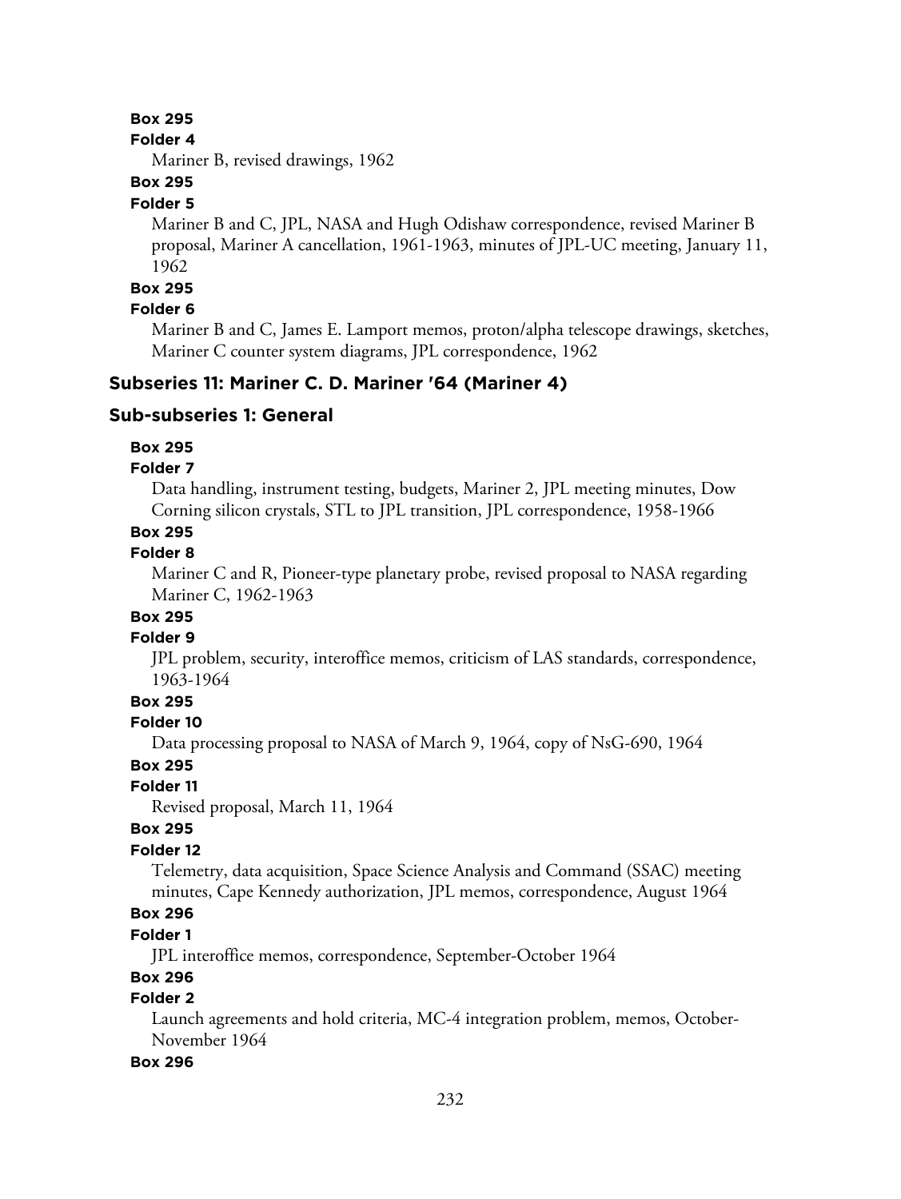**Box 295**

**Folder 4**

Mariner B, revised drawings, 1962

**Box 295**

**Folder 5**

Mariner B and C, JPL, NASA and Hugh Odishaw correspondence, revised Mariner B proposal, Mariner A cancellation, 1961-1963, minutes of JPL-UC meeting, January 11, 1962

**Box 295**

**Folder 6**

Mariner B and C, James E. Lamport memos, proton/alpha telescope drawings, sketches, Mariner C counter system diagrams, JPL correspondence, 1962

## Subseries 11: Mariner C. D. Mariner '64 (Mariner 4)

### Sub-subseries 1: General

**Box 295**

**Folder 7**

Data handling, instrument testing, budgets, Mariner 2, JPL meeting minutes, Dow Corning silicon crystals, STL to JPL transition, JPL correspondence, 1958-1966

**Box 295**

**Folder 8**

Mariner C and R, Pioneer-type planetary probe, revised proposal to NASA regarding Mariner C, 1962-1963

**Box 295**

**Folder 9**

JPL problem, security, interoffice memos, criticism of LAS standards, correspondence, 1963-1964

**Box 295**

**Folder 10**

Data processing proposal to NASA of March 9, 1964, copy of NsG-690, 1964

**Box 295**

**Folder 11**

Revised proposal, March 11, 1964

**Box 295**

**Folder 12**

Telemetry, data acquisition, Space Science Analysis and Command (SSAC) meeting minutes, Cape Kennedy authorization, JPL memos, correspondence, August 1964

**Box 296**

**Folder 1**

JPL interoffice memos, correspondence, September-October 1964

**Box 296**

**Folder 2**

Launch agreements and hold criteria, MC-4 integration problem, memos, October-November 1964

**Box 296**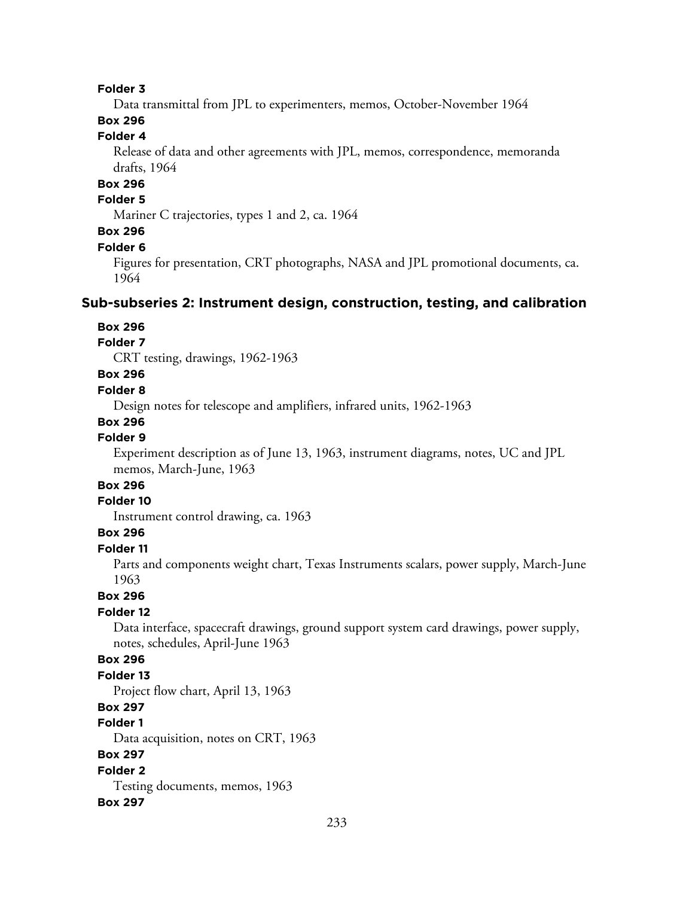**Folder 3**

Data transmittal from JPL to experimenters, memos, October-November 1964

**Box 296**

**Folder 4**

Release of data and other agreements with JPL, memos, correspondence, memoranda drafts, 1964

**Box 296**

**Folder 5**

Mariner C trajectories, types 1 and 2, ca. 1964

**Box 296**

**Folder 6**

Figures for presentation, CRT photographs, NASA and JPL promotional documents, ca. 1964

### Sub-subseries 2: Instrument design, construction, testing, and calibration

**Box 296**

**Folder 7**

CRT testing, drawings, 1962-1963

**Box 296**

**Folder 8**

Design notes for telescope and amplifiers, infrared units, 1962-1963

**Box 296**

**Folder 9**

Experiment description as of June 13, 1963, instrument diagrams, notes, UC and JPL memos, March-June, 1963

**Box 296**

**Folder 10**

Instrument control drawing, ca. 1963

**Box 296**

**Folder 11**

Parts and components weight chart, Texas Instruments scalars, power supply, March-June 1963

**Box 296**

**Folder 12**

Data interface, spacecraft drawings, ground support system card drawings, power supply, notes, schedules, April-June 1963

**Box 296**

**Folder 13**

Project flow chart, April 13, 1963

**Box 297**

**Folder 1**

Data acquisition, notes on CRT, 1963

**Box 297**

**Folder 2**

Testing documents, memos, 1963

**Box 297**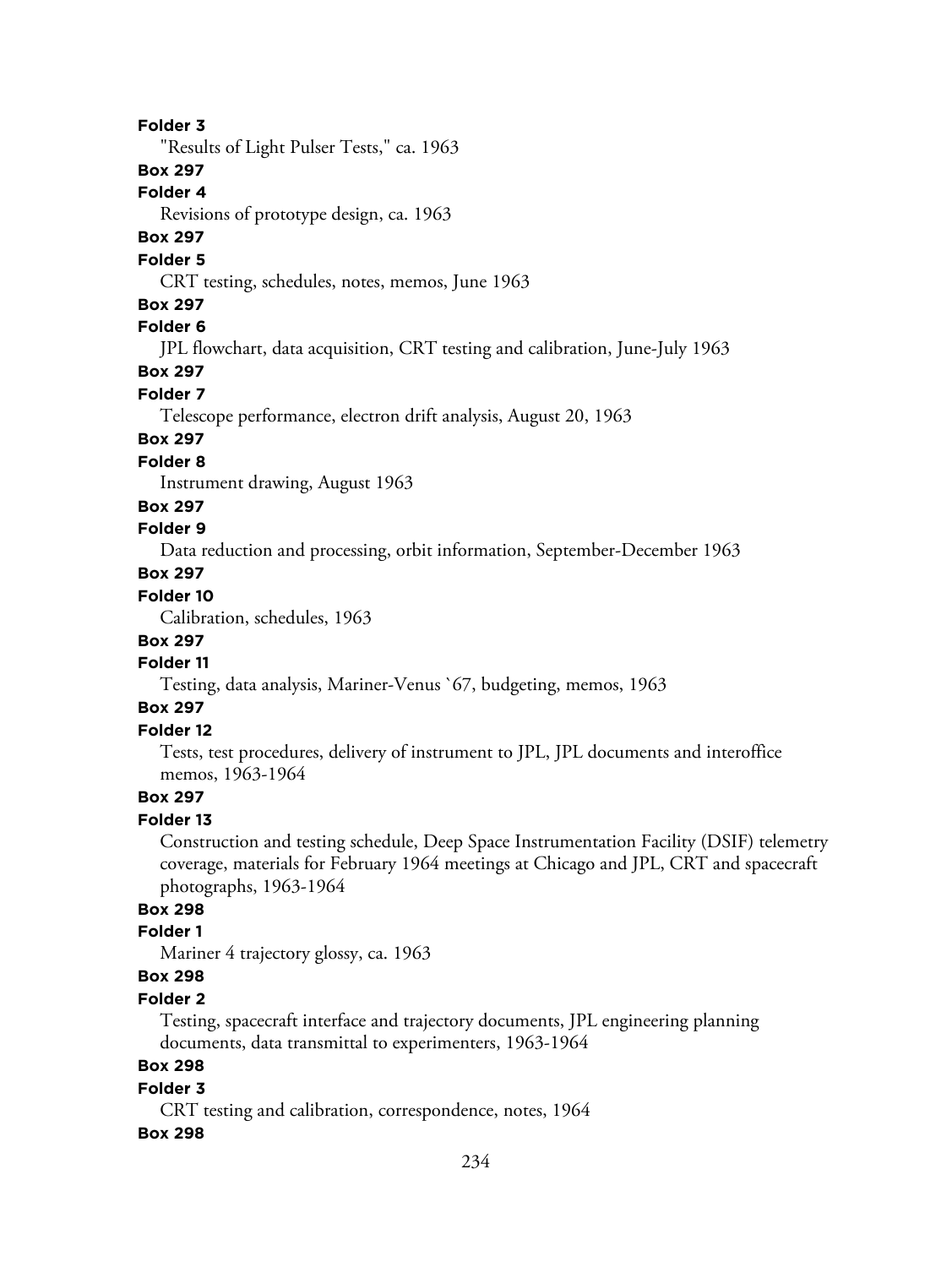**Folder 3**

"Results of Light Pulser Tests," ca. 1963

**Box 297**

**Folder 4**

Revisions of prototype design, ca. 1963

**Box 297**

**Folder 5**

CRT testing, schedules, notes, memos, June 1963

**Box 297**

**Folder 6**

JPL flowchart, data acquisition, CRT testing and calibration, June-July 1963

**Box 297**

**Folder 7**

Telescope performance, electron drift analysis, August 20, 1963

**Box 297**

**Folder 8**

Instrument drawing, August 1963

**Box 297**

**Folder 9**

Data reduction and processing, orbit information, September-December 1963

**Box 297**

**Folder 10**

Calibration, schedules, 1963

**Box 297**

**Folder 11**

Testing, data analysis, Mariner-Venus `67, budgeting, memos, 1963

**Box 297**

**Folder 12**

Tests, test procedures, delivery of instrument to JPL, JPL documents and interoffice memos, 1963-1964

**Box 297**

**Folder 13**

Construction and testing schedule, Deep Space Instrumentation Facility (DSIF) telemetry coverage, materials for February 1964 meetings at Chicago and JPL, CRT and spacecraft photographs, 1963-1964

**Box 298**

**Folder 1**

Mariner 4 trajectory glossy, ca. 1963

**Box 298**

**Folder 2**

Testing, spacecraft interface and trajectory documents, JPL engineering planning documents, data transmittal to experimenters, 1963-1964

**Box 298**

**Folder 3**

CRT testing and calibration, correspondence, notes, 1964

**Box 298**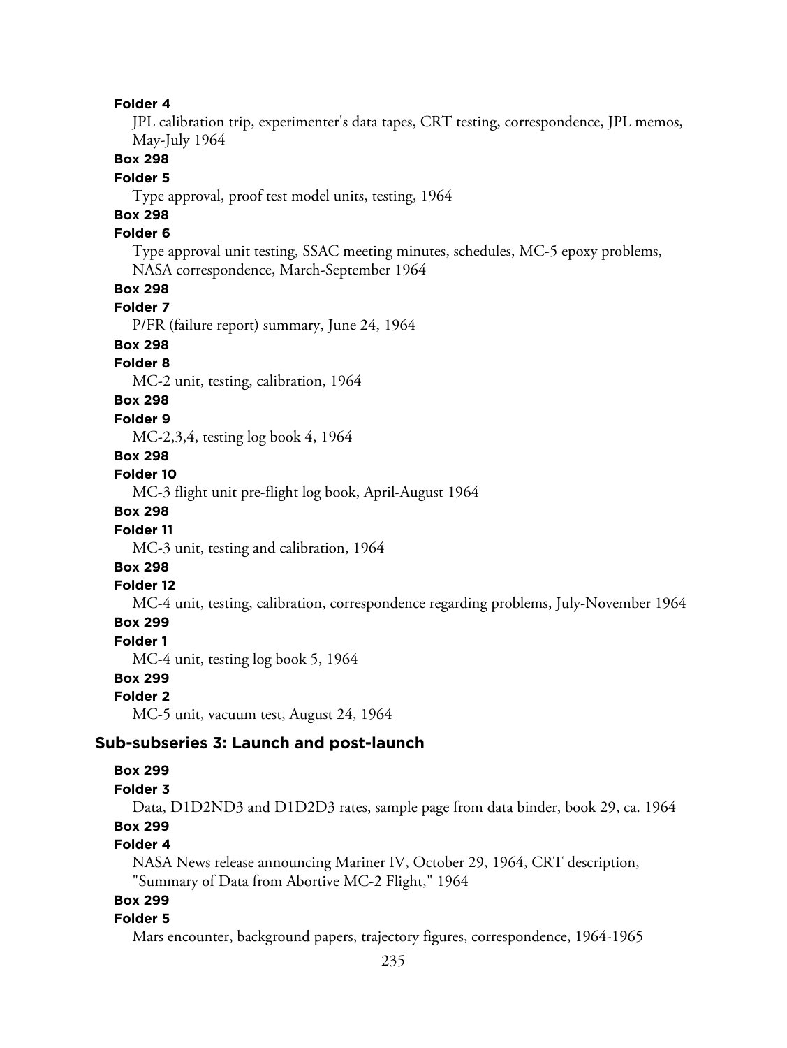**Folder 4**

JPL calibration trip, experimenter's data tapes, CRT testing, correspondence, JPL memos, May-July 1964

**Box 298**

**Folder 5**

Type approval, proof test model units, testing, 1964

**Box 298**

**Folder 6**

Type approval unit testing, SSAC meeting minutes, schedules, MC-5 epoxy problems, NASA correspondence, March-September 1964

**Box 298**

**Folder 7**

P/FR (failure report) summary, June 24, 1964

**Box 298**

**Folder 8**

MC-2 unit, testing, calibration, 1964

**Box 298**

**Folder 9**

MC-2,3,4, testing log book 4, 1964

**Box 298**

**Folder 10**

MC-3 flight unit pre-flight log book, April-August 1964

**Box 298**

**Folder 11**

MC-3 unit, testing and calibration, 1964

**Box 298**

**Folder 12**

MC-4 unit, testing, calibration, correspondence regarding problems, July-November 1964

**Box 299**

**Folder 1**

MC-4 unit, testing log book 5, 1964

**Box 299**

**Folder 2**

MC-5 unit, vacuum test, August 24, 1964

### Sub-subseries 3: Launch and post-launch

**Box 299**

**Folder 3**

Data, D1D2ND3 and D1D2D3 rates, sample page from data binder, book 29, ca. 1964

**Box 299**

**Folder 4**

NASA News release announcing Mariner IV, October 29, 1964, CRT description, "Summary of Data from Abortive MC-2 Flight," 1964

**Box 299**

**Folder 5**

Mars encounter, background papers, trajectory figures, correspondence, 1964-1965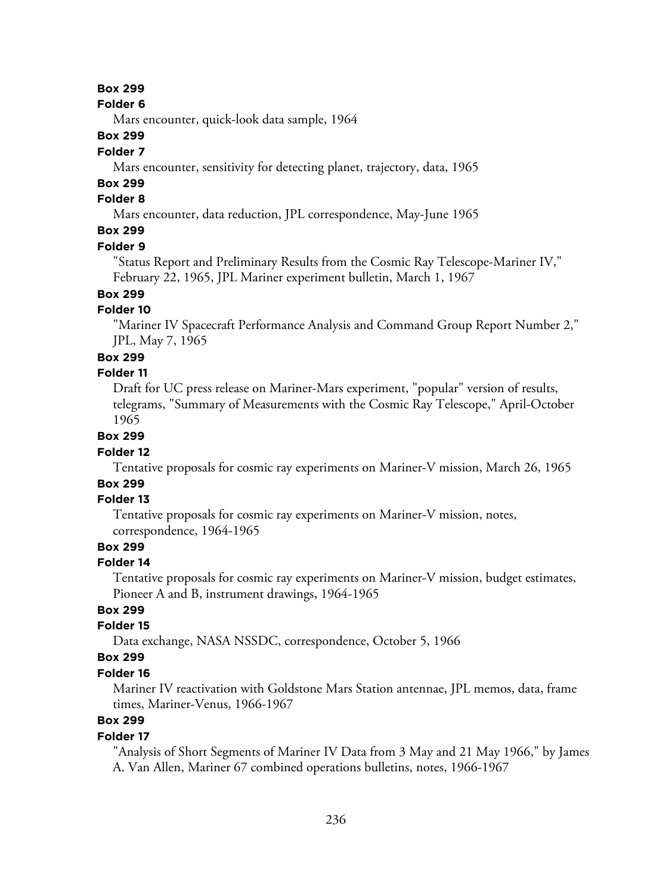**Box 299**

**Folder 6**

Mars encounter, quick-look data sample, 1964

**Box 299**

**Folder 7**

Mars encounter, sensitivity for detecting planet, trajectory, data, 1965

**Box 299**

**Folder 8**

Mars encounter, data reduction, JPL correspondence, May-June 1965

**Box 299**

**Folder 9**

"Status Report and Preliminary Results from the Cosmic Ray Telescope-Mariner IV," February 22, 1965, JPL Mariner experiment bulletin, March 1, 1967

**Box 299**

**Folder 10**

"Mariner IV Spacecraft Performance Analysis and Command Group Report Number 2," JPL, May 7, 1965

**Box 299**

**Folder 11**

Draft for UC press release on Mariner-Mars experiment, "popular" version of results, telegrams, "Summary of Measurements with the Cosmic Ray Telescope," April-October 1965

**Box 299**

**Folder 12**

Tentative proposals for cosmic ray experiments on Mariner-V mission, March 26, 1965

**Box 299**

**Folder 13**

Tentative proposals for cosmic ray experiments on Mariner-V mission, notes, correspondence, 1964-1965

**Box 299**

**Folder 14**

Tentative proposals for cosmic ray experiments on Mariner-V mission, budget estimates, Pioneer A and B, instrument drawings, 1964-1965

**Box 299**

**Folder 15**

Data exchange, NASA NSSDC, correspondence, October 5, 1966

**Box 299**

**Folder 16**

Mariner IV reactivation with Goldstone Mars Station antennae, JPL memos, data, frame times, Mariner-Venus, 1966-1967

**Box 299**

**Folder 17**

"Analysis of Short Segments of Mariner IV Data from 3 May and 21 May 1966," by James A. Van Allen, Mariner 67 combined operations bulletins, notes, 1966-1967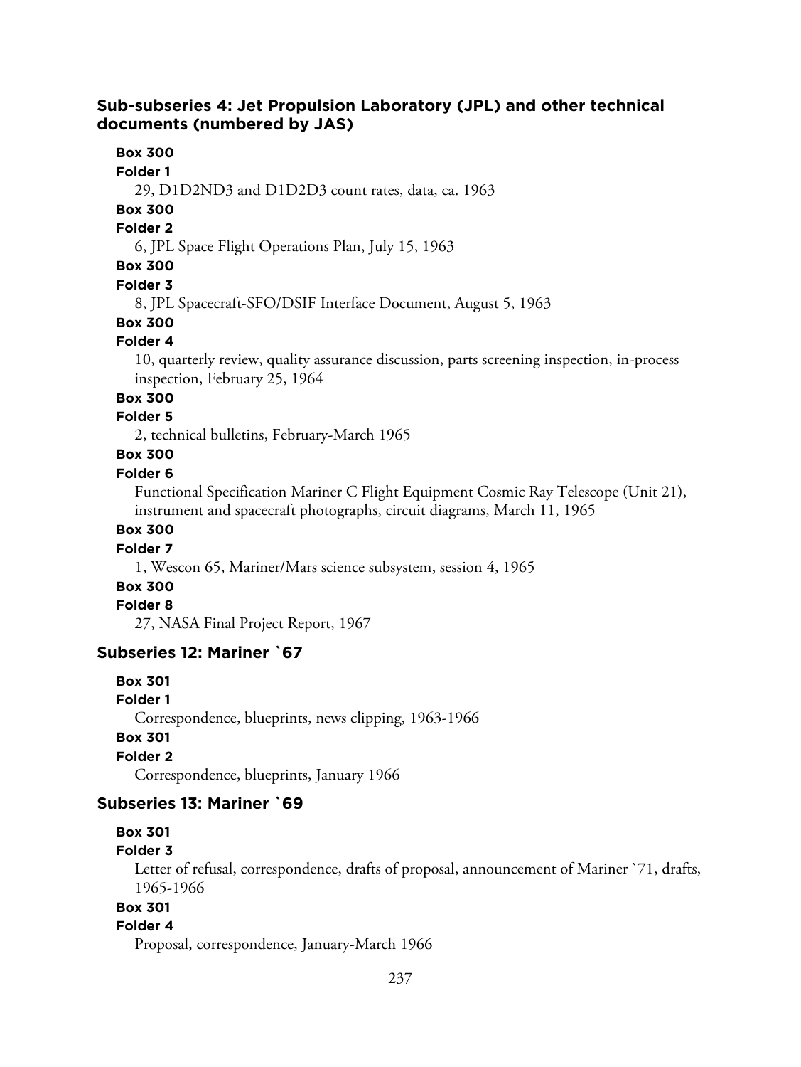### Sub-subseries 4: Jet Propulsion Laboratory (JPL) and other technical documents (numbered by JAS)

**Box 300**
**Folder 1**
29, D1D2ND3 and D1D2D3 count rates, data, ca. 1963

**Box 300**
**Folder 2**
6, JPL Space Flight Operations Plan, July 15, 1963

**Box 300**
**Folder 3**
8, JPL Spacecraft-SFO/DSIF Interface Document, August 5, 1963

**Box 300**
**Folder 4**
10, quarterly review, quality assurance discussion, parts screening inspection, in-process inspection, February 25, 1964

**Box 300**
**Folder 5**
2, technical bulletins, February-March 1965

**Box 300**
**Folder 6**
Functional Specification Mariner C Flight Equipment Cosmic Ray Telescope (Unit 21), instrument and spacecraft photographs, circuit diagrams, March 11, 1965

**Box 300**
**Folder 7**
1, Wescon 65, Mariner/Mars science subsystem, session 4, 1965

**Box 300**
**Folder 8**
27, NASA Final Project Report, 1967

### Subseries 12: Mariner `67

**Box 301**
**Folder 1**
Correspondence, blueprints, news clipping, 1963-1966

**Box 301**
**Folder 2**
Correspondence, blueprints, January 1966

### Subseries 13: Mariner `69

**Box 301**
**Folder 3**
Letter of refusal, correspondence, drafts of proposal, announcement of Mariner `71, drafts, 1965-1966

**Box 301**
**Folder 4**
Proposal, correspondence, January-March 1966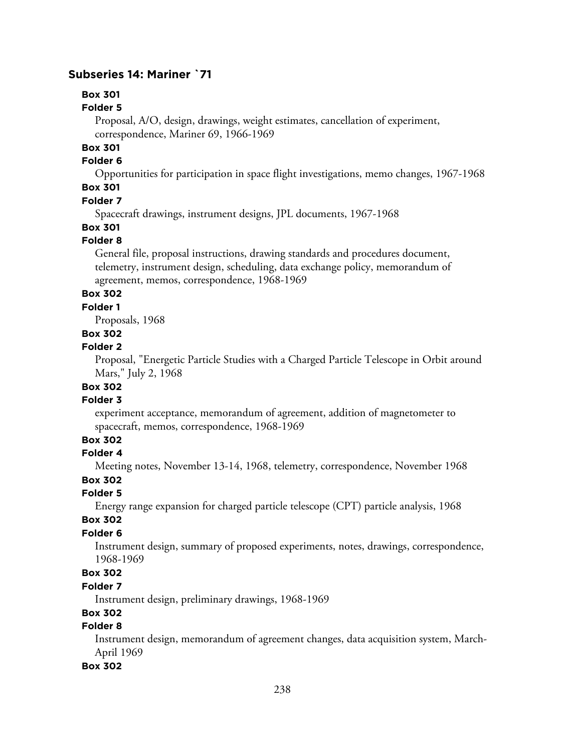## Subseries 14: Mariner `71

**Box 301**

**Folder 5**

Proposal, A/O, design, drawings, weight estimates, cancellation of experiment, correspondence, Mariner 69, 1966-1969

**Box 301**

**Folder 6**

Opportunities for participation in space flight investigations, memo changes, 1967-1968

**Box 301**

**Folder 7**

Spacecraft drawings, instrument designs, JPL documents, 1967-1968

**Box 301**

**Folder 8**

General file, proposal instructions, drawing standards and procedures document, telemetry, instrument design, scheduling, data exchange policy, memorandum of agreement, memos, correspondence, 1968-1969

**Box 302**

**Folder 1**

Proposals, 1968

**Box 302**

**Folder 2**

Proposal, "Energetic Particle Studies with a Charged Particle Telescope in Orbit around Mars," July 2, 1968

**Box 302**

**Folder 3**

experiment acceptance, memorandum of agreement, addition of magnetometer to spacecraft, memos, correspondence, 1968-1969

**Box 302**

**Folder 4**

Meeting notes, November 13-14, 1968, telemetry, correspondence, November 1968

**Box 302**

**Folder 5**

Energy range expansion for charged particle telescope (CPT) particle analysis, 1968

**Box 302**

**Folder 6**

Instrument design, summary of proposed experiments, notes, drawings, correspondence, 1968-1969

**Box 302**

**Folder 7**

Instrument design, preliminary drawings, 1968-1969

**Box 302**

**Folder 8**

Instrument design, memorandum of agreement changes, data acquisition system, March-April 1969

**Box 302**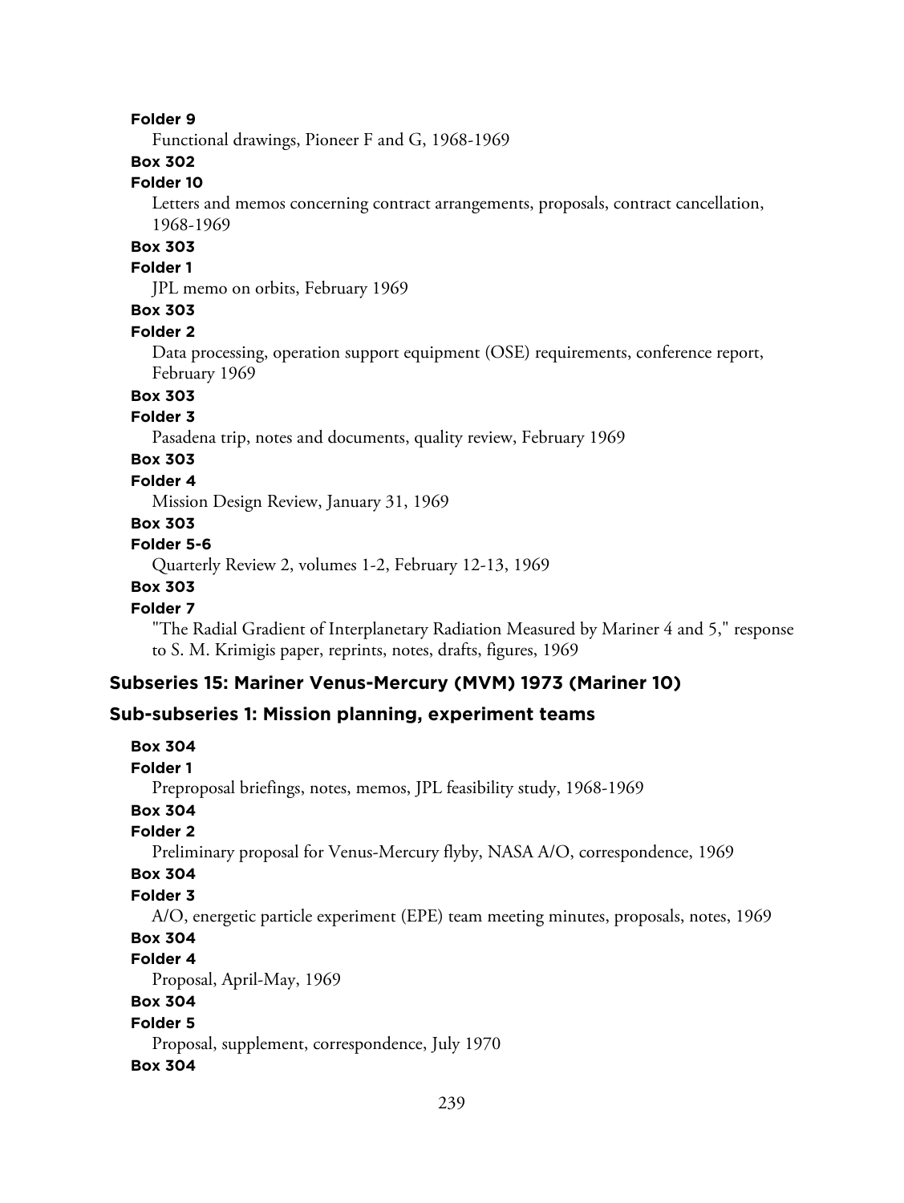**Folder 9**

Functional drawings, Pioneer F and G, 1968-1969

**Box 302**

**Folder 10**

Letters and memos concerning contract arrangements, proposals, contract cancellation, 1968-1969

**Box 303**

**Folder 1**

JPL memo on orbits, February 1969

**Box 303**

**Folder 2**

Data processing, operation support equipment (OSE) requirements, conference report, February 1969

**Box 303**

**Folder 3**

Pasadena trip, notes and documents, quality review, February 1969

**Box 303**

**Folder 4**

Mission Design Review, January 31, 1969

**Box 303**

**Folder 5-6**

Quarterly Review 2, volumes 1-2, February 12-13, 1969

**Box 303**

**Folder 7**

"The Radial Gradient of Interplanetary Radiation Measured by Mariner 4 and 5," response to S. M. Krimigis paper, reprints, notes, drafts, figures, 1969

## Subseries 15: Mariner Venus-Mercury (MVM) 1973 (Mariner 10)

### Sub-subseries 1: Mission planning, experiment teams

**Box 304**

**Folder 1**

Preproposal briefings, notes, memos, JPL feasibility study, 1968-1969

**Box 304**

**Folder 2**

Preliminary proposal for Venus-Mercury flyby, NASA A/O, correspondence, 1969

**Box 304**

**Folder 3**

A/O, energetic particle experiment (EPE) team meeting minutes, proposals, notes, 1969

**Box 304**

**Folder 4**

Proposal, April-May, 1969

**Box 304**

**Folder 5**

Proposal, supplement, correspondence, July 1970

**Box 304**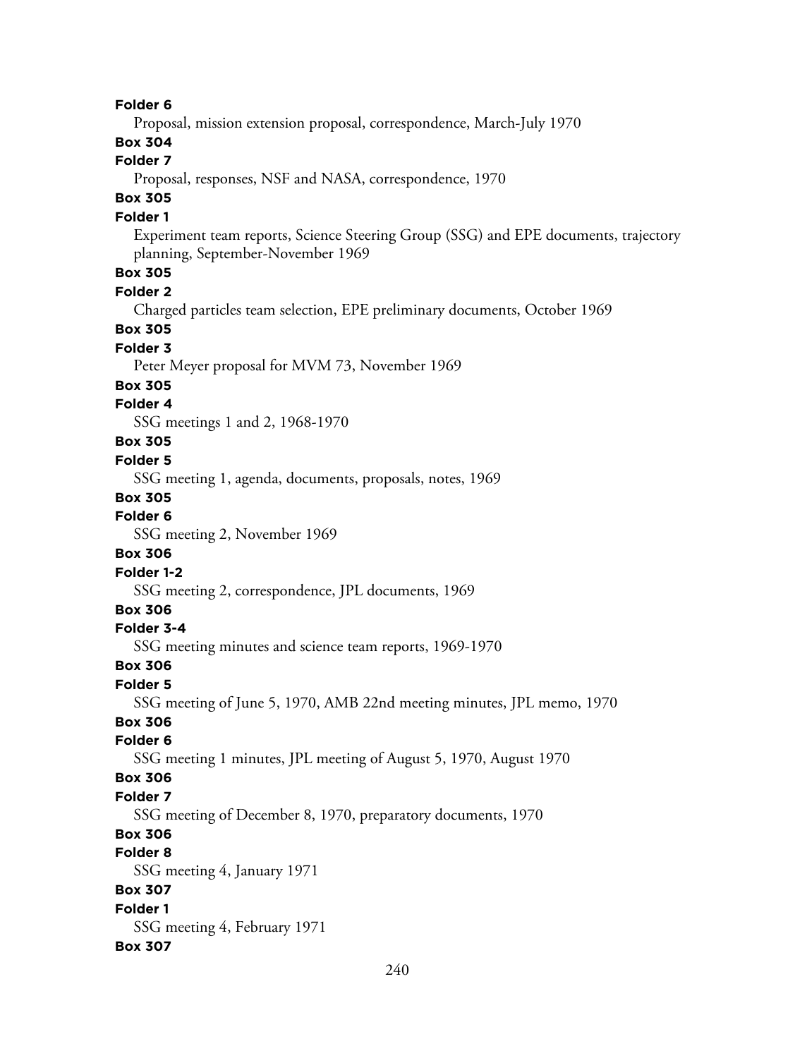**Folder 6**

Proposal, mission extension proposal, correspondence, March-July 1970

**Box 304**

**Folder 7**

Proposal, responses, NSF and NASA, correspondence, 1970

**Box 305**

**Folder 1**

Experiment team reports, Science Steering Group (SSG) and EPE documents, trajectory planning, September-November 1969

**Box 305**

**Folder 2**

Charged particles team selection, EPE preliminary documents, October 1969

**Box 305**

**Folder 3**

Peter Meyer proposal for MVM 73, November 1969

**Box 305**

**Folder 4**

SSG meetings 1 and 2, 1968-1970

**Box 305**

**Folder 5**

SSG meeting 1, agenda, documents, proposals, notes, 1969

**Box 305**

**Folder 6**

SSG meeting 2, November 1969

**Box 306**

**Folder 1-2**

SSG meeting 2, correspondence, JPL documents, 1969

**Box 306**

**Folder 3-4**

SSG meeting minutes and science team reports, 1969-1970

**Box 306**

**Folder 5**

SSG meeting of June 5, 1970, AMB 22nd meeting minutes, JPL memo, 1970

**Box 306**

**Folder 6**

SSG meeting 1 minutes, JPL meeting of August 5, 1970, August 1970

**Box 306**

**Folder 7**

SSG meeting of December 8, 1970, preparatory documents, 1970

**Box 306**

**Folder 8**

SSG meeting 4, January 1971

**Box 307**

**Folder 1**

SSG meeting 4, February 1971

**Box 307**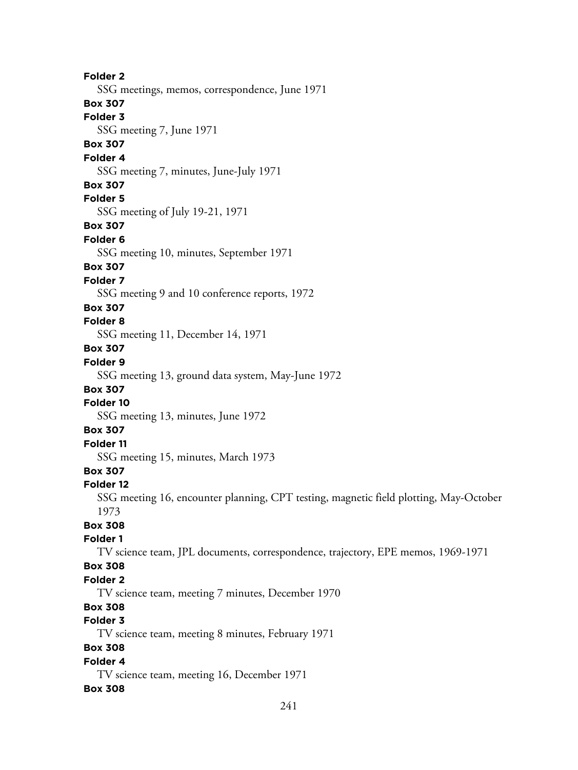**Folder 2**
SSG meetings, memos, correspondence, June 1971

**Box 307**
**Folder 3**
SSG meeting 7, June 1971

**Box 307**
**Folder 4**
SSG meeting 7, minutes, June-July 1971

**Box 307**
**Folder 5**
SSG meeting of July 19-21, 1971

**Box 307**
**Folder 6**
SSG meeting 10, minutes, September 1971

**Box 307**
**Folder 7**
SSG meeting 9 and 10 conference reports, 1972

**Box 307**
**Folder 8**
SSG meeting 11, December 14, 1971

**Box 307**
**Folder 9**
SSG meeting 13, ground data system, May-June 1972

**Box 307**
**Folder 10**
SSG meeting 13, minutes, June 1972

**Box 307**
**Folder 11**
SSG meeting 15, minutes, March 1973

**Box 307**
**Folder 12**
SSG meeting 16, encounter planning, CPT testing, magnetic field plotting, May-October 1973

**Box 308**
**Folder 1**
TV science team, JPL documents, correspondence, trajectory, EPE memos, 1969-1971

**Box 308**
**Folder 2**
TV science team, meeting 7 minutes, December 1970

**Box 308**
**Folder 3**
TV science team, meeting 8 minutes, February 1971

**Box 308**
**Folder 4**
TV science team, meeting 16, December 1971

**Box 308**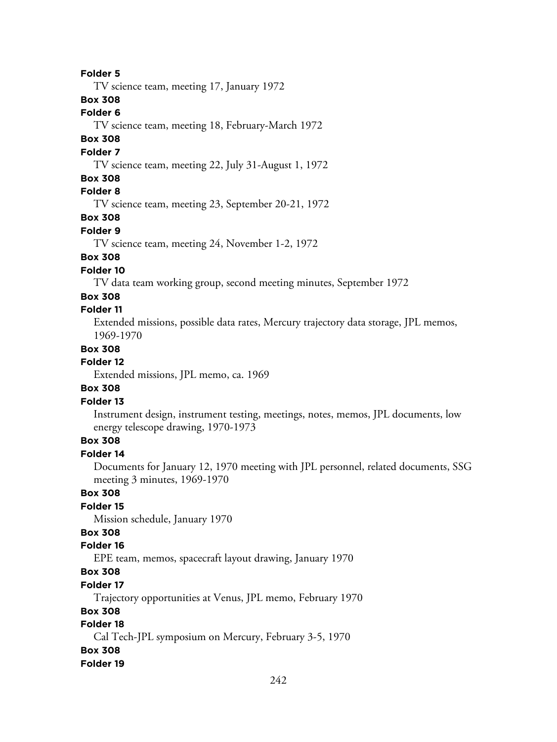**Folder 5**

TV science team, meeting 17, January 1972

**Box 308**

**Folder 6**

TV science team, meeting 18, February-March 1972

**Box 308**

**Folder 7**

TV science team, meeting 22, July 31-August 1, 1972

**Box 308**

**Folder 8**

TV science team, meeting 23, September 20-21, 1972

**Box 308**

**Folder 9**

TV science team, meeting 24, November 1-2, 1972

**Box 308**

**Folder 10**

TV data team working group, second meeting minutes, September 1972

**Box 308**

**Folder 11**

Extended missions, possible data rates, Mercury trajectory data storage, JPL memos, 1969-1970

**Box 308**

**Folder 12**

Extended missions, JPL memo, ca. 1969

**Box 308**

**Folder 13**

Instrument design, instrument testing, meetings, notes, memos, JPL documents, low energy telescope drawing, 1970-1973

**Box 308**

**Folder 14**

Documents for January 12, 1970 meeting with JPL personnel, related documents, SSG meeting 3 minutes, 1969-1970

**Box 308**

**Folder 15**

Mission schedule, January 1970

**Box 308**

**Folder 16**

EPE team, memos, spacecraft layout drawing, January 1970

**Box 308**

**Folder 17**

Trajectory opportunities at Venus, JPL memo, February 1970

**Box 308**

**Folder 18**

Cal Tech-JPL symposium on Mercury, February 3-5, 1970

**Box 308**

**Folder 19**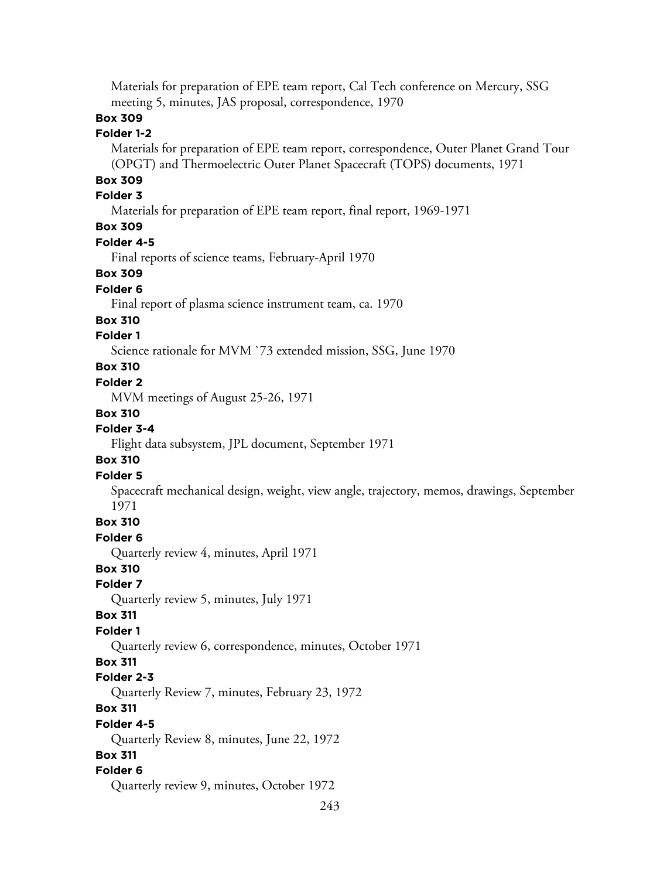Materials for preparation of EPE team report, Cal Tech conference on Mercury, SSG meeting 5, minutes, JAS proposal, correspondence, 1970

**Box 309**

**Folder 1-2**

Materials for preparation of EPE team report, correspondence, Outer Planet Grand Tour (OPGT) and Thermoelectric Outer Planet Spacecraft (TOPS) documents, 1971

**Box 309**

**Folder 3**

Materials for preparation of EPE team report, final report, 1969-1971

**Box 309**

**Folder 4-5**

Final reports of science teams, February-April 1970

**Box 309**

**Folder 6**

Final report of plasma science instrument team, ca. 1970

**Box 310**

**Folder 1**

Science rationale for MVM `73 extended mission, SSG, June 1970

**Box 310**

**Folder 2**

MVM meetings of August 25-26, 1971

**Box 310**

**Folder 3-4**

Flight data subsystem, JPL document, September 1971

**Box 310**

**Folder 5**

Spacecraft mechanical design, weight, view angle, trajectory, memos, drawings, September 1971

**Box 310**

**Folder 6**

Quarterly review 4, minutes, April 1971

**Box 310**

**Folder 7**

Quarterly review 5, minutes, July 1971

**Box 311**

**Folder 1**

Quarterly review 6, correspondence, minutes, October 1971

**Box 311**

**Folder 2-3**

Quarterly Review 7, minutes, February 23, 1972

**Box 311**

**Folder 4-5**

Quarterly Review 8, minutes, June 22, 1972

**Box 311**

**Folder 6**

Quarterly review 9, minutes, October 1972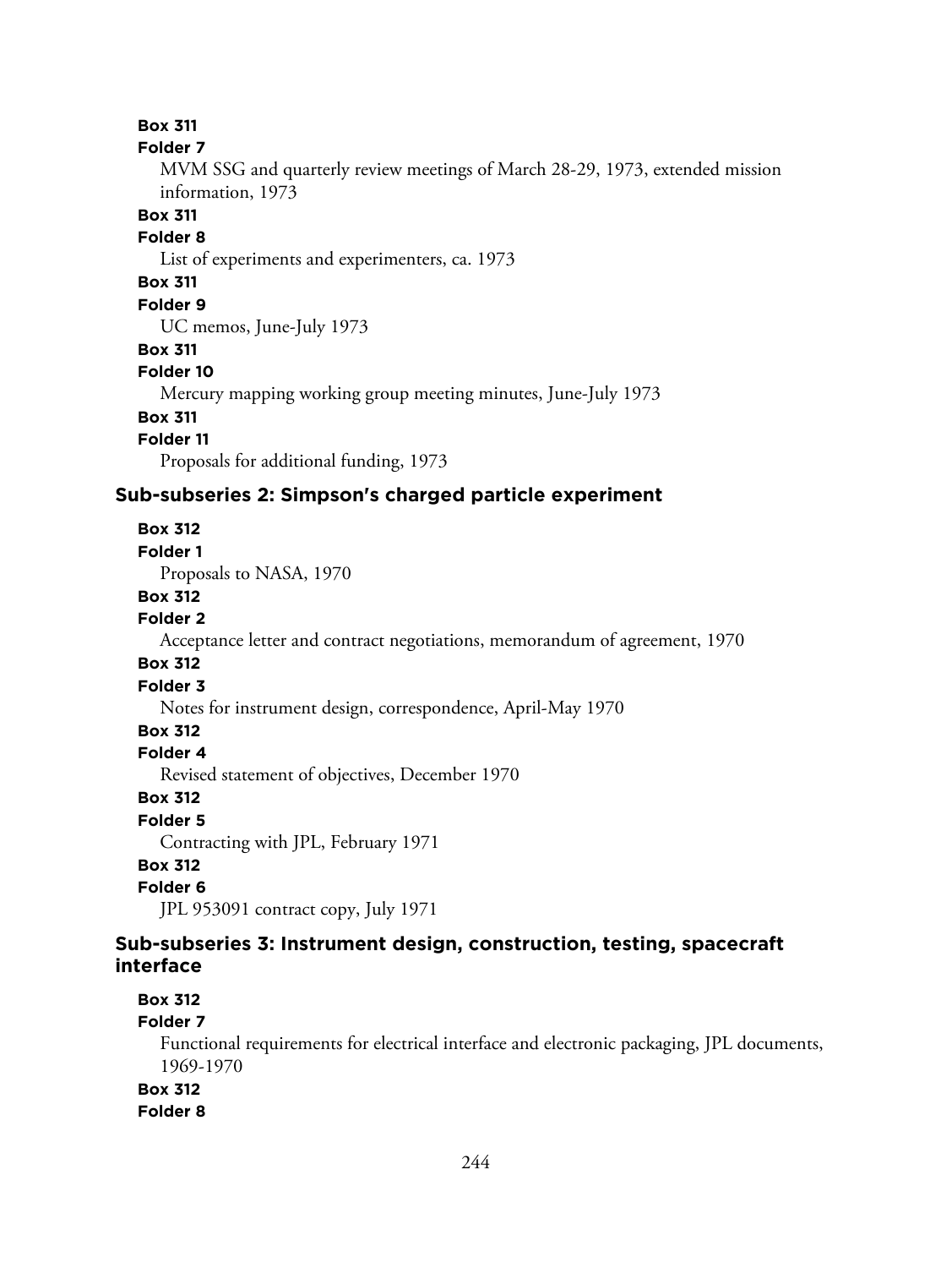**Box 311**
**Folder 7**
MVM SSG and quarterly review meetings of March 28-29, 1973, extended mission information, 1973

**Box 311**
**Folder 8**
List of experiments and experimenters, ca. 1973

**Box 311**
**Folder 9**
UC memos, June-July 1973

**Box 311**
**Folder 10**
Mercury mapping working group meeting minutes, June-July 1973

**Box 311**
**Folder 11**
Proposals for additional funding, 1973

### Sub-subseries 2: Simpson's charged particle experiment

**Box 312**
**Folder 1**
Proposals to NASA, 1970

**Box 312**
**Folder 2**
Acceptance letter and contract negotiations, memorandum of agreement, 1970

**Box 312**
**Folder 3**
Notes for instrument design, correspondence, April-May 1970

**Box 312**
**Folder 4**
Revised statement of objectives, December 1970

**Box 312**
**Folder 5**
Contracting with JPL, February 1971

**Box 312**
**Folder 6**
JPL 953091 contract copy, July 1971

### Sub-subseries 3: Instrument design, construction, testing, spacecraft interface

**Box 312**
**Folder 7**
Functional requirements for electrical interface and electronic packaging, JPL documents, 1969-1970

**Box 312**
**Folder 8**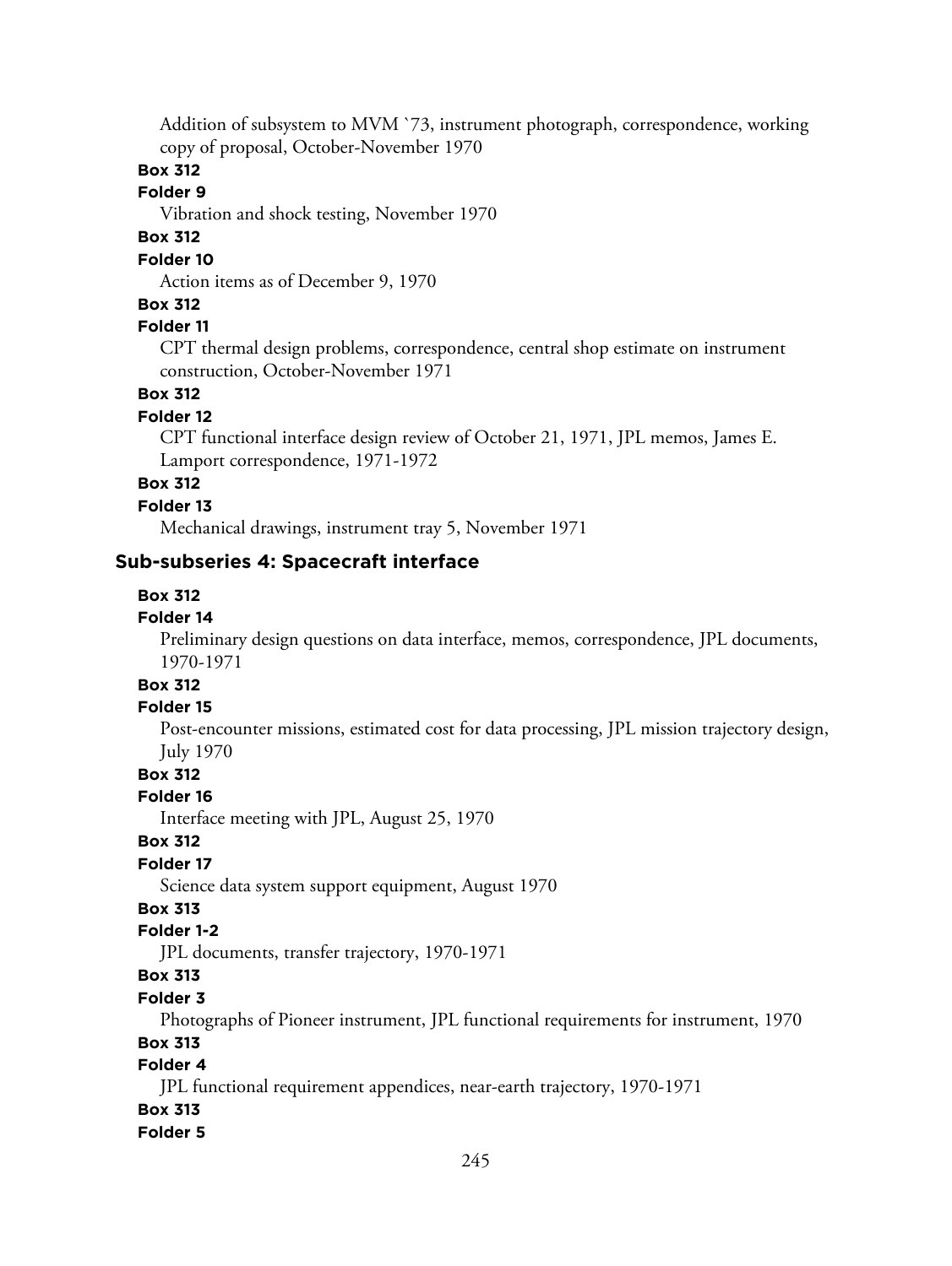Addition of subsystem to MVM `73, instrument photograph, correspondence, working copy of proposal, October-November 1970

**Box 312**

**Folder 9**

Vibration and shock testing, November 1970

**Box 312**

**Folder 10**

Action items as of December 9, 1970

**Box 312**

**Folder 11**

CPT thermal design problems, correspondence, central shop estimate on instrument construction, October-November 1971

**Box 312**

**Folder 12**

CPT functional interface design review of October 21, 1971, JPL memos, James E. Lamport correspondence, 1971-1972

**Box 312**

**Folder 13**

Mechanical drawings, instrument tray 5, November 1971

### Sub-subseries 4: Spacecraft interface

**Box 312**

**Folder 14**

Preliminary design questions on data interface, memos, correspondence, JPL documents, 1970-1971

**Box 312**

**Folder 15**

Post-encounter missions, estimated cost for data processing, JPL mission trajectory design, July 1970

**Box 312**

**Folder 16**

Interface meeting with JPL, August 25, 1970

**Box 312**

**Folder 17**

Science data system support equipment, August 1970

**Box 313**

**Folder 1-2**

JPL documents, transfer trajectory, 1970-1971

**Box 313**

**Folder 3**

Photographs of Pioneer instrument, JPL functional requirements for instrument, 1970

**Box 313**

**Folder 4**

JPL functional requirement appendices, near-earth trajectory, 1970-1971

**Box 313**

**Folder 5**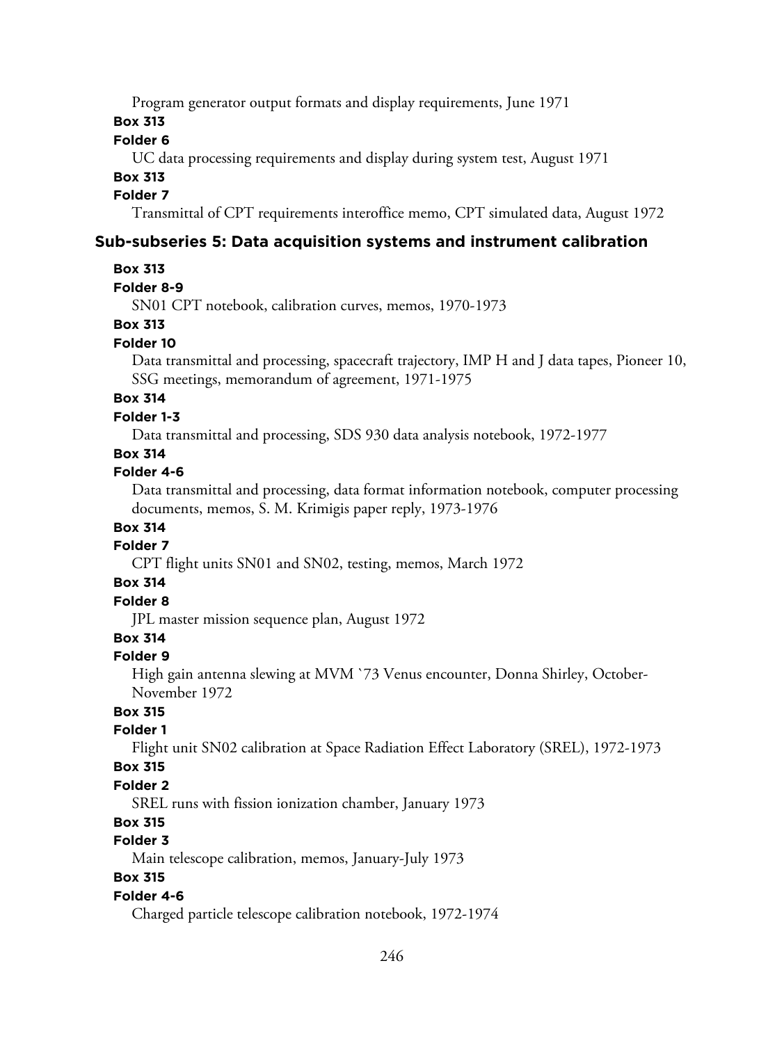Program generator output formats and display requirements, June 1971

**Box 313**

**Folder 6**

UC data processing requirements and display during system test, August 1971

**Box 313**

**Folder 7**

Transmittal of CPT requirements interoffice memo, CPT simulated data, August 1972

### Sub-subseries 5: Data acquisition systems and instrument calibration

**Box 313**

**Folder 8-9**

SN01 CPT notebook, calibration curves, memos, 1970-1973

**Box 313**

**Folder 10**

Data transmittal and processing, spacecraft trajectory, IMP H and J data tapes, Pioneer 10, SSG meetings, memorandum of agreement, 1971-1975

**Box 314**

**Folder 1-3**

Data transmittal and processing, SDS 930 data analysis notebook, 1972-1977

**Box 314**

**Folder 4-6**

Data transmittal and processing, data format information notebook, computer processing documents, memos, S. M. Krimigis paper reply, 1973-1976

**Box 314**

**Folder 7**

CPT flight units SN01 and SN02, testing, memos, March 1972

**Box 314**

**Folder 8**

JPL master mission sequence plan, August 1972

**Box 314**

**Folder 9**

High gain antenna slewing at MVM `73 Venus encounter, Donna Shirley, October-November 1972

**Box 315**

**Folder 1**

Flight unit SN02 calibration at Space Radiation Effect Laboratory (SREL), 1972-1973

**Box 315**

**Folder 2**

SREL runs with fission ionization chamber, January 1973

**Box 315**

**Folder 3**

Main telescope calibration, memos, January-July 1973

**Box 315**

**Folder 4-6**

Charged particle telescope calibration notebook, 1972-1974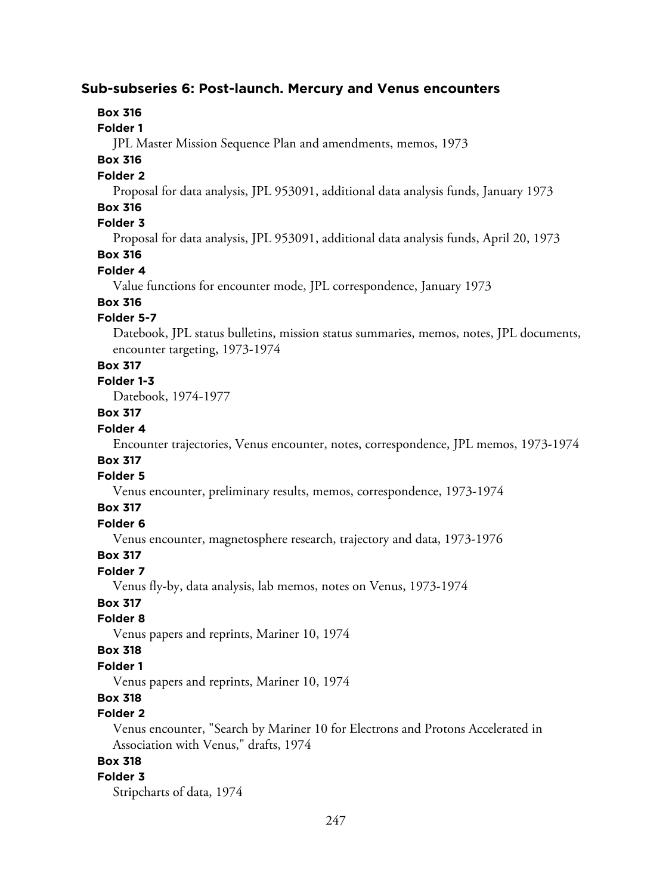### Sub-subseries 6: Post-launch. Mercury and Venus encounters

**Box 316**
**Folder 1**
JPL Master Mission Sequence Plan and amendments, memos, 1973

**Box 316**
**Folder 2**
Proposal for data analysis, JPL 953091, additional data analysis funds, January 1973

**Box 316**
**Folder 3**
Proposal for data analysis, JPL 953091, additional data analysis funds, April 20, 1973

**Box 316**
**Folder 4**
Value functions for encounter mode, JPL correspondence, January 1973

**Box 316**
**Folder 5-7**
Datebook, JPL status bulletins, mission status summaries, memos, notes, JPL documents, encounter targeting, 1973-1974

**Box 317**
**Folder 1-3**
Datebook, 1974-1977

**Box 317**
**Folder 4**
Encounter trajectories, Venus encounter, notes, correspondence, JPL memos, 1973-1974

**Box 317**
**Folder 5**
Venus encounter, preliminary results, memos, correspondence, 1973-1974

**Box 317**
**Folder 6**
Venus encounter, magnetosphere research, trajectory and data, 1973-1976

**Box 317**
**Folder 7**
Venus fly-by, data analysis, lab memos, notes on Venus, 1973-1974

**Box 317**
**Folder 8**
Venus papers and reprints, Mariner 10, 1974

**Box 318**
**Folder 1**
Venus papers and reprints, Mariner 10, 1974

**Box 318**
**Folder 2**
Venus encounter, "Search by Mariner 10 for Electrons and Protons Accelerated in Association with Venus," drafts, 1974

**Box 318**
**Folder 3**
Stripcharts of data, 1974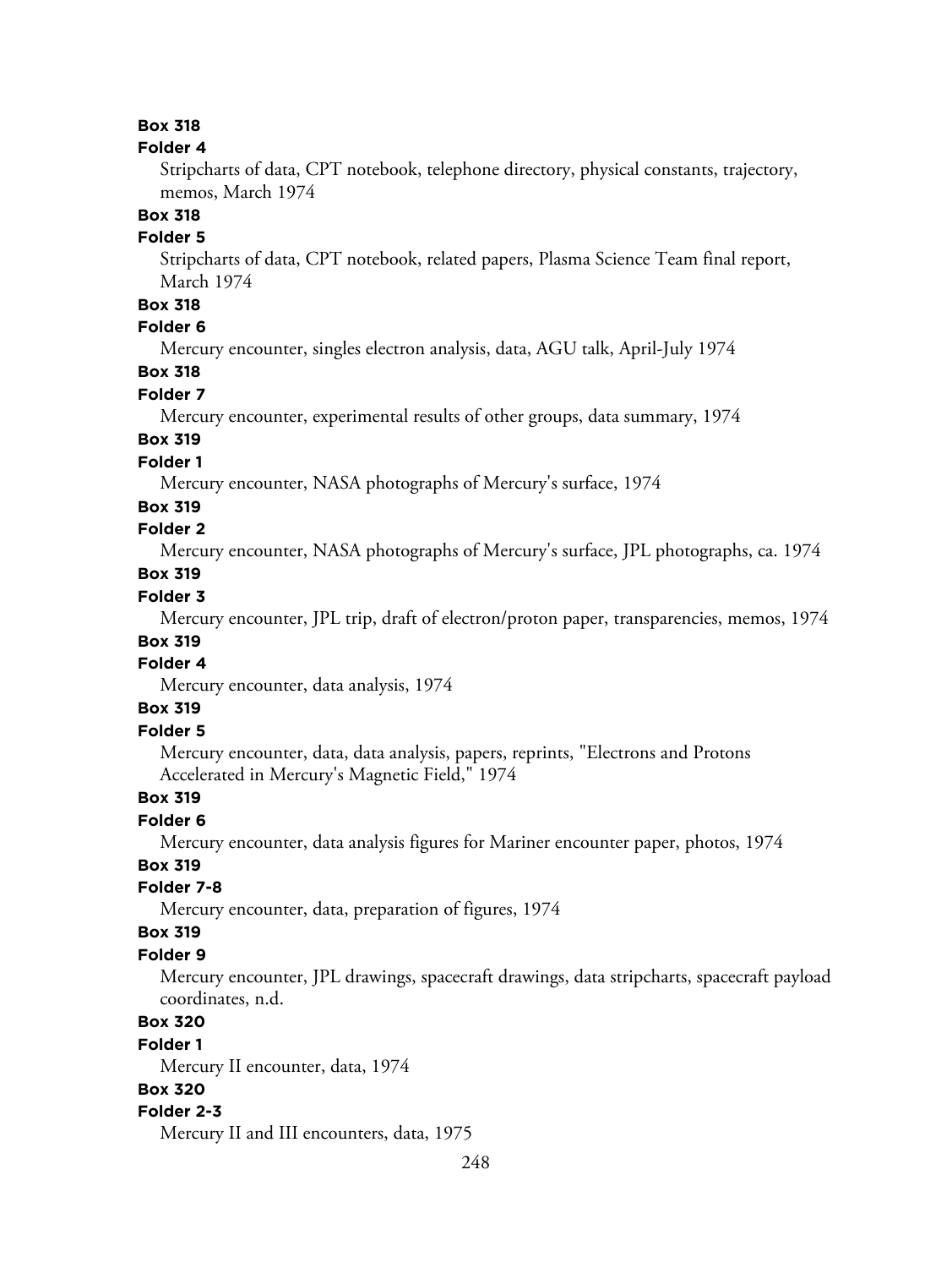**Box 318**
**Folder 4**
Stripcharts of data, CPT notebook, telephone directory, physical constants, trajectory, memos, March 1974

**Box 318**
**Folder 5**
Stripcharts of data, CPT notebook, related papers, Plasma Science Team final report, March 1974

**Box 318**
**Folder 6**
Mercury encounter, singles electron analysis, data, AGU talk, April-July 1974

**Box 318**
**Folder 7**
Mercury encounter, experimental results of other groups, data summary, 1974

**Box 319**
**Folder 1**
Mercury encounter, NASA photographs of Mercury's surface, 1974

**Box 319**
**Folder 2**
Mercury encounter, NASA photographs of Mercury's surface, JPL photographs, ca. 1974

**Box 319**
**Folder 3**
Mercury encounter, JPL trip, draft of electron/proton paper, transparencies, memos, 1974

**Box 319**
**Folder 4**
Mercury encounter, data analysis, 1974

**Box 319**
**Folder 5**
Mercury encounter, data, data analysis, papers, reprints, "Electrons and Protons Accelerated in Mercury's Magnetic Field," 1974

**Box 319**
**Folder 6**
Mercury encounter, data analysis figures for Mariner encounter paper, photos, 1974

**Box 319**
**Folder 7-8**
Mercury encounter, data, preparation of figures, 1974

**Box 319**
**Folder 9**
Mercury encounter, JPL drawings, spacecraft drawings, data stripcharts, spacecraft payload coordinates, n.d.

**Box 320**
**Folder 1**
Mercury II encounter, data, 1974

**Box 320**
**Folder 2-3**
Mercury II and III encounters, data, 1975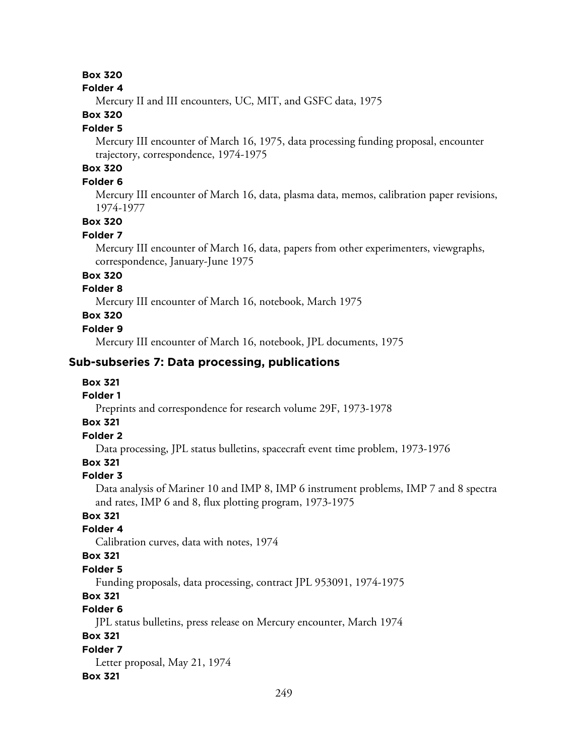**Box 320**

**Folder 4**

Mercury II and III encounters, UC, MIT, and GSFC data, 1975

**Box 320**

**Folder 5**

Mercury III encounter of March 16, 1975, data processing funding proposal, encounter trajectory, correspondence, 1974-1975

**Box 320**

**Folder 6**

Mercury III encounter of March 16, data, plasma data, memos, calibration paper revisions, 1974-1977

**Box 320**

**Folder 7**

Mercury III encounter of March 16, data, papers from other experimenters, viewgraphs, correspondence, January-June 1975

**Box 320**

**Folder 8**

Mercury III encounter of March 16, notebook, March 1975

**Box 320**

**Folder 9**

Mercury III encounter of March 16, notebook, JPL documents, 1975

## Sub-subseries 7: Data processing, publications

**Box 321**

**Folder 1**

Preprints and correspondence for research volume 29F, 1973-1978

**Box 321**

**Folder 2**

Data processing, JPL status bulletins, spacecraft event time problem, 1973-1976

**Box 321**

**Folder 3**

Data analysis of Mariner 10 and IMP 8, IMP 6 instrument problems, IMP 7 and 8 spectra and rates, IMP 6 and 8, flux plotting program, 1973-1975

**Box 321**

**Folder 4**

Calibration curves, data with notes, 1974

**Box 321**

**Folder 5**

Funding proposals, data processing, contract JPL 953091, 1974-1975

**Box 321**

**Folder 6**

JPL status bulletins, press release on Mercury encounter, March 1974

**Box 321**

**Folder 7**

Letter proposal, May 21, 1974

**Box 321**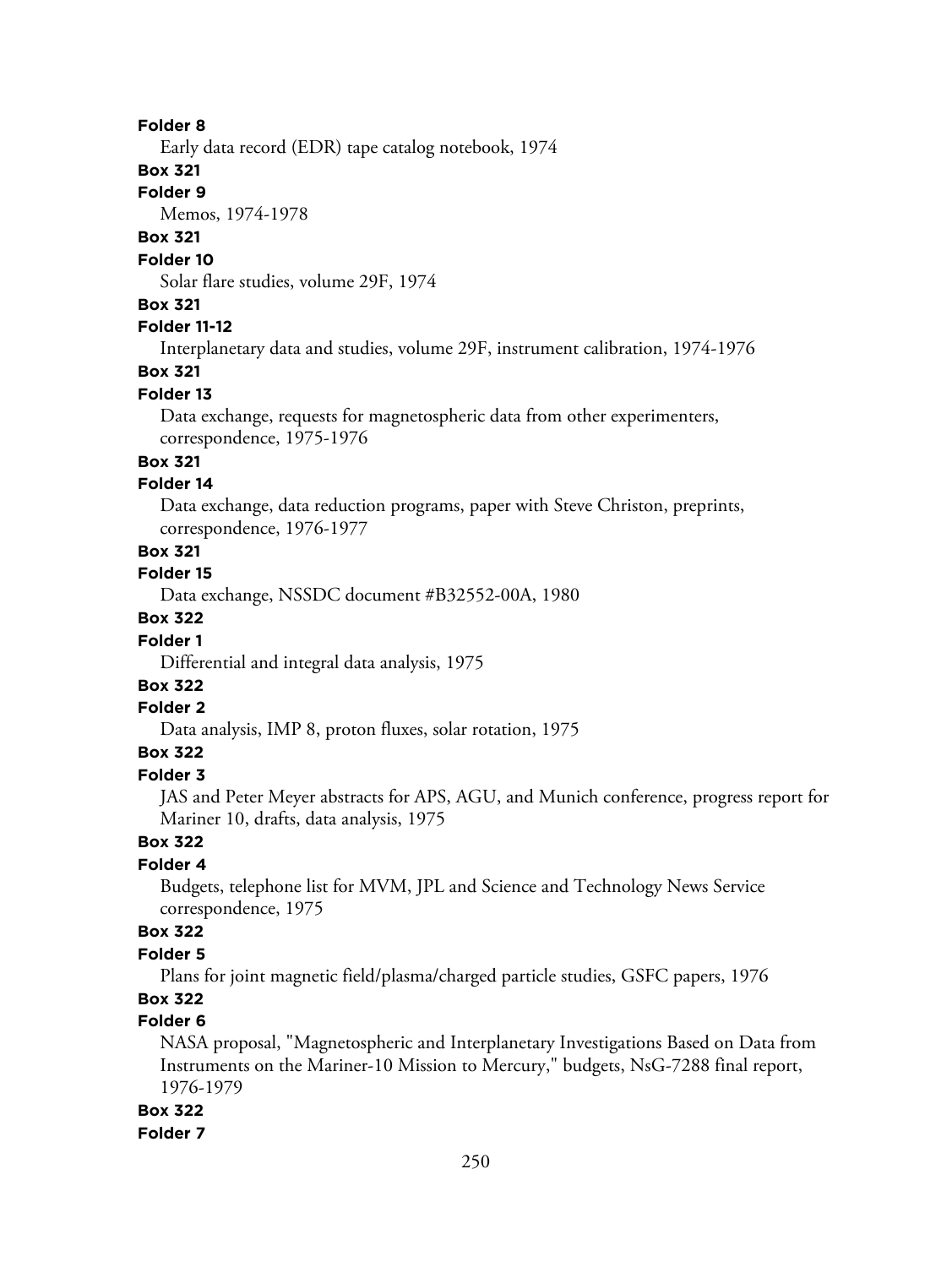**Folder 8**

Early data record (EDR) tape catalog notebook, 1974

**Box 321**

**Folder 9**

Memos, 1974-1978

**Box 321**

**Folder 10**

Solar flare studies, volume 29F, 1974

**Box 321**

**Folder 11-12**

Interplanetary data and studies, volume 29F, instrument calibration, 1974-1976

**Box 321**

**Folder 13**

Data exchange, requests for magnetospheric data from other experimenters, correspondence, 1975-1976

**Box 321**

**Folder 14**

Data exchange, data reduction programs, paper with Steve Christon, preprints, correspondence, 1976-1977

**Box 321**

**Folder 15**

Data exchange, NSSDC document #B32552-00A, 1980

**Box 322**

**Folder 1**

Differential and integral data analysis, 1975

**Box 322**

**Folder 2**

Data analysis, IMP 8, proton fluxes, solar rotation, 1975

**Box 322**

**Folder 3**

JAS and Peter Meyer abstracts for APS, AGU, and Munich conference, progress report for Mariner 10, drafts, data analysis, 1975

**Box 322**

**Folder 4**

Budgets, telephone list for MVM, JPL and Science and Technology News Service correspondence, 1975

**Box 322**

**Folder 5**

Plans for joint magnetic field/plasma/charged particle studies, GSFC papers, 1976

**Box 322**

**Folder 6**

NASA proposal, "Magnetospheric and Interplanetary Investigations Based on Data from Instruments on the Mariner-10 Mission to Mercury," budgets, NsG-7288 final report, 1976-1979

**Box 322**

**Folder 7**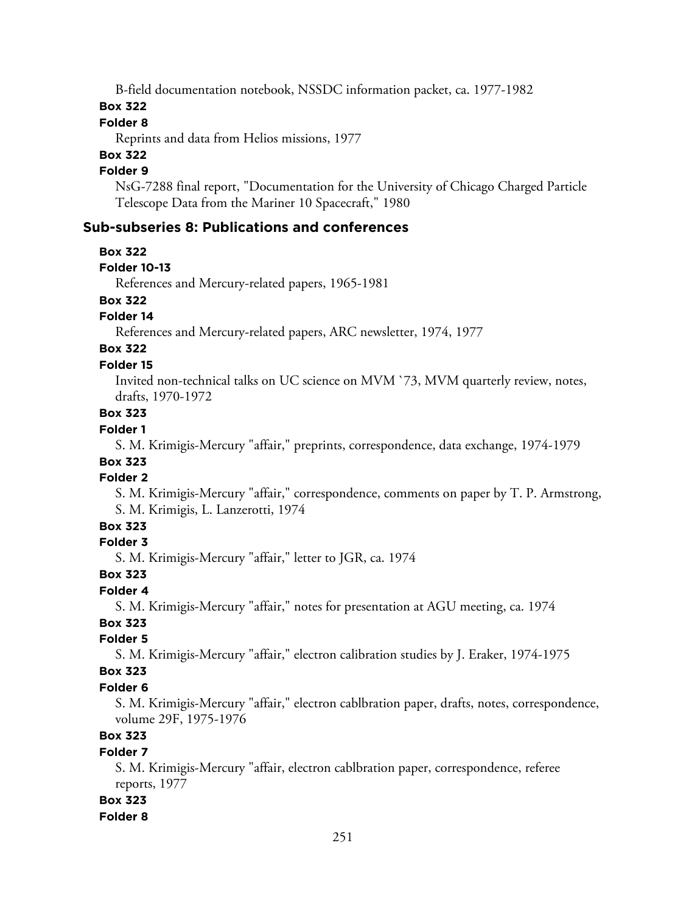B-field documentation notebook, NSSDC information packet, ca. 1977-1982

**Box 322**

**Folder 8**

Reprints and data from Helios missions, 1977

**Box 322**

**Folder 9**

NsG-7288 final report, "Documentation for the University of Chicago Charged Particle Telescope Data from the Mariner 10 Spacecraft," 1980

## Sub-subseries 8: Publications and conferences

**Box 322**

**Folder 10-13**

References and Mercury-related papers, 1965-1981

**Box 322**

**Folder 14**

References and Mercury-related papers, ARC newsletter, 1974, 1977

**Box 322**

**Folder 15**

Invited non-technical talks on UC science on MVM `73, MVM quarterly review, notes, drafts, 1970-1972

**Box 323**

**Folder 1**

S. M. Krimigis-Mercury "affair," preprints, correspondence, data exchange, 1974-1979

**Box 323**

**Folder 2**

S. M. Krimigis-Mercury "affair," correspondence, comments on paper by T. P. Armstrong, S. M. Krimigis, L. Lanzerotti, 1974

**Box 323**

**Folder 3**

S. M. Krimigis-Mercury "affair," letter to JGR, ca. 1974

**Box 323**

**Folder 4**

S. M. Krimigis-Mercury "affair," notes for presentation at AGU meeting, ca. 1974

**Box 323**

**Folder 5**

S. M. Krimigis-Mercury "affair," electron calibration studies by J. Eraker, 1974-1975

**Box 323**

**Folder 6**

S. M. Krimigis-Mercury "affair," electron cablbration paper, drafts, notes, correspondence, volume 29F, 1975-1976

**Box 323**

**Folder 7**

S. M. Krimigis-Mercury "affair, electron cablbration paper, correspondence, referee reports, 1977

**Box 323**

**Folder 8**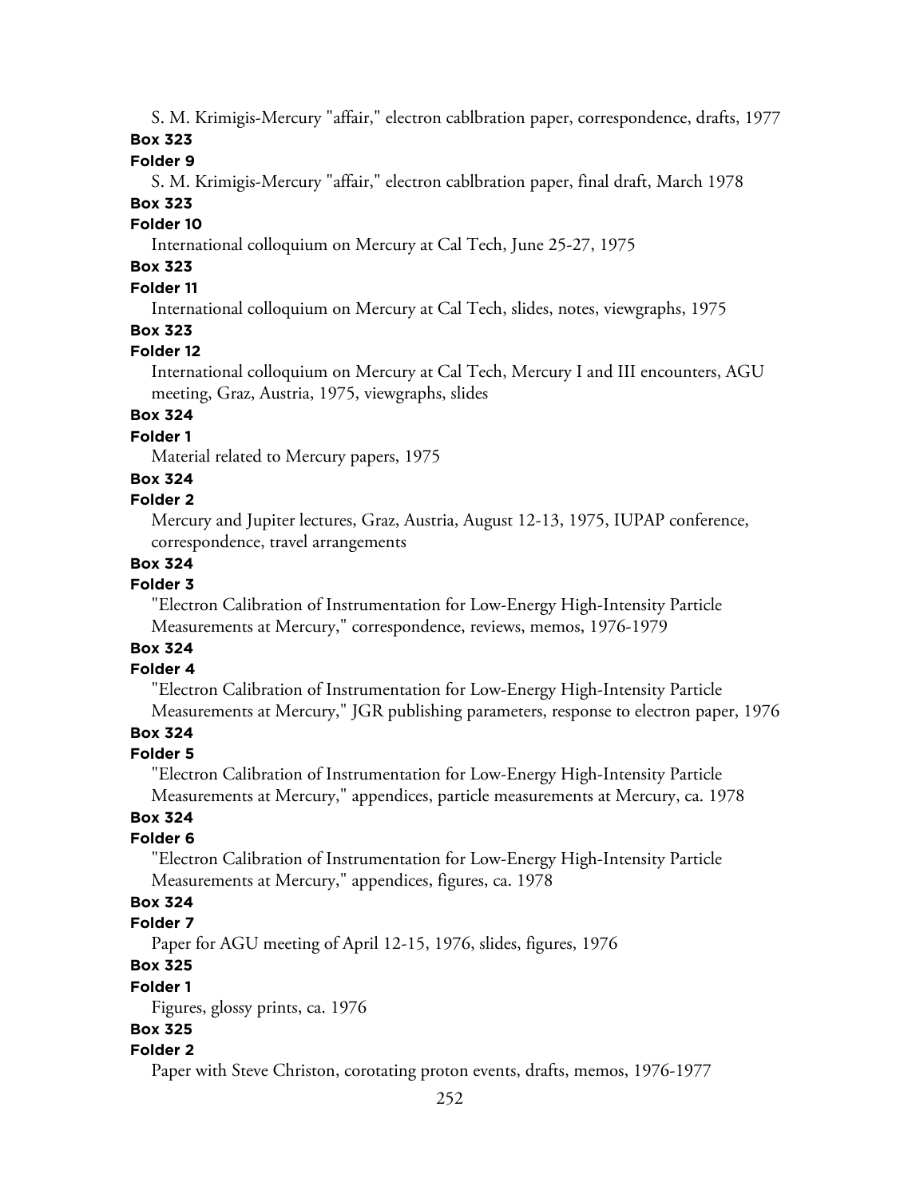S. M. Krimigis-Mercury "affair," electron cablbration paper, correspondence, drafts, 1977

**Box 323**

**Folder 9**

S. M. Krimigis-Mercury "affair," electron cablbration paper, final draft, March 1978

**Box 323**

**Folder 10**

International colloquium on Mercury at Cal Tech, June 25-27, 1975

**Box 323**

**Folder 11**

International colloquium on Mercury at Cal Tech, slides, notes, viewgraphs, 1975

**Box 323**

**Folder 12**

International colloquium on Mercury at Cal Tech, Mercury I and III encounters, AGU meeting, Graz, Austria, 1975, viewgraphs, slides

**Box 324**

**Folder 1**

Material related to Mercury papers, 1975

**Box 324**

**Folder 2**

Mercury and Jupiter lectures, Graz, Austria, August 12-13, 1975, IUPAP conference, correspondence, travel arrangements

**Box 324**

**Folder 3**

"Electron Calibration of Instrumentation for Low-Energy High-Intensity Particle Measurements at Mercury," correspondence, reviews, memos, 1976-1979

**Box 324**

**Folder 4**

"Electron Calibration of Instrumentation for Low-Energy High-Intensity Particle Measurements at Mercury," JGR publishing parameters, response to electron paper, 1976

**Box 324**

**Folder 5**

"Electron Calibration of Instrumentation for Low-Energy High-Intensity Particle Measurements at Mercury," appendices, particle measurements at Mercury, ca. 1978

**Box 324**

**Folder 6**

"Electron Calibration of Instrumentation for Low-Energy High-Intensity Particle Measurements at Mercury," appendices, figures, ca. 1978

**Box 324**

**Folder 7**

Paper for AGU meeting of April 12-15, 1976, slides, figures, 1976

**Box 325**

**Folder 1**

Figures, glossy prints, ca. 1976

**Box 325**

**Folder 2**

Paper with Steve Christon, corotating proton events, drafts, memos, 1976-1977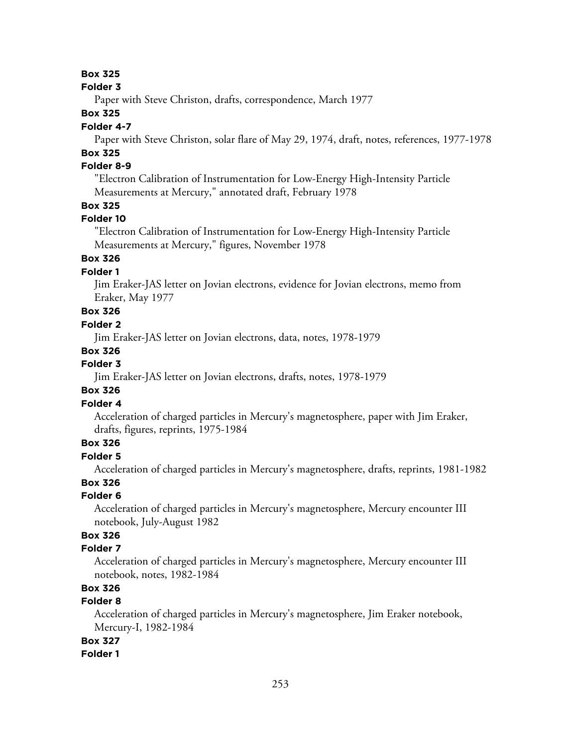**Box 325**

**Folder 3**

Paper with Steve Christon, drafts, correspondence, March 1977

**Box 325**

**Folder 4-7**

Paper with Steve Christon, solar flare of May 29, 1974, draft, notes, references, 1977-1978

**Box 325**

**Folder 8-9**

"Electron Calibration of Instrumentation for Low-Energy High-Intensity Particle Measurements at Mercury," annotated draft, February 1978

**Box 325**

**Folder 10**

"Electron Calibration of Instrumentation for Low-Energy High-Intensity Particle Measurements at Mercury," figures, November 1978

**Box 326**

**Folder 1**

Jim Eraker-JAS letter on Jovian electrons, evidence for Jovian electrons, memo from Eraker, May 1977

**Box 326**

**Folder 2**

Jim Eraker-JAS letter on Jovian electrons, data, notes, 1978-1979

**Box 326**

**Folder 3**

Jim Eraker-JAS letter on Jovian electrons, drafts, notes, 1978-1979

**Box 326**

**Folder 4**

Acceleration of charged particles in Mercury's magnetosphere, paper with Jim Eraker, drafts, figures, reprints, 1975-1984

**Box 326**

**Folder 5**

Acceleration of charged particles in Mercury's magnetosphere, drafts, reprints, 1981-1982

**Box 326**

**Folder 6**

Acceleration of charged particles in Mercury's magnetosphere, Mercury encounter III notebook, July-August 1982

**Box 326**

**Folder 7**

Acceleration of charged particles in Mercury's magnetosphere, Mercury encounter III notebook, notes, 1982-1984

**Box 326**

**Folder 8**

Acceleration of charged particles in Mercury's magnetosphere, Jim Eraker notebook, Mercury-I, 1982-1984

**Box 327**

**Folder 1**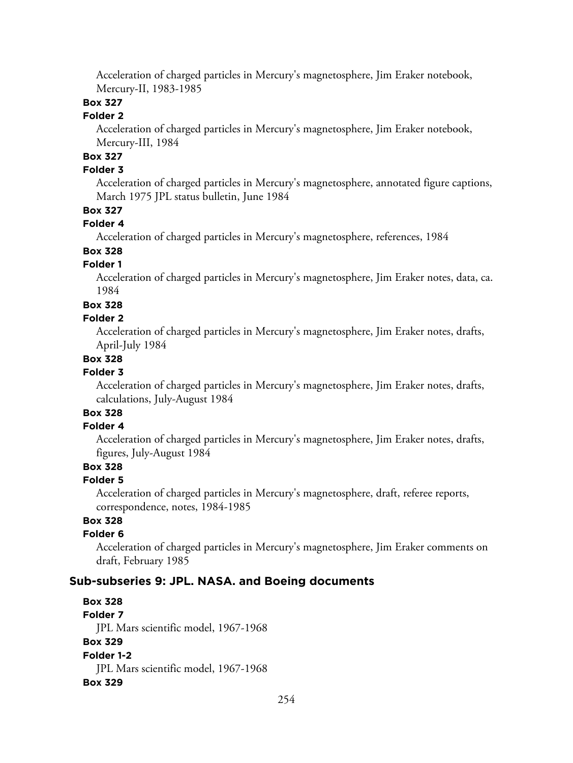Acceleration of charged particles in Mercury's magnetosphere, Jim Eraker notebook, Mercury-II, 1983-1985

**Box 327**

**Folder 2**

Acceleration of charged particles in Mercury's magnetosphere, Jim Eraker notebook, Mercury-III, 1984

**Box 327**

**Folder 3**

Acceleration of charged particles in Mercury's magnetosphere, annotated figure captions, March 1975 JPL status bulletin, June 1984

**Box 327**

**Folder 4**

Acceleration of charged particles in Mercury's magnetosphere, references, 1984

**Box 328**

**Folder 1**

Acceleration of charged particles in Mercury's magnetosphere, Jim Eraker notes, data, ca. 1984

**Box 328**

**Folder 2**

Acceleration of charged particles in Mercury's magnetosphere, Jim Eraker notes, drafts, April-July 1984

**Box 328**

**Folder 3**

Acceleration of charged particles in Mercury's magnetosphere, Jim Eraker notes, drafts, calculations, July-August 1984

**Box 328**

**Folder 4**

Acceleration of charged particles in Mercury's magnetosphere, Jim Eraker notes, drafts, figures, July-August 1984

**Box 328**

**Folder 5**

Acceleration of charged particles in Mercury's magnetosphere, draft, referee reports, correspondence, notes, 1984-1985

**Box 328**

**Folder 6**

Acceleration of charged particles in Mercury's magnetosphere, Jim Eraker comments on draft, February 1985

## Sub-subseries 9: JPL. NASA. and Boeing documents

**Box 328**

**Folder 7**

JPL Mars scientific model, 1967-1968

**Box 329**

**Folder 1-2**

JPL Mars scientific model, 1967-1968

**Box 329**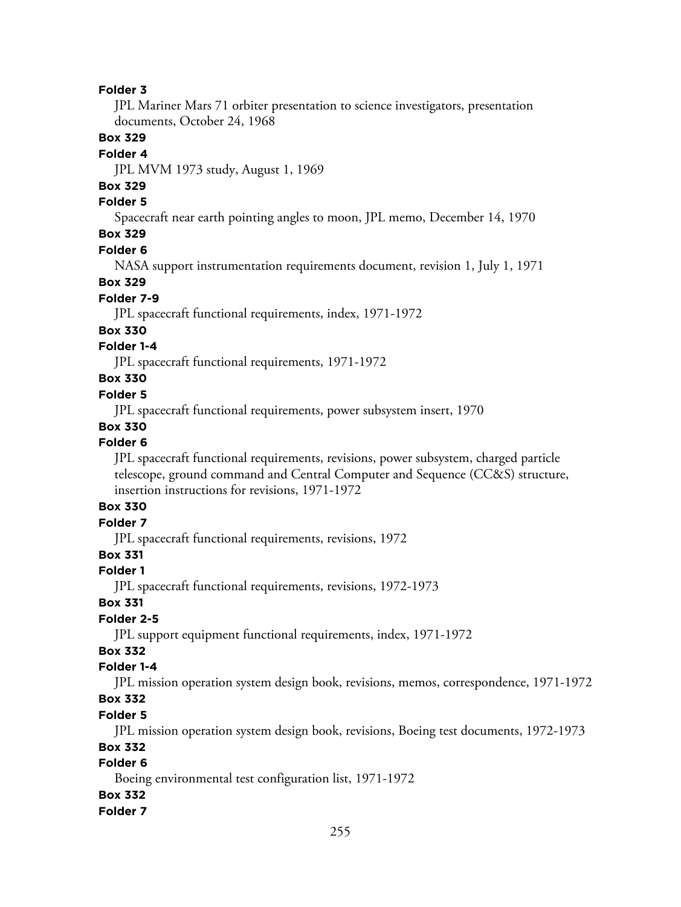**Folder 3**

JPL Mariner Mars 71 orbiter presentation to science investigators, presentation documents, October 24, 1968

**Box 329**

**Folder 4**

JPL MVM 1973 study, August 1, 1969

**Box 329**

**Folder 5**

Spacecraft near earth pointing angles to moon, JPL memo, December 14, 1970

**Box 329**

**Folder 6**

NASA support instrumentation requirements document, revision 1, July 1, 1971

**Box 329**

**Folder 7-9**

JPL spacecraft functional requirements, index, 1971-1972

**Box 330**

**Folder 1-4**

JPL spacecraft functional requirements, 1971-1972

**Box 330**

**Folder 5**

JPL spacecraft functional requirements, power subsystem insert, 1970

**Box 330**

**Folder 6**

JPL spacecraft functional requirements, revisions, power subsystem, charged particle telescope, ground command and Central Computer and Sequence (CC&S) structure, insertion instructions for revisions, 1971-1972

**Box 330**

**Folder 7**

JPL spacecraft functional requirements, revisions, 1972

**Box 331**

**Folder 1**

JPL spacecraft functional requirements, revisions, 1972-1973

**Box 331**

**Folder 2-5**

JPL support equipment functional requirements, index, 1971-1972

**Box 332**

**Folder 1-4**

JPL mission operation system design book, revisions, memos, correspondence, 1971-1972

**Box 332**

**Folder 5**

JPL mission operation system design book, revisions, Boeing test documents, 1972-1973

**Box 332**

**Folder 6**

Boeing environmental test configuration list, 1971-1972

**Box 332**

**Folder 7**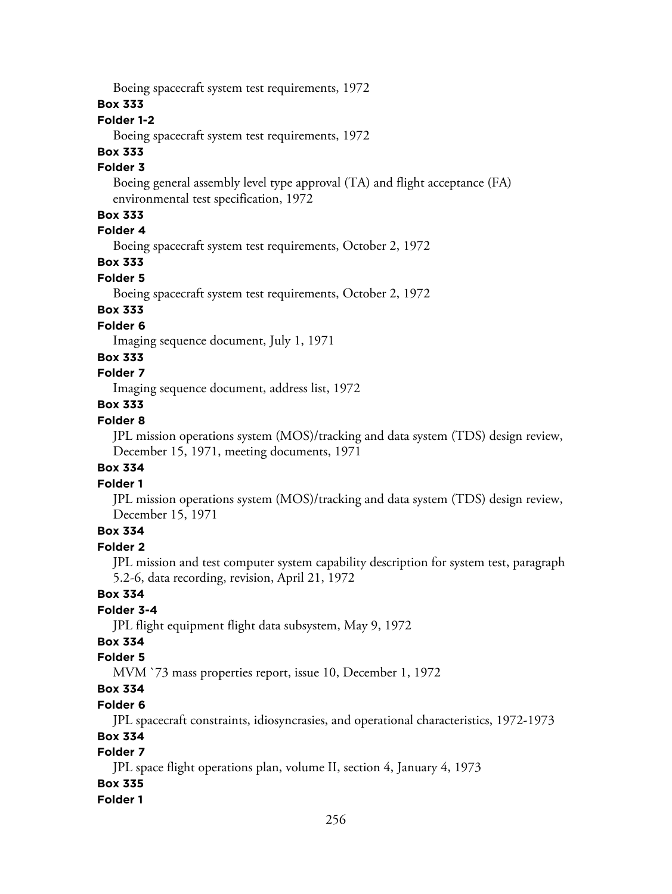Boeing spacecraft system test requirements, 1972

**Box 333**

**Folder 1-2**

Boeing spacecraft system test requirements, 1972

**Box 333**

**Folder 3**

Boeing general assembly level type approval (TA) and flight acceptance (FA) environmental test specification, 1972

**Box 333**

**Folder 4**

Boeing spacecraft system test requirements, October 2, 1972

**Box 333**

**Folder 5**

Boeing spacecraft system test requirements, October 2, 1972

**Box 333**

**Folder 6**

Imaging sequence document, July 1, 1971

**Box 333**

**Folder 7**

Imaging sequence document, address list, 1972

**Box 333**

**Folder 8**

JPL mission operations system (MOS)/tracking and data system (TDS) design review, December 15, 1971, meeting documents, 1971

**Box 334**

**Folder 1**

JPL mission operations system (MOS)/tracking and data system (TDS) design review, December 15, 1971

**Box 334**

**Folder 2**

JPL mission and test computer system capability description for system test, paragraph 5.2-6, data recording, revision, April 21, 1972

**Box 334**

**Folder 3-4**

JPL flight equipment flight data subsystem, May 9, 1972

**Box 334**

**Folder 5**

MVM `73 mass properties report, issue 10, December 1, 1972

**Box 334**

**Folder 6**

JPL spacecraft constraints, idiosyncrasies, and operational characteristics, 1972-1973

**Box 334**

**Folder 7**

JPL space flight operations plan, volume II, section 4, January 4, 1973

**Box 335**

**Folder 1**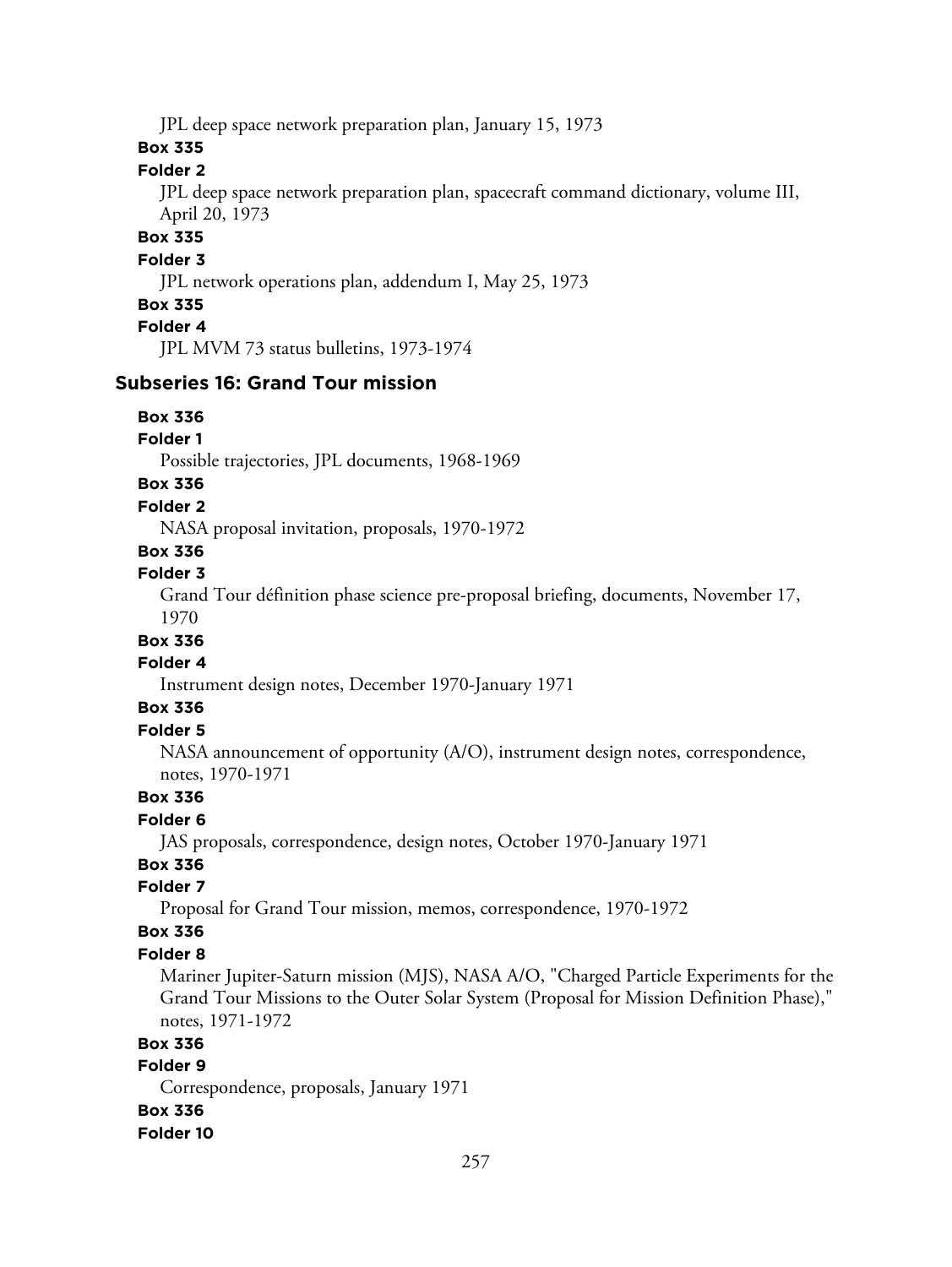JPL deep space network preparation plan, January 15, 1973

**Box 335**

**Folder 2**

JPL deep space network preparation plan, spacecraft command dictionary, volume III, April 20, 1973

**Box 335**

**Folder 3**

JPL network operations plan, addendum I, May 25, 1973

**Box 335**

**Folder 4**

JPL MVM 73 status bulletins, 1973-1974

### Subseries 16: Grand Tour mission

**Box 336**

**Folder 1**

Possible trajectories, JPL documents, 1968-1969

**Box 336**

**Folder 2**

NASA proposal invitation, proposals, 1970-1972

**Box 336**

**Folder 3**

Grand Tour définition phase science pre-proposal briefing, documents, November 17, 1970

**Box 336**

**Folder 4**

Instrument design notes, December 1970-January 1971

**Box 336**

**Folder 5**

NASA announcement of opportunity (A/O), instrument design notes, correspondence, notes, 1970-1971

**Box 336**

**Folder 6**

JAS proposals, correspondence, design notes, October 1970-January 1971

**Box 336**

**Folder 7**

Proposal for Grand Tour mission, memos, correspondence, 1970-1972

**Box 336**

**Folder 8**

Mariner Jupiter-Saturn mission (MJS), NASA A/O, "Charged Particle Experiments for the Grand Tour Missions to the Outer Solar System (Proposal for Mission Definition Phase)," notes, 1971-1972

**Box 336**

**Folder 9**

Correspondence, proposals, January 1971

**Box 336**

**Folder 10**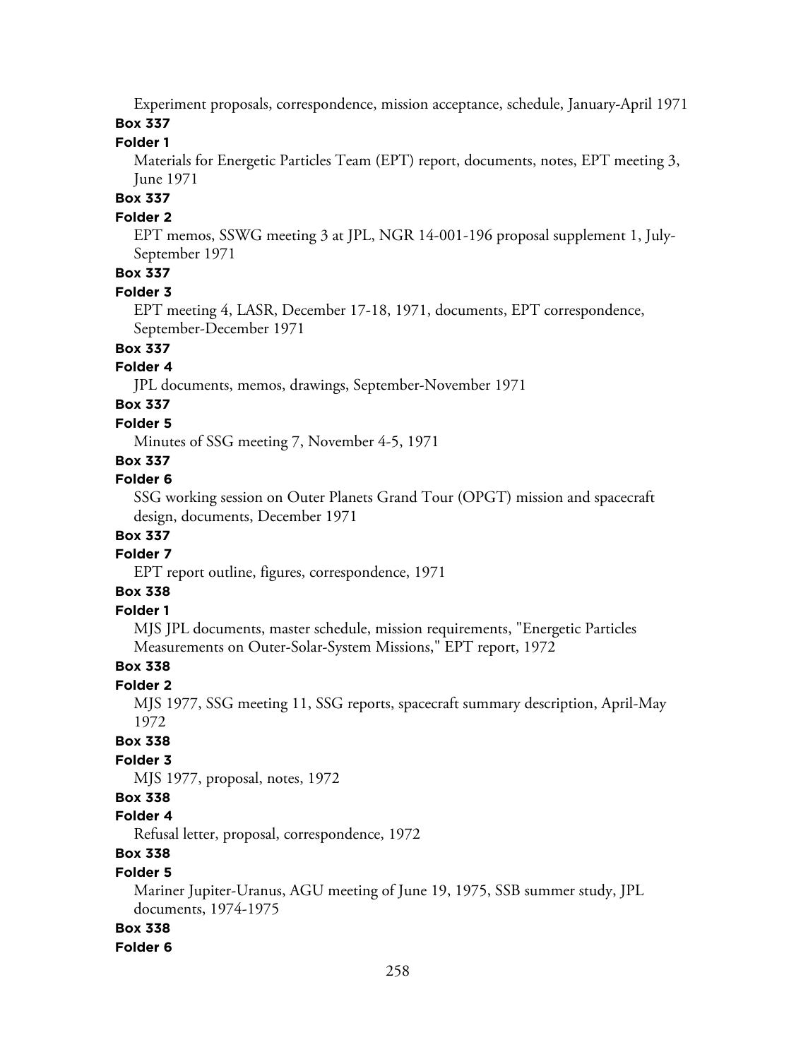Experiment proposals, correspondence, mission acceptance, schedule, January-April 1971

**Box 337**

**Folder 1**

Materials for Energetic Particles Team (EPT) report, documents, notes, EPT meeting 3, June 1971

**Box 337**

**Folder 2**

EPT memos, SSWG meeting 3 at JPL, NGR 14-001-196 proposal supplement 1, July-September 1971

**Box 337**

**Folder 3**

EPT meeting 4, LASR, December 17-18, 1971, documents, EPT correspondence, September-December 1971

**Box 337**

**Folder 4**

JPL documents, memos, drawings, September-November 1971

**Box 337**

**Folder 5**

Minutes of SSG meeting 7, November 4-5, 1971

**Box 337**

**Folder 6**

SSG working session on Outer Planets Grand Tour (OPGT) mission and spacecraft design, documents, December 1971

**Box 337**

**Folder 7**

EPT report outline, figures, correspondence, 1971

**Box 338**

**Folder 1**

MJS JPL documents, master schedule, mission requirements, "Energetic Particles Measurements on Outer-Solar-System Missions," EPT report, 1972

**Box 338**

**Folder 2**

MJS 1977, SSG meeting 11, SSG reports, spacecraft summary description, April-May 1972

**Box 338**

**Folder 3**

MJS 1977, proposal, notes, 1972

**Box 338**

**Folder 4**

Refusal letter, proposal, correspondence, 1972

**Box 338**

**Folder 5**

Mariner Jupiter-Uranus, AGU meeting of June 19, 1975, SSB summer study, JPL documents, 1974-1975

**Box 338**

**Folder 6**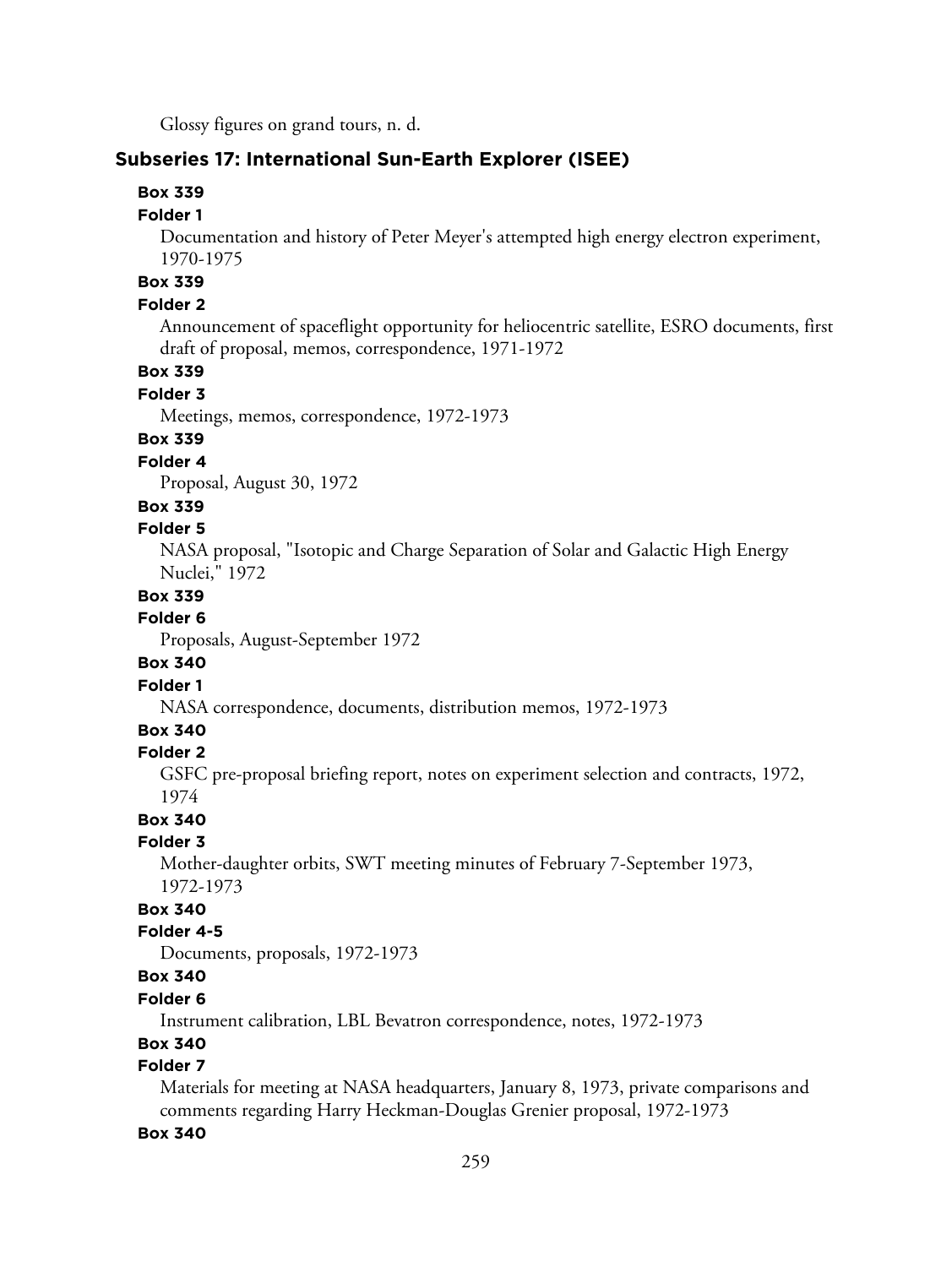Glossy figures on grand tours, n. d.

### Subseries 17: International Sun-Earth Explorer (ISEE)

**Box 339**

**Folder 1**

Documentation and history of Peter Meyer's attempted high energy electron experiment, 1970-1975

**Box 339**

**Folder 2**

Announcement of spaceflight opportunity for heliocentric satellite, ESRO documents, first draft of proposal, memos, correspondence, 1971-1972

**Box 339**

**Folder 3**

Meetings, memos, correspondence, 1972-1973

**Box 339**

**Folder 4**

Proposal, August 30, 1972

**Box 339**

**Folder 5**

NASA proposal, "Isotopic and Charge Separation of Solar and Galactic High Energy Nuclei," 1972

**Box 339**

**Folder 6**

Proposals, August-September 1972

**Box 340**

**Folder 1**

NASA correspondence, documents, distribution memos, 1972-1973

**Box 340**

**Folder 2**

GSFC pre-proposal briefing report, notes on experiment selection and contracts, 1972, 1974

**Box 340**

**Folder 3**

Mother-daughter orbits, SWT meeting minutes of February 7-September 1973, 1972-1973

**Box 340**

**Folder 4-5**

Documents, proposals, 1972-1973

**Box 340**

**Folder 6**

Instrument calibration, LBL Bevatron correspondence, notes, 1972-1973

**Box 340**

**Folder 7**

Materials for meeting at NASA headquarters, January 8, 1973, private comparisons and comments regarding Harry Heckman-Douglas Grenier proposal, 1972-1973

**Box 340**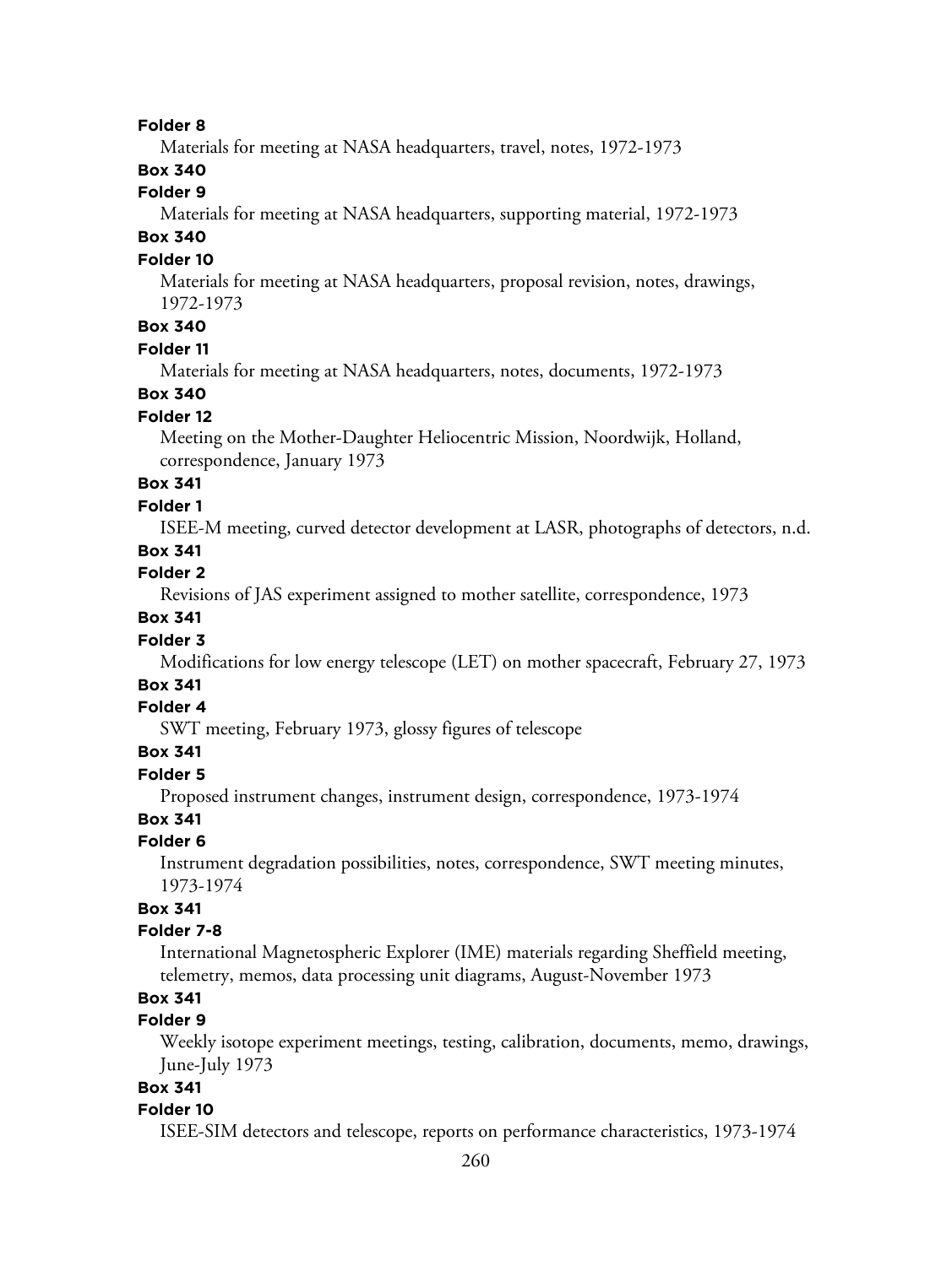**Folder 8**

Materials for meeting at NASA headquarters, travel, notes, 1972-1973

**Box 340**

**Folder 9**

Materials for meeting at NASA headquarters, supporting material, 1972-1973

**Box 340**

**Folder 10**

Materials for meeting at NASA headquarters, proposal revision, notes, drawings, 1972-1973

**Box 340**

**Folder 11**

Materials for meeting at NASA headquarters, notes, documents, 1972-1973

**Box 340**

**Folder 12**

Meeting on the Mother-Daughter Heliocentric Mission, Noordwijk, Holland, correspondence, January 1973

**Box 341**

**Folder 1**

ISEE-M meeting, curved detector development at LASR, photographs of detectors, n.d.

**Box 341**

**Folder 2**

Revisions of JAS experiment assigned to mother satellite, correspondence, 1973

**Box 341**

**Folder 3**

Modifications for low energy telescope (LET) on mother spacecraft, February 27, 1973

**Box 341**

**Folder 4**

SWT meeting, February 1973, glossy figures of telescope

**Box 341**

**Folder 5**

Proposed instrument changes, instrument design, correspondence, 1973-1974

**Box 341**

**Folder 6**

Instrument degradation possibilities, notes, correspondence, SWT meeting minutes, 1973-1974

**Box 341**

**Folder 7-8**

International Magnetospheric Explorer (IME) materials regarding Sheffield meeting, telemetry, memos, data processing unit diagrams, August-November 1973

**Box 341**

**Folder 9**

Weekly isotope experiment meetings, testing, calibration, documents, memo, drawings, June-July 1973

**Box 341**

**Folder 10**

ISEE-SIM detectors and telescope, reports on performance characteristics, 1973-1974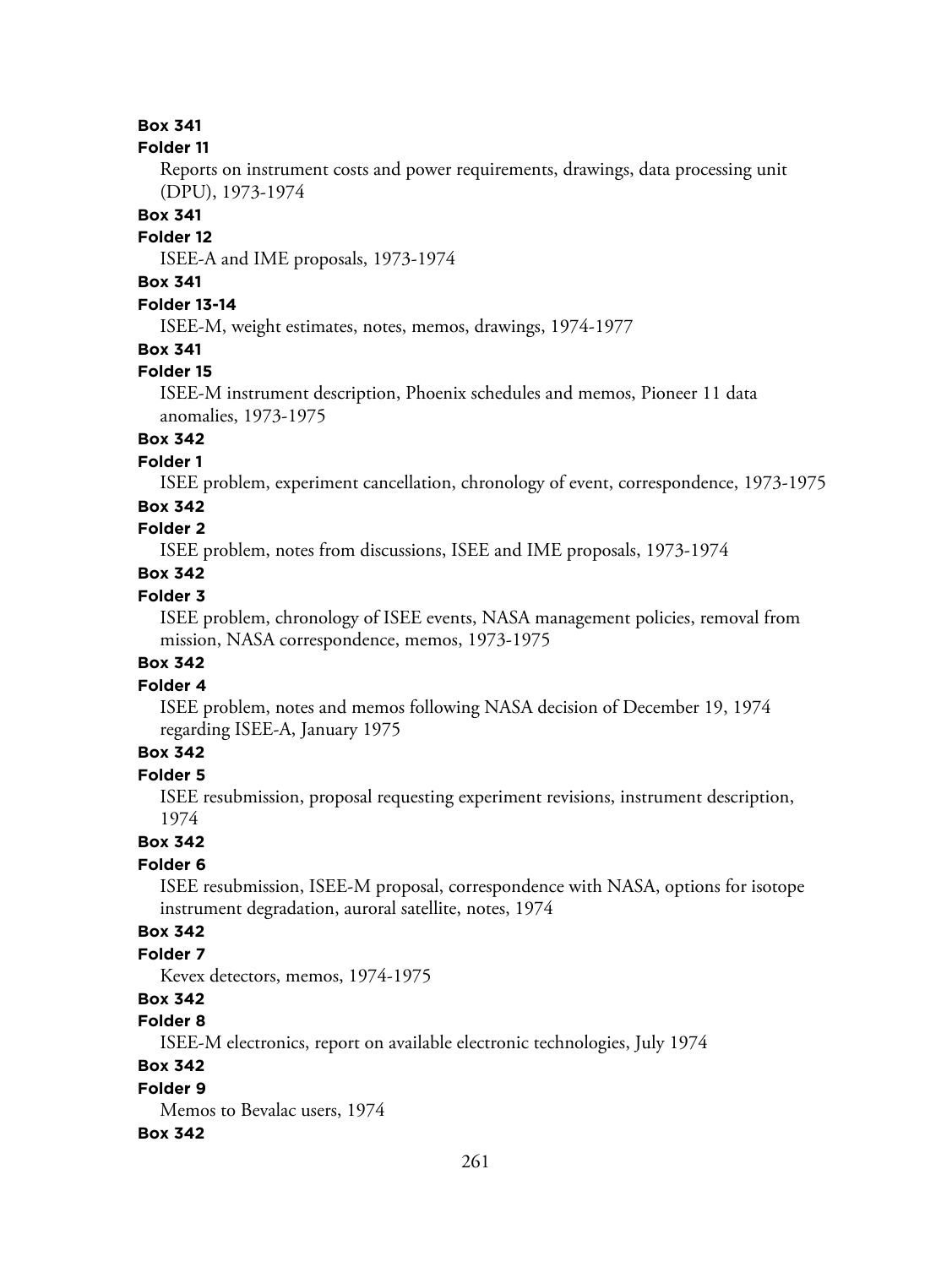**Box 341**

**Folder 11**

Reports on instrument costs and power requirements, drawings, data processing unit (DPU), 1973-1974

**Box 341**

**Folder 12**

ISEE-A and IME proposals, 1973-1974

**Box 341**

**Folder 13-14**

ISEE-M, weight estimates, notes, memos, drawings, 1974-1977

**Box 341**

**Folder 15**

ISEE-M instrument description, Phoenix schedules and memos, Pioneer 11 data anomalies, 1973-1975

**Box 342**

**Folder 1**

ISEE problem, experiment cancellation, chronology of event, correspondence, 1973-1975

**Box 342**

**Folder 2**

ISEE problem, notes from discussions, ISEE and IME proposals, 1973-1974

**Box 342**

**Folder 3**

ISEE problem, chronology of ISEE events, NASA management policies, removal from mission, NASA correspondence, memos, 1973-1975

**Box 342**

**Folder 4**

ISEE problem, notes and memos following NASA decision of December 19, 1974 regarding ISEE-A, January 1975

**Box 342**

**Folder 5**

ISEE resubmission, proposal requesting experiment revisions, instrument description, 1974

**Box 342**

**Folder 6**

ISEE resubmission, ISEE-M proposal, correspondence with NASA, options for isotope instrument degradation, auroral satellite, notes, 1974

**Box 342**

**Folder 7**

Kevex detectors, memos, 1974-1975

**Box 342**

**Folder 8**

ISEE-M electronics, report on available electronic technologies, July 1974

**Box 342**

**Folder 9**

Memos to Bevalac users, 1974

**Box 342**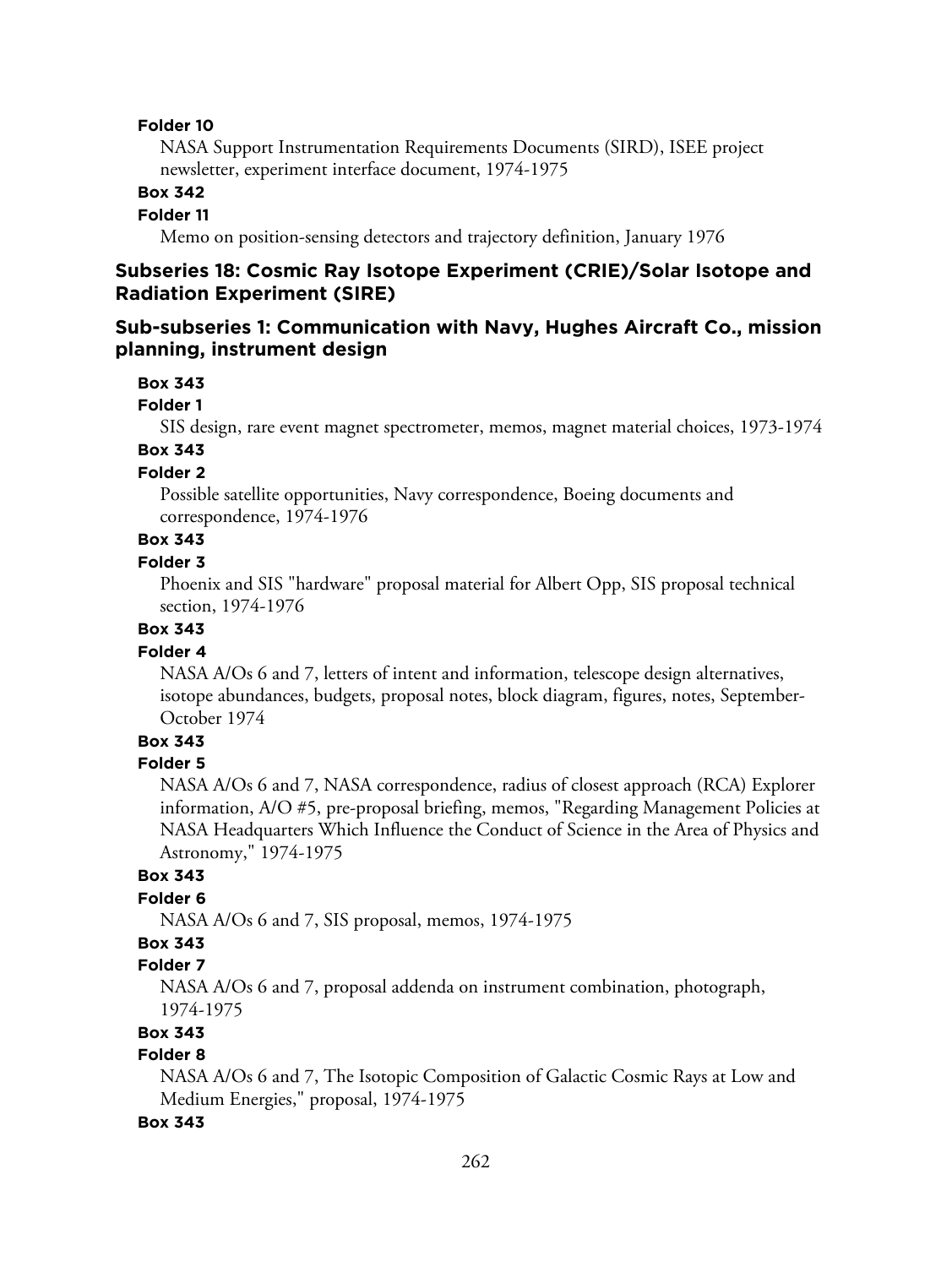**Folder 10**

NASA Support Instrumentation Requirements Documents (SIRD), ISEE project newsletter, experiment interface document, 1974-1975

**Box 342**

**Folder 11**

Memo on position-sensing detectors and trajectory definition, January 1976

### Subseries 18: Cosmic Ray Isotope Experiment (CRIE)/Solar Isotope and Radiation Experiment (SIRE)

### Sub-subseries 1: Communication with Navy, Hughes Aircraft Co., mission planning, instrument design

**Box 343**

**Folder 1**

SIS design, rare event magnet spectrometer, memos, magnet material choices, 1973-1974

**Box 343**

**Folder 2**

Possible satellite opportunities, Navy correspondence, Boeing documents and correspondence, 1974-1976

**Box 343**

**Folder 3**

Phoenix and SIS "hardware" proposal material for Albert Opp, SIS proposal technical section, 1974-1976

**Box 343**

**Folder 4**

NASA A/Os 6 and 7, letters of intent and information, telescope design alternatives, isotope abundances, budgets, proposal notes, block diagram, figures, notes, September-October 1974

**Box 343**

**Folder 5**

NASA A/Os 6 and 7, NASA correspondence, radius of closest approach (RCA) Explorer information, A/O #5, pre-proposal briefing, memos, "Regarding Management Policies at NASA Headquarters Which Influence the Conduct of Science in the Area of Physics and Astronomy," 1974-1975

**Box 343**

**Folder 6**

NASA A/Os 6 and 7, SIS proposal, memos, 1974-1975

**Box 343**

**Folder 7**

NASA A/Os 6 and 7, proposal addenda on instrument combination, photograph, 1974-1975

**Box 343**

**Folder 8**

NASA A/Os 6 and 7, The Isotopic Composition of Galactic Cosmic Rays at Low and Medium Energies," proposal, 1974-1975

**Box 343**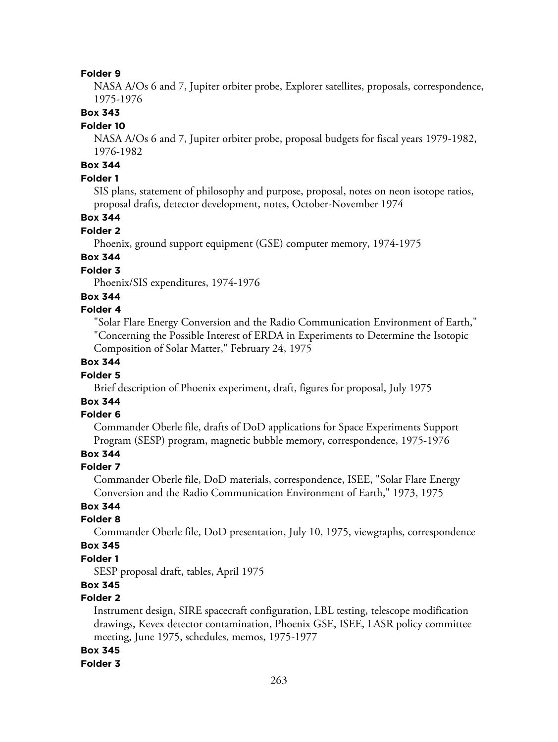**Folder 9**

NASA A/Os 6 and 7, Jupiter orbiter probe, Explorer satellites, proposals, correspondence, 1975-1976

**Box 343**

**Folder 10**

NASA A/Os 6 and 7, Jupiter orbiter probe, proposal budgets for fiscal years 1979-1982, 1976-1982

**Box 344**

**Folder 1**

SIS plans, statement of philosophy and purpose, proposal, notes on neon isotope ratios, proposal drafts, detector development, notes, October-November 1974

**Box 344**

**Folder 2**

Phoenix, ground support equipment (GSE) computer memory, 1974-1975

**Box 344**

**Folder 3**

Phoenix/SIS expenditures, 1974-1976

**Box 344**

**Folder 4**

"Solar Flare Energy Conversion and the Radio Communication Environment of Earth," "Concerning the Possible Interest of ERDA in Experiments to Determine the Isotopic Composition of Solar Matter," February 24, 1975

**Box 344**

**Folder 5**

Brief description of Phoenix experiment, draft, figures for proposal, July 1975

**Box 344**

**Folder 6**

Commander Oberle file, drafts of DoD applications for Space Experiments Support Program (SESP) program, magnetic bubble memory, correspondence, 1975-1976

**Box 344**

**Folder 7**

Commander Oberle file, DoD materials, correspondence, ISEE, "Solar Flare Energy Conversion and the Radio Communication Environment of Earth," 1973, 1975

**Box 344**

**Folder 8**

Commander Oberle file, DoD presentation, July 10, 1975, viewgraphs, correspondence

**Box 345**

**Folder 1**

SESP proposal draft, tables, April 1975

**Box 345**

**Folder 2**

Instrument design, SIRE spacecraft configuration, LBL testing, telescope modification drawings, Kevex detector contamination, Phoenix GSE, ISEE, LASR policy committee meeting, June 1975, schedules, memos, 1975-1977

**Box 345**

**Folder 3**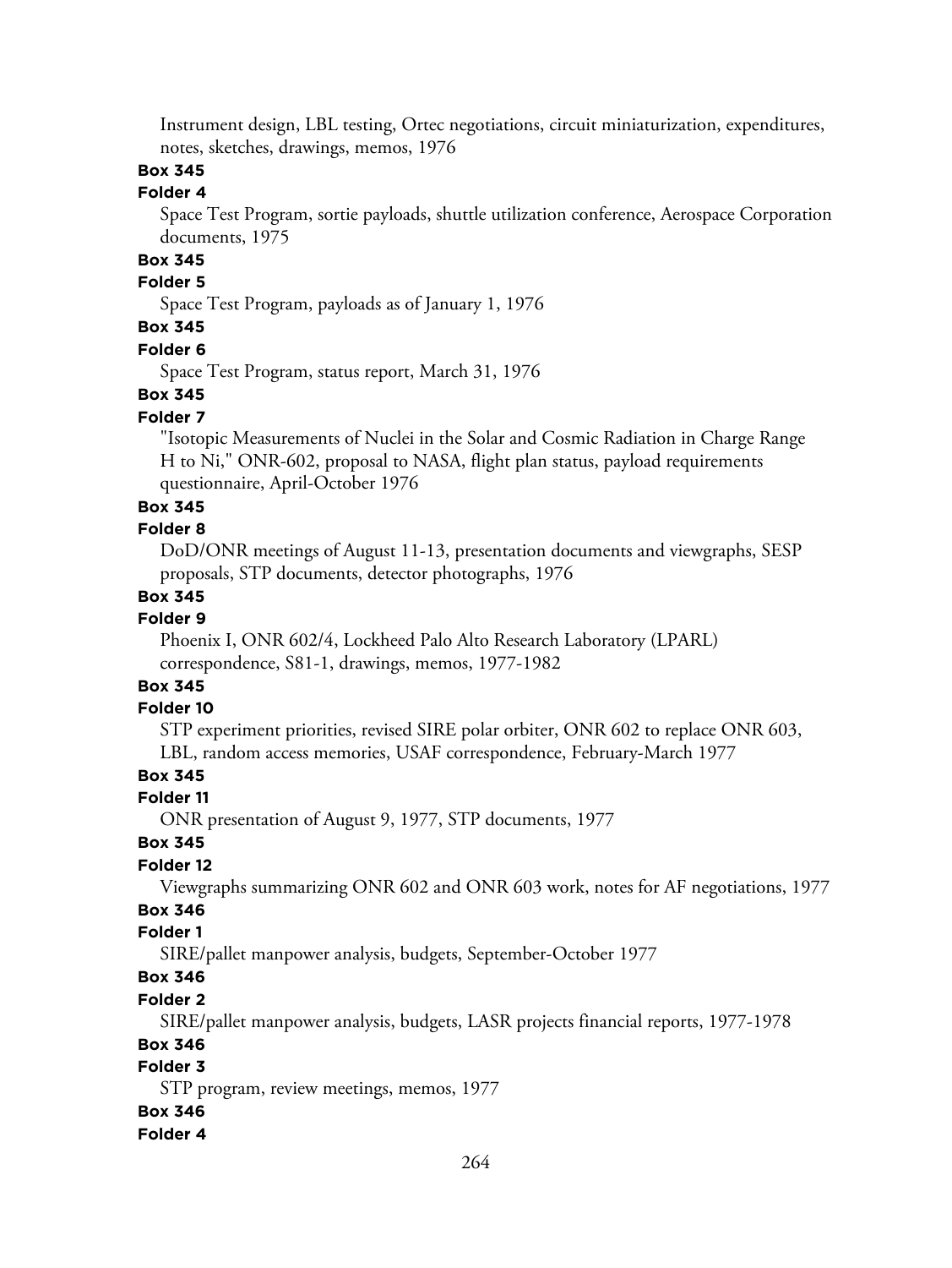Instrument design, LBL testing, Ortec negotiations, circuit miniaturization, expenditures, notes, sketches, drawings, memos, 1976

**Box 345**

**Folder 4**

Space Test Program, sortie payloads, shuttle utilization conference, Aerospace Corporation documents, 1975

**Box 345**

**Folder 5**

Space Test Program, payloads as of January 1, 1976

**Box 345**

**Folder 6**

Space Test Program, status report, March 31, 1976

**Box 345**

**Folder 7**

"Isotopic Measurements of Nuclei in the Solar and Cosmic Radiation in Charge Range H to Ni," ONR-602, proposal to NASA, flight plan status, payload requirements questionnaire, April-October 1976

**Box 345**

**Folder 8**

DoD/ONR meetings of August 11-13, presentation documents and viewgraphs, SESP proposals, STP documents, detector photographs, 1976

**Box 345**

**Folder 9**

Phoenix I, ONR 602/4, Lockheed Palo Alto Research Laboratory (LPARL) correspondence, S81-1, drawings, memos, 1977-1982

**Box 345**

**Folder 10**

STP experiment priorities, revised SIRE polar orbiter, ONR 602 to replace ONR 603, LBL, random access memories, USAF correspondence, February-March 1977

**Box 345**

**Folder 11**

ONR presentation of August 9, 1977, STP documents, 1977

**Box 345**

**Folder 12**

Viewgraphs summarizing ONR 602 and ONR 603 work, notes for AF negotiations, 1977

**Box 346**

**Folder 1**

SIRE/pallet manpower analysis, budgets, September-October 1977

**Box 346**

**Folder 2**

SIRE/pallet manpower analysis, budgets, LASR projects financial reports, 1977-1978

**Box 346**

**Folder 3**

STP program, review meetings, memos, 1977

**Box 346**

**Folder 4**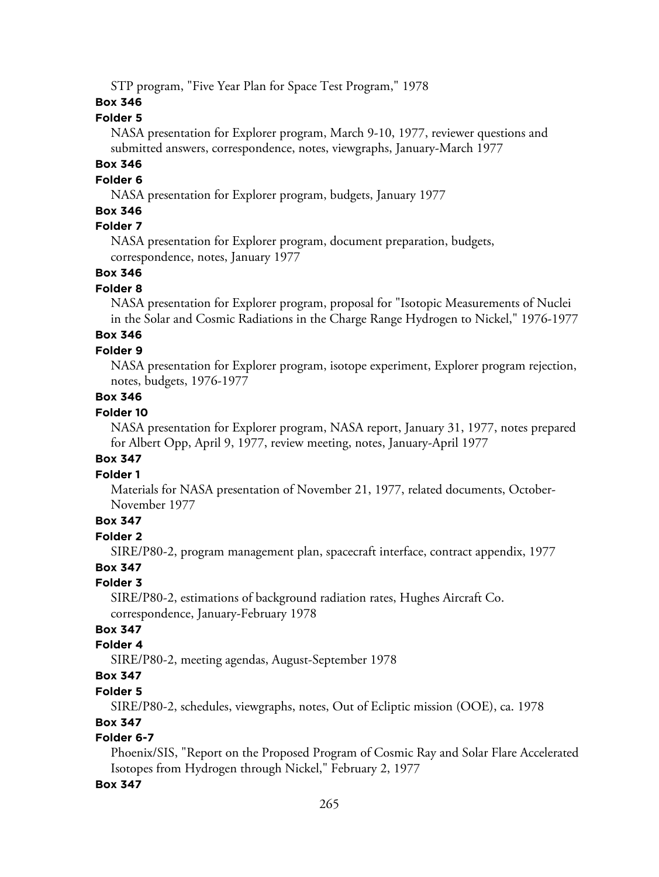STP program, "Five Year Plan for Space Test Program," 1978

**Box 346**

**Folder 5**

NASA presentation for Explorer program, March 9-10, 1977, reviewer questions and submitted answers, correspondence, notes, viewgraphs, January-March 1977

**Box 346**

**Folder 6**

NASA presentation for Explorer program, budgets, January 1977

**Box 346**

**Folder 7**

NASA presentation for Explorer program, document preparation, budgets, correspondence, notes, January 1977

**Box 346**

**Folder 8**

NASA presentation for Explorer program, proposal for "Isotopic Measurements of Nuclei in the Solar and Cosmic Radiations in the Charge Range Hydrogen to Nickel," 1976-1977

**Box 346**

**Folder 9**

NASA presentation for Explorer program, isotope experiment, Explorer program rejection, notes, budgets, 1976-1977

**Box 346**

**Folder 10**

NASA presentation for Explorer program, NASA report, January 31, 1977, notes prepared for Albert Opp, April 9, 1977, review meeting, notes, January-April 1977

**Box 347**

**Folder 1**

Materials for NASA presentation of November 21, 1977, related documents, October-November 1977

**Box 347**

**Folder 2**

SIRE/P80-2, program management plan, spacecraft interface, contract appendix, 1977

**Box 347**

**Folder 3**

SIRE/P80-2, estimations of background radiation rates, Hughes Aircraft Co. correspondence, January-February 1978

**Box 347**

**Folder 4**

SIRE/P80-2, meeting agendas, August-September 1978

**Box 347**

**Folder 5**

SIRE/P80-2, schedules, viewgraphs, notes, Out of Ecliptic mission (OOE), ca. 1978

**Box 347**

**Folder 6-7**

Phoenix/SIS, "Report on the Proposed Program of Cosmic Ray and Solar Flare Accelerated Isotopes from Hydrogen through Nickel," February 2, 1977

**Box 347**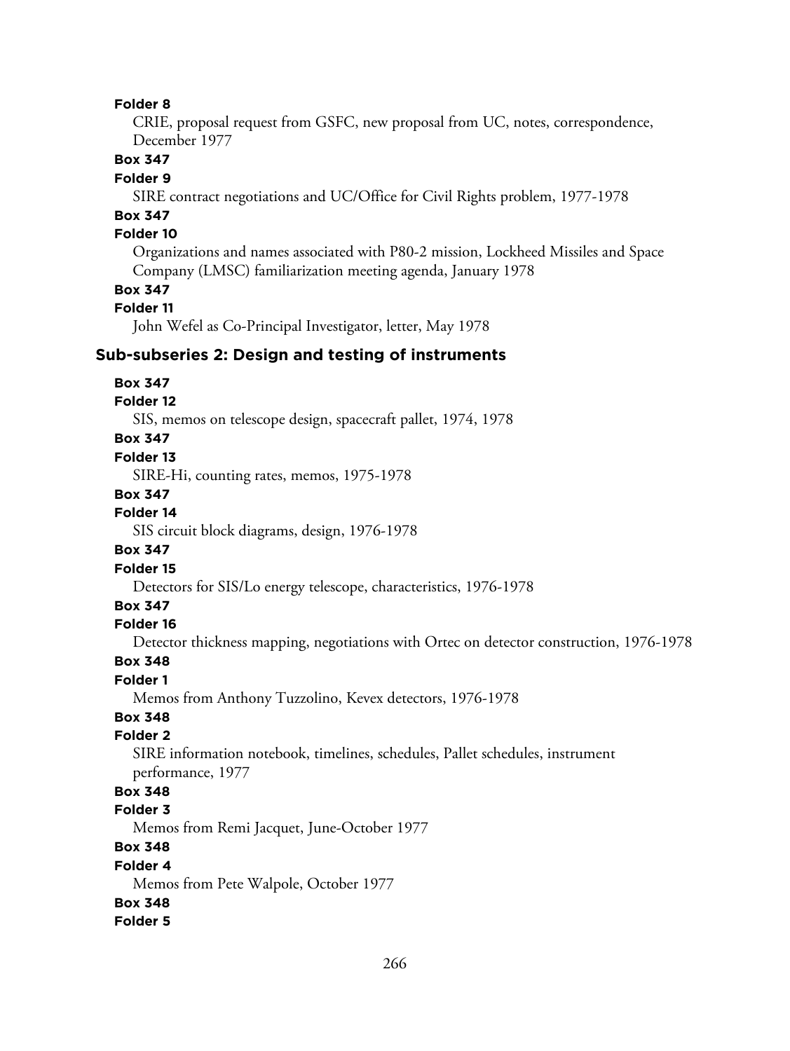**Folder 8**

CRIE, proposal request from GSFC, new proposal from UC, notes, correspondence, December 1977

**Box 347**

**Folder 9**

SIRE contract negotiations and UC/Office for Civil Rights problem, 1977-1978

**Box 347**

**Folder 10**

Organizations and names associated with P80-2 mission, Lockheed Missiles and Space Company (LMSC) familiarization meeting agenda, January 1978

**Box 347**

**Folder 11**

John Wefel as Co-Principal Investigator, letter, May 1978

### Sub-subseries 2: Design and testing of instruments

**Box 347**

**Folder 12**

SIS, memos on telescope design, spacecraft pallet, 1974, 1978

**Box 347**

**Folder 13**

SIRE-Hi, counting rates, memos, 1975-1978

**Box 347**

**Folder 14**

SIS circuit block diagrams, design, 1976-1978

**Box 347**

**Folder 15**

Detectors for SIS/Lo energy telescope, characteristics, 1976-1978

**Box 347**

**Folder 16**

Detector thickness mapping, negotiations with Ortec on detector construction, 1976-1978

**Box 348**

**Folder 1**

Memos from Anthony Tuzzolino, Kevex detectors, 1976-1978

**Box 348**

**Folder 2**

SIRE information notebook, timelines, schedules, Pallet schedules, instrument performance, 1977

**Box 348**

**Folder 3**

Memos from Remi Jacquet, June-October 1977

**Box 348**

**Folder 4**

Memos from Pete Walpole, October 1977

**Box 348**

**Folder 5**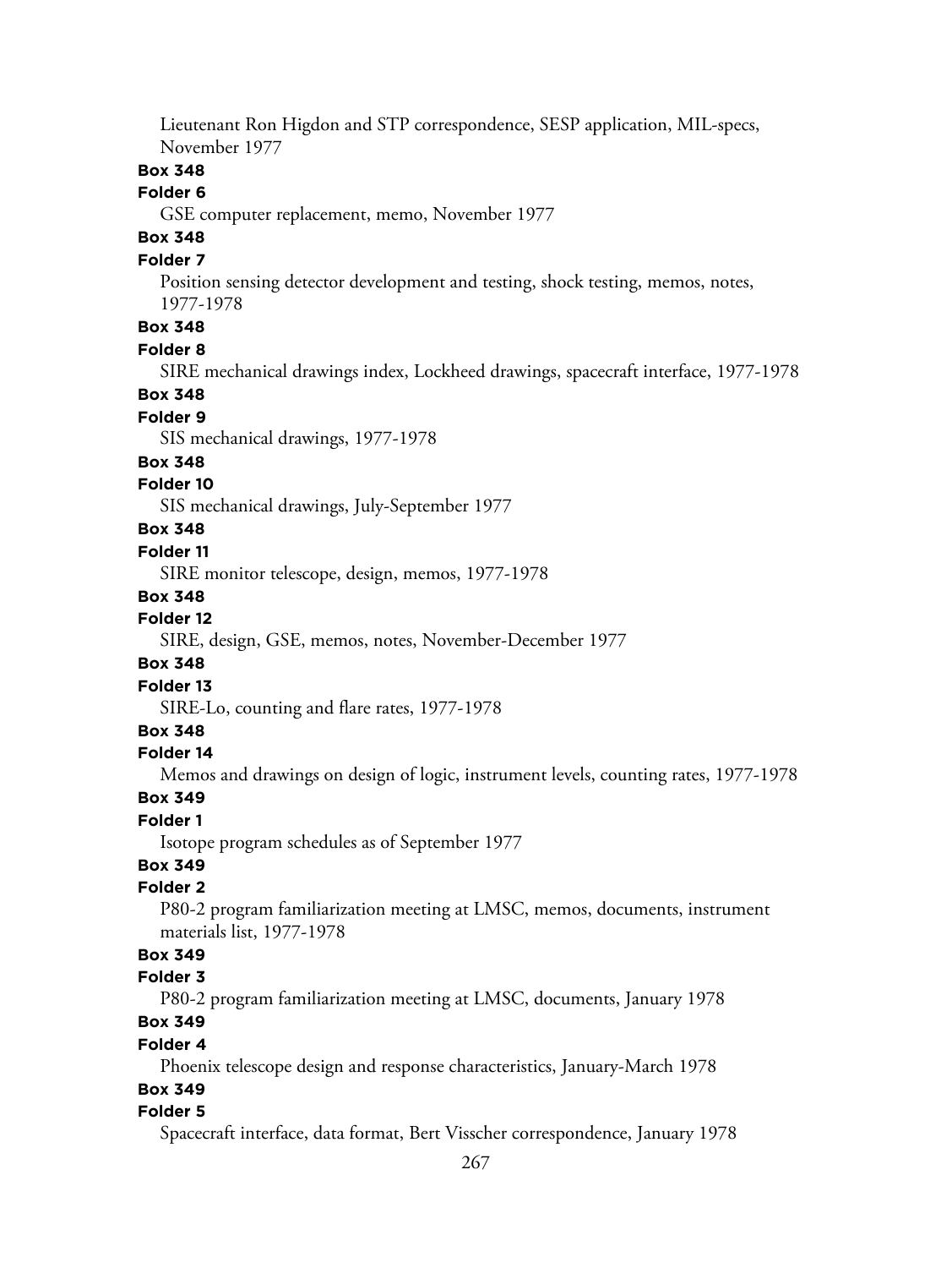Lieutenant Ron Higdon and STP correspondence, SESP application, MIL-specs, November 1977

**Box 348**

**Folder 6**

GSE computer replacement, memo, November 1977

**Box 348**

**Folder 7**

Position sensing detector development and testing, shock testing, memos, notes, 1977-1978

**Box 348**

**Folder 8**

SIRE mechanical drawings index, Lockheed drawings, spacecraft interface, 1977-1978

**Box 348**

**Folder 9**

SIS mechanical drawings, 1977-1978

**Box 348**

**Folder 10**

SIS mechanical drawings, July-September 1977

**Box 348**

**Folder 11**

SIRE monitor telescope, design, memos, 1977-1978

**Box 348**

**Folder 12**

SIRE, design, GSE, memos, notes, November-December 1977

**Box 348**

**Folder 13**

SIRE-Lo, counting and flare rates, 1977-1978

**Box 348**

**Folder 14**

Memos and drawings on design of logic, instrument levels, counting rates, 1977-1978

**Box 349**

**Folder 1**

Isotope program schedules as of September 1977

**Box 349**

**Folder 2**

P80-2 program familiarization meeting at LMSC, memos, documents, instrument materials list, 1977-1978

**Box 349**

**Folder 3**

P80-2 program familiarization meeting at LMSC, documents, January 1978

**Box 349**

**Folder 4**

Phoenix telescope design and response characteristics, January-March 1978

**Box 349**

**Folder 5**

Spacecraft interface, data format, Bert Visscher correspondence, January 1978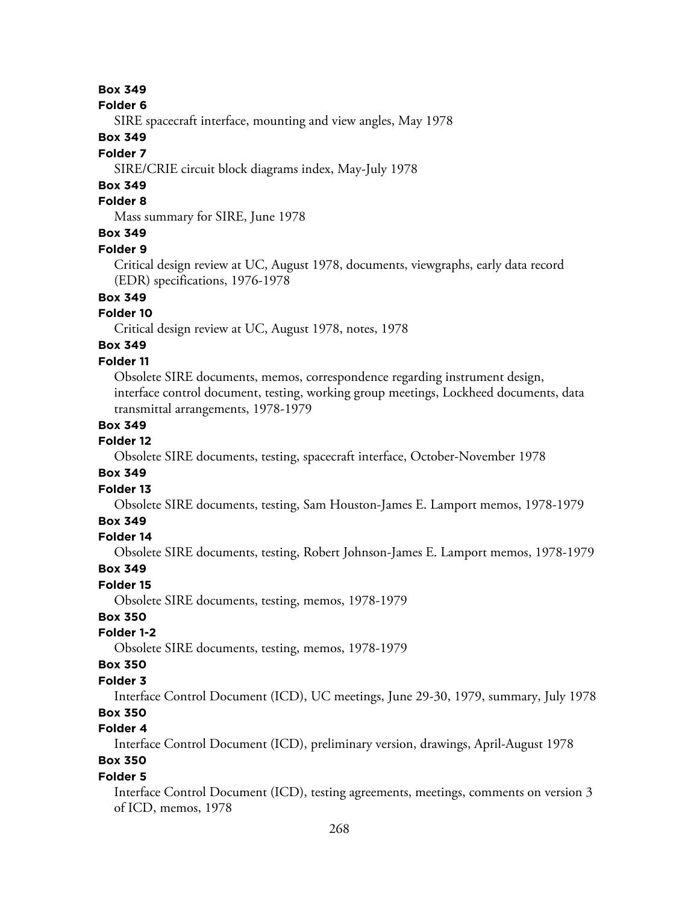**Box 349**

**Folder 6**

SIRE spacecraft interface, mounting and view angles, May 1978

**Box 349**

**Folder 7**

SIRE/CRIE circuit block diagrams index, May-July 1978

**Box 349**

**Folder 8**

Mass summary for SIRE, June 1978

**Box 349**

**Folder 9**

Critical design review at UC, August 1978, documents, viewgraphs, early data record (EDR) specifications, 1976-1978

**Box 349**

**Folder 10**

Critical design review at UC, August 1978, notes, 1978

**Box 349**

**Folder 11**

Obsolete SIRE documents, memos, correspondence regarding instrument design, interface control document, testing, working group meetings, Lockheed documents, data transmittal arrangements, 1978-1979

**Box 349**

**Folder 12**

Obsolete SIRE documents, testing, spacecraft interface, October-November 1978

**Box 349**

**Folder 13**

Obsolete SIRE documents, testing, Sam Houston-James E. Lamport memos, 1978-1979

**Box 349**

**Folder 14**

Obsolete SIRE documents, testing, Robert Johnson-James E. Lamport memos, 1978-1979

**Box 349**

**Folder 15**

Obsolete SIRE documents, testing, memos, 1978-1979

**Box 350**

**Folder 1-2**

Obsolete SIRE documents, testing, memos, 1978-1979

**Box 350**

**Folder 3**

Interface Control Document (ICD), UC meetings, June 29-30, 1979, summary, July 1978

**Box 350**

**Folder 4**

Interface Control Document (ICD), preliminary version, drawings, April-August 1978

**Box 350**

**Folder 5**

Interface Control Document (ICD), testing agreements, meetings, comments on version 3 of ICD, memos, 1978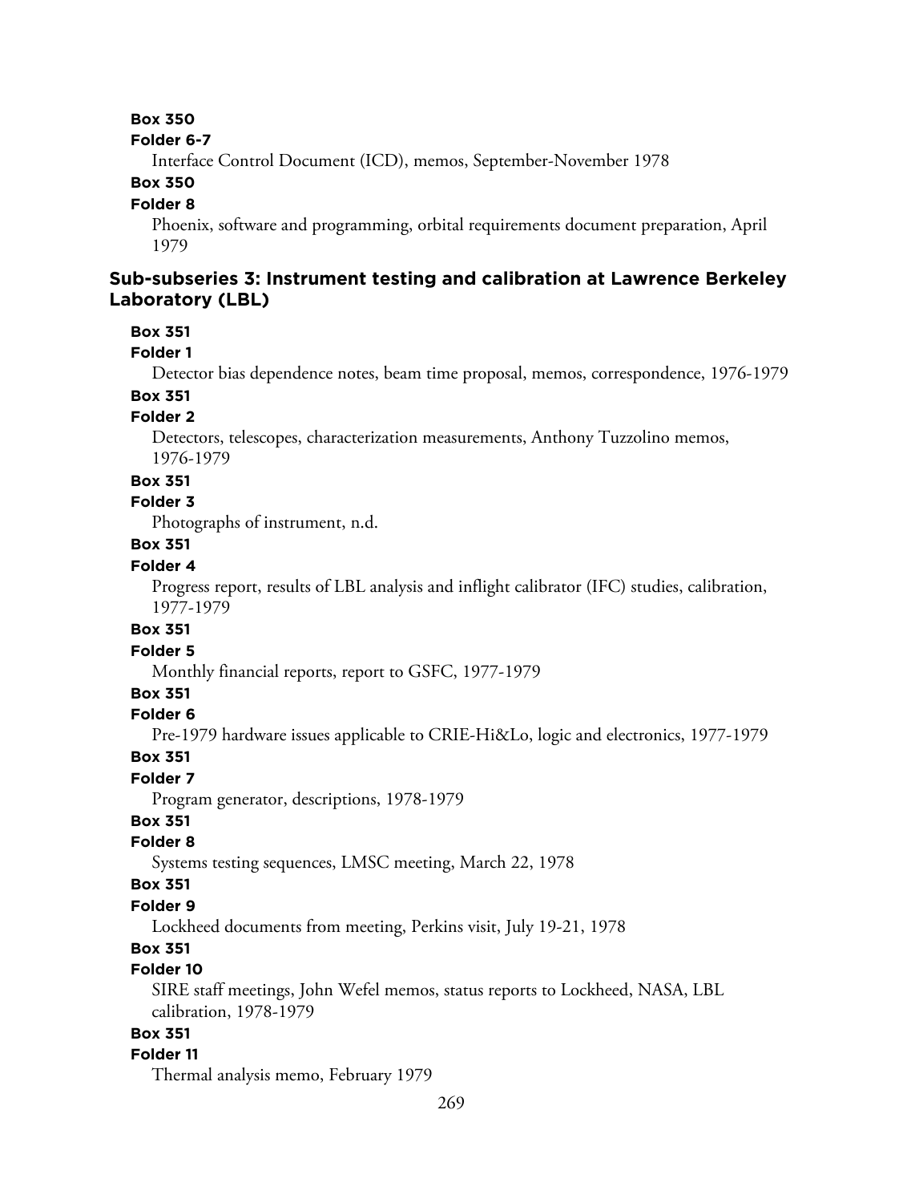**Box 350**

**Folder 6-7**

Interface Control Document (ICD), memos, September-November 1978

**Box 350**

**Folder 8**

Phoenix, software and programming, orbital requirements document preparation, April 1979

### Sub-subseries 3: Instrument testing and calibration at Lawrence Berkeley Laboratory (LBL)

**Box 351**

**Folder 1**

Detector bias dependence notes, beam time proposal, memos, correspondence, 1976-1979

**Box 351**

**Folder 2**

Detectors, telescopes, characterization measurements, Anthony Tuzzolino memos, 1976-1979

**Box 351**

**Folder 3**

Photographs of instrument, n.d.

**Box 351**

**Folder 4**

Progress report, results of LBL analysis and inflight calibrator (IFC) studies, calibration, 1977-1979

**Box 351**

**Folder 5**

Monthly financial reports, report to GSFC, 1977-1979

**Box 351**

**Folder 6**

Pre-1979 hardware issues applicable to CRIE-Hi&Lo, logic and electronics, 1977-1979

**Box 351**

**Folder 7**

Program generator, descriptions, 1978-1979

**Box 351**

**Folder 8**

Systems testing sequences, LMSC meeting, March 22, 1978

**Box 351**

**Folder 9**

Lockheed documents from meeting, Perkins visit, July 19-21, 1978

**Box 351**

**Folder 10**

SIRE staff meetings, John Wefel memos, status reports to Lockheed, NASA, LBL calibration, 1978-1979

**Box 351**

**Folder 11**

Thermal analysis memo, February 1979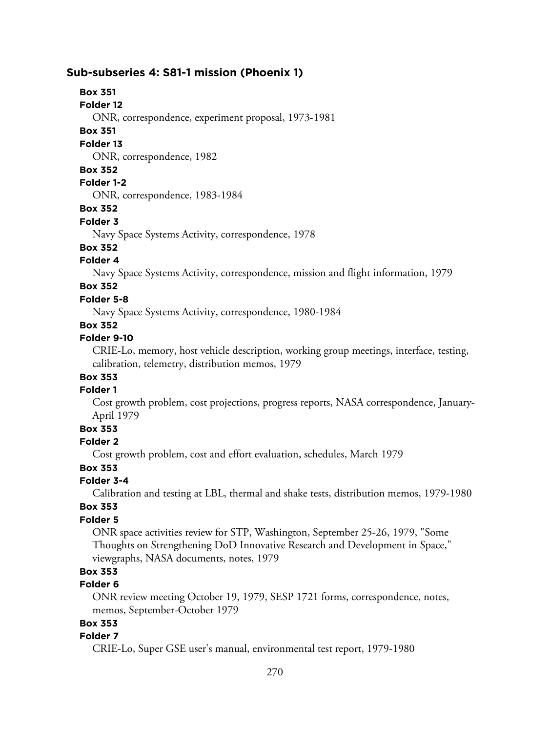### Sub-subseries 4: S81-1 mission (Phoenix 1)

**Box 351**
**Folder 12**
ONR, correspondence, experiment proposal, 1973-1981

**Box 351**
**Folder 13**
ONR, correspondence, 1982

**Box 352**
**Folder 1-2**
ONR, correspondence, 1983-1984

**Box 352**
**Folder 3**
Navy Space Systems Activity, correspondence, 1978

**Box 352**
**Folder 4**
Navy Space Systems Activity, correspondence, mission and flight information, 1979

**Box 352**
**Folder 5-8**
Navy Space Systems Activity, correspondence, 1980-1984

**Box 352**
**Folder 9-10**
CRIE-Lo, memory, host vehicle description, working group meetings, interface, testing, calibration, telemetry, distribution memos, 1979

**Box 353**
**Folder 1**
Cost growth problem, cost projections, progress reports, NASA correspondence, January-April 1979

**Box 353**
**Folder 2**
Cost growth problem, cost and effort evaluation, schedules, March 1979

**Box 353**
**Folder 3-4**
Calibration and testing at LBL, thermal and shake tests, distribution memos, 1979-1980

**Box 353**
**Folder 5**
ONR space activities review for STP, Washington, September 25-26, 1979, "Some Thoughts on Strengthening DoD Innovative Research and Development in Space," viewgraphs, NASA documents, notes, 1979

**Box 353**
**Folder 6**
ONR review meeting October 19, 1979, SESP 1721 forms, correspondence, notes, memos, September-October 1979

**Box 353**
**Folder 7**
CRIE-Lo, Super GSE user's manual, environmental test report, 1979-1980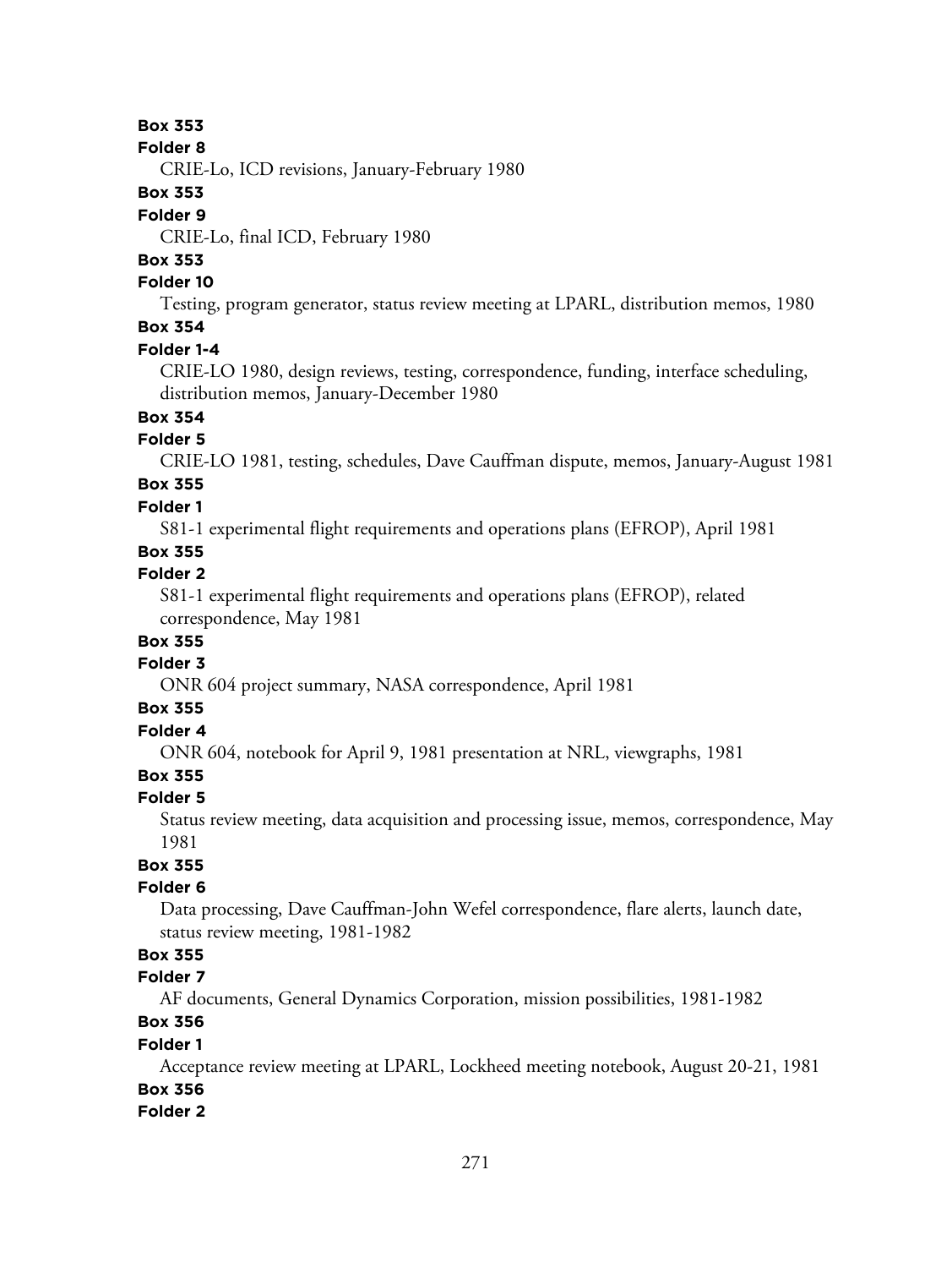**Box 353**

**Folder 8**

CRIE-Lo, ICD revisions, January-February 1980

**Box 353**

**Folder 9**

CRIE-Lo, final ICD, February 1980

**Box 353**

**Folder 10**

Testing, program generator, status review meeting at LPARL, distribution memos, 1980

**Box 354**

**Folder 1-4**

CRIE-LO 1980, design reviews, testing, correspondence, funding, interface scheduling, distribution memos, January-December 1980

**Box 354**

**Folder 5**

CRIE-LO 1981, testing, schedules, Dave Cauffman dispute, memos, January-August 1981

**Box 355**

**Folder 1**

S81-1 experimental flight requirements and operations plans (EFROP), April 1981

**Box 355**

**Folder 2**

S81-1 experimental flight requirements and operations plans (EFROP), related correspondence, May 1981

**Box 355**

**Folder 3**

ONR 604 project summary, NASA correspondence, April 1981

**Box 355**

**Folder 4**

ONR 604, notebook for April 9, 1981 presentation at NRL, viewgraphs, 1981

**Box 355**

**Folder 5**

Status review meeting, data acquisition and processing issue, memos, correspondence, May 1981

**Box 355**

**Folder 6**

Data processing, Dave Cauffman-John Wefel correspondence, flare alerts, launch date, status review meeting, 1981-1982

**Box 355**

**Folder 7**

AF documents, General Dynamics Corporation, mission possibilities, 1981-1982

**Box 356**

**Folder 1**

Acceptance review meeting at LPARL, Lockheed meeting notebook, August 20-21, 1981

**Box 356**

**Folder 2**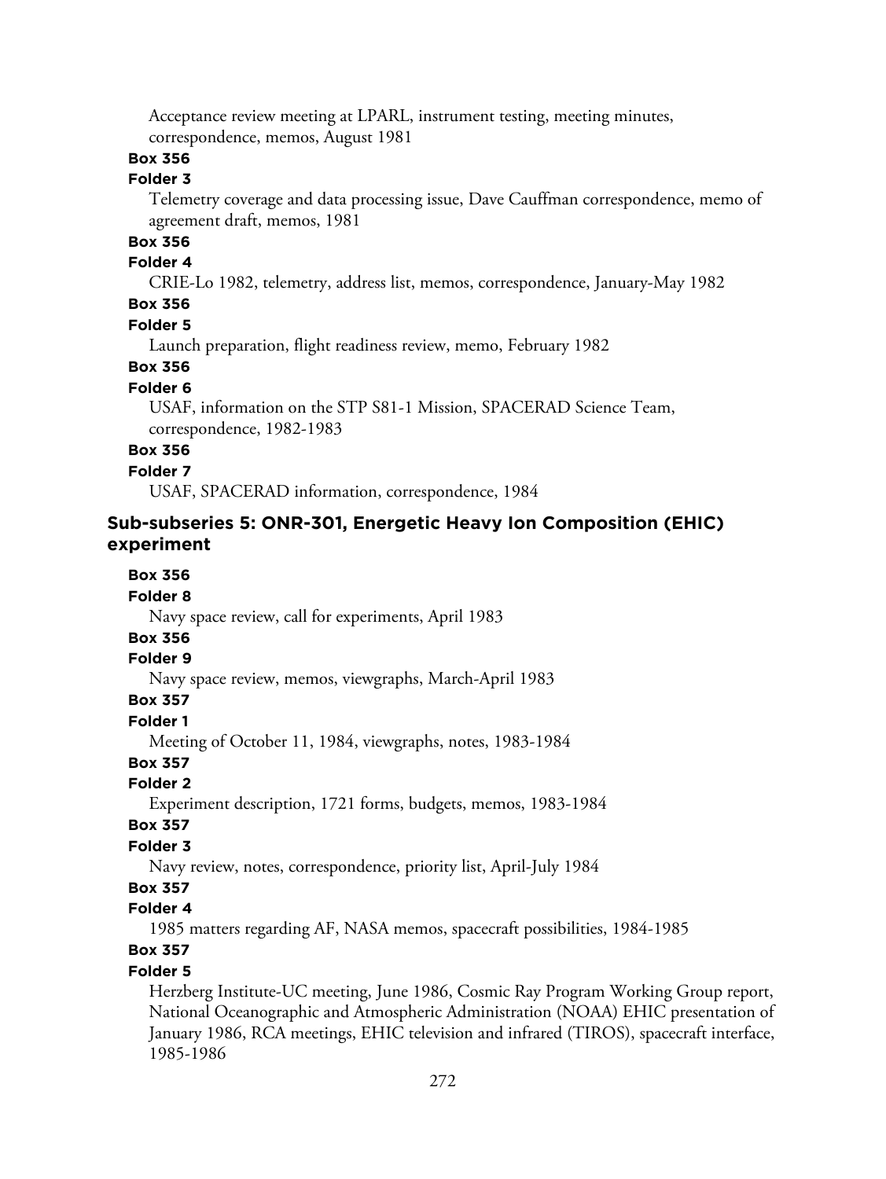Acceptance review meeting at LPARL, instrument testing, meeting minutes, correspondence, memos, August 1981

**Box 356**

**Folder 3**

Telemetry coverage and data processing issue, Dave Cauffman correspondence, memo of agreement draft, memos, 1981

**Box 356**

**Folder 4**

CRIE-Lo 1982, telemetry, address list, memos, correspondence, January-May 1982

**Box 356**

**Folder 5**

Launch preparation, flight readiness review, memo, February 1982

**Box 356**

**Folder 6**

USAF, information on the STP S81-1 Mission, SPACERAD Science Team, correspondence, 1982-1983

**Box 356**

**Folder 7**

USAF, SPACERAD information, correspondence, 1984

### Sub-subseries 5: ONR-301, Energetic Heavy Ion Composition (EHIC) experiment

**Box 356**

**Folder 8**

Navy space review, call for experiments, April 1983

**Box 356**

**Folder 9**

Navy space review, memos, viewgraphs, March-April 1983

**Box 357**

**Folder 1**

Meeting of October 11, 1984, viewgraphs, notes, 1983-1984

**Box 357**

**Folder 2**

Experiment description, 1721 forms, budgets, memos, 1983-1984

**Box 357**

**Folder 3**

Navy review, notes, correspondence, priority list, April-July 1984

**Box 357**

**Folder 4**

1985 matters regarding AF, NASA memos, spacecraft possibilities, 1984-1985

**Box 357**

**Folder 5**

Herzberg Institute-UC meeting, June 1986, Cosmic Ray Program Working Group report, National Oceanographic and Atmospheric Administration (NOAA) EHIC presentation of January 1986, RCA meetings, EHIC television and infrared (TIROS), spacecraft interface, 1985-1986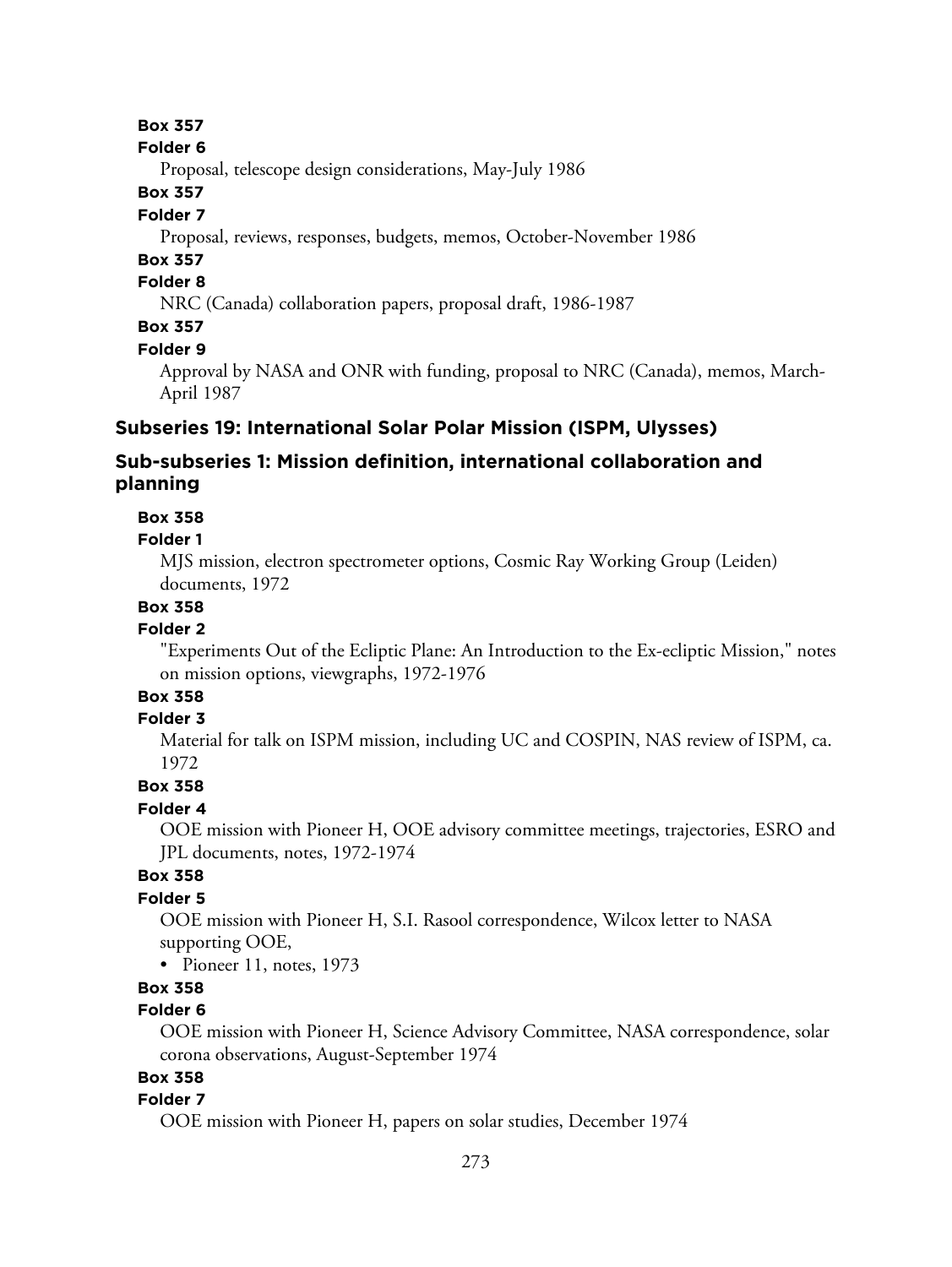**Box 357**

**Folder 6**

Proposal, telescope design considerations, May-July 1986

**Box 357**

**Folder 7**

Proposal, reviews, responses, budgets, memos, October-November 1986

**Box 357**

**Folder 8**

NRC (Canada) collaboration papers, proposal draft, 1986-1987

**Box 357**

**Folder 9**

Approval by NASA and ONR with funding, proposal to NRC (Canada), memos, March-April 1987

### Subseries 19: International Solar Polar Mission (ISPM, Ulysses)

### Sub-subseries 1: Mission definition, international collaboration and planning

**Box 358**

**Folder 1**

MJS mission, electron spectrometer options, Cosmic Ray Working Group (Leiden) documents, 1972

**Box 358**

**Folder 2**

"Experiments Out of the Ecliptic Plane: An Introduction to the Ex-ecliptic Mission," notes on mission options, viewgraphs, 1972-1976

**Box 358**

**Folder 3**

Material for talk on ISPM mission, including UC and COSPIN, NAS review of ISPM, ca. 1972

**Box 358**

**Folder 4**

OOE mission with Pioneer H, OOE advisory committee meetings, trajectories, ESRO and JPL documents, notes, 1972-1974

**Box 358**

**Folder 5**

OOE mission with Pioneer H, S.I. Rasool correspondence, Wilcox letter to NASA supporting OOE,

- Pioneer 11, notes, 1973

**Box 358**

**Folder 6**

OOE mission with Pioneer H, Science Advisory Committee, NASA correspondence, solar corona observations, August-September 1974

**Box 358**

**Folder 7**

OOE mission with Pioneer H, papers on solar studies, December 1974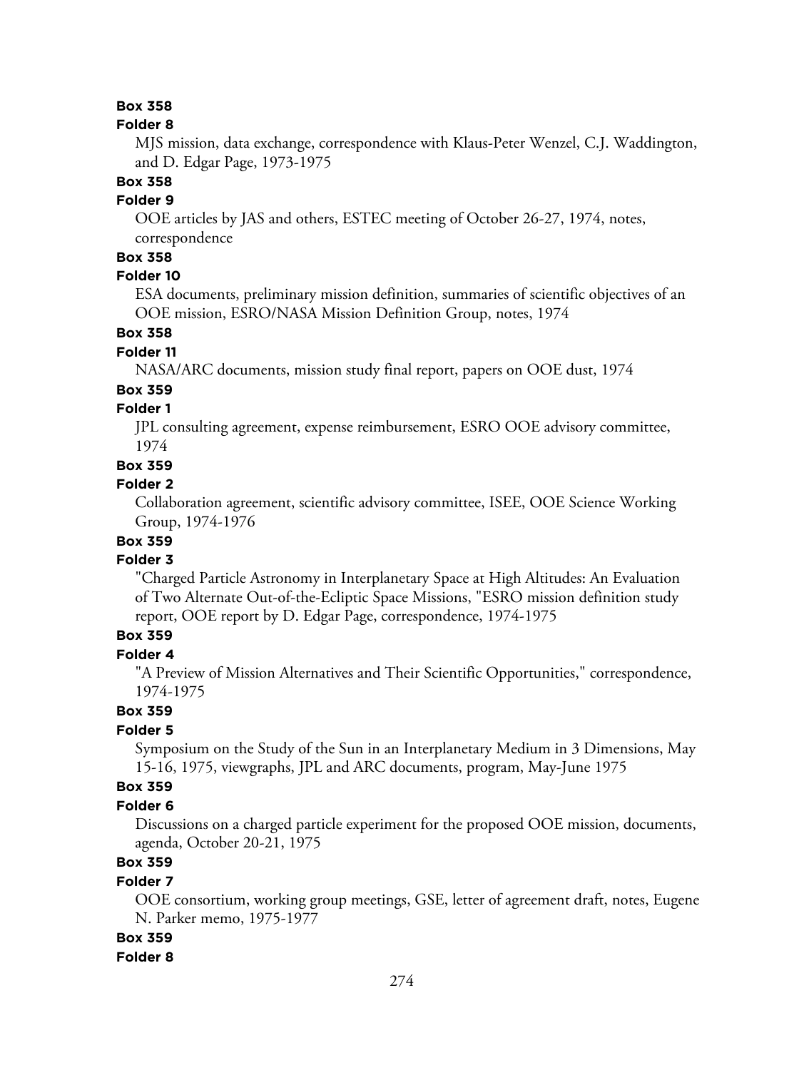**Box 358**

**Folder 8**

MJS mission, data exchange, correspondence with Klaus-Peter Wenzel, C.J. Waddington, and D. Edgar Page, 1973-1975

**Box 358**

**Folder 9**

OOE articles by JAS and others, ESTEC meeting of October 26-27, 1974, notes, correspondence

**Box 358**

**Folder 10**

ESA documents, preliminary mission definition, summaries of scientific objectives of an OOE mission, ESRO/NASA Mission Definition Group, notes, 1974

**Box 358**

**Folder 11**

NASA/ARC documents, mission study final report, papers on OOE dust, 1974

**Box 359**

**Folder 1**

JPL consulting agreement, expense reimbursement, ESRO OOE advisory committee, 1974

**Box 359**

**Folder 2**

Collaboration agreement, scientific advisory committee, ISEE, OOE Science Working Group, 1974-1976

**Box 359**

**Folder 3**

"Charged Particle Astronomy in Interplanetary Space at High Altitudes: An Evaluation of Two Alternate Out-of-the-Ecliptic Space Missions, "ESRO mission definition study report, OOE report by D. Edgar Page, correspondence, 1974-1975

**Box 359**

**Folder 4**

"A Preview of Mission Alternatives and Their Scientific Opportunities," correspondence, 1974-1975

**Box 359**

**Folder 5**

Symposium on the Study of the Sun in an Interplanetary Medium in 3 Dimensions, May 15-16, 1975, viewgraphs, JPL and ARC documents, program, May-June 1975

**Box 359**

**Folder 6**

Discussions on a charged particle experiment for the proposed OOE mission, documents, agenda, October 20-21, 1975

**Box 359**

**Folder 7**

OOE consortium, working group meetings, GSE, letter of agreement draft, notes, Eugene N. Parker memo, 1975-1977

**Box 359**

**Folder 8**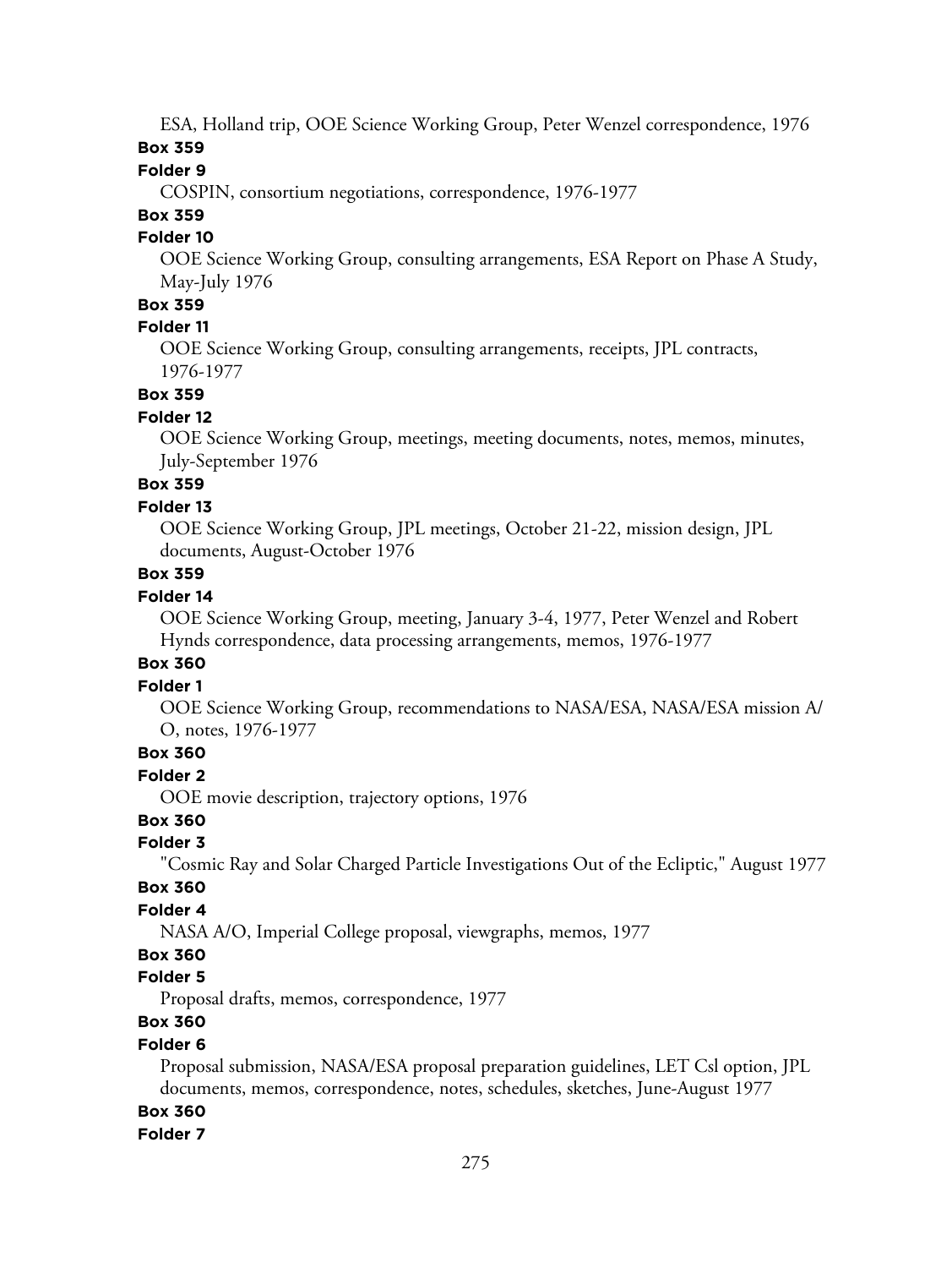ESA, Holland trip, OOE Science Working Group, Peter Wenzel correspondence, 1976

**Box 359**

**Folder 9**

COSPIN, consortium negotiations, correspondence, 1976-1977

**Box 359**

**Folder 10**

OOE Science Working Group, consulting arrangements, ESA Report on Phase A Study, May-July 1976

**Box 359**

**Folder 11**

OOE Science Working Group, consulting arrangements, receipts, JPL contracts, 1976-1977

**Box 359**

**Folder 12**

OOE Science Working Group, meetings, meeting documents, notes, memos, minutes, July-September 1976

**Box 359**

**Folder 13**

OOE Science Working Group, JPL meetings, October 21-22, mission design, JPL documents, August-October 1976

**Box 359**

**Folder 14**

OOE Science Working Group, meeting, January 3-4, 1977, Peter Wenzel and Robert Hynds correspondence, data processing arrangements, memos, 1976-1977

**Box 360**

**Folder 1**

OOE Science Working Group, recommendations to NASA/ESA, NASA/ESA mission A/O, notes, 1976-1977

**Box 360**

**Folder 2**

OOE movie description, trajectory options, 1976

**Box 360**

**Folder 3**

"Cosmic Ray and Solar Charged Particle Investigations Out of the Ecliptic," August 1977

**Box 360**

**Folder 4**

NASA A/O, Imperial College proposal, viewgraphs, memos, 1977

**Box 360**

**Folder 5**

Proposal drafts, memos, correspondence, 1977

**Box 360**

**Folder 6**

Proposal submission, NASA/ESA proposal preparation guidelines, LET Csl option, JPL documents, memos, correspondence, notes, schedules, sketches, June-August 1977

**Box 360**

**Folder 7**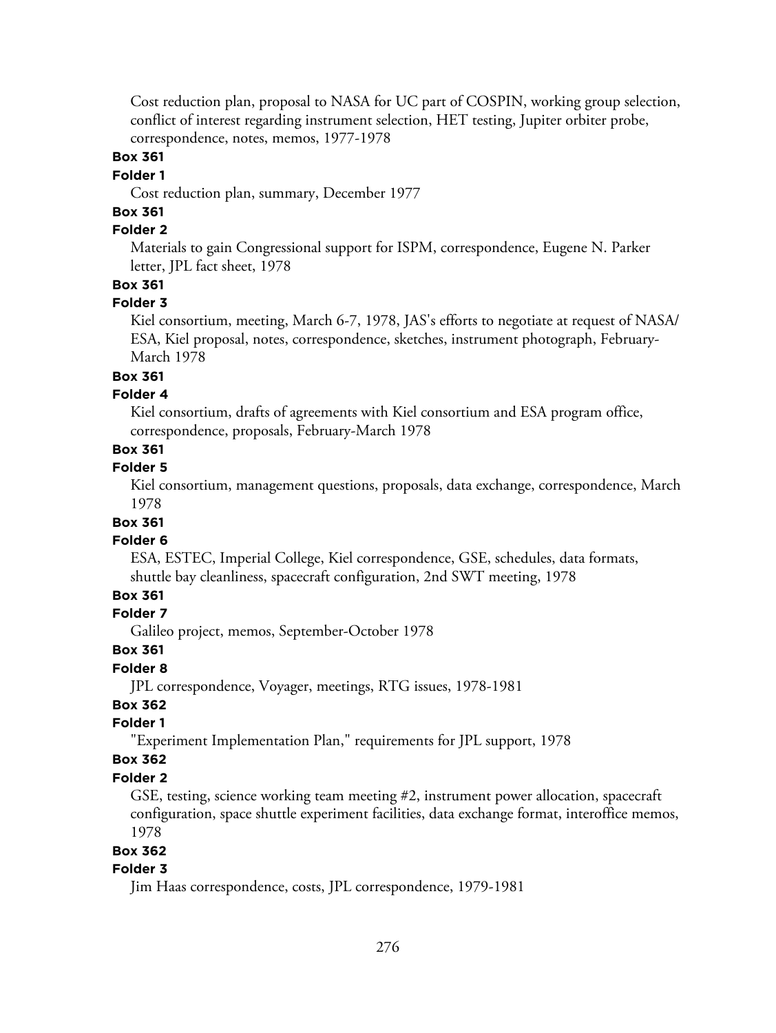Cost reduction plan, proposal to NASA for UC part of COSPIN, working group selection, conflict of interest regarding instrument selection, HET testing, Jupiter orbiter probe, correspondence, notes, memos, 1977-1978

**Box 361**

**Folder 1**

Cost reduction plan, summary, December 1977

**Box 361**

**Folder 2**

Materials to gain Congressional support for ISPM, correspondence, Eugene N. Parker letter, JPL fact sheet, 1978

**Box 361**

**Folder 3**

Kiel consortium, meeting, March 6-7, 1978, JAS's efforts to negotiate at request of NASA/ESA, Kiel proposal, notes, correspondence, sketches, instrument photograph, February-March 1978

**Box 361**

**Folder 4**

Kiel consortium, drafts of agreements with Kiel consortium and ESA program office, correspondence, proposals, February-March 1978

**Box 361**

**Folder 5**

Kiel consortium, management questions, proposals, data exchange, correspondence, March 1978

**Box 361**

**Folder 6**

ESA, ESTEC, Imperial College, Kiel correspondence, GSE, schedules, data formats, shuttle bay cleanliness, spacecraft configuration, 2nd SWT meeting, 1978

**Box 361**

**Folder 7**

Galileo project, memos, September-October 1978

**Box 361**

**Folder 8**

JPL correspondence, Voyager, meetings, RTG issues, 1978-1981

**Box 362**

**Folder 1**

"Experiment Implementation Plan," requirements for JPL support, 1978

**Box 362**

**Folder 2**

GSE, testing, science working team meeting #2, instrument power allocation, spacecraft configuration, space shuttle experiment facilities, data exchange format, interoffice memos, 1978

**Box 362**

**Folder 3**

Jim Haas correspondence, costs, JPL correspondence, 1979-1981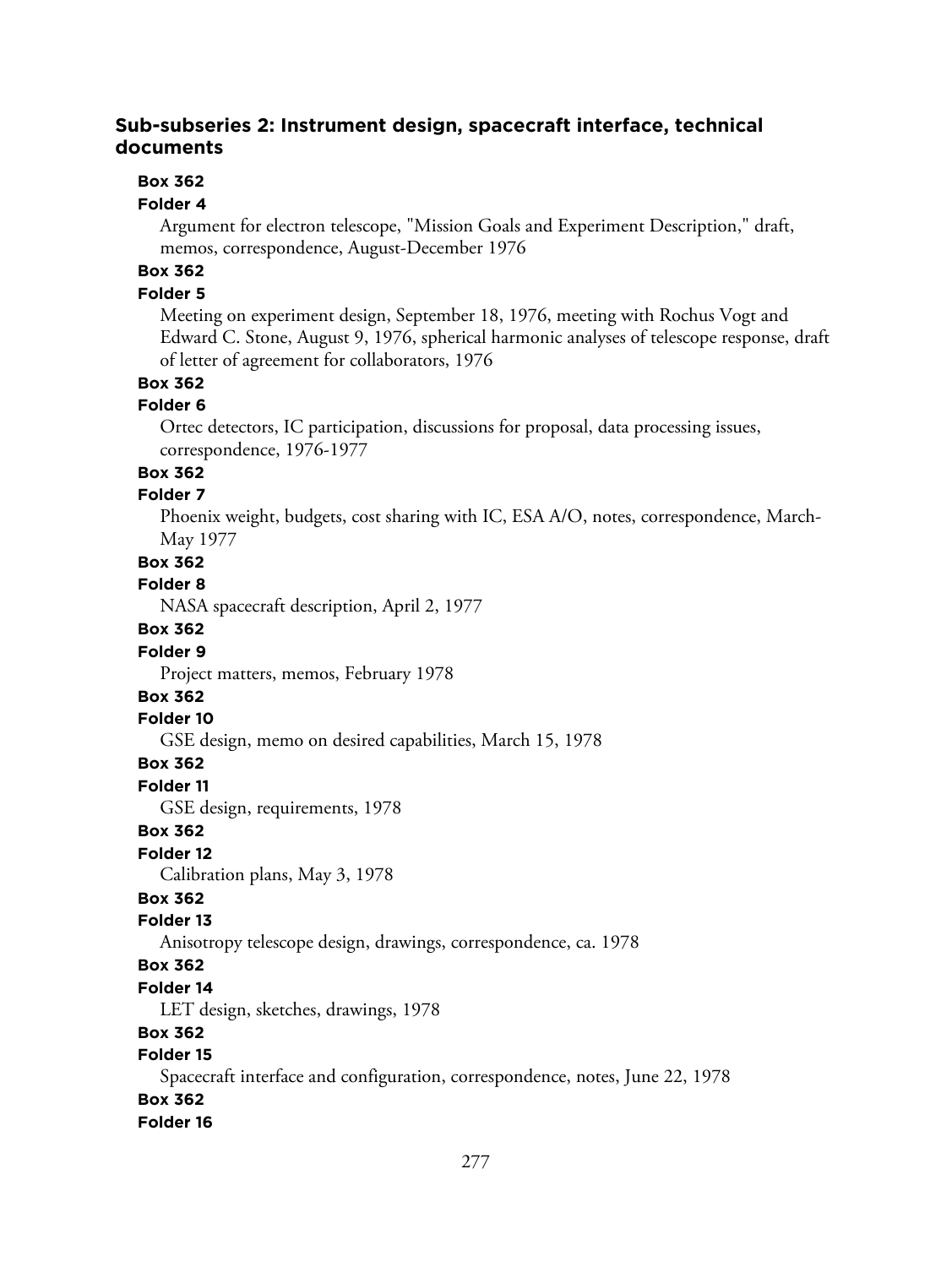### Sub-subseries 2: Instrument design, spacecraft interface, technical documents

**Box 362**
**Folder 4**
Argument for electron telescope, "Mission Goals and Experiment Description," draft, memos, correspondence, August-December 1976

**Box 362**
**Folder 5**
Meeting on experiment design, September 18, 1976, meeting with Rochus Vogt and Edward C. Stone, August 9, 1976, spherical harmonic analyses of telescope response, draft of letter of agreement for collaborators, 1976

**Box 362**
**Folder 6**
Ortec detectors, IC participation, discussions for proposal, data processing issues, correspondence, 1976-1977

**Box 362**
**Folder 7**
Phoenix weight, budgets, cost sharing with IC, ESA A/O, notes, correspondence, March-May 1977

**Box 362**
**Folder 8**
NASA spacecraft description, April 2, 1977

**Box 362**
**Folder 9**
Project matters, memos, February 1978

**Box 362**
**Folder 10**
GSE design, memo on desired capabilities, March 15, 1978

**Box 362**
**Folder 11**
GSE design, requirements, 1978

**Box 362**
**Folder 12**
Calibration plans, May 3, 1978

**Box 362**
**Folder 13**
Anisotropy telescope design, drawings, correspondence, ca. 1978

**Box 362**
**Folder 14**
LET design, sketches, drawings, 1978

**Box 362**
**Folder 15**
Spacecraft interface and configuration, correspondence, notes, June 22, 1978

**Box 362**
**Folder 16**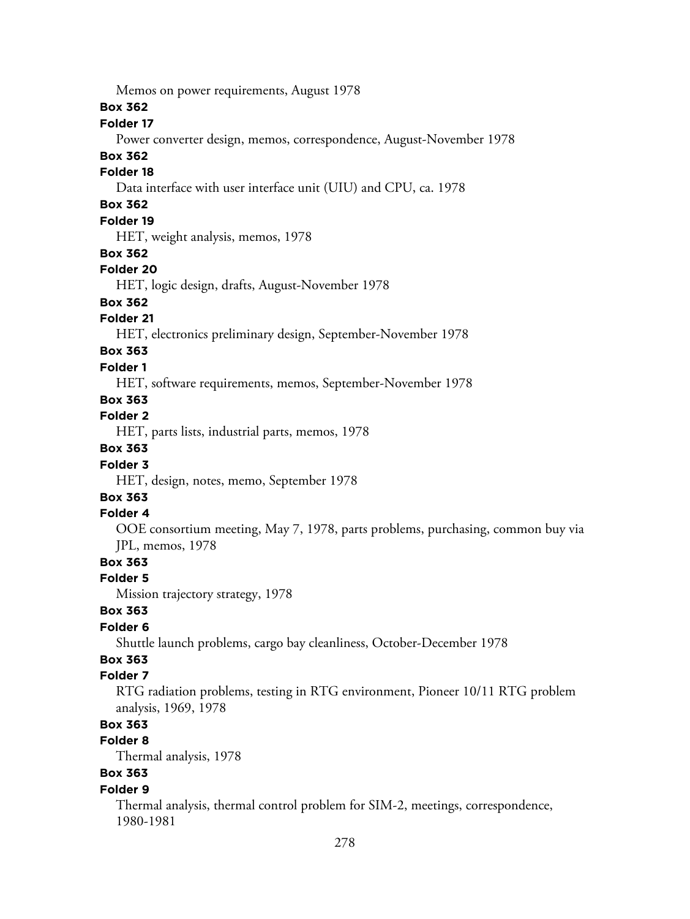Memos on power requirements, August 1978

**Box 362**

**Folder 17**

Power converter design, memos, correspondence, August-November 1978

**Box 362**

**Folder 18**

Data interface with user interface unit (UIU) and CPU, ca. 1978

**Box 362**

**Folder 19**

HET, weight analysis, memos, 1978

**Box 362**

**Folder 20**

HET, logic design, drafts, August-November 1978

**Box 362**

**Folder 21**

HET, electronics preliminary design, September-November 1978

**Box 363**

**Folder 1**

HET, software requirements, memos, September-November 1978

**Box 363**

**Folder 2**

HET, parts lists, industrial parts, memos, 1978

**Box 363**

**Folder 3**

HET, design, notes, memo, September 1978

**Box 363**

**Folder 4**

OOE consortium meeting, May 7, 1978, parts problems, purchasing, common buy via JPL, memos, 1978

**Box 363**

**Folder 5**

Mission trajectory strategy, 1978

**Box 363**

**Folder 6**

Shuttle launch problems, cargo bay cleanliness, October-December 1978

**Box 363**

**Folder 7**

RTG radiation problems, testing in RTG environment, Pioneer 10/11 RTG problem analysis, 1969, 1978

**Box 363**

**Folder 8**

Thermal analysis, 1978

**Box 363**

**Folder 9**

Thermal analysis, thermal control problem for SIM-2, meetings, correspondence, 1980-1981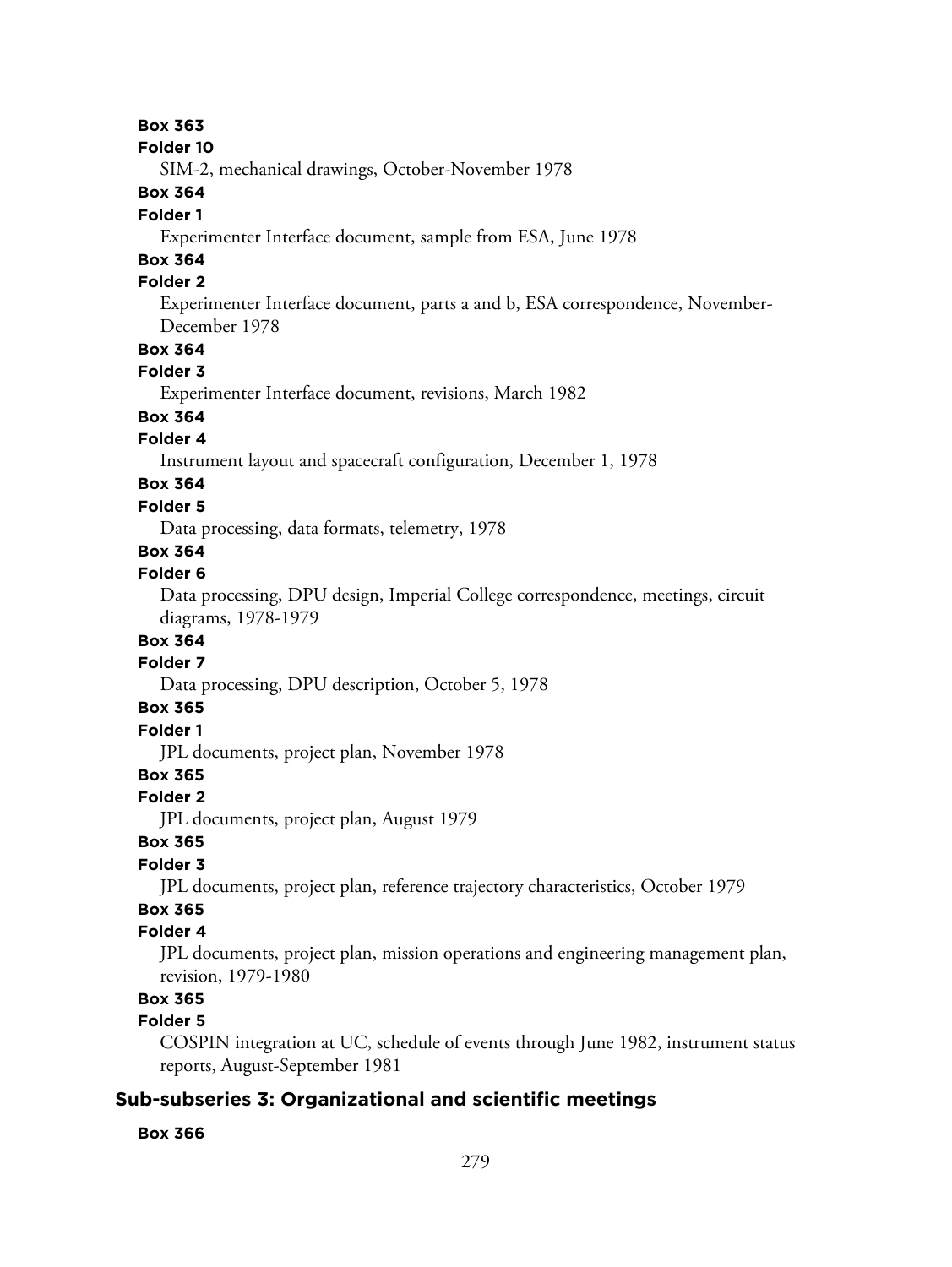**Box 363**

**Folder 10**

SIM-2, mechanical drawings, October-November 1978

**Box 364**

**Folder 1**

Experimenter Interface document, sample from ESA, June 1978

**Box 364**

**Folder 2**

Experimenter Interface document, parts a and b, ESA correspondence, November-December 1978

**Box 364**

**Folder 3**

Experimenter Interface document, revisions, March 1982

**Box 364**

**Folder 4**

Instrument layout and spacecraft configuration, December 1, 1978

**Box 364**

**Folder 5**

Data processing, data formats, telemetry, 1978

**Box 364**

**Folder 6**

Data processing, DPU design, Imperial College correspondence, meetings, circuit diagrams, 1978-1979

**Box 364**

**Folder 7**

Data processing, DPU description, October 5, 1978

**Box 365**

**Folder 1**

JPL documents, project plan, November 1978

**Box 365**

**Folder 2**

JPL documents, project plan, August 1979

**Box 365**

**Folder 3**

JPL documents, project plan, reference trajectory characteristics, October 1979

**Box 365**

**Folder 4**

JPL documents, project plan, mission operations and engineering management plan, revision, 1979-1980

**Box 365**

**Folder 5**

COSPIN integration at UC, schedule of events through June 1982, instrument status reports, August-September 1981

## Sub-subseries 3: Organizational and scientific meetings

**Box 366**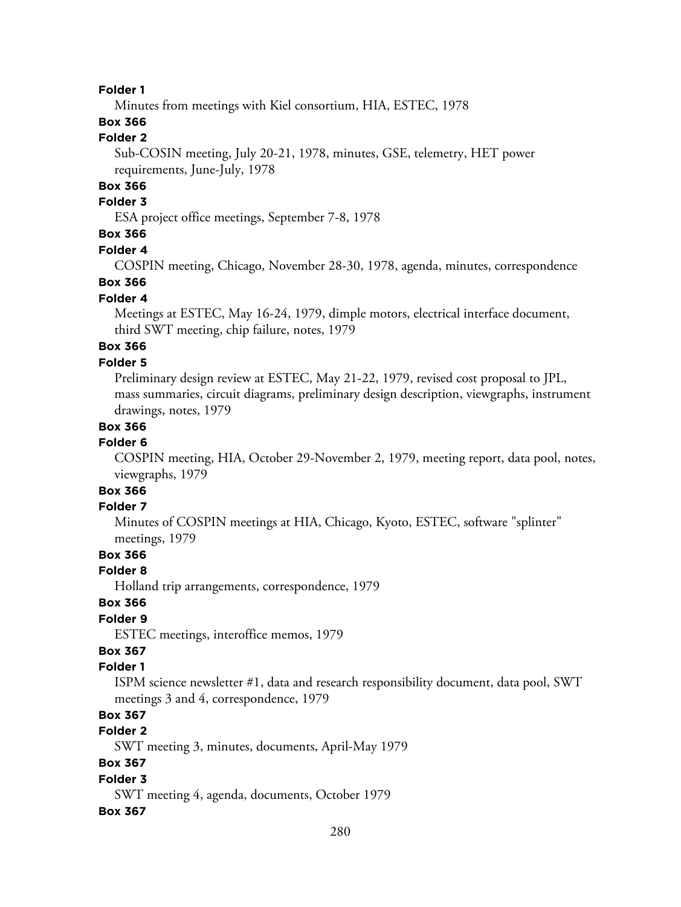**Folder 1**

Minutes from meetings with Kiel consortium, HIA, ESTEC, 1978

**Box 366**

**Folder 2**

Sub-COSIN meeting, July 20-21, 1978, minutes, GSE, telemetry, HET power requirements, June-July, 1978

**Box 366**

**Folder 3**

ESA project office meetings, September 7-8, 1978

**Box 366**

**Folder 4**

COSPIN meeting, Chicago, November 28-30, 1978, agenda, minutes, correspondence

**Box 366**

**Folder 4**

Meetings at ESTEC, May 16-24, 1979, dimple motors, electrical interface document, third SWT meeting, chip failure, notes, 1979

**Box 366**

**Folder 5**

Preliminary design review at ESTEC, May 21-22, 1979, revised cost proposal to JPL, mass summaries, circuit diagrams, preliminary design description, viewgraphs, instrument drawings, notes, 1979

**Box 366**

**Folder 6**

COSPIN meeting, HIA, October 29-November 2, 1979, meeting report, data pool, notes, viewgraphs, 1979

**Box 366**

**Folder 7**

Minutes of COSPIN meetings at HIA, Chicago, Kyoto, ESTEC, software "splinter" meetings, 1979

**Box 366**

**Folder 8**

Holland trip arrangements, correspondence, 1979

**Box 366**

**Folder 9**

ESTEC meetings, interoffice memos, 1979

**Box 367**

**Folder 1**

ISPM science newsletter #1, data and research responsibility document, data pool, SWT meetings 3 and 4, correspondence, 1979

**Box 367**

**Folder 2**

SWT meeting 3, minutes, documents, April-May 1979

**Box 367**

**Folder 3**

SWT meeting 4, agenda, documents, October 1979

**Box 367**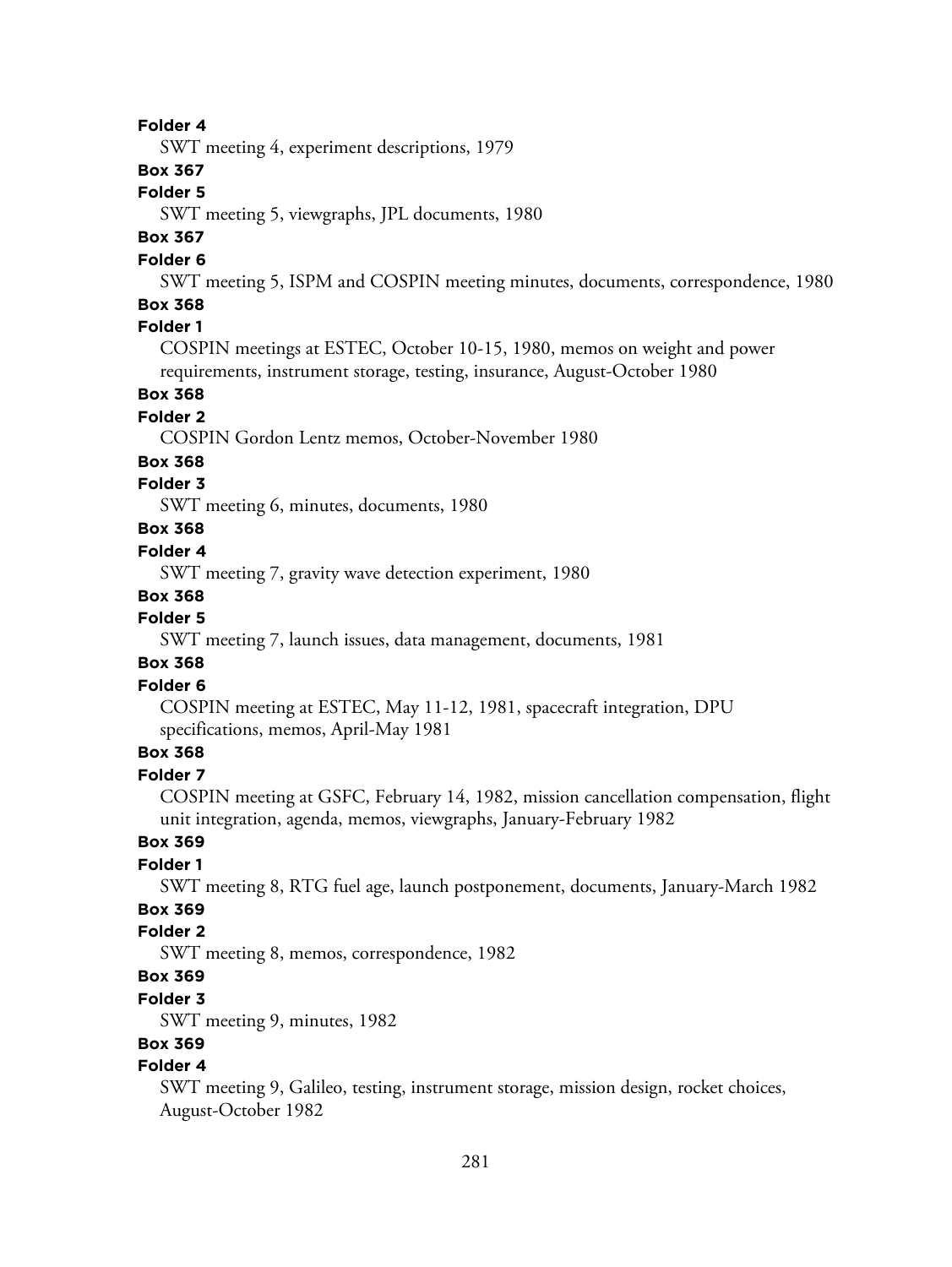**Folder 4**

SWT meeting 4, experiment descriptions, 1979

**Box 367**

**Folder 5**

SWT meeting 5, viewgraphs, JPL documents, 1980

**Box 367**

**Folder 6**

SWT meeting 5, ISPM and COSPIN meeting minutes, documents, correspondence, 1980

**Box 368**

**Folder 1**

COSPIN meetings at ESTEC, October 10-15, 1980, memos on weight and power requirements, instrument storage, testing, insurance, August-October 1980

**Box 368**

**Folder 2**

COSPIN Gordon Lentz memos, October-November 1980

**Box 368**

**Folder 3**

SWT meeting 6, minutes, documents, 1980

**Box 368**

**Folder 4**

SWT meeting 7, gravity wave detection experiment, 1980

**Box 368**

**Folder 5**

SWT meeting 7, launch issues, data management, documents, 1981

**Box 368**

**Folder 6**

COSPIN meeting at ESTEC, May 11-12, 1981, spacecraft integration, DPU specifications, memos, April-May 1981

**Box 368**

**Folder 7**

COSPIN meeting at GSFC, February 14, 1982, mission cancellation compensation, flight unit integration, agenda, memos, viewgraphs, January-February 1982

**Box 369**

**Folder 1**

SWT meeting 8, RTG fuel age, launch postponement, documents, January-March 1982

**Box 369**

**Folder 2**

SWT meeting 8, memos, correspondence, 1982

**Box 369**

**Folder 3**

SWT meeting 9, minutes, 1982

**Box 369**

**Folder 4**

SWT meeting 9, Galileo, testing, instrument storage, mission design, rocket choices, August-October 1982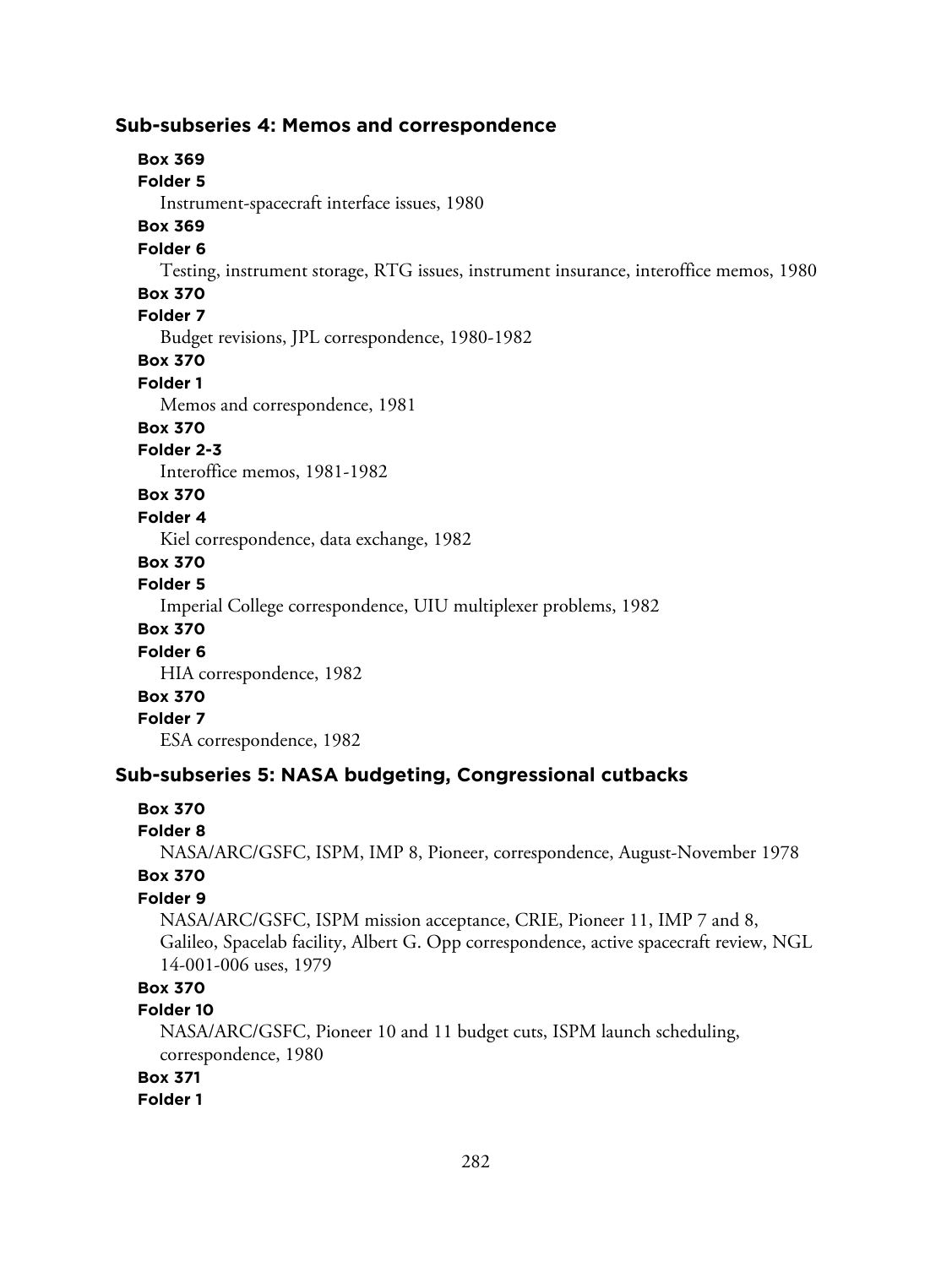### Sub-subseries 4: Memos and correspondence

**Box 369**
**Folder 5**
Instrument-spacecraft interface issues, 1980

**Box 369**
**Folder 6**
Testing, instrument storage, RTG issues, instrument insurance, interoffice memos, 1980

**Box 370**
**Folder 7**
Budget revisions, JPL correspondence, 1980-1982

**Box 370**
**Folder 1**
Memos and correspondence, 1981

**Box 370**
**Folder 2-3**
Interoffice memos, 1981-1982

**Box 370**
**Folder 4**
Kiel correspondence, data exchange, 1982

**Box 370**
**Folder 5**
Imperial College correspondence, UIU multiplexer problems, 1982

**Box 370**
**Folder 6**
HIA correspondence, 1982

**Box 370**
**Folder 7**
ESA correspondence, 1982

### Sub-subseries 5: NASA budgeting, Congressional cutbacks

**Box 370**
**Folder 8**
NASA/ARC/GSFC, ISPM, IMP 8, Pioneer, correspondence, August-November 1978

**Box 370**
**Folder 9**
NASA/ARC/GSFC, ISPM mission acceptance, CRIE, Pioneer 11, IMP 7 and 8, Galileo, Spacelab facility, Albert G. Opp correspondence, active spacecraft review, NGL 14-001-006 uses, 1979

**Box 370**
**Folder 10**
NASA/ARC/GSFC, Pioneer 10 and 11 budget cuts, ISPM launch scheduling, correspondence, 1980

**Box 371**
**Folder 1**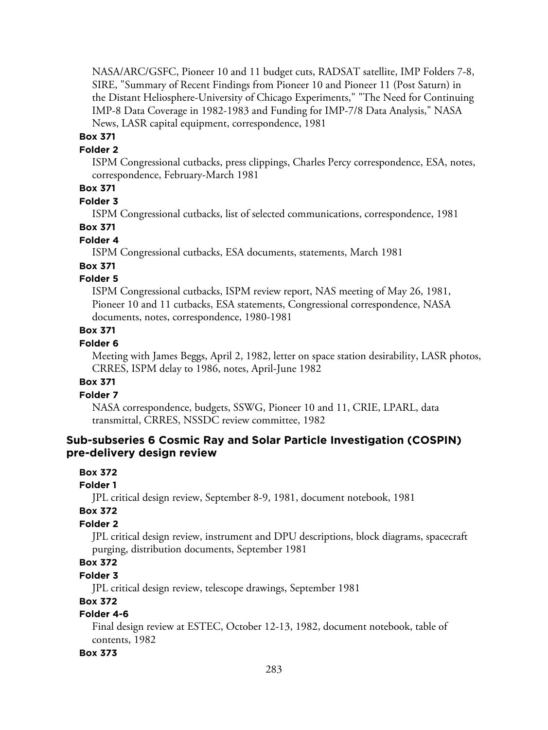NASA/ARC/GSFC, Pioneer 10 and 11 budget cuts, RADSAT satellite, IMP Folders 7-8, SIRE, "Summary of Recent Findings from Pioneer 10 and Pioneer 11 (Post Saturn) in the Distant Heliosphere-University of Chicago Experiments," "The Need for Continuing IMP-8 Data Coverage in 1982-1983 and Funding for IMP-7/8 Data Analysis," NASA News, LASR capital equipment, correspondence, 1981

**Box 371**

**Folder 2**

ISPM Congressional cutbacks, press clippings, Charles Percy correspondence, ESA, notes, correspondence, February-March 1981

**Box 371**

**Folder 3**

ISPM Congressional cutbacks, list of selected communications, correspondence, 1981

**Box 371**

**Folder 4**

ISPM Congressional cutbacks, ESA documents, statements, March 1981

**Box 371**

**Folder 5**

ISPM Congressional cutbacks, ISPM review report, NAS meeting of May 26, 1981, Pioneer 10 and 11 cutbacks, ESA statements, Congressional correspondence, NASA documents, notes, correspondence, 1980-1981

**Box 371**

**Folder 6**

Meeting with James Beggs, April 2, 1982, letter on space station desirability, LASR photos, CRRES, ISPM delay to 1986, notes, April-June 1982

**Box 371**

**Folder 7**

NASA correspondence, budgets, SSWG, Pioneer 10 and 11, CRIE, LPARL, data transmittal, CRRES, NSSDC review committee, 1982

### Sub-subseries 6 Cosmic Ray and Solar Particle Investigation (COSPIN) pre-delivery design review

**Box 372**

**Folder 1**

JPL critical design review, September 8-9, 1981, document notebook, 1981

**Box 372**

**Folder 2**

JPL critical design review, instrument and DPU descriptions, block diagrams, spacecraft purging, distribution documents, September 1981

**Box 372**

**Folder 3**

JPL critical design review, telescope drawings, September 1981

**Box 372**

**Folder 4-6**

Final design review at ESTEC, October 12-13, 1982, document notebook, table of contents, 1982

**Box 373**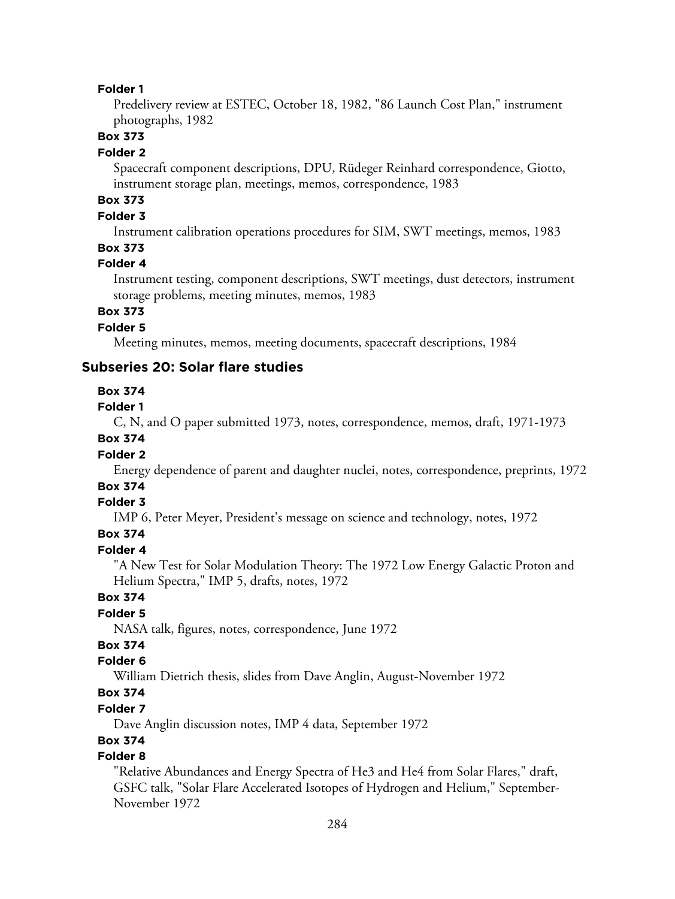**Folder 1**

Predelivery review at ESTEC, October 18, 1982, "86 Launch Cost Plan," instrument photographs, 1982

**Box 373**

**Folder 2**

Spacecraft component descriptions, DPU, Rüdeger Reinhard correspondence, Giotto, instrument storage plan, meetings, memos, correspondence, 1983

**Box 373**

**Folder 3**

Instrument calibration operations procedures for SIM, SWT meetings, memos, 1983

**Box 373**

**Folder 4**

Instrument testing, component descriptions, SWT meetings, dust detectors, instrument storage problems, meeting minutes, memos, 1983

**Box 373**

**Folder 5**

Meeting minutes, memos, meeting documents, spacecraft descriptions, 1984

### Subseries 20: Solar flare studies

**Box 374**

**Folder 1**

C, N, and O paper submitted 1973, notes, correspondence, memos, draft, 1971-1973

**Box 374**

**Folder 2**

Energy dependence of parent and daughter nuclei, notes, correspondence, preprints, 1972

**Box 374**

**Folder 3**

IMP 6, Peter Meyer, President's message on science and technology, notes, 1972

**Box 374**

**Folder 4**

"A New Test for Solar Modulation Theory: The 1972 Low Energy Galactic Proton and Helium Spectra," IMP 5, drafts, notes, 1972

**Box 374**

**Folder 5**

NASA talk, figures, notes, correspondence, June 1972

**Box 374**

**Folder 6**

William Dietrich thesis, slides from Dave Anglin, August-November 1972

**Box 374**

**Folder 7**

Dave Anglin discussion notes, IMP 4 data, September 1972

**Box 374**

**Folder 8**

"Relative Abundances and Energy Spectra of He3 and He4 from Solar Flares," draft, GSFC talk, "Solar Flare Accelerated Isotopes of Hydrogen and Helium," September-November 1972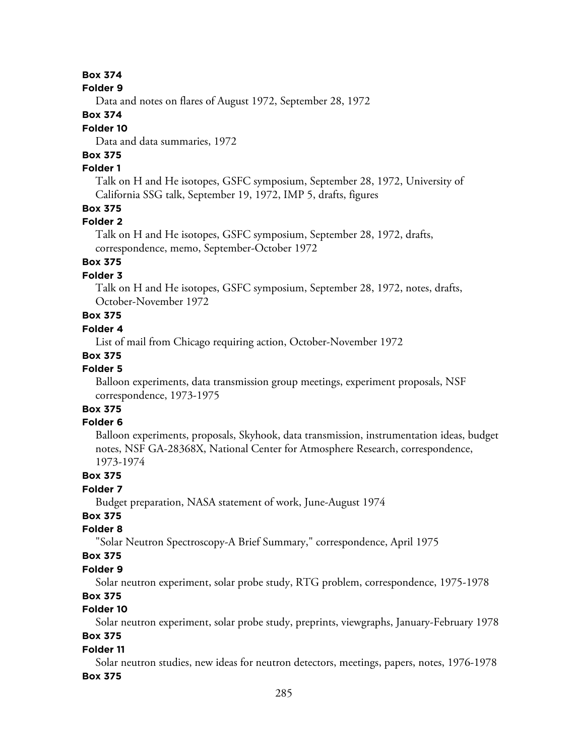**Box 374**

**Folder 9**

Data and notes on flares of August 1972, September 28, 1972

**Box 374**

**Folder 10**

Data and data summaries, 1972

**Box 375**

**Folder 1**

Talk on H and He isotopes, GSFC symposium, September 28, 1972, University of California SSG talk, September 19, 1972, IMP 5, drafts, figures

**Box 375**

**Folder 2**

Talk on H and He isotopes, GSFC symposium, September 28, 1972, drafts, correspondence, memo, September-October 1972

**Box 375**

**Folder 3**

Talk on H and He isotopes, GSFC symposium, September 28, 1972, notes, drafts, October-November 1972

**Box 375**

**Folder 4**

List of mail from Chicago requiring action, October-November 1972

**Box 375**

**Folder 5**

Balloon experiments, data transmission group meetings, experiment proposals, NSF correspondence, 1973-1975

**Box 375**

**Folder 6**

Balloon experiments, proposals, Skyhook, data transmission, instrumentation ideas, budget notes, NSF GA-28368X, National Center for Atmosphere Research, correspondence, 1973-1974

**Box 375**

**Folder 7**

Budget preparation, NASA statement of work, June-August 1974

**Box 375**

**Folder 8**

"Solar Neutron Spectroscopy-A Brief Summary," correspondence, April 1975

**Box 375**

**Folder 9**

Solar neutron experiment, solar probe study, RTG problem, correspondence, 1975-1978

**Box 375**

**Folder 10**

Solar neutron experiment, solar probe study, preprints, viewgraphs, January-February 1978

**Box 375**

**Folder 11**

Solar neutron studies, new ideas for neutron detectors, meetings, papers, notes, 1976-1978

**Box 375**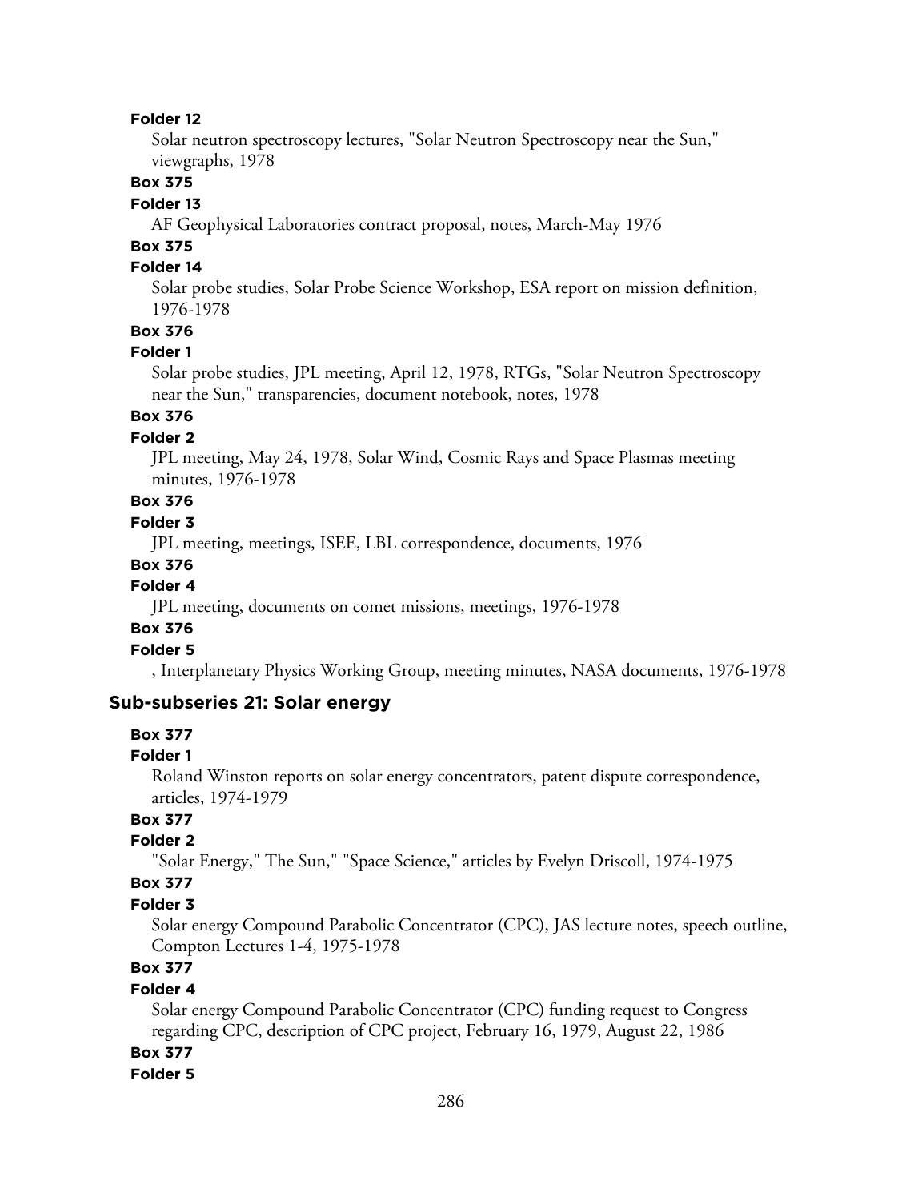**Folder 12**

Solar neutron spectroscopy lectures, "Solar Neutron Spectroscopy near the Sun," viewgraphs, 1978

**Box 375**

**Folder 13**

AF Geophysical Laboratories contract proposal, notes, March-May 1976

**Box 375**

**Folder 14**

Solar probe studies, Solar Probe Science Workshop, ESA report on mission definition, 1976-1978

**Box 376**

**Folder 1**

Solar probe studies, JPL meeting, April 12, 1978, RTGs, "Solar Neutron Spectroscopy near the Sun," transparencies, document notebook, notes, 1978

**Box 376**

**Folder 2**

JPL meeting, May 24, 1978, Solar Wind, Cosmic Rays and Space Plasmas meeting minutes, 1976-1978

**Box 376**

**Folder 3**

JPL meeting, meetings, ISEE, LBL correspondence, documents, 1976

**Box 376**

**Folder 4**

JPL meeting, documents on comet missions, meetings, 1976-1978

**Box 376**

**Folder 5**

, Interplanetary Physics Working Group, meeting minutes, NASA documents, 1976-1978

### Sub-subseries 21: Solar energy

**Box 377**

**Folder 1**

Roland Winston reports on solar energy concentrators, patent dispute correspondence, articles, 1974-1979

**Box 377**

**Folder 2**

"Solar Energy," The Sun," "Space Science," articles by Evelyn Driscoll, 1974-1975

**Box 377**

**Folder 3**

Solar energy Compound Parabolic Concentrator (CPC), JAS lecture notes, speech outline, Compton Lectures 1-4, 1975-1978

**Box 377**

**Folder 4**

Solar energy Compound Parabolic Concentrator (CPC) funding request to Congress regarding CPC, description of CPC project, February 16, 1979, August 22, 1986

**Box 377**

**Folder 5**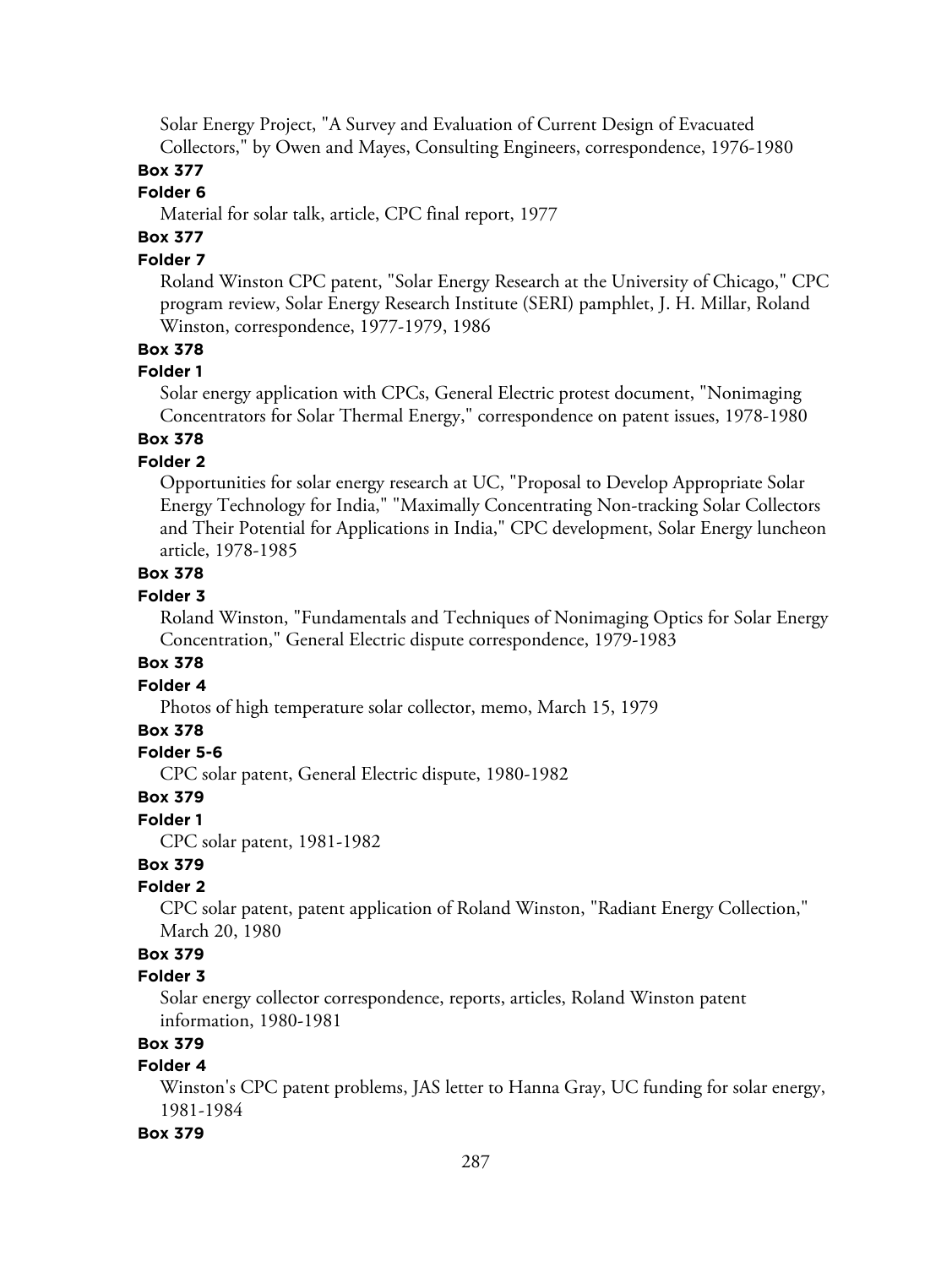Solar Energy Project, "A Survey and Evaluation of Current Design of Evacuated Collectors," by Owen and Mayes, Consulting Engineers, correspondence, 1976-1980

**Box 377**

**Folder 6**

Material for solar talk, article, CPC final report, 1977

**Box 377**

**Folder 7**

Roland Winston CPC patent, "Solar Energy Research at the University of Chicago," CPC program review, Solar Energy Research Institute (SERI) pamphlet, J. H. Millar, Roland Winston, correspondence, 1977-1979, 1986

**Box 378**

**Folder 1**

Solar energy application with CPCs, General Electric protest document, "Nonimaging Concentrators for Solar Thermal Energy," correspondence on patent issues, 1978-1980

**Box 378**

**Folder 2**

Opportunities for solar energy research at UC, "Proposal to Develop Appropriate Solar Energy Technology for India," "Maximally Concentrating Non-tracking Solar Collectors and Their Potential for Applications in India," CPC development, Solar Energy luncheon article, 1978-1985

**Box 378**

**Folder 3**

Roland Winston, "Fundamentals and Techniques of Nonimaging Optics for Solar Energy Concentration," General Electric dispute correspondence, 1979-1983

**Box 378**

**Folder 4**

Photos of high temperature solar collector, memo, March 15, 1979

**Box 378**

**Folder 5-6**

CPC solar patent, General Electric dispute, 1980-1982

**Box 379**

**Folder 1**

CPC solar patent, 1981-1982

**Box 379**

**Folder 2**

CPC solar patent, patent application of Roland Winston, "Radiant Energy Collection," March 20, 1980

**Box 379**

**Folder 3**

Solar energy collector correspondence, reports, articles, Roland Winston patent information, 1980-1981

**Box 379**

**Folder 4**

Winston's CPC patent problems, JAS letter to Hanna Gray, UC funding for solar energy, 1981-1984

**Box 379**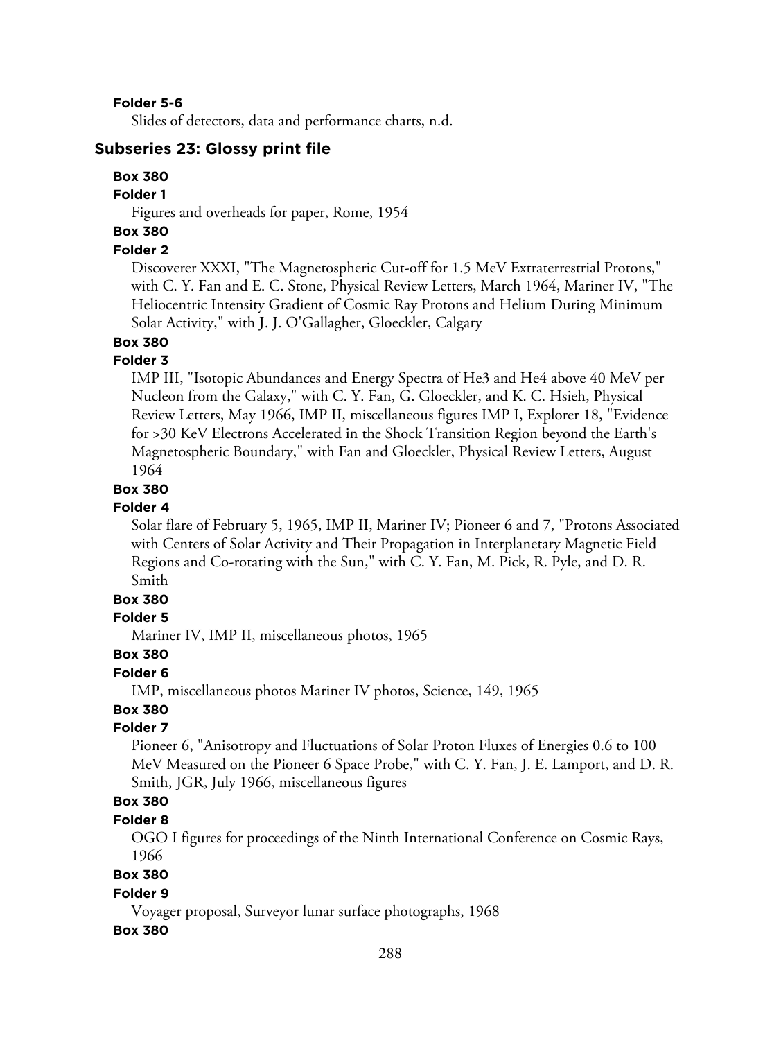**Folder 5-6**

Slides of detectors, data and performance charts, n.d.

## Subseries 23: Glossy print file

**Box 380**

**Folder 1**

Figures and overheads for paper, Rome, 1954

**Box 380**

**Folder 2**

Discoverer XXXI, "The Magnetospheric Cut-off for 1.5 MeV Extraterrestrial Protons," with C. Y. Fan and E. C. Stone, Physical Review Letters, March 1964, Mariner IV, "The Heliocentric Intensity Gradient of Cosmic Ray Protons and Helium During Minimum Solar Activity," with J. J. O'Gallagher, Gloeckler, Calgary

**Box 380**

**Folder 3**

IMP III, "Isotopic Abundances and Energy Spectra of He3 and He4 above 40 MeV per Nucleon from the Galaxy," with C. Y. Fan, G. Gloeckler, and K. C. Hsieh, Physical Review Letters, May 1966, IMP II, miscellaneous figures IMP I, Explorer 18, "Evidence for >30 KeV Electrons Accelerated in the Shock Transition Region beyond the Earth's Magnetospheric Boundary," with Fan and Gloeckler, Physical Review Letters, August 1964

**Box 380**

**Folder 4**

Solar flare of February 5, 1965, IMP II, Mariner IV; Pioneer 6 and 7, "Protons Associated with Centers of Solar Activity and Their Propagation in Interplanetary Magnetic Field Regions and Co-rotating with the Sun," with C. Y. Fan, M. Pick, R. Pyle, and D. R. Smith

**Box 380**

**Folder 5**

Mariner IV, IMP II, miscellaneous photos, 1965

**Box 380**

**Folder 6**

IMP, miscellaneous photos Mariner IV photos, Science, 149, 1965

**Box 380**

**Folder 7**

Pioneer 6, "Anisotropy and Fluctuations of Solar Proton Fluxes of Energies 0.6 to 100 MeV Measured on the Pioneer 6 Space Probe," with C. Y. Fan, J. E. Lamport, and D. R. Smith, JGR, July 1966, miscellaneous figures

**Box 380**

**Folder 8**

OGO I figures for proceedings of the Ninth International Conference on Cosmic Rays, 1966

**Box 380**

**Folder 9**

Voyager proposal, Surveyor lunar surface photographs, 1968

**Box 380**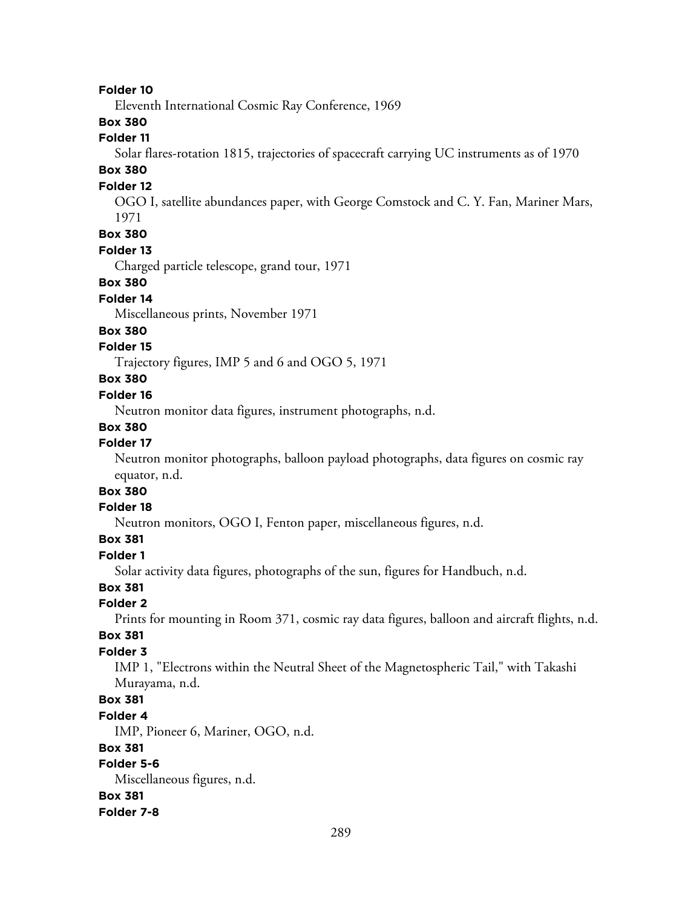**Folder 10**

Eleventh International Cosmic Ray Conference, 1969

**Box 380**

**Folder 11**

Solar flares-rotation 1815, trajectories of spacecraft carrying UC instruments as of 1970

**Box 380**

**Folder 12**

OGO I, satellite abundances paper, with George Comstock and C. Y. Fan, Mariner Mars, 1971

**Box 380**

**Folder 13**

Charged particle telescope, grand tour, 1971

**Box 380**

**Folder 14**

Miscellaneous prints, November 1971

**Box 380**

**Folder 15**

Trajectory figures, IMP 5 and 6 and OGO 5, 1971

**Box 380**

**Folder 16**

Neutron monitor data figures, instrument photographs, n.d.

**Box 380**

**Folder 17**

Neutron monitor photographs, balloon payload photographs, data figures on cosmic ray equator, n.d.

**Box 380**

**Folder 18**

Neutron monitors, OGO I, Fenton paper, miscellaneous figures, n.d.

**Box 381**

**Folder 1**

Solar activity data figures, photographs of the sun, figures for Handbuch, n.d.

**Box 381**

**Folder 2**

Prints for mounting in Room 371, cosmic ray data figures, balloon and aircraft flights, n.d.

**Box 381**

**Folder 3**

IMP 1, "Electrons within the Neutral Sheet of the Magnetospheric Tail," with Takashi Murayama, n.d.

**Box 381**

**Folder 4**

IMP, Pioneer 6, Mariner, OGO, n.d.

**Box 381**

**Folder 5-6**

Miscellaneous figures, n.d.

**Box 381**

**Folder 7-8**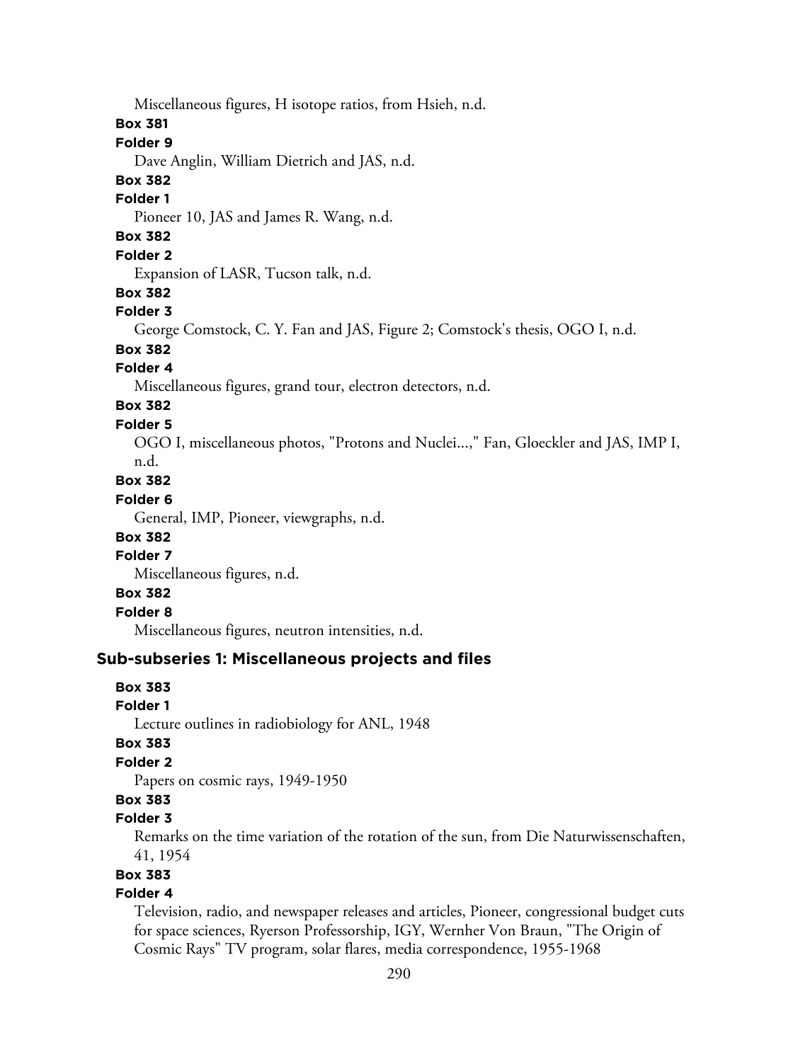Miscellaneous figures, H isotope ratios, from Hsieh, n.d.

**Box 381**

**Folder 9**

Dave Anglin, William Dietrich and JAS, n.d.

**Box 382**

**Folder 1**

Pioneer 10, JAS and James R. Wang, n.d.

**Box 382**

**Folder 2**

Expansion of LASR, Tucson talk, n.d.

**Box 382**

**Folder 3**

George Comstock, C. Y. Fan and JAS, Figure 2; Comstock's thesis, OGO I, n.d.

**Box 382**

**Folder 4**

Miscellaneous figures, grand tour, electron detectors, n.d.

**Box 382**

**Folder 5**

OGO I, miscellaneous photos, "Protons and Nuclei...," Fan, Gloeckler and JAS, IMP I, n.d.

**Box 382**

**Folder 6**

General, IMP, Pioneer, viewgraphs, n.d.

**Box 382**

**Folder 7**

Miscellaneous figures, n.d.

**Box 382**

**Folder 8**

Miscellaneous figures, neutron intensities, n.d.

### Sub-subseries 1: Miscellaneous projects and files

**Box 383**

**Folder 1**

Lecture outlines in radiobiology for ANL, 1948

**Box 383**

**Folder 2**

Papers on cosmic rays, 1949-1950

**Box 383**

**Folder 3**

Remarks on the time variation of the rotation of the sun, from Die Naturwissenschaften, 41, 1954

**Box 383**

**Folder 4**

Television, radio, and newspaper releases and articles, Pioneer, congressional budget cuts for space sciences, Ryerson Professorship, IGY, Wernher Von Braun, "The Origin of Cosmic Rays" TV program, solar flares, media correspondence, 1955-1968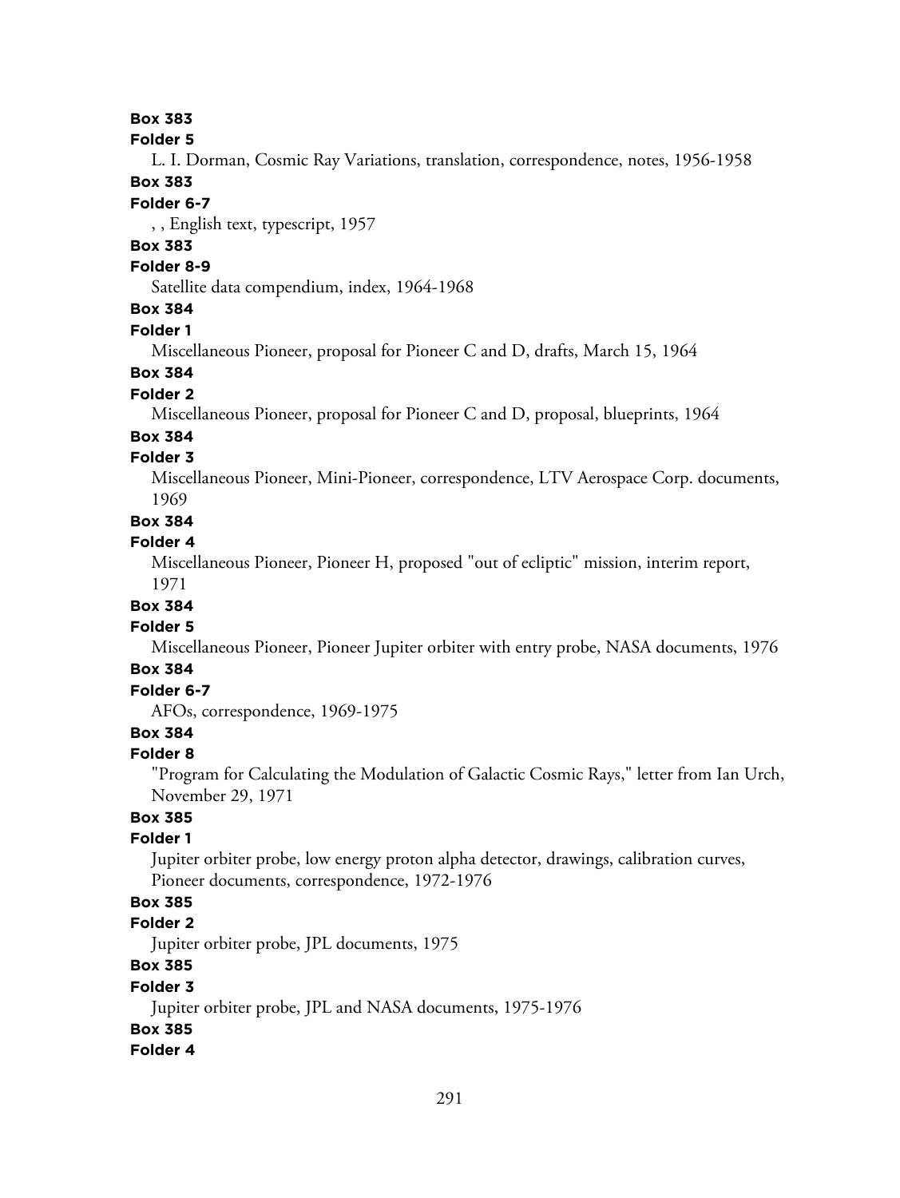**Box 383**
**Folder 5**
L. I. Dorman, Cosmic Ray Variations, translation, correspondence, notes, 1956-1958
**Box 383**
**Folder 6-7**
, , English text, typescript, 1957
**Box 383**
**Folder 8-9**
Satellite data compendium, index, 1964-1968
**Box 384**
**Folder 1**
Miscellaneous Pioneer, proposal for Pioneer C and D, drafts, March 15, 1964
**Box 384**
**Folder 2**
Miscellaneous Pioneer, proposal for Pioneer C and D, proposal, blueprints, 1964
**Box 384**
**Folder 3**
Miscellaneous Pioneer, Mini-Pioneer, correspondence, LTV Aerospace Corp. documents, 1969
**Box 384**
**Folder 4**
Miscellaneous Pioneer, Pioneer H, proposed "out of ecliptic" mission, interim report, 1971
**Box 384**
**Folder 5**
Miscellaneous Pioneer, Pioneer Jupiter orbiter with entry probe, NASA documents, 1976
**Box 384**
**Folder 6-7**
AFOs, correspondence, 1969-1975
**Box 384**
**Folder 8**
"Program for Calculating the Modulation of Galactic Cosmic Rays," letter from Ian Urch, November 29, 1971
**Box 385**
**Folder 1**
Jupiter orbiter probe, low energy proton alpha detector, drawings, calibration curves, Pioneer documents, correspondence, 1972-1976
**Box 385**
**Folder 2**
Jupiter orbiter probe, JPL documents, 1975
**Box 385**
**Folder 3**
Jupiter orbiter probe, JPL and NASA documents, 1975-1976
**Box 385**
**Folder 4**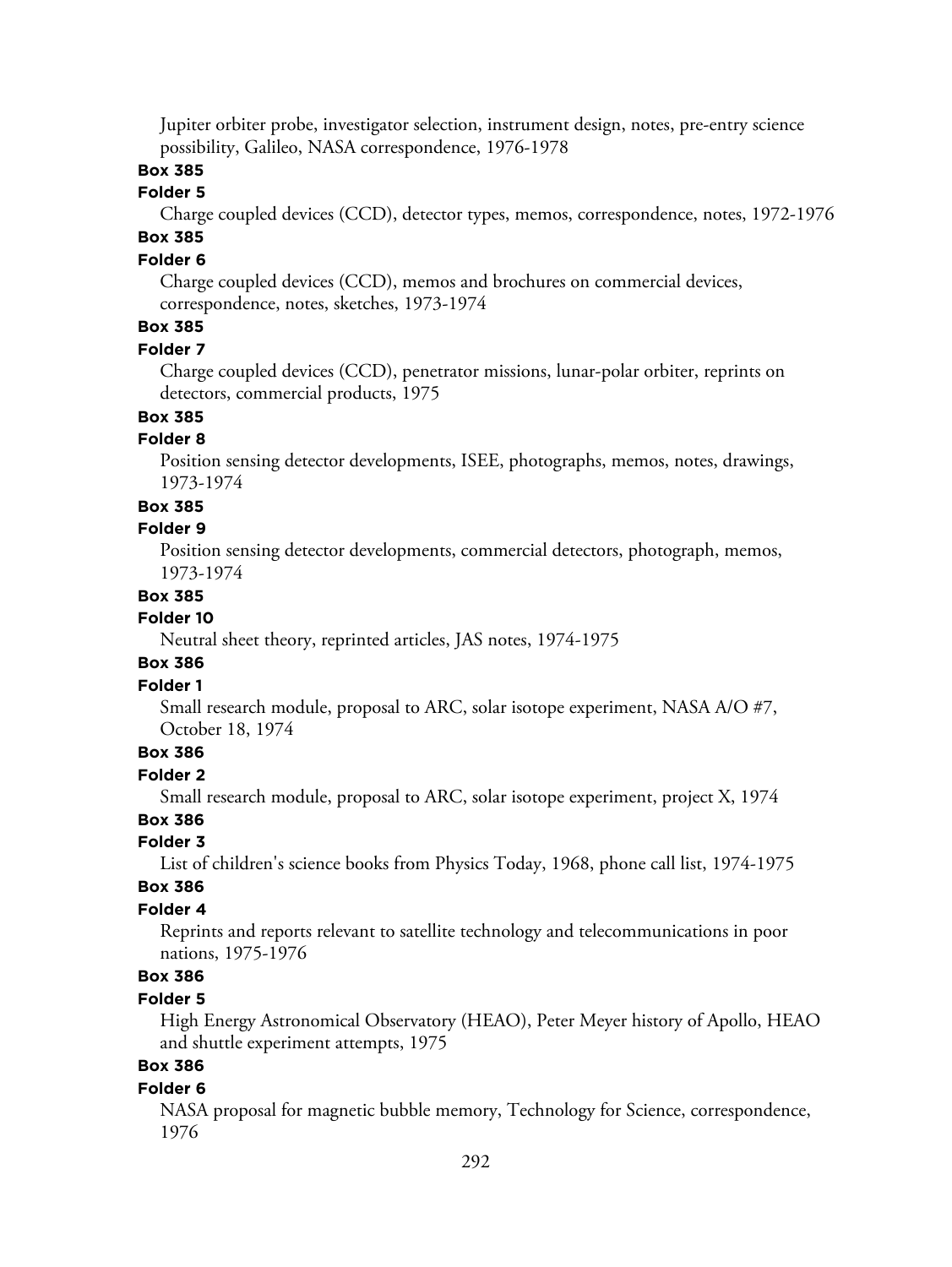Jupiter orbiter probe, investigator selection, instrument design, notes, pre-entry science possibility, Galileo, NASA correspondence, 1976-1978

**Box 385**

**Folder 5**

Charge coupled devices (CCD), detector types, memos, correspondence, notes, 1972-1976

**Box 385**

**Folder 6**

Charge coupled devices (CCD), memos and brochures on commercial devices, correspondence, notes, sketches, 1973-1974

**Box 385**

**Folder 7**

Charge coupled devices (CCD), penetrator missions, lunar-polar orbiter, reprints on detectors, commercial products, 1975

**Box 385**

**Folder 8**

Position sensing detector developments, ISEE, photographs, memos, notes, drawings, 1973-1974

**Box 385**

**Folder 9**

Position sensing detector developments, commercial detectors, photograph, memos, 1973-1974

**Box 385**

**Folder 10**

Neutral sheet theory, reprinted articles, JAS notes, 1974-1975

**Box 386**

**Folder 1**

Small research module, proposal to ARC, solar isotope experiment, NASA A/O #7, October 18, 1974

**Box 386**

**Folder 2**

Small research module, proposal to ARC, solar isotope experiment, project X, 1974

**Box 386**

**Folder 3**

List of children's science books from Physics Today, 1968, phone call list, 1974-1975

**Box 386**

**Folder 4**

Reprints and reports relevant to satellite technology and telecommunications in poor nations, 1975-1976

**Box 386**

**Folder 5**

High Energy Astronomical Observatory (HEAO), Peter Meyer history of Apollo, HEAO and shuttle experiment attempts, 1975

**Box 386**

**Folder 6**

NASA proposal for magnetic bubble memory, Technology for Science, correspondence, 1976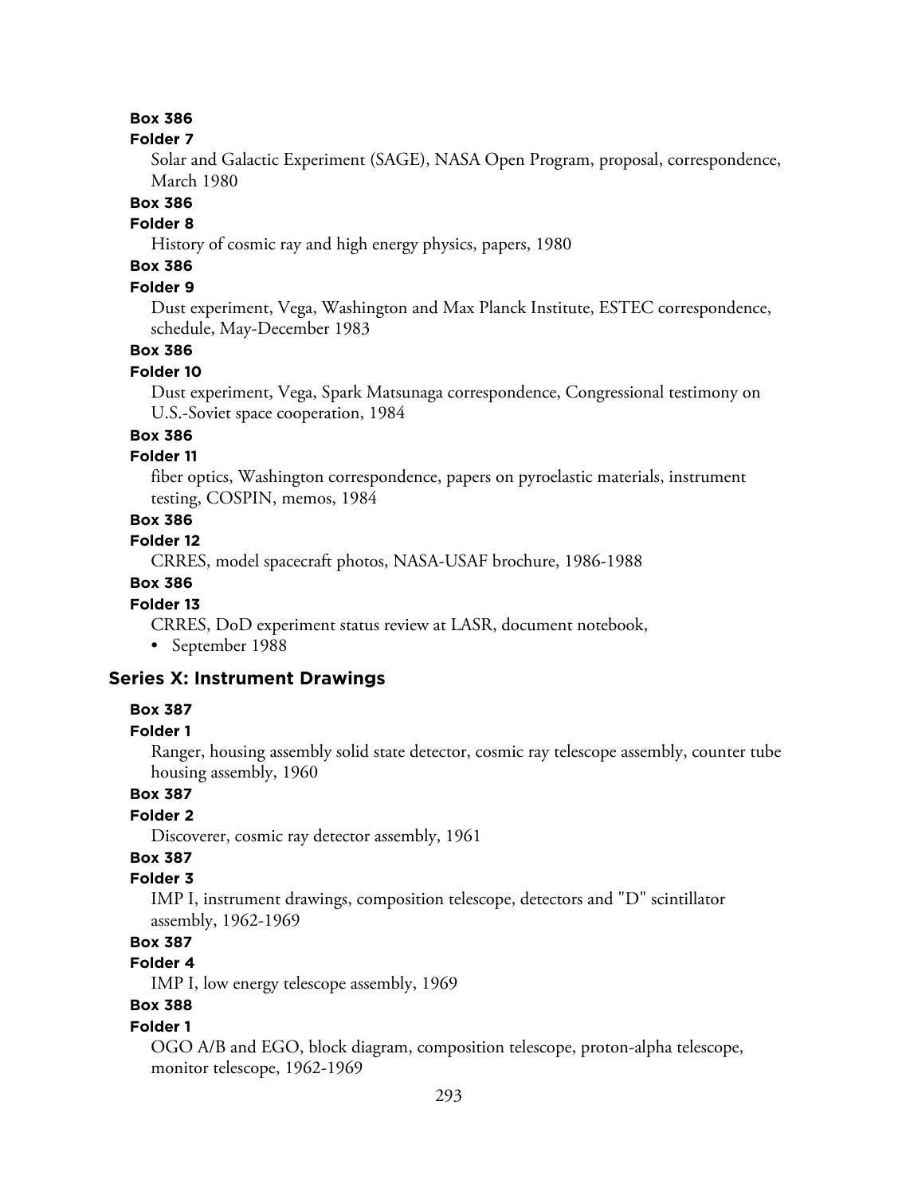**Box 386**

**Folder 7**

Solar and Galactic Experiment (SAGE), NASA Open Program, proposal, correspondence, March 1980

**Box 386**

**Folder 8**

History of cosmic ray and high energy physics, papers, 1980

**Box 386**

**Folder 9**

Dust experiment, Vega, Washington and Max Planck Institute, ESTEC correspondence, schedule, May-December 1983

**Box 386**

**Folder 10**

Dust experiment, Vega, Spark Matsunaga correspondence, Congressional testimony on U.S.-Soviet space cooperation, 1984

**Box 386**

**Folder 11**

fiber optics, Washington correspondence, papers on pyroelastic materials, instrument testing, COSPIN, memos, 1984

**Box 386**

**Folder 12**

CRRES, model spacecraft photos, NASA-USAF brochure, 1986-1988

**Box 386**

**Folder 13**

CRRES, DoD experiment status review at LASR, document notebook,

- September 1988

## Series X: Instrument Drawings

**Box 387**

**Folder 1**

Ranger, housing assembly solid state detector, cosmic ray telescope assembly, counter tube housing assembly, 1960

**Box 387**

**Folder 2**

Discoverer, cosmic ray detector assembly, 1961

**Box 387**

**Folder 3**

IMP I, instrument drawings, composition telescope, detectors and "D" scintillator assembly, 1962-1969

**Box 387**

**Folder 4**

IMP I, low energy telescope assembly, 1969

**Box 388**

**Folder 1**

OGO A/B and EGO, block diagram, composition telescope, proton-alpha telescope, monitor telescope, 1962-1969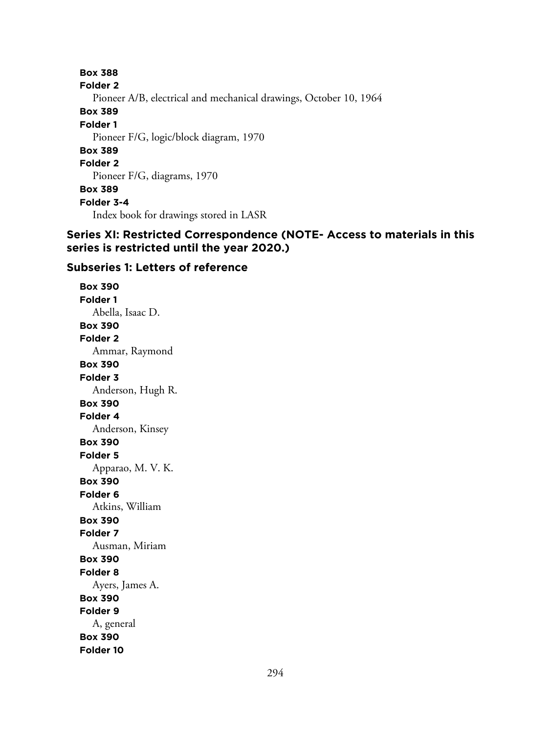**Box 388**
**Folder 2**
Pioneer A/B, electrical and mechanical drawings, October 10, 1964
**Box 389**
**Folder 1**
Pioneer F/G, logic/block diagram, 1970
**Box 389**
**Folder 2**
Pioneer F/G, diagrams, 1970
**Box 389**
**Folder 3-4**
Index book for drawings stored in LASR

## Series XI: Restricted Correspondence (NOTE- Access to materials in this series is restricted until the year 2020.)

### Subseries 1: Letters of reference

**Box 390**
**Folder 1**
Abella, Isaac D.
**Box 390**
**Folder 2**
Ammar, Raymond
**Box 390**
**Folder 3**
Anderson, Hugh R.
**Box 390**
**Folder 4**
Anderson, Kinsey
**Box 390**
**Folder 5**
Apparao, M. V. K.
**Box 390**
**Folder 6**
Atkins, William
**Box 390**
**Folder 7**
Ausman, Miriam
**Box 390**
**Folder 8**
Ayers, James A.
**Box 390**
**Folder 9**
A, general
**Box 390**
**Folder 10**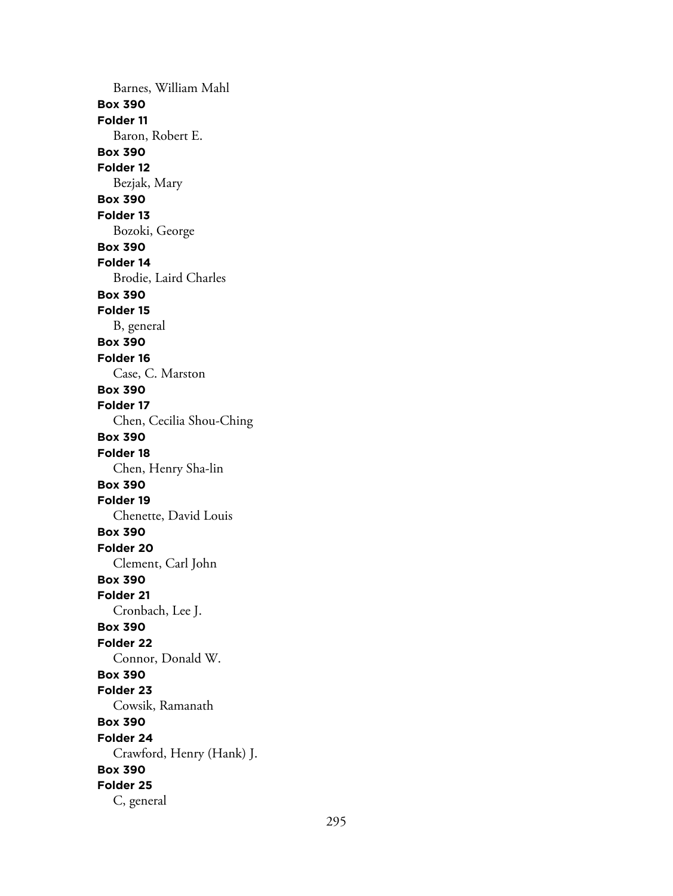Barnes, William Mahl

**Box 390**
**Folder 11**
Baron, Robert E.

**Box 390**
**Folder 12**
Bezjak, Mary

**Box 390**
**Folder 13**
Bozoki, George

**Box 390**
**Folder 14**
Brodie, Laird Charles

**Box 390**
**Folder 15**
B, general

**Box 390**
**Folder 16**
Case, C. Marston

**Box 390**
**Folder 17**
Chen, Cecilia Shou-Ching

**Box 390**
**Folder 18**
Chen, Henry Sha-lin

**Box 390**
**Folder 19**
Chenette, David Louis

**Box 390**
**Folder 20**
Clement, Carl John

**Box 390**
**Folder 21**
Cronbach, Lee J.

**Box 390**
**Folder 22**
Connor, Donald W.

**Box 390**
**Folder 23**
Cowsik, Ramanath

**Box 390**
**Folder 24**
Crawford, Henry (Hank) J.

**Box 390**
**Folder 25**
C, general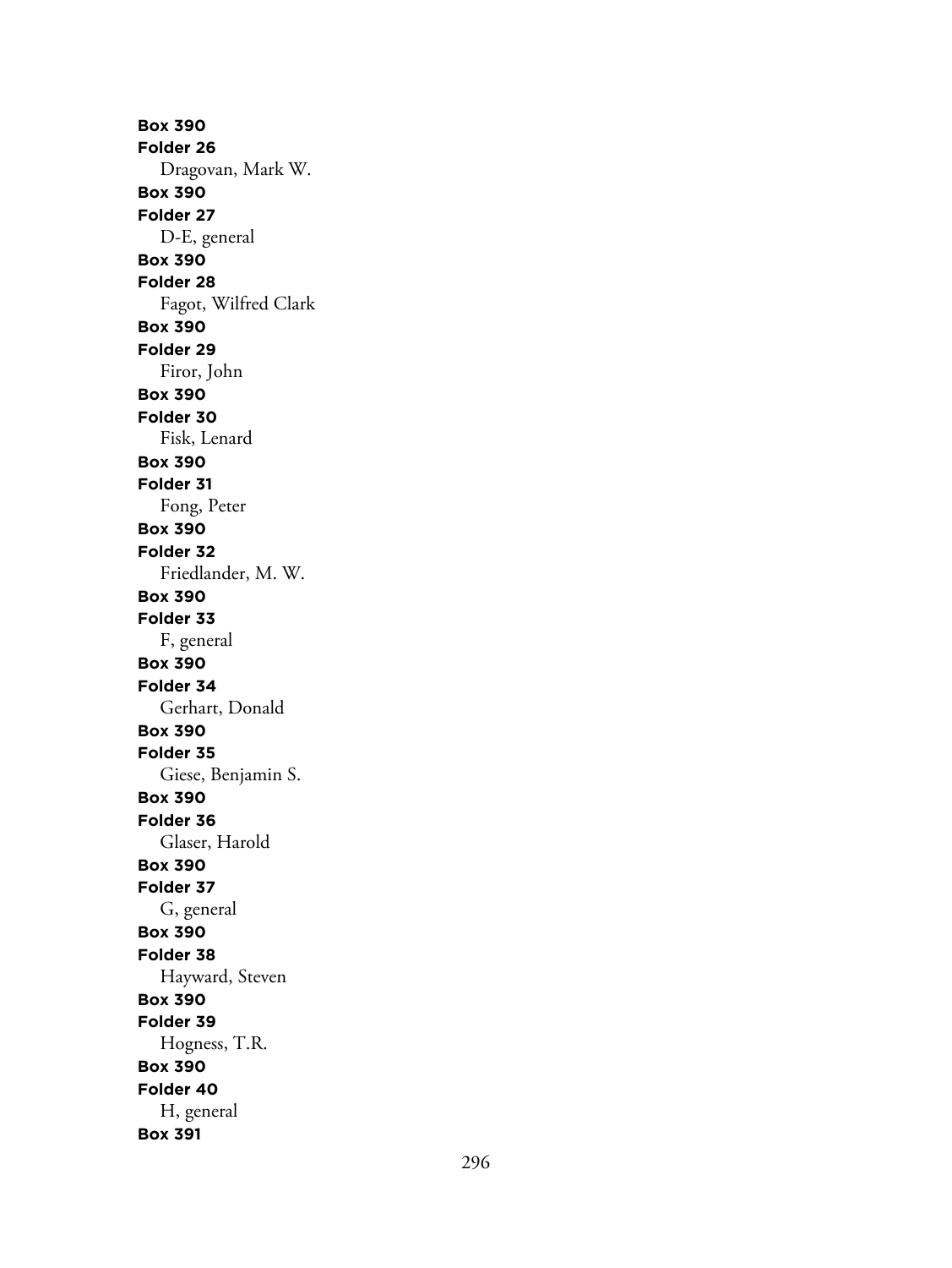**Box 390**
**Folder 26**
Dragovan, Mark W.
**Box 390**
**Folder 27**
D-E, general
**Box 390**
**Folder 28**
Fagot, Wilfred Clark
**Box 390**
**Folder 29**
Firor, John
**Box 390**
**Folder 30**
Fisk, Lenard
**Box 390**
**Folder 31**
Fong, Peter
**Box 390**
**Folder 32**
Friedlander, M. W.
**Box 390**
**Folder 33**
F, general
**Box 390**
**Folder 34**
Gerhart, Donald
**Box 390**
**Folder 35**
Giese, Benjamin S.
**Box 390**
**Folder 36**
Glaser, Harold
**Box 390**
**Folder 37**
G, general
**Box 390**
**Folder 38**
Hayward, Steven
**Box 390**
**Folder 39**
Hogness, T.R.
**Box 390**
**Folder 40**
H, general
**Box 391**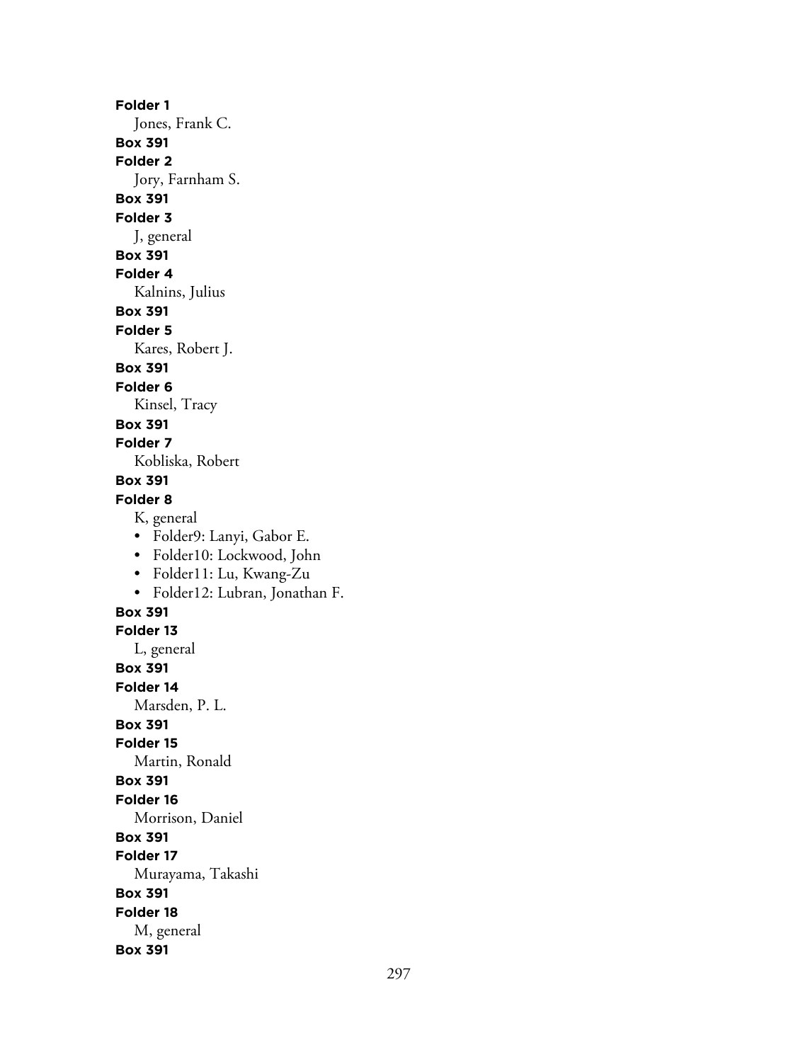**Folder 1**

Jones, Frank C.

**Box 391**

**Folder 2**

Jory, Farnham S.

**Box 391**

**Folder 3**

J, general

**Box 391**

**Folder 4**

Kalnins, Julius

**Box 391**

**Folder 5**

Kares, Robert J.

**Box 391**

**Folder 6**

Kinsel, Tracy

**Box 391**

**Folder 7**

Kobliska, Robert

**Box 391**

**Folder 8**

K, general

- Folder9: Lanyi, Gabor E.
- Folder10: Lockwood, John
- Folder11: Lu, Kwang-Zu
- Folder12: Lubran, Jonathan F.

**Box 391**

**Folder 13**

L, general

**Box 391**

**Folder 14**

Marsden, P. L.

**Box 391**

**Folder 15**

Martin, Ronald

**Box 391**

**Folder 16**

Morrison, Daniel

**Box 391**

**Folder 17**

Murayama, Takashi

**Box 391**

**Folder 18**

M, general

**Box 391**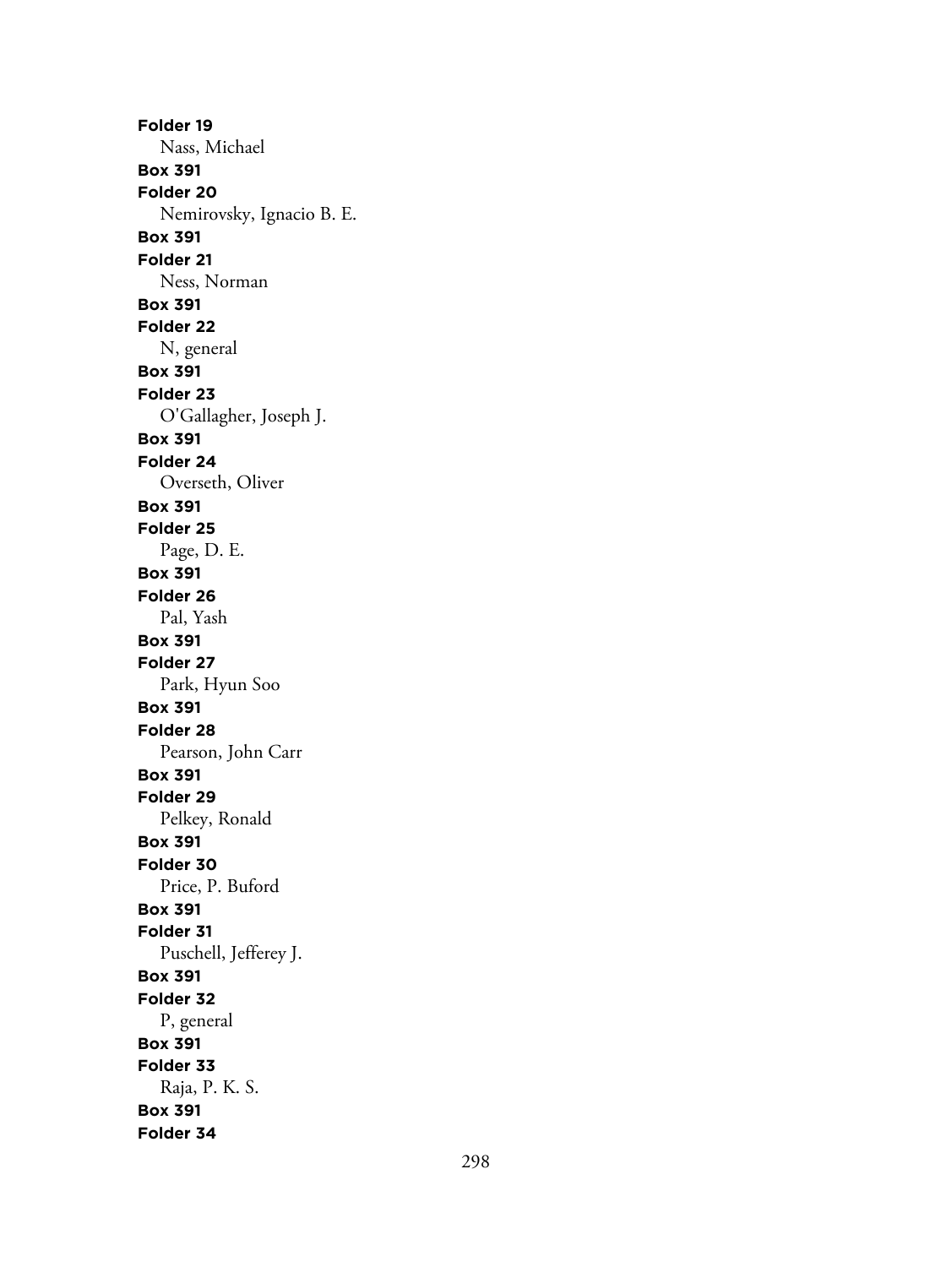**Folder 19**

Nass, Michael

**Box 391**

**Folder 20**

Nemirovsky, Ignacio B. E.

**Box 391**

**Folder 21**

Ness, Norman

**Box 391**

**Folder 22**

N, general

**Box 391**

**Folder 23**

O'Gallagher, Joseph J.

**Box 391**

**Folder 24**

Overseth, Oliver

**Box 391**

**Folder 25**

Page, D. E.

**Box 391**

**Folder 26**

Pal, Yash

**Box 391**

**Folder 27**

Park, Hyun Soo

**Box 391**

**Folder 28**

Pearson, John Carr

**Box 391**

**Folder 29**

Pelkey, Ronald

**Box 391**

**Folder 30**

Price, P. Buford

**Box 391**

**Folder 31**

Puschell, Jefferey J.

**Box 391**

**Folder 32**

P, general

**Box 391**

**Folder 33**

Raja, P. K. S.

**Box 391**

**Folder 34**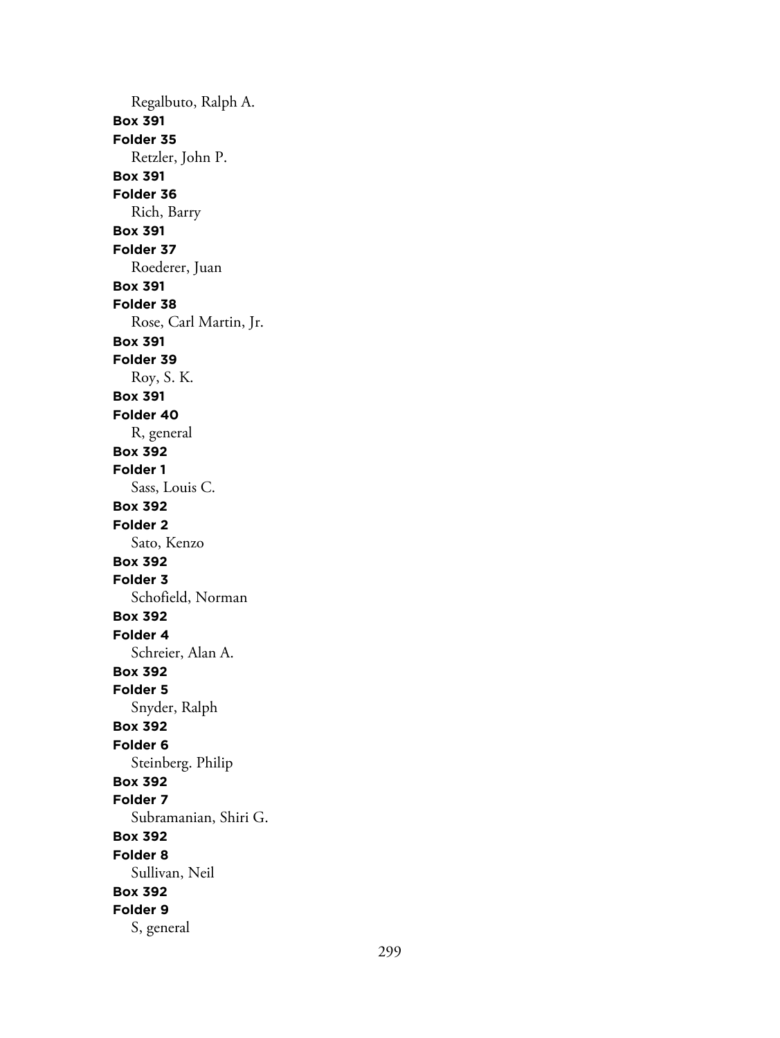Regalbuto, Ralph A.

**Box 391**
**Folder 35**
Retzler, John P.

**Box 391**
**Folder 36**
Rich, Barry

**Box 391**
**Folder 37**
Roederer, Juan

**Box 391**
**Folder 38**
Rose, Carl Martin, Jr.

**Box 391**
**Folder 39**
Roy, S. K.

**Box 391**
**Folder 40**
R, general

**Box 392**
**Folder 1**
Sass, Louis C.

**Box 392**
**Folder 2**
Sato, Kenzo

**Box 392**
**Folder 3**
Schofield, Norman

**Box 392**
**Folder 4**
Schreier, Alan A.

**Box 392**
**Folder 5**
Snyder, Ralph

**Box 392**
**Folder 6**
Steinberg. Philip

**Box 392**
**Folder 7**
Subramanian, Shiri G.

**Box 392**
**Folder 8**
Sullivan, Neil

**Box 392**
**Folder 9**
S, general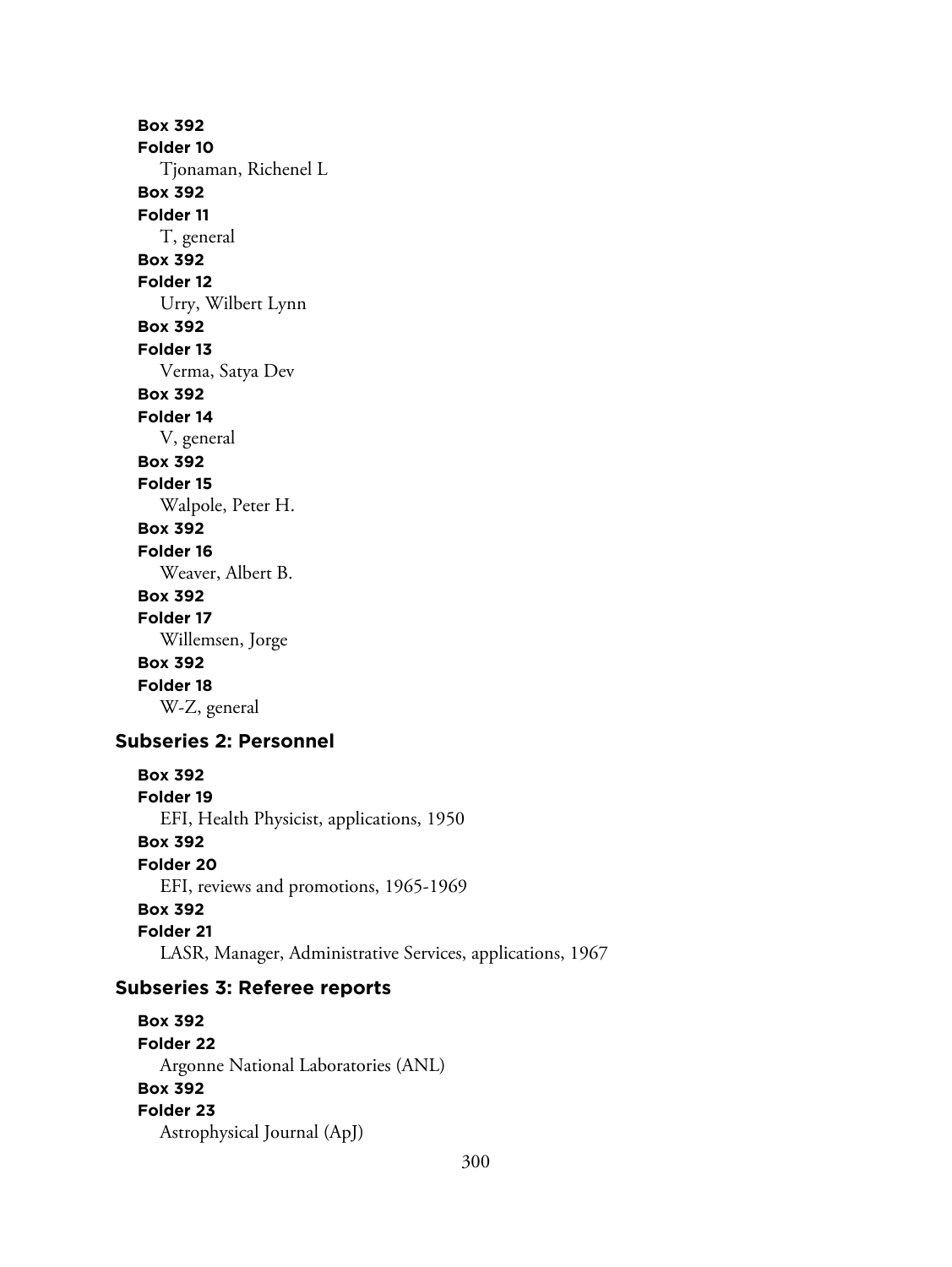**Box 392**
**Folder 10**
Tjonaman, Richenel L

**Box 392**
**Folder 11**
T, general

**Box 392**
**Folder 12**
Urry, Wilbert Lynn

**Box 392**
**Folder 13**
Verma, Satya Dev

**Box 392**
**Folder 14**
V, general

**Box 392**
**Folder 15**
Walpole, Peter H.

**Box 392**
**Folder 16**
Weaver, Albert B.

**Box 392**
**Folder 17**
Willemsen, Jorge

**Box 392**
**Folder 18**
W-Z, general

### Subseries 2: Personnel

**Box 392**
**Folder 19**
EFI, Health Physicist, applications, 1950

**Box 392**
**Folder 20**
EFI, reviews and promotions, 1965-1969

**Box 392**
**Folder 21**
LASR, Manager, Administrative Services, applications, 1967

### Subseries 3: Referee reports

**Box 392**
**Folder 22**
Argonne National Laboratories (ANL)

**Box 392**
**Folder 23**
Astrophysical Journal (ApJ)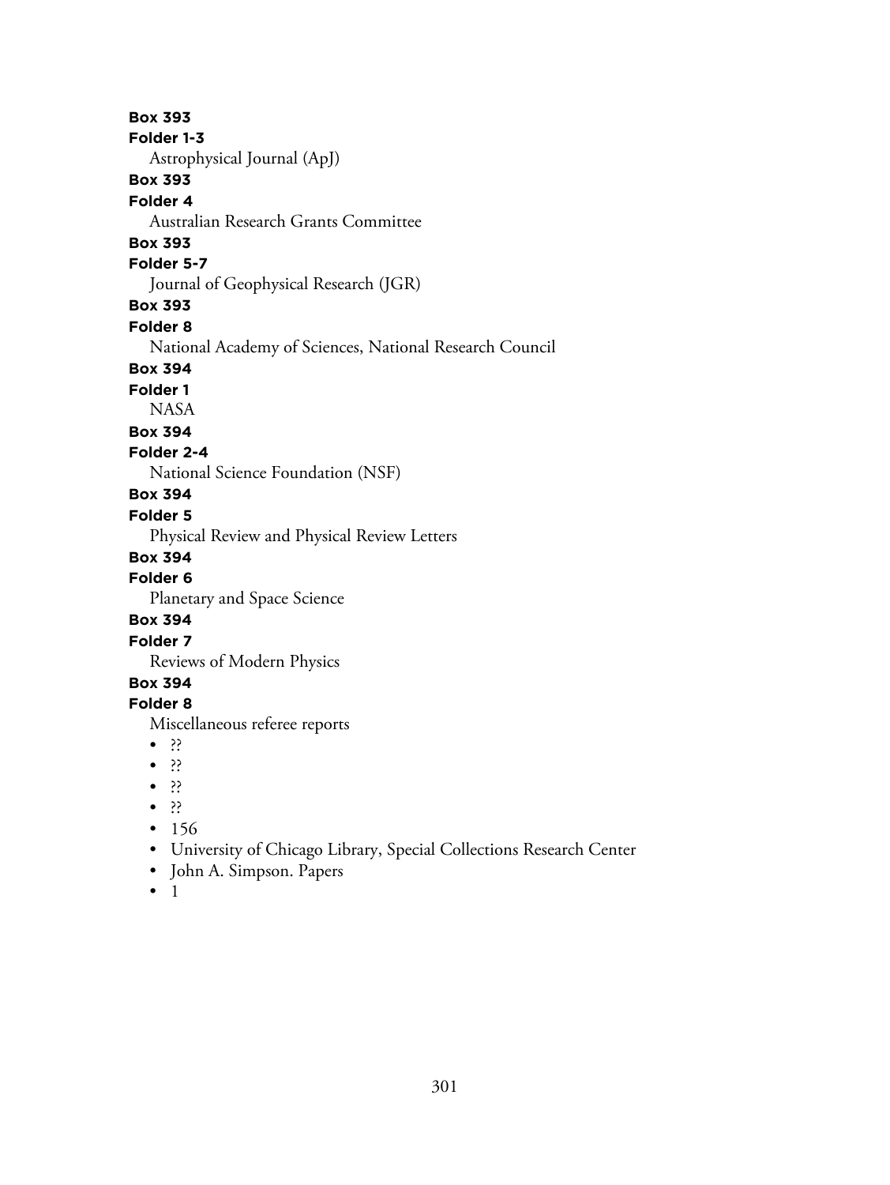**Box 393**
**Folder 1-3**
Astrophysical Journal (ApJ)

**Box 393**
**Folder 4**
Australian Research Grants Committee

**Box 393**
**Folder 5-7**
Journal of Geophysical Research (JGR)

**Box 393**
**Folder 8**
National Academy of Sciences, National Research Council

**Box 394**
**Folder 1**
NASA

**Box 394**
**Folder 2-4**
National Science Foundation (NSF)

**Box 394**
**Folder 5**
Physical Review and Physical Review Letters

**Box 394**
**Folder 6**
Planetary and Space Science

**Box 394**
**Folder 7**
Reviews of Modern Physics

**Box 394**
**Folder 8**
Miscellaneous referee reports

- ??
- ??
- ??
- ??
- 156
- University of Chicago Library, Special Collections Research Center
- John A. Simpson. Papers
- 1